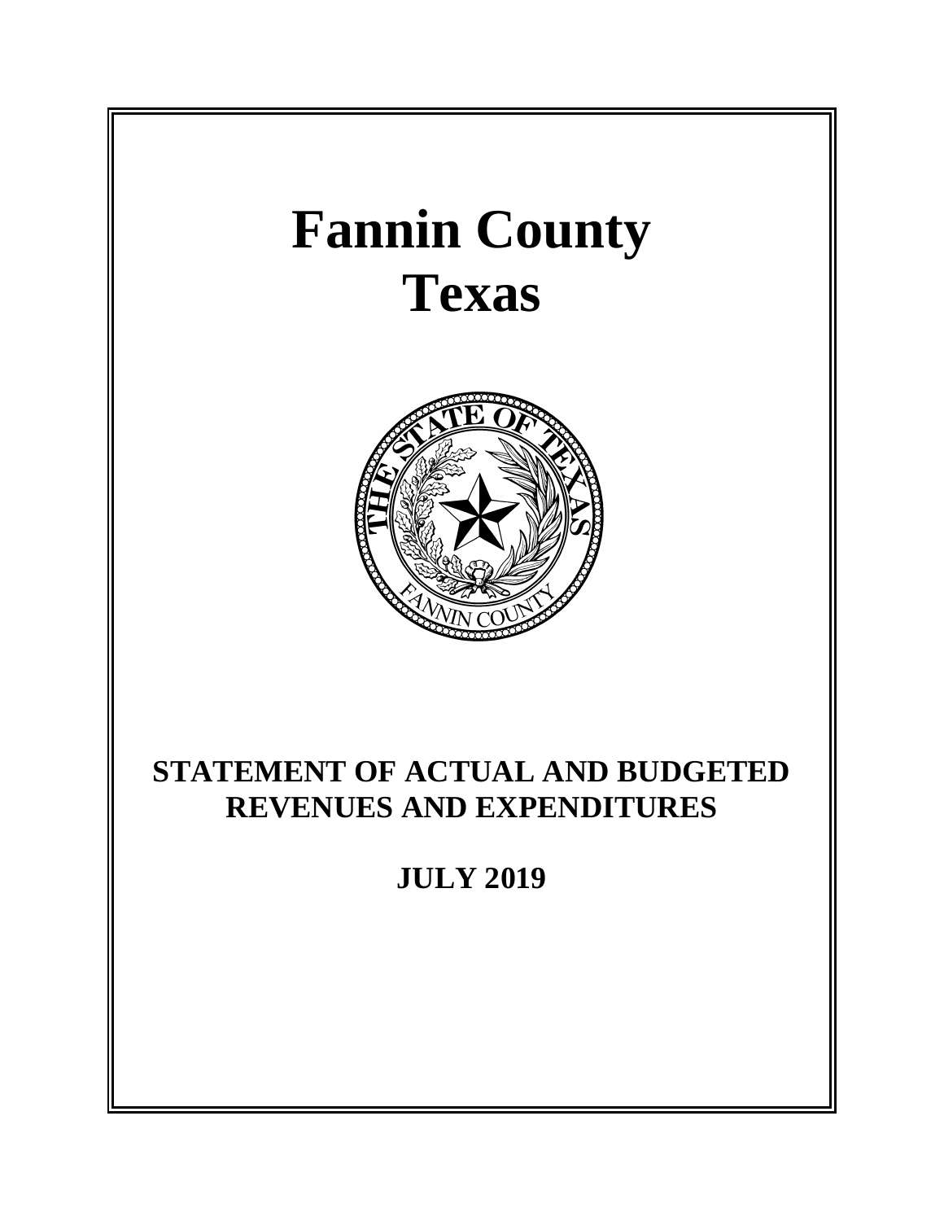# Fannin County
# Texas

## STATEMENT OF ACTUAL AND BUDGETED REVENUES AND EXPENDITURES

## JULY 2019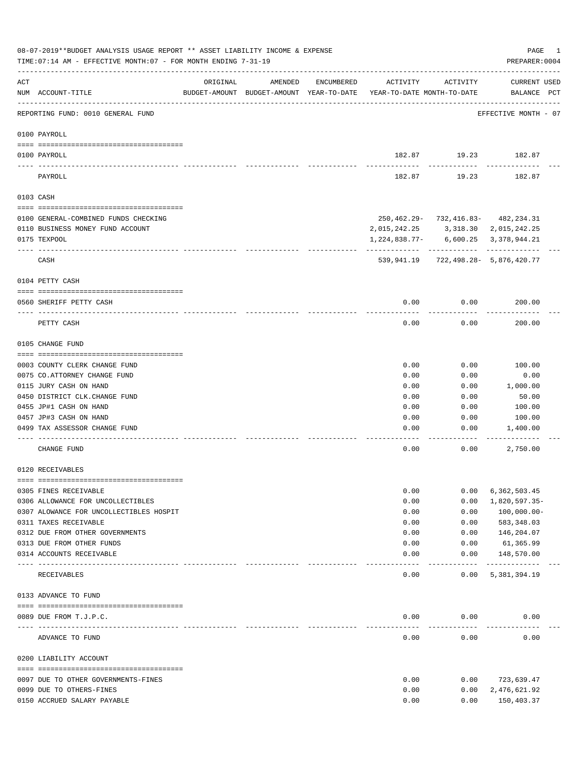08-07-2019**BUDGET ANALYSIS USAGE REPORT ** ASSET LIABILITY INCOME & EXPENSE

TIME:07:14 AM - EFFECTIVE MONTH:07 - FOR MONTH ENDING 7-31-19

PREPARER:0004

REPORTING FUND: 0010 GENERAL FUND — EFFECTIVE MONTH - 07

| ACT NUM | ACCOUNT-TITLE | ORIGINAL BUDGET-AMOUNT | AMENDED BUDGET-AMOUNT | ENCUMBERED YEAR-TO-DATE | ACTIVITY YEAR-TO-DATE | ACTIVITY MONTH-TO-DATE | CURRENT BALANCE | USED PCT |
|---|---|---|---|---|---|---|---|---|
| **0100 PAYROLL** | | | | | | | | |
| 0100 | PAYROLL | | | | 182.87 | 19.23 | 182.87 | |
| | PAYROLL | | | | 182.87 | 19.23 | 182.87 | |
| **0103 CASH** | | | | | | | | |
| 0100 | GENERAL-COMBINED FUNDS CHECKING | | | | 250,462.29- | 732,416.83- | 482,234.31 | |
| 0110 | BUSINESS MONEY FUND ACCOUNT | | | | 2,015,242.25 | 3,318.30 | 2,015,242.25 | |
| 0175 | TEXPOOL | | | | 1,224,838.77- | 6,600.25 | 3,378,944.21 | |
| | CASH | | | | 539,941.19 | 722,498.28- | 5,876,420.77 | |
| **0104 PETTY CASH** | | | | | | | | |
| 0560 | SHERIFF PETTY CASH | | | | 0.00 | 0.00 | 200.00 | |
| | PETTY CASH | | | | 0.00 | 0.00 | 200.00 | |
| **0105 CHANGE FUND** | | | | | | | | |
| 0003 | COUNTY CLERK CHANGE FUND | | | | 0.00 | 0.00 | 100.00 | |
| 0075 | CO.ATTORNEY CHANGE FUND | | | | 0.00 | 0.00 | 0.00 | |
| 0115 | JURY CASH ON HAND | | | | 0.00 | 0.00 | 1,000.00 | |
| 0450 | DISTRICT CLK.CHANGE FUND | | | | 0.00 | 0.00 | 50.00 | |
| 0455 | JP#1 CASH ON HAND | | | | 0.00 | 0.00 | 100.00 | |
| 0457 | JP#3 CASH ON HAND | | | | 0.00 | 0.00 | 100.00 | |
| 0499 | TAX ASSESSOR CHANGE FUND | | | | 0.00 | 0.00 | 1,400.00 | |
| | CHANGE FUND | | | | 0.00 | 0.00 | 2,750.00 | |
| **0120 RECEIVABLES** | | | | | | | | |
| 0305 | FINES RECEIVABLE | | | | 0.00 | 0.00 | 6,362,503.45 | |
| 0306 | ALLOWANCE FOR UNCOLLECTIBLES | | | | 0.00 | 0.00 | 1,820,597.35- | |
| 0307 | ALOWANCE FOR UNCOLLECTIBLES HOSPIT | | | | 0.00 | 0.00 | 100,000.00- | |
| 0311 | TAXES RECEIVABLE | | | | 0.00 | 0.00 | 583,348.03 | |
| 0312 | DUE FROM OTHER GOVERNMENTS | | | | 0.00 | 0.00 | 146,204.07 | |
| 0313 | DUE FROM OTHER FUNDS | | | | 0.00 | 0.00 | 61,365.99 | |
| 0314 | ACCOUNTS RECEIVABLE | | | | 0.00 | 0.00 | 148,570.00 | |
| | RECEIVABLES | | | | 0.00 | 0.00 | 5,381,394.19 | |
| **0133 ADVANCE TO FUND** | | | | | | | | |
| 0089 | DUE FROM T.J.P.C. | | | | 0.00 | 0.00 | 0.00 | |
| | ADVANCE TO FUND | | | | 0.00 | 0.00 | 0.00 | |
| **0200 LIABILITY ACCOUNT** | | | | | | | | |
| 0097 | DUE TO OTHER GOVERNMENTS-FINES | | | | 0.00 | 0.00 | 723,639.47 | |
| 0099 | DUE TO OTHERS-FINES | | | | 0.00 | 0.00 | 2,476,621.92 | |
| 0150 | ACCRUED SALARY PAYABLE | | | | 0.00 | 0.00 | 150,403.37 | |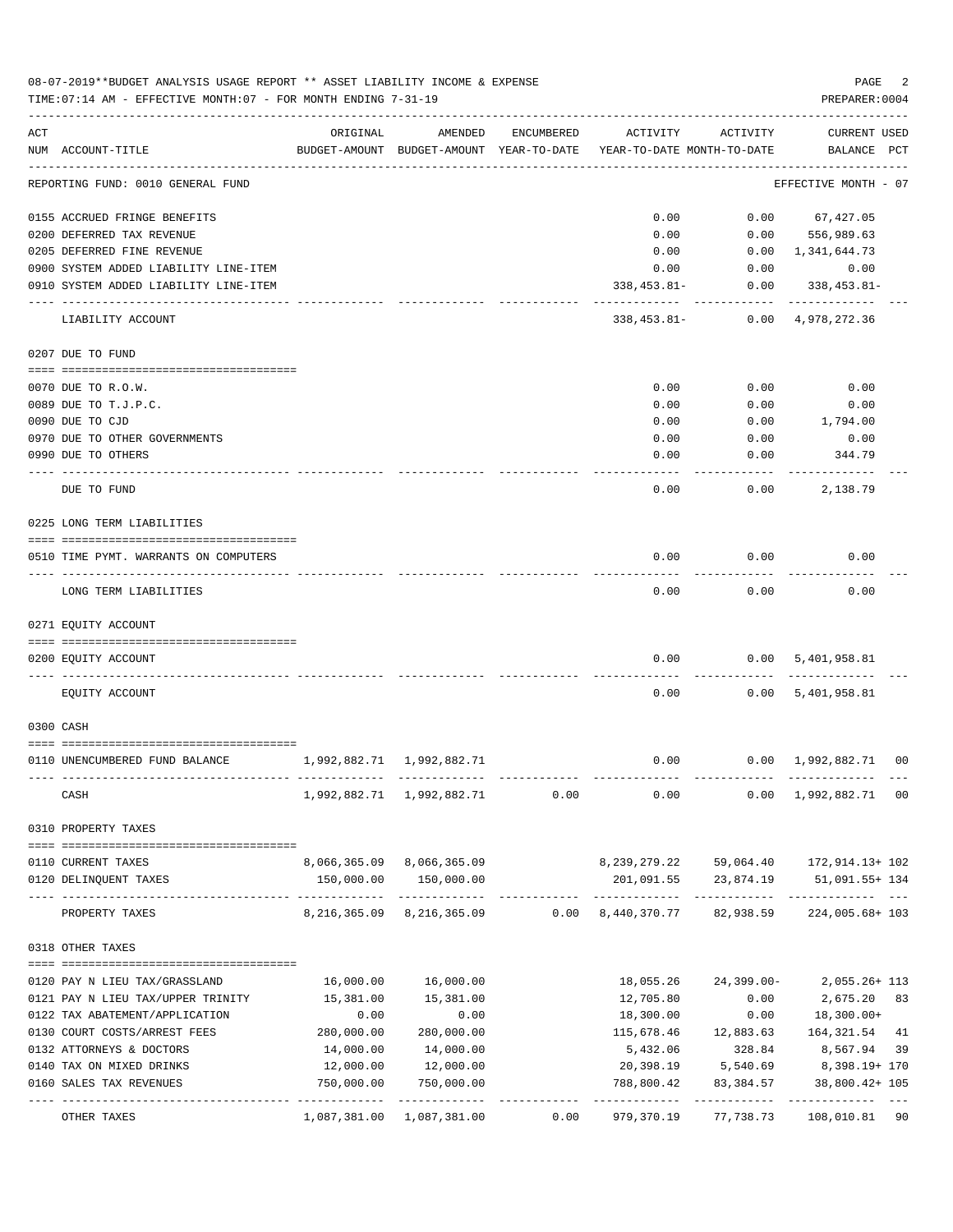08-07-2019**BUDGET ANALYSIS USAGE REPORT ** ASSET LIABILITY INCOME & EXPENSE

TIME:07:14 AM - EFFECTIVE MONTH:07 - FOR MONTH ENDING 7-31-19

PREPARER:0004

| ACT NUM | ACCOUNT-TITLE | ORIGINAL BUDGET-AMOUNT | AMENDED BUDGET-AMOUNT | ENCUMBERED YEAR-TO-DATE | ACTIVITY YEAR-TO-DATE | ACTIVITY MONTH-TO-DATE | CURRENT USED BALANCE | PCT |
|---|---|---|---|---|---|---|---|---|
| | REPORTING FUND: 0010 GENERAL FUND | | | | | | EFFECTIVE MONTH - 07 | |
| 0155 | ACCRUED FRINGE BENEFITS | | | | 0.00 | 0.00 | 67,427.05 | |
| 0200 | DEFERRED TAX REVENUE | | | | 0.00 | 0.00 | 556,989.63 | |
| 0205 | DEFERRED FINE REVENUE | | | | 0.00 | 0.00 | 1,341,644.73 | |
| 0900 | SYSTEM ADDED LIABILITY LINE-ITEM | | | | 0.00 | 0.00 | 0.00 | |
| 0910 | SYSTEM ADDED LIABILITY LINE-ITEM | | | | 338,453.81- | 0.00 | 338,453.81- | |
| | LIABILITY ACCOUNT | | | | 338,453.81- | 0.00 | 4,978,272.36 | |
| | 0207 DUE TO FUND | | | | | | | |
| 0070 | DUE TO R.O.W. | | | | 0.00 | 0.00 | 0.00 | |
| 0089 | DUE TO T.J.P.C. | | | | 0.00 | 0.00 | 0.00 | |
| 0090 | DUE TO CJD | | | | 0.00 | 0.00 | 1,794.00 | |
| 0970 | DUE TO OTHER GOVERNMENTS | | | | 0.00 | 0.00 | 0.00 | |
| 0990 | DUE TO OTHERS | | | | 0.00 | 0.00 | 344.79 | |
| | DUE TO FUND | | | | 0.00 | 0.00 | 2,138.79 | |
| | 0225 LONG TERM LIABILITIES | | | | | | | |
| 0510 | TIME PYMT. WARRANTS ON COMPUTERS | | | | 0.00 | 0.00 | 0.00 | |
| | LONG TERM LIABILITIES | | | | 0.00 | 0.00 | 0.00 | |
| | 0271 EQUITY ACCOUNT | | | | | | | |
| 0200 | EQUITY ACCOUNT | | | | 0.00 | 0.00 | 5,401,958.81 | |
| | EQUITY ACCOUNT | | | | 0.00 | 0.00 | 5,401,958.81 | |
| | 0300 CASH | | | | | | | |
| 0110 | UNENCUMBERED FUND BALANCE | 1,992,882.71 | 1,992,882.71 | | 0.00 | 0.00 | 1,992,882.71 | 00 |
| | CASH | 1,992,882.71 | 1,992,882.71 | 0.00 | 0.00 | 0.00 | 1,992,882.71 | 00 |
| | 0310 PROPERTY TAXES | | | | | | | |
| 0110 | CURRENT TAXES | 8,066,365.09 | 8,066,365.09 | | 8,239,279.22 | 59,064.40 | 172,914.13+ | 102 |
| 0120 | DELINQUENT TAXES | 150,000.00 | 150,000.00 | | 201,091.55 | 23,874.19 | 51,091.55+ | 134 |
| | PROPERTY TAXES | 8,216,365.09 | 8,216,365.09 | 0.00 | 8,440,370.77 | 82,938.59 | 224,005.68+ | 103 |
| | 0318 OTHER TAXES | | | | | | | |
| 0120 | PAY N LIEU TAX/GRASSLAND | 16,000.00 | 16,000.00 | | 18,055.26 | 24,399.00- | 2,055.26+ | 113 |
| 0121 | PAY N LIEU TAX/UPPER TRINITY | 15,381.00 | 15,381.00 | | 12,705.80 | 0.00 | 2,675.20 | 83 |
| 0122 | TAX ABATEMENT/APPLICATION | 0.00 | 0.00 | | 18,300.00 | 0.00 | 18,300.00+ | |
| 0130 | COURT COSTS/ARREST FEES | 280,000.00 | 280,000.00 | | 115,678.46 | 12,883.63 | 164,321.54 | 41 |
| 0132 | ATTORNEYS & DOCTORS | 14,000.00 | 14,000.00 | | 5,432.06 | 328.84 | 8,567.94 | 39 |
| 0140 | TAX ON MIXED DRINKS | 12,000.00 | 12,000.00 | | 20,398.19 | 5,540.69 | 8,398.19+ | 170 |
| 0160 | SALES TAX REVENUES | 750,000.00 | 750,000.00 | | 788,800.42 | 83,384.57 | 38,800.42+ | 105 |
| | OTHER TAXES | 1,087,381.00 | 1,087,381.00 | 0.00 | 979,370.19 | 77,738.73 | 108,010.81 | 90 |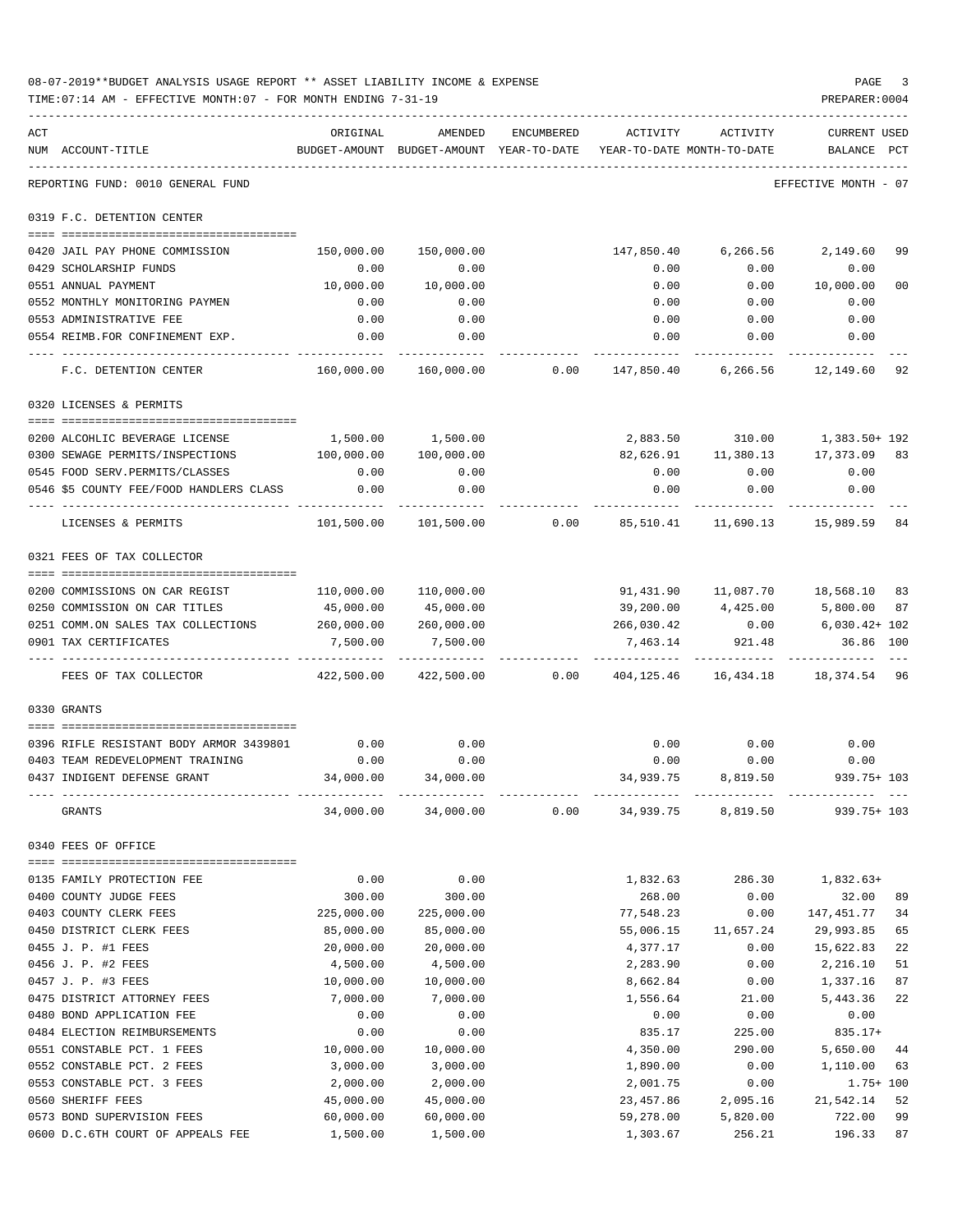08-07-2019**BUDGET ANALYSIS USAGE REPORT ** ASSET LIABILITY INCOME & EXPENSE

TIME:07:14 AM - EFFECTIVE MONTH:07 - FOR MONTH ENDING 7-31-19

PREPARER:0004

| ACT NUM | ACCOUNT-TITLE | ORIGINAL BUDGET-AMOUNT | AMENDED BUDGET-AMOUNT | ENCUMBERED YEAR-TO-DATE | ACTIVITY YEAR-TO-DATE | ACTIVITY MONTH-TO-DATE | CURRENT USED BALANCE | PCT |
|---|---|---|---|---|---|---|---|---|

REPORTING FUND: 0010 GENERAL FUND — EFFECTIVE MONTH - 07

**0319 F.C. DETENTION CENTER**

| ACT NUM | ACCOUNT-TITLE | ORIGINAL BUDGET-AMOUNT | AMENDED BUDGET-AMOUNT | ENCUMBERED YEAR-TO-DATE | ACTIVITY YEAR-TO-DATE | ACTIVITY MONTH-TO-DATE | CURRENT USED BALANCE | PCT |
|---|---|---|---|---|---|---|---|---|
| 0420 | JAIL PAY PHONE COMMISSION | 150,000.00 | 150,000.00 | | 147,850.40 | 6,266.56 | 2,149.60 | 99 |
| 0429 | SCHOLARSHIP FUNDS | 0.00 | 0.00 | | 0.00 | 0.00 | 0.00 | |
| 0551 | ANNUAL PAYMENT | 10,000.00 | 10,000.00 | | 0.00 | 0.00 | 10,000.00 | 00 |
| 0552 | MONTHLY MONITORING PAYMEN | 0.00 | 0.00 | | 0.00 | 0.00 | 0.00 | |
| 0553 | ADMINISTRATIVE FEE | 0.00 | 0.00 | | 0.00 | 0.00 | 0.00 | |
| 0554 | REIMB.FOR CONFINEMENT EXP. | 0.00 | 0.00 | | 0.00 | 0.00 | 0.00 | |
| | F.C. DETENTION CENTER | 160,000.00 | 160,000.00 | 0.00 | 147,850.40 | 6,266.56 | 12,149.60 | 92 |

**0320 LICENSES & PERMITS**

| ACT NUM | ACCOUNT-TITLE | ORIGINAL BUDGET-AMOUNT | AMENDED BUDGET-AMOUNT | ENCUMBERED YEAR-TO-DATE | ACTIVITY YEAR-TO-DATE | ACTIVITY MONTH-TO-DATE | CURRENT USED BALANCE | PCT |
|---|---|---|---|---|---|---|---|---|
| 0200 | ALCOHOLIC BEVERAGE LICENSE | 1,500.00 | 1,500.00 | | 2,883.50 | 310.00 | 1,383.50+ | 192 |
| 0300 | SEWAGE PERMITS/INSPECTIONS | 100,000.00 | 100,000.00 | | 82,626.91 | 11,380.13 | 17,373.09 | 83 |
| 0545 | FOOD SERV.PERMITS/CLASSES | 0.00 | 0.00 | | 0.00 | 0.00 | 0.00 | |
| 0546 | $5 COUNTY FEE/FOOD HANDLERS CLASS | 0.00 | 0.00 | | 0.00 | 0.00 | 0.00 | |
| | LICENSES & PERMITS | 101,500.00 | 101,500.00 | 0.00 | 85,510.41 | 11,690.13 | 15,989.59 | 84 |

**0321 FEES OF TAX COLLECTOR**

| ACT NUM | ACCOUNT-TITLE | ORIGINAL BUDGET-AMOUNT | AMENDED BUDGET-AMOUNT | ENCUMBERED YEAR-TO-DATE | ACTIVITY YEAR-TO-DATE | ACTIVITY MONTH-TO-DATE | CURRENT USED BALANCE | PCT |
|---|---|---|---|---|---|---|---|---|
| 0200 | COMMISSIONS ON CAR REGIST | 110,000.00 | 110,000.00 | | 91,431.90 | 11,087.70 | 18,568.10 | 83 |
| 0250 | COMMISSION ON CAR TITLES | 45,000.00 | 45,000.00 | | 39,200.00 | 4,425.00 | 5,800.00 | 87 |
| 0251 | COMM.ON SALES TAX COLLECTIONS | 260,000.00 | 260,000.00 | | 266,030.42 | 0.00 | 6,030.42+ | 102 |
| 0901 | TAX CERTIFICATES | 7,500.00 | 7,500.00 | | 7,463.14 | 921.48 | 36.86 | 100 |
| | FEES OF TAX COLLECTOR | 422,500.00 | 422,500.00 | 0.00 | 404,125.46 | 16,434.18 | 18,374.54 | 96 |

**0330 GRANTS**

| ACT NUM | ACCOUNT-TITLE | ORIGINAL BUDGET-AMOUNT | AMENDED BUDGET-AMOUNT | ENCUMBERED YEAR-TO-DATE | ACTIVITY YEAR-TO-DATE | ACTIVITY MONTH-TO-DATE | CURRENT USED BALANCE | PCT |
|---|---|---|---|---|---|---|---|---|
| 0396 | RIFLE RESISTANT BODY ARMOR 3439801 | 0.00 | 0.00 | | 0.00 | 0.00 | 0.00 | |
| 0403 | TEAM REDEVELOPMENT TRAINING | 0.00 | 0.00 | | 0.00 | 0.00 | 0.00 | |
| 0437 | INDIGENT DEFENSE GRANT | 34,000.00 | 34,000.00 | | 34,939.75 | 8,819.50 | 939.75+ | 103 |
| | GRANTS | 34,000.00 | 34,000.00 | 0.00 | 34,939.75 | 8,819.50 | 939.75+ | 103 |

**0340 FEES OF OFFICE**

| ACT NUM | ACCOUNT-TITLE | ORIGINAL BUDGET-AMOUNT | AMENDED BUDGET-AMOUNT | ENCUMBERED YEAR-TO-DATE | ACTIVITY YEAR-TO-DATE | ACTIVITY MONTH-TO-DATE | CURRENT USED BALANCE | PCT |
|---|---|---|---|---|---|---|---|---|
| 0135 | FAMILY PROTECTION FEE | 0.00 | 0.00 | | 1,832.63 | 286.30 | 1,832.63+ | |
| 0400 | COUNTY JUDGE FEES | 300.00 | 300.00 | | 268.00 | 0.00 | 32.00 | 89 |
| 0403 | COUNTY CLERK FEES | 225,000.00 | 225,000.00 | | 77,548.23 | 0.00 | 147,451.77 | 34 |
| 0450 | DISTRICT CLERK FEES | 85,000.00 | 85,000.00 | | 55,006.15 | 11,657.24 | 29,993.85 | 65 |
| 0455 | J. P. #1 FEES | 20,000.00 | 20,000.00 | | 4,377.17 | 0.00 | 15,622.83 | 22 |
| 0456 | J. P. #2 FEES | 4,500.00 | 4,500.00 | | 2,283.90 | 0.00 | 2,216.10 | 51 |
| 0457 | J. P. #3 FEES | 10,000.00 | 10,000.00 | | 8,662.84 | 0.00 | 1,337.16 | 87 |
| 0475 | DISTRICT ATTORNEY FEES | 7,000.00 | 7,000.00 | | 1,556.64 | 21.00 | 5,443.36 | 22 |
| 0480 | BOND APPLICATION FEE | 0.00 | 0.00 | | 0.00 | 0.00 | 0.00 | |
| 0484 | ELECTION REIMBURSEMENTS | 0.00 | 0.00 | | 835.17 | 225.00 | 835.17+ | |
| 0551 | CONSTABLE PCT. 1 FEES | 10,000.00 | 10,000.00 | | 4,350.00 | 290.00 | 5,650.00 | 44 |
| 0552 | CONSTABLE PCT. 2 FEES | 3,000.00 | 3,000.00 | | 1,890.00 | 0.00 | 1,110.00 | 63 |
| 0553 | CONSTABLE PCT. 3 FEES | 2,000.00 | 2,000.00 | | 2,001.75 | 0.00 | 1.75+ | 100 |
| 0560 | SHERIFF FEES | 45,000.00 | 45,000.00 | | 23,457.86 | 2,095.16 | 21,542.14 | 52 |
| 0573 | BOND SUPERVISION FEES | 60,000.00 | 60,000.00 | | 59,278.00 | 5,820.00 | 722.00 | 99 |
| 0600 | D.C.6TH COURT OF APPEALS FEE | 1,500.00 | 1,500.00 | | 1,303.67 | 256.21 | 196.33 | 87 |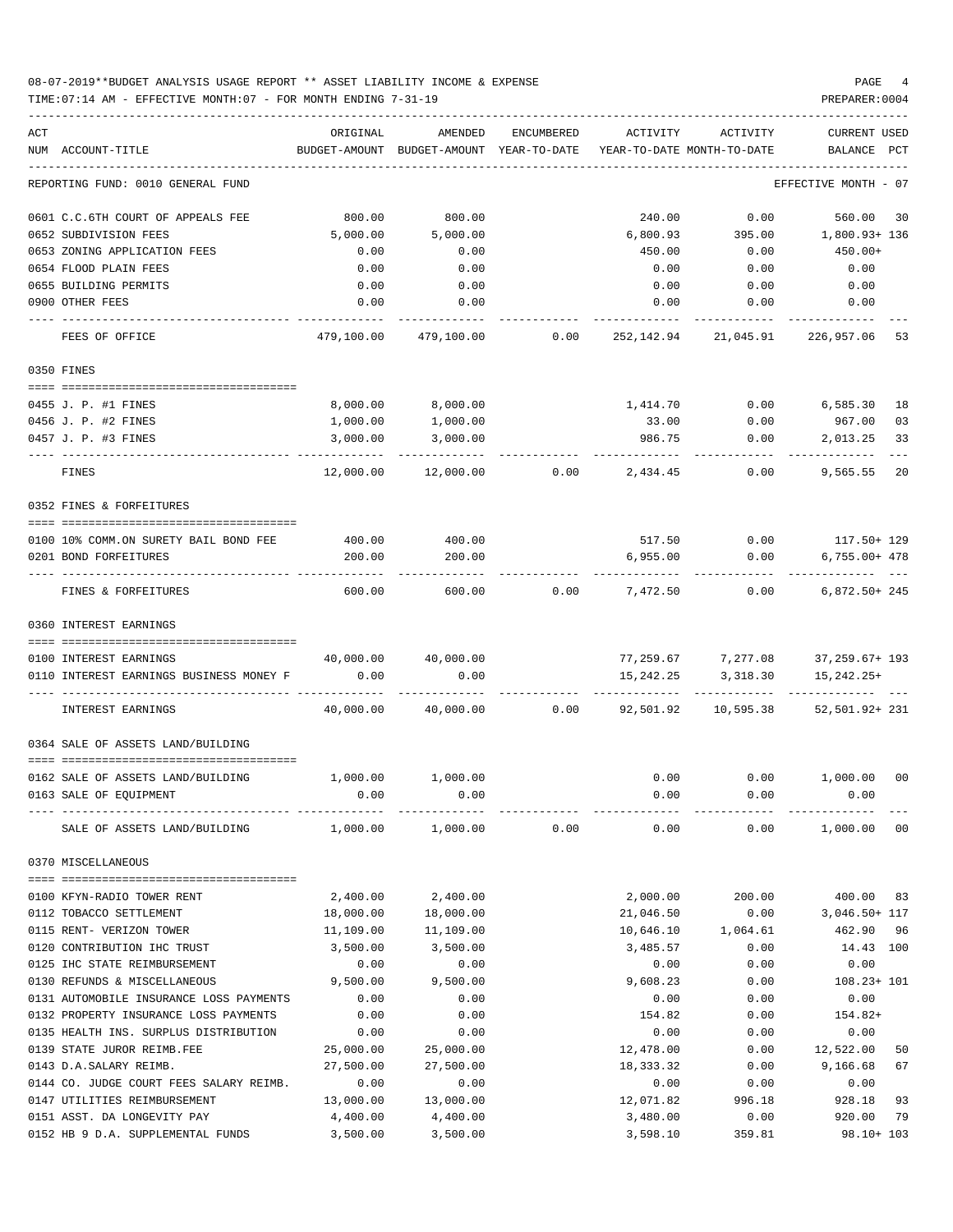08-07-2019**BUDGET ANALYSIS USAGE REPORT ** ASSET LIABILITY INCOME & EXPENSE

TIME:07:14 AM - EFFECTIVE MONTH:07 - FOR MONTH ENDING 7-31-19

PREPARER:0004

REPORTING FUND: 0010 GENERAL FUND — EFFECTIVE MONTH - 07

| ACT NUM | ACCOUNT-TITLE | ORIGINAL BUDGET-AMOUNT | AMENDED BUDGET-AMOUNT | ENCUMBERED YEAR-TO-DATE | ACTIVITY YEAR-TO-DATE | ACTIVITY MONTH-TO-DATE | CURRENT USED BALANCE | PCT |
|---|---|---|---|---|---|---|---|---|
| 0601 | C.C.6TH COURT OF APPEALS FEE | 800.00 | 800.00 | | 240.00 | 0.00 | 560.00 | 30 |
| 0652 | SUBDIVISION FEES | 5,000.00 | 5,000.00 | | 6,800.93 | 395.00 | 1,800.93+ | 136 |
| 0653 | ZONING APPLICATION FEES | 0.00 | 0.00 | | 450.00 | 0.00 | 450.00+ | |
| 0654 | FLOOD PLAIN FEES | 0.00 | 0.00 | | 0.00 | 0.00 | 0.00 | |
| 0655 | BUILDING PERMITS | 0.00 | 0.00 | | 0.00 | 0.00 | 0.00 | |
| 0900 | OTHER FEES | 0.00 | 0.00 | | 0.00 | 0.00 | 0.00 | |
| | FEES OF OFFICE | 479,100.00 | 479,100.00 | 0.00 | 252,142.94 | 21,045.91 | 226,957.06 | 53 |
| | **0350 FINES** | | | | | | | |
| 0455 | J. P. #1 FINES | 8,000.00 | 8,000.00 | | 1,414.70 | 0.00 | 6,585.30 | 18 |
| 0456 | J. P. #2 FINES | 1,000.00 | 1,000.00 | | 33.00 | 0.00 | 967.00 | 03 |
| 0457 | J. P. #3 FINES | 3,000.00 | 3,000.00 | | 986.75 | 0.00 | 2,013.25 | 33 |
| | FINES | 12,000.00 | 12,000.00 | 0.00 | 2,434.45 | 0.00 | 9,565.55 | 20 |
| | **0352 FINES & FORFEITURES** | | | | | | | |
| 0100 | 10% COMM.ON SURETY BAIL BOND FEE | 400.00 | 400.00 | | 517.50 | 0.00 | 117.50+ | 129 |
| 0201 | BOND FORFEITURES | 200.00 | 200.00 | | 6,955.00 | 0.00 | 6,755.00+ | 478 |
| | FINES & FORFEITURES | 600.00 | 600.00 | 0.00 | 7,472.50 | 0.00 | 6,872.50+ | 245 |
| | **0360 INTEREST EARNINGS** | | | | | | | |
| 0100 | INTEREST EARNINGS | 40,000.00 | 40,000.00 | | 77,259.67 | 7,277.08 | 37,259.67+ | 193 |
| 0110 | INTEREST EARNINGS BUSINESS MONEY F | 0.00 | 0.00 | | 15,242.25 | 3,318.30 | 15,242.25+ | |
| | INTEREST EARNINGS | 40,000.00 | 40,000.00 | 0.00 | 92,501.92 | 10,595.38 | 52,501.92+ | 231 |
| | **0364 SALE OF ASSETS LAND/BUILDING** | | | | | | | |
| 0162 | SALE OF ASSETS LAND/BUILDING | 1,000.00 | 1,000.00 | | 0.00 | 0.00 | 1,000.00 | 00 |
| 0163 | SALE OF EQUIPMENT | 0.00 | 0.00 | | 0.00 | 0.00 | 0.00 | |
| | SALE OF ASSETS LAND/BUILDING | 1,000.00 | 1,000.00 | 0.00 | 0.00 | 0.00 | 1,000.00 | 00 |
| | **0370 MISCELLANEOUS** | | | | | | | |
| 0100 | KFYN-RADIO TOWER RENT | 2,400.00 | 2,400.00 | | 2,000.00 | 200.00 | 400.00 | 83 |
| 0112 | TOBACCO SETTLEMENT | 18,000.00 | 18,000.00 | | 21,046.50 | 0.00 | 3,046.50+ | 117 |
| 0115 | RENT- VERIZON TOWER | 11,109.00 | 11,109.00 | | 10,646.10 | 1,064.61 | 462.90 | 96 |
| 0120 | CONTRIBUTION IHC TRUST | 3,500.00 | 3,500.00 | | 3,485.57 | 0.00 | 14.43 | 100 |
| 0125 | IHC STATE REIMBURSEMENT | 0.00 | 0.00 | | 0.00 | 0.00 | 0.00 | |
| 0130 | REFUNDS & MISCELLANEOUS | 9,500.00 | 9,500.00 | | 9,608.23 | 0.00 | 108.23+ | 101 |
| 0131 | AUTOMOBILE INSURANCE LOSS PAYMENTS | 0.00 | 0.00 | | 0.00 | 0.00 | 0.00 | |
| 0132 | PROPERTY INSURANCE LOSS PAYMENTS | 0.00 | 0.00 | | 154.82 | 0.00 | 154.82+ | |
| 0135 | HEALTH INS. SURPLUS DISTRIBUTION | 0.00 | 0.00 | | 0.00 | 0.00 | 0.00 | |
| 0139 | STATE JUROR REIMB.FEE | 25,000.00 | 25,000.00 | | 12,478.00 | 0.00 | 12,522.00 | 50 |
| 0143 | D.A.SALARY REIMB. | 27,500.00 | 27,500.00 | | 18,333.32 | 0.00 | 9,166.68 | 67 |
| 0144 | CO. JUDGE COURT FEES SALARY REIMB. | 0.00 | 0.00 | | 0.00 | 0.00 | 0.00 | |
| 0147 | UTILITIES REIMBURSEMENT | 13,000.00 | 13,000.00 | | 12,071.82 | 996.18 | 928.18 | 93 |
| 0151 | ASST. DA LONGEVITY PAY | 4,400.00 | 4,400.00 | | 3,480.00 | 0.00 | 920.00 | 79 |
| 0152 | HB 9 D.A. SUPPLEMENTAL FUNDS | 3,500.00 | 3,500.00 | | 3,598.10 | 359.81 | 98.10+ | 103 |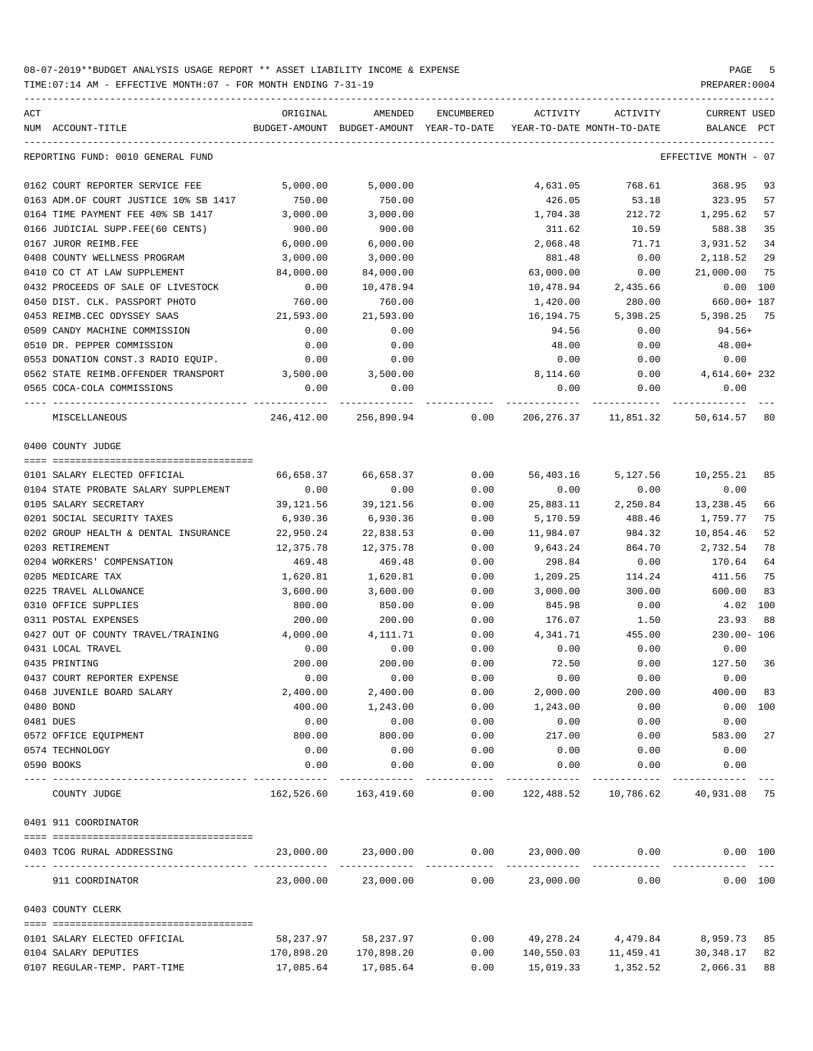08-07-2019**BUDGET ANALYSIS USAGE REPORT ** ASSET LIABILITY INCOME & EXPENSE

TIME:07:14 AM - EFFECTIVE MONTH:07 - FOR MONTH ENDING 7-31-19

REPORTING FUND: 0010 GENERAL FUND — EFFECTIVE MONTH - 07

| ACT NUM | ACCOUNT-TITLE | ORIGINAL BUDGET-AMOUNT | AMENDED BUDGET-AMOUNT | ENCUMBERED YEAR-TO-DATE | ACTIVITY YEAR-TO-DATE | ACTIVITY MONTH-TO-DATE | CURRENT BALANCE | USED PCT |
|---|---|---|---|---|---|---|---|---|
| 0162 | COURT REPORTER SERVICE FEE | 5,000.00 | 5,000.00 | | 4,631.05 | 768.61 | 368.95 | 93 |
| 0163 | ADM.OF COURT JUSTICE 10% SB 1417 | 750.00 | 750.00 | | 426.05 | 53.18 | 323.95 | 57 |
| 0164 | TIME PAYMENT FEE 40% SB 1417 | 3,000.00 | 3,000.00 | | 1,704.38 | 212.72 | 1,295.62 | 57 |
| 0166 | JUDICIAL SUPP.FEE(60 CENTS) | 900.00 | 900.00 | | 311.62 | 10.59 | 588.38 | 35 |
| 0167 | JUROR REIMB.FEE | 6,000.00 | 6,000.00 | | 2,068.48 | 71.71 | 3,931.52 | 34 |
| 0408 | COUNTY WELLNESS PROGRAM | 3,000.00 | 3,000.00 | | 881.48 | 0.00 | 2,118.52 | 29 |
| 0410 | CO CT AT LAW SUPPLEMENT | 84,000.00 | 84,000.00 | | 63,000.00 | 0.00 | 21,000.00 | 75 |
| 0432 | PROCEEDS OF SALE OF LIVESTOCK | 0.00 | 10,478.94 | | 10,478.94 | 2,435.66 | 0.00 | 100 |
| 0450 | DIST. CLK. PASSPORT PHOTO | 760.00 | 760.00 | | 1,420.00 | 280.00 | 660.00+ | 187 |
| 0453 | REIMB.CEC ODYSSEY SAAS | 21,593.00 | 21,593.00 | | 16,194.75 | 5,398.25 | 5,398.25 | 75 |
| 0509 | CANDY MACHINE COMMISSION | 0.00 | 0.00 | | 94.56 | 0.00 | 94.56+ | |
| 0510 | DR. PEPPER COMMISSION | 0.00 | 0.00 | | 48.00 | 0.00 | 48.00+ | |
| 0553 | DONATION CONST.3 RADIO EQUIP. | 0.00 | 0.00 | | 0.00 | 0.00 | 0.00 | |
| 0562 | STATE REIMB.OFFENDER TRANSPORT | 3,500.00 | 3,500.00 | | 8,114.60 | 0.00 | 4,614.60+ | 232 |
| 0565 | COCA-COLA COMMISSIONS | 0.00 | 0.00 | | 0.00 | 0.00 | 0.00 | |
| | MISCELLANEOUS | 246,412.00 | 256,890.94 | 0.00 | 206,276.37 | 11,851.32 | 50,614.57 | 80 |

0400 COUNTY JUDGE

| ACT NUM | ACCOUNT-TITLE | ORIGINAL BUDGET-AMOUNT | AMENDED BUDGET-AMOUNT | ENCUMBERED YEAR-TO-DATE | ACTIVITY YEAR-TO-DATE | ACTIVITY MONTH-TO-DATE | CURRENT BALANCE | USED PCT |
|---|---|---|---|---|---|---|---|---|
| 0101 | SALARY ELECTED OFFICIAL | 66,658.37 | 66,658.37 | 0.00 | 56,403.16 | 5,127.56 | 10,255.21 | 85 |
| 0104 | STATE PROBATE SALARY SUPPLEMENT | 0.00 | 0.00 | 0.00 | 0.00 | 0.00 | 0.00 | |
| 0105 | SALARY SECRETARY | 39,121.56 | 39,121.56 | 0.00 | 25,883.11 | 2,250.84 | 13,238.45 | 66 |
| 0201 | SOCIAL SECURITY TAXES | 6,930.36 | 6,930.36 | 0.00 | 5,170.59 | 488.46 | 1,759.77 | 75 |
| 0202 | GROUP HEALTH & DENTAL INSURANCE | 22,950.24 | 22,838.53 | 0.00 | 11,984.07 | 984.32 | 10,854.46 | 52 |
| 0203 | RETIREMENT | 12,375.78 | 12,375.78 | 0.00 | 9,643.24 | 864.70 | 2,732.54 | 78 |
| 0204 | WORKERS' COMPENSATION | 469.48 | 469.48 | 0.00 | 298.84 | 0.00 | 170.64 | 64 |
| 0205 | MEDICARE TAX | 1,620.81 | 1,620.81 | 0.00 | 1,209.25 | 114.24 | 411.56 | 75 |
| 0225 | TRAVEL ALLOWANCE | 3,600.00 | 3,600.00 | 0.00 | 3,000.00 | 300.00 | 600.00 | 83 |
| 0310 | OFFICE SUPPLIES | 800.00 | 850.00 | 0.00 | 845.98 | 0.00 | 4.02 | 100 |
| 0311 | POSTAL EXPENSES | 200.00 | 200.00 | 0.00 | 176.07 | 1.50 | 23.93 | 88 |
| 0427 | OUT OF COUNTY TRAVEL/TRAINING | 4,000.00 | 4,111.71 | 0.00 | 4,341.71 | 455.00 | 230.00- | 106 |
| 0431 | LOCAL TRAVEL | 0.00 | 0.00 | 0.00 | 0.00 | 0.00 | 0.00 | |
| 0435 | PRINTING | 200.00 | 200.00 | 0.00 | 72.50 | 0.00 | 127.50 | 36 |
| 0437 | COURT REPORTER EXPENSE | 0.00 | 0.00 | 0.00 | 0.00 | 0.00 | 0.00 | |
| 0468 | JUVENILE BOARD SALARY | 2,400.00 | 2,400.00 | 0.00 | 2,000.00 | 200.00 | 400.00 | 83 |
| 0480 | BOND | 400.00 | 1,243.00 | 0.00 | 1,243.00 | 0.00 | 0.00 | 100 |
| 0481 | DUES | 0.00 | 0.00 | 0.00 | 0.00 | 0.00 | 0.00 | |
| 0572 | OFFICE EQUIPMENT | 800.00 | 800.00 | 0.00 | 217.00 | 0.00 | 583.00 | 27 |
| 0574 | TECHNOLOGY | 0.00 | 0.00 | 0.00 | 0.00 | 0.00 | 0.00 | |
| 0590 | BOOKS | 0.00 | 0.00 | 0.00 | 0.00 | 0.00 | 0.00 | |
| | COUNTY JUDGE | 162,526.60 | 163,419.60 | 0.00 | 122,488.52 | 10,786.62 | 40,931.08 | 75 |

0401 911 COORDINATOR

| ACT NUM | ACCOUNT-TITLE | ORIGINAL BUDGET-AMOUNT | AMENDED BUDGET-AMOUNT | ENCUMBERED YEAR-TO-DATE | ACTIVITY YEAR-TO-DATE | ACTIVITY MONTH-TO-DATE | CURRENT BALANCE | USED PCT |
|---|---|---|---|---|---|---|---|---|
| 0403 | TCOG RURAL ADDRESSING | 23,000.00 | 23,000.00 | 0.00 | 23,000.00 | 0.00 | 0.00 | 100 |
| | 911 COORDINATOR | 23,000.00 | 23,000.00 | 0.00 | 23,000.00 | 0.00 | 0.00 | 100 |

0403 COUNTY CLERK

| ACT NUM | ACCOUNT-TITLE | ORIGINAL BUDGET-AMOUNT | AMENDED BUDGET-AMOUNT | ENCUMBERED YEAR-TO-DATE | ACTIVITY YEAR-TO-DATE | ACTIVITY MONTH-TO-DATE | CURRENT BALANCE | USED PCT |
|---|---|---|---|---|---|---|---|---|
| 0101 | SALARY ELECTED OFFICIAL | 58,237.97 | 58,237.97 | 0.00 | 49,278.24 | 4,479.84 | 8,959.73 | 85 |
| 0104 | SALARY DEPUTIES | 170,898.20 | 170,898.20 | 0.00 | 140,550.03 | 11,459.41 | 30,348.17 | 82 |
| 0107 | REGULAR-TEMP. PART-TIME | 17,085.64 | 17,085.64 | 0.00 | 15,019.33 | 1,352.52 | 2,066.31 | 88 |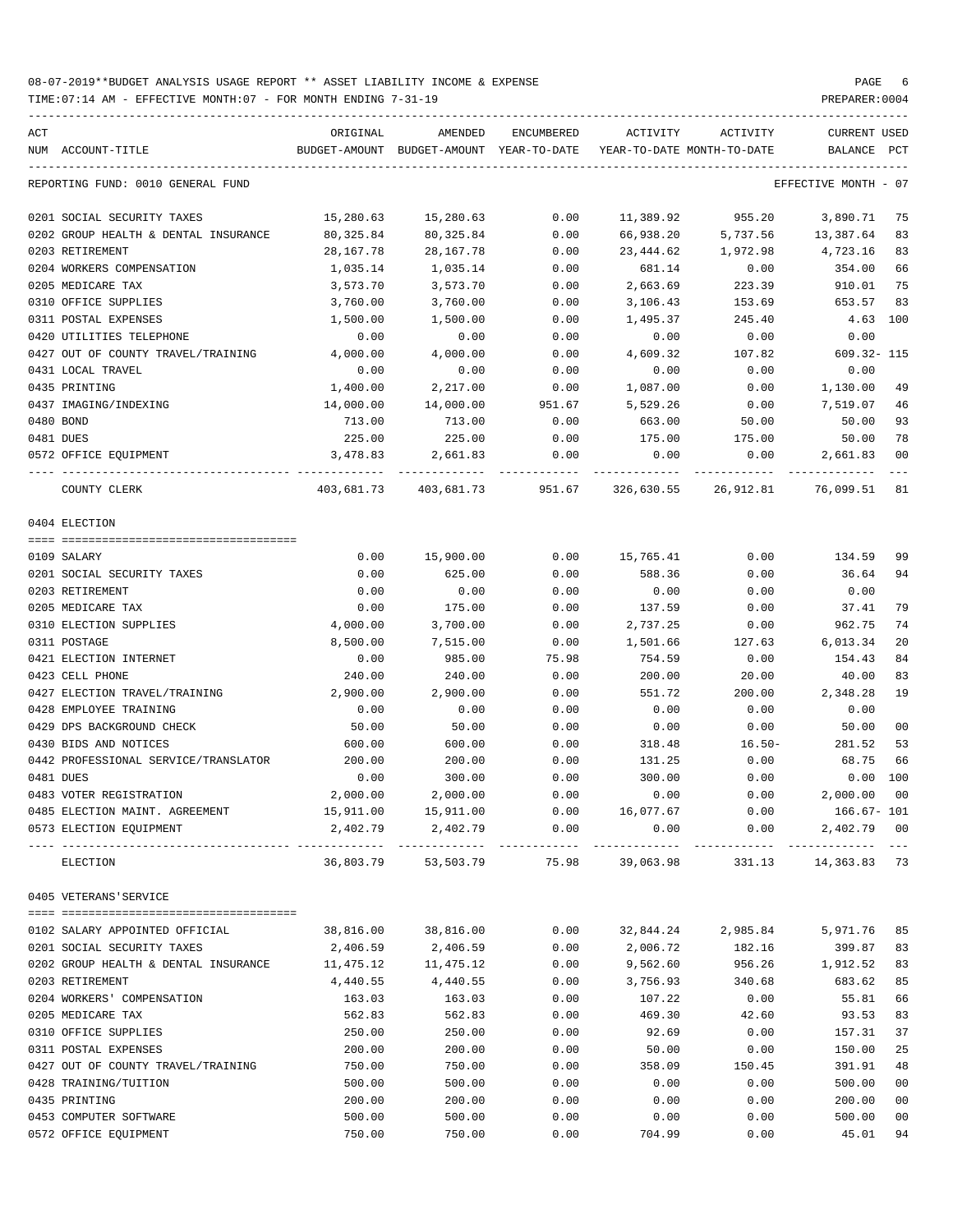08-07-2019**BUDGET ANALYSIS USAGE REPORT ** ASSET LIABILITY INCOME & EXPENSE

TIME:07:14 AM - EFFECTIVE MONTH:07 - FOR MONTH ENDING 7-31-19

PREPARER:0004

| ACT NUM | ACCOUNT-TITLE | ORIGINAL BUDGET-AMOUNT | AMENDED BUDGET-AMOUNT | ENCUMBERED YEAR-TO-DATE | ACTIVITY YEAR-TO-DATE | ACTIVITY MONTH-TO-DATE | CURRENT BALANCE | USED PCT |
|---|---|---|---|---|---|---|---|---|
| | REPORTING FUND: 0010 GENERAL FUND | | | | | | EFFECTIVE MONTH - 07 | |
| 0201 | SOCIAL SECURITY TAXES | 15,280.63 | 15,280.63 | 0.00 | 11,389.92 | 955.20 | 3,890.71 | 75 |
| 0202 | GROUP HEALTH & DENTAL INSURANCE | 80,325.84 | 80,325.84 | 0.00 | 66,938.20 | 5,737.56 | 13,387.64 | 83 |
| 0203 | RETIREMENT | 28,167.78 | 28,167.78 | 0.00 | 23,444.62 | 1,972.98 | 4,723.16 | 83 |
| 0204 | WORKERS COMPENSATION | 1,035.14 | 1,035.14 | 0.00 | 681.14 | 0.00 | 354.00 | 66 |
| 0205 | MEDICARE TAX | 3,573.70 | 3,573.70 | 0.00 | 2,663.69 | 223.39 | 910.01 | 75 |
| 0310 | OFFICE SUPPLIES | 3,760.00 | 3,760.00 | 0.00 | 3,106.43 | 153.69 | 653.57 | 83 |
| 0311 | POSTAL EXPENSES | 1,500.00 | 1,500.00 | 0.00 | 1,495.37 | 245.40 | 4.63 | 100 |
| 0420 | UTILITIES TELEPHONE | 0.00 | 0.00 | 0.00 | 0.00 | 0.00 | 0.00 | |
| 0427 | OUT OF COUNTY TRAVEL/TRAINING | 4,000.00 | 4,000.00 | 0.00 | 4,609.32 | 107.82 | 609.32- | 115 |
| 0431 | LOCAL TRAVEL | 0.00 | 0.00 | 0.00 | 0.00 | 0.00 | 0.00 | |
| 0435 | PRINTING | 1,400.00 | 2,217.00 | 0.00 | 1,087.00 | 0.00 | 1,130.00 | 49 |
| 0437 | IMAGING/INDEXING | 14,000.00 | 14,000.00 | 951.67 | 5,529.26 | 0.00 | 7,519.07 | 46 |
| 0480 | BOND | 713.00 | 713.00 | 0.00 | 663.00 | 50.00 | 50.00 | 93 |
| 0481 | DUES | 225.00 | 225.00 | 0.00 | 175.00 | 175.00 | 50.00 | 78 |
| 0572 | OFFICE EQUIPMENT | 3,478.83 | 2,661.83 | 0.00 | 0.00 | 0.00 | 2,661.83 | 00 |
| | COUNTY CLERK | 403,681.73 | 403,681.73 | 951.67 | 326,630.55 | 26,912.81 | 76,099.51 | 81 |
| | 0404 ELECTION | | | | | | | |
| 0109 | SALARY | 0.00 | 15,900.00 | 0.00 | 15,765.41 | 0.00 | 134.59 | 99 |
| 0201 | SOCIAL SECURITY TAXES | 0.00 | 625.00 | 0.00 | 588.36 | 0.00 | 36.64 | 94 |
| 0203 | RETIREMENT | 0.00 | 0.00 | 0.00 | 0.00 | 0.00 | 0.00 | |
| 0205 | MEDICARE TAX | 0.00 | 175.00 | 0.00 | 137.59 | 0.00 | 37.41 | 79 |
| 0310 | ELECTION SUPPLIES | 4,000.00 | 3,700.00 | 0.00 | 2,737.25 | 0.00 | 962.75 | 74 |
| 0311 | POSTAGE | 8,500.00 | 7,515.00 | 0.00 | 1,501.66 | 127.63 | 6,013.34 | 20 |
| 0421 | ELECTION INTERNET | 0.00 | 985.00 | 75.98 | 754.59 | 0.00 | 154.43 | 84 |
| 0423 | CELL PHONE | 240.00 | 240.00 | 0.00 | 200.00 | 20.00 | 40.00 | 83 |
| 0427 | ELECTION TRAVEL/TRAINING | 2,900.00 | 2,900.00 | 0.00 | 551.72 | 200.00 | 2,348.28 | 19 |
| 0428 | EMPLOYEE TRAINING | 0.00 | 0.00 | 0.00 | 0.00 | 0.00 | 0.00 | |
| 0429 | DPS BACKGROUND CHECK | 50.00 | 50.00 | 0.00 | 0.00 | 0.00 | 50.00 | 00 |
| 0430 | BIDS AND NOTICES | 600.00 | 600.00 | 0.00 | 318.48 | 16.50- | 281.52 | 53 |
| 0442 | PROFESSIONAL SERVICE/TRANSLATOR | 200.00 | 200.00 | 0.00 | 131.25 | 0.00 | 68.75 | 66 |
| 0481 | DUES | 0.00 | 300.00 | 0.00 | 300.00 | 0.00 | 0.00 | 100 |
| 0483 | VOTER REGISTRATION | 2,000.00 | 2,000.00 | 0.00 | 0.00 | 0.00 | 2,000.00 | 00 |
| 0485 | ELECTION MAINT. AGREEMENT | 15,911.00 | 15,911.00 | 0.00 | 16,077.67 | 0.00 | 166.67- | 101 |
| 0573 | ELECTION EQUIPMENT | 2,402.79 | 2,402.79 | 0.00 | 0.00 | 0.00 | 2,402.79 | 00 |
| | ELECTION | 36,803.79 | 53,503.79 | 75.98 | 39,063.98 | 331.13 | 14,363.83 | 73 |
| | 0405 VETERANS'SERVICE | | | | | | | |
| 0102 | SALARY APPOINTED OFFICIAL | 38,816.00 | 38,816.00 | 0.00 | 32,844.24 | 2,985.84 | 5,971.76 | 85 |
| 0201 | SOCIAL SECURITY TAXES | 2,406.59 | 2,406.59 | 0.00 | 2,006.72 | 182.16 | 399.87 | 83 |
| 0202 | GROUP HEALTH & DENTAL INSURANCE | 11,475.12 | 11,475.12 | 0.00 | 9,562.60 | 956.26 | 1,912.52 | 83 |
| 0203 | RETIREMENT | 4,440.55 | 4,440.55 | 0.00 | 3,756.93 | 340.68 | 683.62 | 85 |
| 0204 | WORKERS' COMPENSATION | 163.03 | 163.03 | 0.00 | 107.22 | 0.00 | 55.81 | 66 |
| 0205 | MEDICARE TAX | 562.83 | 562.83 | 0.00 | 469.30 | 42.60 | 93.53 | 83 |
| 0310 | OFFICE SUPPLIES | 250.00 | 250.00 | 0.00 | 92.69 | 0.00 | 157.31 | 37 |
| 0311 | POSTAL EXPENSES | 200.00 | 200.00 | 0.00 | 50.00 | 0.00 | 150.00 | 25 |
| 0427 | OUT OF COUNTY TRAVEL/TRAINING | 750.00 | 750.00 | 0.00 | 358.09 | 150.45 | 391.91 | 48 |
| 0428 | TRAINING/TUITION | 500.00 | 500.00 | 0.00 | 0.00 | 0.00 | 500.00 | 00 |
| 0435 | PRINTING | 200.00 | 200.00 | 0.00 | 0.00 | 0.00 | 200.00 | 00 |
| 0453 | COMPUTER SOFTWARE | 500.00 | 500.00 | 0.00 | 0.00 | 0.00 | 500.00 | 00 |
| 0572 | OFFICE EQUIPMENT | 750.00 | 750.00 | 0.00 | 704.99 | 0.00 | 45.01 | 94 |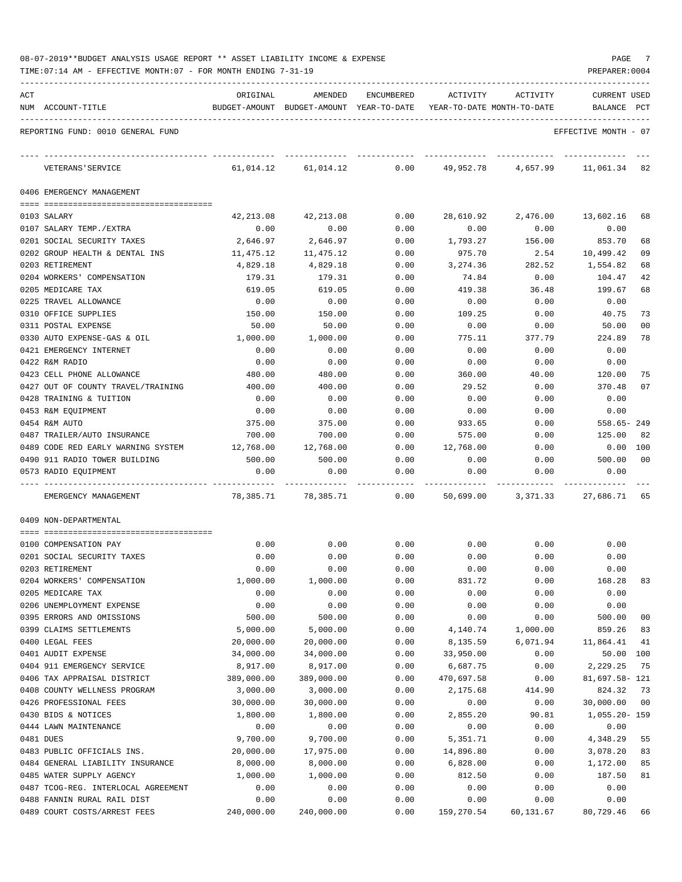08-07-2019**BUDGET ANALYSIS USAGE REPORT ** ASSET LIABILITY INCOME & EXPENSE

TIME:07:14 AM - EFFECTIVE MONTH:07 - FOR MONTH ENDING 7-31-19

PREPARER:0004

REPORTING FUND: 0010 GENERAL FUND — EFFECTIVE MONTH - 07

| ACT NUM | ACCOUNT-TITLE | ORIGINAL BUDGET-AMOUNT | AMENDED BUDGET-AMOUNT | ENCUMBERED YEAR-TO-DATE | ACTIVITY YEAR-TO-DATE | ACTIVITY MONTH-TO-DATE | CURRENT BALANCE | USED PCT |
|---|---|---|---|---|---|---|---|---|
| | VETERANS'SERVICE | 61,014.12 | 61,014.12 | 0.00 | 49,952.78 | 4,657.99 | 11,061.34 | 82 |
| | **0406 EMERGENCY MANAGEMENT** | | | | | | | |
| 0103 | SALARY | 42,213.08 | 42,213.08 | 0.00 | 28,610.92 | 2,476.00 | 13,602.16 | 68 |
| 0107 | SALARY TEMP./EXTRA | 0.00 | 0.00 | 0.00 | 0.00 | 0.00 | 0.00 | |
| 0201 | SOCIAL SECURITY TAXES | 2,646.97 | 2,646.97 | 0.00 | 1,793.27 | 156.00 | 853.70 | 68 |
| 0202 | GROUP HEALTH & DENTAL INS | 11,475.12 | 11,475.12 | 0.00 | 975.70 | 2.54 | 10,499.42 | 09 |
| 0203 | RETIREMENT | 4,829.18 | 4,829.18 | 0.00 | 3,274.36 | 282.52 | 1,554.82 | 68 |
| 0204 | WORKERS' COMPENSATION | 179.31 | 179.31 | 0.00 | 74.84 | 0.00 | 104.47 | 42 |
| 0205 | MEDICARE TAX | 619.05 | 619.05 | 0.00 | 419.38 | 36.48 | 199.67 | 68 |
| 0225 | TRAVEL ALLOWANCE | 0.00 | 0.00 | 0.00 | 0.00 | 0.00 | 0.00 | |
| 0310 | OFFICE SUPPLIES | 150.00 | 150.00 | 0.00 | 109.25 | 0.00 | 40.75 | 73 |
| 0311 | POSTAL EXPENSE | 50.00 | 50.00 | 0.00 | 0.00 | 0.00 | 50.00 | 00 |
| 0330 | AUTO EXPENSE-GAS & OIL | 1,000.00 | 1,000.00 | 0.00 | 775.11 | 377.79 | 224.89 | 78 |
| 0421 | EMERGENCY INTERNET | 0.00 | 0.00 | 0.00 | 0.00 | 0.00 | 0.00 | |
| 0422 | R&M RADIO | 0.00 | 0.00 | 0.00 | 0.00 | 0.00 | 0.00 | |
| 0423 | CELL PHONE ALLOWANCE | 480.00 | 480.00 | 0.00 | 360.00 | 40.00 | 120.00 | 75 |
| 0427 | OUT OF COUNTY TRAVEL/TRAINING | 400.00 | 400.00 | 0.00 | 29.52 | 0.00 | 370.48 | 07 |
| 0428 | TRAINING & TUITION | 0.00 | 0.00 | 0.00 | 0.00 | 0.00 | 0.00 | |
| 0453 | R&M EQUIPMENT | 0.00 | 0.00 | 0.00 | 0.00 | 0.00 | 0.00 | |
| 0454 | R&M AUTO | 375.00 | 375.00 | 0.00 | 933.65 | 0.00 | 558.65- | 249 |
| 0487 | TRAILER/AUTO INSURANCE | 700.00 | 700.00 | 0.00 | 575.00 | 0.00 | 125.00 | 82 |
| 0489 | CODE RED EARLY WARNING SYSTEM | 12,768.00 | 12,768.00 | 0.00 | 12,768.00 | 0.00 | 0.00 | 100 |
| 0490 | 911 RADIO TOWER BUILDING | 500.00 | 500.00 | 0.00 | 0.00 | 0.00 | 500.00 | 00 |
| 0573 | RADIO EQUIPMENT | 0.00 | 0.00 | 0.00 | 0.00 | 0.00 | 0.00 | |
| | EMERGENCY MANAGEMENT | 78,385.71 | 78,385.71 | 0.00 | 50,699.00 | 3,371.33 | 27,686.71 | 65 |
| | **0409 NON-DEPARTMENTAL** | | | | | | | |
| 0100 | COMPENSATION PAY | 0.00 | 0.00 | 0.00 | 0.00 | 0.00 | 0.00 | |
| 0201 | SOCIAL SECURITY TAXES | 0.00 | 0.00 | 0.00 | 0.00 | 0.00 | 0.00 | |
| 0203 | RETIREMENT | 0.00 | 0.00 | 0.00 | 0.00 | 0.00 | 0.00 | |
| 0204 | WORKERS' COMPENSATION | 1,000.00 | 1,000.00 | 0.00 | 831.72 | 0.00 | 168.28 | 83 |
| 0205 | MEDICARE TAX | 0.00 | 0.00 | 0.00 | 0.00 | 0.00 | 0.00 | |
| 0206 | UNEMPLOYMENT EXPENSE | 0.00 | 0.00 | 0.00 | 0.00 | 0.00 | 0.00 | |
| 0395 | ERRORS AND OMISSIONS | 500.00 | 500.00 | 0.00 | 0.00 | 0.00 | 500.00 | 00 |
| 0399 | CLAIMS SETTLEMENTS | 5,000.00 | 5,000.00 | 0.00 | 4,140.74 | 1,000.00 | 859.26 | 83 |
| 0400 | LEGAL FEES | 20,000.00 | 20,000.00 | 0.00 | 8,135.59 | 6,071.94 | 11,864.41 | 41 |
| 0401 | AUDIT EXPENSE | 34,000.00 | 34,000.00 | 0.00 | 33,950.00 | 0.00 | 50.00 | 100 |
| 0404 | 911 EMERGENCY SERVICE | 8,917.00 | 8,917.00 | 0.00 | 6,687.75 | 0.00 | 2,229.25 | 75 |
| 0406 | TAX APPRAISAL DISTRICT | 389,000.00 | 389,000.00 | 0.00 | 470,697.58 | 0.00 | 81,697.58- | 121 |
| 0408 | COUNTY WELLNESS PROGRAM | 3,000.00 | 3,000.00 | 0.00 | 2,175.68 | 414.90 | 824.32 | 73 |
| 0426 | PROFESSIONAL FEES | 30,000.00 | 30,000.00 | 0.00 | 0.00 | 0.00 | 30,000.00 | 00 |
| 0430 | BIDS & NOTICES | 1,800.00 | 1,800.00 | 0.00 | 2,855.20 | 90.81 | 1,055.20- | 159 |
| 0444 | LAWN MAINTENANCE | 0.00 | 0.00 | 0.00 | 0.00 | 0.00 | 0.00 | |
| 0481 | DUES | 9,700.00 | 9,700.00 | 0.00 | 5,351.71 | 0.00 | 4,348.29 | 55 |
| 0483 | PUBLIC OFFICIALS INS. | 20,000.00 | 17,975.00 | 0.00 | 14,896.80 | 0.00 | 3,078.20 | 83 |
| 0484 | GENERAL LIABILITY INSURANCE | 8,000.00 | 8,000.00 | 0.00 | 6,828.00 | 0.00 | 1,172.00 | 85 |
| 0485 | WATER SUPPLY AGENCY | 1,000.00 | 1,000.00 | 0.00 | 812.50 | 0.00 | 187.50 | 81 |
| 0487 | TCOG-REG. INTERLOCAL AGREEMENT | 0.00 | 0.00 | 0.00 | 0.00 | 0.00 | 0.00 | |
| 0488 | FANNIN RURAL RAIL DIST | 0.00 | 0.00 | 0.00 | 0.00 | 0.00 | 0.00 | |
| 0489 | COURT COSTS/ARREST FEES | 240,000.00 | 240,000.00 | 0.00 | 159,270.54 | 60,131.67 | 80,729.46 | 66 |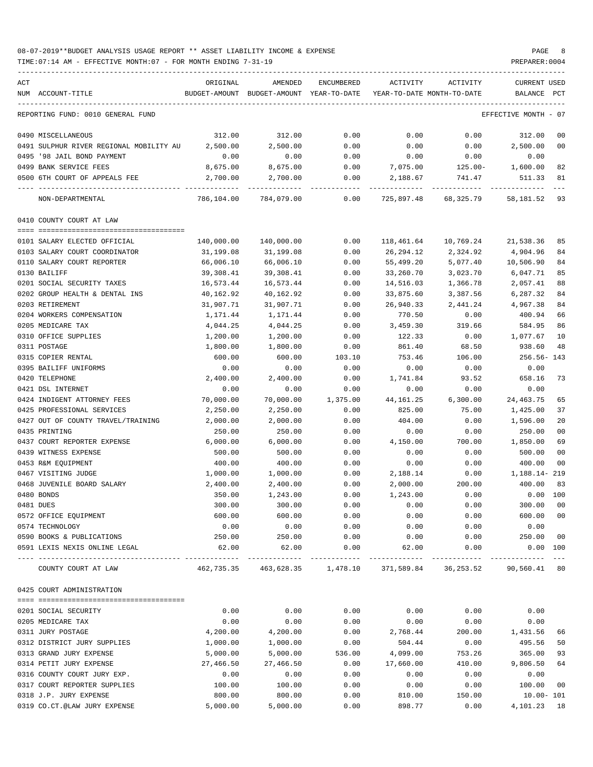08-07-2019**BUDGET ANALYSIS USAGE REPORT ** ASSET LIABILITY INCOME & EXPENSE

TIME:07:14 AM - EFFECTIVE MONTH:07 - FOR MONTH ENDING 7-31-19

PREPARER:0004

REPORTING FUND: 0010 GENERAL FUND — EFFECTIVE MONTH - 07

| ACT NUM | ACCOUNT-TITLE | ORIGINAL BUDGET-AMOUNT | AMENDED BUDGET-AMOUNT | ENCUMBERED YEAR-TO-DATE | ACTIVITY YEAR-TO-DATE | ACTIVITY MONTH-TO-DATE | CURRENT BALANCE | USED PCT |
|---|---|---|---|---|---|---|---|---|
| 0490 | MISCELLANEOUS | 312.00 | 312.00 | 0.00 | 0.00 | 0.00 | 312.00 | 00 |
| 0491 | SULPHUR RIVER REGIONAL MOBILITY AU | 2,500.00 | 2,500.00 | 0.00 | 0.00 | 0.00 | 2,500.00 | 00 |
| 0495 | '98 JAIL BOND PAYMENT | 0.00 | 0.00 | 0.00 | 0.00 | 0.00 | 0.00 | |
| 0499 | BANK SERVICE FEES | 8,675.00 | 8,675.00 | 0.00 | 7,075.00 | 125.00- | 1,600.00 | 82 |
| 0500 | 6TH COURT OF APPEALS FEE | 2,700.00 | 2,700.00 | 0.00 | 2,188.67 | 741.47 | 511.33 | 81 |
| | NON-DEPARTMENTAL | 786,104.00 | 784,079.00 | 0.00 | 725,897.48 | 68,325.79 | 58,181.52 | 93 |

0410 COUNTY COURT AT LAW

| ACT NUM | ACCOUNT-TITLE | ORIGINAL BUDGET-AMOUNT | AMENDED BUDGET-AMOUNT | ENCUMBERED YEAR-TO-DATE | ACTIVITY YEAR-TO-DATE | ACTIVITY MONTH-TO-DATE | CURRENT BALANCE | USED PCT |
|---|---|---|---|---|---|---|---|---|
| 0101 | SALARY ELECTED OFFICIAL | 140,000.00 | 140,000.00 | 0.00 | 118,461.64 | 10,769.24 | 21,538.36 | 85 |
| 0103 | SALARY COURT COORDINATOR | 31,199.08 | 31,199.08 | 0.00 | 26,294.12 | 2,324.92 | 4,904.96 | 84 |
| 0110 | SALARY COURT REPORTER | 66,006.10 | 66,006.10 | 0.00 | 55,499.20 | 5,077.40 | 10,506.90 | 84 |
| 0130 | BAILIFF | 39,308.41 | 39,308.41 | 0.00 | 33,260.70 | 3,023.70 | 6,047.71 | 85 |
| 0201 | SOCIAL SECURITY TAXES | 16,573.44 | 16,573.44 | 0.00 | 14,516.03 | 1,366.78 | 2,057.41 | 88 |
| 0202 | GROUP HEALTH & DENTAL INS | 40,162.92 | 40,162.92 | 0.00 | 33,875.60 | 3,387.56 | 6,287.32 | 84 |
| 0203 | RETIREMENT | 31,907.71 | 31,907.71 | 0.00 | 26,940.33 | 2,441.24 | 4,967.38 | 84 |
| 0204 | WORKERS COMPENSATION | 1,171.44 | 1,171.44 | 0.00 | 770.50 | 0.00 | 400.94 | 66 |
| 0205 | MEDICARE TAX | 4,044.25 | 4,044.25 | 0.00 | 3,459.30 | 319.66 | 584.95 | 86 |
| 0310 | OFFICE SUPPLIES | 1,200.00 | 1,200.00 | 0.00 | 122.33 | 0.00 | 1,077.67 | 10 |
| 0311 | POSTAGE | 1,800.00 | 1,800.00 | 0.00 | 861.40 | 68.50 | 938.60 | 48 |
| 0315 | COPIER RENTAL | 600.00 | 600.00 | 103.10 | 753.46 | 106.00 | 256.56- | 143 |
| 0395 | BAILIFF UNIFORMS | 0.00 | 0.00 | 0.00 | 0.00 | 0.00 | 0.00 | |
| 0420 | TELEPHONE | 2,400.00 | 2,400.00 | 0.00 | 1,741.84 | 93.52 | 658.16 | 73 |
| 0421 | DSL INTERNET | 0.00 | 0.00 | 0.00 | 0.00 | 0.00 | 0.00 | |
| 0424 | INDIGENT ATTORNEY FEES | 70,000.00 | 70,000.00 | 1,375.00 | 44,161.25 | 6,300.00 | 24,463.75 | 65 |
| 0425 | PROFESSIONAL SERVICES | 2,250.00 | 2,250.00 | 0.00 | 825.00 | 75.00 | 1,425.00 | 37 |
| 0427 | OUT OF COUNTY TRAVEL/TRAINING | 2,000.00 | 2,000.00 | 0.00 | 404.00 | 0.00 | 1,596.00 | 20 |
| 0435 | PRINTING | 250.00 | 250.00 | 0.00 | 0.00 | 0.00 | 250.00 | 00 |
| 0437 | COURT REPORTER EXPENSE | 6,000.00 | 6,000.00 | 0.00 | 4,150.00 | 700.00 | 1,850.00 | 69 |
| 0439 | WITNESS EXPENSE | 500.00 | 500.00 | 0.00 | 0.00 | 0.00 | 500.00 | 00 |
| 0453 | R&M EQUIPMENT | 400.00 | 400.00 | 0.00 | 0.00 | 0.00 | 400.00 | 00 |
| 0467 | VISITING JUDGE | 1,000.00 | 1,000.00 | 0.00 | 2,188.14 | 0.00 | 1,188.14- | 219 |
| 0468 | JUVENILE BOARD SALARY | 2,400.00 | 2,400.00 | 0.00 | 2,000.00 | 200.00 | 400.00 | 83 |
| 0480 | BONDS | 350.00 | 1,243.00 | 0.00 | 1,243.00 | 0.00 | 0.00 | 100 |
| 0481 | DUES | 300.00 | 300.00 | 0.00 | 0.00 | 0.00 | 300.00 | 00 |
| 0572 | OFFICE EQUIPMENT | 600.00 | 600.00 | 0.00 | 0.00 | 0.00 | 600.00 | 00 |
| 0574 | TECHNOLOGY | 0.00 | 0.00 | 0.00 | 0.00 | 0.00 | 0.00 | |
| 0590 | BOOKS & PUBLICATIONS | 250.00 | 250.00 | 0.00 | 0.00 | 0.00 | 250.00 | 00 |
| 0591 | LEXIS NEXIS ONLINE LEGAL | 62.00 | 62.00 | 0.00 | 62.00 | 0.00 | 0.00 | 100 |
| | COUNTY COURT AT LAW | 462,735.35 | 463,628.35 | 1,478.10 | 371,589.84 | 36,253.52 | 90,560.41 | 80 |

0425 COURT ADMINISTRATION

| ACT NUM | ACCOUNT-TITLE | ORIGINAL BUDGET-AMOUNT | AMENDED BUDGET-AMOUNT | ENCUMBERED YEAR-TO-DATE | ACTIVITY YEAR-TO-DATE | ACTIVITY MONTH-TO-DATE | CURRENT BALANCE | USED PCT |
|---|---|---|---|---|---|---|---|---|
| 0201 | SOCIAL SECURITY | 0.00 | 0.00 | 0.00 | 0.00 | 0.00 | 0.00 | |
| 0205 | MEDICARE TAX | 0.00 | 0.00 | 0.00 | 0.00 | 0.00 | 0.00 | |
| 0311 | JURY POSTAGE | 4,200.00 | 4,200.00 | 0.00 | 2,768.44 | 200.00 | 1,431.56 | 66 |
| 0312 | DISTRICT JURY SUPPLIES | 1,000.00 | 1,000.00 | 0.00 | 504.44 | 0.00 | 495.56 | 50 |
| 0313 | GRAND JURY EXPENSE | 5,000.00 | 5,000.00 | 536.00 | 4,099.00 | 753.26 | 365.00 | 93 |
| 0314 | PETIT JURY EXPENSE | 27,466.50 | 27,466.50 | 0.00 | 17,660.00 | 410.00 | 9,806.50 | 64 |
| 0316 | COUNTY COURT JURY EXP. | 0.00 | 0.00 | 0.00 | 0.00 | 0.00 | 0.00 | |
| 0317 | COURT REPORTER SUPPLIES | 100.00 | 100.00 | 0.00 | 0.00 | 0.00 | 100.00 | 00 |
| 0318 | J.P. JURY EXPENSE | 800.00 | 800.00 | 0.00 | 810.00 | 150.00 | 10.00- | 101 |
| 0319 | CO.CT.@LAW JURY EXPENSE | 5,000.00 | 5,000.00 | 0.00 | 898.77 | 0.00 | 4,101.23 | 18 |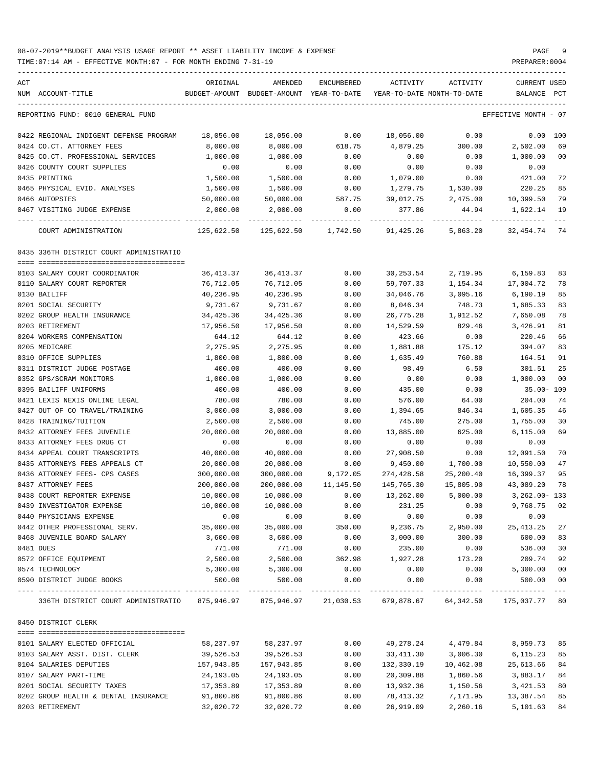08-07-2019**BUDGET ANALYSIS USAGE REPORT ** ASSET LIABILITY INCOME & EXPENSE

TIME:07:14 AM - EFFECTIVE MONTH:07 - FOR MONTH ENDING 7-31-19

PREPARER:0004

REPORTING FUND: 0010 GENERAL FUND — EFFECTIVE MONTH - 07

| ACT NUM | ACCOUNT-TITLE | ORIGINAL BUDGET-AMOUNT | AMENDED BUDGET-AMOUNT | ENCUMBERED YEAR-TO-DATE | ACTIVITY YEAR-TO-DATE | ACTIVITY MONTH-TO-DATE | CURRENT BALANCE | USED PCT |
|---|---|---|---|---|---|---|---|---|
| 0422 | REGIONAL INDIGENT DEFENSE PROGRAM | 18,056.00 | 18,056.00 | 0.00 | 18,056.00 | 0.00 | 0.00 | 100 |
| 0424 | CO.CT. ATTORNEY FEES | 8,000.00 | 8,000.00 | 618.75 | 4,879.25 | 300.00 | 2,502.00 | 69 |
| 0425 | CO.CT. PROFESSIONAL SERVICES | 1,000.00 | 1,000.00 | 0.00 | 0.00 | 0.00 | 1,000.00 | 00 |
| 0426 | COUNTY COURT SUPPLIES | 0.00 | 0.00 | 0.00 | 0.00 | 0.00 | 0.00 | |
| 0435 | PRINTING | 1,500.00 | 1,500.00 | 0.00 | 1,079.00 | 0.00 | 421.00 | 72 |
| 0465 | PHYSICAL EVID. ANALYSES | 1,500.00 | 1,500.00 | 0.00 | 1,279.75 | 1,530.00 | 220.25 | 85 |
| 0466 | AUTOPSIES | 50,000.00 | 50,000.00 | 587.75 | 39,012.75 | 2,475.00 | 10,399.50 | 79 |
| 0467 | VISITING JUDGE EXPENSE | 2,000.00 | 2,000.00 | 0.00 | 377.86 | 44.94 | 1,622.14 | 19 |
| | COURT ADMINISTRATION | 125,622.50 | 125,622.50 | 1,742.50 | 91,425.26 | 5,863.20 | 32,454.74 | 74 |

0435 336TH DISTRICT COURT ADMINISTRATIO

| ACT NUM | ACCOUNT-TITLE | ORIGINAL BUDGET-AMOUNT | AMENDED BUDGET-AMOUNT | ENCUMBERED YEAR-TO-DATE | ACTIVITY YEAR-TO-DATE | ACTIVITY MONTH-TO-DATE | CURRENT BALANCE | USED PCT |
|---|---|---|---|---|---|---|---|---|
| 0103 | SALARY COURT COORDINATOR | 36,413.37 | 36,413.37 | 0.00 | 30,253.54 | 2,719.95 | 6,159.83 | 83 |
| 0110 | SALARY COURT REPORTER | 76,712.05 | 76,712.05 | 0.00 | 59,707.33 | 1,154.34 | 17,004.72 | 78 |
| 0130 | BAILIFF | 40,236.95 | 40,236.95 | 0.00 | 34,046.76 | 3,095.16 | 6,190.19 | 85 |
| 0201 | SOCIAL SECURITY | 9,731.67 | 9,731.67 | 0.00 | 8,046.34 | 748.73 | 1,685.33 | 83 |
| 0202 | GROUP HEALTH INSURANCE | 34,425.36 | 34,425.36 | 0.00 | 26,775.28 | 1,912.52 | 7,650.08 | 78 |
| 0203 | RETIREMENT | 17,956.50 | 17,956.50 | 0.00 | 14,529.59 | 829.46 | 3,426.91 | 81 |
| 0204 | WORKERS COMPENSATION | 644.12 | 644.12 | 0.00 | 423.66 | 0.00 | 220.46 | 66 |
| 0205 | MEDICARE | 2,275.95 | 2,275.95 | 0.00 | 1,881.88 | 175.12 | 394.07 | 83 |
| 0310 | OFFICE SUPPLIES | 1,800.00 | 1,800.00 | 0.00 | 1,635.49 | 760.88 | 164.51 | 91 |
| 0311 | DISTRICT JUDGE POSTAGE | 400.00 | 400.00 | 0.00 | 98.49 | 6.50 | 301.51 | 25 |
| 0352 | GPS/SCRAM MONITORS | 1,000.00 | 1,000.00 | 0.00 | 0.00 | 0.00 | 1,000.00 | 00 |
| 0395 | BAILIFF UNIFORMS | 400.00 | 400.00 | 0.00 | 435.00 | 0.00 | 35.00- | 109 |
| 0421 | LEXIS NEXIS ONLINE LEGAL | 780.00 | 780.00 | 0.00 | 576.00 | 64.00 | 204.00 | 74 |
| 0427 | OUT OF CO TRAVEL/TRAINING | 3,000.00 | 3,000.00 | 0.00 | 1,394.65 | 846.34 | 1,605.35 | 46 |
| 0428 | TRAINING/TUITION | 2,500.00 | 2,500.00 | 0.00 | 745.00 | 275.00 | 1,755.00 | 30 |
| 0432 | ATTORNEY FEES JUVENILE | 20,000.00 | 20,000.00 | 0.00 | 13,885.00 | 625.00 | 6,115.00 | 69 |
| 0433 | ATTORNEY FEES DRUG CT | 0.00 | 0.00 | 0.00 | 0.00 | 0.00 | 0.00 | |
| 0434 | APPEAL COURT TRANSCRIPTS | 40,000.00 | 40,000.00 | 0.00 | 27,908.50 | 0.00 | 12,091.50 | 70 |
| 0435 | ATTORNEYS FEES APPEALS CT | 20,000.00 | 20,000.00 | 0.00 | 9,450.00 | 1,700.00 | 10,550.00 | 47 |
| 0436 | ATTORNEY FEES- CPS CASES | 300,000.00 | 300,000.00 | 9,172.05 | 274,428.58 | 25,200.40 | 16,399.37 | 95 |
| 0437 | ATTORNEY FEES | 200,000.00 | 200,000.00 | 11,145.50 | 145,765.30 | 15,805.90 | 43,089.20 | 78 |
| 0438 | COURT REPORTER EXPENSE | 10,000.00 | 10,000.00 | 0.00 | 13,262.00 | 5,000.00 | 3,262.00- | 133 |
| 0439 | INVESTIGATOR EXPENSE | 10,000.00 | 10,000.00 | 0.00 | 231.25 | 0.00 | 9,768.75 | 02 |
| 0440 | PHYSICIANS EXPENSE | 0.00 | 0.00 | 0.00 | 0.00 | 0.00 | 0.00 | |
| 0442 | OTHER PROFESSIONAL SERV. | 35,000.00 | 35,000.00 | 350.00 | 9,236.75 | 2,950.00 | 25,413.25 | 27 |
| 0468 | JUVENILE BOARD SALARY | 3,600.00 | 3,600.00 | 0.00 | 3,000.00 | 300.00 | 600.00 | 83 |
| 0481 | DUES | 771.00 | 771.00 | 0.00 | 235.00 | 0.00 | 536.00 | 30 |
| 0572 | OFFICE EQUIPMENT | 2,500.00 | 2,500.00 | 362.98 | 1,927.28 | 173.20 | 209.74 | 92 |
| 0574 | TECHNOLOGY | 5,300.00 | 5,300.00 | 0.00 | 0.00 | 0.00 | 5,300.00 | 00 |
| 0590 | DISTRICT JUDGE BOOKS | 500.00 | 500.00 | 0.00 | 0.00 | 0.00 | 500.00 | 00 |
| | 336TH DISTRICT COURT ADMINISTRATIO | 875,946.97 | 875,946.97 | 21,030.53 | 679,878.67 | 64,342.50 | 175,037.77 | 80 |

0450 DISTRICT CLERK

| ACT NUM | ACCOUNT-TITLE | ORIGINAL BUDGET-AMOUNT | AMENDED BUDGET-AMOUNT | ENCUMBERED YEAR-TO-DATE | ACTIVITY YEAR-TO-DATE | ACTIVITY MONTH-TO-DATE | CURRENT BALANCE | USED PCT |
|---|---|---|---|---|---|---|---|---|
| 0101 | SALARY ELECTED OFFICIAL | 58,237.97 | 58,237.97 | 0.00 | 49,278.24 | 4,479.84 | 8,959.73 | 85 |
| 0103 | SALARY ASST. DIST. CLERK | 39,526.53 | 39,526.53 | 0.00 | 33,411.30 | 3,006.30 | 6,115.23 | 85 |
| 0104 | SALARIES DEPUTIES | 157,943.85 | 157,943.85 | 0.00 | 132,330.19 | 10,462.08 | 25,613.66 | 84 |
| 0107 | SALARY PART-TIME | 24,193.05 | 24,193.05 | 0.00 | 20,309.88 | 1,860.56 | 3,883.17 | 84 |
| 0201 | SOCIAL SECURITY TAXES | 17,353.89 | 17,353.89 | 0.00 | 13,932.36 | 1,150.56 | 3,421.53 | 80 |
| 0202 | GROUP HEALTH & DENTAL INSURANCE | 91,800.86 | 91,800.86 | 0.00 | 78,413.32 | 7,171.95 | 13,387.54 | 85 |
| 0203 | RETIREMENT | 32,020.72 | 32,020.72 | 0.00 | 26,919.09 | 2,260.16 | 5,101.63 | 84 |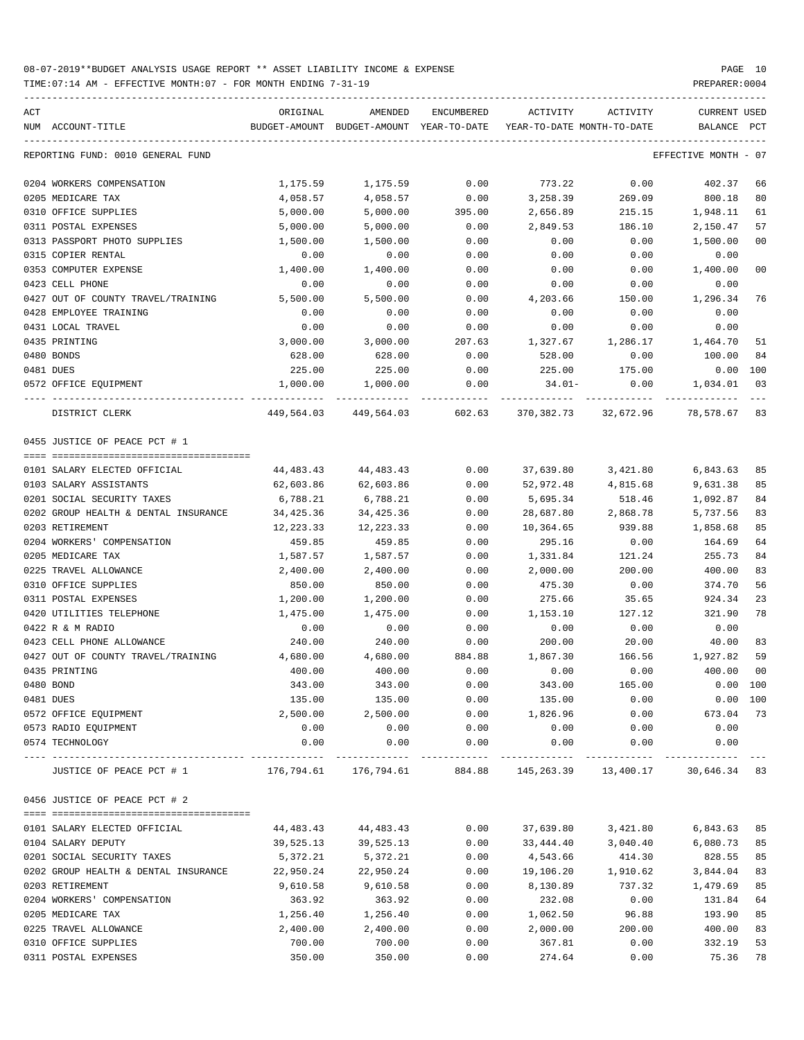08-07-2019**BUDGET ANALYSIS USAGE REPORT ** ASSET LIABILITY INCOME & EXPENSE

TIME:07:14 AM - EFFECTIVE MONTH:07 - FOR MONTH ENDING 7-31-19

REPORTING FUND: 0010 GENERAL FUND — EFFECTIVE MONTH - 07

| ACT NUM | ACCOUNT-TITLE | ORIGINAL BUDGET-AMOUNT | AMENDED BUDGET-AMOUNT | ENCUMBERED YEAR-TO-DATE | ACTIVITY YEAR-TO-DATE | ACTIVITY MONTH-TO-DATE | CURRENT BALANCE | USED PCT |
|---|---|---|---|---|---|---|---|---|
| 0204 | WORKERS COMPENSATION | 1,175.59 | 1,175.59 | 0.00 | 773.22 | 0.00 | 402.37 | 66 |
| 0205 | MEDICARE TAX | 4,058.57 | 4,058.57 | 0.00 | 3,258.39 | 269.09 | 800.18 | 80 |
| 0310 | OFFICE SUPPLIES | 5,000.00 | 5,000.00 | 395.00 | 2,656.89 | 215.15 | 1,948.11 | 61 |
| 0311 | POSTAL EXPENSES | 5,000.00 | 5,000.00 | 0.00 | 2,849.53 | 186.10 | 2,150.47 | 57 |
| 0313 | PASSPORT PHOTO SUPPLIES | 1,500.00 | 1,500.00 | 0.00 | 0.00 | 0.00 | 1,500.00 | 00 |
| 0315 | COPIER RENTAL | 0.00 | 0.00 | 0.00 | 0.00 | 0.00 | 0.00 | |
| 0353 | COMPUTER EXPENSE | 1,400.00 | 1,400.00 | 0.00 | 0.00 | 0.00 | 1,400.00 | 00 |
| 0423 | CELL PHONE | 0.00 | 0.00 | 0.00 | 0.00 | 0.00 | 0.00 | |
| 0427 | OUT OF COUNTY TRAVEL/TRAINING | 5,500.00 | 5,500.00 | 0.00 | 4,203.66 | 150.00 | 1,296.34 | 76 |
| 0428 | EMPLOYEE TRAINING | 0.00 | 0.00 | 0.00 | 0.00 | 0.00 | 0.00 | |
| 0431 | LOCAL TRAVEL | 0.00 | 0.00 | 0.00 | 0.00 | 0.00 | 0.00 | |
| 0435 | PRINTING | 3,000.00 | 3,000.00 | 207.63 | 1,327.67 | 1,286.17 | 1,464.70 | 51 |
| 0480 | BONDS | 628.00 | 628.00 | 0.00 | 528.00 | 0.00 | 100.00 | 84 |
| 0481 | DUES | 225.00 | 225.00 | 0.00 | 225.00 | 175.00 | 0.00 | 100 |
| 0572 | OFFICE EQUIPMENT | 1,000.00 | 1,000.00 | 0.00 | 34.01- | 0.00 | 1,034.01 | 03 |
| | DISTRICT CLERK | 449,564.03 | 449,564.03 | 602.63 | 370,382.73 | 32,672.96 | 78,578.67 | 83 |

0455 JUSTICE OF PEACE PCT # 1

| ACT NUM | ACCOUNT-TITLE | ORIGINAL BUDGET-AMOUNT | AMENDED BUDGET-AMOUNT | ENCUMBERED YEAR-TO-DATE | ACTIVITY YEAR-TO-DATE | ACTIVITY MONTH-TO-DATE | CURRENT BALANCE | USED PCT |
|---|---|---|---|---|---|---|---|---|
| 0101 | SALARY ELECTED OFFICIAL | 44,483.43 | 44,483.43 | 0.00 | 37,639.80 | 3,421.80 | 6,843.63 | 85 |
| 0103 | SALARY ASSISTANTS | 62,603.86 | 62,603.86 | 0.00 | 52,972.48 | 4,815.68 | 9,631.38 | 85 |
| 0201 | SOCIAL SECURITY TAXES | 6,788.21 | 6,788.21 | 0.00 | 5,695.34 | 518.46 | 1,092.87 | 84 |
| 0202 | GROUP HEALTH & DENTAL INSURANCE | 34,425.36 | 34,425.36 | 0.00 | 28,687.80 | 2,868.78 | 5,737.56 | 83 |
| 0203 | RETIREMENT | 12,223.33 | 12,223.33 | 0.00 | 10,364.65 | 939.88 | 1,858.68 | 85 |
| 0204 | WORKERS' COMPENSATION | 459.85 | 459.85 | 0.00 | 295.16 | 0.00 | 164.69 | 64 |
| 0205 | MEDICARE TAX | 1,587.57 | 1,587.57 | 0.00 | 1,331.84 | 121.24 | 255.73 | 84 |
| 0225 | TRAVEL ALLOWANCE | 2,400.00 | 2,400.00 | 0.00 | 2,000.00 | 200.00 | 400.00 | 83 |
| 0310 | OFFICE SUPPLIES | 850.00 | 850.00 | 0.00 | 475.30 | 0.00 | 374.70 | 56 |
| 0311 | POSTAL EXPENSES | 1,200.00 | 1,200.00 | 0.00 | 275.66 | 35.65 | 924.34 | 23 |
| 0420 | UTILITIES TELEPHONE | 1,475.00 | 1,475.00 | 0.00 | 1,153.10 | 127.12 | 321.90 | 78 |
| 0422 | R & M RADIO | 0.00 | 0.00 | 0.00 | 0.00 | 0.00 | 0.00 | |
| 0423 | CELL PHONE ALLOWANCE | 240.00 | 240.00 | 0.00 | 200.00 | 20.00 | 40.00 | 83 |
| 0427 | OUT OF COUNTY TRAVEL/TRAINING | 4,680.00 | 4,680.00 | 884.88 | 1,867.30 | 166.56 | 1,927.82 | 59 |
| 0435 | PRINTING | 400.00 | 400.00 | 0.00 | 0.00 | 0.00 | 400.00 | 00 |
| 0480 | BOND | 343.00 | 343.00 | 0.00 | 343.00 | 165.00 | 0.00 | 100 |
| 0481 | DUES | 135.00 | 135.00 | 0.00 | 135.00 | 0.00 | 0.00 | 100 |
| 0572 | OFFICE EQUIPMENT | 2,500.00 | 2,500.00 | 0.00 | 1,826.96 | 0.00 | 673.04 | 73 |
| 0573 | RADIO EQUIPMENT | 0.00 | 0.00 | 0.00 | 0.00 | 0.00 | 0.00 | |
| 0574 | TECHNOLOGY | 0.00 | 0.00 | 0.00 | 0.00 | 0.00 | 0.00 | |
| | JUSTICE OF PEACE PCT # 1 | 176,794.61 | 176,794.61 | 884.88 | 145,263.39 | 13,400.17 | 30,646.34 | 83 |

0456 JUSTICE OF PEACE PCT # 2

| ACT NUM | ACCOUNT-TITLE | ORIGINAL BUDGET-AMOUNT | AMENDED BUDGET-AMOUNT | ENCUMBERED YEAR-TO-DATE | ACTIVITY YEAR-TO-DATE | ACTIVITY MONTH-TO-DATE | CURRENT BALANCE | USED PCT |
|---|---|---|---|---|---|---|---|---|
| 0101 | SALARY ELECTED OFFICIAL | 44,483.43 | 44,483.43 | 0.00 | 37,639.80 | 3,421.80 | 6,843.63 | 85 |
| 0104 | SALARY DEPUTY | 39,525.13 | 39,525.13 | 0.00 | 33,444.40 | 3,040.40 | 6,080.73 | 85 |
| 0201 | SOCIAL SECURITY TAXES | 5,372.21 | 5,372.21 | 0.00 | 4,543.66 | 414.30 | 828.55 | 85 |
| 0202 | GROUP HEALTH & DENTAL INSURANCE | 22,950.24 | 22,950.24 | 0.00 | 19,106.20 | 1,910.62 | 3,844.04 | 83 |
| 0203 | RETIREMENT | 9,610.58 | 9,610.58 | 0.00 | 8,130.89 | 737.32 | 1,479.69 | 85 |
| 0204 | WORKERS' COMPENSATION | 363.92 | 363.92 | 0.00 | 232.08 | 0.00 | 131.84 | 64 |
| 0205 | MEDICARE TAX | 1,256.40 | 1,256.40 | 0.00 | 1,062.50 | 96.88 | 193.90 | 85 |
| 0225 | TRAVEL ALLOWANCE | 2,400.00 | 2,400.00 | 0.00 | 2,000.00 | 200.00 | 400.00 | 83 |
| 0310 | OFFICE SUPPLIES | 700.00 | 700.00 | 0.00 | 367.81 | 0.00 | 332.19 | 53 |
| 0311 | POSTAL EXPENSES | 350.00 | 350.00 | 0.00 | 274.64 | 0.00 | 75.36 | 78 |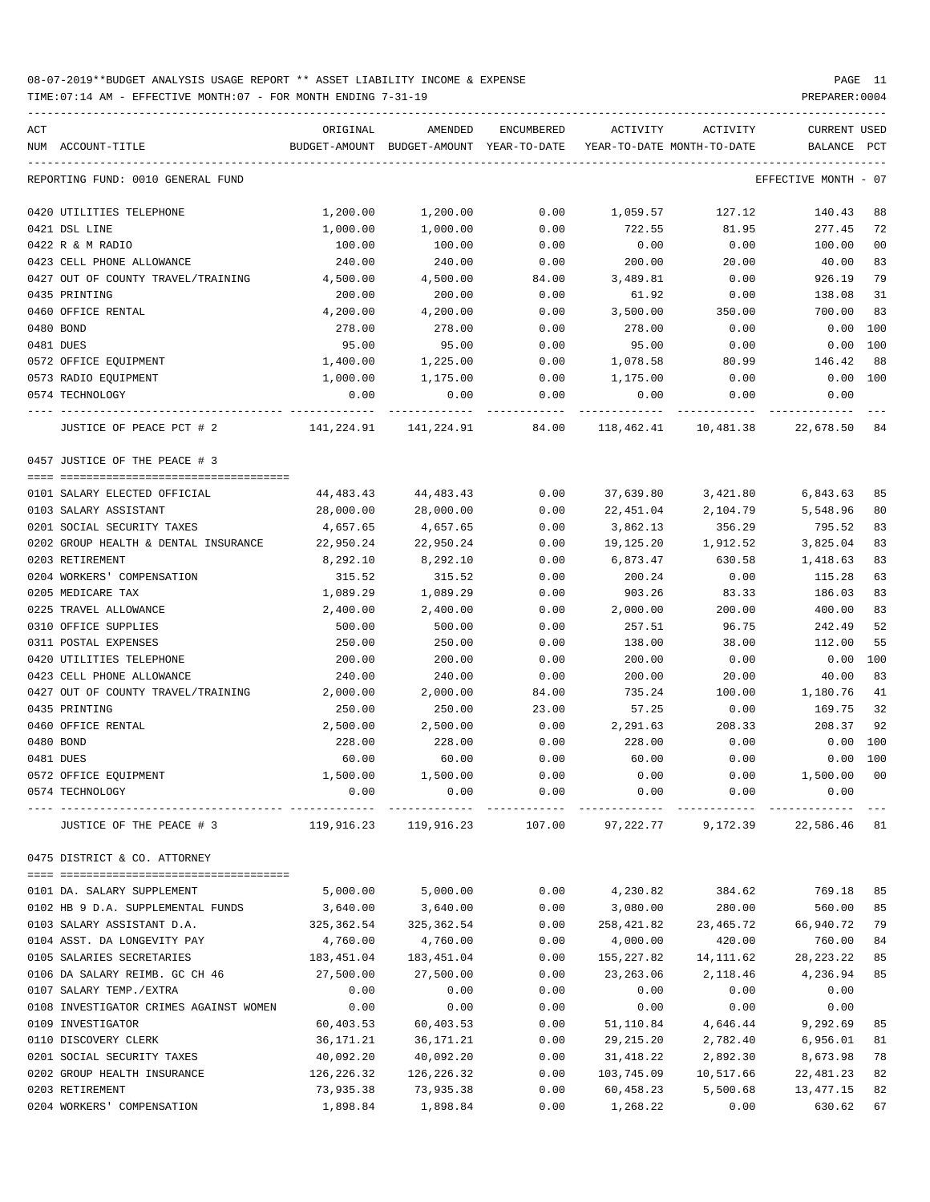08-07-2019**BUDGET ANALYSIS USAGE REPORT ** ASSET LIABILITY INCOME & EXPENSE

TIME:07:14 AM - EFFECTIVE MONTH:07 - FOR MONTH ENDING 7-31-19

| ACT NUM | ACCOUNT-TITLE | ORIGINAL BUDGET-AMOUNT | AMENDED BUDGET-AMOUNT | ENCUMBERED YEAR-TO-DATE | ACTIVITY YEAR-TO-DATE | ACTIVITY MONTH-TO-DATE | CURRENT BALANCE | USED PCT |
|---|---|---|---|---|---|---|---|---|
| | REPORTING FUND: 0010 GENERAL FUND | | | | | | EFFECTIVE MONTH - 07 | |
| 0420 | UTILITIES TELEPHONE | 1,200.00 | 1,200.00 | 0.00 | 1,059.57 | 127.12 | 140.43 | 88 |
| 0421 | DSL LINE | 1,000.00 | 1,000.00 | 0.00 | 722.55 | 81.95 | 277.45 | 72 |
| 0422 | R & M RADIO | 100.00 | 100.00 | 0.00 | 0.00 | 0.00 | 100.00 | 00 |
| 0423 | CELL PHONE ALLOWANCE | 240.00 | 240.00 | 0.00 | 200.00 | 20.00 | 40.00 | 83 |
| 0427 | OUT OF COUNTY TRAVEL/TRAINING | 4,500.00 | 4,500.00 | 84.00 | 3,489.81 | 0.00 | 926.19 | 79 |
| 0435 | PRINTING | 200.00 | 200.00 | 0.00 | 61.92 | 0.00 | 138.08 | 31 |
| 0460 | OFFICE RENTAL | 4,200.00 | 4,200.00 | 0.00 | 3,500.00 | 350.00 | 700.00 | 83 |
| 0480 | BOND | 278.00 | 278.00 | 0.00 | 278.00 | 0.00 | 0.00 | 100 |
| 0481 | DUES | 95.00 | 95.00 | 0.00 | 95.00 | 0.00 | 0.00 | 100 |
| 0572 | OFFICE EQUIPMENT | 1,400.00 | 1,225.00 | 0.00 | 1,078.58 | 80.99 | 146.42 | 88 |
| 0573 | RADIO EQUIPMENT | 1,000.00 | 1,175.00 | 0.00 | 1,175.00 | 0.00 | 0.00 | 100 |
| 0574 | TECHNOLOGY | 0.00 | 0.00 | 0.00 | 0.00 | 0.00 | 0.00 | |
| | JUSTICE OF PEACE PCT # 2 | 141,224.91 | 141,224.91 | 84.00 | 118,462.41 | 10,481.38 | 22,678.50 | 84 |
| | 0457 JUSTICE OF THE PEACE # 3 | | | | | | | |
| 0101 | SALARY ELECTED OFFICIAL | 44,483.43 | 44,483.43 | 0.00 | 37,639.80 | 3,421.80 | 6,843.63 | 85 |
| 0103 | SALARY ASSISTANT | 28,000.00 | 28,000.00 | 0.00 | 22,451.04 | 2,104.79 | 5,548.96 | 80 |
| 0201 | SOCIAL SECURITY TAXES | 4,657.65 | 4,657.65 | 0.00 | 3,862.13 | 356.29 | 795.52 | 83 |
| 0202 | GROUP HEALTH & DENTAL INSURANCE | 22,950.24 | 22,950.24 | 0.00 | 19,125.20 | 1,912.52 | 3,825.04 | 83 |
| 0203 | RETIREMENT | 8,292.10 | 8,292.10 | 0.00 | 6,873.47 | 630.58 | 1,418.63 | 83 |
| 0204 | WORKERS' COMPENSATION | 315.52 | 315.52 | 0.00 | 200.24 | 0.00 | 115.28 | 63 |
| 0205 | MEDICARE TAX | 1,089.29 | 1,089.29 | 0.00 | 903.26 | 83.33 | 186.03 | 83 |
| 0225 | TRAVEL ALLOWANCE | 2,400.00 | 2,400.00 | 0.00 | 2,000.00 | 200.00 | 400.00 | 83 |
| 0310 | OFFICE SUPPLIES | 500.00 | 500.00 | 0.00 | 257.51 | 96.75 | 242.49 | 52 |
| 0311 | POSTAL EXPENSES | 250.00 | 250.00 | 0.00 | 138.00 | 38.00 | 112.00 | 55 |
| 0420 | UTILITIES TELEPHONE | 200.00 | 200.00 | 0.00 | 200.00 | 0.00 | 0.00 | 100 |
| 0423 | CELL PHONE ALLOWANCE | 240.00 | 240.00 | 0.00 | 200.00 | 20.00 | 40.00 | 83 |
| 0427 | OUT OF COUNTY TRAVEL/TRAINING | 2,000.00 | 2,000.00 | 84.00 | 735.24 | 100.00 | 1,180.76 | 41 |
| 0435 | PRINTING | 250.00 | 250.00 | 23.00 | 57.25 | 0.00 | 169.75 | 32 |
| 0460 | OFFICE RENTAL | 2,500.00 | 2,500.00 | 0.00 | 2,291.63 | 208.33 | 208.37 | 92 |
| 0480 | BOND | 228.00 | 228.00 | 0.00 | 228.00 | 0.00 | 0.00 | 100 |
| 0481 | DUES | 60.00 | 60.00 | 0.00 | 60.00 | 0.00 | 0.00 | 100 |
| 0572 | OFFICE EQUIPMENT | 1,500.00 | 1,500.00 | 0.00 | 0.00 | 0.00 | 1,500.00 | 00 |
| 0574 | TECHNOLOGY | 0.00 | 0.00 | 0.00 | 0.00 | 0.00 | 0.00 | |
| | JUSTICE OF THE PEACE # 3 | 119,916.23 | 119,916.23 | 107.00 | 97,222.77 | 9,172.39 | 22,586.46 | 81 |
| | 0475 DISTRICT & CO. ATTORNEY | | | | | | | |
| 0101 | DA. SALARY SUPPLEMENT | 5,000.00 | 5,000.00 | 0.00 | 4,230.82 | 384.62 | 769.18 | 85 |
| 0102 | HB 9 D.A. SUPPLEMENTAL FUNDS | 3,640.00 | 3,640.00 | 0.00 | 3,080.00 | 280.00 | 560.00 | 85 |
| 0103 | SALARY ASSISTANT D.A. | 325,362.54 | 325,362.54 | 0.00 | 258,421.82 | 23,465.72 | 66,940.72 | 79 |
| 0104 | ASST. DA LONGEVITY PAY | 4,760.00 | 4,760.00 | 0.00 | 4,000.00 | 420.00 | 760.00 | 84 |
| 0105 | SALARIES SECRETARIES | 183,451.04 | 183,451.04 | 0.00 | 155,227.82 | 14,111.62 | 28,223.22 | 85 |
| 0106 | DA SALARY REIMB. GC CH 46 | 27,500.00 | 27,500.00 | 0.00 | 23,263.06 | 2,118.46 | 4,236.94 | 85 |
| 0107 | SALARY TEMP./EXTRA | 0.00 | 0.00 | 0.00 | 0.00 | 0.00 | 0.00 | |
| 0108 | INVESTIGATOR CRIMES AGAINST WOMEN | 0.00 | 0.00 | 0.00 | 0.00 | 0.00 | 0.00 | |
| 0109 | INVESTIGATOR | 60,403.53 | 60,403.53 | 0.00 | 51,110.84 | 4,646.44 | 9,292.69 | 85 |
| 0110 | DISCOVERY CLERK | 36,171.21 | 36,171.21 | 0.00 | 29,215.20 | 2,782.40 | 6,956.01 | 81 |
| 0201 | SOCIAL SECURITY TAXES | 40,092.20 | 40,092.20 | 0.00 | 31,418.22 | 2,892.30 | 8,673.98 | 78 |
| 0202 | GROUP HEALTH INSURANCE | 126,226.32 | 126,226.32 | 0.00 | 103,745.09 | 10,517.66 | 22,481.23 | 82 |
| 0203 | RETIREMENT | 73,935.38 | 73,935.38 | 0.00 | 60,458.23 | 5,500.68 | 13,477.15 | 82 |
| 0204 | WORKERS' COMPENSATION | 1,898.84 | 1,898.84 | 0.00 | 1,268.22 | 0.00 | 630.62 | 67 |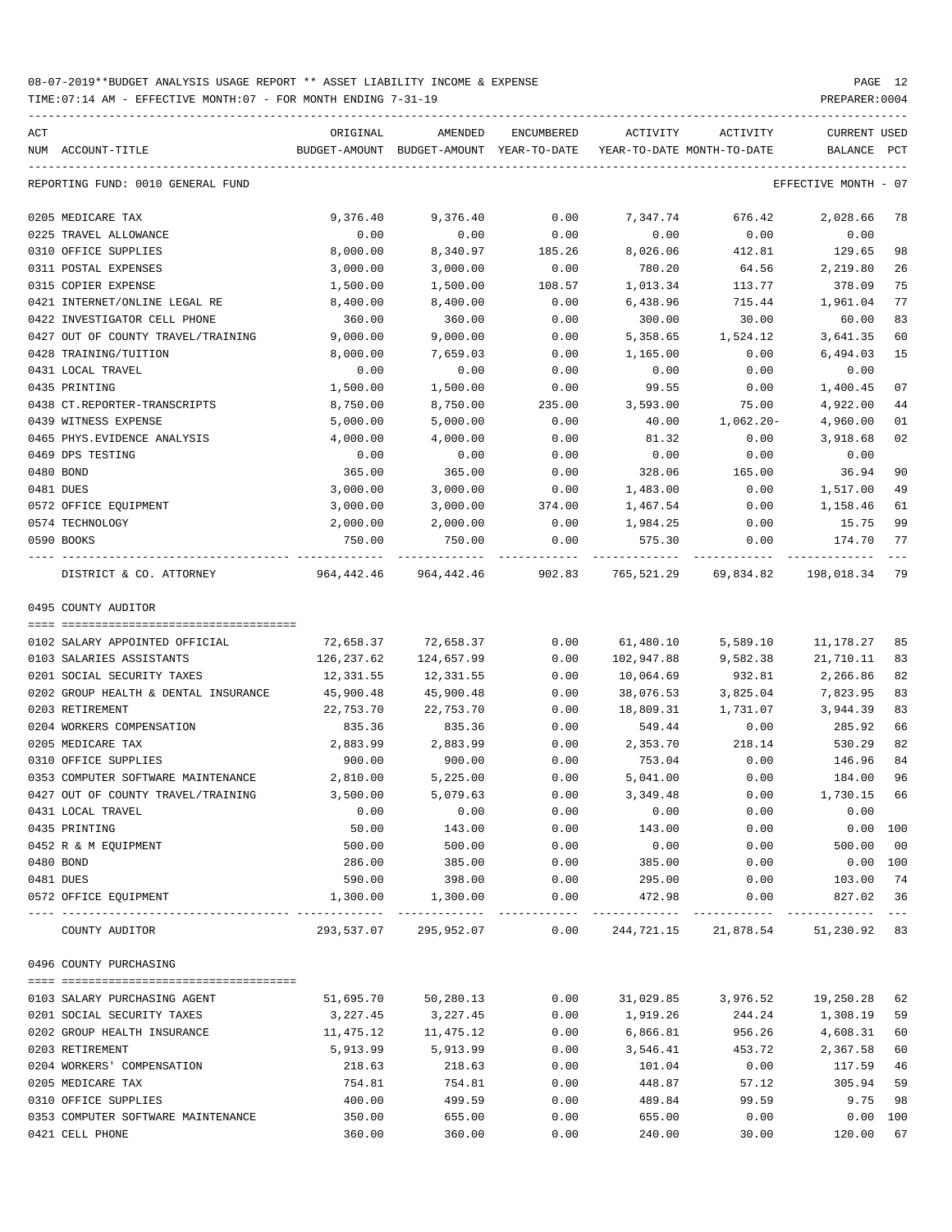08-07-2019**BUDGET ANALYSIS USAGE REPORT ** ASSET LIABILITY INCOME & EXPENSE

TIME:07:14 AM - EFFECTIVE MONTH:07 - FOR MONTH ENDING 7-31-19

REPORTING FUND: 0010 GENERAL FUND — EFFECTIVE MONTH - 07

| ACT NUM | ACCOUNT-TITLE | ORIGINAL BUDGET-AMOUNT | AMENDED BUDGET-AMOUNT | ENCUMBERED YEAR-TO-DATE | ACTIVITY YEAR-TO-DATE | ACTIVITY MONTH-TO-DATE | CURRENT BALANCE | USED PCT |
|---|---|---|---|---|---|---|---|---|
| 0205 | MEDICARE TAX | 9,376.40 | 9,376.40 | 0.00 | 7,347.74 | 676.42 | 2,028.66 | 78 |
| 0225 | TRAVEL ALLOWANCE | 0.00 | 0.00 | 0.00 | 0.00 | 0.00 | 0.00 | |
| 0310 | OFFICE SUPPLIES | 8,000.00 | 8,340.97 | 185.26 | 8,026.06 | 412.81 | 129.65 | 98 |
| 0311 | POSTAL EXPENSES | 3,000.00 | 3,000.00 | 0.00 | 780.20 | 64.56 | 2,219.80 | 26 |
| 0315 | COPIER EXPENSE | 1,500.00 | 1,500.00 | 108.57 | 1,013.34 | 113.77 | 378.09 | 75 |
| 0421 | INTERNET/ONLINE LEGAL RE | 8,400.00 | 8,400.00 | 0.00 | 6,438.96 | 715.44 | 1,961.04 | 77 |
| 0422 | INVESTIGATOR CELL PHONE | 360.00 | 360.00 | 0.00 | 300.00 | 30.00 | 60.00 | 83 |
| 0427 | OUT OF COUNTY TRAVEL/TRAINING | 9,000.00 | 9,000.00 | 0.00 | 5,358.65 | 1,524.12 | 3,641.35 | 60 |
| 0428 | TRAINING/TUITION | 8,000.00 | 7,659.03 | 0.00 | 1,165.00 | 0.00 | 6,494.03 | 15 |
| 0431 | LOCAL TRAVEL | 0.00 | 0.00 | 0.00 | 0.00 | 0.00 | 0.00 | |
| 0435 | PRINTING | 1,500.00 | 1,500.00 | 0.00 | 99.55 | 0.00 | 1,400.45 | 07 |
| 0438 | CT.REPORTER-TRANSCRIPTS | 8,750.00 | 8,750.00 | 235.00 | 3,593.00 | 75.00 | 4,922.00 | 44 |
| 0439 | WITNESS EXPENSE | 5,000.00 | 5,000.00 | 0.00 | 40.00 | 1,062.20- | 4,960.00 | 01 |
| 0465 | PHYS.EVIDENCE ANALYSIS | 4,000.00 | 4,000.00 | 0.00 | 81.32 | 0.00 | 3,918.68 | 02 |
| 0469 | DPS TESTING | 0.00 | 0.00 | 0.00 | 0.00 | 0.00 | 0.00 | |
| 0480 | BOND | 365.00 | 365.00 | 0.00 | 328.06 | 165.00 | 36.94 | 90 |
| 0481 | DUES | 3,000.00 | 3,000.00 | 0.00 | 1,483.00 | 0.00 | 1,517.00 | 49 |
| 0572 | OFFICE EQUIPMENT | 3,000.00 | 3,000.00 | 374.00 | 1,467.54 | 0.00 | 1,158.46 | 61 |
| 0574 | TECHNOLOGY | 2,000.00 | 2,000.00 | 0.00 | 1,984.25 | 0.00 | 15.75 | 99 |
| 0590 | BOOKS | 750.00 | 750.00 | 0.00 | 575.30 | 0.00 | 174.70 | 77 |
| | DISTRICT & CO. ATTORNEY | 964,442.46 | 964,442.46 | 902.83 | 765,521.29 | 69,834.82 | 198,018.34 | 79 |

0495 COUNTY AUDITOR

| ACT NUM | ACCOUNT-TITLE | ORIGINAL BUDGET-AMOUNT | AMENDED BUDGET-AMOUNT | ENCUMBERED YEAR-TO-DATE | ACTIVITY YEAR-TO-DATE | ACTIVITY MONTH-TO-DATE | CURRENT BALANCE | USED PCT |
|---|---|---|---|---|---|---|---|---|
| 0102 | SALARY APPOINTED OFFICIAL | 72,658.37 | 72,658.37 | 0.00 | 61,480.10 | 5,589.10 | 11,178.27 | 85 |
| 0103 | SALARIES ASSISTANTS | 126,237.62 | 124,657.99 | 0.00 | 102,947.88 | 9,582.38 | 21,710.11 | 83 |
| 0201 | SOCIAL SECURITY TAXES | 12,331.55 | 12,331.55 | 0.00 | 10,064.69 | 932.81 | 2,266.86 | 82 |
| 0202 | GROUP HEALTH & DENTAL INSURANCE | 45,900.48 | 45,900.48 | 0.00 | 38,076.53 | 3,825.04 | 7,823.95 | 83 |
| 0203 | RETIREMENT | 22,753.70 | 22,753.70 | 0.00 | 18,809.31 | 1,731.07 | 3,944.39 | 83 |
| 0204 | WORKERS COMPENSATION | 835.36 | 835.36 | 0.00 | 549.44 | 0.00 | 285.92 | 66 |
| 0205 | MEDICARE TAX | 2,883.99 | 2,883.99 | 0.00 | 2,353.70 | 218.14 | 530.29 | 82 |
| 0310 | OFFICE SUPPLIES | 900.00 | 900.00 | 0.00 | 753.04 | 0.00 | 146.96 | 84 |
| 0353 | COMPUTER SOFTWARE MAINTENANCE | 2,810.00 | 5,225.00 | 0.00 | 5,041.00 | 0.00 | 184.00 | 96 |
| 0427 | OUT OF COUNTY TRAVEL/TRAINING | 3,500.00 | 5,079.63 | 0.00 | 3,349.48 | 0.00 | 1,730.15 | 66 |
| 0431 | LOCAL TRAVEL | 0.00 | 0.00 | 0.00 | 0.00 | 0.00 | 0.00 | |
| 0435 | PRINTING | 50.00 | 143.00 | 0.00 | 143.00 | 0.00 | 0.00 | 100 |
| 0452 | R & M EQUIPMENT | 500.00 | 500.00 | 0.00 | 0.00 | 0.00 | 500.00 | 00 |
| 0480 | BOND | 286.00 | 385.00 | 0.00 | 385.00 | 0.00 | 0.00 | 100 |
| 0481 | DUES | 590.00 | 398.00 | 0.00 | 295.00 | 0.00 | 103.00 | 74 |
| 0572 | OFFICE EQUIPMENT | 1,300.00 | 1,300.00 | 0.00 | 472.98 | 0.00 | 827.02 | 36 |
| | COUNTY AUDITOR | 293,537.07 | 295,952.07 | 0.00 | 244,721.15 | 21,878.54 | 51,230.92 | 83 |

0496 COUNTY PURCHASING

| ACT NUM | ACCOUNT-TITLE | ORIGINAL BUDGET-AMOUNT | AMENDED BUDGET-AMOUNT | ENCUMBERED YEAR-TO-DATE | ACTIVITY YEAR-TO-DATE | ACTIVITY MONTH-TO-DATE | CURRENT BALANCE | USED PCT |
|---|---|---|---|---|---|---|---|---|
| 0103 | SALARY PURCHASING AGENT | 51,695.70 | 50,280.13 | 0.00 | 31,029.85 | 3,976.52 | 19,250.28 | 62 |
| 0201 | SOCIAL SECURITY TAXES | 3,227.45 | 3,227.45 | 0.00 | 1,919.26 | 244.24 | 1,308.19 | 59 |
| 0202 | GROUP HEALTH INSURANCE | 11,475.12 | 11,475.12 | 0.00 | 6,866.81 | 956.26 | 4,608.31 | 60 |
| 0203 | RETIREMENT | 5,913.99 | 5,913.99 | 0.00 | 3,546.41 | 453.72 | 2,367.58 | 60 |
| 0204 | WORKERS' COMPENSATION | 218.63 | 218.63 | 0.00 | 101.04 | 0.00 | 117.59 | 46 |
| 0205 | MEDICARE TAX | 754.81 | 754.81 | 0.00 | 448.87 | 57.12 | 305.94 | 59 |
| 0310 | OFFICE SUPPLIES | 400.00 | 499.59 | 0.00 | 489.84 | 99.59 | 9.75 | 98 |
| 0353 | COMPUTER SOFTWARE MAINTENANCE | 350.00 | 655.00 | 0.00 | 655.00 | 0.00 | 0.00 | 100 |
| 0421 | CELL PHONE | 360.00 | 360.00 | 0.00 | 240.00 | 30.00 | 120.00 | 67 |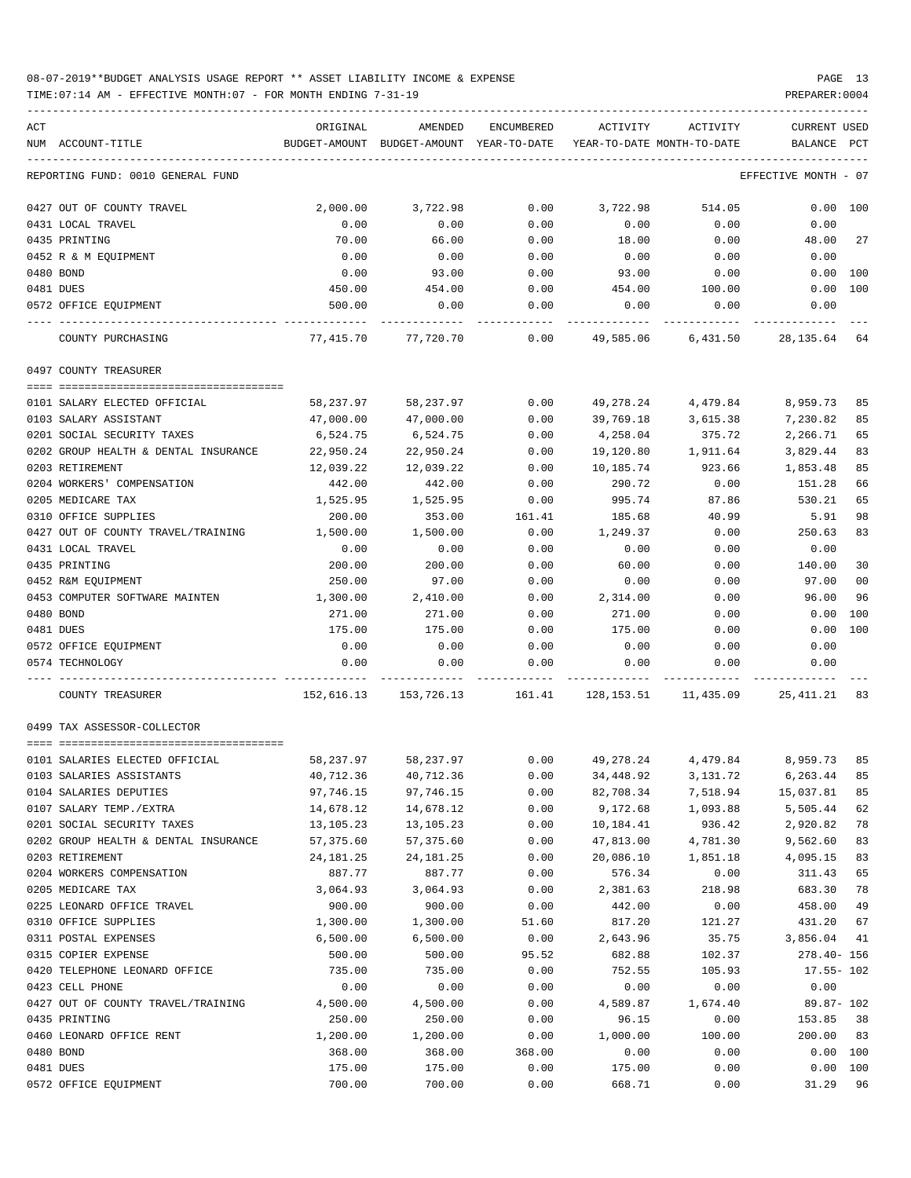08-07-2019**BUDGET ANALYSIS USAGE REPORT ** ASSET LIABILITY INCOME & EXPENSE

TIME:07:14 AM - EFFECTIVE MONTH:07 - FOR MONTH ENDING 7-31-19

PREPARER:0004

| ACT NUM | ACCOUNT-TITLE | ORIGINAL BUDGET-AMOUNT | AMENDED BUDGET-AMOUNT | ENCUMBERED YEAR-TO-DATE | ACTIVITY YEAR-TO-DATE | ACTIVITY MONTH-TO-DATE | CURRENT BALANCE | USED PCT |
|---|---|---|---|---|---|---|---|---|
| | REPORTING FUND: 0010 GENERAL FUND | | | | | | EFFECTIVE MONTH - 07 | |
| 0427 | OUT OF COUNTY TRAVEL | 2,000.00 | 3,722.98 | 0.00 | 3,722.98 | 514.05 | 0.00 | 100 |
| 0431 | LOCAL TRAVEL | 0.00 | 0.00 | 0.00 | 0.00 | 0.00 | 0.00 | |
| 0435 | PRINTING | 70.00 | 66.00 | 0.00 | 18.00 | 0.00 | 48.00 | 27 |
| 0452 | R & M EQUIPMENT | 0.00 | 0.00 | 0.00 | 0.00 | 0.00 | 0.00 | |
| 0480 | BOND | 0.00 | 93.00 | 0.00 | 93.00 | 0.00 | 0.00 | 100 |
| 0481 | DUES | 450.00 | 454.00 | 0.00 | 454.00 | 100.00 | 0.00 | 100 |
| 0572 | OFFICE EQUIPMENT | 500.00 | 0.00 | 0.00 | 0.00 | 0.00 | 0.00 | |
| | COUNTY PURCHASING | 77,415.70 | 77,720.70 | 0.00 | 49,585.06 | 6,431.50 | 28,135.64 | 64 |
| | 0497 COUNTY TREASURER | | | | | | | |
| 0101 | SALARY ELECTED OFFICIAL | 58,237.97 | 58,237.97 | 0.00 | 49,278.24 | 4,479.84 | 8,959.73 | 85 |
| 0103 | SALARY ASSISTANT | 47,000.00 | 47,000.00 | 0.00 | 39,769.18 | 3,615.38 | 7,230.82 | 85 |
| 0201 | SOCIAL SECURITY TAXES | 6,524.75 | 6,524.75 | 0.00 | 4,258.04 | 375.72 | 2,266.71 | 65 |
| 0202 | GROUP HEALTH & DENTAL INSURANCE | 22,950.24 | 22,950.24 | 0.00 | 19,120.80 | 1,911.64 | 3,829.44 | 83 |
| 0203 | RETIREMENT | 12,039.22 | 12,039.22 | 0.00 | 10,185.74 | 923.66 | 1,853.48 | 85 |
| 0204 | WORKERS' COMPENSATION | 442.00 | 442.00 | 0.00 | 290.72 | 0.00 | 151.28 | 66 |
| 0205 | MEDICARE TAX | 1,525.95 | 1,525.95 | 0.00 | 995.74 | 87.86 | 530.21 | 65 |
| 0310 | OFFICE SUPPLIES | 200.00 | 353.00 | 161.41 | 185.68 | 40.99 | 5.91 | 98 |
| 0427 | OUT OF COUNTY TRAVEL/TRAINING | 1,500.00 | 1,500.00 | 0.00 | 1,249.37 | 0.00 | 250.63 | 83 |
| 0431 | LOCAL TRAVEL | 0.00 | 0.00 | 0.00 | 0.00 | 0.00 | 0.00 | |
| 0435 | PRINTING | 200.00 | 200.00 | 0.00 | 60.00 | 0.00 | 140.00 | 30 |
| 0452 | R&M EQUIPMENT | 250.00 | 97.00 | 0.00 | 0.00 | 0.00 | 97.00 | 00 |
| 0453 | COMPUTER SOFTWARE MAINTEN | 1,300.00 | 2,410.00 | 0.00 | 2,314.00 | 0.00 | 96.00 | 96 |
| 0480 | BOND | 271.00 | 271.00 | 0.00 | 271.00 | 0.00 | 0.00 | 100 |
| 0481 | DUES | 175.00 | 175.00 | 0.00 | 175.00 | 0.00 | 0.00 | 100 |
| 0572 | OFFICE EQUIPMENT | 0.00 | 0.00 | 0.00 | 0.00 | 0.00 | 0.00 | |
| 0574 | TECHNOLOGY | 0.00 | 0.00 | 0.00 | 0.00 | 0.00 | 0.00 | |
| | COUNTY TREASURER | 152,616.13 | 153,726.13 | 161.41 | 128,153.51 | 11,435.09 | 25,411.21 | 83 |
| | 0499 TAX ASSESSOR-COLLECTOR | | | | | | | |
| 0101 | SALARIES ELECTED OFFICIAL | 58,237.97 | 58,237.97 | 0.00 | 49,278.24 | 4,479.84 | 8,959.73 | 85 |
| 0103 | SALARIES ASSISTANTS | 40,712.36 | 40,712.36 | 0.00 | 34,448.92 | 3,131.72 | 6,263.44 | 85 |
| 0104 | SALARIES DEPUTIES | 97,746.15 | 97,746.15 | 0.00 | 82,708.34 | 7,518.94 | 15,037.81 | 85 |
| 0107 | SALARY TEMP./EXTRA | 14,678.12 | 14,678.12 | 0.00 | 9,172.68 | 1,093.88 | 5,505.44 | 62 |
| 0201 | SOCIAL SECURITY TAXES | 13,105.23 | 13,105.23 | 0.00 | 10,184.41 | 936.42 | 2,920.82 | 78 |
| 0202 | GROUP HEALTH & DENTAL INSURANCE | 57,375.60 | 57,375.60 | 0.00 | 47,813.00 | 4,781.30 | 9,562.60 | 83 |
| 0203 | RETIREMENT | 24,181.25 | 24,181.25 | 0.00 | 20,086.10 | 1,851.18 | 4,095.15 | 83 |
| 0204 | WORKERS COMPENSATION | 887.77 | 887.77 | 0.00 | 576.34 | 0.00 | 311.43 | 65 |
| 0205 | MEDICARE TAX | 3,064.93 | 3,064.93 | 0.00 | 2,381.63 | 218.98 | 683.30 | 78 |
| 0225 | LEONARD OFFICE TRAVEL | 900.00 | 900.00 | 0.00 | 442.00 | 0.00 | 458.00 | 49 |
| 0310 | OFFICE SUPPLIES | 1,300.00 | 1,300.00 | 51.60 | 817.20 | 121.27 | 431.20 | 67 |
| 0311 | POSTAL EXPENSES | 6,500.00 | 6,500.00 | 0.00 | 2,643.96 | 35.75 | 3,856.04 | 41 |
| 0315 | COPIER EXPENSE | 500.00 | 500.00 | 95.52 | 682.88 | 102.37 | 278.40- | 156 |
| 0420 | TELEPHONE LEONARD OFFICE | 735.00 | 735.00 | 0.00 | 752.55 | 105.93 | 17.55- | 102 |
| 0423 | CELL PHONE | 0.00 | 0.00 | 0.00 | 0.00 | 0.00 | 0.00 | |
| 0427 | OUT OF COUNTY TRAVEL/TRAINING | 4,500.00 | 4,500.00 | 0.00 | 4,589.87 | 1,674.40 | 89.87- | 102 |
| 0435 | PRINTING | 250.00 | 250.00 | 0.00 | 96.15 | 0.00 | 153.85 | 38 |
| 0460 | LEONARD OFFICE RENT | 1,200.00 | 1,200.00 | 0.00 | 1,000.00 | 100.00 | 200.00 | 83 |
| 0480 | BOND | 368.00 | 368.00 | 368.00 | 0.00 | 0.00 | 0.00 | 100 |
| 0481 | DUES | 175.00 | 175.00 | 0.00 | 175.00 | 0.00 | 0.00 | 100 |
| 0572 | OFFICE EQUIPMENT | 700.00 | 700.00 | 0.00 | 668.71 | 0.00 | 31.29 | 96 |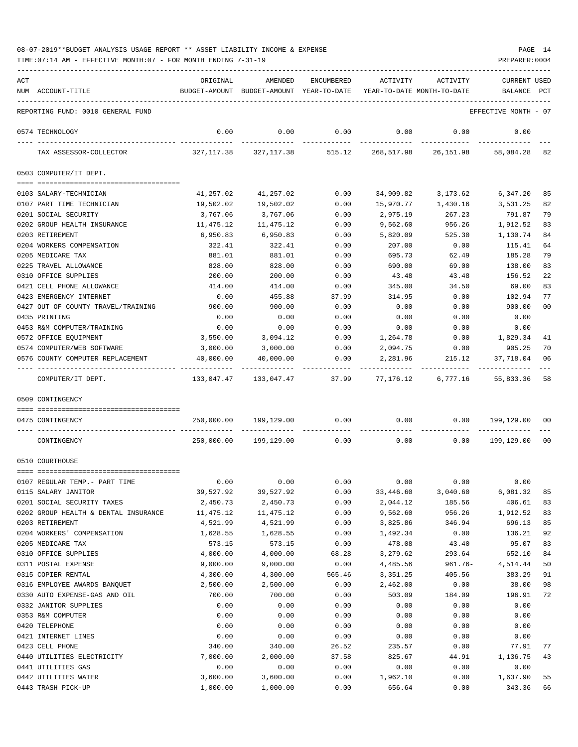08-07-2019**BUDGET ANALYSIS USAGE REPORT ** ASSET LIABILITY INCOME & EXPENSE

TIME:07:14 AM - EFFECTIVE MONTH:07 - FOR MONTH ENDING 7-31-19

PREPARER:0004

REPORTING FUND: 0010 GENERAL FUND — EFFECTIVE MONTH - 07

| ACT NUM | ACCOUNT-TITLE | ORIGINAL BUDGET-AMOUNT | AMENDED BUDGET-AMOUNT | ENCUMBERED YEAR-TO-DATE | ACTIVITY YEAR-TO-DATE | ACTIVITY MONTH-TO-DATE | CURRENT BALANCE | USED PCT |
|---|---|---|---|---|---|---|---|---|
| 0574 | TECHNOLOGY | 0.00 | 0.00 | 0.00 | 0.00 | 0.00 | 0.00 | |
| | TAX ASSESSOR-COLLECTOR | 327,117.38 | 327,117.38 | 515.12 | 268,517.98 | 26,151.98 | 58,084.28 | 82 |
| | **0503 COMPUTER/IT DEPT.** | | | | | | | |
| 0103 | SALARY-TECHNICIAN | 41,257.02 | 41,257.02 | 0.00 | 34,909.82 | 3,173.62 | 6,347.20 | 85 |
| 0107 | PART TIME TECHNICIAN | 19,502.02 | 19,502.02 | 0.00 | 15,970.77 | 1,430.16 | 3,531.25 | 82 |
| 0201 | SOCIAL SECURITY | 3,767.06 | 3,767.06 | 0.00 | 2,975.19 | 267.23 | 791.87 | 79 |
| 0202 | GROUP HEALTH INSURANCE | 11,475.12 | 11,475.12 | 0.00 | 9,562.60 | 956.26 | 1,912.52 | 83 |
| 0203 | RETIREMENT | 6,950.83 | 6,950.83 | 0.00 | 5,820.09 | 525.30 | 1,130.74 | 84 |
| 0204 | WORKERS COMPENSATION | 322.41 | 322.41 | 0.00 | 207.00 | 0.00 | 115.41 | 64 |
| 0205 | MEDICARE TAX | 881.01 | 881.01 | 0.00 | 695.73 | 62.49 | 185.28 | 79 |
| 0225 | TRAVEL ALLOWANCE | 828.00 | 828.00 | 0.00 | 690.00 | 69.00 | 138.00 | 83 |
| 0310 | OFFICE SUPPLIES | 200.00 | 200.00 | 0.00 | 43.48 | 43.48 | 156.52 | 22 |
| 0421 | CELL PHONE ALLOWANCE | 414.00 | 414.00 | 0.00 | 345.00 | 34.50 | 69.00 | 83 |
| 0423 | EMERGENCY INTERNET | 0.00 | 455.88 | 37.99 | 314.95 | 0.00 | 102.94 | 77 |
| 0427 | OUT OF COUNTY TRAVEL/TRAINING | 900.00 | 900.00 | 0.00 | 0.00 | 0.00 | 900.00 | 00 |
| 0435 | PRINTING | 0.00 | 0.00 | 0.00 | 0.00 | 0.00 | 0.00 | |
| 0453 | R&M COMPUTER/TRAINING | 0.00 | 0.00 | 0.00 | 0.00 | 0.00 | 0.00 | |
| 0572 | OFFICE EQUIPMENT | 3,550.00 | 3,094.12 | 0.00 | 1,264.78 | 0.00 | 1,829.34 | 41 |
| 0574 | COMPUTER/WEB SOFTWARE | 3,000.00 | 3,000.00 | 0.00 | 2,094.75 | 0.00 | 905.25 | 70 |
| 0576 | COUNTY COMPUTER REPLACEMENT | 40,000.00 | 40,000.00 | 0.00 | 2,281.96 | 215.12 | 37,718.04 | 06 |
| | COMPUTER/IT DEPT. | 133,047.47 | 133,047.47 | 37.99 | 77,176.12 | 6,777.16 | 55,833.36 | 58 |
| | **0509 CONTINGENCY** | | | | | | | |
| 0475 | CONTINGENCY | 250,000.00 | 199,129.00 | 0.00 | 0.00 | 0.00 | 199,129.00 | 00 |
| | CONTINGENCY | 250,000.00 | 199,129.00 | 0.00 | 0.00 | 0.00 | 199,129.00 | 00 |
| | **0510 COURTHOUSE** | | | | | | | |
| 0107 | REGULAR TEMP.- PART TIME | 0.00 | 0.00 | 0.00 | 0.00 | 0.00 | 0.00 | |
| 0115 | SALARY JANITOR | 39,527.92 | 39,527.92 | 0.00 | 33,446.60 | 3,040.60 | 6,081.32 | 85 |
| 0201 | SOCIAL SECURITY TAXES | 2,450.73 | 2,450.73 | 0.00 | 2,044.12 | 185.56 | 406.61 | 83 |
| 0202 | GROUP HEALTH & DENTAL INSURANCE | 11,475.12 | 11,475.12 | 0.00 | 9,562.60 | 956.26 | 1,912.52 | 83 |
| 0203 | RETIREMENT | 4,521.99 | 4,521.99 | 0.00 | 3,825.86 | 346.94 | 696.13 | 85 |
| 0204 | WORKERS' COMPENSATION | 1,628.55 | 1,628.55 | 0.00 | 1,492.34 | 0.00 | 136.21 | 92 |
| 0205 | MEDICARE TAX | 573.15 | 573.15 | 0.00 | 478.08 | 43.40 | 95.07 | 83 |
| 0310 | OFFICE SUPPLIES | 4,000.00 | 4,000.00 | 68.28 | 3,279.62 | 293.64 | 652.10 | 84 |
| 0311 | POSTAL EXPENSE | 9,000.00 | 9,000.00 | 0.00 | 4,485.56 | 961.76- | 4,514.44 | 50 |
| 0315 | COPIER RENTAL | 4,300.00 | 4,300.00 | 565.46 | 3,351.25 | 405.56 | 383.29 | 91 |
| 0316 | EMPLOYEE AWARDS BANQUET | 2,500.00 | 2,500.00 | 0.00 | 2,462.00 | 0.00 | 38.00 | 98 |
| 0330 | AUTO EXPENSE-GAS AND OIL | 700.00 | 700.00 | 0.00 | 503.09 | 184.09 | 196.91 | 72 |
| 0332 | JANITOR SUPPLIES | 0.00 | 0.00 | 0.00 | 0.00 | 0.00 | 0.00 | |
| 0353 | R&M COMPUTER | 0.00 | 0.00 | 0.00 | 0.00 | 0.00 | 0.00 | |
| 0420 | TELEPHONE | 0.00 | 0.00 | 0.00 | 0.00 | 0.00 | 0.00 | |
| 0421 | INTERNET LINES | 0.00 | 0.00 | 0.00 | 0.00 | 0.00 | 0.00 | |
| 0423 | CELL PHONE | 340.00 | 340.00 | 26.52 | 235.57 | 0.00 | 77.91 | 77 |
| 0440 | UTILITIES ELECTRICITY | 7,000.00 | 2,000.00 | 37.58 | 825.67 | 44.91 | 1,136.75 | 43 |
| 0441 | UTILITIES GAS | 0.00 | 0.00 | 0.00 | 0.00 | 0.00 | 0.00 | |
| 0442 | UTILITIES WATER | 3,600.00 | 3,600.00 | 0.00 | 1,962.10 | 0.00 | 1,637.90 | 55 |
| 0443 | TRASH PICK-UP | 1,000.00 | 1,000.00 | 0.00 | 656.64 | 0.00 | 343.36 | 66 |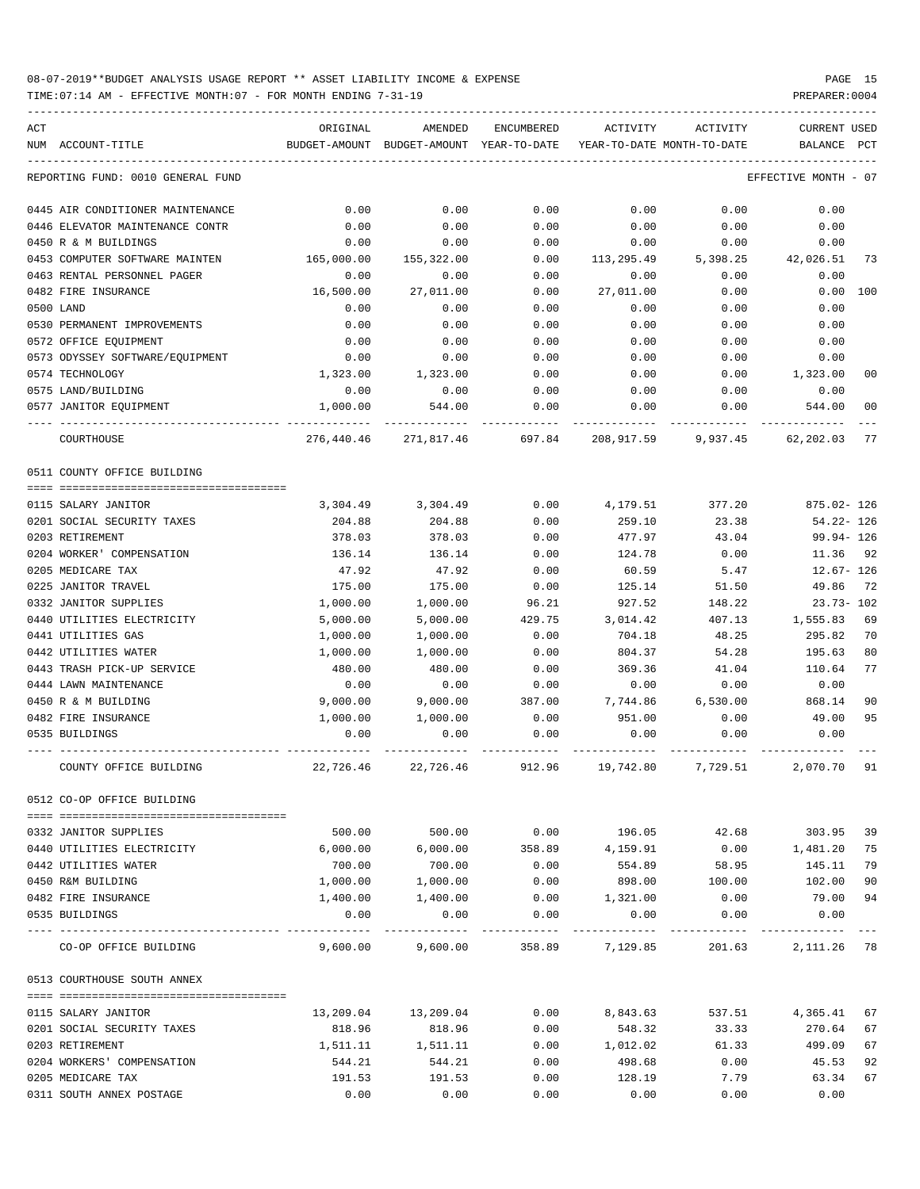08-07-2019**BUDGET ANALYSIS USAGE REPORT ** ASSET LIABILITY INCOME & EXPENSE

TIME:07:14 AM - EFFECTIVE MONTH:07 - FOR MONTH ENDING 7-31-19

PREPARER:0004

| ACT NUM | ACCOUNT-TITLE | ORIGINAL BUDGET-AMOUNT | AMENDED BUDGET-AMOUNT | ENCUMBERED YEAR-TO-DATE | ACTIVITY YEAR-TO-DATE | ACTIVITY MONTH-TO-DATE | CURRENT BALANCE | USED PCT |
|---|---|---|---|---|---|---|---|---|
| | REPORTING FUND: 0010 GENERAL FUND | | | | | | EFFECTIVE MONTH - 07 | |
| 0445 | AIR CONDITIONER MAINTENANCE | 0.00 | 0.00 | 0.00 | 0.00 | 0.00 | 0.00 | |
| 0446 | ELEVATOR MAINTENANCE CONTR | 0.00 | 0.00 | 0.00 | 0.00 | 0.00 | 0.00 | |
| 0450 | R & M BUILDINGS | 0.00 | 0.00 | 0.00 | 0.00 | 0.00 | 0.00 | |
| 0453 | COMPUTER SOFTWARE MAINTEN | 165,000.00 | 155,322.00 | 0.00 | 113,295.49 | 5,398.25 | 42,026.51 | 73 |
| 0463 | RENTAL PERSONNEL PAGER | 0.00 | 0.00 | 0.00 | 0.00 | 0.00 | 0.00 | |
| 0482 | FIRE INSURANCE | 16,500.00 | 27,011.00 | 0.00 | 27,011.00 | 0.00 | 0.00 | 100 |
| 0500 | LAND | 0.00 | 0.00 | 0.00 | 0.00 | 0.00 | 0.00 | |
| 0530 | PERMANENT IMPROVEMENTS | 0.00 | 0.00 | 0.00 | 0.00 | 0.00 | 0.00 | |
| 0572 | OFFICE EQUIPMENT | 0.00 | 0.00 | 0.00 | 0.00 | 0.00 | 0.00 | |
| 0573 | ODYSSEY SOFTWARE/EQUIPMENT | 0.00 | 0.00 | 0.00 | 0.00 | 0.00 | 0.00 | |
| 0574 | TECHNOLOGY | 1,323.00 | 1,323.00 | 0.00 | 0.00 | 0.00 | 1,323.00 | 00 |
| 0575 | LAND/BUILDING | 0.00 | 0.00 | 0.00 | 0.00 | 0.00 | 0.00 | |
| 0577 | JANITOR EQUIPMENT | 1,000.00 | 544.00 | 0.00 | 0.00 | 0.00 | 544.00 | 00 |
| | COURTHOUSE | 276,440.46 | 271,817.46 | 697.84 | 208,917.59 | 9,937.45 | 62,202.03 | 77 |
| | 0511 COUNTY OFFICE BUILDING | | | | | | | |
| 0115 | SALARY JANITOR | 3,304.49 | 3,304.49 | 0.00 | 4,179.51 | 377.20 | 875.02- | 126 |
| 0201 | SOCIAL SECURITY TAXES | 204.88 | 204.88 | 0.00 | 259.10 | 23.38 | 54.22- | 126 |
| 0203 | RETIREMENT | 378.03 | 378.03 | 0.00 | 477.97 | 43.04 | 99.94- | 126 |
| 0204 | WORKER' COMPENSATION | 136.14 | 136.14 | 0.00 | 124.78 | 0.00 | 11.36 | 92 |
| 0205 | MEDICARE TAX | 47.92 | 47.92 | 0.00 | 60.59 | 5.47 | 12.67- | 126 |
| 0225 | JANITOR TRAVEL | 175.00 | 175.00 | 0.00 | 125.14 | 51.50 | 49.86 | 72 |
| 0332 | JANITOR SUPPLIES | 1,000.00 | 1,000.00 | 96.21 | 927.52 | 148.22 | 23.73- | 102 |
| 0440 | UTILITIES ELECTRICITY | 5,000.00 | 5,000.00 | 429.75 | 3,014.42 | 407.13 | 1,555.83 | 69 |
| 0441 | UTILITIES GAS | 1,000.00 | 1,000.00 | 0.00 | 704.18 | 48.25 | 295.82 | 70 |
| 0442 | UTILITIES WATER | 1,000.00 | 1,000.00 | 0.00 | 804.37 | 54.28 | 195.63 | 80 |
| 0443 | TRASH PICK-UP SERVICE | 480.00 | 480.00 | 0.00 | 369.36 | 41.04 | 110.64 | 77 |
| 0444 | LAWN MAINTENANCE | 0.00 | 0.00 | 0.00 | 0.00 | 0.00 | 0.00 | |
| 0450 | R & M BUILDING | 9,000.00 | 9,000.00 | 387.00 | 7,744.86 | 6,530.00 | 868.14 | 90 |
| 0482 | FIRE INSURANCE | 1,000.00 | 1,000.00 | 0.00 | 951.00 | 0.00 | 49.00 | 95 |
| 0535 | BUILDINGS | 0.00 | 0.00 | 0.00 | 0.00 | 0.00 | 0.00 | |
| | COUNTY OFFICE BUILDING | 22,726.46 | 22,726.46 | 912.96 | 19,742.80 | 7,729.51 | 2,070.70 | 91 |
| | 0512 CO-OP OFFICE BUILDING | | | | | | | |
| 0332 | JANITOR SUPPLIES | 500.00 | 500.00 | 0.00 | 196.05 | 42.68 | 303.95 | 39 |
| 0440 | UTILITIES ELECTRICITY | 6,000.00 | 6,000.00 | 358.89 | 4,159.91 | 0.00 | 1,481.20 | 75 |
| 0442 | UTILITIES WATER | 700.00 | 700.00 | 0.00 | 554.89 | 58.95 | 145.11 | 79 |
| 0450 | R&M BUILDING | 1,000.00 | 1,000.00 | 0.00 | 898.00 | 100.00 | 102.00 | 90 |
| 0482 | FIRE INSURANCE | 1,400.00 | 1,400.00 | 0.00 | 1,321.00 | 0.00 | 79.00 | 94 |
| 0535 | BUILDINGS | 0.00 | 0.00 | 0.00 | 0.00 | 0.00 | 0.00 | |
| | CO-OP OFFICE BUILDING | 9,600.00 | 9,600.00 | 358.89 | 7,129.85 | 201.63 | 2,111.26 | 78 |
| | 0513 COURTHOUSE SOUTH ANNEX | | | | | | | |
| 0115 | SALARY JANITOR | 13,209.04 | 13,209.04 | 0.00 | 8,843.63 | 537.51 | 4,365.41 | 67 |
| 0201 | SOCIAL SECURITY TAXES | 818.96 | 818.96 | 0.00 | 548.32 | 33.33 | 270.64 | 67 |
| 0203 | RETIREMENT | 1,511.11 | 1,511.11 | 0.00 | 1,012.02 | 61.33 | 499.09 | 67 |
| 0204 | WORKERS' COMPENSATION | 544.21 | 544.21 | 0.00 | 498.68 | 0.00 | 45.53 | 92 |
| 0205 | MEDICARE TAX | 191.53 | 191.53 | 0.00 | 128.19 | 7.79 | 63.34 | 67 |
| 0311 | SOUTH ANNEX POSTAGE | 0.00 | 0.00 | 0.00 | 0.00 | 0.00 | 0.00 | |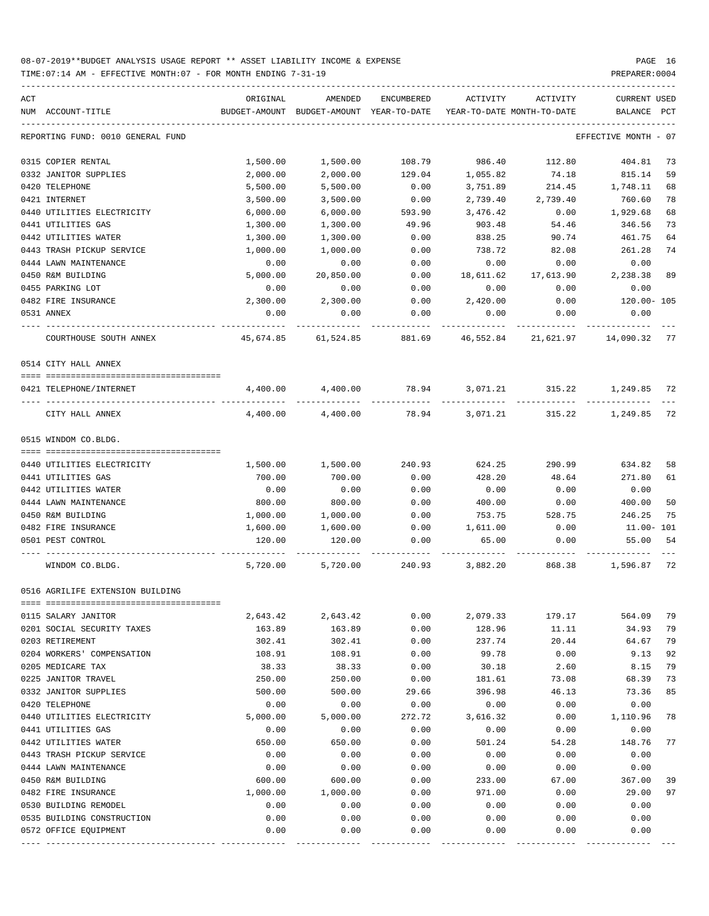08-07-2019**BUDGET ANALYSIS USAGE REPORT ** ASSET LIABILITY INCOME & EXPENSE

TIME:07:14 AM - EFFECTIVE MONTH:07 - FOR MONTH ENDING 7-31-19

PREPARER:0004

REPORTING FUND: 0010 GENERAL FUND — EFFECTIVE MONTH - 07

| ACT NUM | ACCOUNT-TITLE | ORIGINAL BUDGET-AMOUNT | AMENDED BUDGET-AMOUNT | ENCUMBERED YEAR-TO-DATE | ACTIVITY YEAR-TO-DATE | ACTIVITY MONTH-TO-DATE | CURRENT BALANCE | USED PCT |
|---|---|---|---|---|---|---|---|---|
| 0315 | COPIER RENTAL | 1,500.00 | 1,500.00 | 108.79 | 986.40 | 112.80 | 404.81 | 73 |
| 0332 | JANITOR SUPPLIES | 2,000.00 | 2,000.00 | 129.04 | 1,055.82 | 74.18 | 815.14 | 59 |
| 0420 | TELEPHONE | 5,500.00 | 5,500.00 | 0.00 | 3,751.89 | 214.45 | 1,748.11 | 68 |
| 0421 | INTERNET | 3,500.00 | 3,500.00 | 0.00 | 2,739.40 | 2,739.40 | 760.60 | 78 |
| 0440 | UTILITIES ELECTRICITY | 6,000.00 | 6,000.00 | 593.90 | 3,476.42 | 0.00 | 1,929.68 | 68 |
| 0441 | UTILITIES GAS | 1,300.00 | 1,300.00 | 49.96 | 903.48 | 54.46 | 346.56 | 73 |
| 0442 | UTILITIES WATER | 1,300.00 | 1,300.00 | 0.00 | 838.25 | 90.74 | 461.75 | 64 |
| 0443 | TRASH PICKUP SERVICE | 1,000.00 | 1,000.00 | 0.00 | 738.72 | 82.08 | 261.28 | 74 |
| 0444 | LAWN MAINTENANCE | 0.00 | 0.00 | 0.00 | 0.00 | 0.00 | 0.00 | |
| 0450 | R&M BUILDING | 5,000.00 | 20,850.00 | 0.00 | 18,611.62 | 17,613.90 | 2,238.38 | 89 |
| 0455 | PARKING LOT | 0.00 | 0.00 | 0.00 | 0.00 | 0.00 | 0.00 | |
| 0482 | FIRE INSURANCE | 2,300.00 | 2,300.00 | 0.00 | 2,420.00 | 0.00 | 120.00- | 105 |
| 0531 | ANNEX | 0.00 | 0.00 | 0.00 | 0.00 | 0.00 | 0.00 | |
| | COURTHOUSE SOUTH ANNEX | 45,674.85 | 61,524.85 | 881.69 | 46,552.84 | 21,621.97 | 14,090.32 | 77 |
| | **0514 CITY HALL ANNEX** | | | | | | | |
| 0421 | TELEPHONE/INTERNET | 4,400.00 | 4,400.00 | 78.94 | 3,071.21 | 315.22 | 1,249.85 | 72 |
| | CITY HALL ANNEX | 4,400.00 | 4,400.00 | 78.94 | 3,071.21 | 315.22 | 1,249.85 | 72 |
| | **0515 WINDOM CO.BLDG.** | | | | | | | |
| 0440 | UTILITIES ELECTRICITY | 1,500.00 | 1,500.00 | 240.93 | 624.25 | 290.99 | 634.82 | 58 |
| 0441 | UTILITIES GAS | 700.00 | 700.00 | 0.00 | 428.20 | 48.64 | 271.80 | 61 |
| 0442 | UTILITIES WATER | 0.00 | 0.00 | 0.00 | 0.00 | 0.00 | 0.00 | |
| 0444 | LAWN MAINTENANCE | 800.00 | 800.00 | 0.00 | 400.00 | 0.00 | 400.00 | 50 |
| 0450 | R&M BUILDING | 1,000.00 | 1,000.00 | 0.00 | 753.75 | 528.75 | 246.25 | 75 |
| 0482 | FIRE INSURANCE | 1,600.00 | 1,600.00 | 0.00 | 1,611.00 | 0.00 | 11.00- | 101 |
| 0501 | PEST CONTROL | 120.00 | 120.00 | 0.00 | 65.00 | 0.00 | 55.00 | 54 |
| | WINDOM CO.BLDG. | 5,720.00 | 5,720.00 | 240.93 | 3,882.20 | 868.38 | 1,596.87 | 72 |
| | **0516 AGRILIFE EXTENSION BUILDING** | | | | | | | |
| 0115 | SALARY JANITOR | 2,643.42 | 2,643.42 | 0.00 | 2,079.33 | 179.17 | 564.09 | 79 |
| 0201 | SOCIAL SECURITY TAXES | 163.89 | 163.89 | 0.00 | 128.96 | 11.11 | 34.93 | 79 |
| 0203 | RETIREMENT | 302.41 | 302.41 | 0.00 | 237.74 | 20.44 | 64.67 | 79 |
| 0204 | WORKERS' COMPENSATION | 108.91 | 108.91 | 0.00 | 99.78 | 0.00 | 9.13 | 92 |
| 0205 | MEDICARE TAX | 38.33 | 38.33 | 0.00 | 30.18 | 2.60 | 8.15 | 79 |
| 0225 | JANITOR TRAVEL | 250.00 | 250.00 | 0.00 | 181.61 | 73.08 | 68.39 | 73 |
| 0332 | JANITOR SUPPLIES | 500.00 | 500.00 | 29.66 | 396.98 | 46.13 | 73.36 | 85 |
| 0420 | TELEPHONE | 0.00 | 0.00 | 0.00 | 0.00 | 0.00 | 0.00 | |
| 0440 | UTILITIES ELECTRICITY | 5,000.00 | 5,000.00 | 272.72 | 3,616.32 | 0.00 | 1,110.96 | 78 |
| 0441 | UTILITIES GAS | 0.00 | 0.00 | 0.00 | 0.00 | 0.00 | 0.00 | |
| 0442 | UTILITIES WATER | 650.00 | 650.00 | 0.00 | 501.24 | 54.28 | 148.76 | 77 |
| 0443 | TRASH PICKUP SERVICE | 0.00 | 0.00 | 0.00 | 0.00 | 0.00 | 0.00 | |
| 0444 | LAWN MAINTENANCE | 0.00 | 0.00 | 0.00 | 0.00 | 0.00 | 0.00 | |
| 0450 | R&M BUILDING | 600.00 | 600.00 | 0.00 | 233.00 | 67.00 | 367.00 | 39 |
| 0482 | FIRE INSURANCE | 1,000.00 | 1,000.00 | 0.00 | 971.00 | 0.00 | 29.00 | 97 |
| 0530 | BUILDING REMODEL | 0.00 | 0.00 | 0.00 | 0.00 | 0.00 | 0.00 | |
| 0535 | BUILDING CONSTRUCTION | 0.00 | 0.00 | 0.00 | 0.00 | 0.00 | 0.00 | |
| 0572 | OFFICE EQUIPMENT | 0.00 | 0.00 | 0.00 | 0.00 | 0.00 | 0.00 | |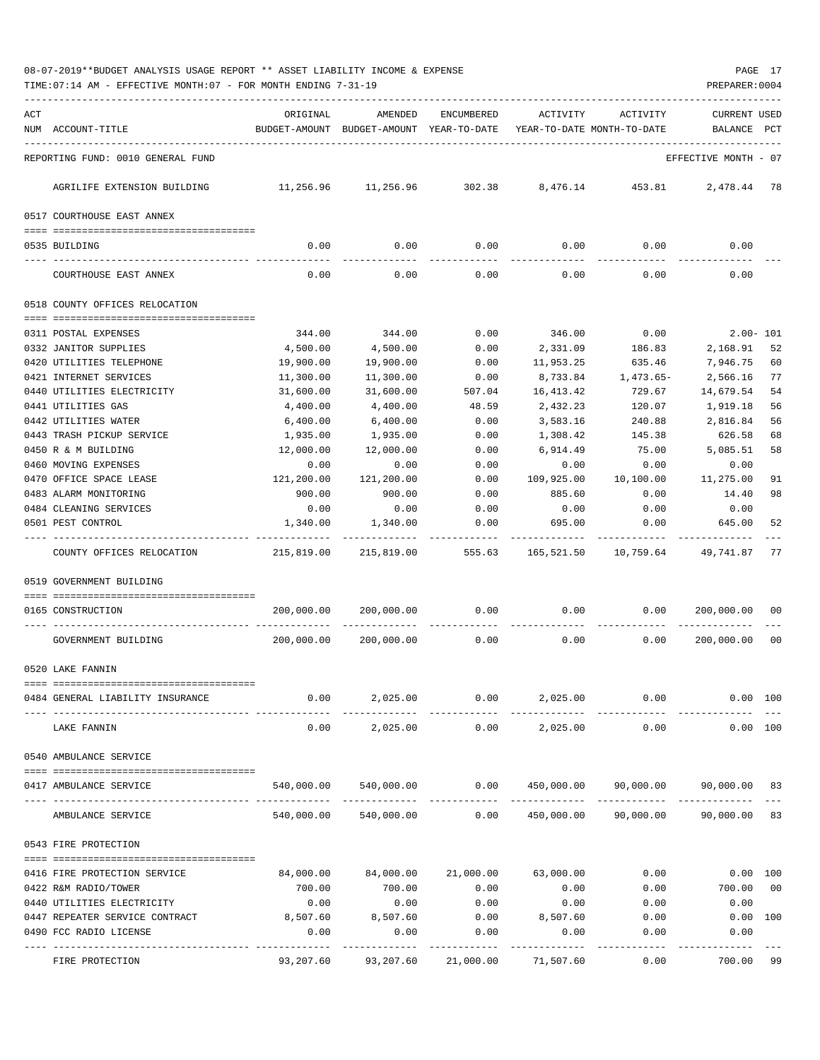08-07-2019**BUDGET ANALYSIS USAGE REPORT ** ASSET LIABILITY INCOME & EXPENSE

TIME:07:14 AM - EFFECTIVE MONTH:07 - FOR MONTH ENDING 7-31-19

PREPARER:0004

| ACT NUM | ACCOUNT-TITLE | ORIGINAL BUDGET-AMOUNT | AMENDED BUDGET-AMOUNT | ENCUMBERED YEAR-TO-DATE | ACTIVITY YEAR-TO-DATE | ACTIVITY MONTH-TO-DATE | CURRENT USED BALANCE | PCT |
|---|---|---|---|---|---|---|---|---|
| | REPORTING FUND: 0010 GENERAL FUND | | | | | | EFFECTIVE MONTH - 07 | |
| | AGRILIFE EXTENSION BUILDING | 11,256.96 | 11,256.96 | 302.38 | 8,476.14 | 453.81 | 2,478.44 | 78 |
| | **0517 COURTHOUSE EAST ANNEX** | | | | | | | |
| 0535 | BUILDING | 0.00 | 0.00 | 0.00 | 0.00 | 0.00 | 0.00 | |
| | COURTHOUSE EAST ANNEX | 0.00 | 0.00 | 0.00 | 0.00 | 0.00 | 0.00 | |
| | **0518 COUNTY OFFICES RELOCATION** | | | | | | | |
| 0311 | POSTAL EXPENSES | 344.00 | 344.00 | 0.00 | 346.00 | 0.00 | 2.00- | 101 |
| 0332 | JANITOR SUPPLIES | 4,500.00 | 4,500.00 | 0.00 | 2,331.09 | 186.83 | 2,168.91 | 52 |
| 0420 | UTILITIES TELEPHONE | 19,900.00 | 19,900.00 | 0.00 | 11,953.25 | 635.46 | 7,946.75 | 60 |
| 0421 | INTERNET SERVICES | 11,300.00 | 11,300.00 | 0.00 | 8,733.84 | 1,473.65- | 2,566.16 | 77 |
| 0440 | UTILITIES ELECTRICITY | 31,600.00 | 31,600.00 | 507.04 | 16,413.42 | 729.67 | 14,679.54 | 54 |
| 0441 | UTILITIES GAS | 4,400.00 | 4,400.00 | 48.59 | 2,432.23 | 120.07 | 1,919.18 | 56 |
| 0442 | UTILITIES WATER | 6,400.00 | 6,400.00 | 0.00 | 3,583.16 | 240.88 | 2,816.84 | 56 |
| 0443 | TRASH PICKUP SERVICE | 1,935.00 | 1,935.00 | 0.00 | 1,308.42 | 145.38 | 626.58 | 68 |
| 0450 | R & M BUILDING | 12,000.00 | 12,000.00 | 0.00 | 6,914.49 | 75.00 | 5,085.51 | 58 |
| 0460 | MOVING EXPENSES | 0.00 | 0.00 | 0.00 | 0.00 | 0.00 | 0.00 | |
| 0470 | OFFICE SPACE LEASE | 121,200.00 | 121,200.00 | 0.00 | 109,925.00 | 10,100.00 | 11,275.00 | 91 |
| 0483 | ALARM MONITORING | 900.00 | 900.00 | 0.00 | 885.60 | 0.00 | 14.40 | 98 |
| 0484 | CLEANING SERVICES | 0.00 | 0.00 | 0.00 | 0.00 | 0.00 | 0.00 | |
| 0501 | PEST CONTROL | 1,340.00 | 1,340.00 | 0.00 | 695.00 | 0.00 | 645.00 | 52 |
| | COUNTY OFFICES RELOCATION | 215,819.00 | 215,819.00 | 555.63 | 165,521.50 | 10,759.64 | 49,741.87 | 77 |
| | **0519 GOVERNMENT BUILDING** | | | | | | | |
| 0165 | CONSTRUCTION | 200,000.00 | 200,000.00 | 0.00 | 0.00 | 0.00 | 200,000.00 | 00 |
| | GOVERNMENT BUILDING | 200,000.00 | 200,000.00 | 0.00 | 0.00 | 0.00 | 200,000.00 | 00 |
| | **0520 LAKE FANNIN** | | | | | | | |
| 0484 | GENERAL LIABILITY INSURANCE | 0.00 | 2,025.00 | 0.00 | 2,025.00 | 0.00 | 0.00 | 100 |
| | LAKE FANNIN | 0.00 | 2,025.00 | 0.00 | 2,025.00 | 0.00 | 0.00 | 100 |
| | **0540 AMBULANCE SERVICE** | | | | | | | |
| 0417 | AMBULANCE SERVICE | 540,000.00 | 540,000.00 | 0.00 | 450,000.00 | 90,000.00 | 90,000.00 | 83 |
| | AMBULANCE SERVICE | 540,000.00 | 540,000.00 | 0.00 | 450,000.00 | 90,000.00 | 90,000.00 | 83 |
| | **0543 FIRE PROTECTION** | | | | | | | |
| 0416 | FIRE PROTECTION SERVICE | 84,000.00 | 84,000.00 | 21,000.00 | 63,000.00 | 0.00 | 0.00 | 100 |
| 0422 | R&M RADIO/TOWER | 700.00 | 700.00 | 0.00 | 0.00 | 0.00 | 700.00 | 00 |
| 0440 | UTILITIES ELECTRICITY | 0.00 | 0.00 | 0.00 | 0.00 | 0.00 | 0.00 | |
| 0447 | REPEATER SERVICE CONTRACT | 8,507.60 | 8,507.60 | 0.00 | 8,507.60 | 0.00 | 0.00 | 100 |
| 0490 | FCC RADIO LICENSE | 0.00 | 0.00 | 0.00 | 0.00 | 0.00 | 0.00 | |
| | FIRE PROTECTION | 93,207.60 | 93,207.60 | 21,000.00 | 71,507.60 | 0.00 | 700.00 | 99 |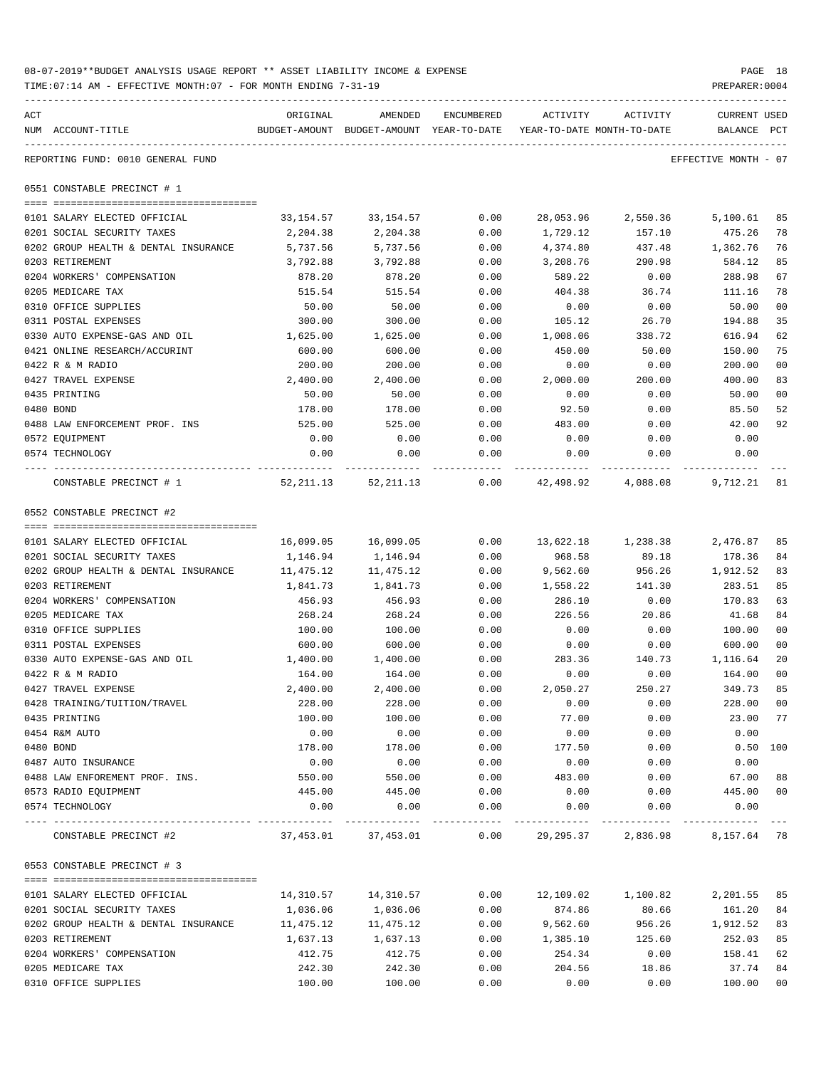08-07-2019**BUDGET ANALYSIS USAGE REPORT ** ASSET LIABILITY INCOME & EXPENSE

TIME:07:14 AM - EFFECTIVE MONTH:07 - FOR MONTH ENDING 7-31-19

REPORTING FUND: 0010 GENERAL FUND — EFFECTIVE MONTH - 07

## 0551 CONSTABLE PRECINCT # 1

| ACT NUM | ACCOUNT-TITLE | ORIGINAL BUDGET-AMOUNT | AMENDED BUDGET-AMOUNT | ENCUMBERED YEAR-TO-DATE | ACTIVITY YEAR-TO-DATE | ACTIVITY MONTH-TO-DATE | CURRENT BALANCE | USED PCT |
|---|---|---|---|---|---|---|---|---|
| 0101 | SALARY ELECTED OFFICIAL | 33,154.57 | 33,154.57 | 0.00 | 28,053.96 | 2,550.36 | 5,100.61 | 85 |
| 0201 | SOCIAL SECURITY TAXES | 2,204.38 | 2,204.38 | 0.00 | 1,729.12 | 157.10 | 475.26 | 78 |
| 0202 | GROUP HEALTH & DENTAL INSURANCE | 5,737.56 | 5,737.56 | 0.00 | 4,374.80 | 437.48 | 1,362.76 | 76 |
| 0203 | RETIREMENT | 3,792.88 | 3,792.88 | 0.00 | 3,208.76 | 290.98 | 584.12 | 85 |
| 0204 | WORKERS' COMPENSATION | 878.20 | 878.20 | 0.00 | 589.22 | 0.00 | 288.98 | 67 |
| 0205 | MEDICARE TAX | 515.54 | 515.54 | 0.00 | 404.38 | 36.74 | 111.16 | 78 |
| 0310 | OFFICE SUPPLIES | 50.00 | 50.00 | 0.00 | 0.00 | 0.00 | 50.00 | 00 |
| 0311 | POSTAL EXPENSES | 300.00 | 300.00 | 0.00 | 105.12 | 26.70 | 194.88 | 35 |
| 0330 | AUTO EXPENSE-GAS AND OIL | 1,625.00 | 1,625.00 | 0.00 | 1,008.06 | 338.72 | 616.94 | 62 |
| 0421 | ONLINE RESEARCH/ACCURINT | 600.00 | 600.00 | 0.00 | 450.00 | 50.00 | 150.00 | 75 |
| 0422 | R & M RADIO | 200.00 | 200.00 | 0.00 | 0.00 | 0.00 | 200.00 | 00 |
| 0427 | TRAVEL EXPENSE | 2,400.00 | 2,400.00 | 0.00 | 2,000.00 | 200.00 | 400.00 | 83 |
| 0435 | PRINTING | 50.00 | 50.00 | 0.00 | 0.00 | 0.00 | 50.00 | 00 |
| 0480 | BOND | 178.00 | 178.00 | 0.00 | 92.50 | 0.00 | 85.50 | 52 |
| 0488 | LAW ENFORCEMENT PROF. INS | 525.00 | 525.00 | 0.00 | 483.00 | 0.00 | 42.00 | 92 |
| 0572 | EQUIPMENT | 0.00 | 0.00 | 0.00 | 0.00 | 0.00 | 0.00 | |
| 0574 | TECHNOLOGY | 0.00 | 0.00 | 0.00 | 0.00 | 0.00 | 0.00 | |
| | CONSTABLE PRECINCT # 1 | 52,211.13 | 52,211.13 | 0.00 | 42,498.92 | 4,088.08 | 9,712.21 | 81 |

## 0552 CONSTABLE PRECINCT #2

| ACT NUM | ACCOUNT-TITLE | ORIGINAL BUDGET-AMOUNT | AMENDED BUDGET-AMOUNT | ENCUMBERED YEAR-TO-DATE | ACTIVITY YEAR-TO-DATE | ACTIVITY MONTH-TO-DATE | CURRENT BALANCE | USED PCT |
|---|---|---|---|---|---|---|---|---|
| 0101 | SALARY ELECTED OFFICIAL | 16,099.05 | 16,099.05 | 0.00 | 13,622.18 | 1,238.38 | 2,476.87 | 85 |
| 0201 | SOCIAL SECURITY TAXES | 1,146.94 | 1,146.94 | 0.00 | 968.58 | 89.18 | 178.36 | 84 |
| 0202 | GROUP HEALTH & DENTAL INSURANCE | 11,475.12 | 11,475.12 | 0.00 | 9,562.60 | 956.26 | 1,912.52 | 83 |
| 0203 | RETIREMENT | 1,841.73 | 1,841.73 | 0.00 | 1,558.22 | 141.30 | 283.51 | 85 |
| 0204 | WORKERS' COMPENSATION | 456.93 | 456.93 | 0.00 | 286.10 | 0.00 | 170.83 | 63 |
| 0205 | MEDICARE TAX | 268.24 | 268.24 | 0.00 | 226.56 | 20.86 | 41.68 | 84 |
| 0310 | OFFICE SUPPLIES | 100.00 | 100.00 | 0.00 | 0.00 | 0.00 | 100.00 | 00 |
| 0311 | POSTAL EXPENSES | 600.00 | 600.00 | 0.00 | 0.00 | 0.00 | 600.00 | 00 |
| 0330 | AUTO EXPENSE-GAS AND OIL | 1,400.00 | 1,400.00 | 0.00 | 283.36 | 140.73 | 1,116.64 | 20 |
| 0422 | R & M RADIO | 164.00 | 164.00 | 0.00 | 0.00 | 0.00 | 164.00 | 00 |
| 0427 | TRAVEL EXPENSE | 2,400.00 | 2,400.00 | 0.00 | 2,050.27 | 250.27 | 349.73 | 85 |
| 0428 | TRAINING/TUITION/TRAVEL | 228.00 | 228.00 | 0.00 | 0.00 | 0.00 | 228.00 | 00 |
| 0435 | PRINTING | 100.00 | 100.00 | 0.00 | 77.00 | 0.00 | 23.00 | 77 |
| 0454 | R&M AUTO | 0.00 | 0.00 | 0.00 | 0.00 | 0.00 | 0.00 | |
| 0480 | BOND | 178.00 | 178.00 | 0.00 | 177.50 | 0.00 | 0.50 | 100 |
| 0487 | AUTO INSURANCE | 0.00 | 0.00 | 0.00 | 0.00 | 0.00 | 0.00 | |
| 0488 | LAW ENFOREMENT PROF. INS. | 550.00 | 550.00 | 0.00 | 483.00 | 0.00 | 67.00 | 88 |
| 0573 | RADIO EQUIPMENT | 445.00 | 445.00 | 0.00 | 0.00 | 0.00 | 445.00 | 00 |
| 0574 | TECHNOLOGY | 0.00 | 0.00 | 0.00 | 0.00 | 0.00 | 0.00 | |
| | CONSTABLE PRECINCT #2 | 37,453.01 | 37,453.01 | 0.00 | 29,295.37 | 2,836.98 | 8,157.64 | 78 |

## 0553 CONSTABLE PRECINCT # 3

| ACT NUM | ACCOUNT-TITLE | ORIGINAL BUDGET-AMOUNT | AMENDED BUDGET-AMOUNT | ENCUMBERED YEAR-TO-DATE | ACTIVITY YEAR-TO-DATE | ACTIVITY MONTH-TO-DATE | CURRENT BALANCE | USED PCT |
|---|---|---|---|---|---|---|---|---|
| 0101 | SALARY ELECTED OFFICIAL | 14,310.57 | 14,310.57 | 0.00 | 12,109.02 | 1,100.82 | 2,201.55 | 85 |
| 0201 | SOCIAL SECURITY TAXES | 1,036.06 | 1,036.06 | 0.00 | 874.86 | 80.66 | 161.20 | 84 |
| 0202 | GROUP HEALTH & DENTAL INSURANCE | 11,475.12 | 11,475.12 | 0.00 | 9,562.60 | 956.26 | 1,912.52 | 83 |
| 0203 | RETIREMENT | 1,637.13 | 1,637.13 | 0.00 | 1,385.10 | 125.60 | 252.03 | 85 |
| 0204 | WORKERS' COMPENSATION | 412.75 | 412.75 | 0.00 | 254.34 | 0.00 | 158.41 | 62 |
| 0205 | MEDICARE TAX | 242.30 | 242.30 | 0.00 | 204.56 | 18.86 | 37.74 | 84 |
| 0310 | OFFICE SUPPLIES | 100.00 | 100.00 | 0.00 | 0.00 | 0.00 | 100.00 | 00 |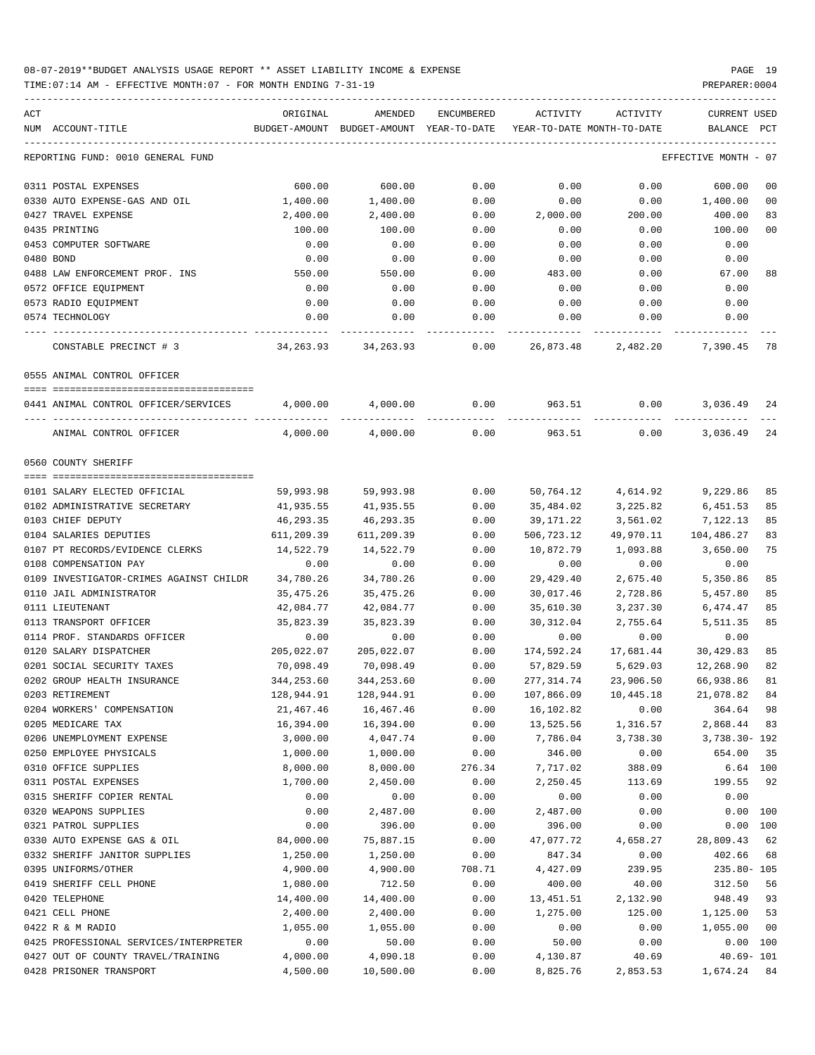08-07-2019**BUDGET ANALYSIS USAGE REPORT ** ASSET LIABILITY INCOME & EXPENSE

TIME:07:14 AM - EFFECTIVE MONTH:07 - FOR MONTH ENDING 7-31-19

REPORTING FUND: 0010 GENERAL FUND — EFFECTIVE MONTH - 07

| ACT NUM | ACCOUNT-TITLE | ORIGINAL BUDGET-AMOUNT | AMENDED BUDGET-AMOUNT | ENCUMBERED YEAR-TO-DATE | ACTIVITY YEAR-TO-DATE | ACTIVITY MONTH-TO-DATE | CURRENT BALANCE | USED PCT |
|---|---|---|---|---|---|---|---|---|
| 0311 | POSTAL EXPENSES | 600.00 | 600.00 | 0.00 | 0.00 | 0.00 | 600.00 | 00 |
| 0330 | AUTO EXPENSE-GAS AND OIL | 1,400.00 | 1,400.00 | 0.00 | 0.00 | 0.00 | 1,400.00 | 00 |
| 0427 | TRAVEL EXPENSE | 2,400.00 | 2,400.00 | 0.00 | 2,000.00 | 200.00 | 400.00 | 83 |
| 0435 | PRINTING | 100.00 | 100.00 | 0.00 | 0.00 | 0.00 | 100.00 | 00 |
| 0453 | COMPUTER SOFTWARE | 0.00 | 0.00 | 0.00 | 0.00 | 0.00 | 0.00 | |
| 0480 | BOND | 0.00 | 0.00 | 0.00 | 0.00 | 0.00 | 0.00 | |
| 0488 | LAW ENFORCEMENT PROF. INS | 550.00 | 550.00 | 0.00 | 483.00 | 0.00 | 67.00 | 88 |
| 0572 | OFFICE EQUIPMENT | 0.00 | 0.00 | 0.00 | 0.00 | 0.00 | 0.00 | |
| 0573 | RADIO EQUIPMENT | 0.00 | 0.00 | 0.00 | 0.00 | 0.00 | 0.00 | |
| 0574 | TECHNOLOGY | 0.00 | 0.00 | 0.00 | 0.00 | 0.00 | 0.00 | |
| | CONSTABLE PRECINCT # 3 | 34,263.93 | 34,263.93 | 0.00 | 26,873.48 | 2,482.20 | 7,390.45 | 78 |
| | **0555 ANIMAL CONTROL OFFICER** | | | | | | | |
| 0441 | ANIMAL CONTROL OFFICER/SERVICES | 4,000.00 | 4,000.00 | 0.00 | 963.51 | 0.00 | 3,036.49 | 24 |
| | ANIMAL CONTROL OFFICER | 4,000.00 | 4,000.00 | 0.00 | 963.51 | 0.00 | 3,036.49 | 24 |
| | **0560 COUNTY SHERIFF** | | | | | | | |
| 0101 | SALARY ELECTED OFFICIAL | 59,993.98 | 59,993.98 | 0.00 | 50,764.12 | 4,614.92 | 9,229.86 | 85 |
| 0102 | ADMINISTRATIVE SECRETARY | 41,935.55 | 41,935.55 | 0.00 | 35,484.02 | 3,225.82 | 6,451.53 | 85 |
| 0103 | CHIEF DEPUTY | 46,293.35 | 46,293.35 | 0.00 | 39,171.22 | 3,561.02 | 7,122.13 | 85 |
| 0104 | SALARIES DEPUTIES | 611,209.39 | 611,209.39 | 0.00 | 506,723.12 | 49,970.11 | 104,486.27 | 83 |
| 0107 | PT RECORDS/EVIDENCE CLERKS | 14,522.79 | 14,522.79 | 0.00 | 10,872.79 | 1,093.88 | 3,650.00 | 75 |
| 0108 | COMPENSATION PAY | 0.00 | 0.00 | 0.00 | 0.00 | 0.00 | 0.00 | |
| 0109 | INVESTIGATOR-CRIMES AGAINST CHILDR | 34,780.26 | 34,780.26 | 0.00 | 29,429.40 | 2,675.40 | 5,350.86 | 85 |
| 0110 | JAIL ADMINISTRATOR | 35,475.26 | 35,475.26 | 0.00 | 30,017.46 | 2,728.86 | 5,457.80 | 85 |
| 0111 | LIEUTENANT | 42,084.77 | 42,084.77 | 0.00 | 35,610.30 | 3,237.30 | 6,474.47 | 85 |
| 0113 | TRANSPORT OFFICER | 35,823.39 | 35,823.39 | 0.00 | 30,312.04 | 2,755.64 | 5,511.35 | 85 |
| 0114 | PROF. STANDARDS OFFICER | 0.00 | 0.00 | 0.00 | 0.00 | 0.00 | 0.00 | |
| 0120 | SALARY DISPATCHER | 205,022.07 | 205,022.07 | 0.00 | 174,592.24 | 17,681.44 | 30,429.83 | 85 |
| 0201 | SOCIAL SECURITY TAXES | 70,098.49 | 70,098.49 | 0.00 | 57,829.59 | 5,629.03 | 12,268.90 | 82 |
| 0202 | GROUP HEALTH INSURANCE | 344,253.60 | 344,253.60 | 0.00 | 277,314.74 | 23,906.50 | 66,938.86 | 81 |
| 0203 | RETIREMENT | 128,944.91 | 128,944.91 | 0.00 | 107,866.09 | 10,445.18 | 21,078.82 | 84 |
| 0204 | WORKERS' COMPENSATION | 21,467.46 | 16,467.46 | 0.00 | 16,102.82 | 0.00 | 364.64 | 98 |
| 0205 | MEDICARE TAX | 16,394.00 | 16,394.00 | 0.00 | 13,525.56 | 1,316.57 | 2,868.44 | 83 |
| 0206 | UNEMPLOYMENT EXPENSE | 3,000.00 | 4,047.74 | 0.00 | 7,786.04 | 3,738.30 | 3,738.30- | 192 |
| 0250 | EMPLOYEE PHYSICALS | 1,000.00 | 1,000.00 | 0.00 | 346.00 | 0.00 | 654.00 | 35 |
| 0310 | OFFICE SUPPLIES | 8,000.00 | 8,000.00 | 276.34 | 7,717.02 | 388.09 | 6.64 | 100 |
| 0311 | POSTAL EXPENSES | 1,700.00 | 2,450.00 | 0.00 | 2,250.45 | 113.69 | 199.55 | 92 |
| 0315 | SHERIFF COPIER RENTAL | 0.00 | 0.00 | 0.00 | 0.00 | 0.00 | 0.00 | |
| 0320 | WEAPONS SUPPLIES | 0.00 | 2,487.00 | 0.00 | 2,487.00 | 0.00 | 0.00 | 100 |
| 0321 | PATROL SUPPLIES | 0.00 | 396.00 | 0.00 | 396.00 | 0.00 | 0.00 | 100 |
| 0330 | AUTO EXPENSE GAS & OIL | 84,000.00 | 75,887.15 | 0.00 | 47,077.72 | 4,658.27 | 28,809.43 | 62 |
| 0332 | SHERIFF JANITOR SUPPLIES | 1,250.00 | 1,250.00 | 0.00 | 847.34 | 0.00 | 402.66 | 68 |
| 0395 | UNIFORMS/OTHER | 4,900.00 | 4,900.00 | 708.71 | 4,427.09 | 239.95 | 235.80- | 105 |
| 0419 | SHERIFF CELL PHONE | 1,080.00 | 712.50 | 0.00 | 400.00 | 40.00 | 312.50 | 56 |
| 0420 | TELEPHONE | 14,400.00 | 14,400.00 | 0.00 | 13,451.51 | 2,132.90 | 948.49 | 93 |
| 0421 | CELL PHONE | 2,400.00 | 2,400.00 | 0.00 | 1,275.00 | 125.00 | 1,125.00 | 53 |
| 0422 | R & M RADIO | 1,055.00 | 1,055.00 | 0.00 | 0.00 | 0.00 | 1,055.00 | 00 |
| 0425 | PROFESSIONAL SERVICES/INTERPRETER | 0.00 | 50.00 | 0.00 | 50.00 | 0.00 | 0.00 | 100 |
| 0427 | OUT OF COUNTY TRAVEL/TRAINING | 4,000.00 | 4,090.18 | 0.00 | 4,130.87 | 40.69 | 40.69- | 101 |
| 0428 | PRISONER TRANSPORT | 4,500.00 | 10,500.00 | 0.00 | 8,825.76 | 2,853.53 | 1,674.24 | 84 |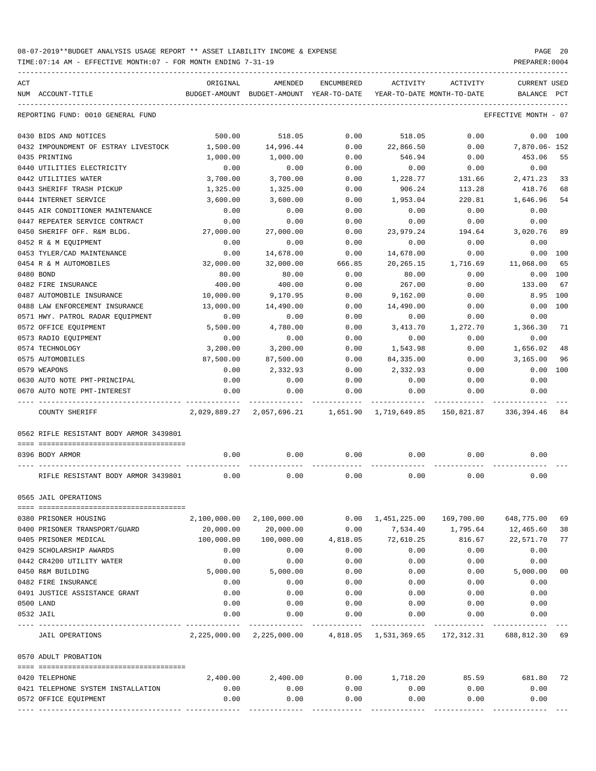08-07-2019**BUDGET ANALYSIS USAGE REPORT ** ASSET LIABILITY INCOME & EXPENSE

TIME:07:14 AM - EFFECTIVE MONTH:07 - FOR MONTH ENDING 7-31-19

REPORTING FUND: 0010 GENERAL FUND — EFFECTIVE MONTH - 07

| ACT NUM | ACCOUNT-TITLE | ORIGINAL BUDGET-AMOUNT | AMENDED BUDGET-AMOUNT | ENCUMBERED YEAR-TO-DATE | ACTIVITY YEAR-TO-DATE | ACTIVITY MONTH-TO-DATE | CURRENT BALANCE | USED PCT |
|---|---|---|---|---|---|---|---|---|
| 0430 | BIDS AND NOTICES | 500.00 | 518.05 | 0.00 | 518.05 | 0.00 | 0.00 | 100 |
| 0432 | IMPOUNDMENT OF ESTRAY LIVESTOCK | 1,500.00 | 14,996.44 | 0.00 | 22,866.50 | 0.00 | 7,870.06- | 152 |
| 0435 | PRINTING | 1,000.00 | 1,000.00 | 0.00 | 546.94 | 0.00 | 453.06 | 55 |
| 0440 | UTILITIES ELECTRICITY | 0.00 | 0.00 | 0.00 | 0.00 | 0.00 | 0.00 | |
| 0442 | UTILITIES WATER | 3,700.00 | 3,700.00 | 0.00 | 1,228.77 | 131.66 | 2,471.23 | 33 |
| 0443 | SHERIFF TRASH PICKUP | 1,325.00 | 1,325.00 | 0.00 | 906.24 | 113.28 | 418.76 | 68 |
| 0444 | INTERNET SERVICE | 3,600.00 | 3,600.00 | 0.00 | 1,953.04 | 220.81 | 1,646.96 | 54 |
| 0445 | AIR CONDITIONER MAINTENANCE | 0.00 | 0.00 | 0.00 | 0.00 | 0.00 | 0.00 | |
| 0447 | REPEATER SERVICE CONTRACT | 0.00 | 0.00 | 0.00 | 0.00 | 0.00 | 0.00 | |
| 0450 | SHERIFF OFF. R&M BLDG. | 27,000.00 | 27,000.00 | 0.00 | 23,979.24 | 194.64 | 3,020.76 | 89 |
| 0452 | R & M EQUIPMENT | 0.00 | 0.00 | 0.00 | 0.00 | 0.00 | 0.00 | |
| 0453 | TYLER/CAD MAINTENANCE | 0.00 | 14,678.00 | 0.00 | 14,678.00 | 0.00 | 0.00 | 100 |
| 0454 | R & M AUTOMOBILES | 32,000.00 | 32,000.00 | 666.85 | 20,265.15 | 1,716.69 | 11,068.00 | 65 |
| 0480 | BOND | 80.00 | 80.00 | 0.00 | 80.00 | 0.00 | 0.00 | 100 |
| 0482 | FIRE INSURANCE | 400.00 | 400.00 | 0.00 | 267.00 | 0.00 | 133.00 | 67 |
| 0487 | AUTOMOBILE INSURANCE | 10,000.00 | 9,170.95 | 0.00 | 9,162.00 | 0.00 | 8.95 | 100 |
| 0488 | LAW ENFORCEMENT INSURANCE | 13,000.00 | 14,490.00 | 0.00 | 14,490.00 | 0.00 | 0.00 | 100 |
| 0571 | HWY. PATROL RADAR EQUIPMENT | 0.00 | 0.00 | 0.00 | 0.00 | 0.00 | 0.00 | |
| 0572 | OFFICE EQUIPMENT | 5,500.00 | 4,780.00 | 0.00 | 3,413.70 | 1,272.70 | 1,366.30 | 71 |
| 0573 | RADIO EQUIPMENT | 0.00 | 0.00 | 0.00 | 0.00 | 0.00 | 0.00 | |
| 0574 | TECHNOLOGY | 3,200.00 | 3,200.00 | 0.00 | 1,543.98 | 0.00 | 1,656.02 | 48 |
| 0575 | AUTOMOBILES | 87,500.00 | 87,500.00 | 0.00 | 84,335.00 | 0.00 | 3,165.00 | 96 |
| 0579 | WEAPONS | 0.00 | 2,332.93 | 0.00 | 2,332.93 | 0.00 | 0.00 | 100 |
| 0630 | AUTO NOTE PMT-PRINCIPAL | 0.00 | 0.00 | 0.00 | 0.00 | 0.00 | 0.00 | |
| 0670 | AUTO NOTE PMT-INTEREST | 0.00 | 0.00 | 0.00 | 0.00 | 0.00 | 0.00 | |
| | COUNTY SHERIFF | 2,029,889.27 | 2,057,696.21 | 1,651.90 | 1,719,649.85 | 150,821.87 | 336,394.46 | 84 |

0562 RIFLE RESISTANT BODY ARMOR 3439801

| ACT NUM | ACCOUNT-TITLE | ORIGINAL BUDGET-AMOUNT | AMENDED BUDGET-AMOUNT | ENCUMBERED YEAR-TO-DATE | ACTIVITY YEAR-TO-DATE | ACTIVITY MONTH-TO-DATE | CURRENT BALANCE | USED PCT |
|---|---|---|---|---|---|---|---|---|
| 0396 | BODY ARMOR | 0.00 | 0.00 | 0.00 | 0.00 | 0.00 | 0.00 | |
| | RIFLE RESISTANT BODY ARMOR 3439801 | 0.00 | 0.00 | 0.00 | 0.00 | 0.00 | 0.00 | |

0565 JAIL OPERATIONS

| ACT NUM | ACCOUNT-TITLE | ORIGINAL BUDGET-AMOUNT | AMENDED BUDGET-AMOUNT | ENCUMBERED YEAR-TO-DATE | ACTIVITY YEAR-TO-DATE | ACTIVITY MONTH-TO-DATE | CURRENT BALANCE | USED PCT |
|---|---|---|---|---|---|---|---|---|
| 0380 | PRISONER HOUSING | 2,100,000.00 | 2,100,000.00 | 0.00 | 1,451,225.00 | 169,700.00 | 648,775.00 | 69 |
| 0400 | PRISONER TRANSPORT/GUARD | 20,000.00 | 20,000.00 | 0.00 | 7,534.40 | 1,795.64 | 12,465.60 | 38 |
| 0405 | PRISONER MEDICAL | 100,000.00 | 100,000.00 | 4,818.05 | 72,610.25 | 816.67 | 22,571.70 | 77 |
| 0429 | SCHOLARSHIP AWARDS | 0.00 | 0.00 | 0.00 | 0.00 | 0.00 | 0.00 | |
| 0442 | CR4200 UTILITY WATER | 0.00 | 0.00 | 0.00 | 0.00 | 0.00 | 0.00 | |
| 0450 | R&M BUILDING | 5,000.00 | 5,000.00 | 0.00 | 0.00 | 0.00 | 5,000.00 | 00 |
| 0482 | FIRE INSURANCE | 0.00 | 0.00 | 0.00 | 0.00 | 0.00 | 0.00 | |
| 0491 | JUSTICE ASSISTANCE GRANT | 0.00 | 0.00 | 0.00 | 0.00 | 0.00 | 0.00 | |
| 0500 | LAND | 0.00 | 0.00 | 0.00 | 0.00 | 0.00 | 0.00 | |
| 0532 | JAIL | 0.00 | 0.00 | 0.00 | 0.00 | 0.00 | 0.00 | |
| | JAIL OPERATIONS | 2,225,000.00 | 2,225,000.00 | 4,818.05 | 1,531,369.65 | 172,312.31 | 688,812.30 | 69 |

0570 ADULT PROBATION

| ACT NUM | ACCOUNT-TITLE | ORIGINAL BUDGET-AMOUNT | AMENDED BUDGET-AMOUNT | ENCUMBERED YEAR-TO-DATE | ACTIVITY YEAR-TO-DATE | ACTIVITY MONTH-TO-DATE | CURRENT BALANCE | USED PCT |
|---|---|---|---|---|---|---|---|---|
| 0420 | TELEPHONE | 2,400.00 | 2,400.00 | 0.00 | 1,718.20 | 85.59 | 681.80 | 72 |
| 0421 | TELEPHONE SYSTEM INSTALLATION | 0.00 | 0.00 | 0.00 | 0.00 | 0.00 | 0.00 | |
| 0572 | OFFICE EQUIPMENT | 0.00 | 0.00 | 0.00 | 0.00 | 0.00 | 0.00 | |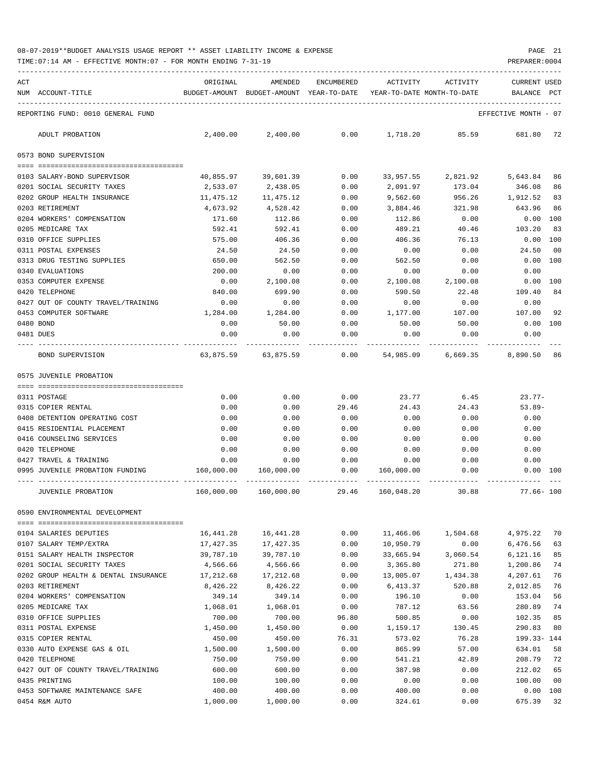08-07-2019**BUDGET ANALYSIS USAGE REPORT ** ASSET LIABILITY INCOME & EXPENSE

TIME:07:14 AM - EFFECTIVE MONTH:07 - FOR MONTH ENDING 7-31-19

| ACT NUM | ACCOUNT-TITLE | ORIGINAL BUDGET-AMOUNT | AMENDED BUDGET-AMOUNT | ENCUMBERED YEAR-TO-DATE | ACTIVITY YEAR-TO-DATE | ACTIVITY MONTH-TO-DATE | CURRENT BALANCE | USED PCT |
|---|---|---|---|---|---|---|---|---|
| | REPORTING FUND: 0010 GENERAL FUND | | | | | | EFFECTIVE MONTH - 07 | |
| | ADULT PROBATION | 2,400.00 | 2,400.00 | 0.00 | 1,718.20 | 85.59 | 681.80 | 72 |
| | 0573 BOND SUPERVISION | | | | | | | |
| 0103 | SALARY-BOND SUPERVISOR | 40,855.97 | 39,601.39 | 0.00 | 33,957.55 | 2,821.92 | 5,643.84 | 86 |
| 0201 | SOCIAL SECURITY TAXES | 2,533.07 | 2,438.05 | 0.00 | 2,091.97 | 173.04 | 346.08 | 86 |
| 0202 | GROUP HEALTH INSURANCE | 11,475.12 | 11,475.12 | 0.00 | 9,562.60 | 956.26 | 1,912.52 | 83 |
| 0203 | RETIREMENT | 4,673.92 | 4,528.42 | 0.00 | 3,884.46 | 321.98 | 643.96 | 86 |
| 0204 | WORKERS' COMPENSATION | 171.60 | 112.86 | 0.00 | 112.86 | 0.00 | 0.00 | 100 |
| 0205 | MEDICARE TAX | 592.41 | 592.41 | 0.00 | 489.21 | 40.46 | 103.20 | 83 |
| 0310 | OFFICE SUPPLIES | 575.00 | 406.36 | 0.00 | 406.36 | 76.13 | 0.00 | 100 |
| 0311 | POSTAL EXPENSES | 24.50 | 24.50 | 0.00 | 0.00 | 0.00 | 24.50 | 00 |
| 0313 | DRUG TESTING SUPPLIES | 650.00 | 562.50 | 0.00 | 562.50 | 0.00 | 0.00 | 100 |
| 0340 | EVALUATIONS | 200.00 | 0.00 | 0.00 | 0.00 | 0.00 | 0.00 | |
| 0353 | COMPUTER EXPENSE | 0.00 | 2,100.08 | 0.00 | 2,100.08 | 2,100.08 | 0.00 | 100 |
| 0420 | TELEPHONE | 840.00 | 699.90 | 0.00 | 590.50 | 22.48 | 109.40 | 84 |
| 0427 | OUT OF COUNTY TRAVEL/TRAINING | 0.00 | 0.00 | 0.00 | 0.00 | 0.00 | 0.00 | |
| 0453 | COMPUTER SOFTWARE | 1,284.00 | 1,284.00 | 0.00 | 1,177.00 | 107.00 | 107.00 | 92 |
| 0480 | BOND | 0.00 | 50.00 | 0.00 | 50.00 | 50.00 | 0.00 | 100 |
| 0481 | DUES | 0.00 | 0.00 | 0.00 | 0.00 | 0.00 | 0.00 | |
| | BOND SUPERVISION | 63,875.59 | 63,875.59 | 0.00 | 54,985.09 | 6,669.35 | 8,890.50 | 86 |
| | 0575 JUVENILE PROBATION | | | | | | | |
| 0311 | POSTAGE | 0.00 | 0.00 | 0.00 | 23.77 | 6.45 | 23.77- | |
| 0315 | COPIER RENTAL | 0.00 | 0.00 | 29.46 | 24.43 | 24.43 | 53.89- | |
| 0408 | DETENTION OPERATING COST | 0.00 | 0.00 | 0.00 | 0.00 | 0.00 | 0.00 | |
| 0415 | RESIDENTIAL PLACEMENT | 0.00 | 0.00 | 0.00 | 0.00 | 0.00 | 0.00 | |
| 0416 | COUNSELING SERVICES | 0.00 | 0.00 | 0.00 | 0.00 | 0.00 | 0.00 | |
| 0420 | TELEPHONE | 0.00 | 0.00 | 0.00 | 0.00 | 0.00 | 0.00 | |
| 0427 | TRAVEL & TRAINING | 0.00 | 0.00 | 0.00 | 0.00 | 0.00 | 0.00 | |
| 0995 | JUVENILE PROBATION FUNDING | 160,000.00 | 160,000.00 | 0.00 | 160,000.00 | 0.00 | 0.00 | 100 |
| | JUVENILE PROBATION | 160,000.00 | 160,000.00 | 29.46 | 160,048.20 | 30.88 | 77.66- | 100 |
| | 0590 ENVIRONMENTAL DEVELOPMENT | | | | | | | |
| 0104 | SALARIES DEPUTIES | 16,441.28 | 16,441.28 | 0.00 | 11,466.06 | 1,504.68 | 4,975.22 | 70 |
| 0107 | SALARY TEMP/EXTRA | 17,427.35 | 17,427.35 | 0.00 | 10,950.79 | 0.00 | 6,476.56 | 63 |
| 0151 | SALARY HEALTH INSPECTOR | 39,787.10 | 39,787.10 | 0.00 | 33,665.94 | 3,060.54 | 6,121.16 | 85 |
| 0201 | SOCIAL SECURITY TAXES | 4,566.66 | 4,566.66 | 0.00 | 3,365.80 | 271.80 | 1,200.86 | 74 |
| 0202 | GROUP HEALTH & DENTAL INSURANCE | 17,212.68 | 17,212.68 | 0.00 | 13,005.07 | 1,434.38 | 4,207.61 | 76 |
| 0203 | RETIREMENT | 8,426.22 | 8,426.22 | 0.00 | 6,413.37 | 520.88 | 2,012.85 | 76 |
| 0204 | WORKERS' COMPENSATION | 349.14 | 349.14 | 0.00 | 196.10 | 0.00 | 153.04 | 56 |
| 0205 | MEDICARE TAX | 1,068.01 | 1,068.01 | 0.00 | 787.12 | 63.56 | 280.89 | 74 |
| 0310 | OFFICE SUPPLIES | 700.00 | 700.00 | 96.80 | 500.85 | 0.00 | 102.35 | 85 |
| 0311 | POSTAL EXPENSE | 1,450.00 | 1,450.00 | 0.00 | 1,159.17 | 130.45 | 290.83 | 80 |
| 0315 | COPIER RENTAL | 450.00 | 450.00 | 76.31 | 573.02 | 76.28 | 199.33- | 144 |
| 0330 | AUTO EXPENSE GAS & OIL | 1,500.00 | 1,500.00 | 0.00 | 865.99 | 57.00 | 634.01 | 58 |
| 0420 | TELEPHONE | 750.00 | 750.00 | 0.00 | 541.21 | 42.89 | 208.79 | 72 |
| 0427 | OUT OF COUNTY TRAVEL/TRAINING | 600.00 | 600.00 | 0.00 | 387.98 | 0.00 | 212.02 | 65 |
| 0435 | PRINTING | 100.00 | 100.00 | 0.00 | 0.00 | 0.00 | 100.00 | 00 |
| 0453 | SOFTWARE MAINTENANCE SAFE | 400.00 | 400.00 | 0.00 | 400.00 | 0.00 | 0.00 | 100 |
| 0454 | R&M AUTO | 1,000.00 | 1,000.00 | 0.00 | 324.61 | 0.00 | 675.39 | 32 |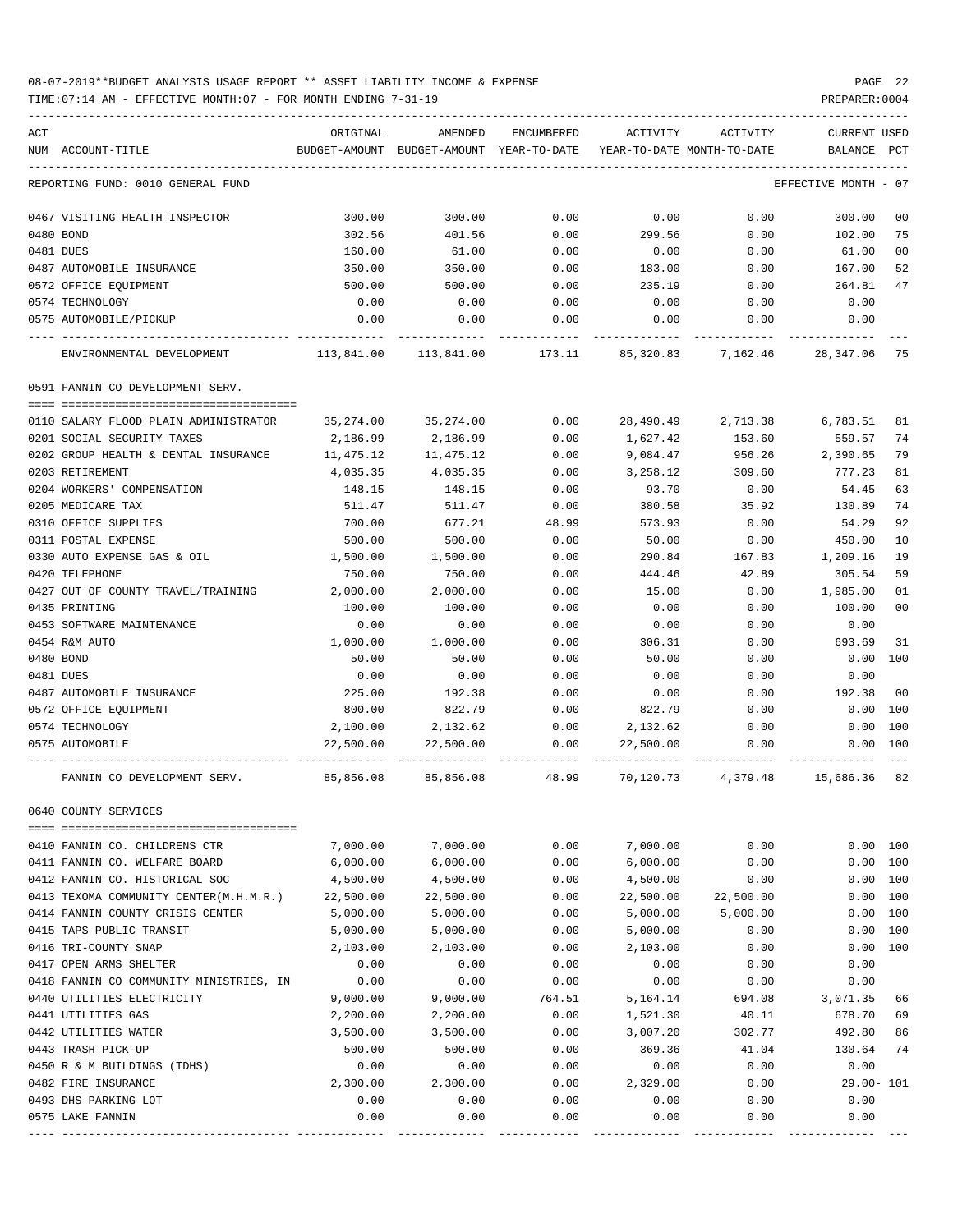08-07-2019**BUDGET ANALYSIS USAGE REPORT ** ASSET LIABILITY INCOME & EXPENSE

TIME:07:14 AM - EFFECTIVE MONTH:07 - FOR MONTH ENDING 7-31-19

REPORTING FUND: 0010 GENERAL FUND — EFFECTIVE MONTH - 07

| ACT NUM | ACCOUNT-TITLE | ORIGINAL BUDGET-AMOUNT | AMENDED BUDGET-AMOUNT | ENCUMBERED YEAR-TO-DATE | ACTIVITY YEAR-TO-DATE | ACTIVITY MONTH-TO-DATE | CURRENT BALANCE | USED PCT |
|---|---|---|---|---|---|---|---|---|
| 0467 | VISITING HEALTH INSPECTOR | 300.00 | 300.00 | 0.00 | 0.00 | 0.00 | 300.00 | 00 |
| 0480 | BOND | 302.56 | 401.56 | 0.00 | 299.56 | 0.00 | 102.00 | 75 |
| 0481 | DUES | 160.00 | 61.00 | 0.00 | 0.00 | 0.00 | 61.00 | 00 |
| 0487 | AUTOMOBILE INSURANCE | 350.00 | 350.00 | 0.00 | 183.00 | 0.00 | 167.00 | 52 |
| 0572 | OFFICE EQUIPMENT | 500.00 | 500.00 | 0.00 | 235.19 | 0.00 | 264.81 | 47 |
| 0574 | TECHNOLOGY | 0.00 | 0.00 | 0.00 | 0.00 | 0.00 | 0.00 | |
| 0575 | AUTOMOBILE/PICKUP | 0.00 | 0.00 | 0.00 | 0.00 | 0.00 | 0.00 | |
| | ENVIRONMENTAL DEVELOPMENT | 113,841.00 | 113,841.00 | 173.11 | 85,320.83 | 7,162.46 | 28,347.06 | 75 |

0591 FANNIN CO DEVELOPMENT SERV.

| ACT NUM | ACCOUNT-TITLE | ORIGINAL BUDGET-AMOUNT | AMENDED BUDGET-AMOUNT | ENCUMBERED YEAR-TO-DATE | ACTIVITY YEAR-TO-DATE | ACTIVITY MONTH-TO-DATE | CURRENT BALANCE | USED PCT |
|---|---|---|---|---|---|---|---|---|
| 0110 | SALARY FLOOD PLAIN ADMINISTRATOR | 35,274.00 | 35,274.00 | 0.00 | 28,490.49 | 2,713.38 | 6,783.51 | 81 |
| 0201 | SOCIAL SECURITY TAXES | 2,186.99 | 2,186.99 | 0.00 | 1,627.42 | 153.60 | 559.57 | 74 |
| 0202 | GROUP HEALTH & DENTAL INSURANCE | 11,475.12 | 11,475.12 | 0.00 | 9,084.47 | 956.26 | 2,390.65 | 79 |
| 0203 | RETIREMENT | 4,035.35 | 4,035.35 | 0.00 | 3,258.12 | 309.60 | 777.23 | 81 |
| 0204 | WORKERS' COMPENSATION | 148.15 | 148.15 | 0.00 | 93.70 | 0.00 | 54.45 | 63 |
| 0205 | MEDICARE TAX | 511.47 | 511.47 | 0.00 | 380.58 | 35.92 | 130.89 | 74 |
| 0310 | OFFICE SUPPLIES | 700.00 | 677.21 | 48.99 | 573.93 | 0.00 | 54.29 | 92 |
| 0311 | POSTAL EXPENSE | 500.00 | 500.00 | 0.00 | 50.00 | 0.00 | 450.00 | 10 |
| 0330 | AUTO EXPENSE GAS & OIL | 1,500.00 | 1,500.00 | 0.00 | 290.84 | 167.83 | 1,209.16 | 19 |
| 0420 | TELEPHONE | 750.00 | 750.00 | 0.00 | 444.46 | 42.89 | 305.54 | 59 |
| 0427 | OUT OF COUNTY TRAVEL/TRAINING | 2,000.00 | 2,000.00 | 0.00 | 15.00 | 0.00 | 1,985.00 | 01 |
| 0435 | PRINTING | 100.00 | 100.00 | 0.00 | 0.00 | 0.00 | 100.00 | 00 |
| 0453 | SOFTWARE MAINTENANCE | 0.00 | 0.00 | 0.00 | 0.00 | 0.00 | 0.00 | |
| 0454 | R&M AUTO | 1,000.00 | 1,000.00 | 0.00 | 306.31 | 0.00 | 693.69 | 31 |
| 0480 | BOND | 50.00 | 50.00 | 0.00 | 50.00 | 0.00 | 0.00 | 100 |
| 0481 | DUES | 0.00 | 0.00 | 0.00 | 0.00 | 0.00 | 0.00 | |
| 0487 | AUTOMOBILE INSURANCE | 225.00 | 192.38 | 0.00 | 0.00 | 0.00 | 192.38 | 00 |
| 0572 | OFFICE EQUIPMENT | 800.00 | 822.79 | 0.00 | 822.79 | 0.00 | 0.00 | 100 |
| 0574 | TECHNOLOGY | 2,100.00 | 2,132.62 | 0.00 | 2,132.62 | 0.00 | 0.00 | 100 |
| 0575 | AUTOMOBILE | 22,500.00 | 22,500.00 | 0.00 | 22,500.00 | 0.00 | 0.00 | 100 |
| | FANNIN CO DEVELOPMENT SERV. | 85,856.08 | 85,856.08 | 48.99 | 70,120.73 | 4,379.48 | 15,686.36 | 82 |

0640 COUNTY SERVICES

| ACT NUM | ACCOUNT-TITLE | ORIGINAL BUDGET-AMOUNT | AMENDED BUDGET-AMOUNT | ENCUMBERED YEAR-TO-DATE | ACTIVITY YEAR-TO-DATE | ACTIVITY MONTH-TO-DATE | CURRENT BALANCE | USED PCT |
|---|---|---|---|---|---|---|---|---|
| 0410 | FANNIN CO. CHILDRENS CTR | 7,000.00 | 7,000.00 | 0.00 | 7,000.00 | 0.00 | 0.00 | 100 |
| 0411 | FANNIN CO. WELFARE BOARD | 6,000.00 | 6,000.00 | 0.00 | 6,000.00 | 0.00 | 0.00 | 100 |
| 0412 | FANNIN CO. HISTORICAL SOC | 4,500.00 | 4,500.00 | 0.00 | 4,500.00 | 0.00 | 0.00 | 100 |
| 0413 | TEXOMA COMMUNITY CENTER(M.H.M.R.) | 22,500.00 | 22,500.00 | 0.00 | 22,500.00 | 22,500.00 | 0.00 | 100 |
| 0414 | FANNIN COUNTY CRISIS CENTER | 5,000.00 | 5,000.00 | 0.00 | 5,000.00 | 5,000.00 | 0.00 | 100 |
| 0415 | TAPS PUBLIC TRANSIT | 5,000.00 | 5,000.00 | 0.00 | 5,000.00 | 0.00 | 0.00 | 100 |
| 0416 | TRI-COUNTY SNAP | 2,103.00 | 2,103.00 | 0.00 | 2,103.00 | 0.00 | 0.00 | 100 |
| 0417 | OPEN ARMS SHELTER | 0.00 | 0.00 | 0.00 | 0.00 | 0.00 | 0.00 | |
| 0418 | FANNIN CO COMMUNITY MINISTRIES, IN | 0.00 | 0.00 | 0.00 | 0.00 | 0.00 | 0.00 | |
| 0440 | UTILITIES ELECTRICITY | 9,000.00 | 9,000.00 | 764.51 | 5,164.14 | 694.08 | 3,071.35 | 66 |
| 0441 | UTILITIES GAS | 2,200.00 | 2,200.00 | 0.00 | 1,521.30 | 40.11 | 678.70 | 69 |
| 0442 | UTILITIES WATER | 3,500.00 | 3,500.00 | 0.00 | 3,007.20 | 302.77 | 492.80 | 86 |
| 0443 | TRASH PICK-UP | 500.00 | 500.00 | 0.00 | 369.36 | 41.04 | 130.64 | 74 |
| 0450 | R & M BUILDINGS (TDHS) | 0.00 | 0.00 | 0.00 | 0.00 | 0.00 | 0.00 | |
| 0482 | FIRE INSURANCE | 2,300.00 | 2,300.00 | 0.00 | 2,329.00 | 0.00 | 29.00- | 101 |
| 0493 | DHS PARKING LOT | 0.00 | 0.00 | 0.00 | 0.00 | 0.00 | 0.00 | |
| 0575 | LAKE FANNIN | 0.00 | 0.00 | 0.00 | 0.00 | 0.00 | 0.00 | |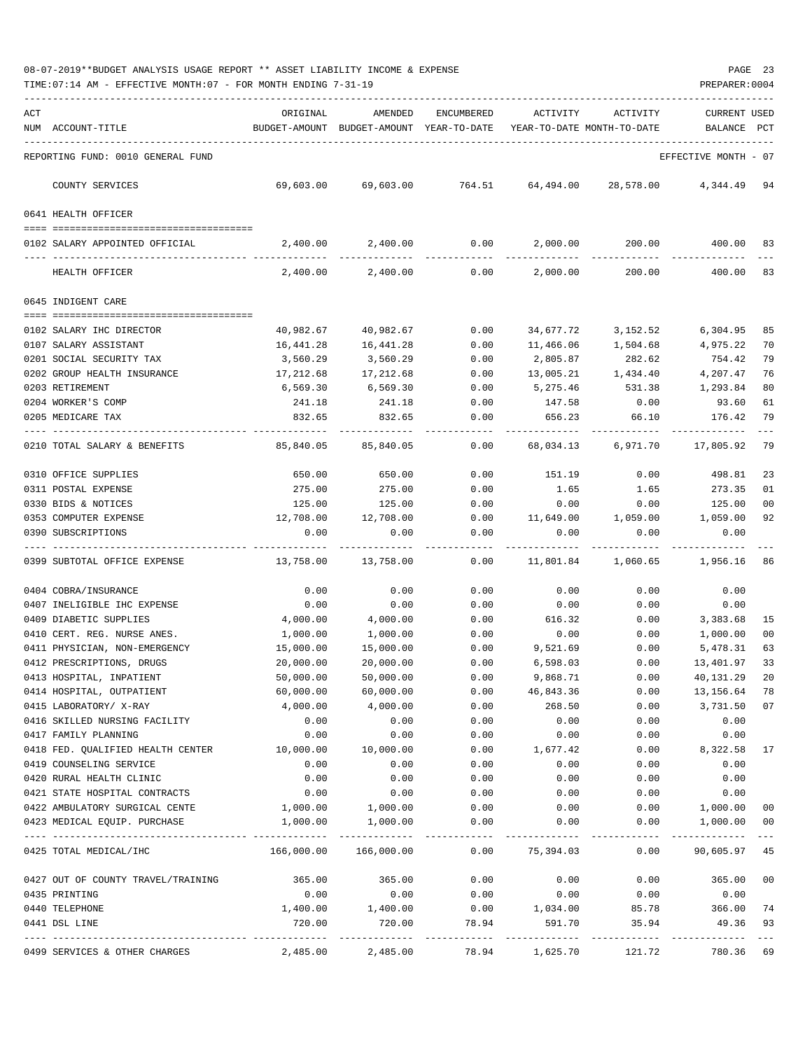08-07-2019**BUDGET ANALYSIS USAGE REPORT ** ASSET LIABILITY INCOME & EXPENSE

TIME:07:14 AM - EFFECTIVE MONTH:07 - FOR MONTH ENDING 7-31-19

| ACT NUM | ACCOUNT-TITLE | ORIGINAL BUDGET-AMOUNT | AMENDED BUDGET-AMOUNT | ENCUMBERED YEAR-TO-DATE | ACTIVITY YEAR-TO-DATE | ACTIVITY MONTH-TO-DATE | CURRENT BALANCE | USED PCT |
|---|---|---|---|---|---|---|---|---|
| | REPORTING FUND: 0010 GENERAL FUND | | | | | | EFFECTIVE MONTH - 07 | |
| | COUNTY SERVICES | 69,603.00 | 69,603.00 | 764.51 | 64,494.00 | 28,578.00 | 4,344.49 | 94 |
| | 0641 HEALTH OFFICER | | | | | | | |
| 0102 | SALARY APPOINTED OFFICIAL | 2,400.00 | 2,400.00 | 0.00 | 2,000.00 | 200.00 | 400.00 | 83 |
| | HEALTH OFFICER | 2,400.00 | 2,400.00 | 0.00 | 2,000.00 | 200.00 | 400.00 | 83 |
| | 0645 INDIGENT CARE | | | | | | | |
| 0102 | SALARY IHC DIRECTOR | 40,982.67 | 40,982.67 | 0.00 | 34,677.72 | 3,152.52 | 6,304.95 | 85 |
| 0107 | SALARY ASSISTANT | 16,441.28 | 16,441.28 | 0.00 | 11,466.06 | 1,504.68 | 4,975.22 | 70 |
| 0201 | SOCIAL SECURITY TAX | 3,560.29 | 3,560.29 | 0.00 | 2,805.87 | 282.62 | 754.42 | 79 |
| 0202 | GROUP HEALTH INSURANCE | 17,212.68 | 17,212.68 | 0.00 | 13,005.21 | 1,434.40 | 4,207.47 | 76 |
| 0203 | RETIREMENT | 6,569.30 | 6,569.30 | 0.00 | 5,275.46 | 531.38 | 1,293.84 | 80 |
| 0204 | WORKER'S COMP | 241.18 | 241.18 | 0.00 | 147.58 | 0.00 | 93.60 | 61 |
| 0205 | MEDICARE TAX | 832.65 | 832.65 | 0.00 | 656.23 | 66.10 | 176.42 | 79 |
| 0210 | TOTAL SALARY & BENEFITS | 85,840.05 | 85,840.05 | 0.00 | 68,034.13 | 6,971.70 | 17,805.92 | 79 |
| 0310 | OFFICE SUPPLIES | 650.00 | 650.00 | 0.00 | 151.19 | 0.00 | 498.81 | 23 |
| 0311 | POSTAL EXPENSE | 275.00 | 275.00 | 0.00 | 1.65 | 1.65 | 273.35 | 01 |
| 0330 | BIDS & NOTICES | 125.00 | 125.00 | 0.00 | 0.00 | 0.00 | 125.00 | 00 |
| 0353 | COMPUTER EXPENSE | 12,708.00 | 12,708.00 | 0.00 | 11,649.00 | 1,059.00 | 1,059.00 | 92 |
| 0390 | SUBSCRIPTIONS | 0.00 | 0.00 | 0.00 | 0.00 | 0.00 | 0.00 | |
| 0399 | SUBTOTAL OFFICE EXPENSE | 13,758.00 | 13,758.00 | 0.00 | 11,801.84 | 1,060.65 | 1,956.16 | 86 |
| 0404 | COBRA/INSURANCE | 0.00 | 0.00 | 0.00 | 0.00 | 0.00 | 0.00 | |
| 0407 | INELIGIBLE IHC EXPENSE | 0.00 | 0.00 | 0.00 | 0.00 | 0.00 | 0.00 | |
| 0409 | DIABETIC SUPPLIES | 4,000.00 | 4,000.00 | 0.00 | 616.32 | 0.00 | 3,383.68 | 15 |
| 0410 | CERT. REG. NURSE ANES. | 1,000.00 | 1,000.00 | 0.00 | 0.00 | 0.00 | 1,000.00 | 00 |
| 0411 | PHYSICIAN, NON-EMERGENCY | 15,000.00 | 15,000.00 | 0.00 | 9,521.69 | 0.00 | 5,478.31 | 63 |
| 0412 | PRESCRIPTIONS, DRUGS | 20,000.00 | 20,000.00 | 0.00 | 6,598.03 | 0.00 | 13,401.97 | 33 |
| 0413 | HOSPITAL, INPATIENT | 50,000.00 | 50,000.00 | 0.00 | 9,868.71 | 0.00 | 40,131.29 | 20 |
| 0414 | HOSPITAL, OUTPATIENT | 60,000.00 | 60,000.00 | 0.00 | 46,843.36 | 0.00 | 13,156.64 | 78 |
| 0415 | LABORATORY/ X-RAY | 4,000.00 | 4,000.00 | 0.00 | 268.50 | 0.00 | 3,731.50 | 07 |
| 0416 | SKILLED NURSING FACILITY | 0.00 | 0.00 | 0.00 | 0.00 | 0.00 | 0.00 | |
| 0417 | FAMILY PLANNING | 0.00 | 0.00 | 0.00 | 0.00 | 0.00 | 0.00 | |
| 0418 | FED. QUALIFIED HEALTH CENTER | 10,000.00 | 10,000.00 | 0.00 | 1,677.42 | 0.00 | 8,322.58 | 17 |
| 0419 | COUNSELING SERVICE | 0.00 | 0.00 | 0.00 | 0.00 | 0.00 | 0.00 | |
| 0420 | RURAL HEALTH CLINIC | 0.00 | 0.00 | 0.00 | 0.00 | 0.00 | 0.00 | |
| 0421 | STATE HOSPITAL CONTRACTS | 0.00 | 0.00 | 0.00 | 0.00 | 0.00 | 0.00 | |
| 0422 | AMBULATORY SURGICAL CENTE | 1,000.00 | 1,000.00 | 0.00 | 0.00 | 0.00 | 1,000.00 | 00 |
| 0423 | MEDICAL EQUIP. PURCHASE | 1,000.00 | 1,000.00 | 0.00 | 0.00 | 0.00 | 1,000.00 | 00 |
| 0425 | TOTAL MEDICAL/IHC | 166,000.00 | 166,000.00 | 0.00 | 75,394.03 | 0.00 | 90,605.97 | 45 |
| 0427 | OUT OF COUNTY TRAVEL/TRAINING | 365.00 | 365.00 | 0.00 | 0.00 | 0.00 | 365.00 | 00 |
| 0435 | PRINTING | 0.00 | 0.00 | 0.00 | 0.00 | 0.00 | 0.00 | |
| 0440 | TELEPHONE | 1,400.00 | 1,400.00 | 0.00 | 1,034.00 | 85.78 | 366.00 | 74 |
| 0441 | DSL LINE | 720.00 | 720.00 | 78.94 | 591.70 | 35.94 | 49.36 | 93 |
| 0499 | SERVICES & OTHER CHARGES | 2,485.00 | 2,485.00 | 78.94 | 1,625.70 | 121.72 | 780.36 | 69 |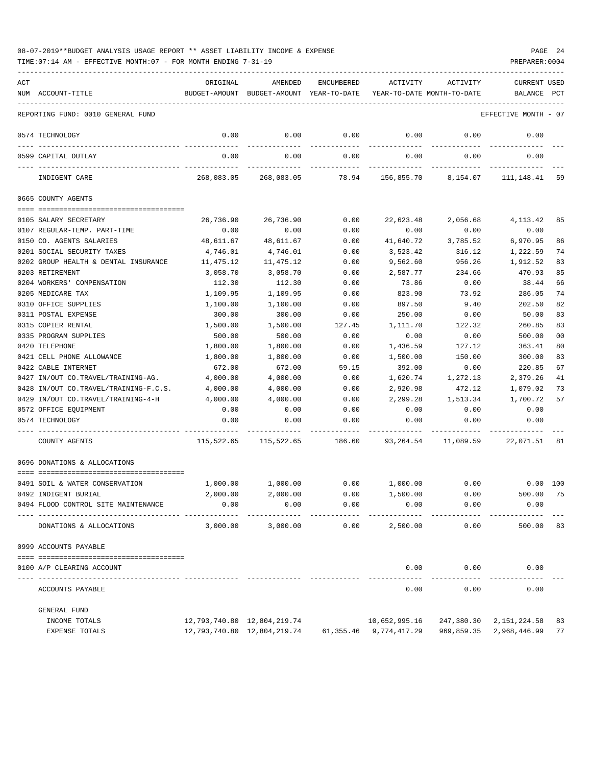08-07-2019**BUDGET ANALYSIS USAGE REPORT ** ASSET LIABILITY INCOME & EXPENSE

TIME:07:14 AM - EFFECTIVE MONTH:07 - FOR MONTH ENDING 7-31-19

PREPARER:0004

REPORTING FUND: 0010 GENERAL FUND — EFFECTIVE MONTH - 07

| ACT NUM | ACCOUNT-TITLE | ORIGINAL BUDGET-AMOUNT | AMENDED BUDGET-AMOUNT | ENCUMBERED YEAR-TO-DATE | ACTIVITY YEAR-TO-DATE | ACTIVITY MONTH-TO-DATE | CURRENT BALANCE | USED PCT |
|---|---|---|---|---|---|---|---|---|
| 0574 | TECHNOLOGY | 0.00 | 0.00 | 0.00 | 0.00 | 0.00 | 0.00 | |
| 0599 | CAPITAL OUTLAY | 0.00 | 0.00 | 0.00 | 0.00 | 0.00 | 0.00 | |
| | INDIGENT CARE | 268,083.05 | 268,083.05 | 78.94 | 156,855.70 | 8,154.07 | 111,148.41 | 59 |
| | **0665 COUNTY AGENTS** | | | | | | | |
| 0105 | SALARY SECRETARY | 26,736.90 | 26,736.90 | 0.00 | 22,623.48 | 2,056.68 | 4,113.42 | 85 |
| 0107 | REGULAR-TEMP. PART-TIME | 0.00 | 0.00 | 0.00 | 0.00 | 0.00 | 0.00 | |
| 0150 | CO. AGENTS SALARIES | 48,611.67 | 48,611.67 | 0.00 | 41,640.72 | 3,785.52 | 6,970.95 | 86 |
| 0201 | SOCIAL SECURITY TAXES | 4,746.01 | 4,746.01 | 0.00 | 3,523.42 | 316.12 | 1,222.59 | 74 |
| 0202 | GROUP HEALTH & DENTAL INSURANCE | 11,475.12 | 11,475.12 | 0.00 | 9,562.60 | 956.26 | 1,912.52 | 83 |
| 0203 | RETIREMENT | 3,058.70 | 3,058.70 | 0.00 | 2,587.77 | 234.66 | 470.93 | 85 |
| 0204 | WORKERS' COMPENSATION | 112.30 | 112.30 | 0.00 | 73.86 | 0.00 | 38.44 | 66 |
| 0205 | MEDICARE TAX | 1,109.95 | 1,109.95 | 0.00 | 823.90 | 73.92 | 286.05 | 74 |
| 0310 | OFFICE SUPPLIES | 1,100.00 | 1,100.00 | 0.00 | 897.50 | 9.40 | 202.50 | 82 |
| 0311 | POSTAL EXPENSE | 300.00 | 300.00 | 0.00 | 250.00 | 0.00 | 50.00 | 83 |
| 0315 | COPIER RENTAL | 1,500.00 | 1,500.00 | 127.45 | 1,111.70 | 122.32 | 260.85 | 83 |
| 0335 | PROGRAM SUPPLIES | 500.00 | 500.00 | 0.00 | 0.00 | 0.00 | 500.00 | 00 |
| 0420 | TELEPHONE | 1,800.00 | 1,800.00 | 0.00 | 1,436.59 | 127.12 | 363.41 | 80 |
| 0421 | CELL PHONE ALLOWANCE | 1,800.00 | 1,800.00 | 0.00 | 1,500.00 | 150.00 | 300.00 | 83 |
| 0422 | CABLE INTERNET | 672.00 | 672.00 | 59.15 | 392.00 | 0.00 | 220.85 | 67 |
| 0427 | IN/OUT CO.TRAVEL/TRAINING-AG. | 4,000.00 | 4,000.00 | 0.00 | 1,620.74 | 1,272.13 | 2,379.26 | 41 |
| 0428 | IN/OUT CO.TRAVEL/TRAINING-F.C.S. | 4,000.00 | 4,000.00 | 0.00 | 2,920.98 | 472.12 | 1,079.02 | 73 |
| 0429 | IN/OUT CO.TRAVEL/TRAINING-4-H | 4,000.00 | 4,000.00 | 0.00 | 2,299.28 | 1,513.34 | 1,700.72 | 57 |
| 0572 | OFFICE EQUIPMENT | 0.00 | 0.00 | 0.00 | 0.00 | 0.00 | 0.00 | |
| 0574 | TECHNOLOGY | 0.00 | 0.00 | 0.00 | 0.00 | 0.00 | 0.00 | |
| | COUNTY AGENTS | 115,522.65 | 115,522.65 | 186.60 | 93,264.54 | 11,089.59 | 22,071.51 | 81 |
| | **0696 DONATIONS & ALLOCATIONS** | | | | | | | |
| 0491 | SOIL & WATER CONSERVATION | 1,000.00 | 1,000.00 | 0.00 | 1,000.00 | 0.00 | 0.00 | 100 |
| 0492 | INDIGENT BURIAL | 2,000.00 | 2,000.00 | 0.00 | 1,500.00 | 0.00 | 500.00 | 75 |
| 0494 | FLOOD CONTROL SITE MAINTENANCE | 0.00 | 0.00 | 0.00 | 0.00 | 0.00 | 0.00 | |
| | DONATIONS & ALLOCATIONS | 3,000.00 | 3,000.00 | 0.00 | 2,500.00 | 0.00 | 500.00 | 83 |
| | **0999 ACCOUNTS PAYABLE** | | | | | | | |
| 0100 | A/P CLEARING ACCOUNT | | | | 0.00 | 0.00 | 0.00 | |
| | ACCOUNTS PAYABLE | | | | 0.00 | 0.00 | 0.00 | |
| | **GENERAL FUND** | | | | | | | |
| | INCOME TOTALS | 12,793,740.80 | 12,804,219.74 | | 10,652,995.16 | 247,380.30 | 2,151,224.58 | 83 |
| | EXPENSE TOTALS | 12,793,740.80 | 12,804,219.74 | 61,355.46 | 9,774,417.29 | 969,859.35 | 2,968,446.99 | 77 |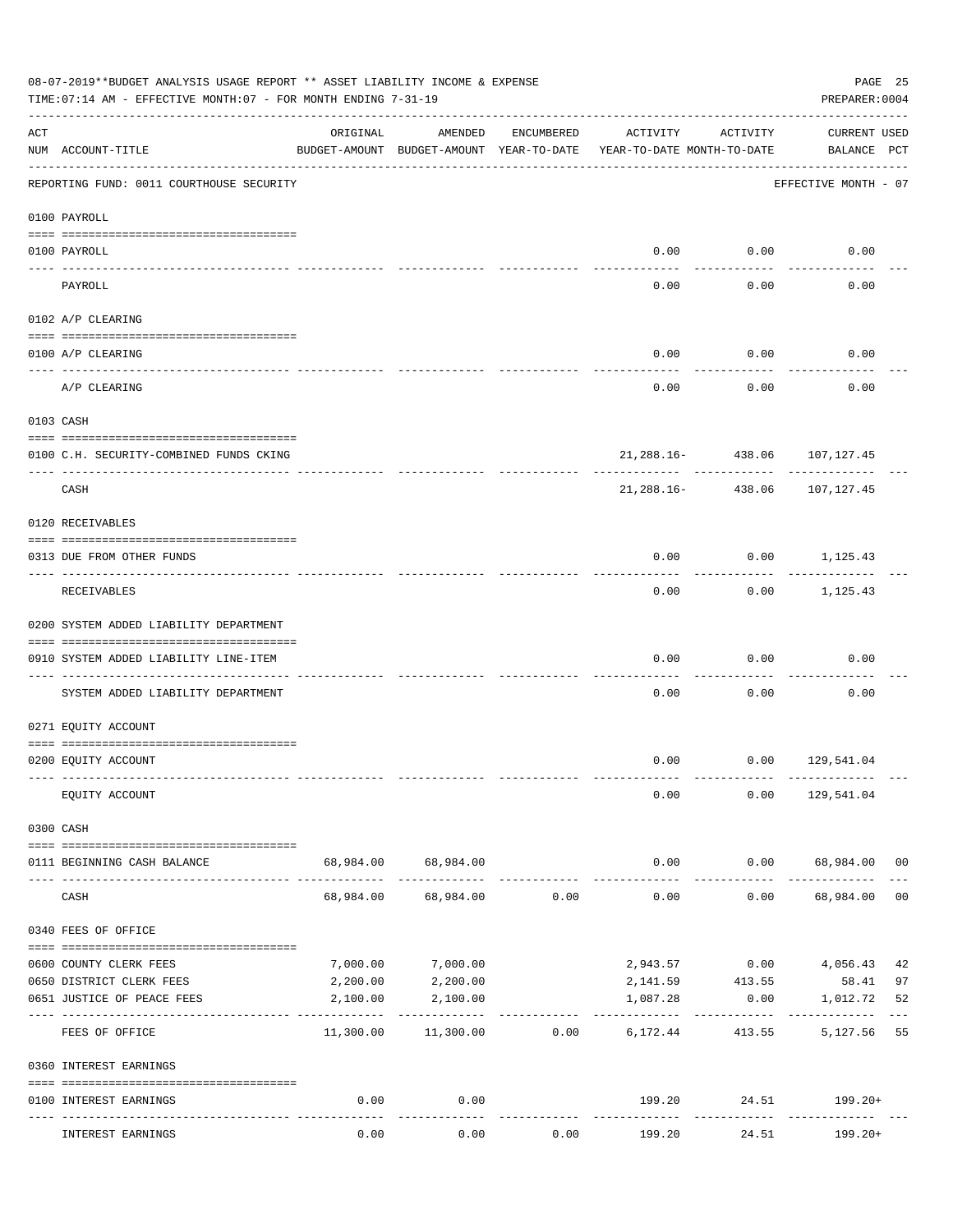08-07-2019**BUDGET ANALYSIS USAGE REPORT ** ASSET LIABILITY INCOME & EXPENSE

TIME:07:14 AM - EFFECTIVE MONTH:07 - FOR MONTH ENDING 7-31-19

PREPARER:0004

| ACT NUM | ACCOUNT-TITLE | ORIGINAL BUDGET-AMOUNT | AMENDED BUDGET-AMOUNT | ENCUMBERED YEAR-TO-DATE | ACTIVITY YEAR-TO-DATE | ACTIVITY MONTH-TO-DATE | CURRENT BALANCE | USED PCT |
|---|---|---|---|---|---|---|---|---|
| | REPORTING FUND: 0011 COURTHOUSE SECURITY | | | | | | EFFECTIVE MONTH - 07 | |
| | 0100 PAYROLL | | | | | | | |
| 0100 | PAYROLL | | | | 0.00 | 0.00 | 0.00 | |
| | PAYROLL | | | | 0.00 | 0.00 | 0.00 | |
| | 0102 A/P CLEARING | | | | | | | |
| 0100 | A/P CLEARING | | | | 0.00 | 0.00 | 0.00 | |
| | A/P CLEARING | | | | 0.00 | 0.00 | 0.00 | |
| | 0103 CASH | | | | | | | |
| 0100 | C.H. SECURITY-COMBINED FUNDS CKING | | | | 21,288.16- | 438.06 | 107,127.45 | |
| | CASH | | | | 21,288.16- | 438.06 | 107,127.45 | |
| | 0120 RECEIVABLES | | | | | | | |
| 0313 | DUE FROM OTHER FUNDS | | | | 0.00 | 0.00 | 1,125.43 | |
| | RECEIVABLES | | | | 0.00 | 0.00 | 1,125.43 | |
| | 0200 SYSTEM ADDED LIABILITY DEPARTMENT | | | | | | | |
| 0910 | SYSTEM ADDED LIABILITY LINE-ITEM | | | | 0.00 | 0.00 | 0.00 | |
| | SYSTEM ADDED LIABILITY DEPARTMENT | | | | 0.00 | 0.00 | 0.00 | |
| | 0271 EQUITY ACCOUNT | | | | | | | |
| 0200 | EQUITY ACCOUNT | | | | 0.00 | 0.00 | 129,541.04 | |
| | EQUITY ACCOUNT | | | | 0.00 | 0.00 | 129,541.04 | |
| | 0300 CASH | | | | | | | |
| 0111 | BEGINNING CASH BALANCE | 68,984.00 | 68,984.00 | | 0.00 | 0.00 | 68,984.00 | 00 |
| | CASH | 68,984.00 | 68,984.00 | 0.00 | 0.00 | 0.00 | 68,984.00 | 00 |
| | 0340 FEES OF OFFICE | | | | | | | |
| 0600 | COUNTY CLERK FEES | 7,000.00 | 7,000.00 | | 2,943.57 | 0.00 | 4,056.43 | 42 |
| 0650 | DISTRICT CLERK FEES | 2,200.00 | 2,200.00 | | 2,141.59 | 413.55 | 58.41 | 97 |
| 0651 | JUSTICE OF PEACE FEES | 2,100.00 | 2,100.00 | | 1,087.28 | 0.00 | 1,012.72 | 52 |
| | FEES OF OFFICE | 11,300.00 | 11,300.00 | 0.00 | 6,172.44 | 413.55 | 5,127.56 | 55 |
| | 0360 INTEREST EARNINGS | | | | | | | |
| 0100 | INTEREST EARNINGS | 0.00 | 0.00 | | 199.20 | 24.51 | 199.20+ | |
| | INTEREST EARNINGS | 0.00 | 0.00 | 0.00 | 199.20 | 24.51 | 199.20+ | |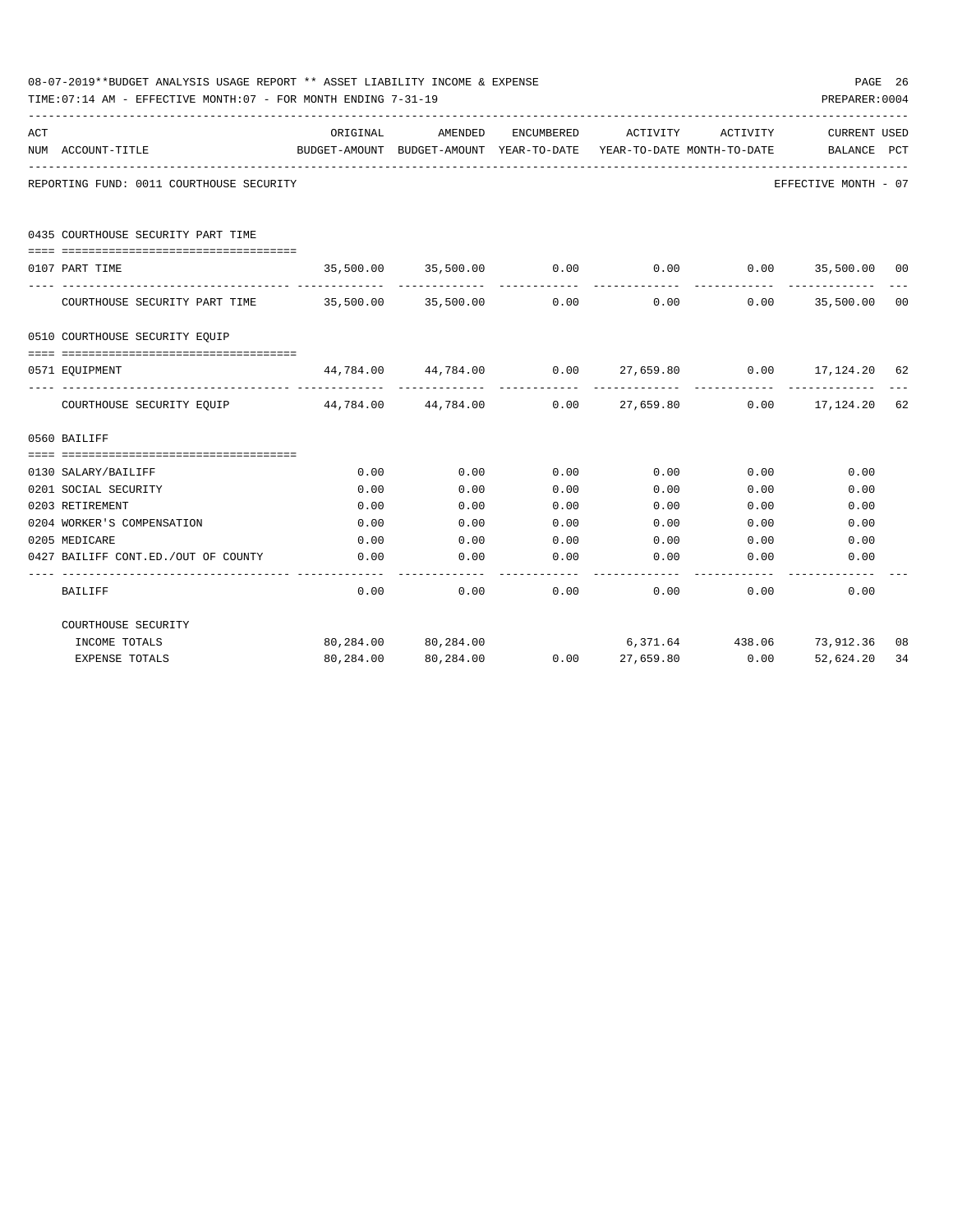08-07-2019**BUDGET ANALYSIS USAGE REPORT ** ASSET LIABILITY INCOME & EXPENSE

TIME:07:14 AM - EFFECTIVE MONTH:07 - FOR MONTH ENDING 7-31-19

PREPARER:0004

REPORTING FUND: 0011 COURTHOUSE SECURITY — EFFECTIVE MONTH - 07

| ACT NUM | ACCOUNT-TITLE | ORIGINAL BUDGET-AMOUNT | AMENDED BUDGET-AMOUNT | ENCUMBERED YEAR-TO-DATE | ACTIVITY YEAR-TO-DATE | ACTIVITY MONTH-TO-DATE | CURRENT BALANCE | USED PCT |
|---|---|---|---|---|---|---|---|---|
| | **0435 COURTHOUSE SECURITY PART TIME** | | | | | | | |
| 0107 | PART TIME | 35,500.00 | 35,500.00 | 0.00 | 0.00 | 0.00 | 35,500.00 | 00 |
| | COURTHOUSE SECURITY PART TIME | 35,500.00 | 35,500.00 | 0.00 | 0.00 | 0.00 | 35,500.00 | 00 |
| | **0510 COURTHOUSE SECURITY EQUIP** | | | | | | | |
| 0571 | EQUIPMENT | 44,784.00 | 44,784.00 | 0.00 | 27,659.80 | 0.00 | 17,124.20 | 62 |
| | COURTHOUSE SECURITY EQUIP | 44,784.00 | 44,784.00 | 0.00 | 27,659.80 | 0.00 | 17,124.20 | 62 |
| | **0560 BAILIFF** | | | | | | | |
| 0130 | SALARY/BAILIFF | 0.00 | 0.00 | 0.00 | 0.00 | 0.00 | 0.00 | |
| 0201 | SOCIAL SECURITY | 0.00 | 0.00 | 0.00 | 0.00 | 0.00 | 0.00 | |
| 0203 | RETIREMENT | 0.00 | 0.00 | 0.00 | 0.00 | 0.00 | 0.00 | |
| 0204 | WORKER'S COMPENSATION | 0.00 | 0.00 | 0.00 | 0.00 | 0.00 | 0.00 | |
| 0205 | MEDICARE | 0.00 | 0.00 | 0.00 | 0.00 | 0.00 | 0.00 | |
| 0427 | BAILIFF CONT.ED./OUT OF COUNTY | 0.00 | 0.00 | 0.00 | 0.00 | 0.00 | 0.00 | |
| | BAILIFF | 0.00 | 0.00 | 0.00 | 0.00 | 0.00 | 0.00 | |
| | **COURTHOUSE SECURITY** | | | | | | | |
| | INCOME TOTALS | 80,284.00 | 80,284.00 | | 6,371.64 | 438.06 | 73,912.36 | 08 |
| | EXPENSE TOTALS | 80,284.00 | 80,284.00 | 0.00 | 27,659.80 | 0.00 | 52,624.20 | 34 |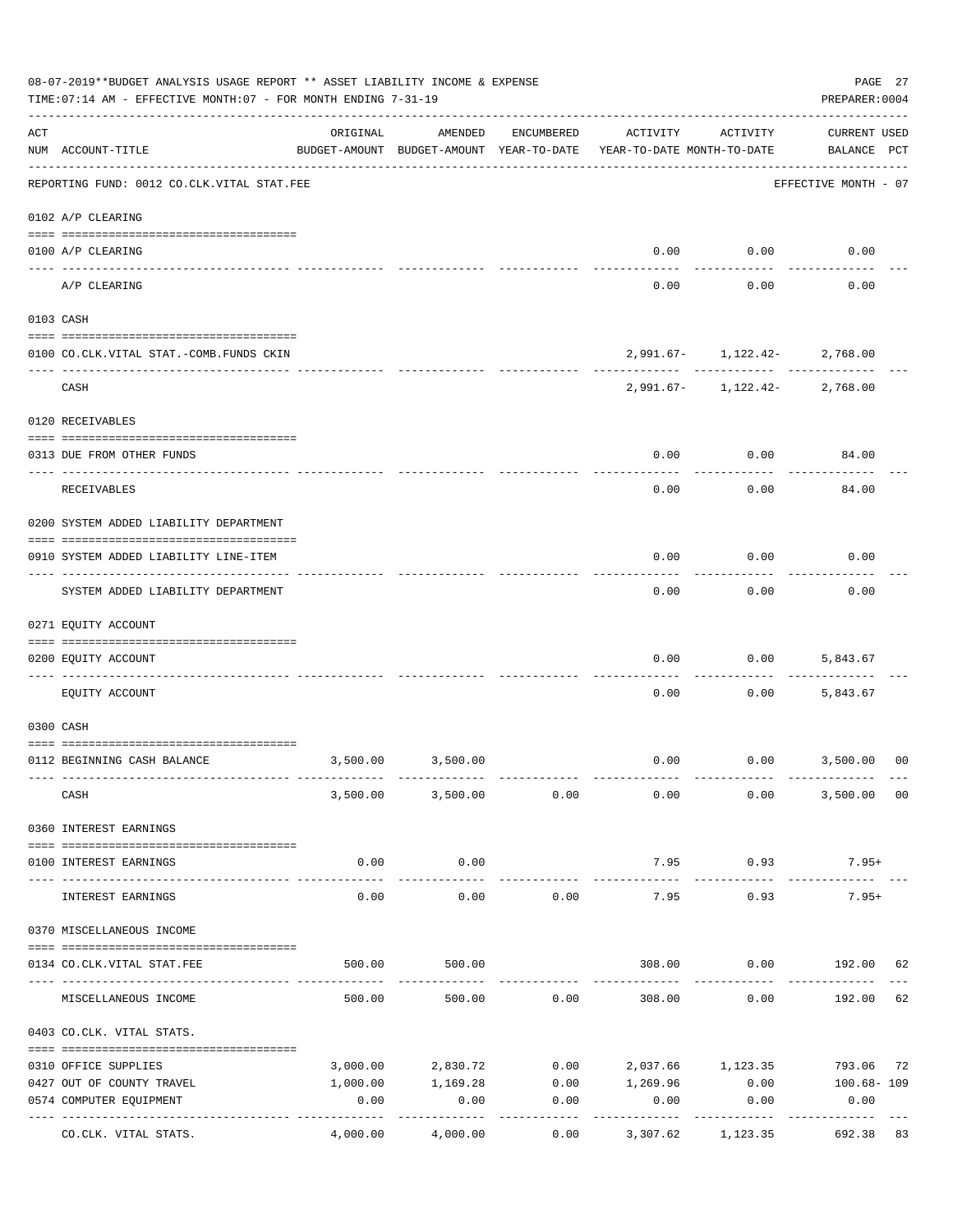08-07-2019**BUDGET ANALYSIS USAGE REPORT ** ASSET LIABILITY INCOME & EXPENSE

TIME:07:14 AM - EFFECTIVE MONTH:07 - FOR MONTH ENDING 7-31-19

PREPARER:0004

| ACT NUM | ACCOUNT-TITLE | ORIGINAL BUDGET-AMOUNT | AMENDED BUDGET-AMOUNT | ENCUMBERED YEAR-TO-DATE | ACTIVITY YEAR-TO-DATE | ACTIVITY MONTH-TO-DATE | CURRENT BALANCE | USED PCT |
|---|---|---|---|---|---|---|---|---|
| | REPORTING FUND: 0012 CO.CLK.VITAL STAT.FEE | | | | | | EFFECTIVE MONTH - 07 | |
| | 0102 A/P CLEARING | | | | | | | |
| 0100 | A/P CLEARING | | | | 0.00 | 0.00 | 0.00 | |
| | A/P CLEARING | | | | 0.00 | 0.00 | 0.00 | |
| | 0103 CASH | | | | | | | |
| 0100 | CO.CLK.VITAL STAT.-COMB.FUNDS CKIN | | | | 2,991.67- | 1,122.42- | 2,768.00 | |
| | CASH | | | | 2,991.67- | 1,122.42- | 2,768.00 | |
| | 0120 RECEIVABLES | | | | | | | |
| 0313 | DUE FROM OTHER FUNDS | | | | 0.00 | 0.00 | 84.00 | |
| | RECEIVABLES | | | | 0.00 | 0.00 | 84.00 | |
| | 0200 SYSTEM ADDED LIABILITY DEPARTMENT | | | | | | | |
| 0910 | SYSTEM ADDED LIABILITY LINE-ITEM | | | | 0.00 | 0.00 | 0.00 | |
| | SYSTEM ADDED LIABILITY DEPARTMENT | | | | 0.00 | 0.00 | 0.00 | |
| | 0271 EQUITY ACCOUNT | | | | | | | |
| 0200 | EQUITY ACCOUNT | | | | 0.00 | 0.00 | 5,843.67 | |
| | EQUITY ACCOUNT | | | | 0.00 | 0.00 | 5,843.67 | |
| | 0300 CASH | | | | | | | |
| 0112 | BEGINNING CASH BALANCE | 3,500.00 | 3,500.00 | | 0.00 | 0.00 | 3,500.00 | 00 |
| | CASH | 3,500.00 | 3,500.00 | 0.00 | 0.00 | 0.00 | 3,500.00 | 00 |
| | 0360 INTEREST EARNINGS | | | | | | | |
| 0100 | INTEREST EARNINGS | 0.00 | 0.00 | | 7.95 | 0.93 | 7.95+ | |
| | INTEREST EARNINGS | 0.00 | 0.00 | 0.00 | 7.95 | 0.93 | 7.95+ | |
| | 0370 MISCELLANEOUS INCOME | | | | | | | |
| 0134 | CO.CLK.VITAL STAT.FEE | 500.00 | 500.00 | | 308.00 | 0.00 | 192.00 | 62 |
| | MISCELLANEOUS INCOME | 500.00 | 500.00 | 0.00 | 308.00 | 0.00 | 192.00 | 62 |
| | 0403 CO.CLK. VITAL STATS. | | | | | | | |
| 0310 | OFFICE SUPPLIES | 3,000.00 | 2,830.72 | 0.00 | 2,037.66 | 1,123.35 | 793.06 | 72 |
| 0427 | OUT OF COUNTY TRAVEL | 1,000.00 | 1,169.28 | 0.00 | 1,269.96 | 0.00 | 100.68- | 109 |
| 0574 | COMPUTER EQUIPMENT | 0.00 | 0.00 | 0.00 | 0.00 | 0.00 | 0.00 | |
| | CO.CLK. VITAL STATS. | 4,000.00 | 4,000.00 | 0.00 | 3,307.62 | 1,123.35 | 692.38 | 83 |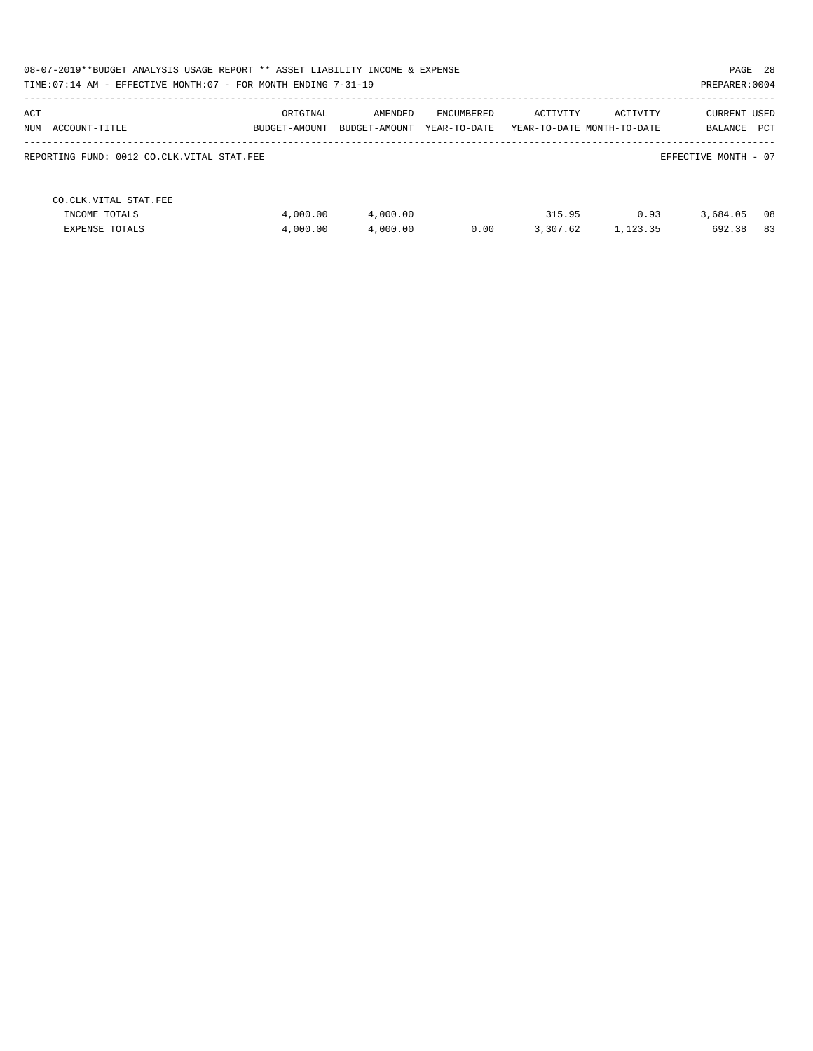| ACT NUM | ACCOUNT-TITLE | ORIGINAL BUDGET-AMOUNT | AMENDED BUDGET-AMOUNT | ENCUMBERED YEAR-TO-DATE | ACTIVITY YEAR-TO-DATE | ACTIVITY MONTH-TO-DATE | CURRENT BALANCE | USED PCT |
|---|---|---|---|---|---|---|---|---|

REPORTING FUND: 0012 CO.CLK.VITAL STAT.FEE

EFFECTIVE MONTH - 07

| ACT NUM | ACCOUNT-TITLE | ORIGINAL BUDGET-AMOUNT | AMENDED BUDGET-AMOUNT | ENCUMBERED YEAR-TO-DATE | ACTIVITY YEAR-TO-DATE | ACTIVITY MONTH-TO-DATE | CURRENT BALANCE | USED PCT |
|---|---|---|---|---|---|---|---|---|
| | CO.CLK.VITAL STAT.FEE | | | | | | | |
| | INCOME TOTALS | 4,000.00 | 4,000.00 | | 315.95 | 0.93 | 3,684.05 | 08 |
| | EXPENSE TOTALS | 4,000.00 | 4,000.00 | 0.00 | 3,307.62 | 1,123.35 | 692.38 | 83 |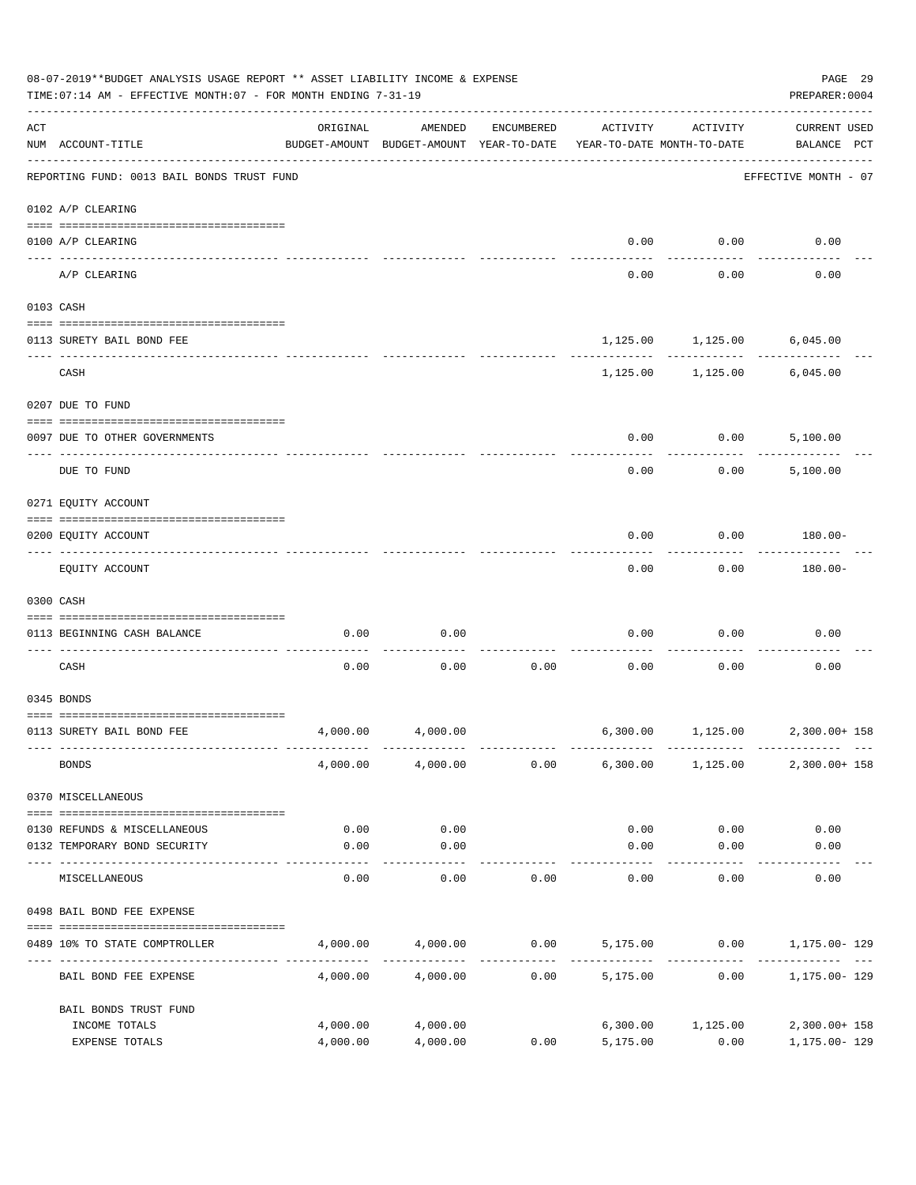08-07-2019**BUDGET ANALYSIS USAGE REPORT ** ASSET LIABILITY INCOME & EXPENSE

TIME:07:14 AM - EFFECTIVE MONTH:07 - FOR MONTH ENDING 7-31-19

PREPARER:0004

REPORTING FUND: 0013 BAIL BONDS TRUST FUND — EFFECTIVE MONTH - 07

| ACT NUM | ACCOUNT-TITLE | ORIGINAL BUDGET-AMOUNT | AMENDED BUDGET-AMOUNT | ENCUMBERED YEAR-TO-DATE | ACTIVITY YEAR-TO-DATE | ACTIVITY MONTH-TO-DATE | CURRENT USED BALANCE | PCT |
|---|---|---|---|---|---|---|---|---|
| 0102 | A/P CLEARING | | | | | | | |
| 0100 | A/P CLEARING | | | | 0.00 | 0.00 | 0.00 | |
| | A/P CLEARING | | | | 0.00 | 0.00 | 0.00 | |
| 0103 | CASH | | | | | | | |
| 0113 | SURETY BAIL BOND FEE | | | | 1,125.00 | 1,125.00 | 6,045.00 | |
| | CASH | | | | 1,125.00 | 1,125.00 | 6,045.00 | |
| 0207 | DUE TO FUND | | | | | | | |
| 0097 | DUE TO OTHER GOVERNMENTS | | | | 0.00 | 0.00 | 5,100.00 | |
| | DUE TO FUND | | | | 0.00 | 0.00 | 5,100.00 | |
| 0271 | EQUITY ACCOUNT | | | | | | | |
| 0200 | EQUITY ACCOUNT | | | | 0.00 | 0.00 | 180.00- | |
| | EQUITY ACCOUNT | | | | 0.00 | 0.00 | 180.00- | |
| 0300 | CASH | | | | | | | |
| 0113 | BEGINNING CASH BALANCE | 0.00 | 0.00 | | 0.00 | 0.00 | 0.00 | |
| | CASH | 0.00 | 0.00 | 0.00 | 0.00 | 0.00 | 0.00 | |
| 0345 | BONDS | | | | | | | |
| 0113 | SURETY BAIL BOND FEE | 4,000.00 | 4,000.00 | | 6,300.00 | 1,125.00 | 2,300.00+ | 158 |
| | BONDS | 4,000.00 | 4,000.00 | 0.00 | 6,300.00 | 1,125.00 | 2,300.00+ | 158 |
| 0370 | MISCELLANEOUS | | | | | | | |
| 0130 | REFUNDS & MISCELLANEOUS | 0.00 | 0.00 | | 0.00 | 0.00 | 0.00 | |
| 0132 | TEMPORARY BOND SECURITY | 0.00 | 0.00 | | 0.00 | 0.00 | 0.00 | |
| | MISCELLANEOUS | 0.00 | 0.00 | 0.00 | 0.00 | 0.00 | 0.00 | |
| 0498 | BAIL BOND FEE EXPENSE | | | | | | | |
| 0489 | 10% TO STATE COMPTROLLER | 4,000.00 | 4,000.00 | 0.00 | 5,175.00 | 0.00 | 1,175.00- | 129 |
| | BAIL BOND FEE EXPENSE | 4,000.00 | 4,000.00 | 0.00 | 5,175.00 | 0.00 | 1,175.00- | 129 |
| | BAIL BONDS TRUST FUND | | | | | | | |
| | INCOME TOTALS | 4,000.00 | 4,000.00 | | 6,300.00 | 1,125.00 | 2,300.00+ | 158 |
| | EXPENSE TOTALS | 4,000.00 | 4,000.00 | 0.00 | 5,175.00 | 0.00 | 1,175.00- | 129 |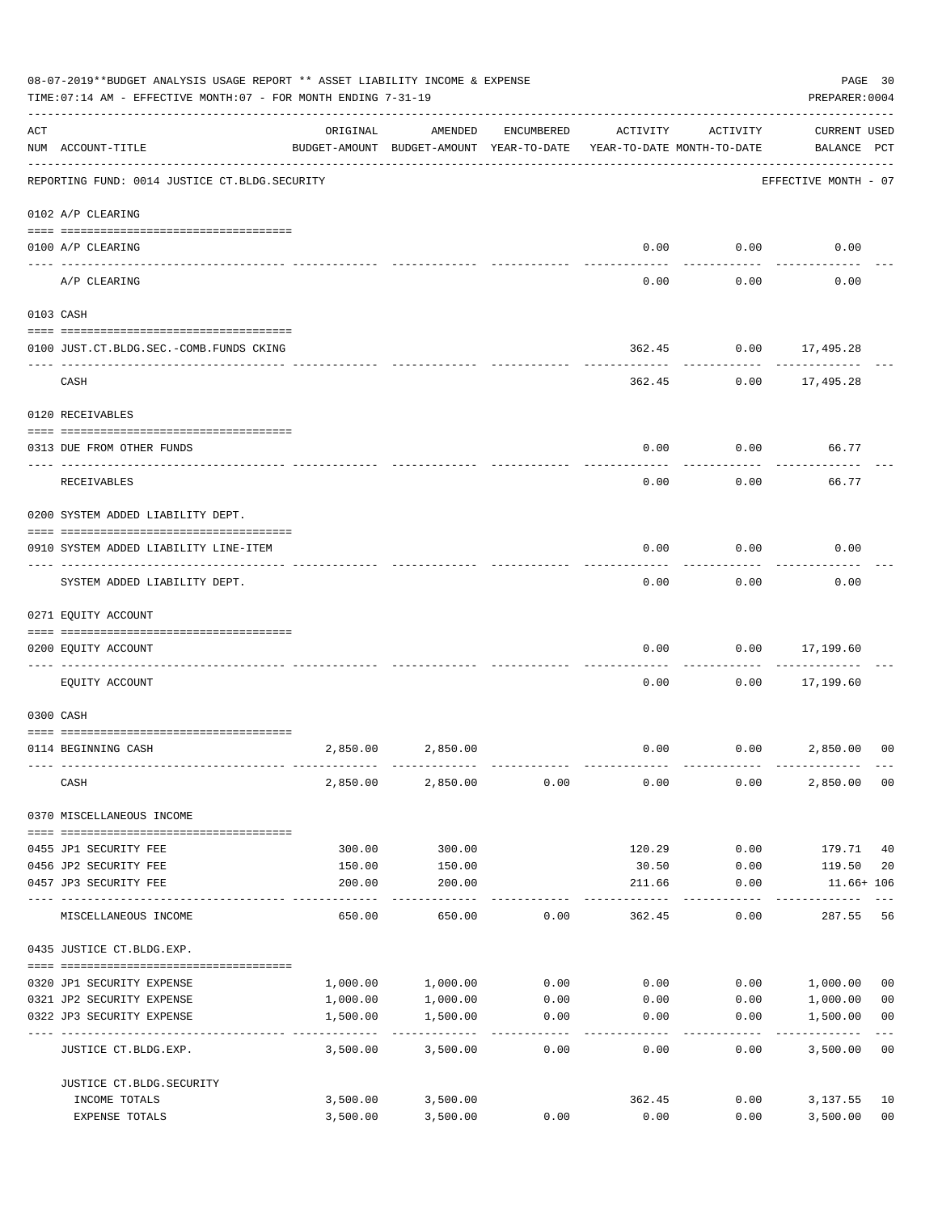08-07-2019**BUDGET ANALYSIS USAGE REPORT ** ASSET LIABILITY INCOME & EXPENSE

TIME:07:14 AM - EFFECTIVE MONTH:07 - FOR MONTH ENDING 7-31-19

PREPARER:0004

| ACT NUM | ACCOUNT-TITLE | ORIGINAL BUDGET-AMOUNT | AMENDED BUDGET-AMOUNT | ENCUMBERED YEAR-TO-DATE | ACTIVITY YEAR-TO-DATE | ACTIVITY MONTH-TO-DATE | CURRENT BALANCE | USED PCT |
|---|---|---|---|---|---|---|---|---|
| | REPORTING FUND: 0014 JUSTICE CT.BLDG.SECURITY | | | | | | EFFECTIVE MONTH - 07 | |
| | 0102 A/P CLEARING | | | | | | | |
| 0100 | A/P CLEARING | | | | 0.00 | 0.00 | 0.00 | |
| | A/P CLEARING | | | | 0.00 | 0.00 | 0.00 | |
| | 0103 CASH | | | | | | | |
| 0100 | JUST.CT.BLDG.SEC.-COMB.FUNDS CKING | | | | 362.45 | 0.00 | 17,495.28 | |
| | CASH | | | | 362.45 | 0.00 | 17,495.28 | |
| | 0120 RECEIVABLES | | | | | | | |
| 0313 | DUE FROM OTHER FUNDS | | | | 0.00 | 0.00 | 66.77 | |
| | RECEIVABLES | | | | 0.00 | 0.00 | 66.77 | |
| | 0200 SYSTEM ADDED LIABILITY DEPT. | | | | | | | |
| 0910 | SYSTEM ADDED LIABILITY LINE-ITEM | | | | 0.00 | 0.00 | 0.00 | |
| | SYSTEM ADDED LIABILITY DEPT. | | | | 0.00 | 0.00 | 0.00 | |
| | 0271 EQUITY ACCOUNT | | | | | | | |
| 0200 | EQUITY ACCOUNT | | | | 0.00 | 0.00 | 17,199.60 | |
| | EQUITY ACCOUNT | | | | 0.00 | 0.00 | 17,199.60 | |
| | 0300 CASH | | | | | | | |
| 0114 | BEGINNING CASH | 2,850.00 | 2,850.00 | | 0.00 | 0.00 | 2,850.00 | 00 |
| | CASH | 2,850.00 | 2,850.00 | 0.00 | 0.00 | 0.00 | 2,850.00 | 00 |
| | 0370 MISCELLANEOUS INCOME | | | | | | | |
| 0455 | JP1 SECURITY FEE | 300.00 | 300.00 | | 120.29 | 0.00 | 179.71 | 40 |
| 0456 | JP2 SECURITY FEE | 150.00 | 150.00 | | 30.50 | 0.00 | 119.50 | 20 |
| 0457 | JP3 SECURITY FEE | 200.00 | 200.00 | | 211.66 | 0.00 | 11.66+ | 106 |
| | MISCELLANEOUS INCOME | 650.00 | 650.00 | 0.00 | 362.45 | 0.00 | 287.55 | 56 |
| | 0435 JUSTICE CT.BLDG.EXP. | | | | | | | |
| 0320 | JP1 SECURITY EXPENSE | 1,000.00 | 1,000.00 | 0.00 | 0.00 | 0.00 | 1,000.00 | 00 |
| 0321 | JP2 SECURITY EXPENSE | 1,000.00 | 1,000.00 | 0.00 | 0.00 | 0.00 | 1,000.00 | 00 |
| 0322 | JP3 SECURITY EXPENSE | 1,500.00 | 1,500.00 | 0.00 | 0.00 | 0.00 | 1,500.00 | 00 |
| | JUSTICE CT.BLDG.EXP. | 3,500.00 | 3,500.00 | 0.00 | 0.00 | 0.00 | 3,500.00 | 00 |
| | JUSTICE CT.BLDG.SECURITY | | | | | | | |
| | INCOME TOTALS | 3,500.00 | 3,500.00 | | 362.45 | 0.00 | 3,137.55 | 10 |
| | EXPENSE TOTALS | 3,500.00 | 3,500.00 | 0.00 | 0.00 | 0.00 | 3,500.00 | 00 |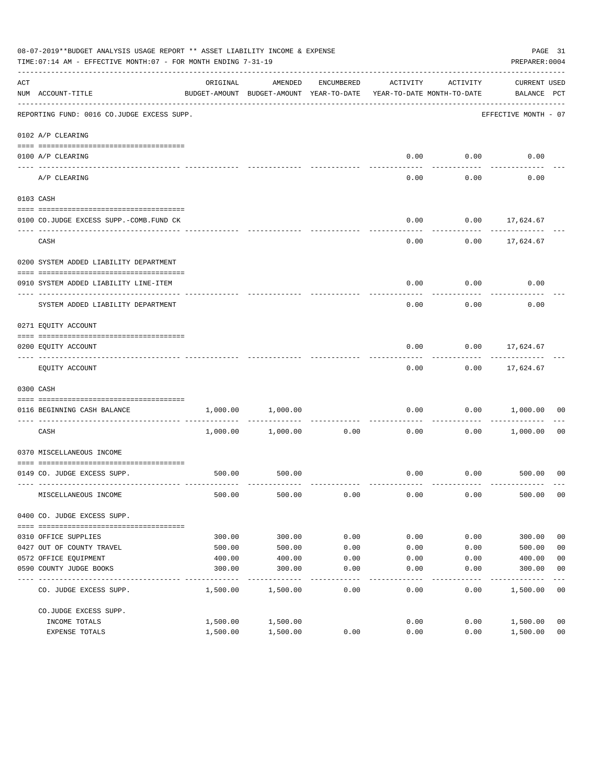08-07-2019**BUDGET ANALYSIS USAGE REPORT ** ASSET LIABILITY INCOME & EXPENSE

TIME:07:14 AM - EFFECTIVE MONTH:07 - FOR MONTH ENDING 7-31-19

PREPARER:0004

| ACT NUM | ACCOUNT-TITLE | ORIGINAL BUDGET-AMOUNT | AMENDED BUDGET-AMOUNT | ENCUMBERED YEAR-TO-DATE | ACTIVITY YEAR-TO-DATE | ACTIVITY MONTH-TO-DATE | CURRENT BALANCE | USED PCT |
|---|---|---|---|---|---|---|---|---|
| | REPORTING FUND: 0016 CO.JUDGE EXCESS SUPP. | | | | | | EFFECTIVE MONTH - 07 | |
| | 0102 A/P CLEARING | | | | | | | |
| 0100 | A/P CLEARING | | | | 0.00 | 0.00 | 0.00 | |
| | A/P CLEARING | | | | 0.00 | 0.00 | 0.00 | |
| | 0103 CASH | | | | | | | |
| 0100 | CO.JUDGE EXCESS SUPP.-COMB.FUND CK | | | | 0.00 | 0.00 | 17,624.67 | |
| | CASH | | | | 0.00 | 0.00 | 17,624.67 | |
| | 0200 SYSTEM ADDED LIABILITY DEPARTMENT | | | | | | | |
| 0910 | SYSTEM ADDED LIABILITY LINE-ITEM | | | | 0.00 | 0.00 | 0.00 | |
| | SYSTEM ADDED LIABILITY DEPARTMENT | | | | 0.00 | 0.00 | 0.00 | |
| | 0271 EQUITY ACCOUNT | | | | | | | |
| 0200 | EQUITY ACCOUNT | | | | 0.00 | 0.00 | 17,624.67 | |
| | EQUITY ACCOUNT | | | | 0.00 | 0.00 | 17,624.67 | |
| | 0300 CASH | | | | | | | |
| 0116 | BEGINNING CASH BALANCE | 1,000.00 | 1,000.00 | | 0.00 | 0.00 | 1,000.00 | 00 |
| | CASH | 1,000.00 | 1,000.00 | 0.00 | 0.00 | 0.00 | 1,000.00 | 00 |
| | 0370 MISCELLANEOUS INCOME | | | | | | | |
| 0149 | CO. JUDGE EXCESS SUPP. | 500.00 | 500.00 | | 0.00 | 0.00 | 500.00 | 00 |
| | MISCELLANEOUS INCOME | 500.00 | 500.00 | 0.00 | 0.00 | 0.00 | 500.00 | 00 |
| | 0400 CO. JUDGE EXCESS SUPP. | | | | | | | |
| 0310 | OFFICE SUPPLIES | 300.00 | 300.00 | 0.00 | 0.00 | 0.00 | 300.00 | 00 |
| 0427 | OUT OF COUNTY TRAVEL | 500.00 | 500.00 | 0.00 | 0.00 | 0.00 | 500.00 | 00 |
| 0572 | OFFICE EQUIPMENT | 400.00 | 400.00 | 0.00 | 0.00 | 0.00 | 400.00 | 00 |
| 0590 | COUNTY JUDGE BOOKS | 300.00 | 300.00 | 0.00 | 0.00 | 0.00 | 300.00 | 00 |
| | CO. JUDGE EXCESS SUPP. | 1,500.00 | 1,500.00 | 0.00 | 0.00 | 0.00 | 1,500.00 | 00 |
| | CO.JUDGE EXCESS SUPP. | | | | | | | |
| | INCOME TOTALS | 1,500.00 | 1,500.00 | | 0.00 | 0.00 | 1,500.00 | 00 |
| | EXPENSE TOTALS | 1,500.00 | 1,500.00 | 0.00 | 0.00 | 0.00 | 1,500.00 | 00 |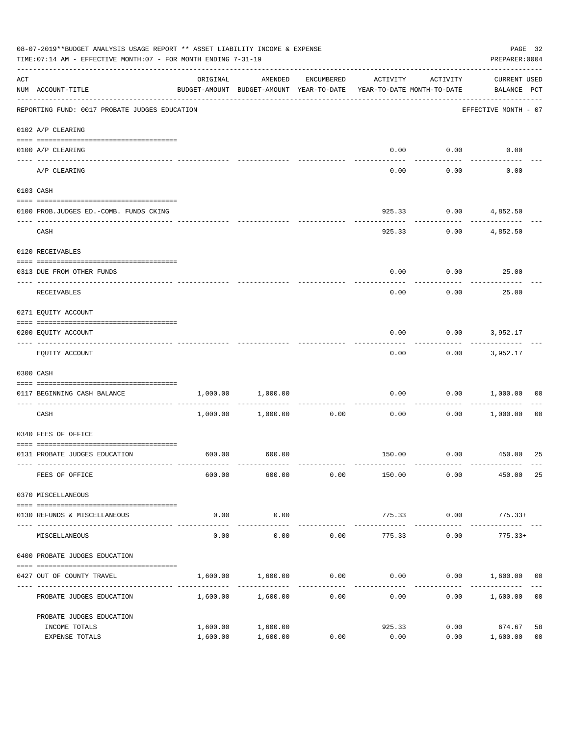08-07-2019**BUDGET ANALYSIS USAGE REPORT ** ASSET LIABILITY INCOME & EXPENSE

TIME:07:14 AM - EFFECTIVE MONTH:07 - FOR MONTH ENDING 7-31-19

PREPARER:0004

| ACT NUM | ACCOUNT-TITLE | ORIGINAL BUDGET-AMOUNT | AMENDED BUDGET-AMOUNT | ENCUMBERED YEAR-TO-DATE | ACTIVITY YEAR-TO-DATE | ACTIVITY MONTH-TO-DATE | CURRENT USED BALANCE | PCT |
|---|---|---|---|---|---|---|---|---|
| | REPORTING FUND: 0017 PROBATE JUDGES EDUCATION | | | | | | EFFECTIVE MONTH - 07 | |
| | 0102 A/P CLEARING | | | | | | | |
| 0100 | A/P CLEARING | | | | 0.00 | 0.00 | 0.00 | |
| | A/P CLEARING | | | | 0.00 | 0.00 | 0.00 | |
| | 0103 CASH | | | | | | | |
| 0100 | PROB.JUDGES ED.-COMB. FUNDS CKING | | | | 925.33 | 0.00 | 4,852.50 | |
| | CASH | | | | 925.33 | 0.00 | 4,852.50 | |
| | 0120 RECEIVABLES | | | | | | | |
| 0313 | DUE FROM OTHER FUNDS | | | | 0.00 | 0.00 | 25.00 | |
| | RECEIVABLES | | | | 0.00 | 0.00 | 25.00 | |
| | 0271 EQUITY ACCOUNT | | | | | | | |
| 0200 | EQUITY ACCOUNT | | | | 0.00 | 0.00 | 3,952.17 | |
| | EQUITY ACCOUNT | | | | 0.00 | 0.00 | 3,952.17 | |
| | 0300 CASH | | | | | | | |
| 0117 | BEGINNING CASH BALANCE | 1,000.00 | 1,000.00 | | 0.00 | 0.00 | 1,000.00 | 00 |
| | CASH | 1,000.00 | 1,000.00 | 0.00 | 0.00 | 0.00 | 1,000.00 | 00 |
| | 0340 FEES OF OFFICE | | | | | | | |
| 0131 | PROBATE JUDGES EDUCATION | 600.00 | 600.00 | | 150.00 | 0.00 | 450.00 | 25 |
| | FEES OF OFFICE | 600.00 | 600.00 | 0.00 | 150.00 | 0.00 | 450.00 | 25 |
| | 0370 MISCELLANEOUS | | | | | | | |
| 0130 | REFUNDS & MISCELLANEOUS | 0.00 | 0.00 | | 775.33 | 0.00 | 775.33+ | |
| | MISCELLANEOUS | 0.00 | 0.00 | 0.00 | 775.33 | 0.00 | 775.33+ | |
| | 0400 PROBATE JUDGES EDUCATION | | | | | | | |
| 0427 | OUT OF COUNTY TRAVEL | 1,600.00 | 1,600.00 | 0.00 | 0.00 | 0.00 | 1,600.00 | 00 |
| | PROBATE JUDGES EDUCATION | 1,600.00 | 1,600.00 | 0.00 | 0.00 | 0.00 | 1,600.00 | 00 |
| | PROBATE JUDGES EDUCATION | | | | | | | |
| | INCOME TOTALS | 1,600.00 | 1,600.00 | | 925.33 | 0.00 | 674.67 | 58 |
| | EXPENSE TOTALS | 1,600.00 | 1,600.00 | 0.00 | 0.00 | 0.00 | 1,600.00 | 00 |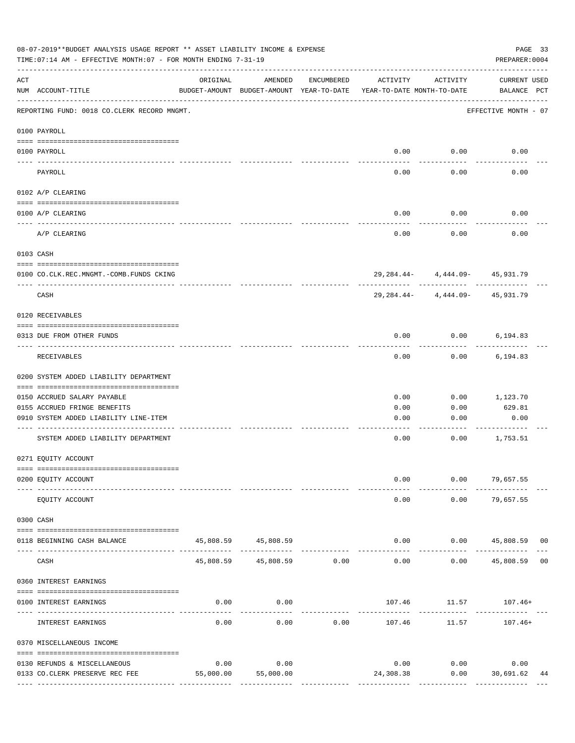08-07-2019**BUDGET ANALYSIS USAGE REPORT ** ASSET LIABILITY INCOME & EXPENSE

TIME:07:14 AM - EFFECTIVE MONTH:07 - FOR MONTH ENDING 7-31-19

PREPARER:0004

| ACT NUM | ACCOUNT-TITLE | ORIGINAL BUDGET-AMOUNT | AMENDED BUDGET-AMOUNT | ENCUMBERED YEAR-TO-DATE | ACTIVITY YEAR-TO-DATE | ACTIVITY MONTH-TO-DATE | CURRENT BALANCE | USED PCT |
|---|---|---|---|---|---|---|---|---|
| | REPORTING FUND: 0018 CO.CLERK RECORD MNGMT. | | | | | | EFFECTIVE MONTH - 07 | |
| | 0100 PAYROLL | | | | | | | |
| 0100 | PAYROLL | | | | 0.00 | 0.00 | 0.00 | |
| | PAYROLL | | | | 0.00 | 0.00 | 0.00 | |
| | 0102 A/P CLEARING | | | | | | | |
| 0100 | A/P CLEARING | | | | 0.00 | 0.00 | 0.00 | |
| | A/P CLEARING | | | | 0.00 | 0.00 | 0.00 | |
| | 0103 CASH | | | | | | | |
| 0100 | CO.CLK.REC.MNGMT.-COMB.FUNDS CKING | | | | 29,284.44- | 4,444.09- | 45,931.79 | |
| | CASH | | | | 29,284.44- | 4,444.09- | 45,931.79 | |
| | 0120 RECEIVABLES | | | | | | | |
| 0313 | DUE FROM OTHER FUNDS | | | | 0.00 | 0.00 | 6,194.83 | |
| | RECEIVABLES | | | | 0.00 | 0.00 | 6,194.83 | |
| | 0200 SYSTEM ADDED LIABILITY DEPARTMENT | | | | | | | |
| 0150 | ACCRUED SALARY PAYABLE | | | | 0.00 | 0.00 | 1,123.70 | |
| 0155 | ACCRUED FRINGE BENEFITS | | | | 0.00 | 0.00 | 629.81 | |
| 0910 | SYSTEM ADDED LIABILITY LINE-ITEM | | | | 0.00 | 0.00 | 0.00 | |
| | SYSTEM ADDED LIABILITY DEPARTMENT | | | | 0.00 | 0.00 | 1,753.51 | |
| | 0271 EQUITY ACCOUNT | | | | | | | |
| 0200 | EQUITY ACCOUNT | | | | 0.00 | 0.00 | 79,657.55 | |
| | EQUITY ACCOUNT | | | | 0.00 | 0.00 | 79,657.55 | |
| | 0300 CASH | | | | | | | |
| 0118 | BEGINNING CASH BALANCE | 45,808.59 | 45,808.59 | | 0.00 | 0.00 | 45,808.59 | 00 |
| | CASH | 45,808.59 | 45,808.59 | 0.00 | 0.00 | 0.00 | 45,808.59 | 00 |
| | 0360 INTEREST EARNINGS | | | | | | | |
| 0100 | INTEREST EARNINGS | 0.00 | 0.00 | | 107.46 | 11.57 | 107.46+ | |
| | INTEREST EARNINGS | 0.00 | 0.00 | 0.00 | 107.46 | 11.57 | 107.46+ | |
| | 0370 MISCELLANEOUS INCOME | | | | | | | |
| 0130 | REFUNDS & MISCELLANEOUS | 0.00 | 0.00 | | 0.00 | 0.00 | 0.00 | |
| 0133 | CO.CLERK PRESERVE REC FEE | 55,000.00 | 55,000.00 | | 24,308.38 | 0.00 | 30,691.62 | 44 |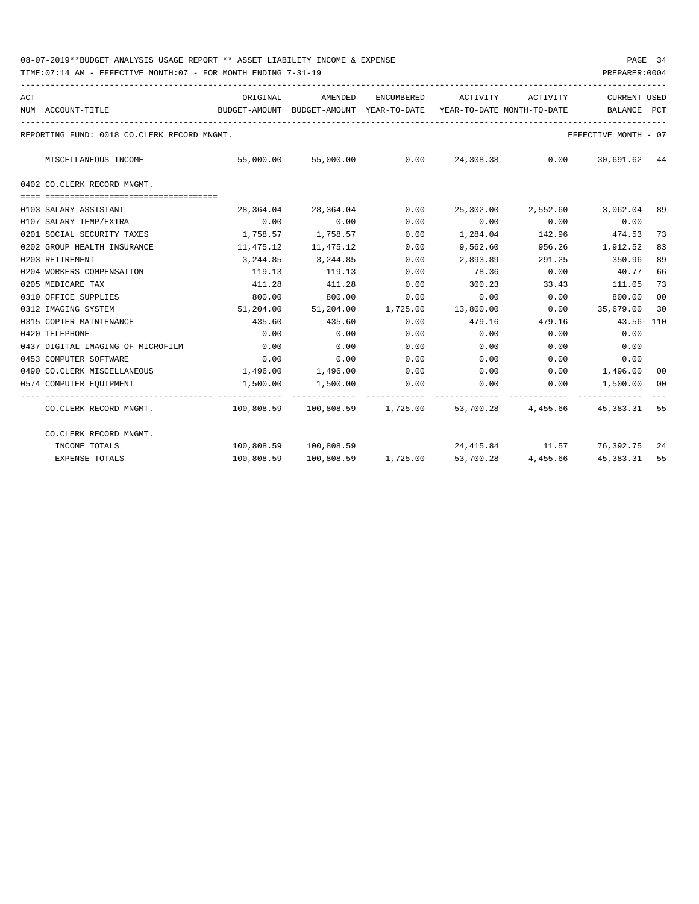08-07-2019**BUDGET ANALYSIS USAGE REPORT ** ASSET LIABILITY INCOME & EXPENSE

TIME:07:14 AM - EFFECTIVE MONTH:07 - FOR MONTH ENDING 7-31-19

PREPARER:0004

REPORTING FUND: 0018 CO.CLERK RECORD MNGMT. — EFFECTIVE MONTH - 07

| ACT NUM | ACCOUNT-TITLE | ORIGINAL BUDGET-AMOUNT | AMENDED BUDGET-AMOUNT | ENCUMBERED YEAR-TO-DATE | ACTIVITY YEAR-TO-DATE | ACTIVITY MONTH-TO-DATE | CURRENT BALANCE | USED PCT |
|---|---|---|---|---|---|---|---|---|
| | MISCELLANEOUS INCOME | 55,000.00 | 55,000.00 | 0.00 | 24,308.38 | 0.00 | 30,691.62 | 44 |
| | **0402 CO.CLERK RECORD MNGMT.** | | | | | | | |
| 0103 | SALARY ASSISTANT | 28,364.04 | 28,364.04 | 0.00 | 25,302.00 | 2,552.60 | 3,062.04 | 89 |
| 0107 | SALARY TEMP/EXTRA | 0.00 | 0.00 | 0.00 | 0.00 | 0.00 | 0.00 | |
| 0201 | SOCIAL SECURITY TAXES | 1,758.57 | 1,758.57 | 0.00 | 1,284.04 | 142.96 | 474.53 | 73 |
| 0202 | GROUP HEALTH INSURANCE | 11,475.12 | 11,475.12 | 0.00 | 9,562.60 | 956.26 | 1,912.52 | 83 |
| 0203 | RETIREMENT | 3,244.85 | 3,244.85 | 0.00 | 2,893.89 | 291.25 | 350.96 | 89 |
| 0204 | WORKERS COMPENSATION | 119.13 | 119.13 | 0.00 | 78.36 | 0.00 | 40.77 | 66 |
| 0205 | MEDICARE TAX | 411.28 | 411.28 | 0.00 | 300.23 | 33.43 | 111.05 | 73 |
| 0310 | OFFICE SUPPLIES | 800.00 | 800.00 | 0.00 | 0.00 | 0.00 | 800.00 | 00 |
| 0312 | IMAGING SYSTEM | 51,204.00 | 51,204.00 | 1,725.00 | 13,800.00 | 0.00 | 35,679.00 | 30 |
| 0315 | COPIER MAINTENANCE | 435.60 | 435.60 | 0.00 | 479.16 | 479.16 | 43.56- | 110 |
| 0420 | TELEPHONE | 0.00 | 0.00 | 0.00 | 0.00 | 0.00 | 0.00 | |
| 0437 | DIGITAL IMAGING OF MICROFILM | 0.00 | 0.00 | 0.00 | 0.00 | 0.00 | 0.00 | |
| 0453 | COMPUTER SOFTWARE | 0.00 | 0.00 | 0.00 | 0.00 | 0.00 | 0.00 | |
| 0490 | CO.CLERK MISCELLANEOUS | 1,496.00 | 1,496.00 | 0.00 | 0.00 | 0.00 | 1,496.00 | 00 |
| 0574 | COMPUTER EQUIPMENT | 1,500.00 | 1,500.00 | 0.00 | 0.00 | 0.00 | 1,500.00 | 00 |
| | CO.CLERK RECORD MNGMT. | 100,808.59 | 100,808.59 | 1,725.00 | 53,700.28 | 4,455.66 | 45,383.31 | 55 |
| | **CO.CLERK RECORD MNGMT.** | | | | | | | |
| | INCOME TOTALS | 100,808.59 | 100,808.59 | | 24,415.84 | 11.57 | 76,392.75 | 24 |
| | EXPENSE TOTALS | 100,808.59 | 100,808.59 | 1,725.00 | 53,700.28 | 4,455.66 | 45,383.31 | 55 |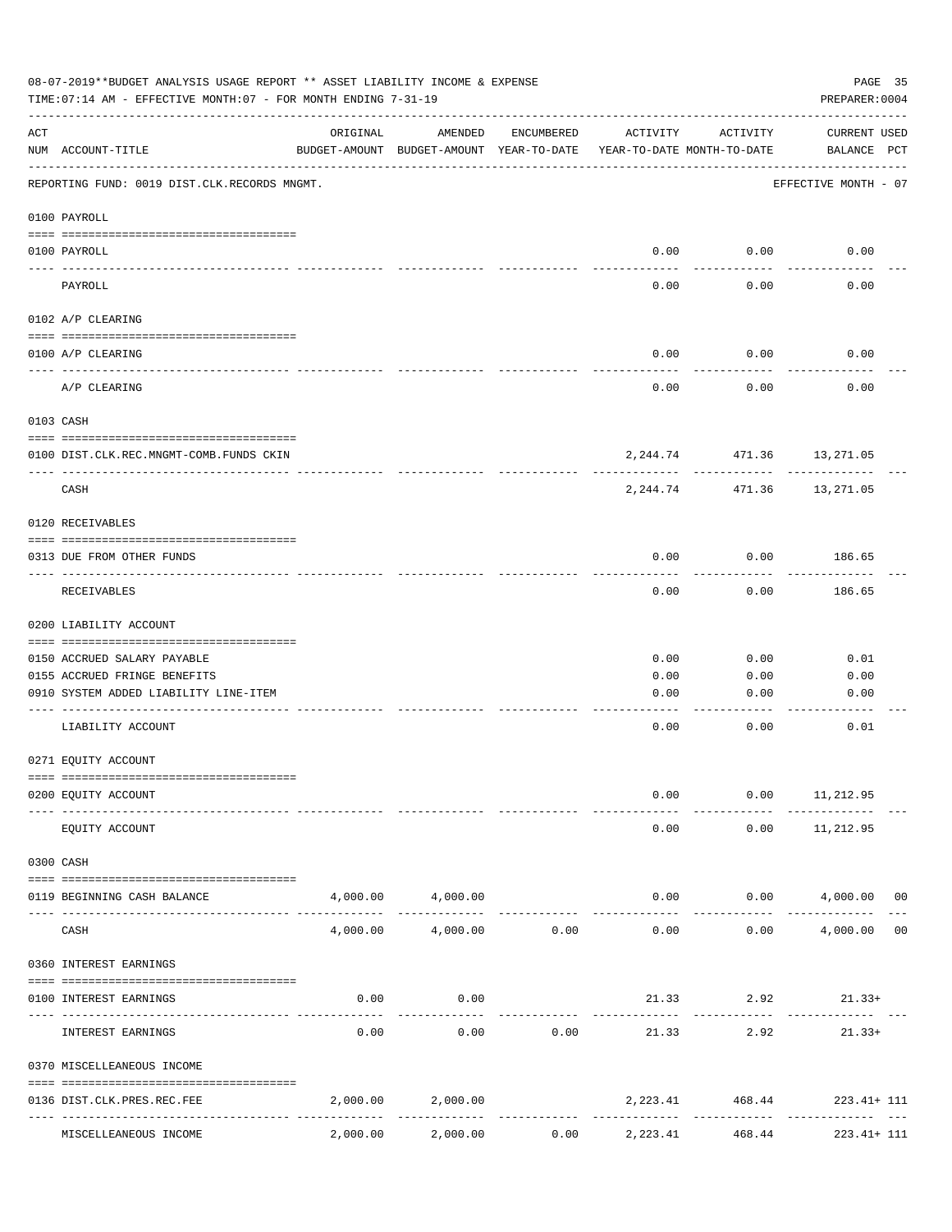08-07-2019**BUDGET ANALYSIS USAGE REPORT ** ASSET LIABILITY INCOME & EXPENSE

TIME:07:14 AM - EFFECTIVE MONTH:07 - FOR MONTH ENDING 7-31-19

PREPARER:0004

REPORTING FUND: 0019 DIST.CLK.RECORDS MNGMT. — EFFECTIVE MONTH - 07

| ACT NUM | ACCOUNT-TITLE | ORIGINAL BUDGET-AMOUNT | AMENDED BUDGET-AMOUNT | ENCUMBERED YEAR-TO-DATE | ACTIVITY YEAR-TO-DATE | ACTIVITY MONTH-TO-DATE | CURRENT BALANCE | USED PCT |
|---|---|---|---|---|---|---|---|---|
| | **0100 PAYROLL** | | | | | | | |
| 0100 | PAYROLL | | | | 0.00 | 0.00 | 0.00 | |
| | PAYROLL | | | | 0.00 | 0.00 | 0.00 | |
| | **0102 A/P CLEARING** | | | | | | | |
| 0100 | A/P CLEARING | | | | 0.00 | 0.00 | 0.00 | |
| | A/P CLEARING | | | | 0.00 | 0.00 | 0.00 | |
| | **0103 CASH** | | | | | | | |
| 0100 | DIST.CLK.REC.MNGMT-COMB.FUNDS CKIN | | | | 2,244.74 | 471.36 | 13,271.05 | |
| | CASH | | | | 2,244.74 | 471.36 | 13,271.05 | |
| | **0120 RECEIVABLES** | | | | | | | |
| 0313 | DUE FROM OTHER FUNDS | | | | 0.00 | 0.00 | 186.65 | |
| | RECEIVABLES | | | | 0.00 | 0.00 | 186.65 | |
| | **0200 LIABILITY ACCOUNT** | | | | | | | |
| 0150 | ACCRUED SALARY PAYABLE | | | | 0.00 | 0.00 | 0.01 | |
| 0155 | ACCRUED FRINGE BENEFITS | | | | 0.00 | 0.00 | 0.00 | |
| 0910 | SYSTEM ADDED LIABILITY LINE-ITEM | | | | 0.00 | 0.00 | 0.00 | |
| | LIABILITY ACCOUNT | | | | 0.00 | 0.00 | 0.01 | |
| | **0271 EQUITY ACCOUNT** | | | | | | | |
| 0200 | EQUITY ACCOUNT | | | | 0.00 | 0.00 | 11,212.95 | |
| | EQUITY ACCOUNT | | | | 0.00 | 0.00 | 11,212.95 | |
| | **0300 CASH** | | | | | | | |
| 0119 | BEGINNING CASH BALANCE | 4,000.00 | 4,000.00 | | 0.00 | 0.00 | 4,000.00 | 00 |
| | CASH | 4,000.00 | 4,000.00 | 0.00 | 0.00 | 0.00 | 4,000.00 | 00 |
| | **0360 INTEREST EARNINGS** | | | | | | | |
| 0100 | INTEREST EARNINGS | 0.00 | 0.00 | | 21.33 | 2.92 | 21.33+ | |
| | INTEREST EARNINGS | 0.00 | 0.00 | 0.00 | 21.33 | 2.92 | 21.33+ | |
| | **0370 MISCELLANEOUS INCOME** | | | | | | | |
| 0136 | DIST.CLK.PRES.REC.FEE | 2,000.00 | 2,000.00 | | 2,223.41 | 468.44 | 223.41+ | 111 |
| | MISCELLANEOUS INCOME | 2,000.00 | 2,000.00 | 0.00 | 2,223.41 | 468.44 | 223.41+ | 111 |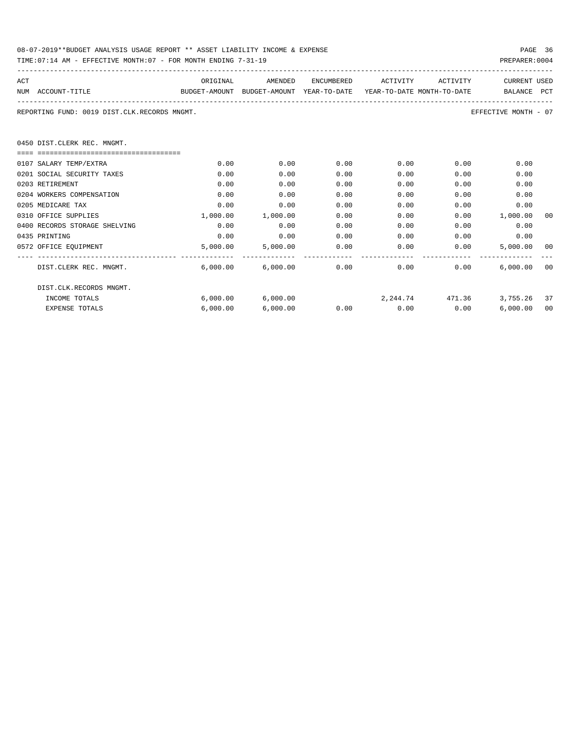08-07-2019**BUDGET ANALYSIS USAGE REPORT ** ASSET LIABILITY INCOME & EXPENSE

TIME:07:14 AM - EFFECTIVE MONTH:07 - FOR MONTH ENDING 7-31-19

PREPARER:0004

| ACT NUM | ACCOUNT-TITLE | ORIGINAL BUDGET-AMOUNT | AMENDED BUDGET-AMOUNT | ENCUMBERED YEAR-TO-DATE | ACTIVITY YEAR-TO-DATE | ACTIVITY MONTH-TO-DATE | CURRENT BALANCE | USED PCT |
|---|---|---|---|---|---|---|---|---|

REPORTING FUND: 0019 DIST.CLK.RECORDS MNGMT.

EFFECTIVE MONTH - 07

0450 DIST.CLERK REC. MNGMT.

| ACT NUM | ACCOUNT-TITLE | ORIGINAL BUDGET-AMOUNT | AMENDED BUDGET-AMOUNT | ENCUMBERED YEAR-TO-DATE | ACTIVITY YEAR-TO-DATE | ACTIVITY MONTH-TO-DATE | CURRENT BALANCE | USED PCT |
|---|---|---|---|---|---|---|---|---|
| 0107 | SALARY TEMP/EXTRA | 0.00 | 0.00 | 0.00 | 0.00 | 0.00 | 0.00 | |
| 0201 | SOCIAL SECURITY TAXES | 0.00 | 0.00 | 0.00 | 0.00 | 0.00 | 0.00 | |
| 0203 | RETIREMENT | 0.00 | 0.00 | 0.00 | 0.00 | 0.00 | 0.00 | |
| 0204 | WORKERS COMPENSATION | 0.00 | 0.00 | 0.00 | 0.00 | 0.00 | 0.00 | |
| 0205 | MEDICARE TAX | 0.00 | 0.00 | 0.00 | 0.00 | 0.00 | 0.00 | |
| 0310 | OFFICE SUPPLIES | 1,000.00 | 1,000.00 | 0.00 | 0.00 | 0.00 | 1,000.00 | 00 |
| 0400 | RECORDS STORAGE SHELVING | 0.00 | 0.00 | 0.00 | 0.00 | 0.00 | 0.00 | |
| 0435 | PRINTING | 0.00 | 0.00 | 0.00 | 0.00 | 0.00 | 0.00 | |
| 0572 | OFFICE EQUIPMENT | 5,000.00 | 5,000.00 | 0.00 | 0.00 | 0.00 | 5,000.00 | 00 |
| | DIST.CLERK REC. MNGMT. | 6,000.00 | 6,000.00 | 0.00 | 0.00 | 0.00 | 6,000.00 | 00 |
| | DIST.CLK.RECORDS MNGMT. | | | | | | | |
| | INCOME TOTALS | 6,000.00 | 6,000.00 | | 2,244.74 | 471.36 | 3,755.26 | 37 |
| | EXPENSE TOTALS | 6,000.00 | 6,000.00 | 0.00 | 0.00 | 0.00 | 6,000.00 | 00 |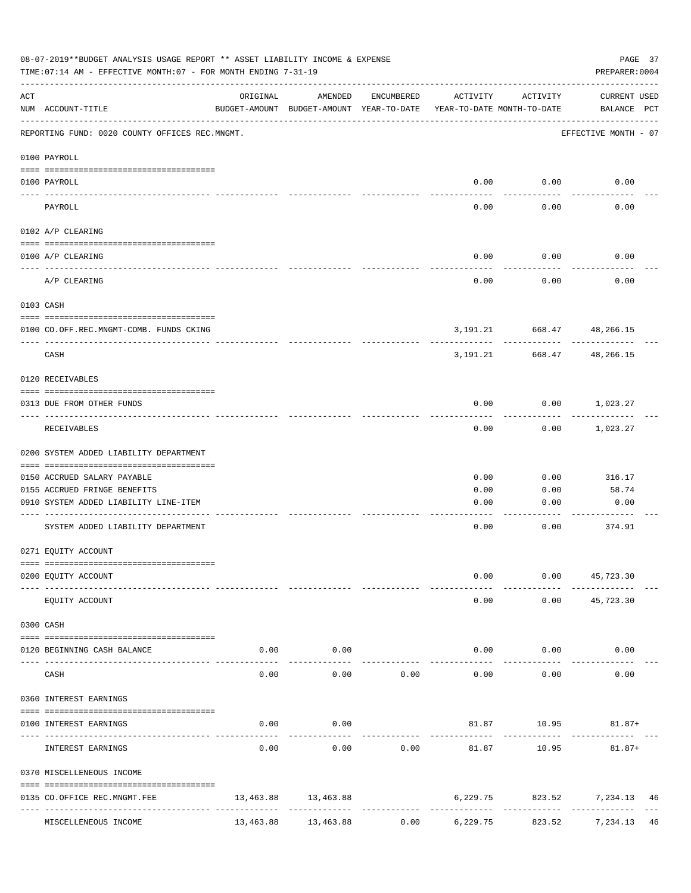08-07-2019**BUDGET ANALYSIS USAGE REPORT ** ASSET LIABILITY INCOME & EXPENSE

TIME:07:14 AM - EFFECTIVE MONTH:07 - FOR MONTH ENDING 7-31-19

PREPARER:0004

| ACT NUM | ACCOUNT-TITLE | ORIGINAL BUDGET-AMOUNT | AMENDED BUDGET-AMOUNT | ENCUMBERED YEAR-TO-DATE | ACTIVITY YEAR-TO-DATE | ACTIVITY MONTH-TO-DATE | CURRENT BALANCE | USED PCT |
|---|---|---|---|---|---|---|---|---|
| | REPORTING FUND: 0020 COUNTY OFFICES REC.MNGMT. | | | | | | EFFECTIVE MONTH - 07 | |
| | 0100 PAYROLL | | | | | | | |
| 0100 | PAYROLL | | | | 0.00 | 0.00 | 0.00 | |
| | PAYROLL | | | | 0.00 | 0.00 | 0.00 | |
| | 0102 A/P CLEARING | | | | | | | |
| 0100 | A/P CLEARING | | | | 0.00 | 0.00 | 0.00 | |
| | A/P CLEARING | | | | 0.00 | 0.00 | 0.00 | |
| | 0103 CASH | | | | | | | |
| 0100 | CO.OFF.REC.MNGMT-COMB. FUNDS CKING | | | | 3,191.21 | 668.47 | 48,266.15 | |
| | CASH | | | | 3,191.21 | 668.47 | 48,266.15 | |
| | 0120 RECEIVABLES | | | | | | | |
| 0313 | DUE FROM OTHER FUNDS | | | | 0.00 | 0.00 | 1,023.27 | |
| | RECEIVABLES | | | | 0.00 | 0.00 | 1,023.27 | |
| | 0200 SYSTEM ADDED LIABILITY DEPARTMENT | | | | | | | |
| 0150 | ACCRUED SALARY PAYABLE | | | | 0.00 | 0.00 | 316.17 | |
| 0155 | ACCRUED FRINGE BENEFITS | | | | 0.00 | 0.00 | 58.74 | |
| 0910 | SYSTEM ADDED LIABILITY LINE-ITEM | | | | 0.00 | 0.00 | 0.00 | |
| | SYSTEM ADDED LIABILITY DEPARTMENT | | | | 0.00 | 0.00 | 374.91 | |
| | 0271 EQUITY ACCOUNT | | | | | | | |
| 0200 | EQUITY ACCOUNT | | | | 0.00 | 0.00 | 45,723.30 | |
| | EQUITY ACCOUNT | | | | 0.00 | 0.00 | 45,723.30 | |
| | 0300 CASH | | | | | | | |
| 0120 | BEGINNING CASH BALANCE | 0.00 | 0.00 | | 0.00 | 0.00 | 0.00 | |
| | CASH | 0.00 | 0.00 | 0.00 | 0.00 | 0.00 | 0.00 | |
| | 0360 INTEREST EARNINGS | | | | | | | |
| 0100 | INTEREST EARNINGS | 0.00 | 0.00 | | 81.87 | 10.95 | 81.87+ | |
| | INTEREST EARNINGS | 0.00 | 0.00 | 0.00 | 81.87 | 10.95 | 81.87+ | |
| | 0370 MISCELLENEOUS INCOME | | | | | | | |
| 0135 | CO.OFFICE REC.MNGMT.FEE | 13,463.88 | 13,463.88 | | 6,229.75 | 823.52 | 7,234.13 | 46 |
| | MISCELLENEOUS INCOME | 13,463.88 | 13,463.88 | 0.00 | 6,229.75 | 823.52 | 7,234.13 | 46 |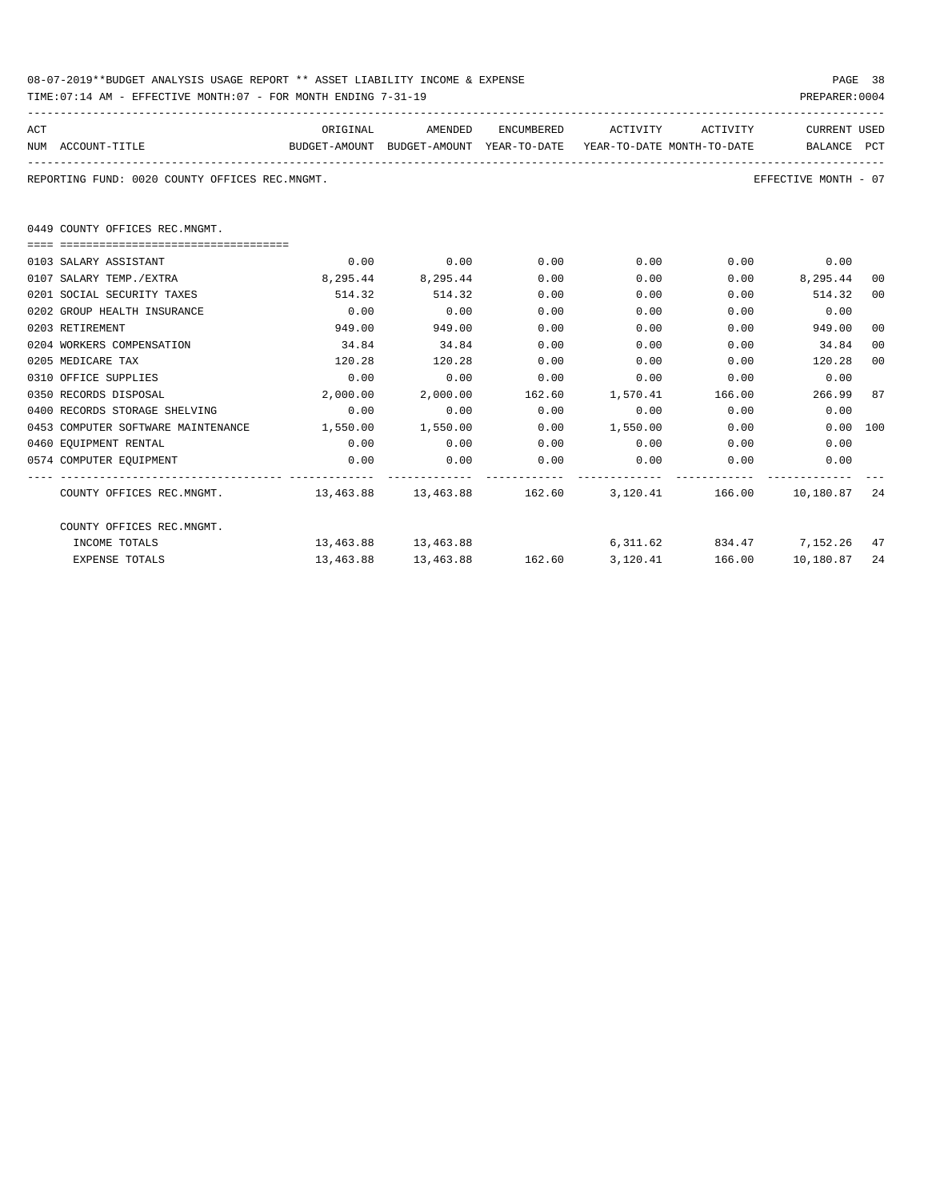08-07-2019**BUDGET ANALYSIS USAGE REPORT ** ASSET LIABILITY INCOME & EXPENSE

TIME:07:14 AM - EFFECTIVE MONTH:07 - FOR MONTH ENDING 7-31-19

PREPARER:0004

REPORTING FUND: 0020 COUNTY OFFICES REC.MNGMT.

EFFECTIVE MONTH - 07

0449 COUNTY OFFICES REC.MNGMT.

| ACT NUM | ACCOUNT-TITLE | ORIGINAL BUDGET-AMOUNT | AMENDED BUDGET-AMOUNT | ENCUMBERED YEAR-TO-DATE | ACTIVITY YEAR-TO-DATE | ACTIVITY MONTH-TO-DATE | CURRENT BALANCE | USED PCT |
|---|---|---|---|---|---|---|---|---|
| 0103 | SALARY ASSISTANT | 0.00 | 0.00 | 0.00 | 0.00 | 0.00 | 0.00 | |
| 0107 | SALARY TEMP./EXTRA | 8,295.44 | 8,295.44 | 0.00 | 0.00 | 0.00 | 8,295.44 | 00 |
| 0201 | SOCIAL SECURITY TAXES | 514.32 | 514.32 | 0.00 | 0.00 | 0.00 | 514.32 | 00 |
| 0202 | GROUP HEALTH INSURANCE | 0.00 | 0.00 | 0.00 | 0.00 | 0.00 | 0.00 | |
| 0203 | RETIREMENT | 949.00 | 949.00 | 0.00 | 0.00 | 0.00 | 949.00 | 00 |
| 0204 | WORKERS COMPENSATION | 34.84 | 34.84 | 0.00 | 0.00 | 0.00 | 34.84 | 00 |
| 0205 | MEDICARE TAX | 120.28 | 120.28 | 0.00 | 0.00 | 0.00 | 120.28 | 00 |
| 0310 | OFFICE SUPPLIES | 0.00 | 0.00 | 0.00 | 0.00 | 0.00 | 0.00 | |
| 0350 | RECORDS DISPOSAL | 2,000.00 | 2,000.00 | 162.60 | 1,570.41 | 166.00 | 266.99 | 87 |
| 0400 | RECORDS STORAGE SHELVING | 0.00 | 0.00 | 0.00 | 0.00 | 0.00 | 0.00 | |
| 0453 | COMPUTER SOFTWARE MAINTENANCE | 1,550.00 | 1,550.00 | 0.00 | 1,550.00 | 0.00 | 0.00 | 100 |
| 0460 | EQUIPMENT RENTAL | 0.00 | 0.00 | 0.00 | 0.00 | 0.00 | 0.00 | |
| 0574 | COMPUTER EQUIPMENT | 0.00 | 0.00 | 0.00 | 0.00 | 0.00 | 0.00 | |
| | COUNTY OFFICES REC.MNGMT. | 13,463.88 | 13,463.88 | 162.60 | 3,120.41 | 166.00 | 10,180.87 | 24 |
| | COUNTY OFFICES REC.MNGMT. | | | | | | | |
| | INCOME TOTALS | 13,463.88 | 13,463.88 | | 6,311.62 | 834.47 | 7,152.26 | 47 |
| | EXPENSE TOTALS | 13,463.88 | 13,463.88 | 162.60 | 3,120.41 | 166.00 | 10,180.87 | 24 |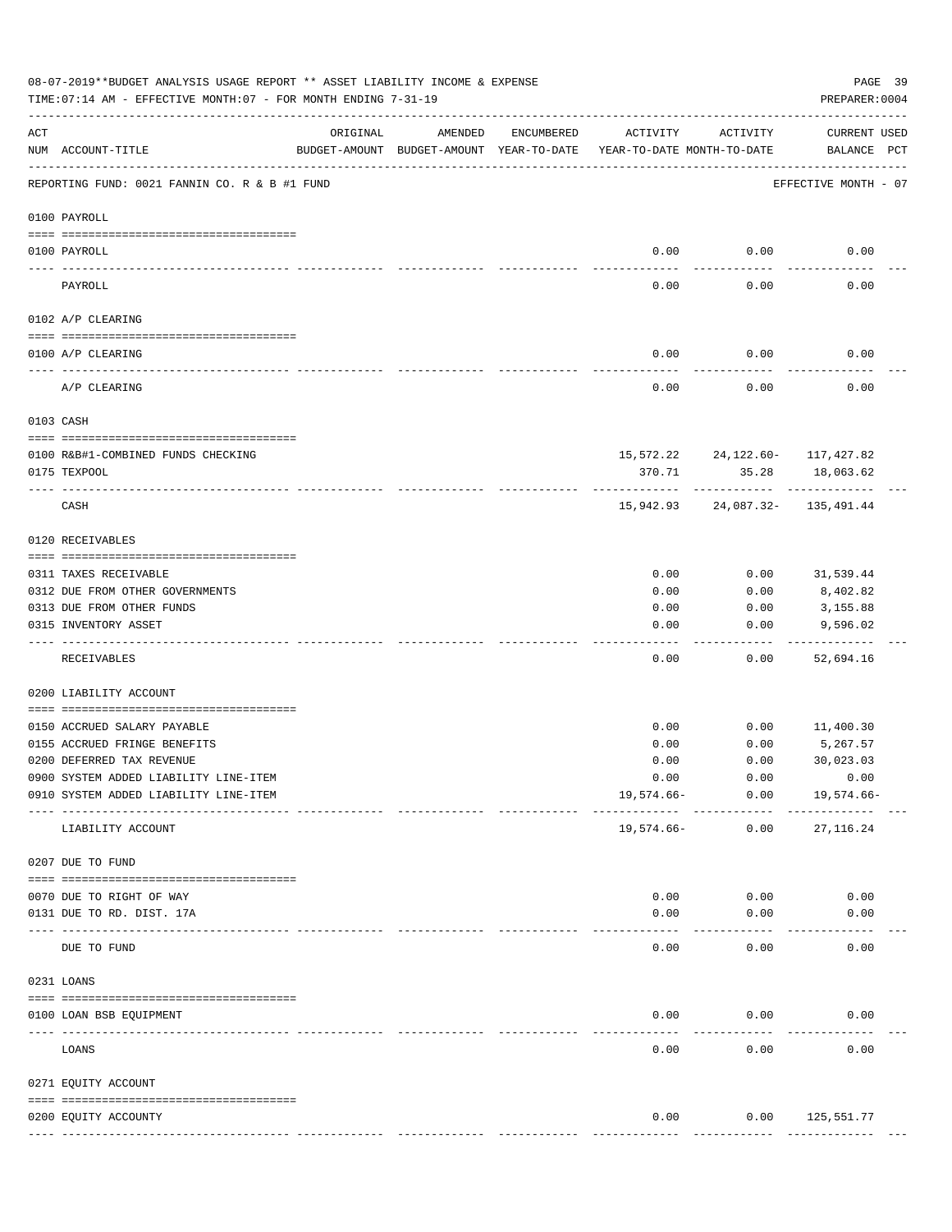08-07-2019**BUDGET ANALYSIS USAGE REPORT ** ASSET LIABILITY INCOME & EXPENSE

TIME:07:14 AM - EFFECTIVE MONTH:07 - FOR MONTH ENDING 7-31-19

PREPARER:0004

| ACT NUM | ACCOUNT-TITLE | ORIGINAL BUDGET-AMOUNT | AMENDED BUDGET-AMOUNT | ENCUMBERED YEAR-TO-DATE | ACTIVITY YEAR-TO-DATE | ACTIVITY MONTH-TO-DATE | CURRENT BALANCE | USED PCT |
|---|---|---|---|---|---|---|---|---|
| | REPORTING FUND: 0021 FANNIN CO. R & B #1 FUND | | | | | | EFFECTIVE MONTH - 07 | |
| | 0100 PAYROLL | | | | | | | |
| 0100 | PAYROLL | | | | 0.00 | 0.00 | 0.00 | |
| | PAYROLL | | | | 0.00 | 0.00 | 0.00 | |
| | 0102 A/P CLEARING | | | | | | | |
| 0100 | A/P CLEARING | | | | 0.00 | 0.00 | 0.00 | |
| | A/P CLEARING | | | | 0.00 | 0.00 | 0.00 | |
| | 0103 CASH | | | | | | | |
| 0100 | R&B#1-COMBINED FUNDS CHECKING | | | | 15,572.22 | 24,122.60- | 117,427.82 | |
| 0175 | TEXPOOL | | | | 370.71 | 35.28 | 18,063.62 | |
| | CASH | | | | 15,942.93 | 24,087.32- | 135,491.44 | |
| | 0120 RECEIVABLES | | | | | | | |
| 0311 | TAXES RECEIVABLE | | | | 0.00 | 0.00 | 31,539.44 | |
| 0312 | DUE FROM OTHER GOVERNMENTS | | | | 0.00 | 0.00 | 8,402.82 | |
| 0313 | DUE FROM OTHER FUNDS | | | | 0.00 | 0.00 | 3,155.88 | |
| 0315 | INVENTORY ASSET | | | | 0.00 | 0.00 | 9,596.02 | |
| | RECEIVABLES | | | | 0.00 | 0.00 | 52,694.16 | |
| | 0200 LIABILITY ACCOUNT | | | | | | | |
| 0150 | ACCRUED SALARY PAYABLE | | | | 0.00 | 0.00 | 11,400.30 | |
| 0155 | ACCRUED FRINGE BENEFITS | | | | 0.00 | 0.00 | 5,267.57 | |
| 0200 | DEFERRED TAX REVENUE | | | | 0.00 | 0.00 | 30,023.03 | |
| 0900 | SYSTEM ADDED LIABILITY LINE-ITEM | | | | 0.00 | 0.00 | 0.00 | |
| 0910 | SYSTEM ADDED LIABILITY LINE-ITEM | | | | 19,574.66- | 0.00 | 19,574.66- | |
| | LIABILITY ACCOUNT | | | | 19,574.66- | 0.00 | 27,116.24 | |
| | 0207 DUE TO FUND | | | | | | | |
| 0070 | DUE TO RIGHT OF WAY | | | | 0.00 | 0.00 | 0.00 | |
| 0131 | DUE TO RD. DIST. 17A | | | | 0.00 | 0.00 | 0.00 | |
| | DUE TO FUND | | | | 0.00 | 0.00 | 0.00 | |
| | 0231 LOANS | | | | | | | |
| 0100 | LOAN BSB EQUIPMENT | | | | 0.00 | 0.00 | 0.00 | |
| | LOANS | | | | 0.00 | 0.00 | 0.00 | |
| | 0271 EQUITY ACCOUNT | | | | | | | |
| 0200 | EQUITY ACCOUNTY | | | | 0.00 | 0.00 | 125,551.77 | |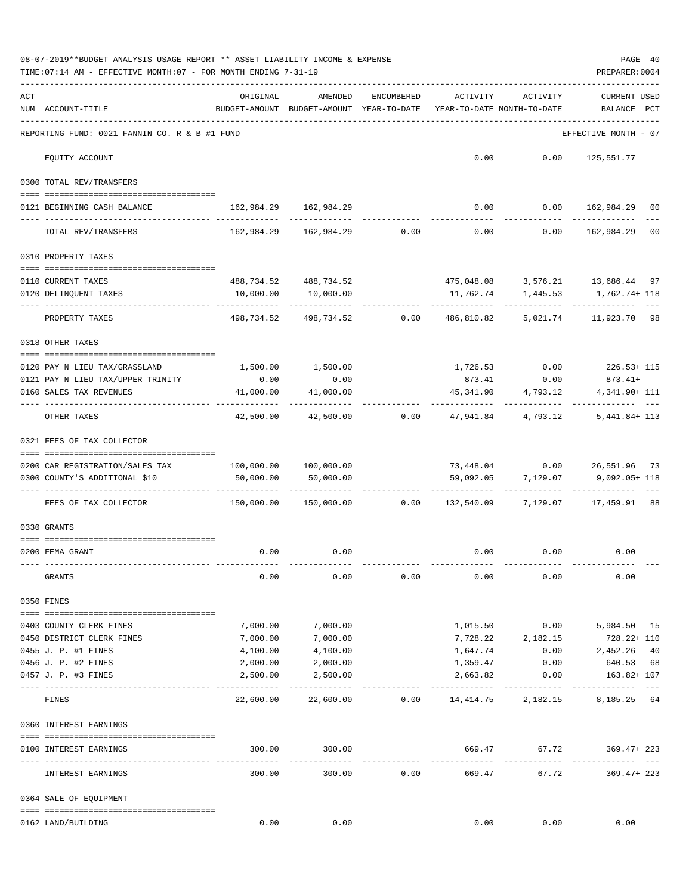08-07-2019**BUDGET ANALYSIS USAGE REPORT ** ASSET LIABILITY INCOME & EXPENSE

TIME:07:14 AM - EFFECTIVE MONTH:07 - FOR MONTH ENDING 7-31-19

PREPARER:0004

| ACT NUM | ACCOUNT-TITLE | ORIGINAL BUDGET-AMOUNT | AMENDED BUDGET-AMOUNT | ENCUMBERED YEAR-TO-DATE | ACTIVITY YEAR-TO-DATE | ACTIVITY MONTH-TO-DATE | CURRENT USED BALANCE | PCT |
|---|---|---|---|---|---|---|---|---|
| | REPORTING FUND: 0021 FANNIN CO. R & B #1 FUND | | | | | | EFFECTIVE MONTH - 07 | |
| | EQUITY ACCOUNT | | | | 0.00 | 0.00 | 125,551.77 | |
| | 0300 TOTAL REV/TRANSFERS | | | | | | | |
| 0121 | BEGINNING CASH BALANCE | 162,984.29 | 162,984.29 | | 0.00 | 0.00 | 162,984.29 | 00 |
| | TOTAL REV/TRANSFERS | 162,984.29 | 162,984.29 | 0.00 | 0.00 | 0.00 | 162,984.29 | 00 |
| | 0310 PROPERTY TAXES | | | | | | | |
| 0110 | CURRENT TAXES | 488,734.52 | 488,734.52 | | 475,048.08 | 3,576.21 | 13,686.44 | 97 |
| 0120 | DELINQUENT TAXES | 10,000.00 | 10,000.00 | | 11,762.74 | 1,445.53 | 1,762.74+ | 118 |
| | PROPERTY TAXES | 498,734.52 | 498,734.52 | 0.00 | 486,810.82 | 5,021.74 | 11,923.70 | 98 |
| | 0318 OTHER TAXES | | | | | | | |
| 0120 | PAY N LIEU TAX/GRASSLAND | 1,500.00 | 1,500.00 | | 1,726.53 | 0.00 | 226.53+ | 115 |
| 0121 | PAY N LIEU TAX/UPPER TRINITY | 0.00 | 0.00 | | 873.41 | 0.00 | 873.41+ | |
| 0160 | SALES TAX REVENUES | 41,000.00 | 41,000.00 | | 45,341.90 | 4,793.12 | 4,341.90+ | 111 |
| | OTHER TAXES | 42,500.00 | 42,500.00 | 0.00 | 47,941.84 | 4,793.12 | 5,441.84+ | 113 |
| | 0321 FEES OF TAX COLLECTOR | | | | | | | |
| 0200 | CAR REGISTRATION/SALES TAX | 100,000.00 | 100,000.00 | | 73,448.04 | 0.00 | 26,551.96 | 73 |
| 0300 | COUNTY'S ADDITIONAL $10 | 50,000.00 | 50,000.00 | | 59,092.05 | 7,129.07 | 9,092.05+ | 118 |
| | FEES OF TAX COLLECTOR | 150,000.00 | 150,000.00 | 0.00 | 132,540.09 | 7,129.07 | 17,459.91 | 88 |
| | 0330 GRANTS | | | | | | | |
| 0200 | FEMA GRANT | 0.00 | 0.00 | | 0.00 | 0.00 | 0.00 | |
| | GRANTS | 0.00 | 0.00 | 0.00 | 0.00 | 0.00 | 0.00 | |
| | 0350 FINES | | | | | | | |
| 0403 | COUNTY CLERK FINES | 7,000.00 | 7,000.00 | | 1,015.50 | 0.00 | 5,984.50 | 15 |
| 0450 | DISTRICT CLERK FINES | 7,000.00 | 7,000.00 | | 7,728.22 | 2,182.15 | 728.22+ | 110 |
| 0455 | J. P. #1 FINES | 4,100.00 | 4,100.00 | | 1,647.74 | 0.00 | 2,452.26 | 40 |
| 0456 | J. P. #2 FINES | 2,000.00 | 2,000.00 | | 1,359.47 | 0.00 | 640.53 | 68 |
| 0457 | J. P. #3 FINES | 2,500.00 | 2,500.00 | | 2,663.82 | 0.00 | 163.82+ | 107 |
| | FINES | 22,600.00 | 22,600.00 | 0.00 | 14,414.75 | 2,182.15 | 8,185.25 | 64 |
| | 0360 INTEREST EARNINGS | | | | | | | |
| 0100 | INTEREST EARNINGS | 300.00 | 300.00 | | 669.47 | 67.72 | 369.47+ | 223 |
| | INTEREST EARNINGS | 300.00 | 300.00 | 0.00 | 669.47 | 67.72 | 369.47+ | 223 |
| | 0364 SALE OF EQUIPMENT | | | | | | | |
| 0162 | LAND/BUILDING | 0.00 | 0.00 | | 0.00 | 0.00 | 0.00 | |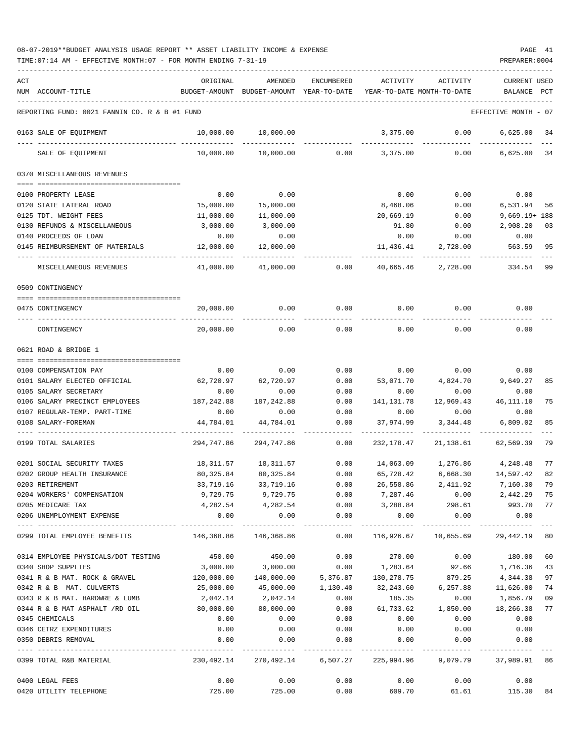08-07-2019**BUDGET ANALYSIS USAGE REPORT ** ASSET LIABILITY INCOME & EXPENSE

TIME:07:14 AM - EFFECTIVE MONTH:07 - FOR MONTH ENDING 7-31-19

PREPARER:0004

| ACT NUM | ACCOUNT-TITLE | ORIGINAL BUDGET-AMOUNT | AMENDED BUDGET-AMOUNT | ENCUMBERED YEAR-TO-DATE | ACTIVITY YEAR-TO-DATE | ACTIVITY MONTH-TO-DATE | CURRENT BALANCE | USED PCT |
|---|---|---|---|---|---|---|---|---|
| | REPORTING FUND: 0021 FANNIN CO. R & B #1 FUND | | | | | | EFFECTIVE MONTH - 07 | |
| 0163 | SALE OF EQUIPMENT | 10,000.00 | 10,000.00 | | 3,375.00 | 0.00 | 6,625.00 | 34 |
| | SALE OF EQUIPMENT | 10,000.00 | 10,000.00 | 0.00 | 3,375.00 | 0.00 | 6,625.00 | 34 |
| 0370 | MISCELLANEOUS REVENUES | | | | | | | |
| 0100 | PROPERTY LEASE | 0.00 | 0.00 | | 0.00 | 0.00 | 0.00 | |
| 0120 | STATE LATERAL ROAD | 15,000.00 | 15,000.00 | | 8,468.06 | 0.00 | 6,531.94 | 56 |
| 0125 | TDT. WEIGHT FEES | 11,000.00 | 11,000.00 | | 20,669.19 | 0.00 | 9,669.19+ | 188 |
| 0130 | REFUNDS & MISCELLANEOUS | 3,000.00 | 3,000.00 | | 91.80 | 0.00 | 2,908.20 | 03 |
| 0140 | PROCEEDS OF LOAN | 0.00 | 0.00 | | 0.00 | 0.00 | 0.00 | |
| 0145 | REIMBURSEMENT OF MATERIALS | 12,000.00 | 12,000.00 | | 11,436.41 | 2,728.00 | 563.59 | 95 |
| | MISCELLANEOUS REVENUES | 41,000.00 | 41,000.00 | 0.00 | 40,665.46 | 2,728.00 | 334.54 | 99 |
| 0509 | CONTINGENCY | | | | | | | |
| 0475 | CONTINGENCY | 20,000.00 | 0.00 | 0.00 | 0.00 | 0.00 | 0.00 | |
| | CONTINGENCY | 20,000.00 | 0.00 | 0.00 | 0.00 | 0.00 | 0.00 | |
| 0621 | ROAD & BRIDGE 1 | | | | | | | |
| 0100 | COMPENSATION PAY | 0.00 | 0.00 | 0.00 | 0.00 | 0.00 | 0.00 | |
| 0101 | SALARY ELECTED OFFICIAL | 62,720.97 | 62,720.97 | 0.00 | 53,071.70 | 4,824.70 | 9,649.27 | 85 |
| 0105 | SALARY SECRETARY | 0.00 | 0.00 | 0.00 | 0.00 | 0.00 | 0.00 | |
| 0106 | SALARY PRECINCT EMPLOYEES | 187,242.88 | 187,242.88 | 0.00 | 141,131.78 | 12,969.43 | 46,111.10 | 75 |
| 0107 | REGULAR-TEMP. PART-TIME | 0.00 | 0.00 | 0.00 | 0.00 | 0.00 | 0.00 | |
| 0108 | SALARY-FOREMAN | 44,784.01 | 44,784.01 | 0.00 | 37,974.99 | 3,344.48 | 6,809.02 | 85 |
| 0199 | TOTAL SALARIES | 294,747.86 | 294,747.86 | 0.00 | 232,178.47 | 21,138.61 | 62,569.39 | 79 |
| 0201 | SOCIAL SECURITY TAXES | 18,311.57 | 18,311.57 | 0.00 | 14,063.09 | 1,276.86 | 4,248.48 | 77 |
| 0202 | GROUP HEALTH INSURANCE | 80,325.84 | 80,325.84 | 0.00 | 65,728.42 | 6,668.30 | 14,597.42 | 82 |
| 0203 | RETIREMENT | 33,719.16 | 33,719.16 | 0.00 | 26,558.86 | 2,411.92 | 7,160.30 | 79 |
| 0204 | WORKERS' COMPENSATION | 9,729.75 | 9,729.75 | 0.00 | 7,287.46 | 0.00 | 2,442.29 | 75 |
| 0205 | MEDICARE TAX | 4,282.54 | 4,282.54 | 0.00 | 3,288.84 | 298.61 | 993.70 | 77 |
| 0206 | UNEMPLOYMENT EXPENSE | 0.00 | 0.00 | 0.00 | 0.00 | 0.00 | 0.00 | |
| 0299 | TOTAL EMPLOYEE BENEFITS | 146,368.86 | 146,368.86 | 0.00 | 116,926.67 | 10,655.69 | 29,442.19 | 80 |
| 0314 | EMPLOYEE PHYSICALS/DOT TESTING | 450.00 | 450.00 | 0.00 | 270.00 | 0.00 | 180.00 | 60 |
| 0340 | SHOP SUPPLIES | 3,000.00 | 3,000.00 | 0.00 | 1,283.64 | 92.66 | 1,716.36 | 43 |
| 0341 | R & B MAT. ROCK & GRAVEL | 120,000.00 | 140,000.00 | 5,376.87 | 130,278.75 | 879.25 | 4,344.38 | 97 |
| 0342 | R & B MAT. CULVERTS | 25,000.00 | 45,000.00 | 1,130.40 | 32,243.60 | 6,257.88 | 11,626.00 | 74 |
| 0343 | R & B MAT. HARDWRE & LUMB | 2,042.14 | 2,042.14 | 0.00 | 185.35 | 0.00 | 1,856.79 | 09 |
| 0344 | R & B MAT ASPHALT /RD OIL | 80,000.00 | 80,000.00 | 0.00 | 61,733.62 | 1,850.00 | 18,266.38 | 77 |
| 0345 | CHEMICALS | 0.00 | 0.00 | 0.00 | 0.00 | 0.00 | 0.00 | |
| 0346 | CETRZ EXPENDITURES | 0.00 | 0.00 | 0.00 | 0.00 | 0.00 | 0.00 | |
| 0350 | DEBRIS REMOVAL | 0.00 | 0.00 | 0.00 | 0.00 | 0.00 | 0.00 | |
| 0399 | TOTAL R&B MATERIAL | 230,492.14 | 270,492.14 | 6,507.27 | 225,994.96 | 9,079.79 | 37,989.91 | 86 |
| 0400 | LEGAL FEES | 0.00 | 0.00 | 0.00 | 0.00 | 0.00 | 0.00 | |
| 0420 | UTILITY TELEPHONE | 725.00 | 725.00 | 0.00 | 609.70 | 61.61 | 115.30 | 84 |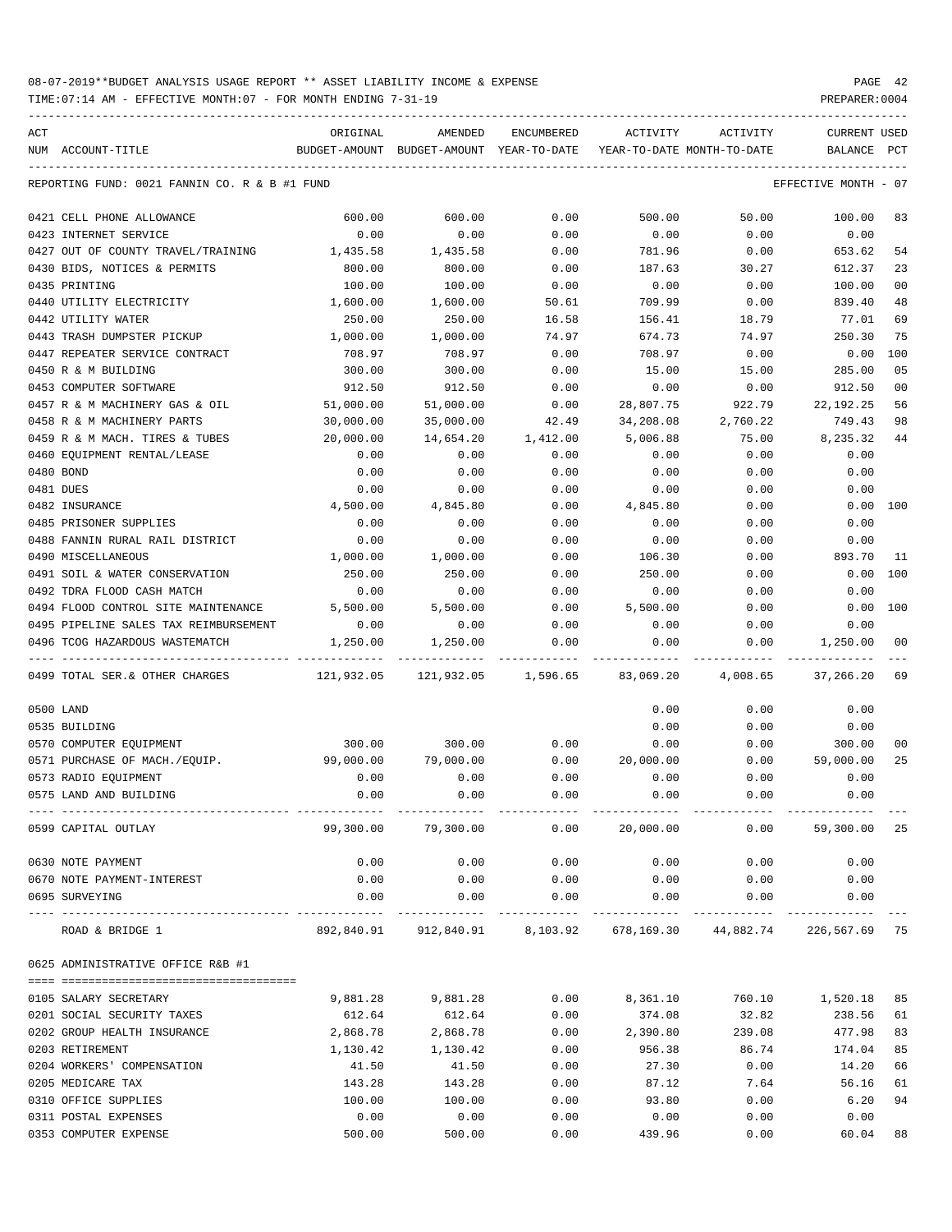08-07-2019**BUDGET ANALYSIS USAGE REPORT ** ASSET LIABILITY INCOME & EXPENSE

TIME:07:14 AM - EFFECTIVE MONTH:07 - FOR MONTH ENDING 7-31-19

REPORTING FUND: 0021 FANNIN CO. R & B #1 FUND — EFFECTIVE MONTH - 07

| ACT NUM | ACCOUNT-TITLE | ORIGINAL BUDGET-AMOUNT | AMENDED BUDGET-AMOUNT | ENCUMBERED YEAR-TO-DATE | ACTIVITY YEAR-TO-DATE | ACTIVITY MONTH-TO-DATE | CURRENT BALANCE | USED PCT |
|---|---|---|---|---|---|---|---|---|
| 0421 | CELL PHONE ALLOWANCE | 600.00 | 600.00 | 0.00 | 500.00 | 50.00 | 100.00 | 83 |
| 0423 | INTERNET SERVICE | 0.00 | 0.00 | 0.00 | 0.00 | 0.00 | 0.00 | |
| 0427 | OUT OF COUNTY TRAVEL/TRAINING | 1,435.58 | 1,435.58 | 0.00 | 781.96 | 0.00 | 653.62 | 54 |
| 0430 | BIDS, NOTICES & PERMITS | 800.00 | 800.00 | 0.00 | 187.63 | 30.27 | 612.37 | 23 |
| 0435 | PRINTING | 100.00 | 100.00 | 0.00 | 0.00 | 0.00 | 100.00 | 00 |
| 0440 | UTILITY ELECTRICITY | 1,600.00 | 1,600.00 | 50.61 | 709.99 | 0.00 | 839.40 | 48 |
| 0442 | UTILITY WATER | 250.00 | 250.00 | 16.58 | 156.41 | 18.79 | 77.01 | 69 |
| 0443 | TRASH DUMPSTER PICKUP | 1,000.00 | 1,000.00 | 74.97 | 674.73 | 74.97 | 250.30 | 75 |
| 0447 | REPEATER SERVICE CONTRACT | 708.97 | 708.97 | 0.00 | 708.97 | 0.00 | 0.00 | 100 |
| 0450 | R & M BUILDING | 300.00 | 300.00 | 0.00 | 15.00 | 15.00 | 285.00 | 05 |
| 0453 | COMPUTER SOFTWARE | 912.50 | 912.50 | 0.00 | 0.00 | 0.00 | 912.50 | 00 |
| 0457 | R & M MACHINERY GAS & OIL | 51,000.00 | 51,000.00 | 0.00 | 28,807.75 | 922.79 | 22,192.25 | 56 |
| 0458 | R & M MACHINERY PARTS | 30,000.00 | 35,000.00 | 42.49 | 34,208.08 | 2,760.22 | 749.43 | 98 |
| 0459 | R & M MACH. TIRES & TUBES | 20,000.00 | 14,654.20 | 1,412.00 | 5,006.88 | 75.00 | 8,235.32 | 44 |
| 0460 | EQUIPMENT RENTAL/LEASE | 0.00 | 0.00 | 0.00 | 0.00 | 0.00 | 0.00 | |
| 0480 | BOND | 0.00 | 0.00 | 0.00 | 0.00 | 0.00 | 0.00 | |
| 0481 | DUES | 0.00 | 0.00 | 0.00 | 0.00 | 0.00 | 0.00 | |
| 0482 | INSURANCE | 4,500.00 | 4,845.80 | 0.00 | 4,845.80 | 0.00 | 0.00 | 100 |
| 0485 | PRISONER SUPPLIES | 0.00 | 0.00 | 0.00 | 0.00 | 0.00 | 0.00 | |
| 0488 | FANNIN RURAL RAIL DISTRICT | 0.00 | 0.00 | 0.00 | 0.00 | 0.00 | 0.00 | |
| 0490 | MISCELLANEOUS | 1,000.00 | 1,000.00 | 0.00 | 106.30 | 0.00 | 893.70 | 11 |
| 0491 | SOIL & WATER CONSERVATION | 250.00 | 250.00 | 0.00 | 250.00 | 0.00 | 0.00 | 100 |
| 0492 | TDRA FLOOD CASH MATCH | 0.00 | 0.00 | 0.00 | 0.00 | 0.00 | 0.00 | |
| 0494 | FLOOD CONTROL SITE MAINTENANCE | 5,500.00 | 5,500.00 | 0.00 | 5,500.00 | 0.00 | 0.00 | 100 |
| 0495 | PIPELINE SALES TAX REIMBURSEMENT | 0.00 | 0.00 | 0.00 | 0.00 | 0.00 | 0.00 | |
| 0496 | TCOG HAZARDOUS WASTEMATCH | 1,250.00 | 1,250.00 | 0.00 | 0.00 | 0.00 | 1,250.00 | 00 |
| 0499 | TOTAL SER.& OTHER CHARGES | 121,932.05 | 121,932.05 | 1,596.65 | 83,069.20 | 4,008.65 | 37,266.20 | 69 |
| 0500 | LAND | | | | 0.00 | 0.00 | 0.00 | |
| 0535 | BUILDING | | | | 0.00 | 0.00 | 0.00 | |
| 0570 | COMPUTER EQUIPMENT | 300.00 | 300.00 | 0.00 | 0.00 | 0.00 | 300.00 | 00 |
| 0571 | PURCHASE OF MACH./EQUIP. | 99,000.00 | 79,000.00 | 0.00 | 20,000.00 | 0.00 | 59,000.00 | 25 |
| 0573 | RADIO EQUIPMENT | 0.00 | 0.00 | 0.00 | 0.00 | 0.00 | 0.00 | |
| 0575 | LAND AND BUILDING | 0.00 | 0.00 | 0.00 | 0.00 | 0.00 | 0.00 | |
| 0599 | CAPITAL OUTLAY | 99,300.00 | 79,300.00 | 0.00 | 20,000.00 | 0.00 | 59,300.00 | 25 |
| 0630 | NOTE PAYMENT | 0.00 | 0.00 | 0.00 | 0.00 | 0.00 | 0.00 | |
| 0670 | NOTE PAYMENT-INTEREST | 0.00 | 0.00 | 0.00 | 0.00 | 0.00 | 0.00 | |
| 0695 | SURVEYING | 0.00 | 0.00 | 0.00 | 0.00 | 0.00 | 0.00 | |
| | ROAD & BRIDGE 1 | 892,840.91 | 912,840.91 | 8,103.92 | 678,169.30 | 44,882.74 | 226,567.69 | 75 |

0625 ADMINISTRATIVE OFFICE R&B #1

| ACT NUM | ACCOUNT-TITLE | ORIGINAL BUDGET-AMOUNT | AMENDED BUDGET-AMOUNT | ENCUMBERED YEAR-TO-DATE | ACTIVITY YEAR-TO-DATE | ACTIVITY MONTH-TO-DATE | CURRENT BALANCE | USED PCT |
|---|---|---|---|---|---|---|---|---|
| 0105 | SALARY SECRETARY | 9,881.28 | 9,881.28 | 0.00 | 8,361.10 | 760.10 | 1,520.18 | 85 |
| 0201 | SOCIAL SECURITY TAXES | 612.64 | 612.64 | 0.00 | 374.08 | 32.82 | 238.56 | 61 |
| 0202 | GROUP HEALTH INSURANCE | 2,868.78 | 2,868.78 | 0.00 | 2,390.80 | 239.08 | 477.98 | 83 |
| 0203 | RETIREMENT | 1,130.42 | 1,130.42 | 0.00 | 956.38 | 86.74 | 174.04 | 85 |
| 0204 | WORKERS' COMPENSATION | 41.50 | 41.50 | 0.00 | 27.30 | 0.00 | 14.20 | 66 |
| 0205 | MEDICARE TAX | 143.28 | 143.28 | 0.00 | 87.12 | 7.64 | 56.16 | 61 |
| 0310 | OFFICE SUPPLIES | 100.00 | 100.00 | 0.00 | 93.80 | 0.00 | 6.20 | 94 |
| 0311 | POSTAL EXPENSES | 0.00 | 0.00 | 0.00 | 0.00 | 0.00 | 0.00 | |
| 0353 | COMPUTER EXPENSE | 500.00 | 500.00 | 0.00 | 439.96 | 0.00 | 60.04 | 88 |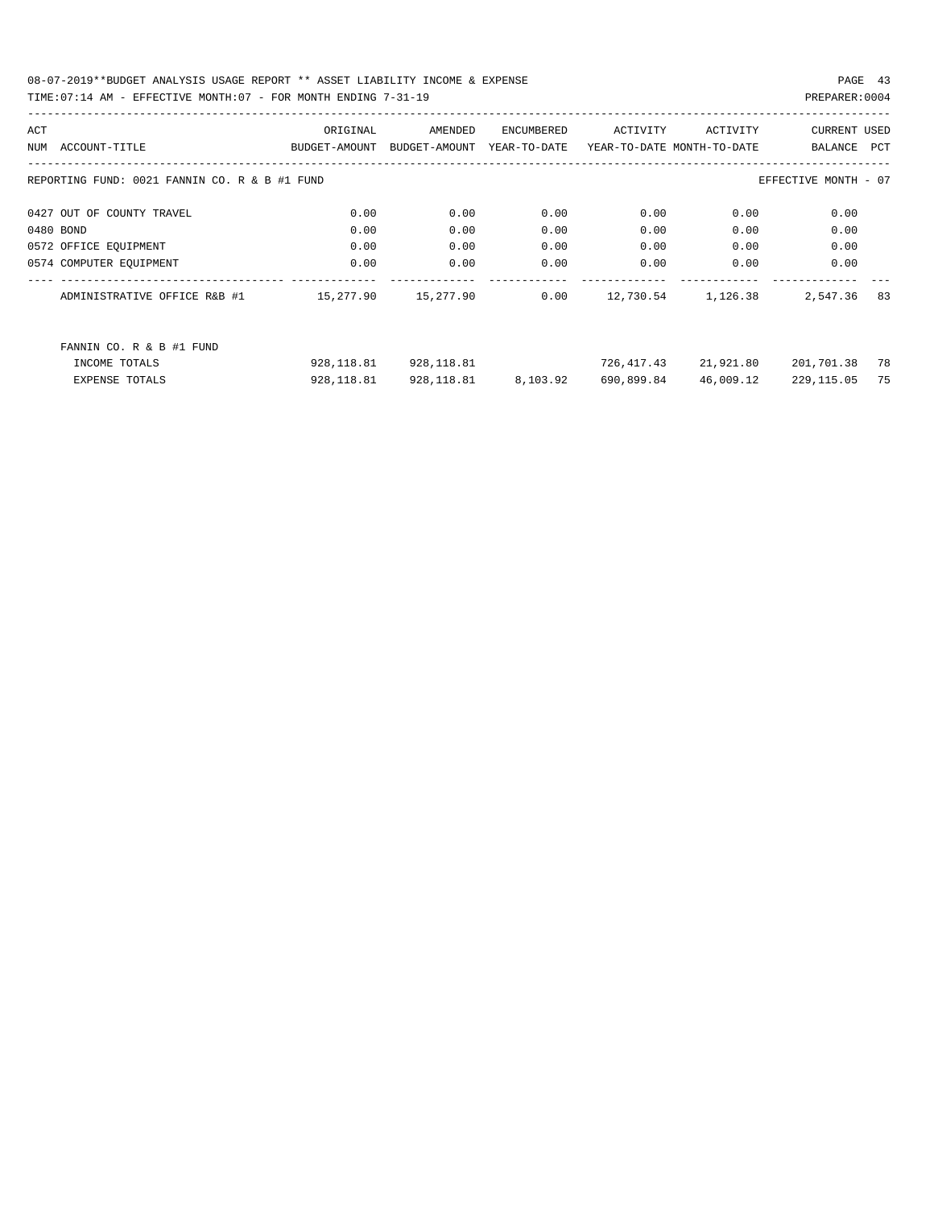08-07-2019**BUDGET ANALYSIS USAGE REPORT ** ASSET LIABILITY INCOME & EXPENSE

TIME:07:14 AM - EFFECTIVE MONTH:07 - FOR MONTH ENDING 7-31-19

| ACT NUM | ACCOUNT-TITLE | ORIGINAL BUDGET-AMOUNT | AMENDED BUDGET-AMOUNT | ENCUMBERED YEAR-TO-DATE | ACTIVITY YEAR-TO-DATE | ACTIVITY MONTH-TO-DATE | CURRENT BALANCE | USED PCT |
|---|---|---|---|---|---|---|---|---|
| REPORTING FUND: 0021 FANNIN CO. R & B #1 FUND | | | | | | | EFFECTIVE MONTH - 07 | |
| 0427 | OUT OF COUNTY TRAVEL | 0.00 | 0.00 | 0.00 | 0.00 | 0.00 | 0.00 | |
| 0480 | BOND | 0.00 | 0.00 | 0.00 | 0.00 | 0.00 | 0.00 | |
| 0572 | OFFICE EQUIPMENT | 0.00 | 0.00 | 0.00 | 0.00 | 0.00 | 0.00 | |
| 0574 | COMPUTER EQUIPMENT | 0.00 | 0.00 | 0.00 | 0.00 | 0.00 | 0.00 | |
| | ADMINISTRATIVE OFFICE R&B #1 | 15,277.90 | 15,277.90 | 0.00 | 12,730.54 | 1,126.38 | 2,547.36 | 83 |
| | FANNIN CO. R & B #1 FUND | | | | | | | |
| | INCOME TOTALS | 928,118.81 | 928,118.81 | | 726,417.43 | 21,921.80 | 201,701.38 | 78 |
| | EXPENSE TOTALS | 928,118.81 | 928,118.81 | 8,103.92 | 690,899.84 | 46,009.12 | 229,115.05 | 75 |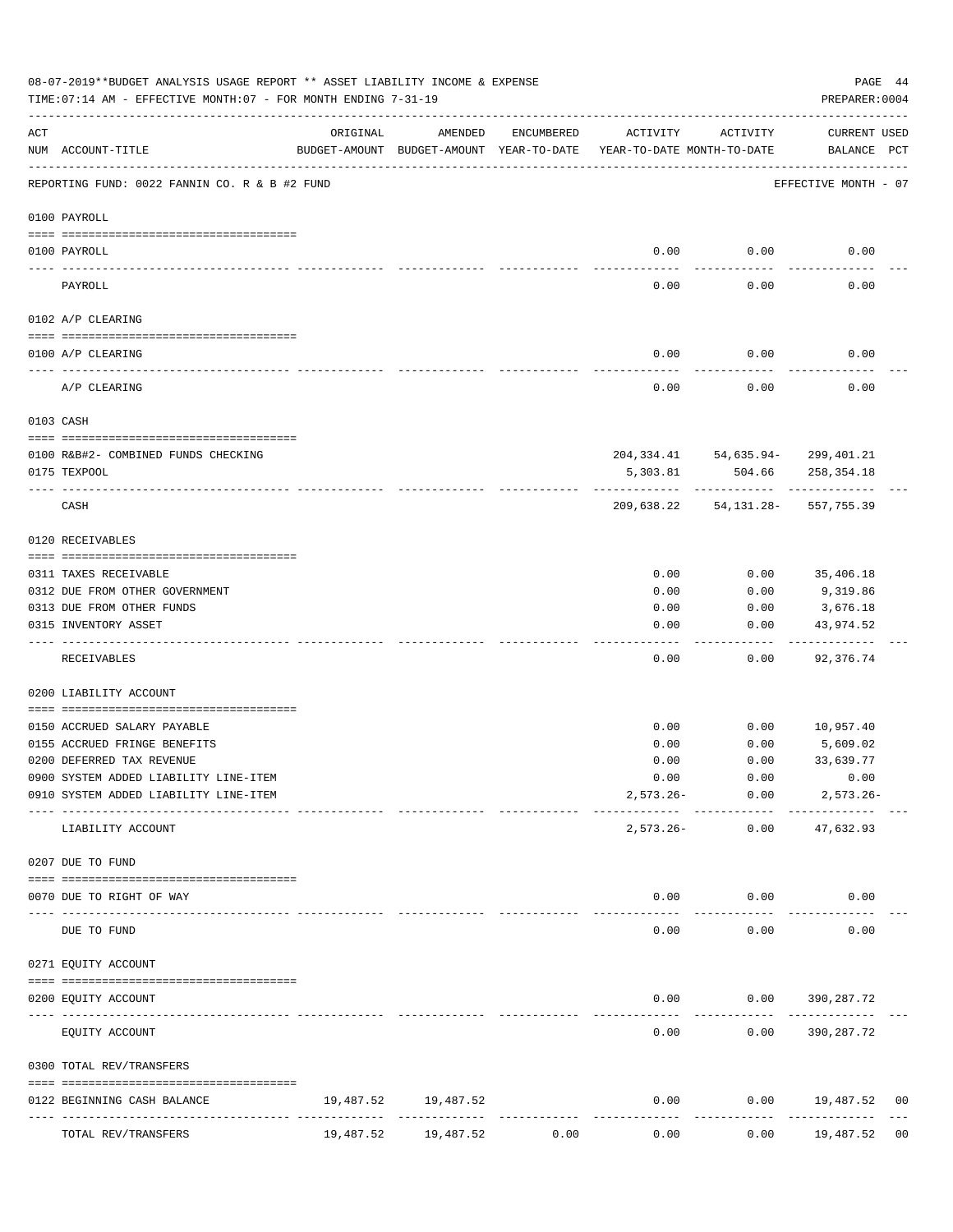08-07-2019**BUDGET ANALYSIS USAGE REPORT ** ASSET LIABILITY INCOME & EXPENSE

TIME:07:14 AM - EFFECTIVE MONTH:07 - FOR MONTH ENDING 7-31-19

PREPARER:0004

| ACT NUM | ACCOUNT-TITLE | ORIGINAL BUDGET-AMOUNT | AMENDED BUDGET-AMOUNT | ENCUMBERED YEAR-TO-DATE | ACTIVITY YEAR-TO-DATE | ACTIVITY MONTH-TO-DATE | CURRENT USED BALANCE | PCT |
|---|---|---|---|---|---|---|---|---|
| | REPORTING FUND: 0022 FANNIN CO. R & B #2 FUND | | | | | | EFFECTIVE MONTH - 07 | |
| | 0100 PAYROLL | | | | | | | |
| 0100 | PAYROLL | | | | 0.00 | 0.00 | 0.00 | |
| | PAYROLL | | | | 0.00 | 0.00 | 0.00 | |
| | 0102 A/P CLEARING | | | | | | | |
| 0100 | A/P CLEARING | | | | 0.00 | 0.00 | 0.00 | |
| | A/P CLEARING | | | | 0.00 | 0.00 | 0.00 | |
| | 0103 CASH | | | | | | | |
| 0100 | R&B#2- COMBINED FUNDS CHECKING | | | | 204,334.41 | 54,635.94- | 299,401.21 | |
| 0175 | TEXPOOL | | | | 5,303.81 | 504.66 | 258,354.18 | |
| | CASH | | | | 209,638.22 | 54,131.28- | 557,755.39 | |
| | 0120 RECEIVABLES | | | | | | | |
| 0311 | TAXES RECEIVABLE | | | | 0.00 | 0.00 | 35,406.18 | |
| 0312 | DUE FROM OTHER GOVERNMENT | | | | 0.00 | 0.00 | 9,319.86 | |
| 0313 | DUE FROM OTHER FUNDS | | | | 0.00 | 0.00 | 3,676.18 | |
| 0315 | INVENTORY ASSET | | | | 0.00 | 0.00 | 43,974.52 | |
| | RECEIVABLES | | | | 0.00 | 0.00 | 92,376.74 | |
| | 0200 LIABILITY ACCOUNT | | | | | | | |
| 0150 | ACCRUED SALARY PAYABLE | | | | 0.00 | 0.00 | 10,957.40 | |
| 0155 | ACCRUED FRINGE BENEFITS | | | | 0.00 | 0.00 | 5,609.02 | |
| 0200 | DEFERRED TAX REVENUE | | | | 0.00 | 0.00 | 33,639.77 | |
| 0900 | SYSTEM ADDED LIABILITY LINE-ITEM | | | | 0.00 | 0.00 | 0.00 | |
| 0910 | SYSTEM ADDED LIABILITY LINE-ITEM | | | | 2,573.26- | 0.00 | 2,573.26- | |
| | LIABILITY ACCOUNT | | | | 2,573.26- | 0.00 | 47,632.93 | |
| | 0207 DUE TO FUND | | | | | | | |
| 0070 | DUE TO RIGHT OF WAY | | | | 0.00 | 0.00 | 0.00 | |
| | DUE TO FUND | | | | 0.00 | 0.00 | 0.00 | |
| | 0271 EQUITY ACCOUNT | | | | | | | |
| 0200 | EQUITY ACCOUNT | | | | 0.00 | 0.00 | 390,287.72 | |
| | EQUITY ACCOUNT | | | | 0.00 | 0.00 | 390,287.72 | |
| | 0300 TOTAL REV/TRANSFERS | | | | | | | |
| 0122 | BEGINNING CASH BALANCE | 19,487.52 | 19,487.52 | | 0.00 | 0.00 | 19,487.52 | 00 |
| | TOTAL REV/TRANSFERS | 19,487.52 | 19,487.52 | 0.00 | 0.00 | 0.00 | 19,487.52 | 00 |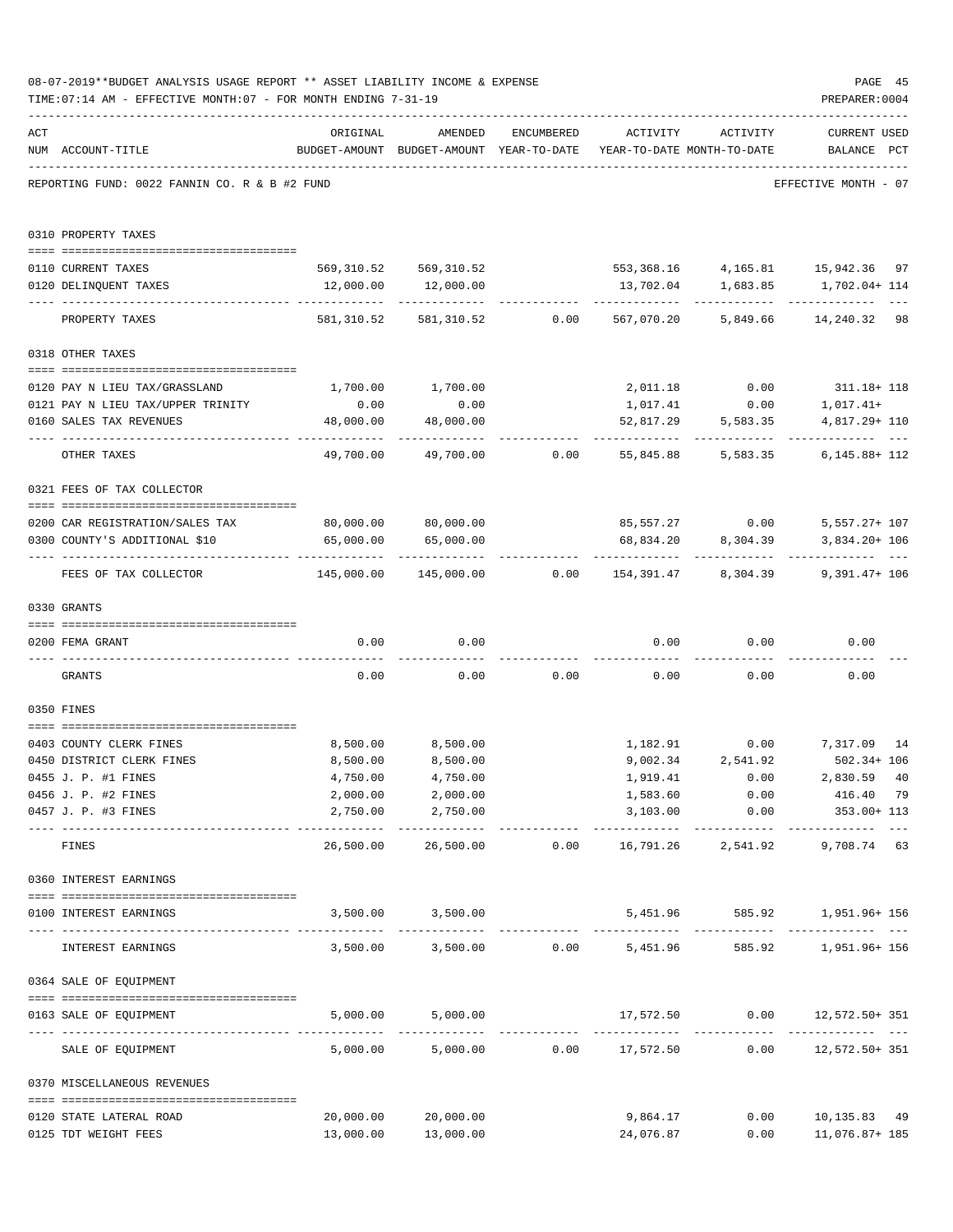08-07-2019**BUDGET ANALYSIS USAGE REPORT ** ASSET LIABILITY INCOME & EXPENSE

TIME:07:14 AM - EFFECTIVE MONTH:07 - FOR MONTH ENDING 7-31-19

PREPARER:0004

REPORTING FUND: 0022 FANNIN CO. R & B #2 FUND — EFFECTIVE MONTH - 07

| ACT NUM | ACCOUNT-TITLE | ORIGINAL BUDGET-AMOUNT | AMENDED BUDGET-AMOUNT | ENCUMBERED YEAR-TO-DATE | ACTIVITY YEAR-TO-DATE | ACTIVITY MONTH-TO-DATE | CURRENT BALANCE | USED PCT |
|---|---|---|---|---|---|---|---|---|
| | **0310 PROPERTY TAXES** | | | | | | | |
| 0110 | CURRENT TAXES | 569,310.52 | 569,310.52 | | 553,368.16 | 4,165.81 | 15,942.36 | 97 |
| 0120 | DELINQUENT TAXES | 12,000.00 | 12,000.00 | | 13,702.04 | 1,683.85 | 1,702.04+ | 114 |
| | PROPERTY TAXES | 581,310.52 | 581,310.52 | 0.00 | 567,070.20 | 5,849.66 | 14,240.32 | 98 |
| | **0318 OTHER TAXES** | | | | | | | |
| 0120 | PAY N LIEU TAX/GRASSLAND | 1,700.00 | 1,700.00 | | 2,011.18 | 0.00 | 311.18+ | 118 |
| 0121 | PAY N LIEU TAX/UPPER TRINITY | 0.00 | 0.00 | | 1,017.41 | 0.00 | 1,017.41+ | |
| 0160 | SALES TAX REVENUES | 48,000.00 | 48,000.00 | | 52,817.29 | 5,583.35 | 4,817.29+ | 110 |
| | OTHER TAXES | 49,700.00 | 49,700.00 | 0.00 | 55,845.88 | 5,583.35 | 6,145.88+ | 112 |
| | **0321 FEES OF TAX COLLECTOR** | | | | | | | |
| 0200 | CAR REGISTRATION/SALES TAX | 80,000.00 | 80,000.00 | | 85,557.27 | 0.00 | 5,557.27+ | 107 |
| 0300 | COUNTY'S ADDITIONAL $10 | 65,000.00 | 65,000.00 | | 68,834.20 | 8,304.39 | 3,834.20+ | 106 |
| | FEES OF TAX COLLECTOR | 145,000.00 | 145,000.00 | 0.00 | 154,391.47 | 8,304.39 | 9,391.47+ | 106 |
| | **0330 GRANTS** | | | | | | | |
| 0200 | FEMA GRANT | 0.00 | 0.00 | | 0.00 | 0.00 | 0.00 | |
| | GRANTS | 0.00 | 0.00 | 0.00 | 0.00 | 0.00 | 0.00 | |
| | **0350 FINES** | | | | | | | |
| 0403 | COUNTY CLERK FINES | 8,500.00 | 8,500.00 | | 1,182.91 | 0.00 | 7,317.09 | 14 |
| 0450 | DISTRICT CLERK FINES | 8,500.00 | 8,500.00 | | 9,002.34 | 2,541.92 | 502.34+ | 106 |
| 0455 | J. P. #1 FINES | 4,750.00 | 4,750.00 | | 1,919.41 | 0.00 | 2,830.59 | 40 |
| 0456 | J. P. #2 FINES | 2,000.00 | 2,000.00 | | 1,583.60 | 0.00 | 416.40 | 79 |
| 0457 | J. P. #3 FINES | 2,750.00 | 2,750.00 | | 3,103.00 | 0.00 | 353.00+ | 113 |
| | FINES | 26,500.00 | 26,500.00 | 0.00 | 16,791.26 | 2,541.92 | 9,708.74 | 63 |
| | **0360 INTEREST EARNINGS** | | | | | | | |
| 0100 | INTEREST EARNINGS | 3,500.00 | 3,500.00 | | 5,451.96 | 585.92 | 1,951.96+ | 156 |
| | INTEREST EARNINGS | 3,500.00 | 3,500.00 | 0.00 | 5,451.96 | 585.92 | 1,951.96+ | 156 |
| | **0364 SALE OF EQUIPMENT** | | | | | | | |
| 0163 | SALE OF EQUIPMENT | 5,000.00 | 5,000.00 | | 17,572.50 | 0.00 | 12,572.50+ | 351 |
| | SALE OF EQUIPMENT | 5,000.00 | 5,000.00 | 0.00 | 17,572.50 | 0.00 | 12,572.50+ | 351 |
| | **0370 MISCELLANEOUS REVENUES** | | | | | | | |
| 0120 | STATE LATERAL ROAD | 20,000.00 | 20,000.00 | | 9,864.17 | 0.00 | 10,135.83 | 49 |
| 0125 | TDT WEIGHT FEES | 13,000.00 | 13,000.00 | | 24,076.87 | 0.00 | 11,076.87+ | 185 |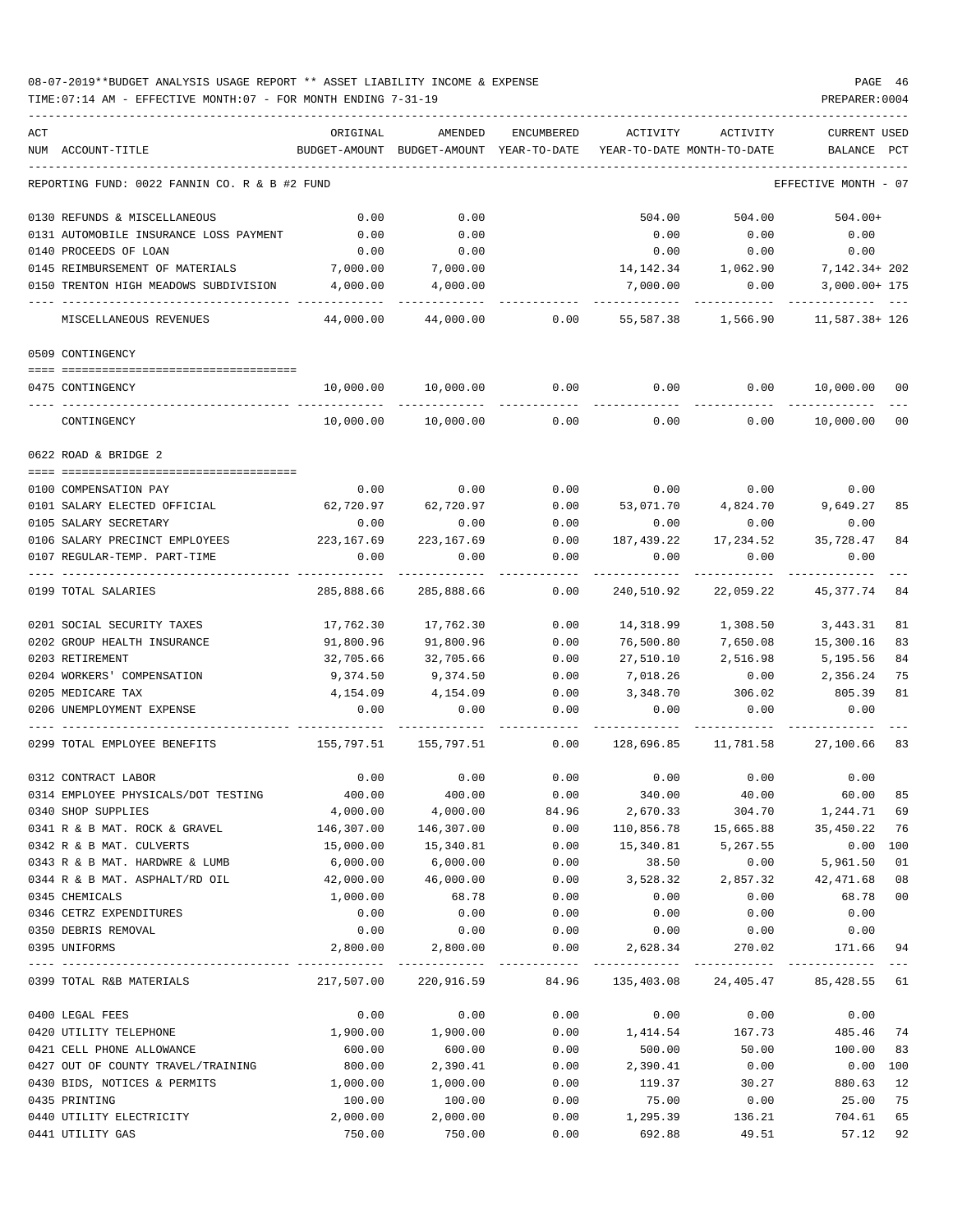08-07-2019**BUDGET ANALYSIS USAGE REPORT ** ASSET LIABILITY INCOME & EXPENSE

TIME:07:14 AM - EFFECTIVE MONTH:07 - FOR MONTH ENDING 7-31-19

PREPARER:0004

| ACT NUM | ACCOUNT-TITLE | ORIGINAL BUDGET-AMOUNT | AMENDED BUDGET-AMOUNT | ENCUMBERED YEAR-TO-DATE | ACTIVITY YEAR-TO-DATE | ACTIVITY MONTH-TO-DATE | CURRENT USED BALANCE | PCT |
|---|---|---|---|---|---|---|---|---|
| | REPORTING FUND: 0022 FANNIN CO. R & B #2 FUND | | | | | | EFFECTIVE MONTH - 07 | |
| 0130 | REFUNDS & MISCELLANEOUS | 0.00 | 0.00 | | 504.00 | 504.00 | 504.00+ | |
| 0131 | AUTOMOBILE INSURANCE LOSS PAYMENT | 0.00 | 0.00 | | 0.00 | 0.00 | 0.00 | |
| 0140 | PROCEEDS OF LOAN | 0.00 | 0.00 | | 0.00 | 0.00 | 0.00 | |
| 0145 | REIMBURSEMENT OF MATERIALS | 7,000.00 | 7,000.00 | | 14,142.34 | 1,062.90 | 7,142.34+ | 202 |
| 0150 | TRENTON HIGH MEADOWS SUBDIVISION | 4,000.00 | 4,000.00 | | 7,000.00 | 0.00 | 3,000.00+ | 175 |
| | MISCELLANEOUS REVENUES | 44,000.00 | 44,000.00 | 0.00 | 55,587.38 | 1,566.90 | 11,587.38+ | 126 |
| | 0509 CONTINGENCY | | | | | | | |
| 0475 | CONTINGENCY | 10,000.00 | 10,000.00 | 0.00 | 0.00 | 0.00 | 10,000.00 | 00 |
| | CONTINGENCY | 10,000.00 | 10,000.00 | 0.00 | 0.00 | 0.00 | 10,000.00 | 00 |
| | 0622 ROAD & BRIDGE 2 | | | | | | | |
| 0100 | COMPENSATION PAY | 0.00 | 0.00 | 0.00 | 0.00 | 0.00 | 0.00 | |
| 0101 | SALARY ELECTED OFFICIAL | 62,720.97 | 62,720.97 | 0.00 | 53,071.70 | 4,824.70 | 9,649.27 | 85 |
| 0105 | SALARY SECRETARY | 0.00 | 0.00 | 0.00 | 0.00 | 0.00 | 0.00 | |
| 0106 | SALARY PRECINCT EMPLOYEES | 223,167.69 | 223,167.69 | 0.00 | 187,439.22 | 17,234.52 | 35,728.47 | 84 |
| 0107 | REGULAR-TEMP. PART-TIME | 0.00 | 0.00 | 0.00 | 0.00 | 0.00 | 0.00 | |
| 0199 | TOTAL SALARIES | 285,888.66 | 285,888.66 | 0.00 | 240,510.92 | 22,059.22 | 45,377.74 | 84 |
| 0201 | SOCIAL SECURITY TAXES | 17,762.30 | 17,762.30 | 0.00 | 14,318.99 | 1,308.50 | 3,443.31 | 81 |
| 0202 | GROUP HEALTH INSURANCE | 91,800.96 | 91,800.96 | 0.00 | 76,500.80 | 7,650.08 | 15,300.16 | 83 |
| 0203 | RETIREMENT | 32,705.66 | 32,705.66 | 0.00 | 27,510.10 | 2,516.98 | 5,195.56 | 84 |
| 0204 | WORKERS' COMPENSATION | 9,374.50 | 9,374.50 | 0.00 | 7,018.26 | 0.00 | 2,356.24 | 75 |
| 0205 | MEDICARE TAX | 4,154.09 | 4,154.09 | 0.00 | 3,348.70 | 306.02 | 805.39 | 81 |
| 0206 | UNEMPLOYMENT EXPENSE | 0.00 | 0.00 | 0.00 | 0.00 | 0.00 | 0.00 | |
| 0299 | TOTAL EMPLOYEE BENEFITS | 155,797.51 | 155,797.51 | 0.00 | 128,696.85 | 11,781.58 | 27,100.66 | 83 |
| 0312 | CONTRACT LABOR | 0.00 | 0.00 | 0.00 | 0.00 | 0.00 | 0.00 | |
| 0314 | EMPLOYEE PHYSICALS/DOT TESTING | 400.00 | 400.00 | 0.00 | 340.00 | 40.00 | 60.00 | 85 |
| 0340 | SHOP SUPPLIES | 4,000.00 | 4,000.00 | 84.96 | 2,670.33 | 304.70 | 1,244.71 | 69 |
| 0341 | R & B MAT. ROCK & GRAVEL | 146,307.00 | 146,307.00 | 0.00 | 110,856.78 | 15,665.88 | 35,450.22 | 76 |
| 0342 | R & B MAT. CULVERTS | 15,000.00 | 15,340.81 | 0.00 | 15,340.81 | 5,267.55 | 0.00 | 100 |
| 0343 | R & B MAT. HARDWRE & LUMB | 6,000.00 | 6,000.00 | 0.00 | 38.50 | 0.00 | 5,961.50 | 01 |
| 0344 | R & B MAT. ASPHALT/RD OIL | 42,000.00 | 46,000.00 | 0.00 | 3,528.32 | 2,857.32 | 42,471.68 | 08 |
| 0345 | CHEMICALS | 1,000.00 | 68.78 | 0.00 | 0.00 | 0.00 | 68.78 | 00 |
| 0346 | CETRZ EXPENDITURES | 0.00 | 0.00 | 0.00 | 0.00 | 0.00 | 0.00 | |
| 0350 | DEBRIS REMOVAL | 0.00 | 0.00 | 0.00 | 0.00 | 0.00 | 0.00 | |
| 0395 | UNIFORMS | 2,800.00 | 2,800.00 | 0.00 | 2,628.34 | 270.02 | 171.66 | 94 |
| 0399 | TOTAL R&B MATERIALS | 217,507.00 | 220,916.59 | 84.96 | 135,403.08 | 24,405.47 | 85,428.55 | 61 |
| 0400 | LEGAL FEES | 0.00 | 0.00 | 0.00 | 0.00 | 0.00 | 0.00 | |
| 0420 | UTILITY TELEPHONE | 1,900.00 | 1,900.00 | 0.00 | 1,414.54 | 167.73 | 485.46 | 74 |
| 0421 | CELL PHONE ALLOWANCE | 600.00 | 600.00 | 0.00 | 500.00 | 50.00 | 100.00 | 83 |
| 0427 | OUT OF COUNTY TRAVEL/TRAINING | 800.00 | 2,390.41 | 0.00 | 2,390.41 | 0.00 | 0.00 | 100 |
| 0430 | BIDS, NOTICES & PERMITS | 1,000.00 | 1,000.00 | 0.00 | 119.37 | 30.27 | 880.63 | 12 |
| 0435 | PRINTING | 100.00 | 100.00 | 0.00 | 75.00 | 0.00 | 25.00 | 75 |
| 0440 | UTILITY ELECTRICITY | 2,000.00 | 2,000.00 | 0.00 | 1,295.39 | 136.21 | 704.61 | 65 |
| 0441 | UTILITY GAS | 750.00 | 750.00 | 0.00 | 692.88 | 49.51 | 57.12 | 92 |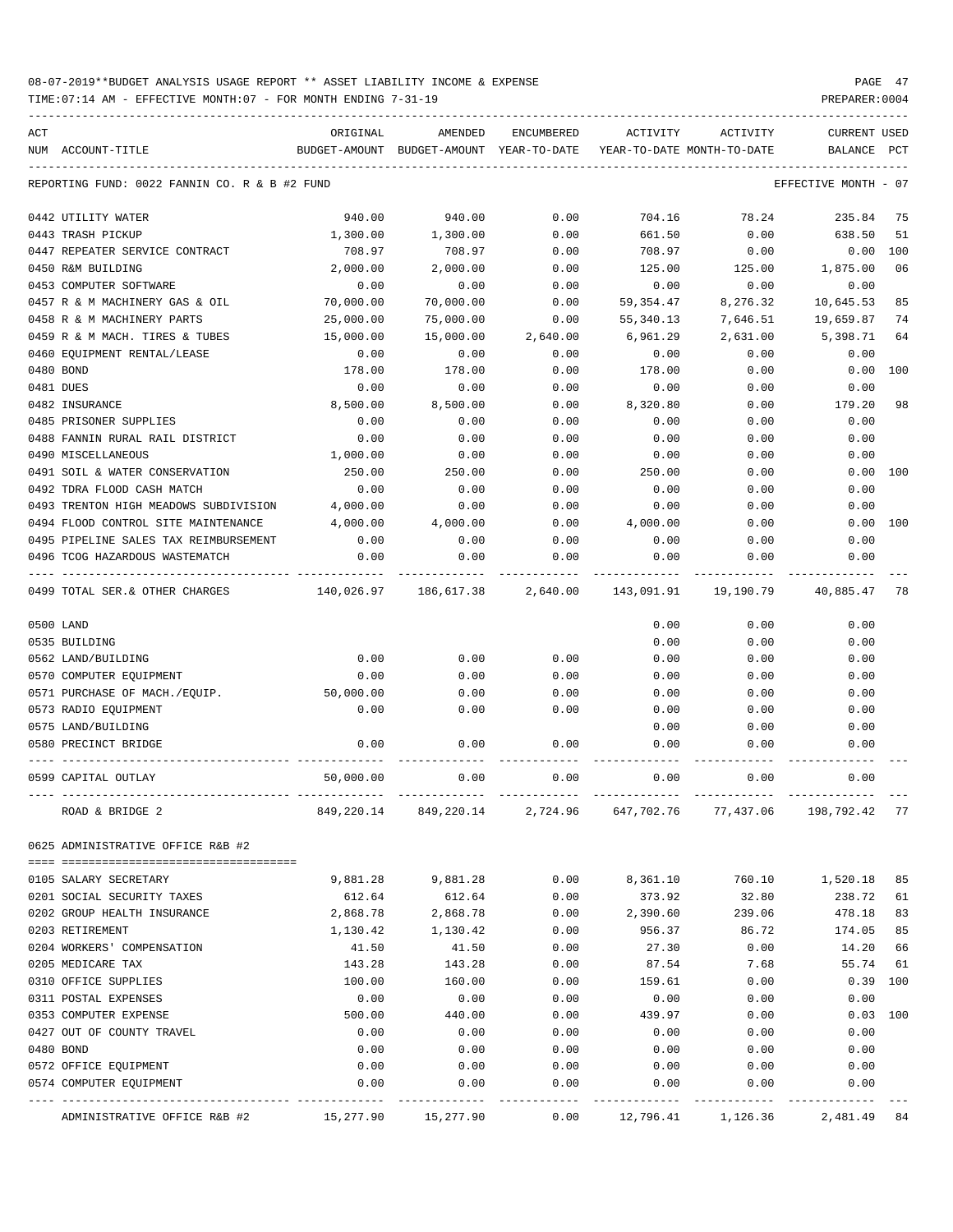08-07-2019**BUDGET ANALYSIS USAGE REPORT ** ASSET LIABILITY INCOME & EXPENSE

TIME:07:14 AM - EFFECTIVE MONTH:07 - FOR MONTH ENDING 7-31-19

PREPARER:0004

| ACT NUM | ACCOUNT-TITLE | ORIGINAL BUDGET-AMOUNT | AMENDED BUDGET-AMOUNT | ENCUMBERED YEAR-TO-DATE | ACTIVITY YEAR-TO-DATE | ACTIVITY MONTH-TO-DATE | CURRENT USED BALANCE | PCT |
|---|---|---|---|---|---|---|---|---|
| | REPORTING FUND: 0022 FANNIN CO. R & B #2 FUND | | | | | | EFFECTIVE MONTH - 07 | |
| 0442 | UTILITY WATER | 940.00 | 940.00 | 0.00 | 704.16 | 78.24 | 235.84 | 75 |
| 0443 | TRASH PICKUP | 1,300.00 | 1,300.00 | 0.00 | 661.50 | 0.00 | 638.50 | 51 |
| 0447 | REPEATER SERVICE CONTRACT | 708.97 | 708.97 | 0.00 | 708.97 | 0.00 | 0.00 | 100 |
| 0450 | R&M BUILDING | 2,000.00 | 2,000.00 | 0.00 | 125.00 | 125.00 | 1,875.00 | 06 |
| 0453 | COMPUTER SOFTWARE | 0.00 | 0.00 | 0.00 | 0.00 | 0.00 | 0.00 | |
| 0457 | R & M MACHINERY GAS & OIL | 70,000.00 | 70,000.00 | 0.00 | 59,354.47 | 8,276.32 | 10,645.53 | 85 |
| 0458 | R & M MACHINERY PARTS | 25,000.00 | 75,000.00 | 0.00 | 55,340.13 | 7,646.51 | 19,659.87 | 74 |
| 0459 | R & M MACH. TIRES & TUBES | 15,000.00 | 15,000.00 | 2,640.00 | 6,961.29 | 2,631.00 | 5,398.71 | 64 |
| 0460 | EQUIPMENT RENTAL/LEASE | 0.00 | 0.00 | 0.00 | 0.00 | 0.00 | 0.00 | |
| 0480 | BOND | 178.00 | 178.00 | 0.00 | 178.00 | 0.00 | 0.00 | 100 |
| 0481 | DUES | 0.00 | 0.00 | 0.00 | 0.00 | 0.00 | 0.00 | |
| 0482 | INSURANCE | 8,500.00 | 8,500.00 | 0.00 | 8,320.80 | 0.00 | 179.20 | 98 |
| 0485 | PRISONER SUPPLIES | 0.00 | 0.00 | 0.00 | 0.00 | 0.00 | 0.00 | |
| 0488 | FANNIN RURAL RAIL DISTRICT | 0.00 | 0.00 | 0.00 | 0.00 | 0.00 | 0.00 | |
| 0490 | MISCELLANEOUS | 1,000.00 | 0.00 | 0.00 | 0.00 | 0.00 | 0.00 | |
| 0491 | SOIL & WATER CONSERVATION | 250.00 | 250.00 | 0.00 | 250.00 | 0.00 | 0.00 | 100 |
| 0492 | TDRA FLOOD CASH MATCH | 0.00 | 0.00 | 0.00 | 0.00 | 0.00 | 0.00 | |
| 0493 | TRENTON HIGH MEADOWS SUBDIVISION | 4,000.00 | 0.00 | 0.00 | 0.00 | 0.00 | 0.00 | |
| 0494 | FLOOD CONTROL SITE MAINTENANCE | 4,000.00 | 4,000.00 | 0.00 | 4,000.00 | 0.00 | 0.00 | 100 |
| 0495 | PIPELINE SALES TAX REIMBURSEMENT | 0.00 | 0.00 | 0.00 | 0.00 | 0.00 | 0.00 | |
| 0496 | TCOG HAZARDOUS WASTEMATCH | 0.00 | 0.00 | 0.00 | 0.00 | 0.00 | 0.00 | |
| 0499 | TOTAL SER.& OTHER CHARGES | 140,026.97 | 186,617.38 | 2,640.00 | 143,091.91 | 19,190.79 | 40,885.47 | 78 |
| 0500 | LAND | | | | 0.00 | 0.00 | 0.00 | |
| 0535 | BUILDING | | | | 0.00 | 0.00 | 0.00 | |
| 0562 | LAND/BUILDING | 0.00 | 0.00 | 0.00 | 0.00 | 0.00 | 0.00 | |
| 0570 | COMPUTER EQUIPMENT | 0.00 | 0.00 | 0.00 | 0.00 | 0.00 | 0.00 | |
| 0571 | PURCHASE OF MACH./EQUIP. | 50,000.00 | 0.00 | 0.00 | 0.00 | 0.00 | 0.00 | |
| 0573 | RADIO EQUIPMENT | 0.00 | 0.00 | 0.00 | 0.00 | 0.00 | 0.00 | |
| 0575 | LAND/BUILDING | | | | 0.00 | 0.00 | 0.00 | |
| 0580 | PRECINCT BRIDGE | 0.00 | 0.00 | 0.00 | 0.00 | 0.00 | 0.00 | |
| 0599 | CAPITAL OUTLAY | 50,000.00 | 0.00 | 0.00 | 0.00 | 0.00 | 0.00 | |
| | ROAD & BRIDGE 2 | 849,220.14 | 849,220.14 | 2,724.96 | 647,702.76 | 77,437.06 | 198,792.42 | 77 |
| 0625 | ADMINISTRATIVE OFFICE R&B #2 | | | | | | | |
| 0105 | SALARY SECRETARY | 9,881.28 | 9,881.28 | 0.00 | 8,361.10 | 760.10 | 1,520.18 | 85 |
| 0201 | SOCIAL SECURITY TAXES | 612.64 | 612.64 | 0.00 | 373.92 | 32.80 | 238.72 | 61 |
| 0202 | GROUP HEALTH INSURANCE | 2,868.78 | 2,868.78 | 0.00 | 2,390.60 | 239.06 | 478.18 | 83 |
| 0203 | RETIREMENT | 1,130.42 | 1,130.42 | 0.00 | 956.37 | 86.72 | 174.05 | 85 |
| 0204 | WORKERS' COMPENSATION | 41.50 | 41.50 | 0.00 | 27.30 | 0.00 | 14.20 | 66 |
| 0205 | MEDICARE TAX | 143.28 | 143.28 | 0.00 | 87.54 | 7.68 | 55.74 | 61 |
| 0310 | OFFICE SUPPLIES | 100.00 | 160.00 | 0.00 | 159.61 | 0.00 | 0.39 | 100 |
| 0311 | POSTAL EXPENSES | 0.00 | 0.00 | 0.00 | 0.00 | 0.00 | 0.00 | |
| 0353 | COMPUTER EXPENSE | 500.00 | 440.00 | 0.00 | 439.97 | 0.00 | 0.03 | 100 |
| 0427 | OUT OF COUNTY TRAVEL | 0.00 | 0.00 | 0.00 | 0.00 | 0.00 | 0.00 | |
| 0480 | BOND | 0.00 | 0.00 | 0.00 | 0.00 | 0.00 | 0.00 | |
| 0572 | OFFICE EQUIPMENT | 0.00 | 0.00 | 0.00 | 0.00 | 0.00 | 0.00 | |
| 0574 | COMPUTER EQUIPMENT | 0.00 | 0.00 | 0.00 | 0.00 | 0.00 | 0.00 | |
| | ADMINISTRATIVE OFFICE R&B #2 | 15,277.90 | 15,277.90 | 0.00 | 12,796.41 | 1,126.36 | 2,481.49 | 84 |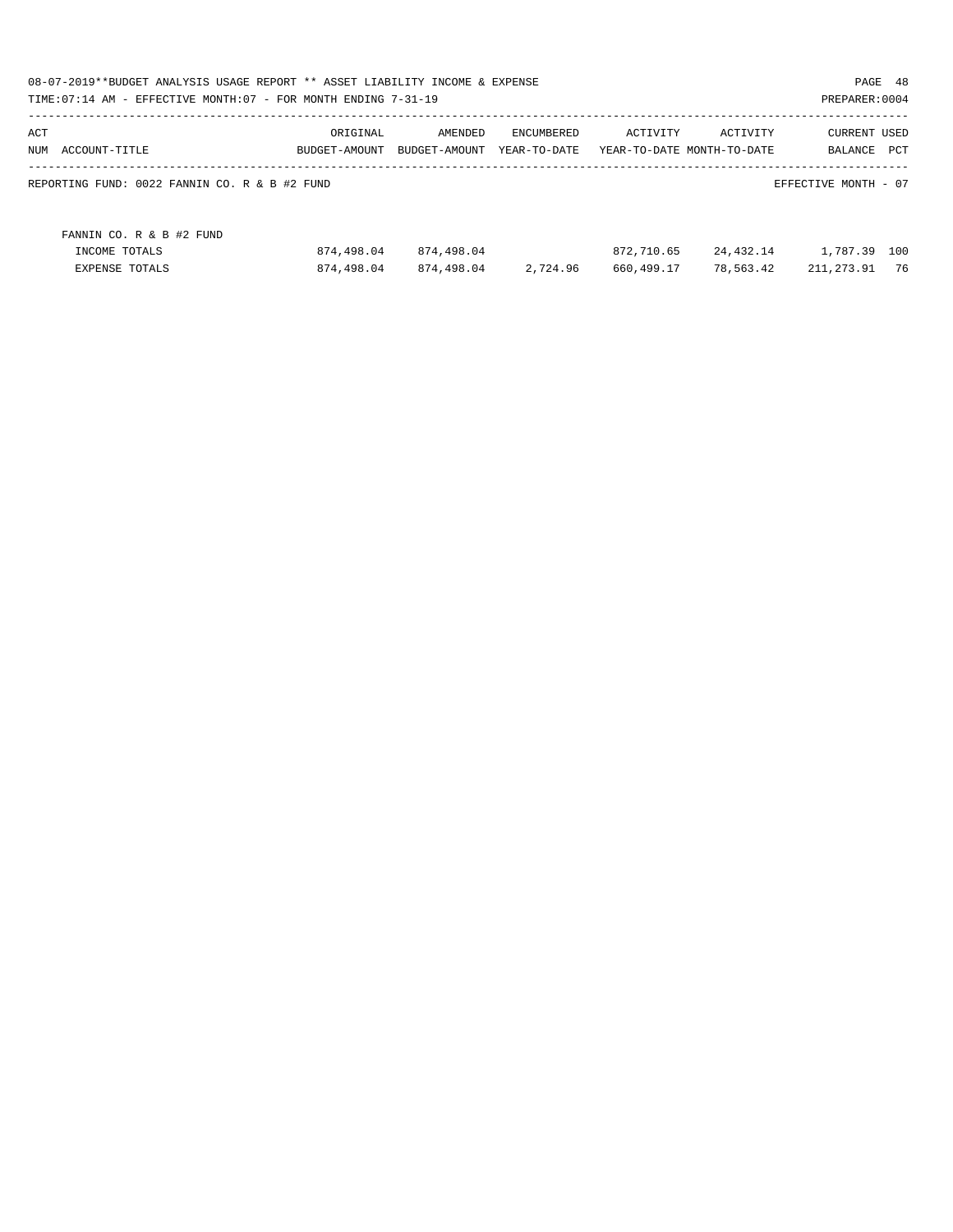08-07-2019**BUDGET ANALYSIS USAGE REPORT ** ASSET LIABILITY INCOME & EXPENSE

TIME:07:14 AM - EFFECTIVE MONTH:07 - FOR MONTH ENDING 7-31-19

PREPARER:0004

| ACT NUM | ACCOUNT-TITLE | ORIGINAL BUDGET-AMOUNT | AMENDED BUDGET-AMOUNT | ENCUMBERED YEAR-TO-DATE | ACTIVITY YEAR-TO-DATE | ACTIVITY MONTH-TO-DATE | CURRENT BALANCE | USED PCT |
|---|---|---|---|---|---|---|---|---|

REPORTING FUND: 0022 FANNIN CO. R & B #2 FUND

EFFECTIVE MONTH - 07

| ACT NUM | ACCOUNT-TITLE | ORIGINAL BUDGET-AMOUNT | AMENDED BUDGET-AMOUNT | ENCUMBERED YEAR-TO-DATE | ACTIVITY YEAR-TO-DATE | ACTIVITY MONTH-TO-DATE | CURRENT BALANCE | USED PCT |
|---|---|---|---|---|---|---|---|---|
| | FANNIN CO. R & B #2 FUND | | | | | | | |
| | INCOME TOTALS | 874,498.04 | 874,498.04 | | 872,710.65 | 24,432.14 | 1,787.39 | 100 |
| | EXPENSE TOTALS | 874,498.04 | 874,498.04 | 2,724.96 | 660,499.17 | 78,563.42 | 211,273.91 | 76 |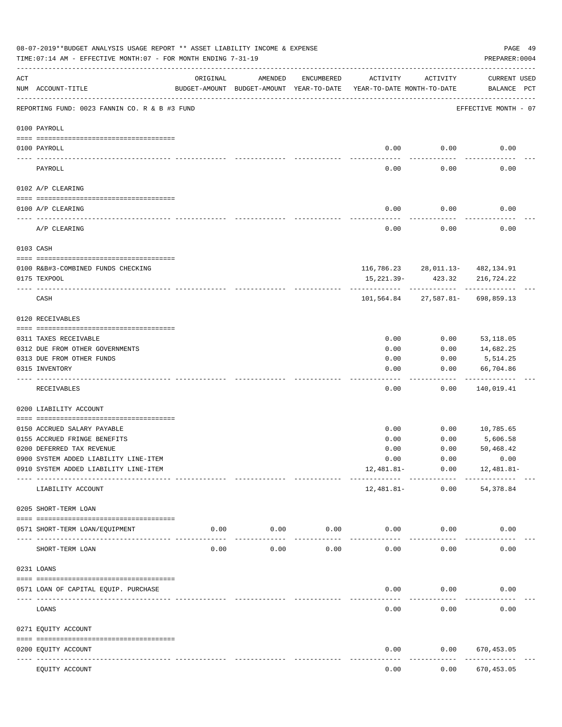08-07-2019**BUDGET ANALYSIS USAGE REPORT ** ASSET LIABILITY INCOME & EXPENSE

TIME:07:14 AM - EFFECTIVE MONTH:07 - FOR MONTH ENDING 7-31-19

PREPARER:0004

| ACT NUM | ACCOUNT-TITLE | ORIGINAL BUDGET-AMOUNT | AMENDED BUDGET-AMOUNT | ENCUMBERED YEAR-TO-DATE | ACTIVITY YEAR-TO-DATE | ACTIVITY MONTH-TO-DATE | CURRENT BALANCE | USED PCT |
|---|---|---|---|---|---|---|---|---|
| | REPORTING FUND: 0023 FANNIN CO. R & B #3 FUND | | | | | | EFFECTIVE MONTH - 07 | |
| | **0100 PAYROLL** | | | | | | | |
| 0100 | PAYROLL | | | | 0.00 | 0.00 | 0.00 | |
| | PAYROLL | | | | 0.00 | 0.00 | 0.00 | |
| | **0102 A/P CLEARING** | | | | | | | |
| 0100 | A/P CLEARING | | | | 0.00 | 0.00 | 0.00 | |
| | A/P CLEARING | | | | 0.00 | 0.00 | 0.00 | |
| | **0103 CASH** | | | | | | | |
| 0100 | R&B#3-COMBINED FUNDS CHECKING | | | | 116,786.23 | 28,011.13- | 482,134.91 | |
| 0175 | TEXPOOL | | | | 15,221.39- | 423.32 | 216,724.22 | |
| | CASH | | | | 101,564.84 | 27,587.81- | 698,859.13 | |
| | **0120 RECEIVABLES** | | | | | | | |
| 0311 | TAXES RECEIVABLE | | | | 0.00 | 0.00 | 53,118.05 | |
| 0312 | DUE FROM OTHER GOVERNMENTS | | | | 0.00 | 0.00 | 14,682.25 | |
| 0313 | DUE FROM OTHER FUNDS | | | | 0.00 | 0.00 | 5,514.25 | |
| 0315 | INVENTORY | | | | 0.00 | 0.00 | 66,704.86 | |
| | RECEIVABLES | | | | 0.00 | 0.00 | 140,019.41 | |
| | **0200 LIABILITY ACCOUNT** | | | | | | | |
| 0150 | ACCRUED SALARY PAYABLE | | | | 0.00 | 0.00 | 10,785.65 | |
| 0155 | ACCRUED FRINGE BENEFITS | | | | 0.00 | 0.00 | 5,606.58 | |
| 0200 | DEFERRED TAX REVENUE | | | | 0.00 | 0.00 | 50,468.42 | |
| 0900 | SYSTEM ADDED LIABILITY LINE-ITEM | | | | 0.00 | 0.00 | 0.00 | |
| 0910 | SYSTEM ADDED LIABILITY LINE-ITEM | | | | 12,481.81- | 0.00 | 12,481.81- | |
| | LIABILITY ACCOUNT | | | | 12,481.81- | 0.00 | 54,378.84 | |
| | **0205 SHORT-TERM LOAN** | | | | | | | |
| 0571 | SHORT-TERM LOAN/EQUIPMENT | 0.00 | 0.00 | 0.00 | 0.00 | 0.00 | 0.00 | |
| | SHORT-TERM LOAN | 0.00 | 0.00 | 0.00 | 0.00 | 0.00 | 0.00 | |
| | **0231 LOANS** | | | | | | | |
| 0571 | LOAN OF CAPITAL EQUIP. PURCHASE | | | | 0.00 | 0.00 | 0.00 | |
| | LOANS | | | | 0.00 | 0.00 | 0.00 | |
| | **0271 EQUITY ACCOUNT** | | | | | | | |
| 0200 | EQUITY ACCOUNT | | | | 0.00 | 0.00 | 670,453.05 | |
| | EQUITY ACCOUNT | | | | 0.00 | 0.00 | 670,453.05 | |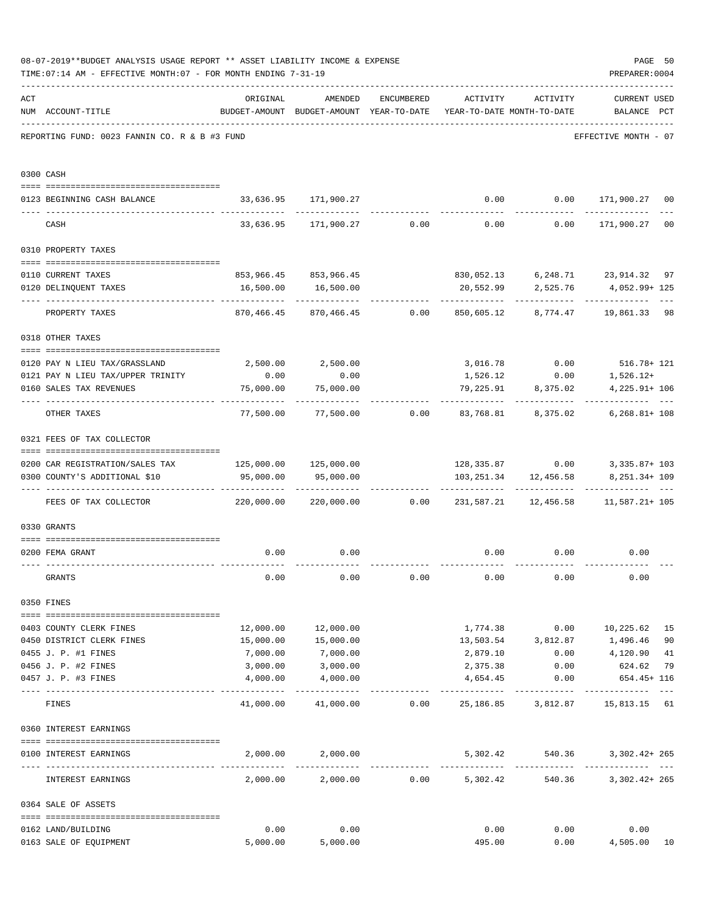08-07-2019**BUDGET ANALYSIS USAGE REPORT ** ASSET LIABILITY INCOME & EXPENSE

TIME:07:14 AM - EFFECTIVE MONTH:07 - FOR MONTH ENDING 7-31-19

PREPARER:0004

REPORTING FUND: 0023 FANNIN CO. R & B #3 FUND

EFFECTIVE MONTH - 07

| ACT NUM | ACCOUNT-TITLE | ORIGINAL BUDGET-AMOUNT | AMENDED BUDGET-AMOUNT | ENCUMBERED YEAR-TO-DATE | ACTIVITY YEAR-TO-DATE | ACTIVITY MONTH-TO-DATE | CURRENT BALANCE | USED PCT |
|---|---|---|---|---|---|---|---|---|
| 0300 | CASH | | | | | | | |
| 0123 | BEGINNING CASH BALANCE | 33,636.95 | 171,900.27 | | 0.00 | 0.00 | 171,900.27 | 00 |
| | CASH | 33,636.95 | 171,900.27 | 0.00 | 0.00 | 0.00 | 171,900.27 | 00 |
| 0310 | PROPERTY TAXES | | | | | | | |
| 0110 | CURRENT TAXES | 853,966.45 | 853,966.45 | | 830,052.13 | 6,248.71 | 23,914.32 | 97 |
| 0120 | DELINQUENT TAXES | 16,500.00 | 16,500.00 | | 20,552.99 | 2,525.76 | 4,052.99+ | 125 |
| | PROPERTY TAXES | 870,466.45 | 870,466.45 | 0.00 | 850,605.12 | 8,774.47 | 19,861.33 | 98 |
| 0318 | OTHER TAXES | | | | | | | |
| 0120 | PAY N LIEU TAX/GRASSLAND | 2,500.00 | 2,500.00 | | 3,016.78 | 0.00 | 516.78+ | 121 |
| 0121 | PAY N LIEU TAX/UPPER TRINITY | 0.00 | 0.00 | | 1,526.12 | 0.00 | 1,526.12+ | |
| 0160 | SALES TAX REVENUES | 75,000.00 | 75,000.00 | | 79,225.91 | 8,375.02 | 4,225.91+ | 106 |
| | OTHER TAXES | 77,500.00 | 77,500.00 | 0.00 | 83,768.81 | 8,375.02 | 6,268.81+ | 108 |
| 0321 | FEES OF TAX COLLECTOR | | | | | | | |
| 0200 | CAR REGISTRATION/SALES TAX | 125,000.00 | 125,000.00 | | 128,335.87 | 0.00 | 3,335.87+ | 103 |
| 0300 | COUNTY'S ADDITIONAL $10 | 95,000.00 | 95,000.00 | | 103,251.34 | 12,456.58 | 8,251.34+ | 109 |
| | FEES OF TAX COLLECTOR | 220,000.00 | 220,000.00 | 0.00 | 231,587.21 | 12,456.58 | 11,587.21+ | 105 |
| 0330 | GRANTS | | | | | | | |
| 0200 | FEMA GRANT | 0.00 | 0.00 | | 0.00 | 0.00 | 0.00 | |
| | GRANTS | 0.00 | 0.00 | 0.00 | 0.00 | 0.00 | 0.00 | |
| 0350 | FINES | | | | | | | |
| 0403 | COUNTY CLERK FINES | 12,000.00 | 12,000.00 | | 1,774.38 | 0.00 | 10,225.62 | 15 |
| 0450 | DISTRICT CLERK FINES | 15,000.00 | 15,000.00 | | 13,503.54 | 3,812.87 | 1,496.46 | 90 |
| 0455 | J. P. #1 FINES | 7,000.00 | 7,000.00 | | 2,879.10 | 0.00 | 4,120.90 | 41 |
| 0456 | J. P. #2 FINES | 3,000.00 | 3,000.00 | | 2,375.38 | 0.00 | 624.62 | 79 |
| 0457 | J. P. #3 FINES | 4,000.00 | 4,000.00 | | 4,654.45 | 0.00 | 654.45+ | 116 |
| | FINES | 41,000.00 | 41,000.00 | 0.00 | 25,186.85 | 3,812.87 | 15,813.15 | 61 |
| 0360 | INTEREST EARNINGS | | | | | | | |
| 0100 | INTEREST EARNINGS | 2,000.00 | 2,000.00 | | 5,302.42 | 540.36 | 3,302.42+ | 265 |
| | INTEREST EARNINGS | 2,000.00 | 2,000.00 | 0.00 | 5,302.42 | 540.36 | 3,302.42+ | 265 |
| 0364 | SALE OF ASSETS | | | | | | | |
| 0162 | LAND/BUILDING | 0.00 | 0.00 | | 0.00 | 0.00 | 0.00 | |
| 0163 | SALE OF EQUIPMENT | 5,000.00 | 5,000.00 | | 495.00 | 0.00 | 4,505.00 | 10 |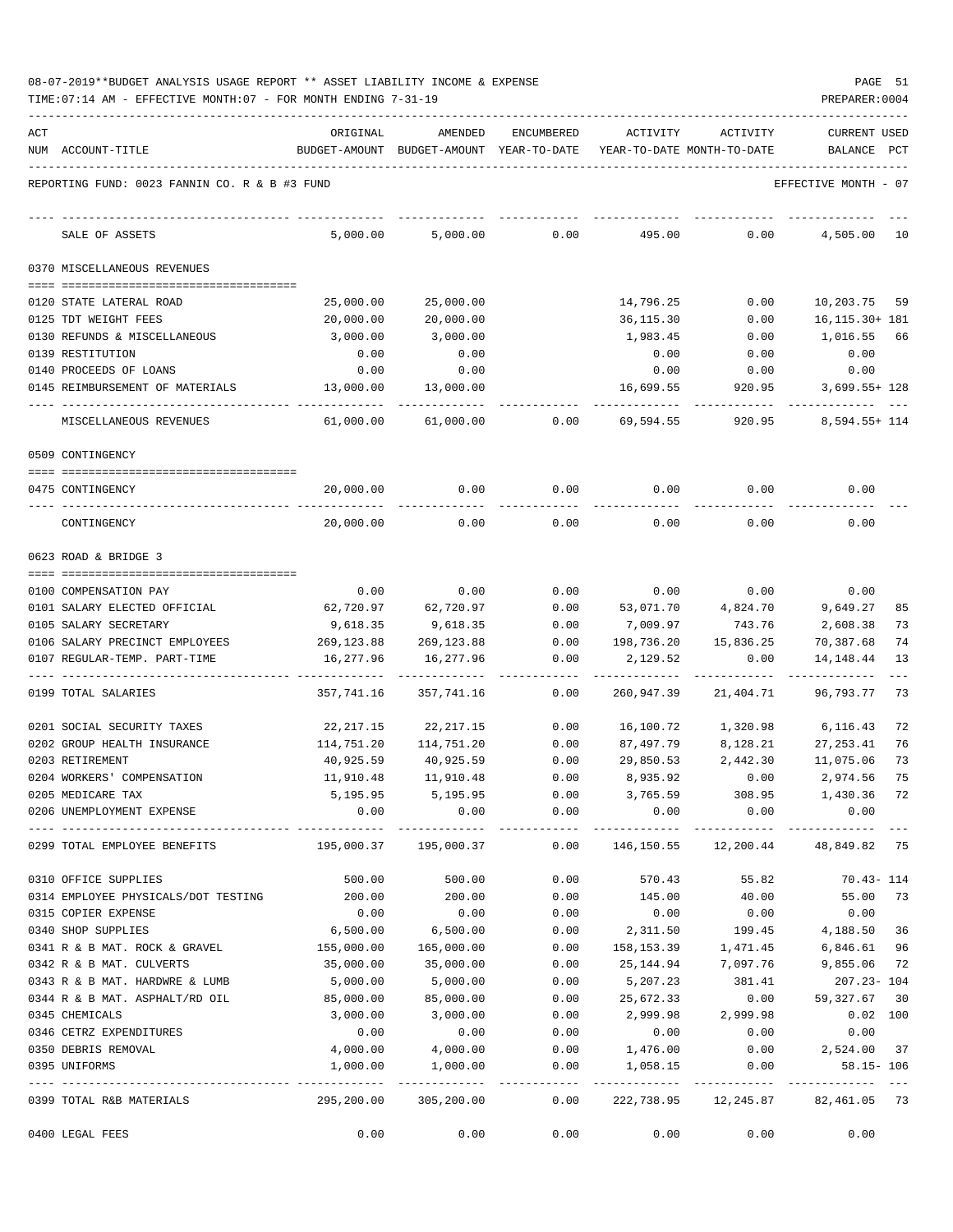08-07-2019**BUDGET ANALYSIS USAGE REPORT ** ASSET LIABILITY INCOME & EXPENSE

TIME:07:14 AM - EFFECTIVE MONTH:07 - FOR MONTH ENDING 7-31-19

REPORTING FUND: 0023 FANNIN CO. R & B #3 FUND — EFFECTIVE MONTH - 07

| ACT NUM | ACCOUNT-TITLE | ORIGINAL BUDGET-AMOUNT | AMENDED BUDGET-AMOUNT | ENCUMBERED YEAR-TO-DATE | ACTIVITY YEAR-TO-DATE | ACTIVITY MONTH-TO-DATE | CURRENT USED BALANCE | PCT |
|---|---|---|---|---|---|---|---|---|
| | SALE OF ASSETS | 5,000.00 | 5,000.00 | 0.00 | 495.00 | 0.00 | 4,505.00 | 10 |
| | **0370 MISCELLANEOUS REVENUES** | | | | | | | |
| 0120 | STATE LATERAL ROAD | 25,000.00 | 25,000.00 | | 14,796.25 | 0.00 | 10,203.75 | 59 |
| 0125 | TDT WEIGHT FEES | 20,000.00 | 20,000.00 | | 36,115.30 | 0.00 | 16,115.30+ | 181 |
| 0130 | REFUNDS & MISCELLANEOUS | 3,000.00 | 3,000.00 | | 1,983.45 | 0.00 | 1,016.55 | 66 |
| 0139 | RESTITUTION | 0.00 | 0.00 | | 0.00 | 0.00 | 0.00 | |
| 0140 | PROCEEDS OF LOANS | 0.00 | 0.00 | | 0.00 | 0.00 | 0.00 | |
| 0145 | REIMBURSEMENT OF MATERIALS | 13,000.00 | 13,000.00 | | 16,699.55 | 920.95 | 3,699.55+ | 128 |
| | MISCELLANEOUS REVENUES | 61,000.00 | 61,000.00 | 0.00 | 69,594.55 | 920.95 | 8,594.55+ | 114 |
| | **0509 CONTINGENCY** | | | | | | | |
| 0475 | CONTINGENCY | 20,000.00 | 0.00 | 0.00 | 0.00 | 0.00 | 0.00 | |
| | CONTINGENCY | 20,000.00 | 0.00 | 0.00 | 0.00 | 0.00 | 0.00 | |
| | **0623 ROAD & BRIDGE 3** | | | | | | | |
| 0100 | COMPENSATION PAY | 0.00 | 0.00 | 0.00 | 0.00 | 0.00 | 0.00 | |
| 0101 | SALARY ELECTED OFFICIAL | 62,720.97 | 62,720.97 | 0.00 | 53,071.70 | 4,824.70 | 9,649.27 | 85 |
| 0105 | SALARY SECRETARY | 9,618.35 | 9,618.35 | 0.00 | 7,009.97 | 743.76 | 2,608.38 | 73 |
| 0106 | SALARY PRECINCT EMPLOYEES | 269,123.88 | 269,123.88 | 0.00 | 198,736.20 | 15,836.25 | 70,387.68 | 74 |
| 0107 | REGULAR-TEMP. PART-TIME | 16,277.96 | 16,277.96 | 0.00 | 2,129.52 | 0.00 | 14,148.44 | 13 |
| 0199 | TOTAL SALARIES | 357,741.16 | 357,741.16 | 0.00 | 260,947.39 | 21,404.71 | 96,793.77 | 73 |
| 0201 | SOCIAL SECURITY TAXES | 22,217.15 | 22,217.15 | 0.00 | 16,100.72 | 1,320.98 | 6,116.43 | 72 |
| 0202 | GROUP HEALTH INSURANCE | 114,751.20 | 114,751.20 | 0.00 | 87,497.79 | 8,128.21 | 27,253.41 | 76 |
| 0203 | RETIREMENT | 40,925.59 | 40,925.59 | 0.00 | 29,850.53 | 2,442.30 | 11,075.06 | 73 |
| 0204 | WORKERS' COMPENSATION | 11,910.48 | 11,910.48 | 0.00 | 8,935.92 | 0.00 | 2,974.56 | 75 |
| 0205 | MEDICARE TAX | 5,195.95 | 5,195.95 | 0.00 | 3,765.59 | 308.95 | 1,430.36 | 72 |
| 0206 | UNEMPLOYMENT EXPENSE | 0.00 | 0.00 | 0.00 | 0.00 | 0.00 | 0.00 | |
| 0299 | TOTAL EMPLOYEE BENEFITS | 195,000.37 | 195,000.37 | 0.00 | 146,150.55 | 12,200.44 | 48,849.82 | 75 |
| 0310 | OFFICE SUPPLIES | 500.00 | 500.00 | 0.00 | 570.43 | 55.82 | 70.43- | 114 |
| 0314 | EMPLOYEE PHYSICALS/DOT TESTING | 200.00 | 200.00 | 0.00 | 145.00 | 40.00 | 55.00 | 73 |
| 0315 | COPIER EXPENSE | 0.00 | 0.00 | 0.00 | 0.00 | 0.00 | 0.00 | |
| 0340 | SHOP SUPPLIES | 6,500.00 | 6,500.00 | 0.00 | 2,311.50 | 199.45 | 4,188.50 | 36 |
| 0341 | R & B MAT. ROCK & GRAVEL | 155,000.00 | 165,000.00 | 0.00 | 158,153.39 | 1,471.45 | 6,846.61 | 96 |
| 0342 | R & B MAT. CULVERTS | 35,000.00 | 35,000.00 | 0.00 | 25,144.94 | 7,097.76 | 9,855.06 | 72 |
| 0343 | R & B MAT. HARDWRE & LUMB | 5,000.00 | 5,000.00 | 0.00 | 5,207.23 | 381.41 | 207.23- | 104 |
| 0344 | R & B MAT. ASPHALT/RD OIL | 85,000.00 | 85,000.00 | 0.00 | 25,672.33 | 0.00 | 59,327.67 | 30 |
| 0345 | CHEMICALS | 3,000.00 | 3,000.00 | 0.00 | 2,999.98 | 2,999.98 | 0.02 | 100 |
| 0346 | CETRZ EXPENDITURES | 0.00 | 0.00 | 0.00 | 0.00 | 0.00 | 0.00 | |
| 0350 | DEBRIS REMOVAL | 4,000.00 | 4,000.00 | 0.00 | 1,476.00 | 0.00 | 2,524.00 | 37 |
| 0395 | UNIFORMS | 1,000.00 | 1,000.00 | 0.00 | 1,058.15 | 0.00 | 58.15- | 106 |
| 0399 | TOTAL R&B MATERIALS | 295,200.00 | 305,200.00 | 0.00 | 222,738.95 | 12,245.87 | 82,461.05 | 73 |
| 0400 | LEGAL FEES | 0.00 | 0.00 | 0.00 | 0.00 | 0.00 | 0.00 | |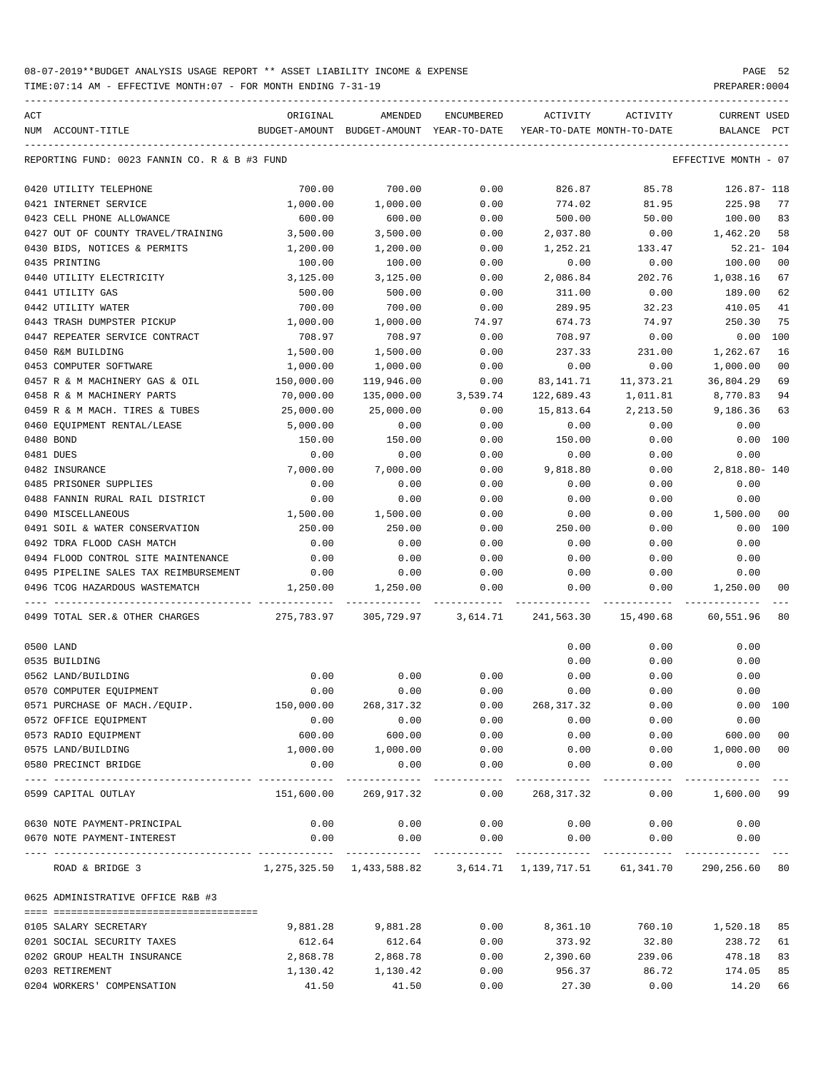08-07-2019**BUDGET ANALYSIS USAGE REPORT ** ASSET LIABILITY INCOME & EXPENSE

TIME:07:14 AM - EFFECTIVE MONTH:07 - FOR MONTH ENDING 7-31-19

PREPARER:0004

| ACT NUM | ACCOUNT-TITLE | ORIGINAL BUDGET-AMOUNT | AMENDED BUDGET-AMOUNT | ENCUMBERED YEAR-TO-DATE | ACTIVITY YEAR-TO-DATE | ACTIVITY MONTH-TO-DATE | CURRENT USED BALANCE | PCT |
|---|---|---|---|---|---|---|---|---|
| | REPORTING FUND: 0023 FANNIN CO. R & B #3 FUND | | | | | | EFFECTIVE MONTH - 07 | |
| 0420 | UTILITY TELEPHONE | 700.00 | 700.00 | 0.00 | 826.87 | 85.78 | 126.87- | 118 |
| 0421 | INTERNET SERVICE | 1,000.00 | 1,000.00 | 0.00 | 774.02 | 81.95 | 225.98 | 77 |
| 0423 | CELL PHONE ALLOWANCE | 600.00 | 600.00 | 0.00 | 500.00 | 50.00 | 100.00 | 83 |
| 0427 | OUT OF COUNTY TRAVEL/TRAINING | 3,500.00 | 3,500.00 | 0.00 | 2,037.80 | 0.00 | 1,462.20 | 58 |
| 0430 | BIDS, NOTICES & PERMITS | 1,200.00 | 1,200.00 | 0.00 | 1,252.21 | 133.47 | 52.21- | 104 |
| 0435 | PRINTING | 100.00 | 100.00 | 0.00 | 0.00 | 0.00 | 100.00 | 00 |
| 0440 | UTILITY ELECTRICITY | 3,125.00 | 3,125.00 | 0.00 | 2,086.84 | 202.76 | 1,038.16 | 67 |
| 0441 | UTILITY GAS | 500.00 | 500.00 | 0.00 | 311.00 | 0.00 | 189.00 | 62 |
| 0442 | UTILITY WATER | 700.00 | 700.00 | 0.00 | 289.95 | 32.23 | 410.05 | 41 |
| 0443 | TRASH DUMPSTER PICKUP | 1,000.00 | 1,000.00 | 74.97 | 674.73 | 74.97 | 250.30 | 75 |
| 0447 | REPEATER SERVICE CONTRACT | 708.97 | 708.97 | 0.00 | 708.97 | 0.00 | 0.00 | 100 |
| 0450 | R&M BUILDING | 1,500.00 | 1,500.00 | 0.00 | 237.33 | 231.00 | 1,262.67 | 16 |
| 0453 | COMPUTER SOFTWARE | 1,000.00 | 1,000.00 | 0.00 | 0.00 | 0.00 | 1,000.00 | 00 |
| 0457 | R & M MACHINERY GAS & OIL | 150,000.00 | 119,946.00 | 0.00 | 83,141.71 | 11,373.21 | 36,804.29 | 69 |
| 0458 | R & M MACHINERY PARTS | 70,000.00 | 135,000.00 | 3,539.74 | 122,689.43 | 1,011.81 | 8,770.83 | 94 |
| 0459 | R & M MACH. TIRES & TUBES | 25,000.00 | 25,000.00 | 0.00 | 15,813.64 | 2,213.50 | 9,186.36 | 63 |
| 0460 | EQUIPMENT RENTAL/LEASE | 5,000.00 | 0.00 | 0.00 | 0.00 | 0.00 | 0.00 | |
| 0480 | BOND | 150.00 | 150.00 | 0.00 | 150.00 | 0.00 | 0.00 | 100 |
| 0481 | DUES | 0.00 | 0.00 | 0.00 | 0.00 | 0.00 | 0.00 | |
| 0482 | INSURANCE | 7,000.00 | 7,000.00 | 0.00 | 9,818.80 | 0.00 | 2,818.80- | 140 |
| 0485 | PRISONER SUPPLIES | 0.00 | 0.00 | 0.00 | 0.00 | 0.00 | 0.00 | |
| 0488 | FANNIN RURAL RAIL DISTRICT | 0.00 | 0.00 | 0.00 | 0.00 | 0.00 | 0.00 | |
| 0490 | MISCELLANEOUS | 1,500.00 | 1,500.00 | 0.00 | 0.00 | 0.00 | 1,500.00 | 00 |
| 0491 | SOIL & WATER CONSERVATION | 250.00 | 250.00 | 0.00 | 250.00 | 0.00 | 0.00 | 100 |
| 0492 | TDRA FLOOD CASH MATCH | 0.00 | 0.00 | 0.00 | 0.00 | 0.00 | 0.00 | |
| 0494 | FLOOD CONTROL SITE MAINTENANCE | 0.00 | 0.00 | 0.00 | 0.00 | 0.00 | 0.00 | |
| 0495 | PIPELINE SALES TAX REIMBURSEMENT | 0.00 | 0.00 | 0.00 | 0.00 | 0.00 | 0.00 | |
| 0496 | TCOG HAZARDOUS WASTEMATCH | 1,250.00 | 1,250.00 | 0.00 | 0.00 | 0.00 | 1,250.00 | 00 |
| 0499 | TOTAL SER.& OTHER CHARGES | 275,783.97 | 305,729.97 | 3,614.71 | 241,563.30 | 15,490.68 | 60,551.96 | 80 |
| 0500 | LAND | | | | 0.00 | 0.00 | 0.00 | |
| 0535 | BUILDING | | | | 0.00 | 0.00 | 0.00 | |
| 0562 | LAND/BUILDING | 0.00 | 0.00 | 0.00 | 0.00 | 0.00 | 0.00 | |
| 0570 | COMPUTER EQUIPMENT | 0.00 | 0.00 | 0.00 | 0.00 | 0.00 | 0.00 | |
| 0571 | PURCHASE OF MACH./EQUIP. | 150,000.00 | 268,317.32 | 0.00 | 268,317.32 | 0.00 | 0.00 | 100 |
| 0572 | OFFICE EQUIPMENT | 0.00 | 0.00 | 0.00 | 0.00 | 0.00 | 0.00 | |
| 0573 | RADIO EQUIPMENT | 600.00 | 600.00 | 0.00 | 0.00 | 0.00 | 600.00 | 00 |
| 0575 | LAND/BUILDING | 1,000.00 | 1,000.00 | 0.00 | 0.00 | 0.00 | 1,000.00 | 00 |
| 0580 | PRECINCT BRIDGE | 0.00 | 0.00 | 0.00 | 0.00 | 0.00 | 0.00 | |
| 0599 | CAPITAL OUTLAY | 151,600.00 | 269,917.32 | 0.00 | 268,317.32 | 0.00 | 1,600.00 | 99 |
| 0630 | NOTE PAYMENT-PRINCIPAL | 0.00 | 0.00 | 0.00 | 0.00 | 0.00 | 0.00 | |
| 0670 | NOTE PAYMENT-INTEREST | 0.00 | 0.00 | 0.00 | 0.00 | 0.00 | 0.00 | |
| | ROAD & BRIDGE 3 | 1,275,325.50 | 1,433,588.82 | 3,614.71 | 1,139,717.51 | 61,341.70 | 290,256.60 | 80 |
| 0625 | ADMINISTRATIVE OFFICE R&B #3 | | | | | | | |
| 0105 | SALARY SECRETARY | 9,881.28 | 9,881.28 | 0.00 | 8,361.10 | 760.10 | 1,520.18 | 85 |
| 0201 | SOCIAL SECURITY TAXES | 612.64 | 612.64 | 0.00 | 373.92 | 32.80 | 238.72 | 61 |
| 0202 | GROUP HEALTH INSURANCE | 2,868.78 | 2,868.78 | 0.00 | 2,390.60 | 239.06 | 478.18 | 83 |
| 0203 | RETIREMENT | 1,130.42 | 1,130.42 | 0.00 | 956.37 | 86.72 | 174.05 | 85 |
| 0204 | WORKERS' COMPENSATION | 41.50 | 41.50 | 0.00 | 27.30 | 0.00 | 14.20 | 66 |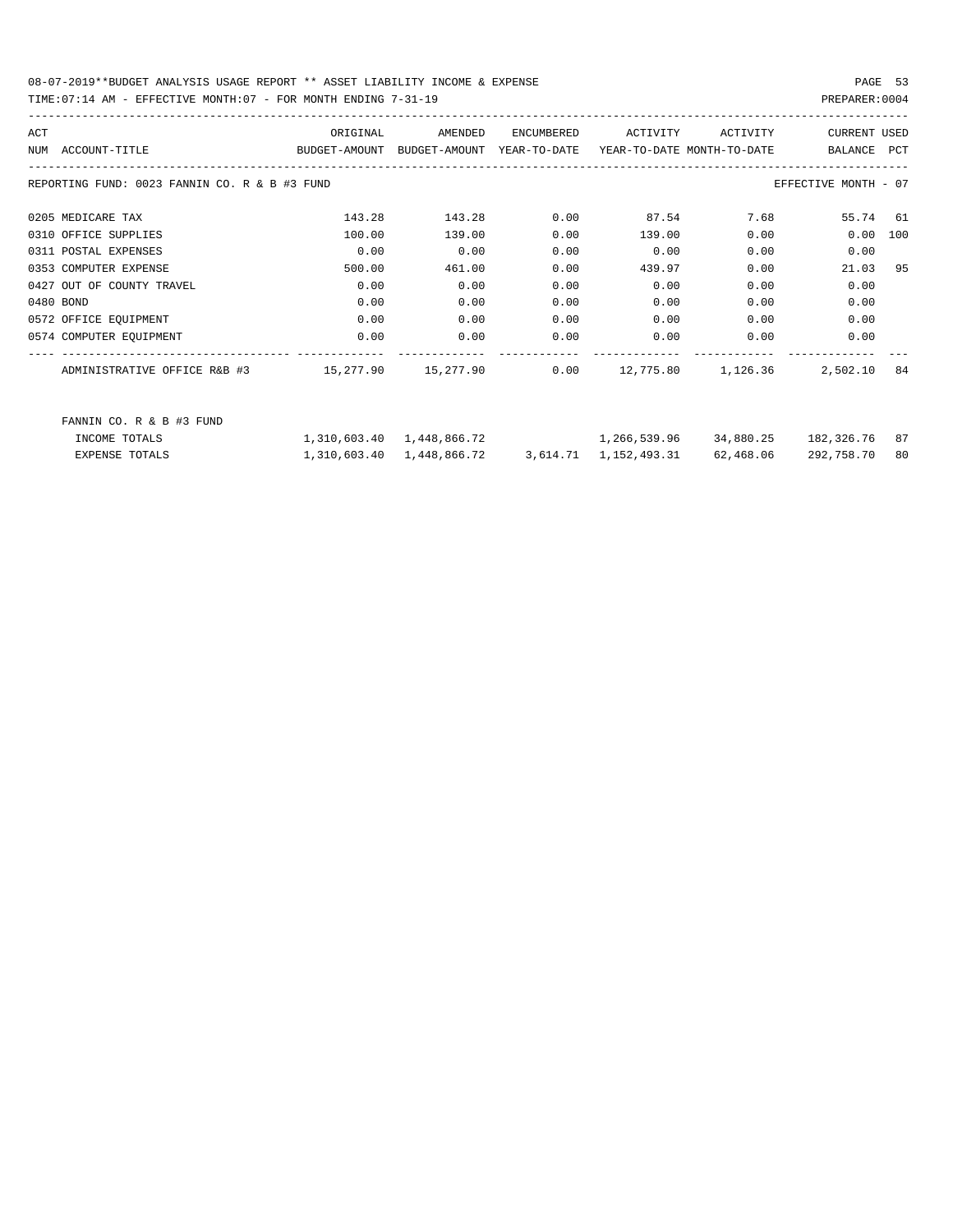08-07-2019**BUDGET ANALYSIS USAGE REPORT ** ASSET LIABILITY INCOME & EXPENSE

TIME:07:14 AM - EFFECTIVE MONTH:07 - FOR MONTH ENDING 7-31-19

REPORTING FUND: 0023 FANNIN CO. R & B #3 FUND — EFFECTIVE MONTH - 07

| ACT NUM | ACCOUNT-TITLE | ORIGINAL BUDGET-AMOUNT | AMENDED BUDGET-AMOUNT | ENCUMBERED YEAR-TO-DATE | ACTIVITY YEAR-TO-DATE | ACTIVITY MONTH-TO-DATE | CURRENT BALANCE | USED PCT |
|---|---|---|---|---|---|---|---|---|
| 0205 | MEDICARE TAX | 143.28 | 143.28 | 0.00 | 87.54 | 7.68 | 55.74 | 61 |
| 0310 | OFFICE SUPPLIES | 100.00 | 139.00 | 0.00 | 139.00 | 0.00 | 0.00 | 100 |
| 0311 | POSTAL EXPENSES | 0.00 | 0.00 | 0.00 | 0.00 | 0.00 | 0.00 | |
| 0353 | COMPUTER EXPENSE | 500.00 | 461.00 | 0.00 | 439.97 | 0.00 | 21.03 | 95 |
| 0427 | OUT OF COUNTY TRAVEL | 0.00 | 0.00 | 0.00 | 0.00 | 0.00 | 0.00 | |
| 0480 | BOND | 0.00 | 0.00 | 0.00 | 0.00 | 0.00 | 0.00 | |
| 0572 | OFFICE EQUIPMENT | 0.00 | 0.00 | 0.00 | 0.00 | 0.00 | 0.00 | |
| 0574 | COMPUTER EQUIPMENT | 0.00 | 0.00 | 0.00 | 0.00 | 0.00 | 0.00 | |
| | ADMINISTRATIVE OFFICE R&B #3 | 15,277.90 | 15,277.90 | 0.00 | 12,775.80 | 1,126.36 | 2,502.10 | 84 |

FANNIN CO. R & B #3 FUND

| | ORIGINAL BUDGET-AMOUNT | AMENDED BUDGET-AMOUNT | ENCUMBERED YEAR-TO-DATE | ACTIVITY YEAR-TO-DATE | ACTIVITY MONTH-TO-DATE | CURRENT BALANCE | USED PCT |
|---|---|---|---|---|---|---|---|
| INCOME TOTALS | 1,310,603.40 | 1,448,866.72 | | 1,266,539.96 | 34,880.25 | 182,326.76 | 87 |
| EXPENSE TOTALS | 1,310,603.40 | 1,448,866.72 | 3,614.71 | 1,152,493.31 | 62,468.06 | 292,758.70 | 80 |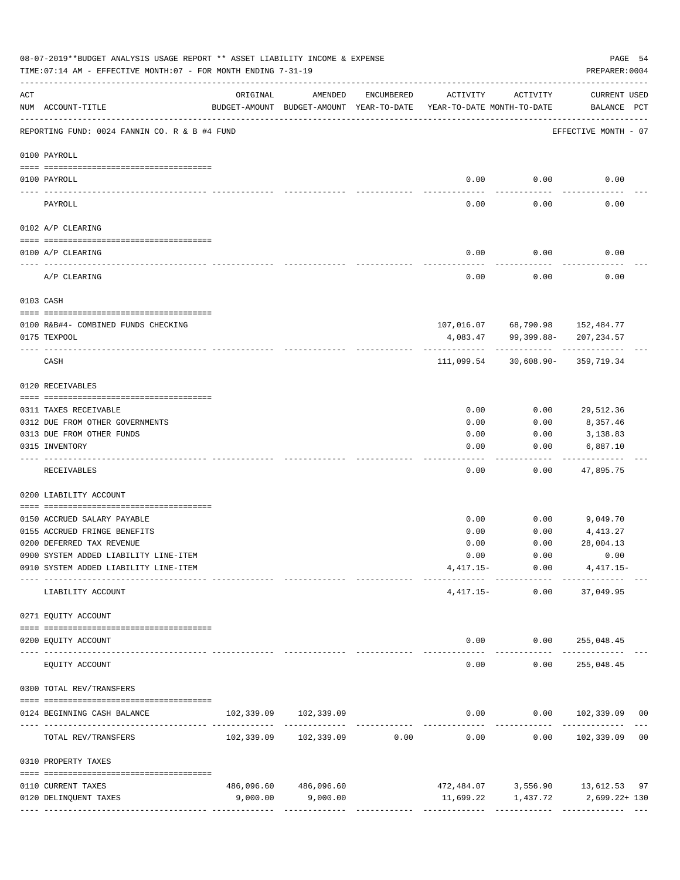08-07-2019**BUDGET ANALYSIS USAGE REPORT ** ASSET LIABILITY INCOME & EXPENSE

TIME:07:14 AM - EFFECTIVE MONTH:07 - FOR MONTH ENDING 7-31-19

PREPARER:0004

REPORTING FUND: 0024 FANNIN CO. R & B #4 FUND — EFFECTIVE MONTH - 07

| ACT NUM | ACCOUNT-TITLE | ORIGINAL BUDGET-AMOUNT | AMENDED BUDGET-AMOUNT | ENCUMBERED YEAR-TO-DATE | ACTIVITY YEAR-TO-DATE | ACTIVITY MONTH-TO-DATE | CURRENT BALANCE | USED PCT |
|---|---|---|---|---|---|---|---|---|
| **0100 PAYROLL** | | | | | | | | |
| 0100 | PAYROLL | | | | 0.00 | 0.00 | 0.00 | |
| | PAYROLL | | | | 0.00 | 0.00 | 0.00 | |
| **0102 A/P CLEARING** | | | | | | | | |
| 0100 | A/P CLEARING | | | | 0.00 | 0.00 | 0.00 | |
| | A/P CLEARING | | | | 0.00 | 0.00 | 0.00 | |
| **0103 CASH** | | | | | | | | |
| 0100 | R&B#4- COMBINED FUNDS CHECKING | | | | 107,016.07 | 68,790.98 | 152,484.77 | |
| 0175 | TEXPOOL | | | | 4,083.47 | 99,399.88- | 207,234.57 | |
| | CASH | | | | 111,099.54 | 30,608.90- | 359,719.34 | |
| **0120 RECEIVABLES** | | | | | | | | |
| 0311 | TAXES RECEIVABLE | | | | 0.00 | 0.00 | 29,512.36 | |
| 0312 | DUE FROM OTHER GOVERNMENTS | | | | 0.00 | 0.00 | 8,357.46 | |
| 0313 | DUE FROM OTHER FUNDS | | | | 0.00 | 0.00 | 3,138.83 | |
| 0315 | INVENTORY | | | | 0.00 | 0.00 | 6,887.10 | |
| | RECEIVABLES | | | | 0.00 | 0.00 | 47,895.75 | |
| **0200 LIABILITY ACCOUNT** | | | | | | | | |
| 0150 | ACCRUED SALARY PAYABLE | | | | 0.00 | 0.00 | 9,049.70 | |
| 0155 | ACCRUED FRINGE BENEFITS | | | | 0.00 | 0.00 | 4,413.27 | |
| 0200 | DEFERRED TAX REVENUE | | | | 0.00 | 0.00 | 28,004.13 | |
| 0900 | SYSTEM ADDED LIABILITY LINE-ITEM | | | | 0.00 | 0.00 | 0.00 | |
| 0910 | SYSTEM ADDED LIABILITY LINE-ITEM | | | | 4,417.15- | 0.00 | 4,417.15- | |
| | LIABILITY ACCOUNT | | | | 4,417.15- | 0.00 | 37,049.95 | |
| **0271 EQUITY ACCOUNT** | | | | | | | | |
| 0200 | EQUITY ACCOUNT | | | | 0.00 | 0.00 | 255,048.45 | |
| | EQUITY ACCOUNT | | | | 0.00 | 0.00 | 255,048.45 | |
| **0300 TOTAL REV/TRANSFERS** | | | | | | | | |
| 0124 | BEGINNING CASH BALANCE | 102,339.09 | 102,339.09 | | 0.00 | 0.00 | 102,339.09 | 00 |
| | TOTAL REV/TRANSFERS | 102,339.09 | 102,339.09 | 0.00 | 0.00 | 0.00 | 102,339.09 | 00 |
| **0310 PROPERTY TAXES** | | | | | | | | |
| 0110 | CURRENT TAXES | 486,096.60 | 486,096.60 | | 472,484.07 | 3,556.90 | 13,612.53 | 97 |
| 0120 | DELINQUENT TAXES | 9,000.00 | 9,000.00 | | 11,699.22 | 1,437.72 | 2,699.22+ | 130 |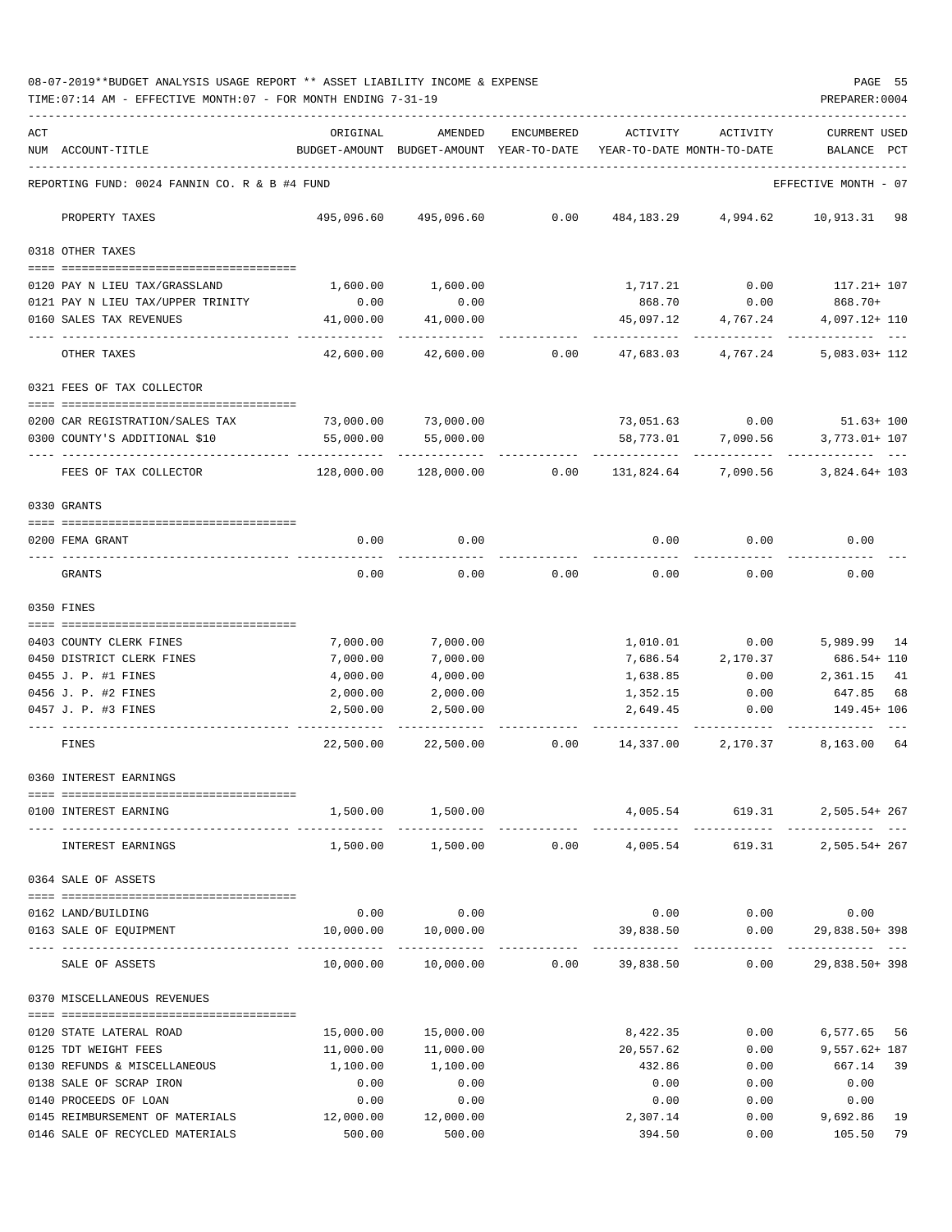08-07-2019**BUDGET ANALYSIS USAGE REPORT ** ASSET LIABILITY INCOME & EXPENSE

TIME:07:14 AM - EFFECTIVE MONTH:07 - FOR MONTH ENDING 7-31-19

PREPARER:0004

REPORTING FUND: 0024 FANNIN CO. R & B #4 FUND — EFFECTIVE MONTH - 07

| ACT NUM | ACCOUNT-TITLE | ORIGINAL BUDGET-AMOUNT | AMENDED BUDGET-AMOUNT | ENCUMBERED YEAR-TO-DATE | ACTIVITY YEAR-TO-DATE | ACTIVITY MONTH-TO-DATE | CURRENT USED BALANCE | PCT |
|---|---|---|---|---|---|---|---|---|
| | PROPERTY TAXES | 495,096.60 | 495,096.60 | 0.00 | 484,183.29 | 4,994.62 | 10,913.31 | 98 |
| | **0318 OTHER TAXES** | | | | | | | |
| 0120 | PAY N LIEU TAX/GRASSLAND | 1,600.00 | 1,600.00 | | 1,717.21 | 0.00 | 117.21+ | 107 |
| 0121 | PAY N LIEU TAX/UPPER TRINITY | 0.00 | 0.00 | | 868.70 | 0.00 | 868.70+ | |
| 0160 | SALES TAX REVENUES | 41,000.00 | 41,000.00 | | 45,097.12 | 4,767.24 | 4,097.12+ | 110 |
| | OTHER TAXES | 42,600.00 | 42,600.00 | 0.00 | 47,683.03 | 4,767.24 | 5,083.03+ | 112 |
| | **0321 FEES OF TAX COLLECTOR** | | | | | | | |
| 0200 | CAR REGISTRATION/SALES TAX | 73,000.00 | 73,000.00 | | 73,051.63 | 0.00 | 51.63+ | 100 |
| 0300 | COUNTY'S ADDITIONAL $10 | 55,000.00 | 55,000.00 | | 58,773.01 | 7,090.56 | 3,773.01+ | 107 |
| | FEES OF TAX COLLECTOR | 128,000.00 | 128,000.00 | 0.00 | 131,824.64 | 7,090.56 | 3,824.64+ | 103 |
| | **0330 GRANTS** | | | | | | | |
| 0200 | FEMA GRANT | 0.00 | 0.00 | | 0.00 | 0.00 | 0.00 | |
| | GRANTS | 0.00 | 0.00 | 0.00 | 0.00 | 0.00 | 0.00 | |
| | **0350 FINES** | | | | | | | |
| 0403 | COUNTY CLERK FINES | 7,000.00 | 7,000.00 | | 1,010.01 | 0.00 | 5,989.99 | 14 |
| 0450 | DISTRICT CLERK FINES | 7,000.00 | 7,000.00 | | 7,686.54 | 2,170.37 | 686.54+ | 110 |
| 0455 | J. P. #1 FINES | 4,000.00 | 4,000.00 | | 1,638.85 | 0.00 | 2,361.15 | 41 |
| 0456 | J. P. #2 FINES | 2,000.00 | 2,000.00 | | 1,352.15 | 0.00 | 647.85 | 68 |
| 0457 | J. P. #3 FINES | 2,500.00 | 2,500.00 | | 2,649.45 | 0.00 | 149.45+ | 106 |
| | FINES | 22,500.00 | 22,500.00 | 0.00 | 14,337.00 | 2,170.37 | 8,163.00 | 64 |
| | **0360 INTEREST EARNINGS** | | | | | | | |
| 0100 | INTEREST EARNING | 1,500.00 | 1,500.00 | | 4,005.54 | 619.31 | 2,505.54+ | 267 |
| | INTEREST EARNINGS | 1,500.00 | 1,500.00 | 0.00 | 4,005.54 | 619.31 | 2,505.54+ | 267 |
| | **0364 SALE OF ASSETS** | | | | | | | |
| 0162 | LAND/BUILDING | 0.00 | 0.00 | | 0.00 | 0.00 | 0.00 | |
| 0163 | SALE OF EQUIPMENT | 10,000.00 | 10,000.00 | | 39,838.50 | 0.00 | 29,838.50+ | 398 |
| | SALE OF ASSETS | 10,000.00 | 10,000.00 | 0.00 | 39,838.50 | 0.00 | 29,838.50+ | 398 |
| | **0370 MISCELLANEOUS REVENUES** | | | | | | | |
| 0120 | STATE LATERAL ROAD | 15,000.00 | 15,000.00 | | 8,422.35 | 0.00 | 6,577.65 | 56 |
| 0125 | TDT WEIGHT FEES | 11,000.00 | 11,000.00 | | 20,557.62 | 0.00 | 9,557.62+ | 187 |
| 0130 | REFUNDS & MISCELLANEOUS | 1,100.00 | 1,100.00 | | 432.86 | 0.00 | 667.14 | 39 |
| 0138 | SALE OF SCRAP IRON | 0.00 | 0.00 | | 0.00 | 0.00 | 0.00 | |
| 0140 | PROCEEDS OF LOAN | 0.00 | 0.00 | | 0.00 | 0.00 | 0.00 | |
| 0145 | REIMBURSEMENT OF MATERIALS | 12,000.00 | 12,000.00 | | 2,307.14 | 0.00 | 9,692.86 | 19 |
| 0146 | SALE OF RECYCLED MATERIALS | 500.00 | 500.00 | | 394.50 | 0.00 | 105.50 | 79 |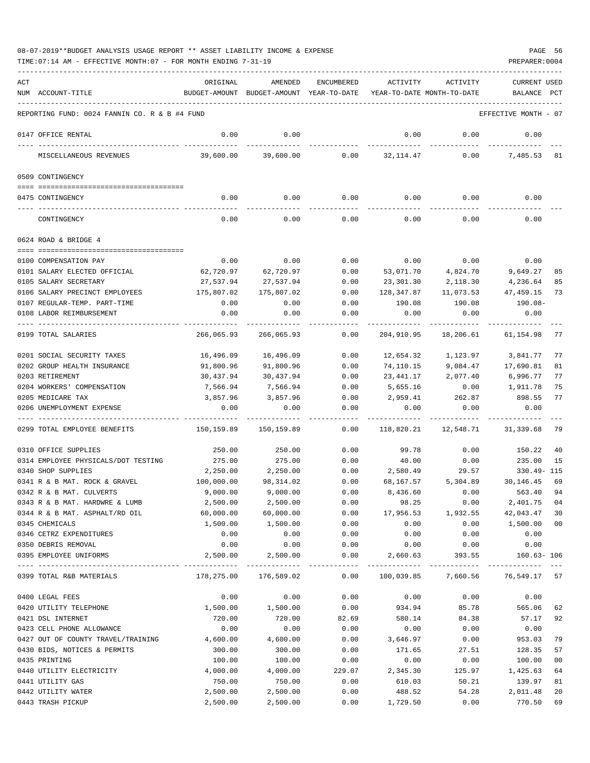08-07-2019**BUDGET ANALYSIS USAGE REPORT ** ASSET LIABILITY INCOME & EXPENSE

TIME:07:14 AM - EFFECTIVE MONTH:07 - FOR MONTH ENDING 7-31-19

REPORTING FUND: 0024 FANNIN CO. R & B #4 FUND — EFFECTIVE MONTH - 07

| ACT NUM | ACCOUNT-TITLE | ORIGINAL BUDGET-AMOUNT | AMENDED BUDGET-AMOUNT | ENCUMBERED YEAR-TO-DATE | ACTIVITY YEAR-TO-DATE | ACTIVITY MONTH-TO-DATE | CURRENT BALANCE | USED PCT |
|---|---|---|---|---|---|---|---|---|
| 0147 | OFFICE RENTAL | 0.00 | 0.00 | | 0.00 | 0.00 | 0.00 | |
| | MISCELLANEOUS REVENUES | 39,600.00 | 39,600.00 | 0.00 | 32,114.47 | 0.00 | 7,485.53 | 81 |
| | **0509 CONTINGENCY** | | | | | | | |
| 0475 | CONTINGENCY | 0.00 | 0.00 | 0.00 | 0.00 | 0.00 | 0.00 | |
| | CONTINGENCY | 0.00 | 0.00 | 0.00 | 0.00 | 0.00 | 0.00 | |
| | **0624 ROAD & BRIDGE 4** | | | | | | | |
| 0100 | COMPENSATION PAY | 0.00 | 0.00 | 0.00 | 0.00 | 0.00 | 0.00 | |
| 0101 | SALARY ELECTED OFFICIAL | 62,720.97 | 62,720.97 | 0.00 | 53,071.70 | 4,824.70 | 9,649.27 | 85 |
| 0105 | SALARY SECRETARY | 27,537.94 | 27,537.94 | 0.00 | 23,301.30 | 2,118.30 | 4,236.64 | 85 |
| 0106 | SALARY PRECINCT EMPLOYEES | 175,807.02 | 175,807.02 | 0.00 | 128,347.87 | 11,073.53 | 47,459.15 | 73 |
| 0107 | REGULAR-TEMP. PART-TIME | 0.00 | 0.00 | 0.00 | 190.08 | 190.08 | 190.08- | |
| 0108 | LABOR REIMBURSEMENT | 0.00 | 0.00 | 0.00 | 0.00 | 0.00 | 0.00 | |
| 0199 | TOTAL SALARIES | 266,065.93 | 266,065.93 | 0.00 | 204,910.95 | 18,206.61 | 61,154.98 | 77 |
| 0201 | SOCIAL SECURITY TAXES | 16,496.09 | 16,496.09 | 0.00 | 12,654.32 | 1,123.97 | 3,841.77 | 77 |
| 0202 | GROUP HEALTH INSURANCE | 91,800.96 | 91,800.96 | 0.00 | 74,110.15 | 9,084.47 | 17,690.81 | 81 |
| 0203 | RETIREMENT | 30,437.94 | 30,437.94 | 0.00 | 23,441.17 | 2,077.40 | 6,996.77 | 77 |
| 0204 | WORKERS' COMPENSATION | 7,566.94 | 7,566.94 | 0.00 | 5,655.16 | 0.00 | 1,911.78 | 75 |
| 0205 | MEDICARE TAX | 3,857.96 | 3,857.96 | 0.00 | 2,959.41 | 262.87 | 898.55 | 77 |
| 0206 | UNEMPLOYMENT EXPENSE | 0.00 | 0.00 | 0.00 | 0.00 | 0.00 | 0.00 | |
| 0299 | TOTAL EMPLOYEE BENEFITS | 150,159.89 | 150,159.89 | 0.00 | 118,820.21 | 12,548.71 | 31,339.68 | 79 |
| 0310 | OFFICE SUPPLIES | 250.00 | 250.00 | 0.00 | 99.78 | 0.00 | 150.22 | 40 |
| 0314 | EMPLOYEE PHYSICALS/DOT TESTING | 275.00 | 275.00 | 0.00 | 40.00 | 0.00 | 235.00 | 15 |
| 0340 | SHOP SUPPLIES | 2,250.00 | 2,250.00 | 0.00 | 2,580.49 | 29.57 | 330.49- | 115 |
| 0341 | R & B MAT. ROCK & GRAVEL | 100,000.00 | 98,314.02 | 0.00 | 68,167.57 | 5,304.89 | 30,146.45 | 69 |
| 0342 | R & B MAT. CULVERTS | 9,000.00 | 9,000.00 | 0.00 | 8,436.60 | 0.00 | 563.40 | 94 |
| 0343 | R & B MAT. HARDWRE & LUMB | 2,500.00 | 2,500.00 | 0.00 | 98.25 | 0.00 | 2,401.75 | 04 |
| 0344 | R & B MAT. ASPHALT/RD OIL | 60,000.00 | 60,000.00 | 0.00 | 17,956.53 | 1,932.55 | 42,043.47 | 30 |
| 0345 | CHEMICALS | 1,500.00 | 1,500.00 | 0.00 | 0.00 | 0.00 | 1,500.00 | 00 |
| 0346 | CETRZ EXPENDITURES | 0.00 | 0.00 | 0.00 | 0.00 | 0.00 | 0.00 | |
| 0350 | DEBRIS REMOVAL | 0.00 | 0.00 | 0.00 | 0.00 | 0.00 | 0.00 | |
| 0395 | EMPLOYEE UNIFORMS | 2,500.00 | 2,500.00 | 0.00 | 2,660.63 | 393.55 | 160.63- | 106 |
| 0399 | TOTAL R&B MATERIALS | 178,275.00 | 176,589.02 | 0.00 | 100,039.85 | 7,660.56 | 76,549.17 | 57 |
| 0400 | LEGAL FEES | 0.00 | 0.00 | 0.00 | 0.00 | 0.00 | 0.00 | |
| 0420 | UTILITY TELEPHONE | 1,500.00 | 1,500.00 | 0.00 | 934.94 | 85.78 | 565.06 | 62 |
| 0421 | DSL INTERNET | 720.00 | 720.00 | 82.69 | 580.14 | 84.38 | 57.17 | 92 |
| 0423 | CELL PHONE ALLOWANCE | 0.00 | 0.00 | 0.00 | 0.00 | 0.00 | 0.00 | |
| 0427 | OUT OF COUNTY TRAVEL/TRAINING | 4,600.00 | 4,600.00 | 0.00 | 3,646.97 | 0.00 | 953.03 | 79 |
| 0430 | BIDS, NOTICES & PERMITS | 300.00 | 300.00 | 0.00 | 171.65 | 27.51 | 128.35 | 57 |
| 0435 | PRINTING | 100.00 | 100.00 | 0.00 | 0.00 | 0.00 | 100.00 | 00 |
| 0440 | UTILITY ELECTRICITY | 4,000.00 | 4,000.00 | 229.07 | 2,345.30 | 125.97 | 1,425.63 | 64 |
| 0441 | UTILITY GAS | 750.00 | 750.00 | 0.00 | 610.03 | 50.21 | 139.97 | 81 |
| 0442 | UTILITY WATER | 2,500.00 | 2,500.00 | 0.00 | 488.52 | 54.28 | 2,011.48 | 20 |
| 0443 | TRASH PICKUP | 2,500.00 | 2,500.00 | 0.00 | 1,729.50 | 0.00 | 770.50 | 69 |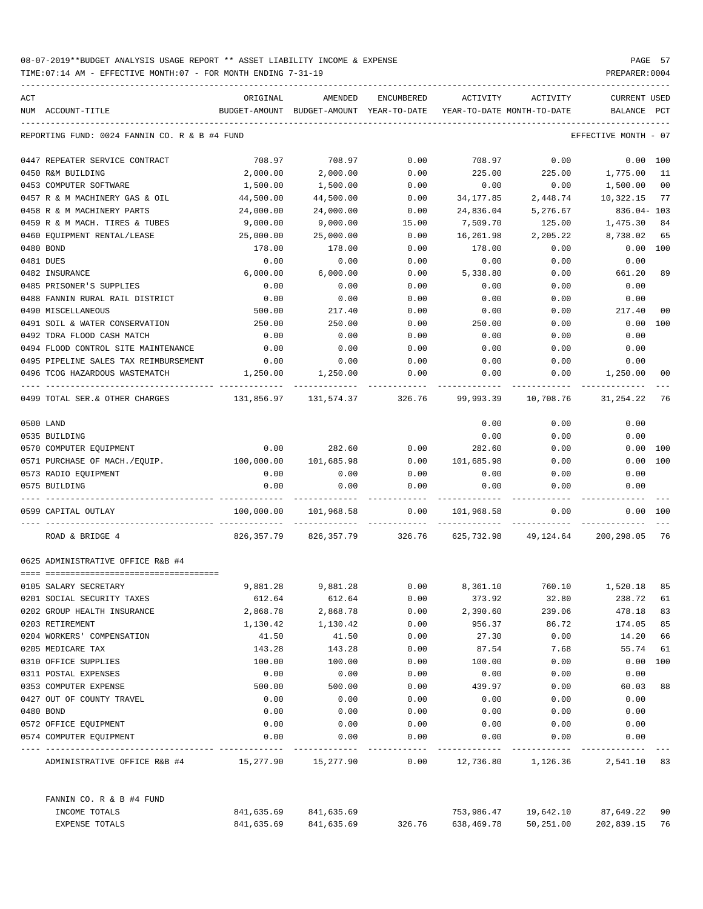08-07-2019**BUDGET ANALYSIS USAGE REPORT ** ASSET LIABILITY INCOME & EXPENSE

TIME:07:14 AM - EFFECTIVE MONTH:07 - FOR MONTH ENDING 7-31-19

REPORTING FUND: 0024 FANNIN CO. R & B #4 FUND — EFFECTIVE MONTH - 07

| ACT NUM | ACCOUNT-TITLE | ORIGINAL BUDGET-AMOUNT | AMENDED BUDGET-AMOUNT | ENCUMBERED YEAR-TO-DATE | ACTIVITY YEAR-TO-DATE | ACTIVITY MONTH-TO-DATE | CURRENT BALANCE | USED PCT |
|---|---|---|---|---|---|---|---|---|
| 0447 | REPEATER SERVICE CONTRACT | 708.97 | 708.97 | 0.00 | 708.97 | 0.00 | 0.00 | 100 |
| 0450 | R&M BUILDING | 2,000.00 | 2,000.00 | 0.00 | 225.00 | 225.00 | 1,775.00 | 11 |
| 0453 | COMPUTER SOFTWARE | 1,500.00 | 1,500.00 | 0.00 | 0.00 | 0.00 | 1,500.00 | 00 |
| 0457 | R & M MACHINERY GAS & OIL | 44,500.00 | 44,500.00 | 0.00 | 34,177.85 | 2,448.74 | 10,322.15 | 77 |
| 0458 | R & M MACHINERY PARTS | 24,000.00 | 24,000.00 | 0.00 | 24,836.04 | 5,276.67 | 836.04- | 103 |
| 0459 | R & M MACH. TIRES & TUBES | 9,000.00 | 9,000.00 | 15.00 | 7,509.70 | 125.00 | 1,475.30 | 84 |
| 0460 | EQUIPMENT RENTAL/LEASE | 25,000.00 | 25,000.00 | 0.00 | 16,261.98 | 2,205.22 | 8,738.02 | 65 |
| 0480 | BOND | 178.00 | 178.00 | 0.00 | 178.00 | 0.00 | 0.00 | 100 |
| 0481 | DUES | 0.00 | 0.00 | 0.00 | 0.00 | 0.00 | 0.00 | |
| 0482 | INSURANCE | 6,000.00 | 6,000.00 | 0.00 | 5,338.80 | 0.00 | 661.20 | 89 |
| 0485 | PRISONER'S SUPPLIES | 0.00 | 0.00 | 0.00 | 0.00 | 0.00 | 0.00 | |
| 0488 | FANNIN RURAL RAIL DISTRICT | 0.00 | 0.00 | 0.00 | 0.00 | 0.00 | 0.00 | |
| 0490 | MISCELLANEOUS | 500.00 | 217.40 | 0.00 | 0.00 | 0.00 | 217.40 | 00 |
| 0491 | SOIL & WATER CONSERVATION | 250.00 | 250.00 | 0.00 | 250.00 | 0.00 | 0.00 | 100 |
| 0492 | TDRA FLOOD CASH MATCH | 0.00 | 0.00 | 0.00 | 0.00 | 0.00 | 0.00 | |
| 0494 | FLOOD CONTROL SITE MAINTENANCE | 0.00 | 0.00 | 0.00 | 0.00 | 0.00 | 0.00 | |
| 0495 | PIPELINE SALES TAX REIMBURSEMENT | 0.00 | 0.00 | 0.00 | 0.00 | 0.00 | 0.00 | |
| 0496 | TCOG HAZARDOUS WASTEMATCH | 1,250.00 | 1,250.00 | 0.00 | 0.00 | 0.00 | 1,250.00 | 00 |
| 0499 | TOTAL SER.& OTHER CHARGES | 131,856.97 | 131,574.37 | 326.76 | 99,993.39 | 10,708.76 | 31,254.22 | 76 |
| 0500 | LAND | | | | 0.00 | 0.00 | 0.00 | |
| 0535 | BUILDING | | | | 0.00 | 0.00 | 0.00 | |
| 0570 | COMPUTER EQUIPMENT | 0.00 | 282.60 | 0.00 | 282.60 | 0.00 | 0.00 | 100 |
| 0571 | PURCHASE OF MACH./EQUIP. | 100,000.00 | 101,685.98 | 0.00 | 101,685.98 | 0.00 | 0.00 | 100 |
| 0573 | RADIO EQUIPMENT | 0.00 | 0.00 | 0.00 | 0.00 | 0.00 | 0.00 | |
| 0575 | BUILDING | 0.00 | 0.00 | 0.00 | 0.00 | 0.00 | 0.00 | |
| 0599 | CAPITAL OUTLAY | 100,000.00 | 101,968.58 | 0.00 | 101,968.58 | 0.00 | 0.00 | 100 |
| | ROAD & BRIDGE 4 | 826,357.79 | 826,357.79 | 326.76 | 625,732.98 | 49,124.64 | 200,298.05 | 76 |

0625 ADMINISTRATIVE OFFICE R&B #4

| ACT NUM | ACCOUNT-TITLE | ORIGINAL BUDGET-AMOUNT | AMENDED BUDGET-AMOUNT | ENCUMBERED YEAR-TO-DATE | ACTIVITY YEAR-TO-DATE | ACTIVITY MONTH-TO-DATE | CURRENT BALANCE | USED PCT |
|---|---|---|---|---|---|---|---|---|
| 0105 | SALARY SECRETARY | 9,881.28 | 9,881.28 | 0.00 | 8,361.10 | 760.10 | 1,520.18 | 85 |
| 0201 | SOCIAL SECURITY TAXES | 612.64 | 612.64 | 0.00 | 373.92 | 32.80 | 238.72 | 61 |
| 0202 | GROUP HEALTH INSURANCE | 2,868.78 | 2,868.78 | 0.00 | 2,390.60 | 239.06 | 478.18 | 83 |
| 0203 | RETIREMENT | 1,130.42 | 1,130.42 | 0.00 | 956.37 | 86.72 | 174.05 | 85 |
| 0204 | WORKERS' COMPENSATION | 41.50 | 41.50 | 0.00 | 27.30 | 0.00 | 14.20 | 66 |
| 0205 | MEDICARE TAX | 143.28 | 143.28 | 0.00 | 87.54 | 7.68 | 55.74 | 61 |
| 0310 | OFFICE SUPPLIES | 100.00 | 100.00 | 0.00 | 100.00 | 0.00 | 0.00 | 100 |
| 0311 | POSTAL EXPENSES | 0.00 | 0.00 | 0.00 | 0.00 | 0.00 | 0.00 | |
| 0353 | COMPUTER EXPENSE | 500.00 | 500.00 | 0.00 | 439.97 | 0.00 | 60.03 | 88 |
| 0427 | OUT OF COUNTY TRAVEL | 0.00 | 0.00 | 0.00 | 0.00 | 0.00 | 0.00 | |
| 0480 | BOND | 0.00 | 0.00 | 0.00 | 0.00 | 0.00 | 0.00 | |
| 0572 | OFFICE EQUIPMENT | 0.00 | 0.00 | 0.00 | 0.00 | 0.00 | 0.00 | |
| 0574 | COMPUTER EQUIPMENT | 0.00 | 0.00 | 0.00 | 0.00 | 0.00 | 0.00 | |
| | ADMINISTRATIVE OFFICE R&B #4 | 15,277.90 | 15,277.90 | 0.00 | 12,736.80 | 1,126.36 | 2,541.10 | 83 |

FANNIN CO. R & B #4 FUND

| | ORIGINAL BUDGET-AMOUNT | AMENDED BUDGET-AMOUNT | ENCUMBERED YEAR-TO-DATE | ACTIVITY YEAR-TO-DATE | ACTIVITY MONTH-TO-DATE | CURRENT BALANCE | USED PCT |
|---|---|---|---|---|---|---|---|
| INCOME TOTALS | 841,635.69 | 841,635.69 | | 753,986.47 | 19,642.10 | 87,649.22 | 90 |
| EXPENSE TOTALS | 841,635.69 | 841,635.69 | 326.76 | 638,469.78 | 50,251.00 | 202,839.15 | 76 |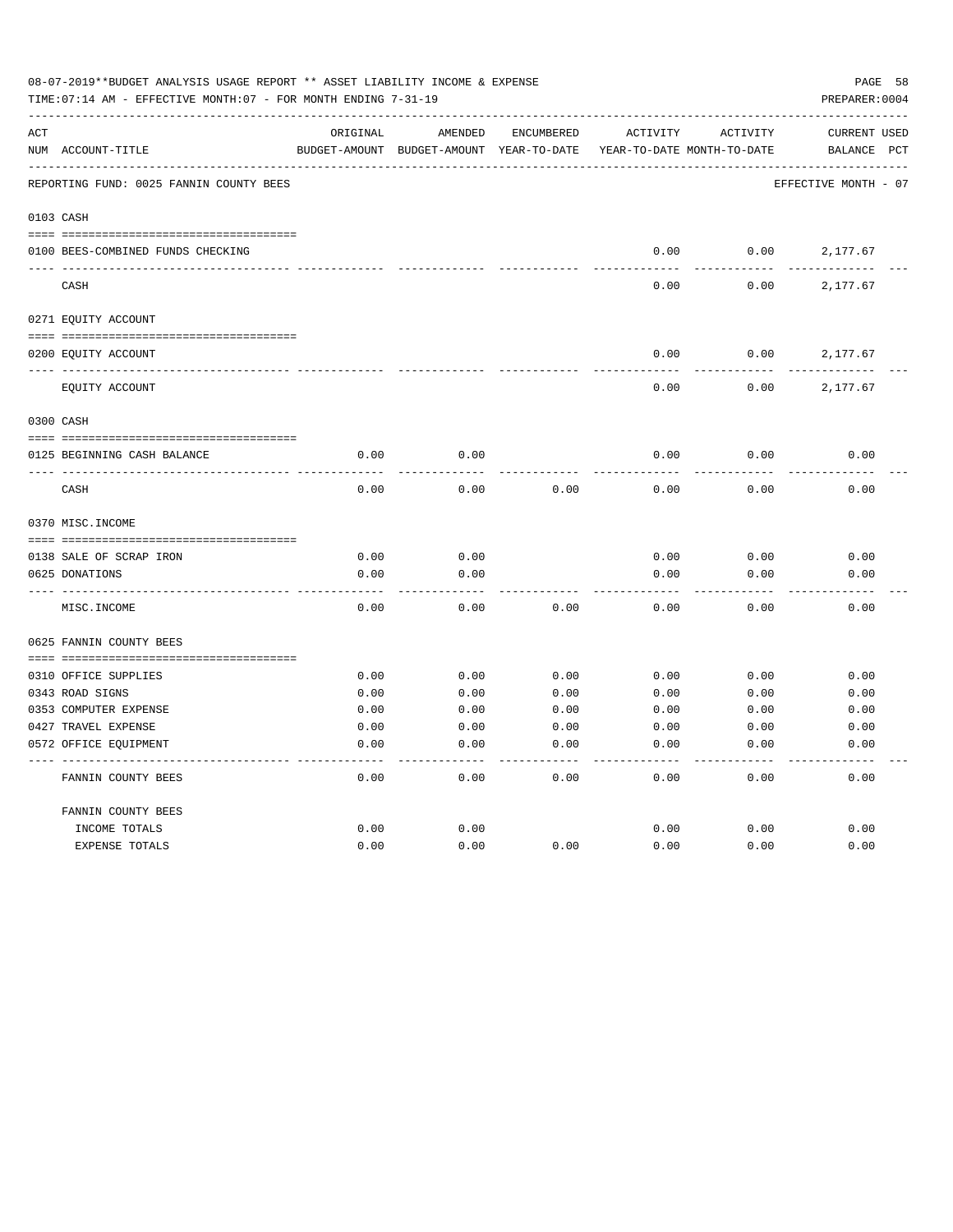08-07-2019**BUDGET ANALYSIS USAGE REPORT ** ASSET LIABILITY INCOME & EXPENSE

TIME:07:14 AM - EFFECTIVE MONTH:07 - FOR MONTH ENDING 7-31-19

PREPARER:0004

REPORTING FUND: 0025 FANNIN COUNTY BEES

EFFECTIVE MONTH - 07

| ACT NUM | ACCOUNT-TITLE | ORIGINAL BUDGET-AMOUNT | AMENDED BUDGET-AMOUNT | ENCUMBERED YEAR-TO-DATE | ACTIVITY YEAR-TO-DATE | ACTIVITY MONTH-TO-DATE | CURRENT BALANCE | USED PCT |
|---|---|---|---|---|---|---|---|---|
| **0103** | **CASH** | | | | | | | |
| 0100 | BEES-COMBINED FUNDS CHECKING | | | | 0.00 | 0.00 | 2,177.67 | |
| | CASH | | | | 0.00 | 0.00 | 2,177.67 | |
| **0271** | **EQUITY ACCOUNT** | | | | | | | |
| 0200 | EQUITY ACCOUNT | | | | 0.00 | 0.00 | 2,177.67 | |
| | EQUITY ACCOUNT | | | | 0.00 | 0.00 | 2,177.67 | |
| **0300** | **CASH** | | | | | | | |
| 0125 | BEGINNING CASH BALANCE | 0.00 | 0.00 | | 0.00 | 0.00 | 0.00 | |
| | CASH | 0.00 | 0.00 | 0.00 | 0.00 | 0.00 | 0.00 | |
| **0370** | **MISC.INCOME** | | | | | | | |
| 0138 | SALE OF SCRAP IRON | 0.00 | 0.00 | | 0.00 | 0.00 | 0.00 | |
| 0625 | DONATIONS | 0.00 | 0.00 | | 0.00 | 0.00 | 0.00 | |
| | MISC.INCOME | 0.00 | 0.00 | 0.00 | 0.00 | 0.00 | 0.00 | |
| **0625** | **FANNIN COUNTY BEES** | | | | | | | |
| 0310 | OFFICE SUPPLIES | 0.00 | 0.00 | 0.00 | 0.00 | 0.00 | 0.00 | |
| 0343 | ROAD SIGNS | 0.00 | 0.00 | 0.00 | 0.00 | 0.00 | 0.00 | |
| 0353 | COMPUTER EXPENSE | 0.00 | 0.00 | 0.00 | 0.00 | 0.00 | 0.00 | |
| 0427 | TRAVEL EXPENSE | 0.00 | 0.00 | 0.00 | 0.00 | 0.00 | 0.00 | |
| 0572 | OFFICE EQUIPMENT | 0.00 | 0.00 | 0.00 | 0.00 | 0.00 | 0.00 | |
| | FANNIN COUNTY BEES | 0.00 | 0.00 | 0.00 | 0.00 | 0.00 | 0.00 | |
| | **FANNIN COUNTY BEES** | | | | | | | |
| | INCOME TOTALS | 0.00 | 0.00 | | 0.00 | 0.00 | 0.00 | |
| | EXPENSE TOTALS | 0.00 | 0.00 | 0.00 | 0.00 | 0.00 | 0.00 | |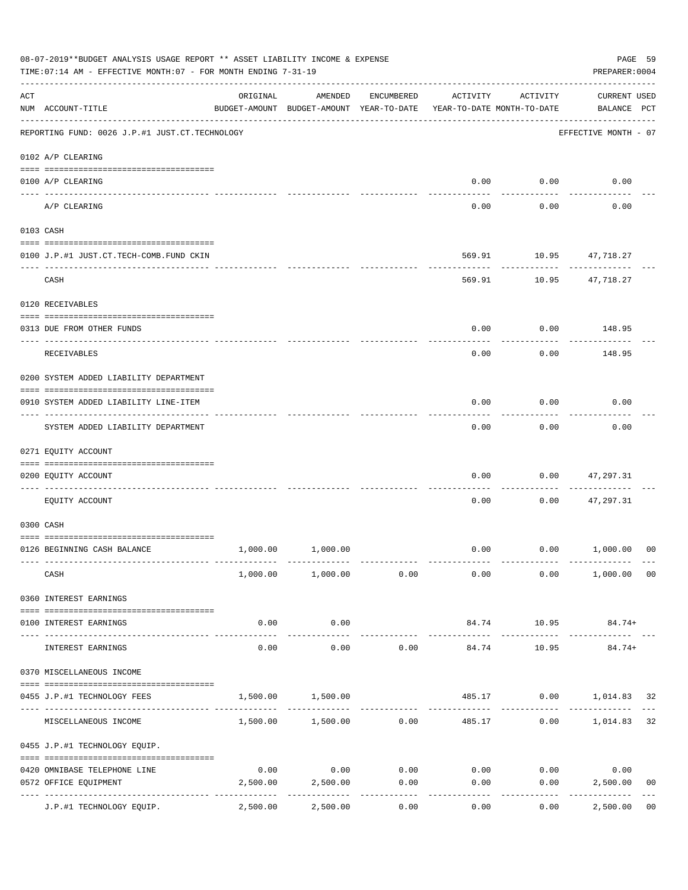08-07-2019**BUDGET ANALYSIS USAGE REPORT ** ASSET LIABILITY INCOME & EXPENSE

TIME:07:14 AM - EFFECTIVE MONTH:07 - FOR MONTH ENDING 7-31-19

PREPARER:0004

| ACT NUM | ACCOUNT-TITLE | ORIGINAL BUDGET-AMOUNT | AMENDED BUDGET-AMOUNT | ENCUMBERED YEAR-TO-DATE | ACTIVITY YEAR-TO-DATE | ACTIVITY MONTH-TO-DATE | CURRENT USED BALANCE | PCT |
|---|---|---|---|---|---|---|---|---|
| | REPORTING FUND: 0026 J.P.#1 JUST.CT.TECHNOLOGY | | | | | | EFFECTIVE MONTH - 07 | |
| | 0102 A/P CLEARING | | | | | | | |
| 0100 | A/P CLEARING | | | | 0.00 | 0.00 | 0.00 | |
| | A/P CLEARING | | | | 0.00 | 0.00 | 0.00 | |
| | 0103 CASH | | | | | | | |
| 0100 | J.P.#1 JUST.CT.TECH-COMB.FUND CKIN | | | | 569.91 | 10.95 | 47,718.27 | |
| | CASH | | | | 569.91 | 10.95 | 47,718.27 | |
| | 0120 RECEIVABLES | | | | | | | |
| 0313 | DUE FROM OTHER FUNDS | | | | 0.00 | 0.00 | 148.95 | |
| | RECEIVABLES | | | | 0.00 | 0.00 | 148.95 | |
| | 0200 SYSTEM ADDED LIABILITY DEPARTMENT | | | | | | | |
| 0910 | SYSTEM ADDED LIABILITY LINE-ITEM | | | | 0.00 | 0.00 | 0.00 | |
| | SYSTEM ADDED LIABILITY DEPARTMENT | | | | 0.00 | 0.00 | 0.00 | |
| | 0271 EQUITY ACCOUNT | | | | | | | |
| 0200 | EQUITY ACCOUNT | | | | 0.00 | 0.00 | 47,297.31 | |
| | EQUITY ACCOUNT | | | | 0.00 | 0.00 | 47,297.31 | |
| | 0300 CASH | | | | | | | |
| 0126 | BEGINNING CASH BALANCE | 1,000.00 | 1,000.00 | | 0.00 | 0.00 | 1,000.00 | 00 |
| | CASH | 1,000.00 | 1,000.00 | 0.00 | 0.00 | 0.00 | 1,000.00 | 00 |
| | 0360 INTEREST EARNINGS | | | | | | | |
| 0100 | INTEREST EARNINGS | 0.00 | 0.00 | | 84.74 | 10.95 | 84.74+ | |
| | INTEREST EARNINGS | 0.00 | 0.00 | 0.00 | 84.74 | 10.95 | 84.74+ | |
| | 0370 MISCELLANEOUS INCOME | | | | | | | |
| 0455 | J.P.#1 TECHNOLOGY FEES | 1,500.00 | 1,500.00 | | 485.17 | 0.00 | 1,014.83 | 32 |
| | MISCELLANEOUS INCOME | 1,500.00 | 1,500.00 | 0.00 | 485.17 | 0.00 | 1,014.83 | 32 |
| | 0455 J.P.#1 TECHNOLOGY EQUIP. | | | | | | | |
| 0420 | OMNIBASE TELEPHONE LINE | 0.00 | 0.00 | 0.00 | 0.00 | 0.00 | 0.00 | |
| 0572 | OFFICE EQUIPMENT | 2,500.00 | 2,500.00 | 0.00 | 0.00 | 0.00 | 2,500.00 | 00 |
| | J.P.#1 TECHNOLOGY EQUIP. | 2,500.00 | 2,500.00 | 0.00 | 0.00 | 0.00 | 2,500.00 | 00 |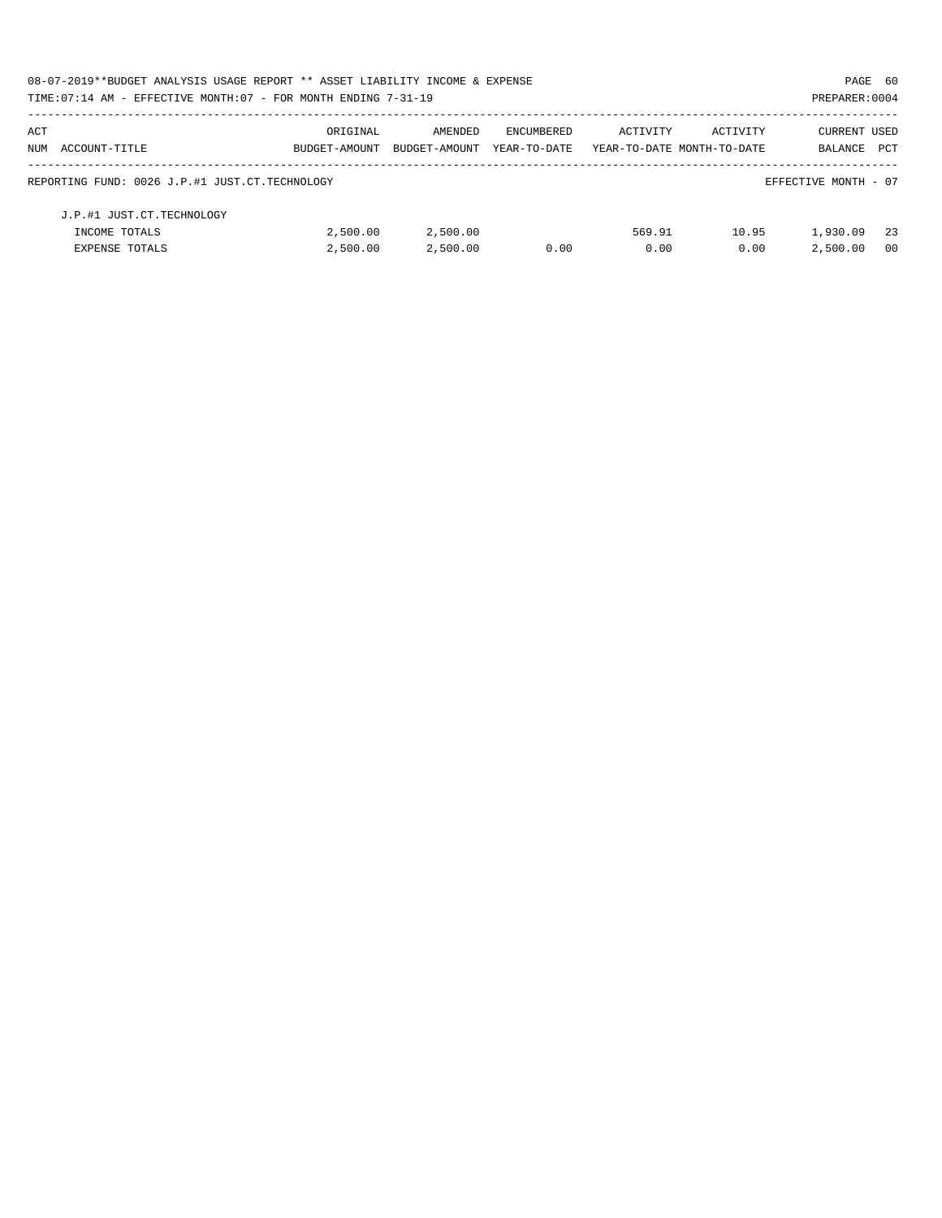08-07-2019**BUDGET ANALYSIS USAGE REPORT ** ASSET LIABILITY INCOME & EXPENSE

TIME:07:14 AM - EFFECTIVE MONTH:07 - FOR MONTH ENDING 7-31-19

PREPARER:0004

| ACT NUM | ACCOUNT-TITLE | ORIGINAL BUDGET-AMOUNT | AMENDED BUDGET-AMOUNT | ENCUMBERED YEAR-TO-DATE | ACTIVITY YEAR-TO-DATE | ACTIVITY MONTH-TO-DATE | CURRENT BALANCE | USED PCT |
|---|---|---|---|---|---|---|---|---|
| | REPORTING FUND: 0026 J.P.#1 JUST.CT.TECHNOLOGY | | | | | | EFFECTIVE MONTH - 07 | |
| | J.P.#1 JUST.CT.TECHNOLOGY | | | | | | | |
| | INCOME TOTALS | 2,500.00 | 2,500.00 | | 569.91 | 10.95 | 1,930.09 | 23 |
| | EXPENSE TOTALS | 2,500.00 | 2,500.00 | 0.00 | 0.00 | 0.00 | 2,500.00 | 00 |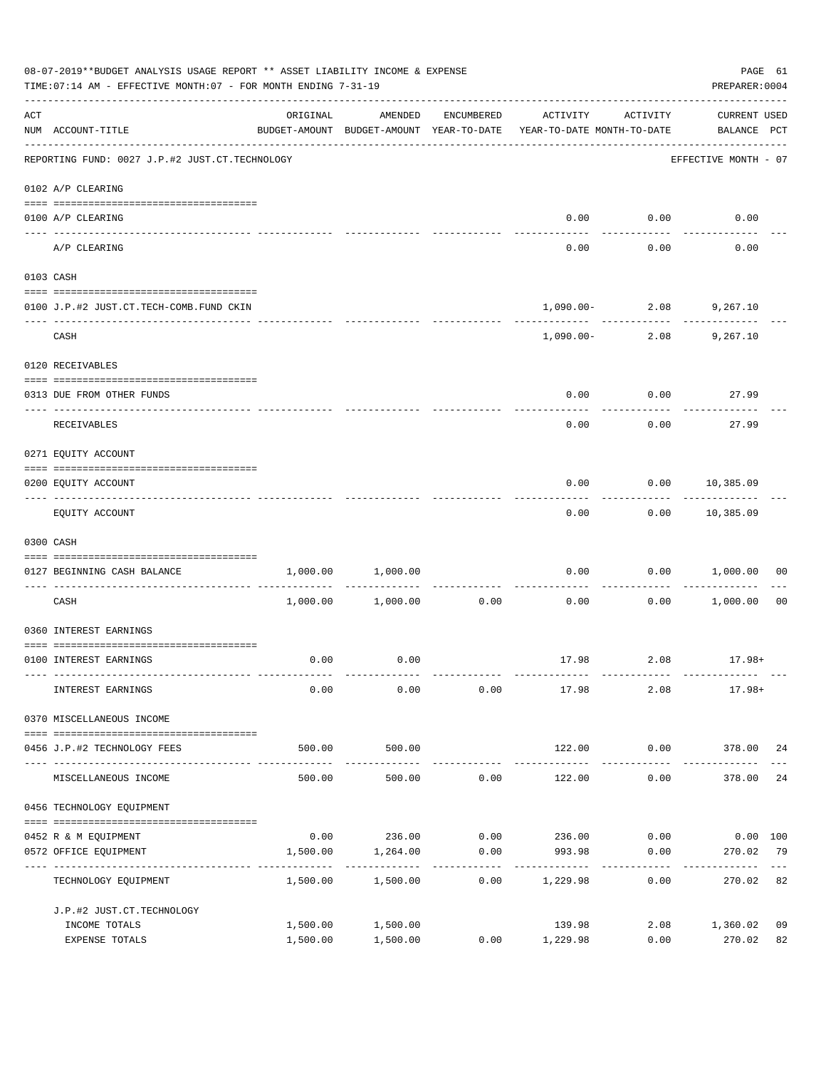08-07-2019**BUDGET ANALYSIS USAGE REPORT ** ASSET LIABILITY INCOME & EXPENSE

TIME:07:14 AM - EFFECTIVE MONTH:07 - FOR MONTH ENDING 7-31-19

PREPARER:0004

| ACT NUM | ACCOUNT-TITLE | ORIGINAL BUDGET-AMOUNT | AMENDED BUDGET-AMOUNT | ENCUMBERED YEAR-TO-DATE | ACTIVITY YEAR-TO-DATE | ACTIVITY MONTH-TO-DATE | CURRENT USED BALANCE | PCT |
|---|---|---|---|---|---|---|---|---|
| | REPORTING FUND: 0027 J.P.#2 JUST.CT.TECHNOLOGY | | | | | | EFFECTIVE MONTH - 07 | |
| | 0102 A/P CLEARING | | | | | | | |
| 0100 | A/P CLEARING | | | | 0.00 | 0.00 | 0.00 | |
| | A/P CLEARING | | | | 0.00 | 0.00 | 0.00 | |
| | 0103 CASH | | | | | | | |
| 0100 | J.P.#2 JUST.CT.TECH-COMB.FUND CKIN | | | | 1,090.00- | 2.08 | 9,267.10 | |
| | CASH | | | | 1,090.00- | 2.08 | 9,267.10 | |
| | 0120 RECEIVABLES | | | | | | | |
| 0313 | DUE FROM OTHER FUNDS | | | | 0.00 | 0.00 | 27.99 | |
| | RECEIVABLES | | | | 0.00 | 0.00 | 27.99 | |
| | 0271 EQUITY ACCOUNT | | | | | | | |
| 0200 | EQUITY ACCOUNT | | | | 0.00 | 0.00 | 10,385.09 | |
| | EQUITY ACCOUNT | | | | 0.00 | 0.00 | 10,385.09 | |
| | 0300 CASH | | | | | | | |
| 0127 | BEGINNING CASH BALANCE | 1,000.00 | 1,000.00 | | 0.00 | 0.00 | 1,000.00 | 00 |
| | CASH | 1,000.00 | 1,000.00 | 0.00 | 0.00 | 0.00 | 1,000.00 | 00 |
| | 0360 INTEREST EARNINGS | | | | | | | |
| 0100 | INTEREST EARNINGS | 0.00 | 0.00 | | 17.98 | 2.08 | 17.98+ | |
| | INTEREST EARNINGS | 0.00 | 0.00 | 0.00 | 17.98 | 2.08 | 17.98+ | |
| | 0370 MISCELLANEOUS INCOME | | | | | | | |
| 0456 | J.P.#2 TECHNOLOGY FEES | 500.00 | 500.00 | | 122.00 | 0.00 | 378.00 | 24 |
| | MISCELLANEOUS INCOME | 500.00 | 500.00 | 0.00 | 122.00 | 0.00 | 378.00 | 24 |
| | 0456 TECHNOLOGY EQUIPMENT | | | | | | | |
| 0452 | R & M EQUIPMENT | 0.00 | 236.00 | 0.00 | 236.00 | 0.00 | 0.00 | 100 |
| 0572 | OFFICE EQUIPMENT | 1,500.00 | 1,264.00 | 0.00 | 993.98 | 0.00 | 270.02 | 79 |
| | TECHNOLOGY EQUIPMENT | 1,500.00 | 1,500.00 | 0.00 | 1,229.98 | 0.00 | 270.02 | 82 |
| | J.P.#2 JUST.CT.TECHNOLOGY | | | | | | | |
| | INCOME TOTALS | 1,500.00 | 1,500.00 | | 139.98 | 2.08 | 1,360.02 | 09 |
| | EXPENSE TOTALS | 1,500.00 | 1,500.00 | 0.00 | 1,229.98 | 0.00 | 270.02 | 82 |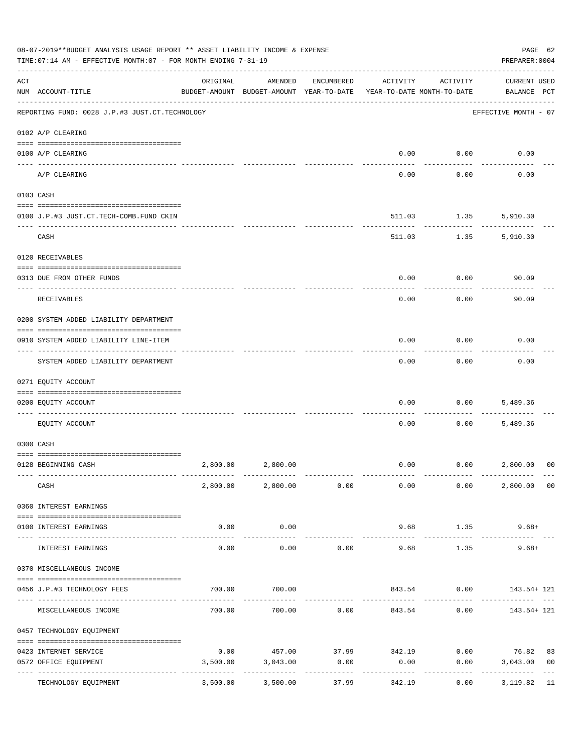08-07-2019**BUDGET ANALYSIS USAGE REPORT ** ASSET LIABILITY INCOME & EXPENSE

TIME:07:14 AM - EFFECTIVE MONTH:07 - FOR MONTH ENDING 7-31-19

PREPARER:0004

| ACT NUM | ACCOUNT-TITLE | ORIGINAL BUDGET-AMOUNT | AMENDED BUDGET-AMOUNT | ENCUMBERED YEAR-TO-DATE | ACTIVITY YEAR-TO-DATE | ACTIVITY MONTH-TO-DATE | CURRENT BALANCE | USED PCT |
|---|---|---|---|---|---|---|---|---|
| | REPORTING FUND: 0028 J.P.#3 JUST.CT.TECHNOLOGY | | | | | | EFFECTIVE MONTH - 07 | |
| | 0102 A/P CLEARING | | | | | | | |
| 0100 | A/P CLEARING | | | | 0.00 | 0.00 | 0.00 | |
| | A/P CLEARING | | | | 0.00 | 0.00 | 0.00 | |
| | 0103 CASH | | | | | | | |
| 0100 | J.P.#3 JUST.CT.TECH-COMB.FUND CKIN | | | | 511.03 | 1.35 | 5,910.30 | |
| | CASH | | | | 511.03 | 1.35 | 5,910.30 | |
| | 0120 RECEIVABLES | | | | | | | |
| 0313 | DUE FROM OTHER FUNDS | | | | 0.00 | 0.00 | 90.09 | |
| | RECEIVABLES | | | | 0.00 | 0.00 | 90.09 | |
| | 0200 SYSTEM ADDED LIABILITY DEPARTMENT | | | | | | | |
| 0910 | SYSTEM ADDED LIABILITY LINE-ITEM | | | | 0.00 | 0.00 | 0.00 | |
| | SYSTEM ADDED LIABILITY DEPARTMENT | | | | 0.00 | 0.00 | 0.00 | |
| | 0271 EQUITY ACCOUNT | | | | | | | |
| 0200 | EQUITY ACCOUNT | | | | 0.00 | 0.00 | 5,489.36 | |
| | EQUITY ACCOUNT | | | | 0.00 | 0.00 | 5,489.36 | |
| | 0300 CASH | | | | | | | |
| 0128 | BEGINNING CASH | 2,800.00 | 2,800.00 | | 0.00 | 0.00 | 2,800.00 | 00 |
| | CASH | 2,800.00 | 2,800.00 | 0.00 | 0.00 | 0.00 | 2,800.00 | 00 |
| | 0360 INTEREST EARNINGS | | | | | | | |
| 0100 | INTEREST EARNINGS | 0.00 | 0.00 | | 9.68 | 1.35 | 9.68+ | |
| | INTEREST EARNINGS | 0.00 | 0.00 | 0.00 | 9.68 | 1.35 | 9.68+ | |
| | 0370 MISCELLANEOUS INCOME | | | | | | | |
| 0456 | J.P.#3 TECHNOLOGY FEES | 700.00 | 700.00 | | 843.54 | 0.00 | 143.54+ | 121 |
| | MISCELLANEOUS INCOME | 700.00 | 700.00 | 0.00 | 843.54 | 0.00 | 143.54+ | 121 |
| | 0457 TECHNOLOGY EQUIPMENT | | | | | | | |
| 0423 | INTERNET SERVICE | 0.00 | 457.00 | 37.99 | 342.19 | 0.00 | 76.82 | 83 |
| 0572 | OFFICE EQUIPMENT | 3,500.00 | 3,043.00 | 0.00 | 0.00 | 0.00 | 3,043.00 | 00 |
| | TECHNOLOGY EQUIPMENT | 3,500.00 | 3,500.00 | 37.99 | 342.19 | 0.00 | 3,119.82 | 11 |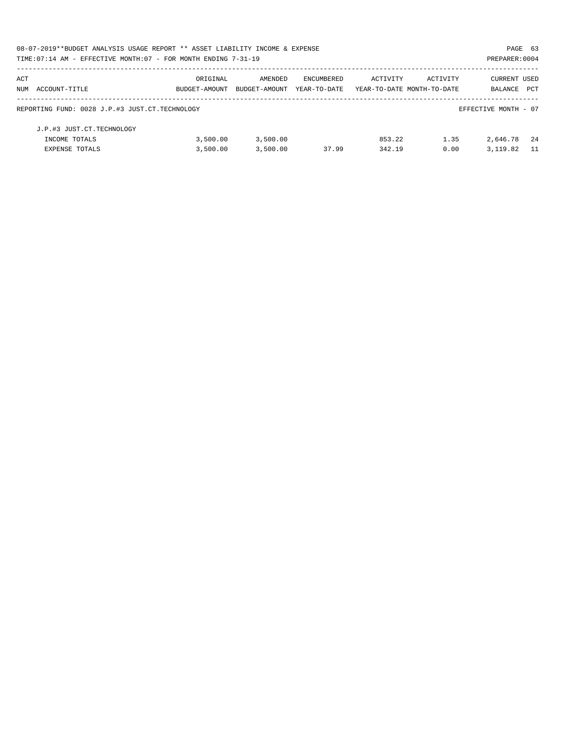08-07-2019**BUDGET ANALYSIS USAGE REPORT ** ASSET LIABILITY INCOME & EXPENSE

TIME:07:14 AM - EFFECTIVE MONTH:07 - FOR MONTH ENDING 7-31-19

PREPARER:0004

| ACT NUM | ACCOUNT-TITLE | ORIGINAL BUDGET-AMOUNT | AMENDED BUDGET-AMOUNT | ENCUMBERED YEAR-TO-DATE | ACTIVITY YEAR-TO-DATE | ACTIVITY MONTH-TO-DATE | CURRENT BALANCE | USED PCT |
|---|---|---|---|---|---|---|---|---|
| | REPORTING FUND: 0028 J.P.#3 JUST.CT.TECHNOLOGY | | | | | | EFFECTIVE MONTH - 07 | |
| | J.P.#3 JUST.CT.TECHNOLOGY | | | | | | | |
| | INCOME TOTALS | 3,500.00 | 3,500.00 | | 853.22 | 1.35 | 2,646.78 | 24 |
| | EXPENSE TOTALS | 3,500.00 | 3,500.00 | 37.99 | 342.19 | 0.00 | 3,119.82 | 11 |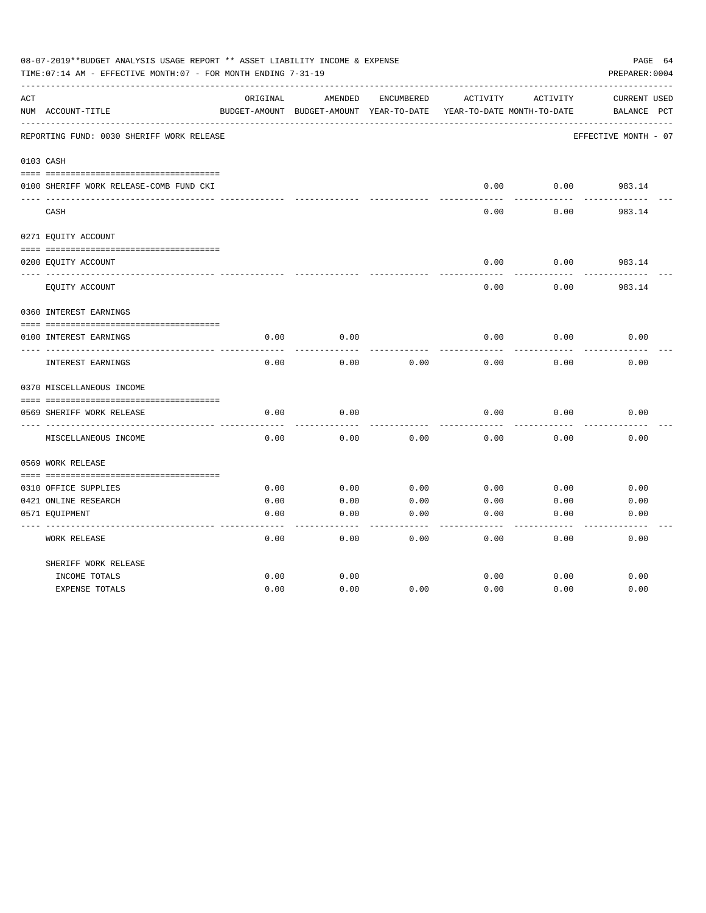08-07-2019**BUDGET ANALYSIS USAGE REPORT ** ASSET LIABILITY INCOME & EXPENSE

TIME:07:14 AM - EFFECTIVE MONTH:07 - FOR MONTH ENDING 7-31-19

PREPARER:0004

| ACT NUM | ACCOUNT-TITLE | ORIGINAL BUDGET-AMOUNT | AMENDED BUDGET-AMOUNT | ENCUMBERED YEAR-TO-DATE | ACTIVITY YEAR-TO-DATE | ACTIVITY MONTH-TO-DATE | CURRENT BALANCE | USED PCT |
|---|---|---|---|---|---|---|---|---|
| | REPORTING FUND: 0030 SHERIFF WORK RELEASE | | | | | | EFFECTIVE MONTH - 07 | |
| 0103 | CASH | | | | | | | |
| 0100 | SHERIFF WORK RELEASE-COMB FUND CKI | | | | 0.00 | 0.00 | 983.14 | |
| | CASH | | | | 0.00 | 0.00 | 983.14 | |
| 0271 | EQUITY ACCOUNT | | | | | | | |
| 0200 | EQUITY ACCOUNT | | | | 0.00 | 0.00 | 983.14 | |
| | EQUITY ACCOUNT | | | | 0.00 | 0.00 | 983.14 | |
| 0360 | INTEREST EARNINGS | | | | | | | |
| 0100 | INTEREST EARNINGS | 0.00 | 0.00 | | 0.00 | 0.00 | 0.00 | |
| | INTEREST EARNINGS | 0.00 | 0.00 | 0.00 | 0.00 | 0.00 | 0.00 | |
| 0370 | MISCELLANEOUS INCOME | | | | | | | |
| 0569 | SHERIFF WORK RELEASE | 0.00 | 0.00 | | 0.00 | 0.00 | 0.00 | |
| | MISCELLANEOUS INCOME | 0.00 | 0.00 | 0.00 | 0.00 | 0.00 | 0.00 | |
| 0569 | WORK RELEASE | | | | | | | |
| 0310 | OFFICE SUPPLIES | 0.00 | 0.00 | 0.00 | 0.00 | 0.00 | 0.00 | |
| 0421 | ONLINE RESEARCH | 0.00 | 0.00 | 0.00 | 0.00 | 0.00 | 0.00 | |
| 0571 | EQUIPMENT | 0.00 | 0.00 | 0.00 | 0.00 | 0.00 | 0.00 | |
| | WORK RELEASE | 0.00 | 0.00 | 0.00 | 0.00 | 0.00 | 0.00 | |
| | SHERIFF WORK RELEASE | | | | | | | |
| | INCOME TOTALS | 0.00 | 0.00 | | 0.00 | 0.00 | 0.00 | |
| | EXPENSE TOTALS | 0.00 | 0.00 | 0.00 | 0.00 | 0.00 | 0.00 | |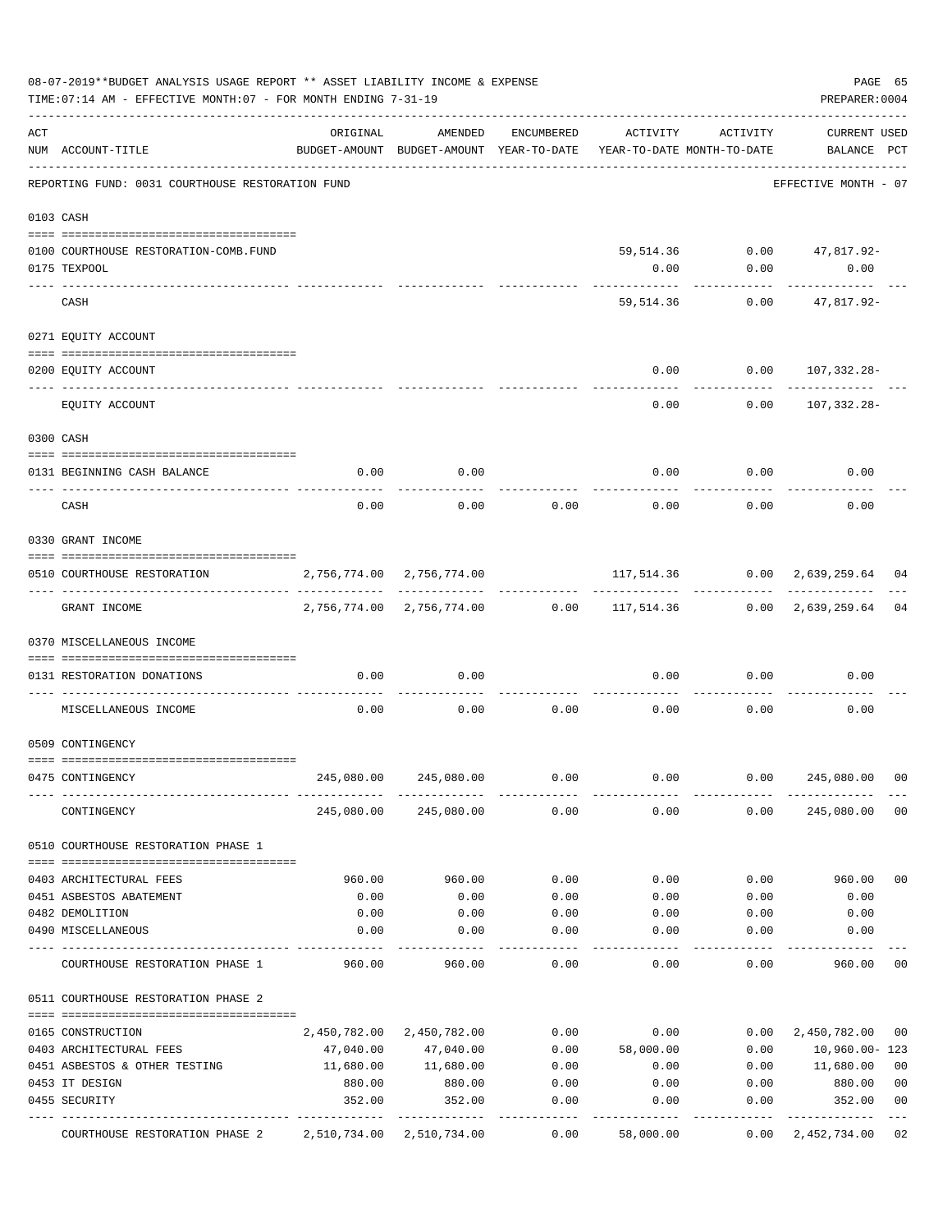08-07-2019**BUDGET ANALYSIS USAGE REPORT ** ASSET LIABILITY INCOME & EXPENSE

TIME:07:14 AM - EFFECTIVE MONTH:07 - FOR MONTH ENDING 7-31-19

PREPARER:0004

REPORTING FUND: 0031 COURTHOUSE RESTORATION FUND — EFFECTIVE MONTH - 07

| ACT NUM | ACCOUNT-TITLE | ORIGINAL BUDGET-AMOUNT | AMENDED BUDGET-AMOUNT | ENCUMBERED YEAR-TO-DATE | ACTIVITY YEAR-TO-DATE | ACTIVITY MONTH-TO-DATE | CURRENT BALANCE | USED PCT |
|---|---|---|---|---|---|---|---|---|
| **0103** | **CASH** | | | | | | | |
| 0100 | COURTHOUSE RESTORATION-COMB.FUND | | | | 59,514.36 | 0.00 | 47,817.92- | |
| 0175 | TEXPOOL | | | | 0.00 | 0.00 | 0.00 | |
| | CASH | | | | 59,514.36 | 0.00 | 47,817.92- | |
| **0271** | **EQUITY ACCOUNT** | | | | | | | |
| 0200 | EQUITY ACCOUNT | | | | 0.00 | 0.00 | 107,332.28- | |
| | EQUITY ACCOUNT | | | | 0.00 | 0.00 | 107,332.28- | |
| **0300** | **CASH** | | | | | | | |
| 0131 | BEGINNING CASH BALANCE | 0.00 | 0.00 | | 0.00 | 0.00 | 0.00 | |
| | CASH | 0.00 | 0.00 | 0.00 | 0.00 | 0.00 | 0.00 | |
| **0330** | **GRANT INCOME** | | | | | | | |
| 0510 | COURTHOUSE RESTORATION | 2,756,774.00 | 2,756,774.00 | | 117,514.36 | 0.00 | 2,639,259.64 | 04 |
| | GRANT INCOME | 2,756,774.00 | 2,756,774.00 | 0.00 | 117,514.36 | 0.00 | 2,639,259.64 | 04 |
| **0370** | **MISCELLANEOUS INCOME** | | | | | | | |
| 0131 | RESTORATION DONATIONS | 0.00 | 0.00 | | 0.00 | 0.00 | 0.00 | |
| | MISCELLANEOUS INCOME | 0.00 | 0.00 | 0.00 | 0.00 | 0.00 | 0.00 | |
| **0509** | **CONTINGENCY** | | | | | | | |
| 0475 | CONTINGENCY | 245,080.00 | 245,080.00 | 0.00 | 0.00 | 0.00 | 245,080.00 | 00 |
| | CONTINGENCY | 245,080.00 | 245,080.00 | 0.00 | 0.00 | 0.00 | 245,080.00 | 00 |
| **0510** | **COURTHOUSE RESTORATION PHASE 1** | | | | | | | |
| 0403 | ARCHITECTURAL FEES | 960.00 | 960.00 | 0.00 | 0.00 | 0.00 | 960.00 | 00 |
| 0451 | ASBESTOS ABATEMENT | 0.00 | 0.00 | 0.00 | 0.00 | 0.00 | 0.00 | |
| 0482 | DEMOLITION | 0.00 | 0.00 | 0.00 | 0.00 | 0.00 | 0.00 | |
| 0490 | MISCELLANEOUS | 0.00 | 0.00 | 0.00 | 0.00 | 0.00 | 0.00 | |
| | COURTHOUSE RESTORATION PHASE 1 | 960.00 | 960.00 | 0.00 | 0.00 | 0.00 | 960.00 | 00 |
| **0511** | **COURTHOUSE RESTORATION PHASE 2** | | | | | | | |
| 0165 | CONSTRUCTION | 2,450,782.00 | 2,450,782.00 | 0.00 | 0.00 | 0.00 | 2,450,782.00 | 00 |
| 0403 | ARCHITECTURAL FEES | 47,040.00 | 47,040.00 | 0.00 | 58,000.00 | 0.00 | 10,960.00- | 123 |
| 0451 | ASBESTOS & OTHER TESTING | 11,680.00 | 11,680.00 | 0.00 | 0.00 | 0.00 | 11,680.00 | 00 |
| 0453 | IT DESIGN | 880.00 | 880.00 | 0.00 | 0.00 | 0.00 | 880.00 | 00 |
| 0455 | SECURITY | 352.00 | 352.00 | 0.00 | 0.00 | 0.00 | 352.00 | 00 |
| | COURTHOUSE RESTORATION PHASE 2 | 2,510,734.00 | 2,510,734.00 | 0.00 | 58,000.00 | 0.00 | 2,452,734.00 | 02 |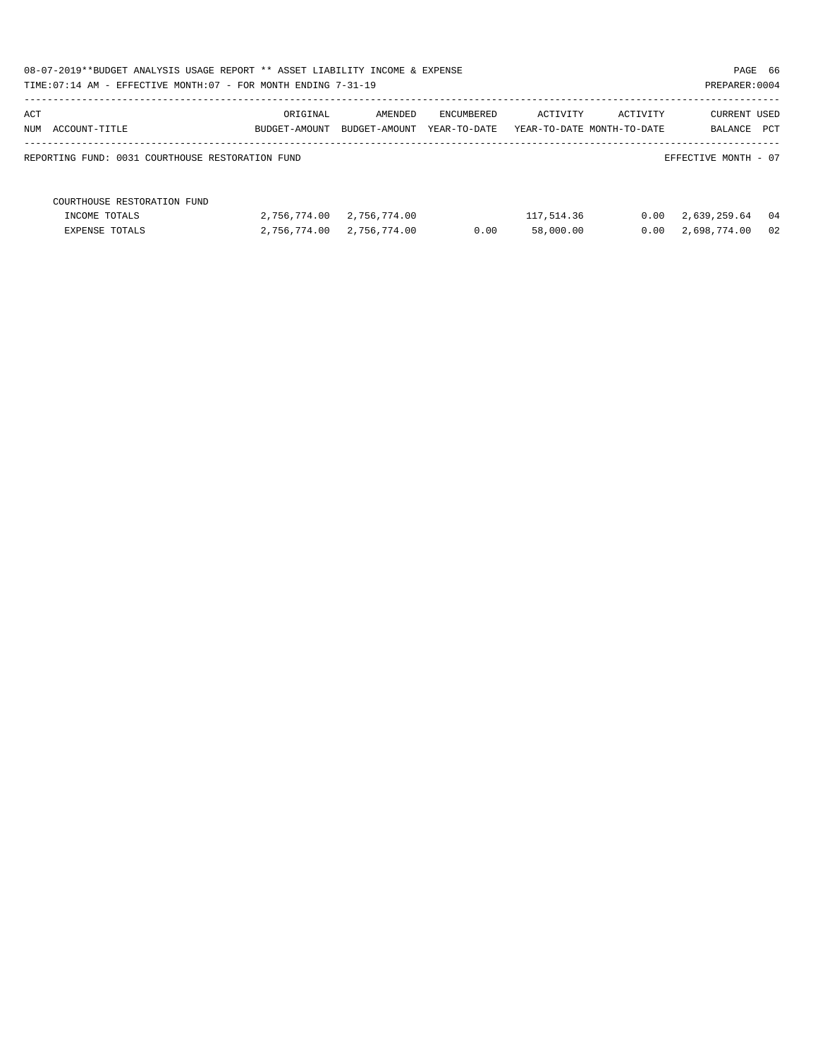08-07-2019**BUDGET ANALYSIS USAGE REPORT ** ASSET LIABILITY INCOME & EXPENSE

TIME:07:14 AM - EFFECTIVE MONTH:07 - FOR MONTH ENDING 7-31-19

PREPARER:0004

| ACT NUM | ACCOUNT-TITLE | ORIGINAL BUDGET-AMOUNT | AMENDED BUDGET-AMOUNT | ENCUMBERED YEAR-TO-DATE | ACTIVITY YEAR-TO-DATE | ACTIVITY MONTH-TO-DATE | CURRENT BALANCE | USED PCT |
|---|---|---|---|---|---|---|---|---|

REPORTING FUND: 0031 COURTHOUSE RESTORATION FUND

EFFECTIVE MONTH - 07

| ACT NUM | ACCOUNT-TITLE | ORIGINAL BUDGET-AMOUNT | AMENDED BUDGET-AMOUNT | ENCUMBERED YEAR-TO-DATE | ACTIVITY YEAR-TO-DATE | ACTIVITY MONTH-TO-DATE | CURRENT BALANCE | USED PCT |
|---|---|---|---|---|---|---|---|---|
| | COURTHOUSE RESTORATION FUND | | | | | | | |
| | INCOME TOTALS | 2,756,774.00 | 2,756,774.00 | | 117,514.36 | 0.00 | 2,639,259.64 | 04 |
| | EXPENSE TOTALS | 2,756,774.00 | 2,756,774.00 | 0.00 | 58,000.00 | 0.00 | 2,698,774.00 | 02 |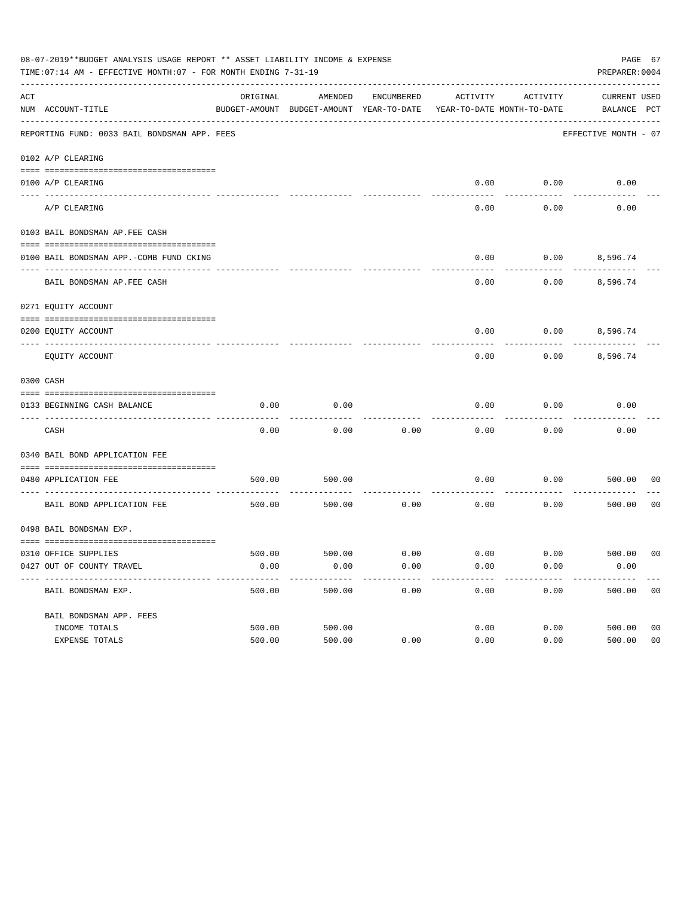08-07-2019**BUDGET ANALYSIS USAGE REPORT ** ASSET LIABILITY INCOME & EXPENSE

TIME:07:14 AM - EFFECTIVE MONTH:07 - FOR MONTH ENDING 7-31-19

PREPARER:0004

| ACT NUM | ACCOUNT-TITLE | ORIGINAL BUDGET-AMOUNT | AMENDED BUDGET-AMOUNT | ENCUMBERED YEAR-TO-DATE | ACTIVITY YEAR-TO-DATE | ACTIVITY MONTH-TO-DATE | CURRENT BALANCE | USED PCT |
|---|---|---|---|---|---|---|---|---|
| | REPORTING FUND: 0033 BAIL BONDSMAN APP. FEES | | | | | | EFFECTIVE MONTH - 07 | |
| | 0102 A/P CLEARING | | | | | | | |
| 0100 | A/P CLEARING | | | | 0.00 | 0.00 | 0.00 | |
| | A/P CLEARING | | | | 0.00 | 0.00 | 0.00 | |
| | 0103 BAIL BONDSMAN AP.FEE CASH | | | | | | | |
| 0100 | BAIL BONDSMAN APP.-COMB FUND CKING | | | | 0.00 | 0.00 | 8,596.74 | |
| | BAIL BONDSMAN AP.FEE CASH | | | | 0.00 | 0.00 | 8,596.74 | |
| | 0271 EQUITY ACCOUNT | | | | | | | |
| 0200 | EQUITY ACCOUNT | | | | 0.00 | 0.00 | 8,596.74 | |
| | EQUITY ACCOUNT | | | | 0.00 | 0.00 | 8,596.74 | |
| | 0300 CASH | | | | | | | |
| 0133 | BEGINNING CASH BALANCE | 0.00 | 0.00 | | 0.00 | 0.00 | 0.00 | |
| | CASH | 0.00 | 0.00 | 0.00 | 0.00 | 0.00 | 0.00 | |
| | 0340 BAIL BOND APPLICATION FEE | | | | | | | |
| 0480 | APPLICATION FEE | 500.00 | 500.00 | | 0.00 | 0.00 | 500.00 | 00 |
| | BAIL BOND APPLICATION FEE | 500.00 | 500.00 | 0.00 | 0.00 | 0.00 | 500.00 | 00 |
| | 0498 BAIL BONDSMAN EXP. | | | | | | | |
| 0310 | OFFICE SUPPLIES | 500.00 | 500.00 | 0.00 | 0.00 | 0.00 | 500.00 | 00 |
| 0427 | OUT OF COUNTY TRAVEL | 0.00 | 0.00 | 0.00 | 0.00 | 0.00 | 0.00 | |
| | BAIL BONDSMAN EXP. | 500.00 | 500.00 | 0.00 | 0.00 | 0.00 | 500.00 | 00 |
| | BAIL BONDSMAN APP. FEES | | | | | | | |
| | INCOME TOTALS | 500.00 | 500.00 | | 0.00 | 0.00 | 500.00 | 00 |
| | EXPENSE TOTALS | 500.00 | 500.00 | 0.00 | 0.00 | 0.00 | 500.00 | 00 |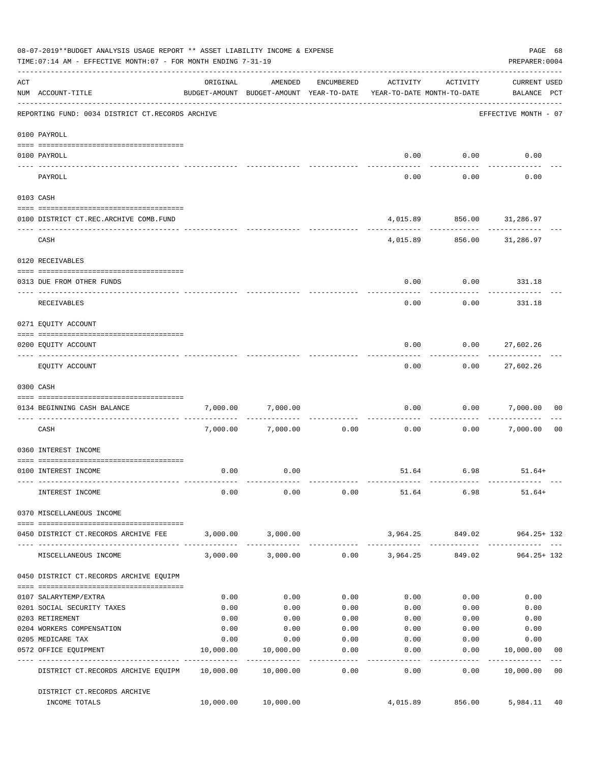08-07-2019**BUDGET ANALYSIS USAGE REPORT ** ASSET LIABILITY INCOME & EXPENSE

TIME:07:14 AM - EFFECTIVE MONTH:07 - FOR MONTH ENDING 7-31-19

PREPARER:0004

REPORTING FUND: 0034 DISTRICT CT.RECORDS ARCHIVE — EFFECTIVE MONTH - 07

| ACT NUM | ACCOUNT-TITLE | ORIGINAL BUDGET-AMOUNT | AMENDED BUDGET-AMOUNT | ENCUMBERED YEAR-TO-DATE | ACTIVITY YEAR-TO-DATE | ACTIVITY MONTH-TO-DATE | CURRENT USED BALANCE | PCT |
|---|---|---|---|---|---|---|---|---|
| | **0100 PAYROLL** | | | | | | | |
| 0100 | PAYROLL | | | | 0.00 | 0.00 | 0.00 | |
| | PAYROLL | | | | 0.00 | 0.00 | 0.00 | |
| | **0103 CASH** | | | | | | | |
| 0100 | DISTRICT CT.REC.ARCHIVE COMB.FUND | | | | 4,015.89 | 856.00 | 31,286.97 | |
| | CASH | | | | 4,015.89 | 856.00 | 31,286.97 | |
| | **0120 RECEIVABLES** | | | | | | | |
| 0313 | DUE FROM OTHER FUNDS | | | | 0.00 | 0.00 | 331.18 | |
| | RECEIVABLES | | | | 0.00 | 0.00 | 331.18 | |
| | **0271 EQUITY ACCOUNT** | | | | | | | |
| 0200 | EQUITY ACCOUNT | | | | 0.00 | 0.00 | 27,602.26 | |
| | EQUITY ACCOUNT | | | | 0.00 | 0.00 | 27,602.26 | |
| | **0300 CASH** | | | | | | | |
| 0134 | BEGINNING CASH BALANCE | 7,000.00 | 7,000.00 | | 0.00 | 0.00 | 7,000.00 | 00 |
| | CASH | 7,000.00 | 7,000.00 | 0.00 | 0.00 | 0.00 | 7,000.00 | 00 |
| | **0360 INTEREST INCOME** | | | | | | | |
| 0100 | INTEREST INCOME | 0.00 | 0.00 | | 51.64 | 6.98 | 51.64+ | |
| | INTEREST INCOME | 0.00 | 0.00 | 0.00 | 51.64 | 6.98 | 51.64+ | |
| | **0370 MISCELLANEOUS INCOME** | | | | | | | |
| 0450 | DISTRICT CT.RECORDS ARCHIVE FEE | 3,000.00 | 3,000.00 | | 3,964.25 | 849.02 | 964.25+ | 132 |
| | MISCELLANEOUS INCOME | 3,000.00 | 3,000.00 | 0.00 | 3,964.25 | 849.02 | 964.25+ | 132 |
| | **0450 DISTRICT CT.RECORDS ARCHIVE EQUIPM** | | | | | | | |
| 0107 | SALARYTEMP/EXTRA | 0.00 | 0.00 | 0.00 | 0.00 | 0.00 | 0.00 | |
| 0201 | SOCIAL SECURITY TAXES | 0.00 | 0.00 | 0.00 | 0.00 | 0.00 | 0.00 | |
| 0203 | RETIREMENT | 0.00 | 0.00 | 0.00 | 0.00 | 0.00 | 0.00 | |
| 0204 | WORKERS COMPENSATION | 0.00 | 0.00 | 0.00 | 0.00 | 0.00 | 0.00 | |
| 0205 | MEDICARE TAX | 0.00 | 0.00 | 0.00 | 0.00 | 0.00 | 0.00 | |
| 0572 | OFFICE EQUIPMENT | 10,000.00 | 10,000.00 | 0.00 | 0.00 | 0.00 | 10,000.00 | 00 |
| | DISTRICT CT.RECORDS ARCHIVE EQUIPM | 10,000.00 | 10,000.00 | 0.00 | 0.00 | 0.00 | 10,000.00 | 00 |
| | DISTRICT CT.RECORDS ARCHIVE INCOME TOTALS | 10,000.00 | 10,000.00 | | 4,015.89 | 856.00 | 5,984.11 | 40 |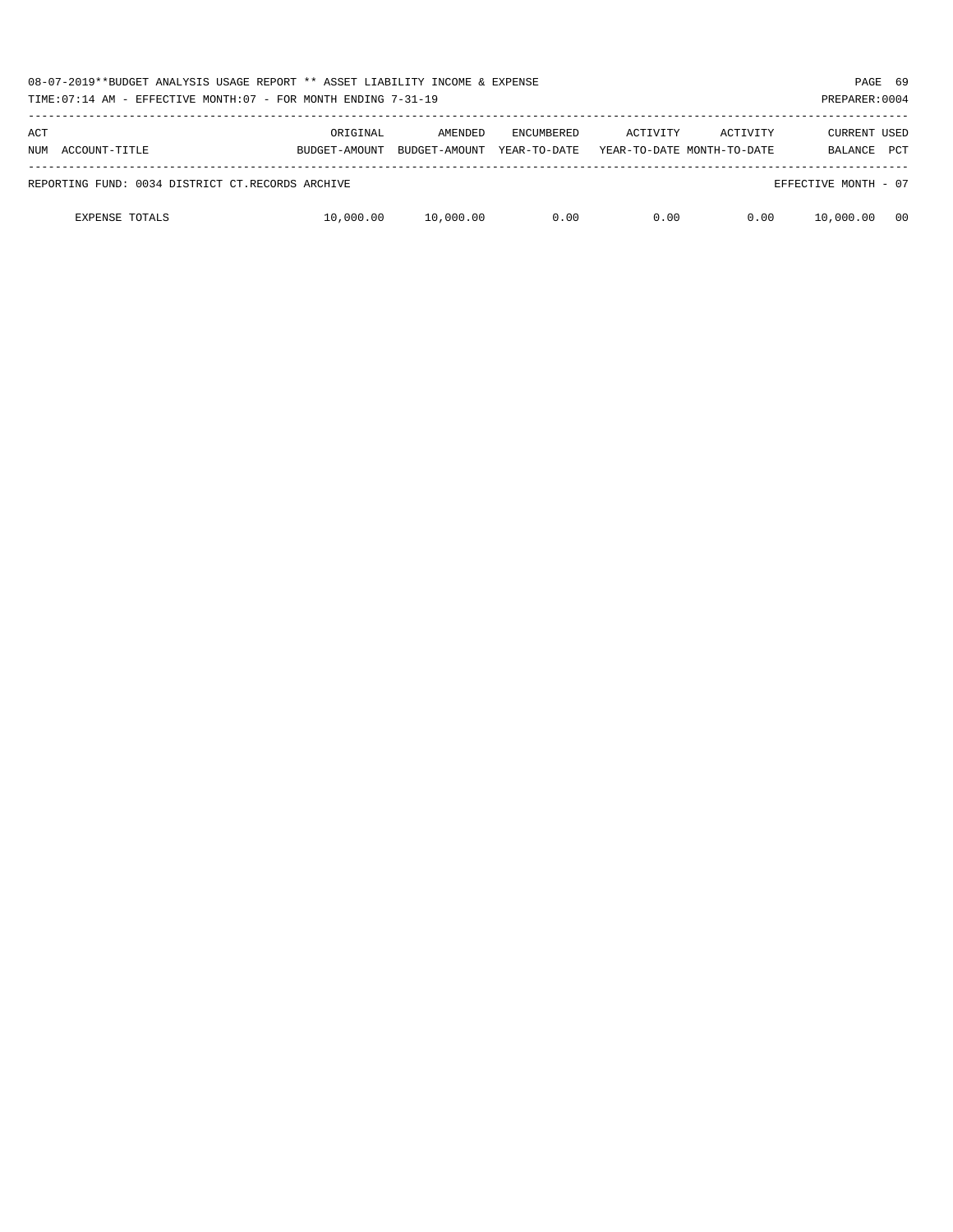08-07-2019**BUDGET ANALYSIS USAGE REPORT ** ASSET LIABILITY INCOME & EXPENSE

TIME:07:14 AM - EFFECTIVE MONTH:07 - FOR MONTH ENDING 7-31-19 PREPARER:0004

| ACT NUM ACCOUNT-TITLE | ORIGINAL BUDGET-AMOUNT | AMENDED BUDGET-AMOUNT | ENCUMBERED YEAR-TO-DATE | ACTIVITY YEAR-TO-DATE | ACTIVITY MONTH-TO-DATE | CURRENT BALANCE | USED PCT |
|---|---|---|---|---|---|---|---|
| REPORTING FUND: 0034 DISTRICT CT.RECORDS ARCHIVE | | | | | | EFFECTIVE MONTH - 07 | |
| EXPENSE TOTALS | 10,000.00 | 10,000.00 | 0.00 | 0.00 | 0.00 | 10,000.00 | 00 |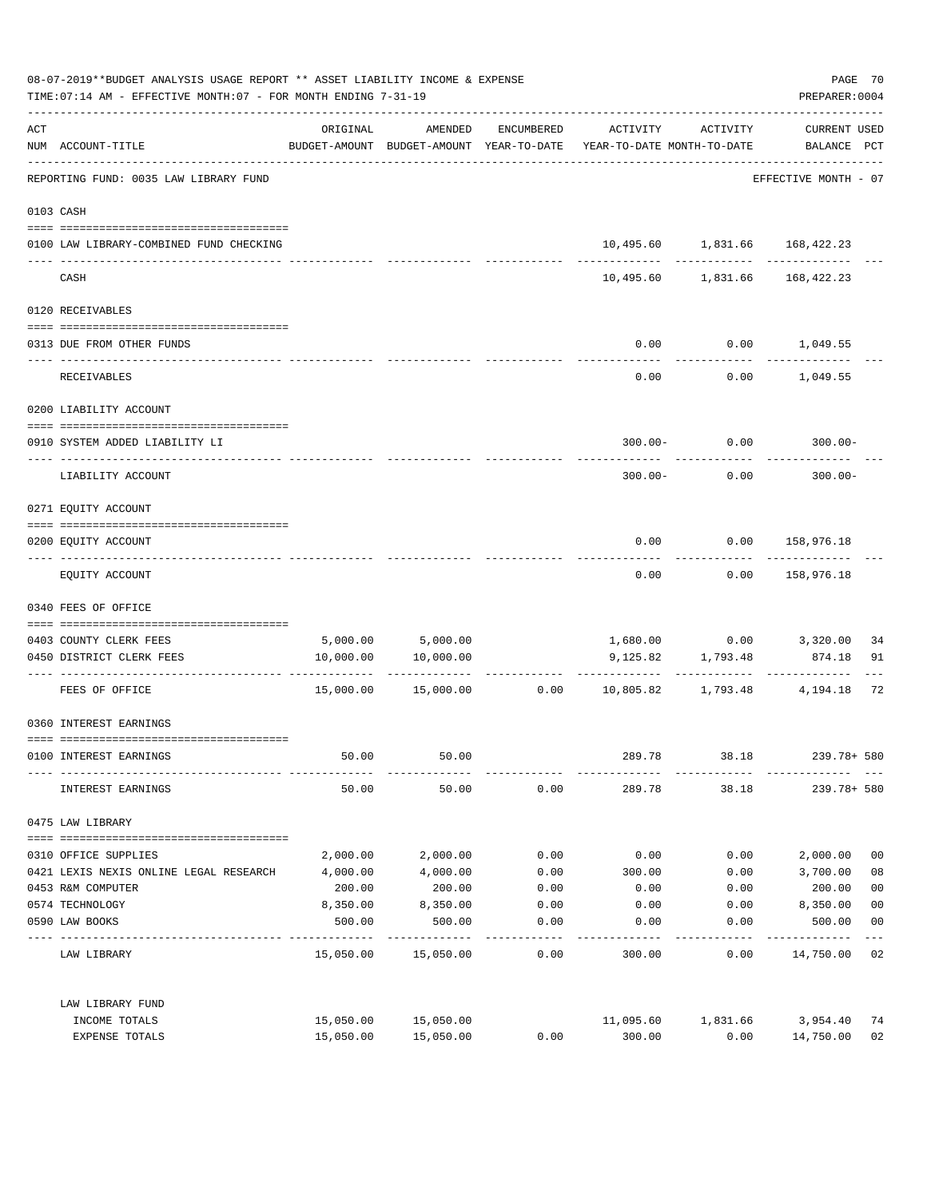08-07-2019**BUDGET ANALYSIS USAGE REPORT ** ASSET LIABILITY INCOME & EXPENSE

TIME:07:14 AM - EFFECTIVE MONTH:07 - FOR MONTH ENDING 7-31-19

PREPARER:0004

| ACT NUM | ACCOUNT-TITLE | ORIGINAL BUDGET-AMOUNT | AMENDED BUDGET-AMOUNT | ENCUMBERED YEAR-TO-DATE | ACTIVITY YEAR-TO-DATE | ACTIVITY MONTH-TO-DATE | CURRENT USED BALANCE | PCT |
|---|---|---|---|---|---|---|---|---|
| | REPORTING FUND: 0035 LAW LIBRARY FUND | | | | | | EFFECTIVE MONTH - 07 | |
| 0103 | CASH | | | | | | | |
| 0100 | LAW LIBRARY-COMBINED FUND CHECKING | | | | 10,495.60 | 1,831.66 | 168,422.23 | |
| | CASH | | | | 10,495.60 | 1,831.66 | 168,422.23 | |
| 0120 | RECEIVABLES | | | | | | | |
| 0313 | DUE FROM OTHER FUNDS | | | | 0.00 | 0.00 | 1,049.55 | |
| | RECEIVABLES | | | | 0.00 | 0.00 | 1,049.55 | |
| 0200 | LIABILITY ACCOUNT | | | | | | | |
| 0910 | SYSTEM ADDED LIABILITY LI | | | | 300.00- | 0.00 | 300.00- | |
| | LIABILITY ACCOUNT | | | | 300.00- | 0.00 | 300.00- | |
| 0271 | EQUITY ACCOUNT | | | | | | | |
| 0200 | EQUITY ACCOUNT | | | | 0.00 | 0.00 | 158,976.18 | |
| | EQUITY ACCOUNT | | | | 0.00 | 0.00 | 158,976.18 | |
| 0340 | FEES OF OFFICE | | | | | | | |
| 0403 | COUNTY CLERK FEES | 5,000.00 | 5,000.00 | | 1,680.00 | 0.00 | 3,320.00 | 34 |
| 0450 | DISTRICT CLERK FEES | 10,000.00 | 10,000.00 | | 9,125.82 | 1,793.48 | 874.18 | 91 |
| | FEES OF OFFICE | 15,000.00 | 15,000.00 | 0.00 | 10,805.82 | 1,793.48 | 4,194.18 | 72 |
| 0360 | INTEREST EARNINGS | | | | | | | |
| 0100 | INTEREST EARNINGS | 50.00 | 50.00 | | 289.78 | 38.18 | 239.78+ | 580 |
| | INTEREST EARNINGS | 50.00 | 50.00 | 0.00 | 289.78 | 38.18 | 239.78+ | 580 |
| 0475 | LAW LIBRARY | | | | | | | |
| 0310 | OFFICE SUPPLIES | 2,000.00 | 2,000.00 | 0.00 | 0.00 | 0.00 | 2,000.00 | 00 |
| 0421 | LEXIS NEXIS ONLINE LEGAL RESEARCH | 4,000.00 | 4,000.00 | 0.00 | 300.00 | 0.00 | 3,700.00 | 08 |
| 0453 | R&M COMPUTER | 200.00 | 200.00 | 0.00 | 0.00 | 0.00 | 200.00 | 00 |
| 0574 | TECHNOLOGY | 8,350.00 | 8,350.00 | 0.00 | 0.00 | 0.00 | 8,350.00 | 00 |
| 0590 | LAW BOOKS | 500.00 | 500.00 | 0.00 | 0.00 | 0.00 | 500.00 | 00 |
| | LAW LIBRARY | 15,050.00 | 15,050.00 | 0.00 | 300.00 | 0.00 | 14,750.00 | 02 |
| | LAW LIBRARY FUND | | | | | | | |
| | INCOME TOTALS | 15,050.00 | 15,050.00 | | 11,095.60 | 1,831.66 | 3,954.40 | 74 |
| | EXPENSE TOTALS | 15,050.00 | 15,050.00 | 0.00 | 300.00 | 0.00 | 14,750.00 | 02 |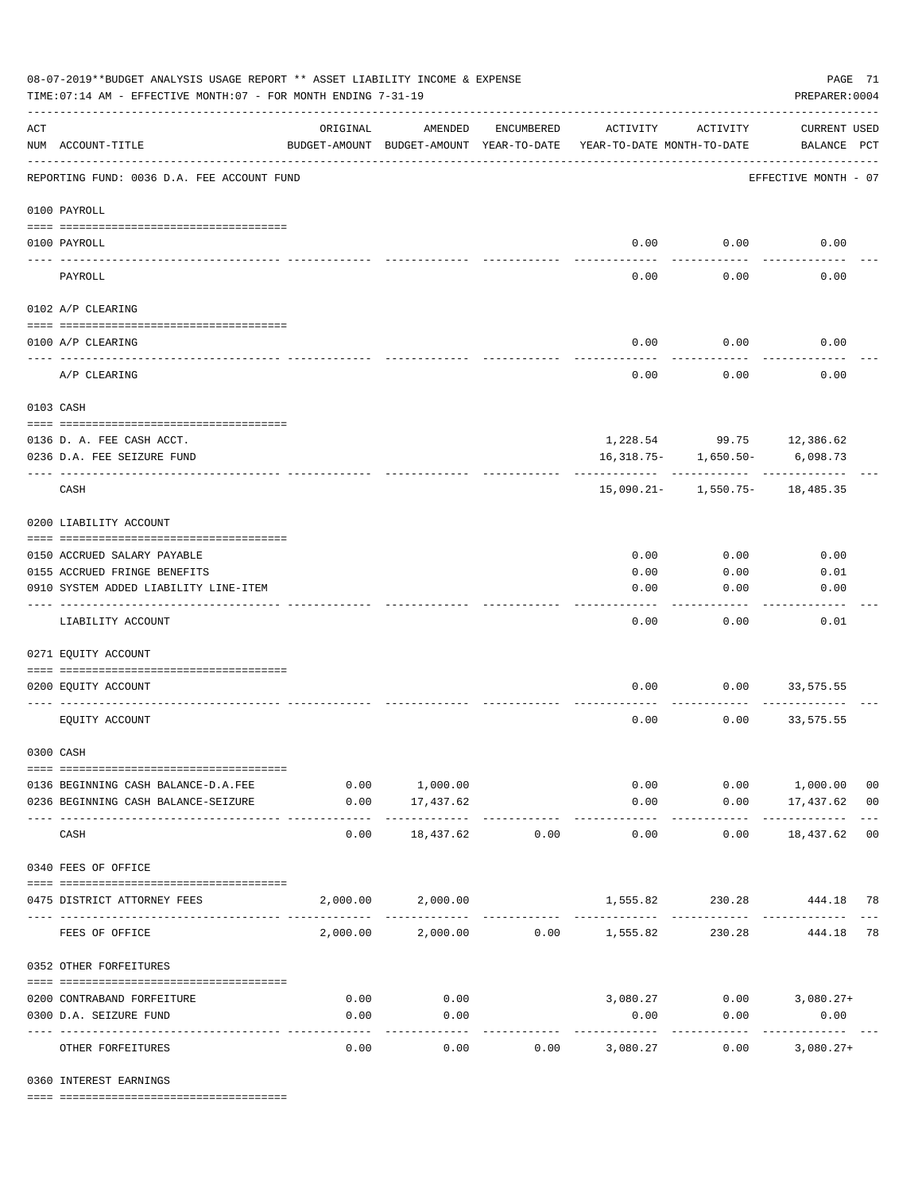08-07-2019**BUDGET ANALYSIS USAGE REPORT ** ASSET LIABILITY INCOME & EXPENSE

TIME:07:14 AM - EFFECTIVE MONTH:07 - FOR MONTH ENDING 7-31-19

PREPARER:0004

| ACT NUM | ACCOUNT-TITLE | ORIGINAL BUDGET-AMOUNT | AMENDED BUDGET-AMOUNT | ENCUMBERED YEAR-TO-DATE | ACTIVITY YEAR-TO-DATE | ACTIVITY MONTH-TO-DATE | CURRENT USED BALANCE | PCT |
|---|---|---|---|---|---|---|---|---|
| | REPORTING FUND: 0036 D.A. FEE ACCOUNT FUND | | | | | | EFFECTIVE MONTH - 07 | |
| | 0100 PAYROLL | | | | | | | |
| 0100 | PAYROLL | | | | 0.00 | 0.00 | 0.00 | |
| | PAYROLL | | | | 0.00 | 0.00 | 0.00 | |
| | 0102 A/P CLEARING | | | | | | | |
| 0100 | A/P CLEARING | | | | 0.00 | 0.00 | 0.00 | |
| | A/P CLEARING | | | | 0.00 | 0.00 | 0.00 | |
| | 0103 CASH | | | | | | | |
| 0136 | D. A. FEE CASH ACCT. | | | | 1,228.54 | 99.75 | 12,386.62 | |
| 0236 | D.A. FEE SEIZURE FUND | | | | 16,318.75- | 1,650.50- | 6,098.73 | |
| | CASH | | | | 15,090.21- | 1,550.75- | 18,485.35 | |
| | 0200 LIABILITY ACCOUNT | | | | | | | |
| 0150 | ACCRUED SALARY PAYABLE | | | | 0.00 | 0.00 | 0.00 | |
| 0155 | ACCRUED FRINGE BENEFITS | | | | 0.00 | 0.00 | 0.01 | |
| 0910 | SYSTEM ADDED LIABILITY LINE-ITEM | | | | 0.00 | 0.00 | 0.00 | |
| | LIABILITY ACCOUNT | | | | 0.00 | 0.00 | 0.01 | |
| | 0271 EQUITY ACCOUNT | | | | | | | |
| 0200 | EQUITY ACCOUNT | | | | 0.00 | 0.00 | 33,575.55 | |
| | EQUITY ACCOUNT | | | | 0.00 | 0.00 | 33,575.55 | |
| | 0300 CASH | | | | | | | |
| 0136 | BEGINNING CASH BALANCE-D.A.FEE | 0.00 | 1,000.00 | | 0.00 | 0.00 | 1,000.00 | 00 |
| 0236 | BEGINNING CASH BALANCE-SEIZURE | 0.00 | 17,437.62 | | 0.00 | 0.00 | 17,437.62 | 00 |
| | CASH | 0.00 | 18,437.62 | 0.00 | 0.00 | 0.00 | 18,437.62 | 00 |
| | 0340 FEES OF OFFICE | | | | | | | |
| 0475 | DISTRICT ATTORNEY FEES | 2,000.00 | 2,000.00 | | 1,555.82 | 230.28 | 444.18 | 78 |
| | FEES OF OFFICE | 2,000.00 | 2,000.00 | 0.00 | 1,555.82 | 230.28 | 444.18 | 78 |
| | 0352 OTHER FORFEITURES | | | | | | | |
| 0200 | CONTRABAND FORFEITURE | 0.00 | 0.00 | | 3,080.27 | 0.00 | 3,080.27+ | |
| 0300 | D.A. SEIZURE FUND | 0.00 | 0.00 | | 0.00 | 0.00 | 0.00 | |
| | OTHER FORFEITURES | 0.00 | 0.00 | 0.00 | 3,080.27 | 0.00 | 3,080.27+ | |
| | 0360 INTEREST EARNINGS | | | | | | | |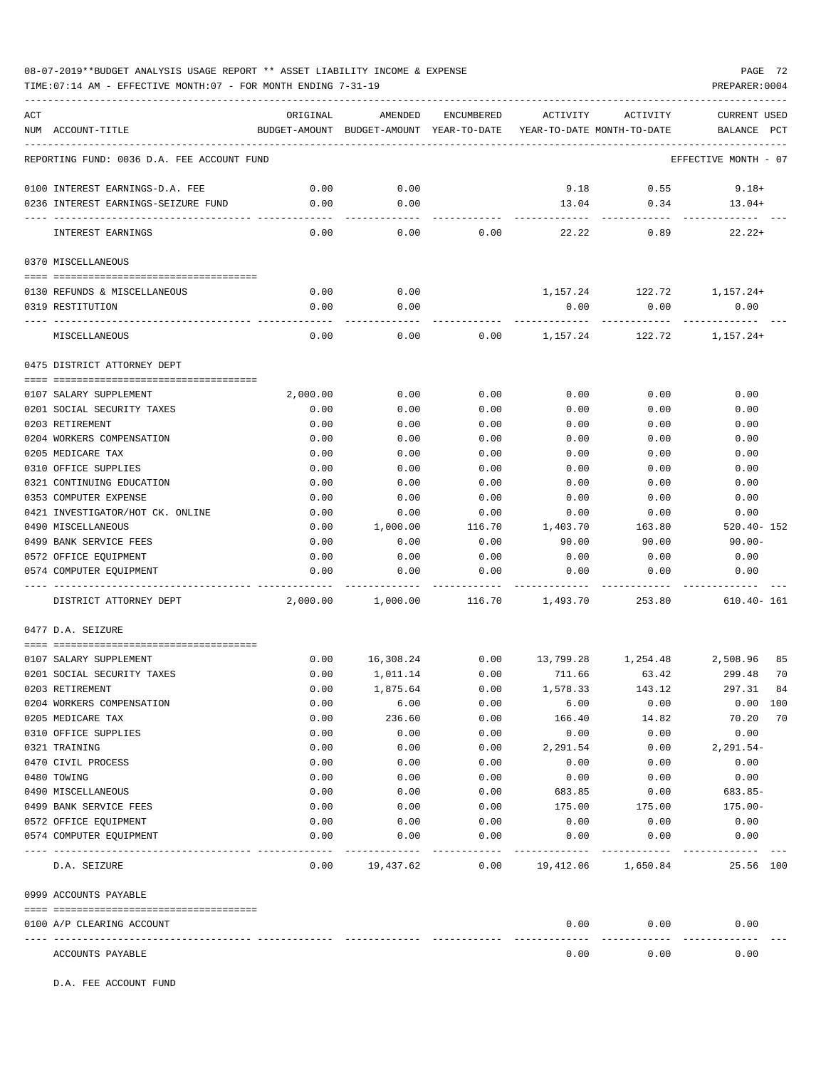08-07-2019**BUDGET ANALYSIS USAGE REPORT ** ASSET LIABILITY INCOME & EXPENSE

TIME:07:14 AM - EFFECTIVE MONTH:07 - FOR MONTH ENDING 7-31-19

PREPARER:0004

| ACT NUM | ACCOUNT-TITLE | ORIGINAL BUDGET-AMOUNT | AMENDED BUDGET-AMOUNT | ENCUMBERED YEAR-TO-DATE | ACTIVITY YEAR-TO-DATE | ACTIVITY MONTH-TO-DATE | CURRENT USED BALANCE | PCT |
|---|---|---|---|---|---|---|---|---|
| | REPORTING FUND: 0036 D.A. FEE ACCOUNT FUND | | | | | | EFFECTIVE MONTH - 07 | |
| 0100 | INTEREST EARNINGS-D.A. FEE | 0.00 | 0.00 | | 9.18 | 0.55 | 9.18+ | |
| 0236 | INTEREST EARNINGS-SEIZURE FUND | 0.00 | 0.00 | | 13.04 | 0.34 | 13.04+ | |
| | INTEREST EARNINGS | 0.00 | 0.00 | 0.00 | 22.22 | 0.89 | 22.22+ | |
| | 0370 MISCELLANEOUS | | | | | | | |
| 0130 | REFUNDS & MISCELLANEOUS | 0.00 | 0.00 | | 1,157.24 | 122.72 | 1,157.24+ | |
| 0319 | RESTITUTION | 0.00 | 0.00 | | 0.00 | 0.00 | 0.00 | |
| | MISCELLANEOUS | 0.00 | 0.00 | 0.00 | 1,157.24 | 122.72 | 1,157.24+ | |
| | 0475 DISTRICT ATTORNEY DEPT | | | | | | | |
| 0107 | SALARY SUPPLEMENT | 2,000.00 | 0.00 | 0.00 | 0.00 | 0.00 | 0.00 | |
| 0201 | SOCIAL SECURITY TAXES | 0.00 | 0.00 | 0.00 | 0.00 | 0.00 | 0.00 | |
| 0203 | RETIREMENT | 0.00 | 0.00 | 0.00 | 0.00 | 0.00 | 0.00 | |
| 0204 | WORKERS COMPENSATION | 0.00 | 0.00 | 0.00 | 0.00 | 0.00 | 0.00 | |
| 0205 | MEDICARE TAX | 0.00 | 0.00 | 0.00 | 0.00 | 0.00 | 0.00 | |
| 0310 | OFFICE SUPPLIES | 0.00 | 0.00 | 0.00 | 0.00 | 0.00 | 0.00 | |
| 0321 | CONTINUING EDUCATION | 0.00 | 0.00 | 0.00 | 0.00 | 0.00 | 0.00 | |
| 0353 | COMPUTER EXPENSE | 0.00 | 0.00 | 0.00 | 0.00 | 0.00 | 0.00 | |
| 0421 | INVESTIGATOR/HOT CK. ONLINE | 0.00 | 0.00 | 0.00 | 0.00 | 0.00 | 0.00 | |
| 0490 | MISCELLANEOUS | 0.00 | 1,000.00 | 116.70 | 1,403.70 | 163.80 | 520.40- | 152 |
| 0499 | BANK SERVICE FEES | 0.00 | 0.00 | 0.00 | 90.00 | 90.00 | 90.00- | |
| 0572 | OFFICE EQUIPMENT | 0.00 | 0.00 | 0.00 | 0.00 | 0.00 | 0.00 | |
| 0574 | COMPUTER EQUIPMENT | 0.00 | 0.00 | 0.00 | 0.00 | 0.00 | 0.00 | |
| | DISTRICT ATTORNEY DEPT | 2,000.00 | 1,000.00 | 116.70 | 1,493.70 | 253.80 | 610.40- | 161 |
| | 0477 D.A. SEIZURE | | | | | | | |
| 0107 | SALARY SUPPLEMENT | 0.00 | 16,308.24 | 0.00 | 13,799.28 | 1,254.48 | 2,508.96 | 85 |
| 0201 | SOCIAL SECURITY TAXES | 0.00 | 1,011.14 | 0.00 | 711.66 | 63.42 | 299.48 | 70 |
| 0203 | RETIREMENT | 0.00 | 1,875.64 | 0.00 | 1,578.33 | 143.12 | 297.31 | 84 |
| 0204 | WORKERS COMPENSATION | 0.00 | 6.00 | 0.00 | 6.00 | 0.00 | 0.00 | 100 |
| 0205 | MEDICARE TAX | 0.00 | 236.60 | 0.00 | 166.40 | 14.82 | 70.20 | 70 |
| 0310 | OFFICE SUPPLIES | 0.00 | 0.00 | 0.00 | 0.00 | 0.00 | 0.00 | |
| 0321 | TRAINING | 0.00 | 0.00 | 0.00 | 2,291.54 | 0.00 | 2,291.54- | |
| 0470 | CIVIL PROCESS | 0.00 | 0.00 | 0.00 | 0.00 | 0.00 | 0.00 | |
| 0480 | TOWING | 0.00 | 0.00 | 0.00 | 0.00 | 0.00 | 0.00 | |
| 0490 | MISCELLANEOUS | 0.00 | 0.00 | 0.00 | 683.85 | 0.00 | 683.85- | |
| 0499 | BANK SERVICE FEES | 0.00 | 0.00 | 0.00 | 175.00 | 175.00 | 175.00- | |
| 0572 | OFFICE EQUIPMENT | 0.00 | 0.00 | 0.00 | 0.00 | 0.00 | 0.00 | |
| 0574 | COMPUTER EQUIPMENT | 0.00 | 0.00 | 0.00 | 0.00 | 0.00 | 0.00 | |
| | D.A. SEIZURE | 0.00 | 19,437.62 | 0.00 | 19,412.06 | 1,650.84 | 25.56 | 100 |
| | 0999 ACCOUNTS PAYABLE | | | | | | | |
| 0100 | A/P CLEARING ACCOUNT | | | | 0.00 | 0.00 | 0.00 | |
| | ACCOUNTS PAYABLE | | | | 0.00 | 0.00 | 0.00 | |

D.A. FEE ACCOUNT FUND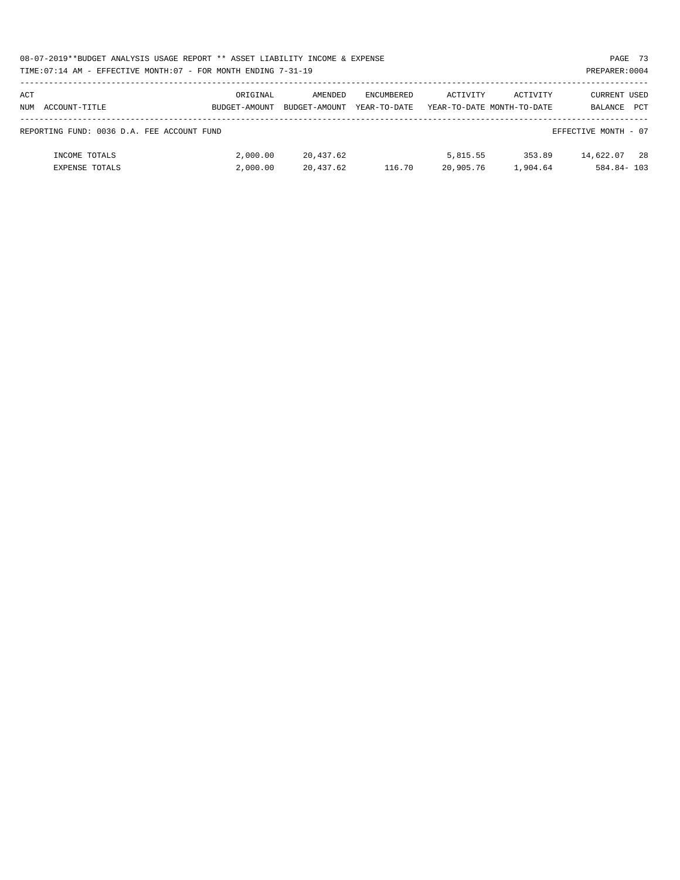| ACT NUM ACCOUNT-TITLE | ORIGINAL BUDGET-AMOUNT | AMENDED BUDGET-AMOUNT | ENCUMBERED YEAR-TO-DATE | ACTIVITY YEAR-TO-DATE | ACTIVITY MONTH-TO-DATE | CURRENT BALANCE | USED PCT |
|---|---|---|---|---|---|---|---|
| REPORTING FUND: 0036 D.A. FEE ACCOUNT FUND | | | | | | EFFECTIVE MONTH - 07 | |
| INCOME TOTALS | 2,000.00 | 20,437.62 | | 5,815.55 | 353.89 | 14,622.07 | 28 |
| EXPENSE TOTALS | 2,000.00 | 20,437.62 | 116.70 | 20,905.76 | 1,904.64 | 584.84- | 103 |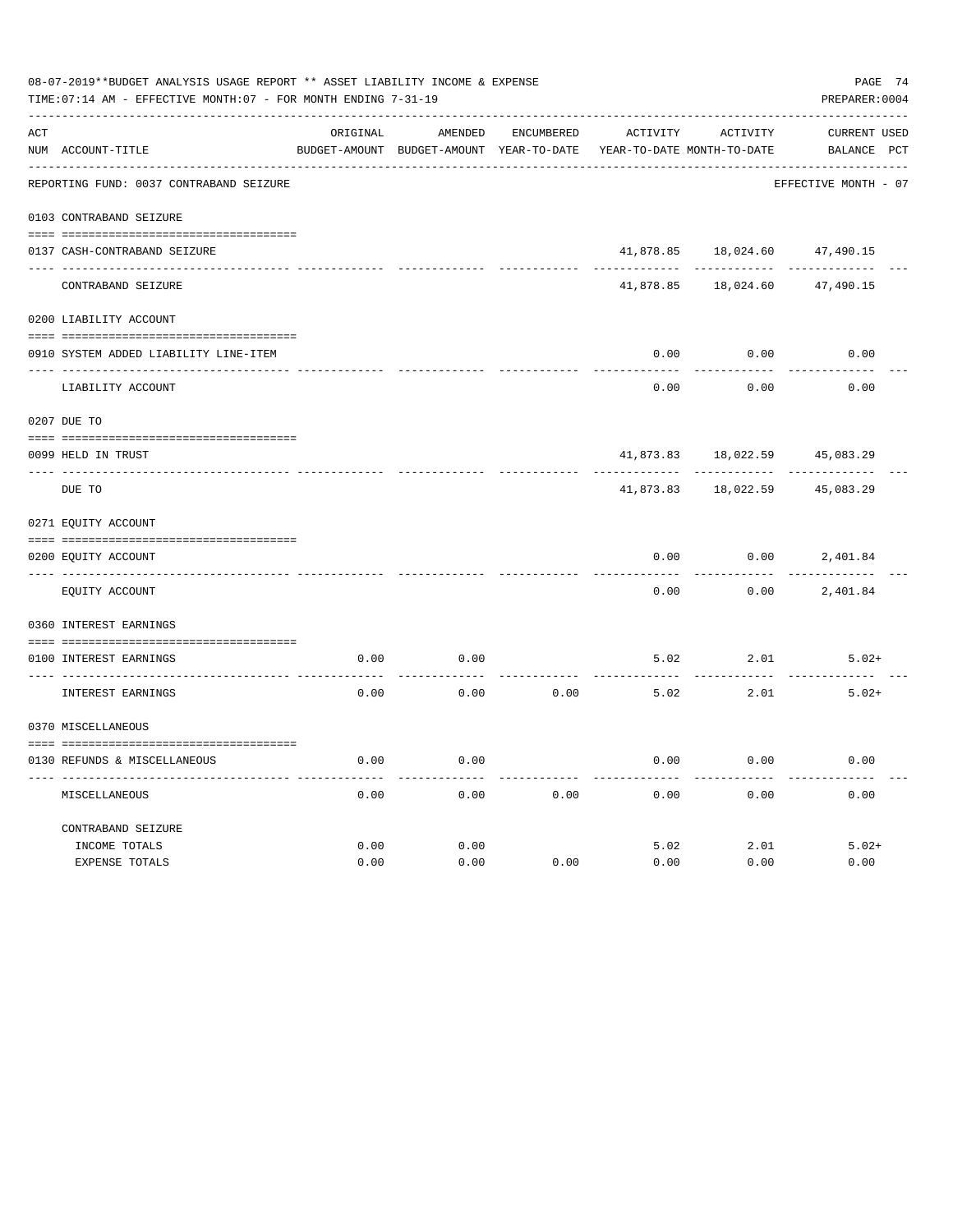08-07-2019**BUDGET ANALYSIS USAGE REPORT ** ASSET LIABILITY INCOME & EXPENSE

TIME:07:14 AM - EFFECTIVE MONTH:07 - FOR MONTH ENDING 7-31-19

PREPARER:0004

REPORTING FUND: 0037 CONTRABAND SEIZURE — EFFECTIVE MONTH - 07

| ACT NUM | ACCOUNT-TITLE | ORIGINAL BUDGET-AMOUNT | AMENDED BUDGET-AMOUNT | ENCUMBERED YEAR-TO-DATE | ACTIVITY YEAR-TO-DATE | ACTIVITY MONTH-TO-DATE | CURRENT BALANCE | USED PCT |
|---|---|---|---|---|---|---|---|---|
| 0103 | CONTRABAND SEIZURE | | | | | | | |
| 0137 | CASH-CONTRABAND SEIZURE | | | | 41,878.85 | 18,024.60 | 47,490.15 | |
| | CONTRABAND SEIZURE | | | | 41,878.85 | 18,024.60 | 47,490.15 | |
| 0200 | LIABILITY ACCOUNT | | | | | | | |
| 0910 | SYSTEM ADDED LIABILITY LINE-ITEM | | | | 0.00 | 0.00 | 0.00 | |
| | LIABILITY ACCOUNT | | | | 0.00 | 0.00 | 0.00 | |
| 0207 | DUE TO | | | | | | | |
| 0099 | HELD IN TRUST | | | | 41,873.83 | 18,022.59 | 45,083.29 | |
| | DUE TO | | | | 41,873.83 | 18,022.59 | 45,083.29 | |
| 0271 | EQUITY ACCOUNT | | | | | | | |
| 0200 | EQUITY ACCOUNT | | | | 0.00 | 0.00 | 2,401.84 | |
| | EQUITY ACCOUNT | | | | 0.00 | 0.00 | 2,401.84 | |
| 0360 | INTEREST EARNINGS | | | | | | | |
| 0100 | INTEREST EARNINGS | 0.00 | 0.00 | | 5.02 | 2.01 | 5.02+ | |
| | INTEREST EARNINGS | 0.00 | 0.00 | 0.00 | 5.02 | 2.01 | 5.02+ | |
| 0370 | MISCELLANEOUS | | | | | | | |
| 0130 | REFUNDS & MISCELLANEOUS | 0.00 | 0.00 | | 0.00 | 0.00 | 0.00 | |
| | MISCELLANEOUS | 0.00 | 0.00 | 0.00 | 0.00 | 0.00 | 0.00 | |
| | CONTRABAND SEIZURE | | | | | | | |
| | INCOME TOTALS | 0.00 | 0.00 | | 5.02 | 2.01 | 5.02+ | |
| | EXPENSE TOTALS | 0.00 | 0.00 | 0.00 | 0.00 | 0.00 | 0.00 | |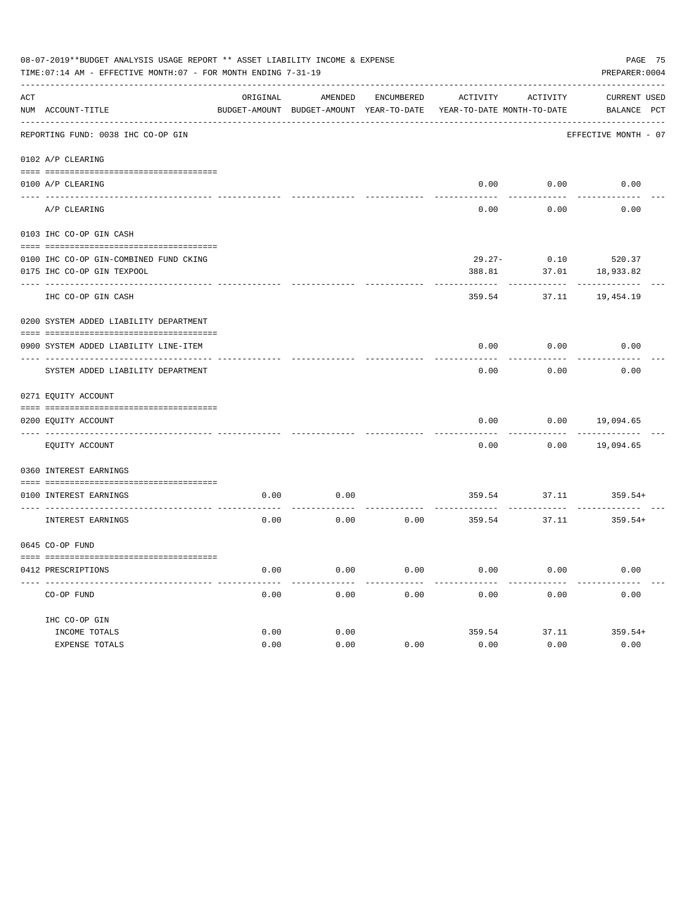08-07-2019**BUDGET ANALYSIS USAGE REPORT ** ASSET LIABILITY INCOME & EXPENSE

TIME:07:14 AM - EFFECTIVE MONTH:07 - FOR MONTH ENDING 7-31-19

PREPARER:0004

REPORTING FUND: 0038 IHC CO-OP GIN — EFFECTIVE MONTH - 07

| ACT NUM | ACCOUNT-TITLE | ORIGINAL BUDGET-AMOUNT | AMENDED BUDGET-AMOUNT | ENCUMBERED YEAR-TO-DATE | ACTIVITY YEAR-TO-DATE | ACTIVITY MONTH-TO-DATE | CURRENT BALANCE | USED PCT |
|---|---|---|---|---|---|---|---|---|
| 0102 | A/P CLEARING | | | | | | | |
| 0100 | A/P CLEARING | | | | 0.00 | 0.00 | 0.00 | |
| | A/P CLEARING | | | | 0.00 | 0.00 | 0.00 | |
| 0103 | IHC CO-OP GIN CASH | | | | | | | |
| 0100 | IHC CO-OP GIN-COMBINED FUND CKING | | | | 29.27- | 0.10 | 520.37 | |
| 0175 | IHC CO-OP GIN TEXPOOL | | | | 388.81 | 37.01 | 18,933.82 | |
| | IHC CO-OP GIN CASH | | | | 359.54 | 37.11 | 19,454.19 | |
| 0200 | SYSTEM ADDED LIABILITY DEPARTMENT | | | | | | | |
| 0900 | SYSTEM ADDED LIABILITY LINE-ITEM | | | | 0.00 | 0.00 | 0.00 | |
| | SYSTEM ADDED LIABILITY DEPARTMENT | | | | 0.00 | 0.00 | 0.00 | |
| 0271 | EQUITY ACCOUNT | | | | | | | |
| 0200 | EQUITY ACCOUNT | | | | 0.00 | 0.00 | 19,094.65 | |
| | EQUITY ACCOUNT | | | | 0.00 | 0.00 | 19,094.65 | |
| 0360 | INTEREST EARNINGS | | | | | | | |
| 0100 | INTEREST EARNINGS | 0.00 | 0.00 | | 359.54 | 37.11 | 359.54+ | |
| | INTEREST EARNINGS | 0.00 | 0.00 | 0.00 | 359.54 | 37.11 | 359.54+ | |
| 0645 | CO-OP FUND | | | | | | | |
| 0412 | PRESCRIPTIONS | 0.00 | 0.00 | 0.00 | 0.00 | 0.00 | 0.00 | |
| | CO-OP FUND | 0.00 | 0.00 | 0.00 | 0.00 | 0.00 | 0.00 | |
| | IHC CO-OP GIN | | | | | | | |
| | INCOME TOTALS | 0.00 | 0.00 | | 359.54 | 37.11 | 359.54+ | |
| | EXPENSE TOTALS | 0.00 | 0.00 | 0.00 | 0.00 | 0.00 | 0.00 | |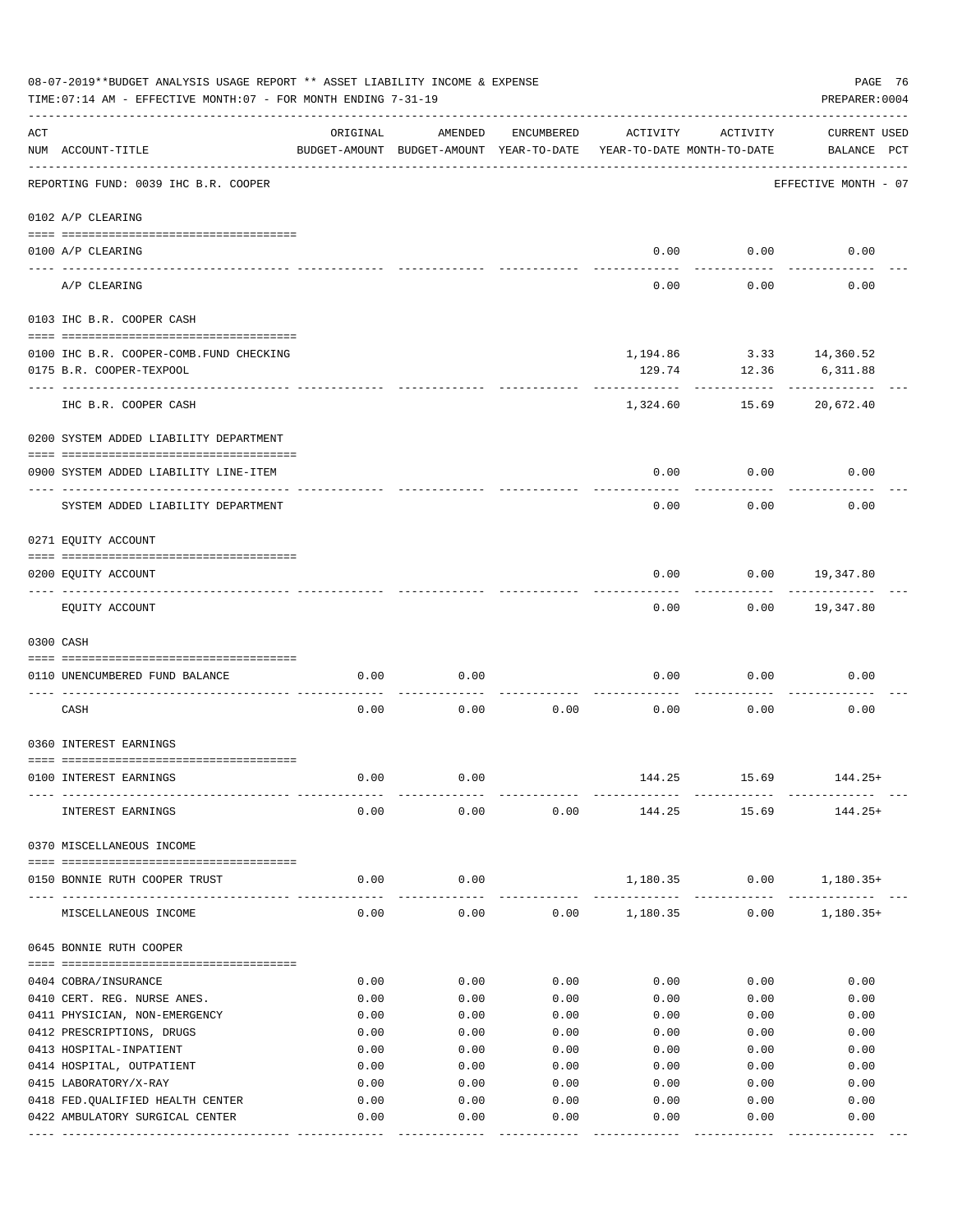08-07-2019**BUDGET ANALYSIS USAGE REPORT ** ASSET LIABILITY INCOME & EXPENSE

TIME:07:14 AM - EFFECTIVE MONTH:07 - FOR MONTH ENDING 7-31-19

PREPARER:0004

| ACT NUM | ACCOUNT-TITLE | ORIGINAL BUDGET-AMOUNT | AMENDED BUDGET-AMOUNT | ENCUMBERED YEAR-TO-DATE | ACTIVITY YEAR-TO-DATE | ACTIVITY MONTH-TO-DATE | CURRENT BALANCE | USED PCT |
|---|---|---|---|---|---|---|---|---|
| | REPORTING FUND: 0039 IHC B.R. COOPER | | | | | | EFFECTIVE MONTH - 07 | |
| 0102 | A/P CLEARING | | | | | | | |
| 0100 | A/P CLEARING | | | | 0.00 | 0.00 | 0.00 | |
| | A/P CLEARING | | | | 0.00 | 0.00 | 0.00 | |
| 0103 | IHC B.R. COOPER CASH | | | | | | | |
| 0100 | IHC B.R. COOPER-COMB.FUND CHECKING | | | | 1,194.86 | 3.33 | 14,360.52 | |
| 0175 | B.R. COOPER-TEXPOOL | | | | 129.74 | 12.36 | 6,311.88 | |
| | IHC B.R. COOPER CASH | | | | 1,324.60 | 15.69 | 20,672.40 | |
| 0200 | SYSTEM ADDED LIABILITY DEPARTMENT | | | | | | | |
| 0900 | SYSTEM ADDED LIABILITY LINE-ITEM | | | | 0.00 | 0.00 | 0.00 | |
| | SYSTEM ADDED LIABILITY DEPARTMENT | | | | 0.00 | 0.00 | 0.00 | |
| 0271 | EQUITY ACCOUNT | | | | | | | |
| 0200 | EQUITY ACCOUNT | | | | 0.00 | 0.00 | 19,347.80 | |
| | EQUITY ACCOUNT | | | | 0.00 | 0.00 | 19,347.80 | |
| 0300 | CASH | | | | | | | |
| 0110 | UNENCUMBERED FUND BALANCE | 0.00 | 0.00 | | 0.00 | 0.00 | 0.00 | |
| | CASH | 0.00 | 0.00 | 0.00 | 0.00 | 0.00 | 0.00 | |
| 0360 | INTEREST EARNINGS | | | | | | | |
| 0100 | INTEREST EARNINGS | 0.00 | 0.00 | | 144.25 | 15.69 | 144.25+ | |
| | INTEREST EARNINGS | 0.00 | 0.00 | 0.00 | 144.25 | 15.69 | 144.25+ | |
| 0370 | MISCELLANEOUS INCOME | | | | | | | |
| 0150 | BONNIE RUTH COOPER TRUST | 0.00 | 0.00 | | 1,180.35 | 0.00 | 1,180.35+ | |
| | MISCELLANEOUS INCOME | 0.00 | 0.00 | 0.00 | 1,180.35 | 0.00 | 1,180.35+ | |
| 0645 | BONNIE RUTH COOPER | | | | | | | |
| 0404 | COBRA/INSURANCE | 0.00 | 0.00 | 0.00 | 0.00 | 0.00 | 0.00 | |
| 0410 | CERT. REG. NURSE ANES. | 0.00 | 0.00 | 0.00 | 0.00 | 0.00 | 0.00 | |
| 0411 | PHYSICIAN, NON-EMERGENCY | 0.00 | 0.00 | 0.00 | 0.00 | 0.00 | 0.00 | |
| 0412 | PRESCRIPTIONS, DRUGS | 0.00 | 0.00 | 0.00 | 0.00 | 0.00 | 0.00 | |
| 0413 | HOSPITAL-INPATIENT | 0.00 | 0.00 | 0.00 | 0.00 | 0.00 | 0.00 | |
| 0414 | HOSPITAL, OUTPATIENT | 0.00 | 0.00 | 0.00 | 0.00 | 0.00 | 0.00 | |
| 0415 | LABORATORY/X-RAY | 0.00 | 0.00 | 0.00 | 0.00 | 0.00 | 0.00 | |
| 0418 | FED.QUALIFIED HEALTH CENTER | 0.00 | 0.00 | 0.00 | 0.00 | 0.00 | 0.00 | |
| 0422 | AMBULATORY SURGICAL CENTER | 0.00 | 0.00 | 0.00 | 0.00 | 0.00 | 0.00 | |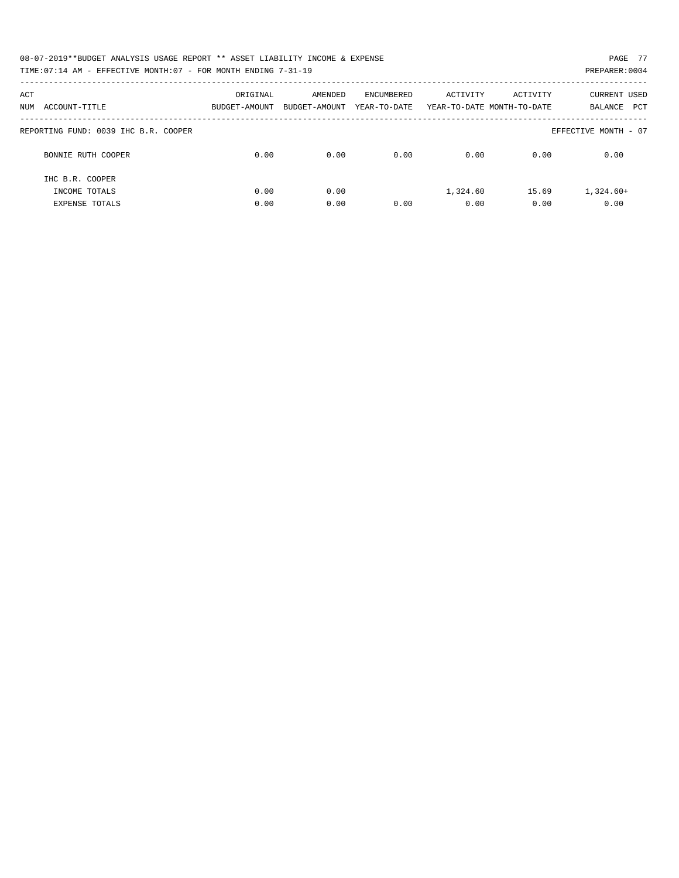08-07-2019**BUDGET ANALYSIS USAGE REPORT ** ASSET LIABILITY INCOME & EXPENSE

TIME:07:14 AM - EFFECTIVE MONTH:07 - FOR MONTH ENDING 7-31-19

PREPARER:0004

| ACT NUM ACCOUNT-TITLE | ORIGINAL BUDGET-AMOUNT | AMENDED BUDGET-AMOUNT | ENCUMBERED YEAR-TO-DATE | ACTIVITY YEAR-TO-DATE | ACTIVITY MONTH-TO-DATE | CURRENT BALANCE | USED PCT |
|---|---|---|---|---|---|---|---|
| REPORTING FUND: 0039 IHC B.R. COOPER | | | | | | EFFECTIVE MONTH - 07 | |
| BONNIE RUTH COOPER | 0.00 | 0.00 | 0.00 | 0.00 | 0.00 | 0.00 | |
| IHC B.R. COOPER | | | | | | | |
| INCOME TOTALS | 0.00 | 0.00 | | 1,324.60 | 15.69 | 1,324.60+ | |
| EXPENSE TOTALS | 0.00 | 0.00 | 0.00 | 0.00 | 0.00 | 0.00 | |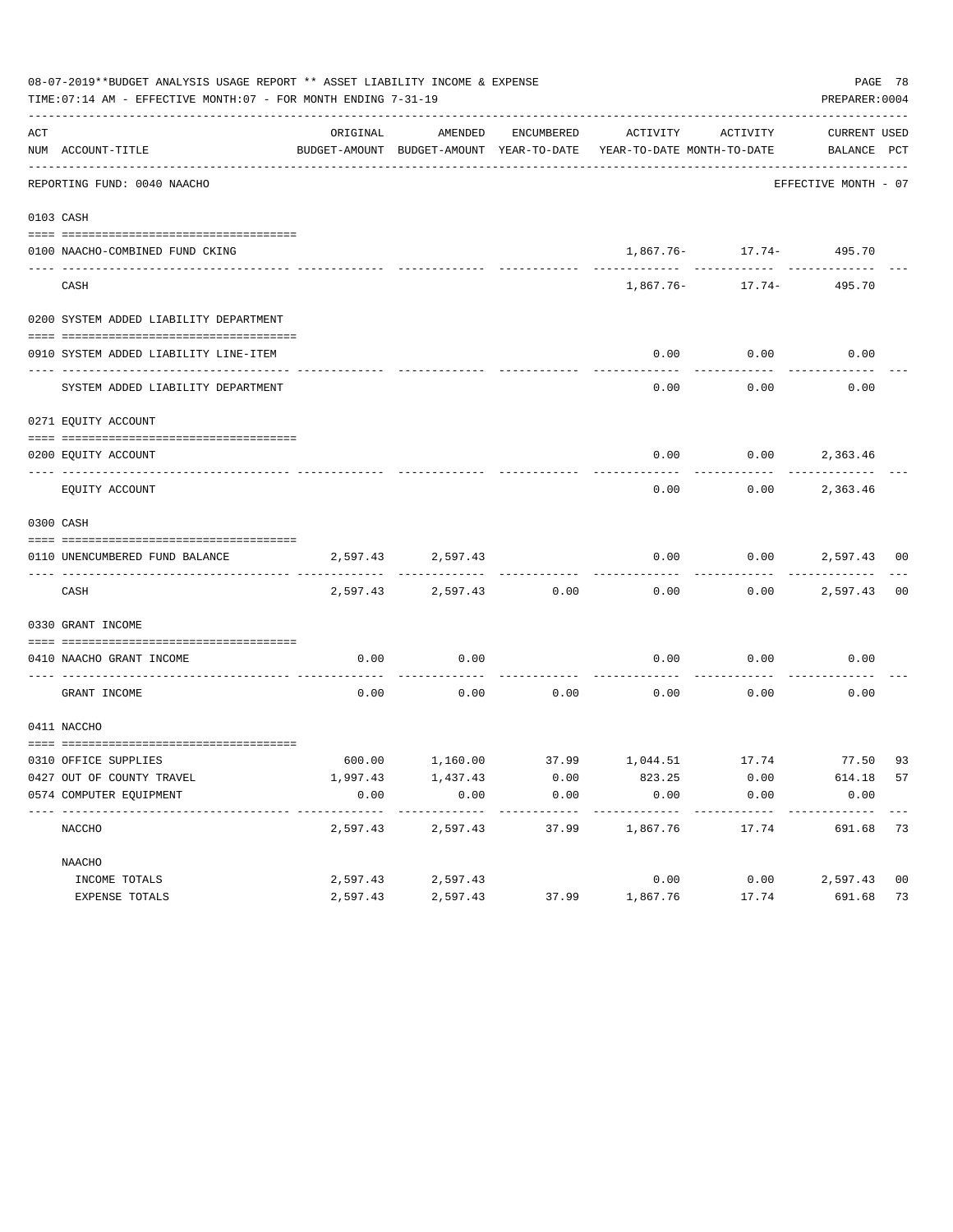08-07-2019**BUDGET ANALYSIS USAGE REPORT ** ASSET LIABILITY INCOME & EXPENSE

TIME:07:14 AM - EFFECTIVE MONTH:07 - FOR MONTH ENDING 7-31-19

PREPARER:0004

REPORTING FUND: 0040 NAACHO — EFFECTIVE MONTH - 07

| ACT NUM | ACCOUNT-TITLE | ORIGINAL BUDGET-AMOUNT | AMENDED BUDGET-AMOUNT | ENCUMBERED YEAR-TO-DATE | ACTIVITY YEAR-TO-DATE | ACTIVITY MONTH-TO-DATE | CURRENT BALANCE | USED PCT |
|---|---|---|---|---|---|---|---|---|
| 0103 | CASH | | | | | | | |
| 0100 | NAACHO-COMBINED FUND CKING | | | | 1,867.76- | 17.74- | 495.70 | |
| | CASH | | | | 1,867.76- | 17.74- | 495.70 | |
| 0200 | SYSTEM ADDED LIABILITY DEPARTMENT | | | | | | | |
| 0910 | SYSTEM ADDED LIABILITY LINE-ITEM | | | | 0.00 | 0.00 | 0.00 | |
| | SYSTEM ADDED LIABILITY DEPARTMENT | | | | 0.00 | 0.00 | 0.00 | |
| 0271 | EQUITY ACCOUNT | | | | | | | |
| 0200 | EQUITY ACCOUNT | | | | 0.00 | 0.00 | 2,363.46 | |
| | EQUITY ACCOUNT | | | | 0.00 | 0.00 | 2,363.46 | |
| 0300 | CASH | | | | | | | |
| 0110 | UNENCUMBERED FUND BALANCE | 2,597.43 | 2,597.43 | | 0.00 | 0.00 | 2,597.43 | 00 |
| | CASH | 2,597.43 | 2,597.43 | 0.00 | 0.00 | 0.00 | 2,597.43 | 00 |
| 0330 | GRANT INCOME | | | | | | | |
| 0410 | NAACHO GRANT INCOME | 0.00 | 0.00 | | 0.00 | 0.00 | 0.00 | |
| | GRANT INCOME | 0.00 | 0.00 | 0.00 | 0.00 | 0.00 | 0.00 | |
| 0411 | NACCHO | | | | | | | |
| 0310 | OFFICE SUPPLIES | 600.00 | 1,160.00 | 37.99 | 1,044.51 | 17.74 | 77.50 | 93 |
| 0427 | OUT OF COUNTY TRAVEL | 1,997.43 | 1,437.43 | 0.00 | 823.25 | 0.00 | 614.18 | 57 |
| 0574 | COMPUTER EQUIPMENT | 0.00 | 0.00 | 0.00 | 0.00 | 0.00 | 0.00 | |
| | NACCHO | 2,597.43 | 2,597.43 | 37.99 | 1,867.76 | 17.74 | 691.68 | 73 |
| | NAACHO | | | | | | | |
| | INCOME TOTALS | 2,597.43 | 2,597.43 | | 0.00 | 0.00 | 2,597.43 | 00 |
| | EXPENSE TOTALS | 2,597.43 | 2,597.43 | 37.99 | 1,867.76 | 17.74 | 691.68 | 73 |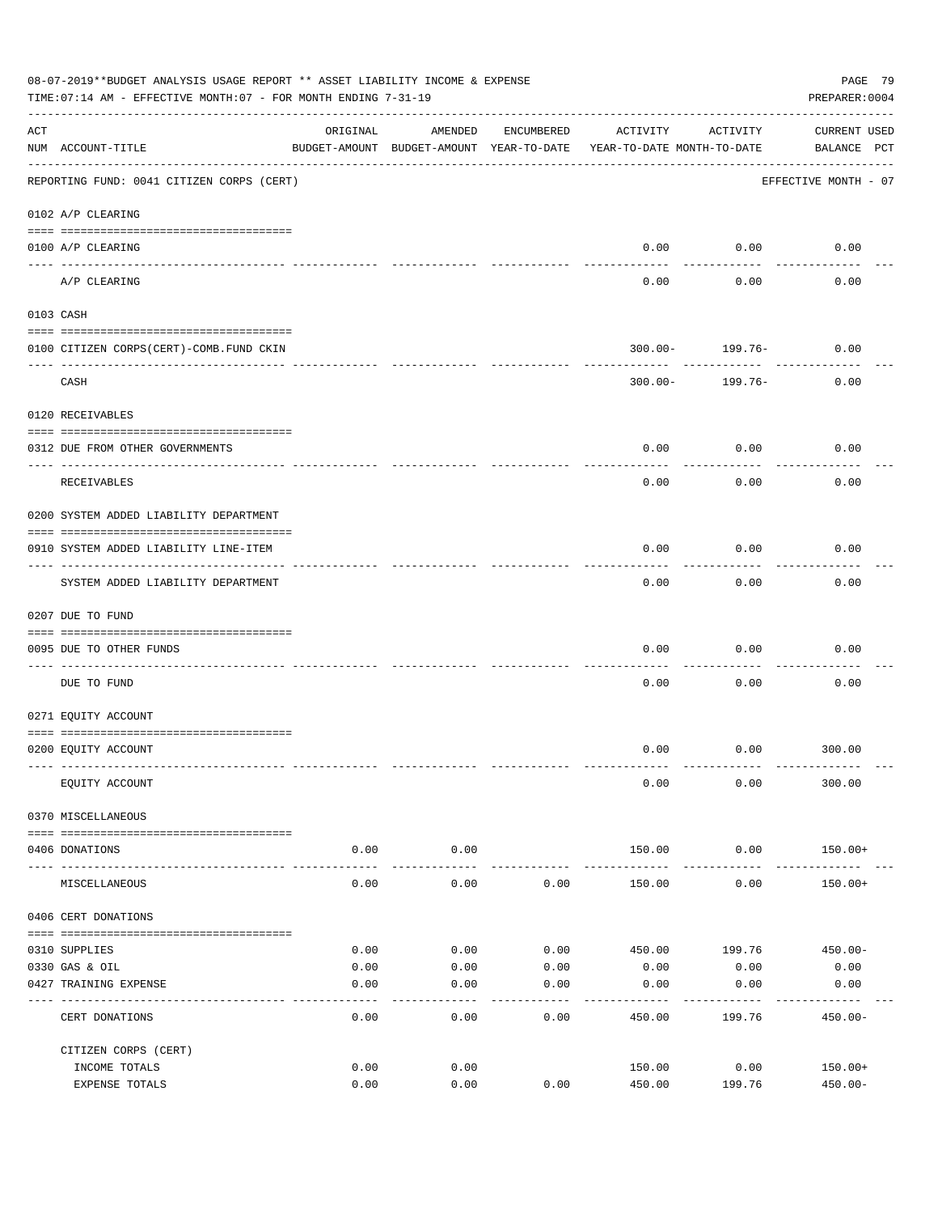08-07-2019**BUDGET ANALYSIS USAGE REPORT ** ASSET LIABILITY INCOME & EXPENSE

TIME:07:14 AM - EFFECTIVE MONTH:07 - FOR MONTH ENDING 7-31-19

PREPARER:0004

| ACT NUM | ACCOUNT-TITLE | ORIGINAL BUDGET-AMOUNT | AMENDED BUDGET-AMOUNT | ENCUMBERED YEAR-TO-DATE | ACTIVITY YEAR-TO-DATE | ACTIVITY MONTH-TO-DATE | CURRENT BALANCE | USED PCT |
|---|---|---|---|---|---|---|---|---|
| | REPORTING FUND: 0041 CITIZEN CORPS (CERT) | | | | | | EFFECTIVE MONTH - 07 | |
| | 0102 A/P CLEARING | | | | | | | |
| 0100 | A/P CLEARING | | | | 0.00 | 0.00 | 0.00 | |
| | A/P CLEARING | | | | 0.00 | 0.00 | 0.00 | |
| | 0103 CASH | | | | | | | |
| 0100 | CITIZEN CORPS(CERT)-COMB.FUND CKIN | | | | 300.00- | 199.76- | 0.00 | |
| | CASH | | | | 300.00- | 199.76- | 0.00 | |
| | 0120 RECEIVABLES | | | | | | | |
| 0312 | DUE FROM OTHER GOVERNMENTS | | | | 0.00 | 0.00 | 0.00 | |
| | RECEIVABLES | | | | 0.00 | 0.00 | 0.00 | |
| | 0200 SYSTEM ADDED LIABILITY DEPARTMENT | | | | | | | |
| 0910 | SYSTEM ADDED LIABILITY LINE-ITEM | | | | 0.00 | 0.00 | 0.00 | |
| | SYSTEM ADDED LIABILITY DEPARTMENT | | | | 0.00 | 0.00 | 0.00 | |
| | 0207 DUE TO FUND | | | | | | | |
| 0095 | DUE TO OTHER FUNDS | | | | 0.00 | 0.00 | 0.00 | |
| | DUE TO FUND | | | | 0.00 | 0.00 | 0.00 | |
| | 0271 EQUITY ACCOUNT | | | | | | | |
| 0200 | EQUITY ACCOUNT | | | | 0.00 | 0.00 | 300.00 | |
| | EQUITY ACCOUNT | | | | 0.00 | 0.00 | 300.00 | |
| | 0370 MISCELLANEOUS | | | | | | | |
| 0406 | DONATIONS | 0.00 | 0.00 | | 150.00 | 0.00 | 150.00+ | |
| | MISCELLANEOUS | 0.00 | 0.00 | 0.00 | 150.00 | 0.00 | 150.00+ | |
| | 0406 CERT DONATIONS | | | | | | | |
| 0310 | SUPPLIES | 0.00 | 0.00 | 0.00 | 450.00 | 199.76 | 450.00- | |
| 0330 | GAS & OIL | 0.00 | 0.00 | 0.00 | 0.00 | 0.00 | 0.00 | |
| 0427 | TRAINING EXPENSE | 0.00 | 0.00 | 0.00 | 0.00 | 0.00 | 0.00 | |
| | CERT DONATIONS | 0.00 | 0.00 | 0.00 | 450.00 | 199.76 | 450.00- | |
| | CITIZEN CORPS (CERT) | | | | | | | |
| | INCOME TOTALS | 0.00 | 0.00 | | 150.00 | 0.00 | 150.00+ | |
| | EXPENSE TOTALS | 0.00 | 0.00 | 0.00 | 450.00 | 199.76 | 450.00- | |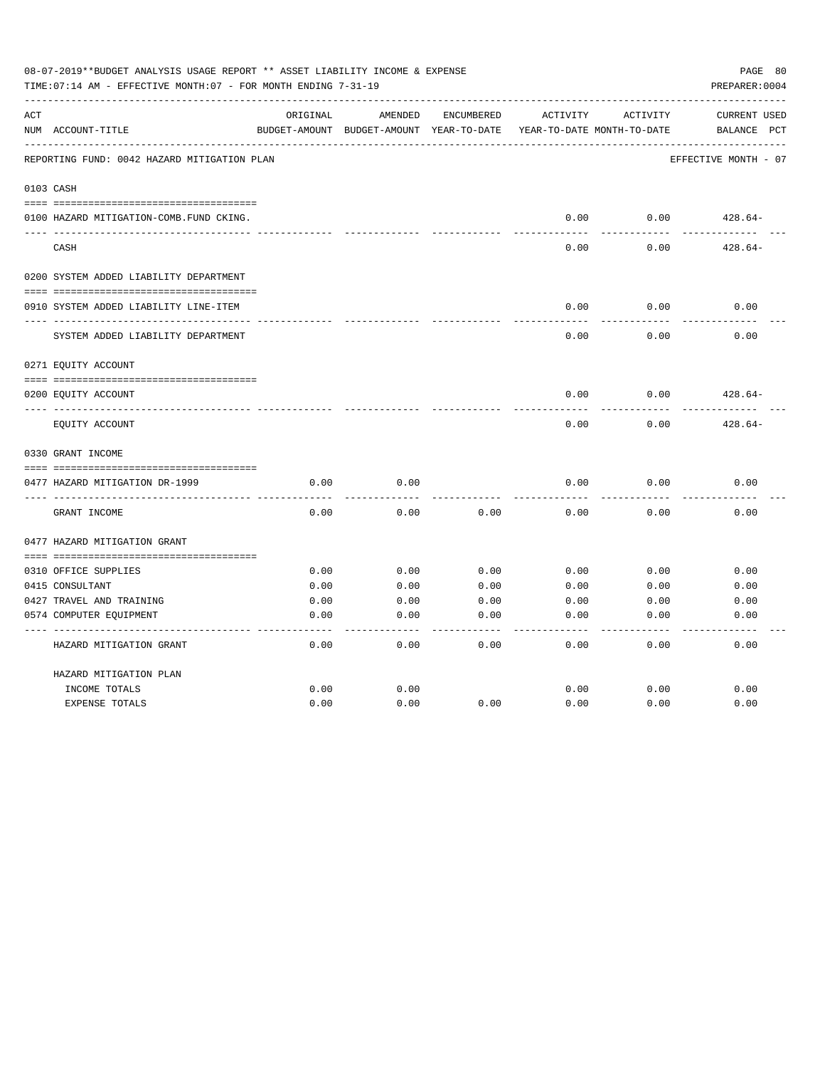08-07-2019**BUDGET ANALYSIS USAGE REPORT ** ASSET LIABILITY INCOME & EXPENSE

TIME:07:14 AM - EFFECTIVE MONTH:07 - FOR MONTH ENDING 7-31-19

PREPARER:0004

REPORTING FUND: 0042 HAZARD MITIGATION PLAN — EFFECTIVE MONTH - 07

| ACT NUM | ACCOUNT-TITLE | ORIGINAL BUDGET-AMOUNT | AMENDED BUDGET-AMOUNT | ENCUMBERED YEAR-TO-DATE | ACTIVITY YEAR-TO-DATE | ACTIVITY MONTH-TO-DATE | CURRENT BALANCE | USED PCT |
|---|---|---|---|---|---|---|---|---|
| 0103 | CASH | | | | | | | |
| 0100 | HAZARD MITIGATION-COMB.FUND CKING. | | | | 0.00 | 0.00 | 428.64- | |
| | CASH | | | | 0.00 | 0.00 | 428.64- | |
| 0200 | SYSTEM ADDED LIABILITY DEPARTMENT | | | | | | | |
| 0910 | SYSTEM ADDED LIABILITY LINE-ITEM | | | | 0.00 | 0.00 | 0.00 | |
| | SYSTEM ADDED LIABILITY DEPARTMENT | | | | 0.00 | 0.00 | 0.00 | |
| 0271 | EQUITY ACCOUNT | | | | | | | |
| 0200 | EQUITY ACCOUNT | | | | 0.00 | 0.00 | 428.64- | |
| | EQUITY ACCOUNT | | | | 0.00 | 0.00 | 428.64- | |
| 0330 | GRANT INCOME | | | | | | | |
| 0477 | HAZARD MITIGATION DR-1999 | 0.00 | 0.00 | | 0.00 | 0.00 | 0.00 | |
| | GRANT INCOME | 0.00 | 0.00 | 0.00 | 0.00 | 0.00 | 0.00 | |
| 0477 | HAZARD MITIGATION GRANT | | | | | | | |
| 0310 | OFFICE SUPPLIES | 0.00 | 0.00 | 0.00 | 0.00 | 0.00 | 0.00 | |
| 0415 | CONSULTANT | 0.00 | 0.00 | 0.00 | 0.00 | 0.00 | 0.00 | |
| 0427 | TRAVEL AND TRAINING | 0.00 | 0.00 | 0.00 | 0.00 | 0.00 | 0.00 | |
| 0574 | COMPUTER EQUIPMENT | 0.00 | 0.00 | 0.00 | 0.00 | 0.00 | 0.00 | |
| | HAZARD MITIGATION GRANT | 0.00 | 0.00 | 0.00 | 0.00 | 0.00 | 0.00 | |
| | HAZARD MITIGATION PLAN | | | | | | | |
| | INCOME TOTALS | 0.00 | 0.00 | | 0.00 | 0.00 | 0.00 | |
| | EXPENSE TOTALS | 0.00 | 0.00 | 0.00 | 0.00 | 0.00 | 0.00 | |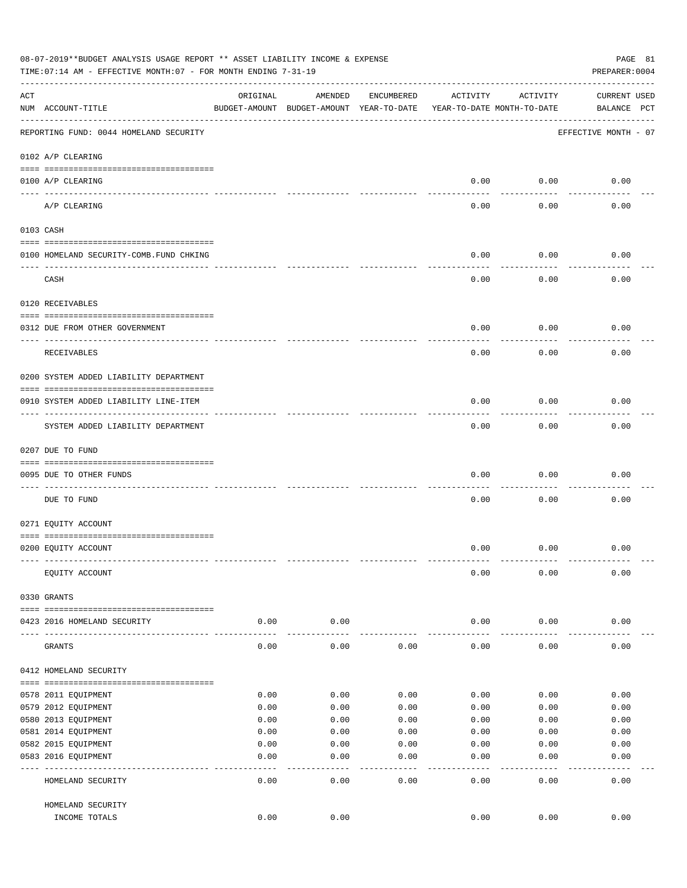08-07-2019**BUDGET ANALYSIS USAGE REPORT ** ASSET LIABILITY INCOME & EXPENSE

TIME:07:14 AM - EFFECTIVE MONTH:07 - FOR MONTH ENDING 7-31-19

PREPARER:0004

REPORTING FUND: 0044 HOMELAND SECURITY — EFFECTIVE MONTH - 07

| ACT NUM | ACCOUNT-TITLE | ORIGINAL BUDGET-AMOUNT | AMENDED BUDGET-AMOUNT | ENCUMBERED YEAR-TO-DATE | ACTIVITY YEAR-TO-DATE | ACTIVITY MONTH-TO-DATE | CURRENT BALANCE | USED PCT |
|---|---|---|---|---|---|---|---|---|
| | **0102 A/P CLEARING** | | | | | | | |
| 0100 | A/P CLEARING | | | | 0.00 | 0.00 | 0.00 | |
| | A/P CLEARING | | | | 0.00 | 0.00 | 0.00 | |
| | **0103 CASH** | | | | | | | |
| 0100 | HOMELAND SECURITY-COMB.FUND CHKING | | | | 0.00 | 0.00 | 0.00 | |
| | CASH | | | | 0.00 | 0.00 | 0.00 | |
| | **0120 RECEIVABLES** | | | | | | | |
| 0312 | DUE FROM OTHER GOVERNMENT | | | | 0.00 | 0.00 | 0.00 | |
| | RECEIVABLES | | | | 0.00 | 0.00 | 0.00 | |
| | **0200 SYSTEM ADDED LIABILITY DEPARTMENT** | | | | | | | |
| 0910 | SYSTEM ADDED LIABILITY LINE-ITEM | | | | 0.00 | 0.00 | 0.00 | |
| | SYSTEM ADDED LIABILITY DEPARTMENT | | | | 0.00 | 0.00 | 0.00 | |
| | **0207 DUE TO FUND** | | | | | | | |
| 0095 | DUE TO OTHER FUNDS | | | | 0.00 | 0.00 | 0.00 | |
| | DUE TO FUND | | | | 0.00 | 0.00 | 0.00 | |
| | **0271 EQUITY ACCOUNT** | | | | | | | |
| 0200 | EQUITY ACCOUNT | | | | 0.00 | 0.00 | 0.00 | |
| | EQUITY ACCOUNT | | | | 0.00 | 0.00 | 0.00 | |
| | **0330 GRANTS** | | | | | | | |
| 0423 | 2016 HOMELAND SECURITY | 0.00 | 0.00 | | 0.00 | 0.00 | 0.00 | |
| | GRANTS | 0.00 | 0.00 | 0.00 | 0.00 | 0.00 | 0.00 | |
| | **0412 HOMELAND SECURITY** | | | | | | | |
| 0578 | 2011 EQUIPMENT | 0.00 | 0.00 | 0.00 | 0.00 | 0.00 | 0.00 | |
| 0579 | 2012 EQUIPMENT | 0.00 | 0.00 | 0.00 | 0.00 | 0.00 | 0.00 | |
| 0580 | 2013 EQUIPMENT | 0.00 | 0.00 | 0.00 | 0.00 | 0.00 | 0.00 | |
| 0581 | 2014 EQUIPMENT | 0.00 | 0.00 | 0.00 | 0.00 | 0.00 | 0.00 | |
| 0582 | 2015 EQUIPMENT | 0.00 | 0.00 | 0.00 | 0.00 | 0.00 | 0.00 | |
| 0583 | 2016 EQUIPMENT | 0.00 | 0.00 | 0.00 | 0.00 | 0.00 | 0.00 | |
| | HOMELAND SECURITY | 0.00 | 0.00 | 0.00 | 0.00 | 0.00 | 0.00 | |
| | HOMELAND SECURITY INCOME TOTALS | 0.00 | 0.00 | | 0.00 | 0.00 | 0.00 | |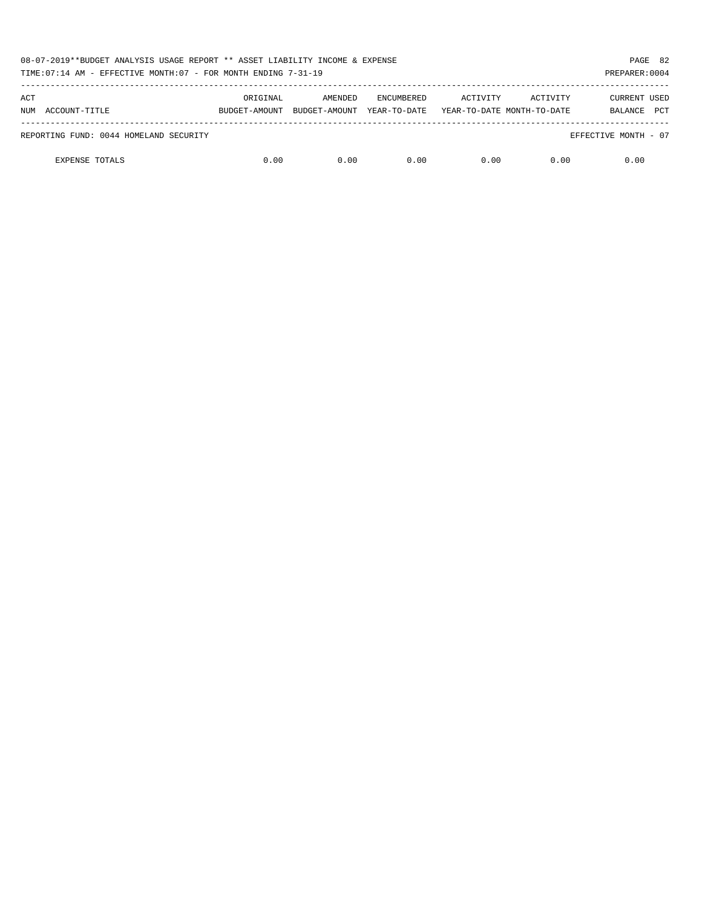08-07-2019**BUDGET ANALYSIS USAGE REPORT ** ASSET LIABILITY INCOME & EXPENSE

TIME:07:14 AM - EFFECTIVE MONTH:07 - FOR MONTH ENDING 7-31-19

PREPARER:0004

| ACT NUM ACCOUNT-TITLE | ORIGINAL BUDGET-AMOUNT | AMENDED BUDGET-AMOUNT | ENCUMBERED YEAR-TO-DATE | ACTIVITY YEAR-TO-DATE | ACTIVITY MONTH-TO-DATE | CURRENT BALANCE | USED PCT |
|---|---|---|---|---|---|---|---|
| REPORTING FUND: 0044 HOMELAND SECURITY | | | | | | EFFECTIVE MONTH - 07 | |
| EXPENSE TOTALS | 0.00 | 0.00 | 0.00 | 0.00 | 0.00 | 0.00 | |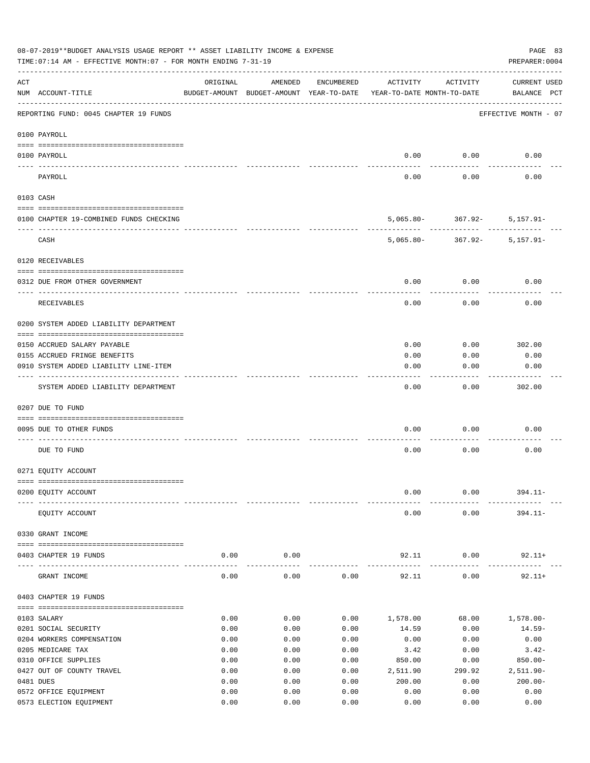08-07-2019**BUDGET ANALYSIS USAGE REPORT ** ASSET LIABILITY INCOME & EXPENSE

TIME:07:14 AM - EFFECTIVE MONTH:07 - FOR MONTH ENDING 7-31-19

PREPARER:0004

| ACT NUM | ACCOUNT-TITLE | ORIGINAL BUDGET-AMOUNT | AMENDED BUDGET-AMOUNT | ENCUMBERED YEAR-TO-DATE | ACTIVITY YEAR-TO-DATE | ACTIVITY MONTH-TO-DATE | CURRENT USED BALANCE | PCT |
|---|---|---|---|---|---|---|---|---|
| REPORTING FUND: 0045 CHAPTER 19 FUNDS | | | | | | | EFFECTIVE MONTH - 07 | |
| 0100 PAYROLL | | | | | | | | |
| 0100 | PAYROLL | | | | 0.00 | 0.00 | 0.00 | |
| | PAYROLL | | | | 0.00 | 0.00 | 0.00 | |
| 0103 CASH | | | | | | | | |
| 0100 | CHAPTER 19-COMBINED FUNDS CHECKING | | | | 5,065.80- | 367.92- | 5,157.91- | |
| | CASH | | | | 5,065.80- | 367.92- | 5,157.91- | |
| 0120 RECEIVABLES | | | | | | | | |
| 0312 | DUE FROM OTHER GOVERNMENT | | | | 0.00 | 0.00 | 0.00 | |
| | RECEIVABLES | | | | 0.00 | 0.00 | 0.00 | |
| 0200 SYSTEM ADDED LIABILITY DEPARTMENT | | | | | | | | |
| 0150 | ACCRUED SALARY PAYABLE | | | | 0.00 | 0.00 | 302.00 | |
| 0155 | ACCRUED FRINGE BENEFITS | | | | 0.00 | 0.00 | 0.00 | |
| 0910 | SYSTEM ADDED LIABILITY LINE-ITEM | | | | 0.00 | 0.00 | 0.00 | |
| | SYSTEM ADDED LIABILITY DEPARTMENT | | | | 0.00 | 0.00 | 302.00 | |
| 0207 DUE TO FUND | | | | | | | | |
| 0095 | DUE TO OTHER FUNDS | | | | 0.00 | 0.00 | 0.00 | |
| | DUE TO FUND | | | | 0.00 | 0.00 | 0.00 | |
| 0271 EQUITY ACCOUNT | | | | | | | | |
| 0200 | EQUITY ACCOUNT | | | | 0.00 | 0.00 | 394.11- | |
| | EQUITY ACCOUNT | | | | 0.00 | 0.00 | 394.11- | |
| 0330 GRANT INCOME | | | | | | | | |
| 0403 | CHAPTER 19 FUNDS | 0.00 | 0.00 | | 92.11 | 0.00 | 92.11+ | |
| | GRANT INCOME | 0.00 | 0.00 | 0.00 | 92.11 | 0.00 | 92.11+ | |
| 0403 CHAPTER 19 FUNDS | | | | | | | | |
| 0103 | SALARY | 0.00 | 0.00 | 0.00 | 1,578.00 | 68.00 | 1,578.00- | |
| 0201 | SOCIAL SECURITY | 0.00 | 0.00 | 0.00 | 14.59 | 0.00 | 14.59- | |
| 0204 | WORKERS COMPENSATION | 0.00 | 0.00 | 0.00 | 0.00 | 0.00 | 0.00 | |
| 0205 | MEDICARE TAX | 0.00 | 0.00 | 0.00 | 3.42 | 0.00 | 3.42- | |
| 0310 | OFFICE SUPPLIES | 0.00 | 0.00 | 0.00 | 850.00 | 0.00 | 850.00- | |
| 0427 | OUT OF COUNTY TRAVEL | 0.00 | 0.00 | 0.00 | 2,511.90 | 299.92 | 2,511.90- | |
| 0481 | DUES | 0.00 | 0.00 | 0.00 | 200.00 | 0.00 | 200.00- | |
| 0572 | OFFICE EQUIPMENT | 0.00 | 0.00 | 0.00 | 0.00 | 0.00 | 0.00 | |
| 0573 | ELECTION EQUIPMENT | 0.00 | 0.00 | 0.00 | 0.00 | 0.00 | 0.00 | |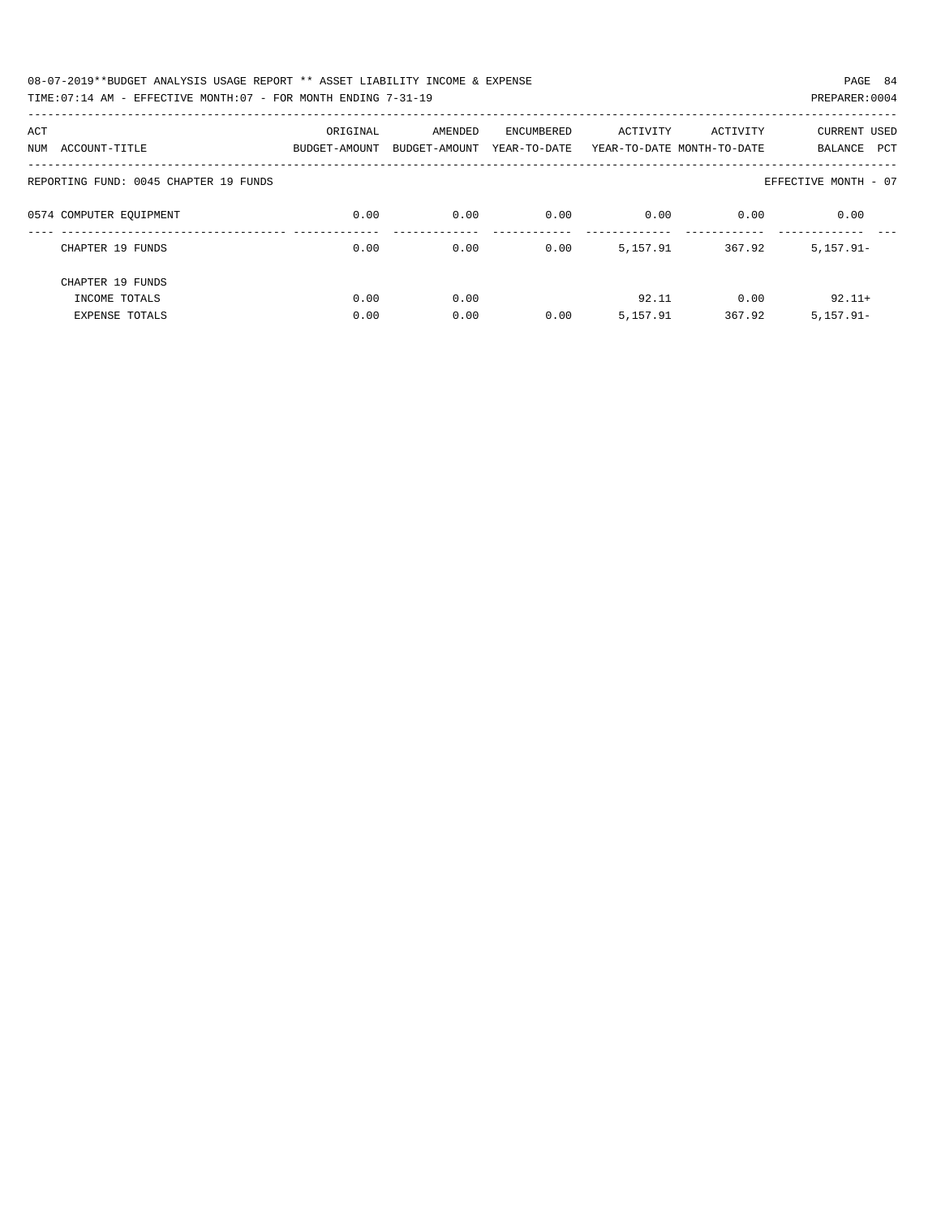08-07-2019**BUDGET ANALYSIS USAGE REPORT ** ASSET LIABILITY INCOME & EXPENSE

TIME:07:14 AM - EFFECTIVE MONTH:07 - FOR MONTH ENDING 7-31-19

PREPARER:0004

| ACT NUM | ACCOUNT-TITLE | ORIGINAL BUDGET-AMOUNT | AMENDED BUDGET-AMOUNT | ENCUMBERED YEAR-TO-DATE | ACTIVITY YEAR-TO-DATE | ACTIVITY MONTH-TO-DATE | CURRENT BALANCE | USED PCT |
|---|---|---|---|---|---|---|---|---|
| | REPORTING FUND: 0045 CHAPTER 19 FUNDS | | | | | | EFFECTIVE MONTH - 07 | |
| 0574 | COMPUTER EQUIPMENT | 0.00 | 0.00 | 0.00 | 0.00 | 0.00 | 0.00 | |
| | CHAPTER 19 FUNDS | 0.00 | 0.00 | 0.00 | 5,157.91 | 367.92 | 5,157.91- | |
| | CHAPTER 19 FUNDS | | | | | | | |
| | INCOME TOTALS | 0.00 | 0.00 | | 92.11 | 0.00 | 92.11+ | |
| | EXPENSE TOTALS | 0.00 | 0.00 | 0.00 | 5,157.91 | 367.92 | 5,157.91- | |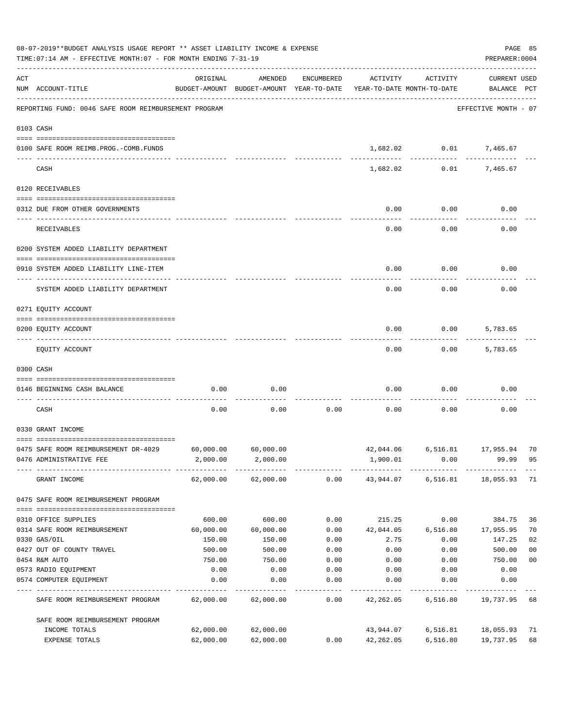08-07-2019**BUDGET ANALYSIS USAGE REPORT ** ASSET LIABILITY INCOME & EXPENSE

TIME:07:14 AM - EFFECTIVE MONTH:07 - FOR MONTH ENDING 7-31-19

PREPARER:0004

REPORTING FUND: 0046 SAFE ROOM REIMBURSEMENT PROGRAM — EFFECTIVE MONTH - 07

| ACT NUM | ACCOUNT-TITLE | ORIGINAL BUDGET-AMOUNT | AMENDED BUDGET-AMOUNT | ENCUMBERED YEAR-TO-DATE | ACTIVITY YEAR-TO-DATE | ACTIVITY MONTH-TO-DATE | CURRENT BALANCE | USED PCT |
|---|---|---|---|---|---|---|---|---|
| | **0103 CASH** | | | | | | | |
| 0100 | SAFE ROOM REIMB.PROG.-COMB.FUNDS | | | | 1,682.02 | 0.01 | 7,465.67 | |
| | CASH | | | | 1,682.02 | 0.01 | 7,465.67 | |
| | **0120 RECEIVABLES** | | | | | | | |
| 0312 | DUE FROM OTHER GOVERNMENTS | | | | 0.00 | 0.00 | 0.00 | |
| | RECEIVABLES | | | | 0.00 | 0.00 | 0.00 | |
| | **0200 SYSTEM ADDED LIABILITY DEPARTMENT** | | | | | | | |
| 0910 | SYSTEM ADDED LIABILITY LINE-ITEM | | | | 0.00 | 0.00 | 0.00 | |
| | SYSTEM ADDED LIABILITY DEPARTMENT | | | | 0.00 | 0.00 | 0.00 | |
| | **0271 EQUITY ACCOUNT** | | | | | | | |
| 0200 | EQUITY ACCOUNT | | | | 0.00 | 0.00 | 5,783.65 | |
| | EQUITY ACCOUNT | | | | 0.00 | 0.00 | 5,783.65 | |
| | **0300 CASH** | | | | | | | |
| 0146 | BEGINNING CASH BALANCE | 0.00 | 0.00 | | 0.00 | 0.00 | 0.00 | |
| | CASH | 0.00 | 0.00 | 0.00 | 0.00 | 0.00 | 0.00 | |
| | **0330 GRANT INCOME** | | | | | | | |
| 0475 | SAFE ROOM REIMBURSEMENT DR-4029 | 60,000.00 | 60,000.00 | | 42,044.06 | 6,516.81 | 17,955.94 | 70 |
| 0476 | ADMINISTRATIVE FEE | 2,000.00 | 2,000.00 | | 1,900.01 | 0.00 | 99.99 | 95 |
| | GRANT INCOME | 62,000.00 | 62,000.00 | 0.00 | 43,944.07 | 6,516.81 | 18,055.93 | 71 |
| | **0475 SAFE ROOM REIMBURSEMENT PROGRAM** | | | | | | | |
| 0310 | OFFICE SUPPLIES | 600.00 | 600.00 | 0.00 | 215.25 | 0.00 | 384.75 | 36 |
| 0314 | SAFE ROOM REIMBURSEMENT | 60,000.00 | 60,000.00 | 0.00 | 42,044.05 | 6,516.80 | 17,955.95 | 70 |
| 0330 | GAS/OIL | 150.00 | 150.00 | 0.00 | 2.75 | 0.00 | 147.25 | 02 |
| 0427 | OUT OF COUNTY TRAVEL | 500.00 | 500.00 | 0.00 | 0.00 | 0.00 | 500.00 | 00 |
| 0454 | R&M AUTO | 750.00 | 750.00 | 0.00 | 0.00 | 0.00 | 750.00 | 00 |
| 0573 | RADIO EQUIPMENT | 0.00 | 0.00 | 0.00 | 0.00 | 0.00 | 0.00 | |
| 0574 | COMPUTER EQUIPMENT | 0.00 | 0.00 | 0.00 | 0.00 | 0.00 | 0.00 | |
| | SAFE ROOM REIMBURSEMENT PROGRAM | 62,000.00 | 62,000.00 | 0.00 | 42,262.05 | 6,516.80 | 19,737.95 | 68 |
| | **SAFE ROOM REIMBURSEMENT PROGRAM** | | | | | | | |
| | INCOME TOTALS | 62,000.00 | 62,000.00 | | 43,944.07 | 6,516.81 | 18,055.93 | 71 |
| | EXPENSE TOTALS | 62,000.00 | 62,000.00 | 0.00 | 42,262.05 | 6,516.80 | 19,737.95 | 68 |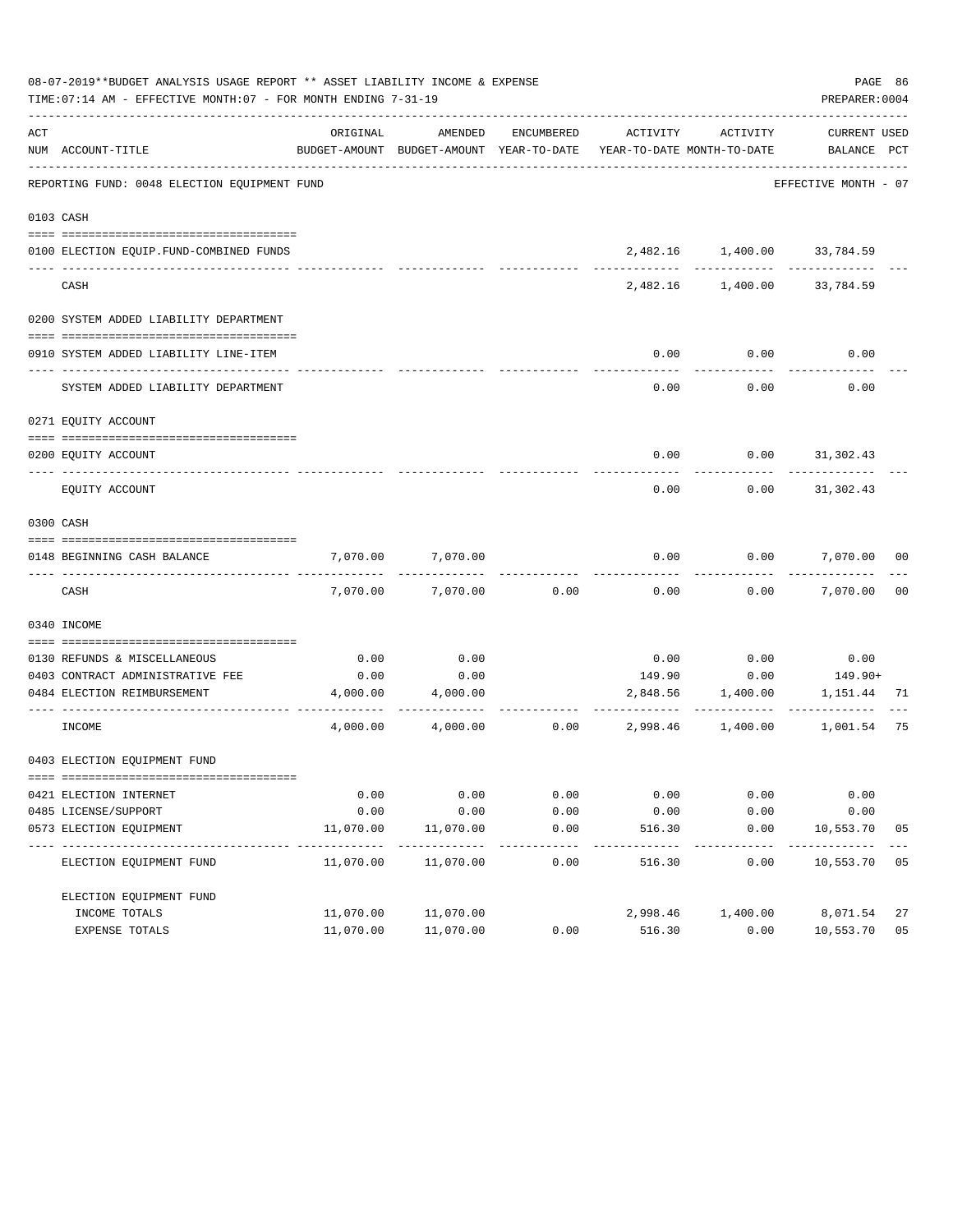08-07-2019**BUDGET ANALYSIS USAGE REPORT ** ASSET LIABILITY INCOME & EXPENSE

TIME:07:14 AM - EFFECTIVE MONTH:07 - FOR MONTH ENDING 7-31-19

PREPARER:0004

| ACT NUM | ACCOUNT-TITLE | ORIGINAL BUDGET-AMOUNT | AMENDED BUDGET-AMOUNT | ENCUMBERED YEAR-TO-DATE | ACTIVITY YEAR-TO-DATE | ACTIVITY MONTH-TO-DATE | CURRENT BALANCE | USED PCT |
|---|---|---|---|---|---|---|---|---|
| | REPORTING FUND: 0048 ELECTION EQUIPMENT FUND | | | | | | EFFECTIVE MONTH - 07 | |
| 0103 | CASH | | | | | | | |
| 0100 | ELECTION EQUIP.FUND-COMBINED FUNDS | | | | 2,482.16 | 1,400.00 | 33,784.59 | |
| | CASH | | | | 2,482.16 | 1,400.00 | 33,784.59 | |
| 0200 | SYSTEM ADDED LIABILITY DEPARTMENT | | | | | | | |
| 0910 | SYSTEM ADDED LIABILITY LINE-ITEM | | | | 0.00 | 0.00 | 0.00 | |
| | SYSTEM ADDED LIABILITY DEPARTMENT | | | | 0.00 | 0.00 | 0.00 | |
| 0271 | EQUITY ACCOUNT | | | | | | | |
| 0200 | EQUITY ACCOUNT | | | | 0.00 | 0.00 | 31,302.43 | |
| | EQUITY ACCOUNT | | | | 0.00 | 0.00 | 31,302.43 | |
| 0300 | CASH | | | | | | | |
| 0148 | BEGINNING CASH BALANCE | 7,070.00 | 7,070.00 | | 0.00 | 0.00 | 7,070.00 | 00 |
| | CASH | 7,070.00 | 7,070.00 | 0.00 | 0.00 | 0.00 | 7,070.00 | 00 |
| 0340 | INCOME | | | | | | | |
| 0130 | REFUNDS & MISCELLANEOUS | 0.00 | 0.00 | | 0.00 | 0.00 | 0.00 | |
| 0403 | CONTRACT ADMINISTRATIVE FEE | 0.00 | 0.00 | | 149.90 | 0.00 | 149.90+ | |
| 0484 | ELECTION REIMBURSEMENT | 4,000.00 | 4,000.00 | | 2,848.56 | 1,400.00 | 1,151.44 | 71 |
| | INCOME | 4,000.00 | 4,000.00 | 0.00 | 2,998.46 | 1,400.00 | 1,001.54 | 75 |
| 0403 | ELECTION EQUIPMENT FUND | | | | | | | |
| 0421 | ELECTION INTERNET | 0.00 | 0.00 | 0.00 | 0.00 | 0.00 | 0.00 | |
| 0485 | LICENSE/SUPPORT | 0.00 | 0.00 | 0.00 | 0.00 | 0.00 | 0.00 | |
| 0573 | ELECTION EQUIPMENT | 11,070.00 | 11,070.00 | 0.00 | 516.30 | 0.00 | 10,553.70 | 05 |
| | ELECTION EQUIPMENT FUND | 11,070.00 | 11,070.00 | 0.00 | 516.30 | 0.00 | 10,553.70 | 05 |
| | ELECTION EQUIPMENT FUND | | | | | | | |
| | INCOME TOTALS | 11,070.00 | 11,070.00 | | 2,998.46 | 1,400.00 | 8,071.54 | 27 |
| | EXPENSE TOTALS | 11,070.00 | 11,070.00 | 0.00 | 516.30 | 0.00 | 10,553.70 | 05 |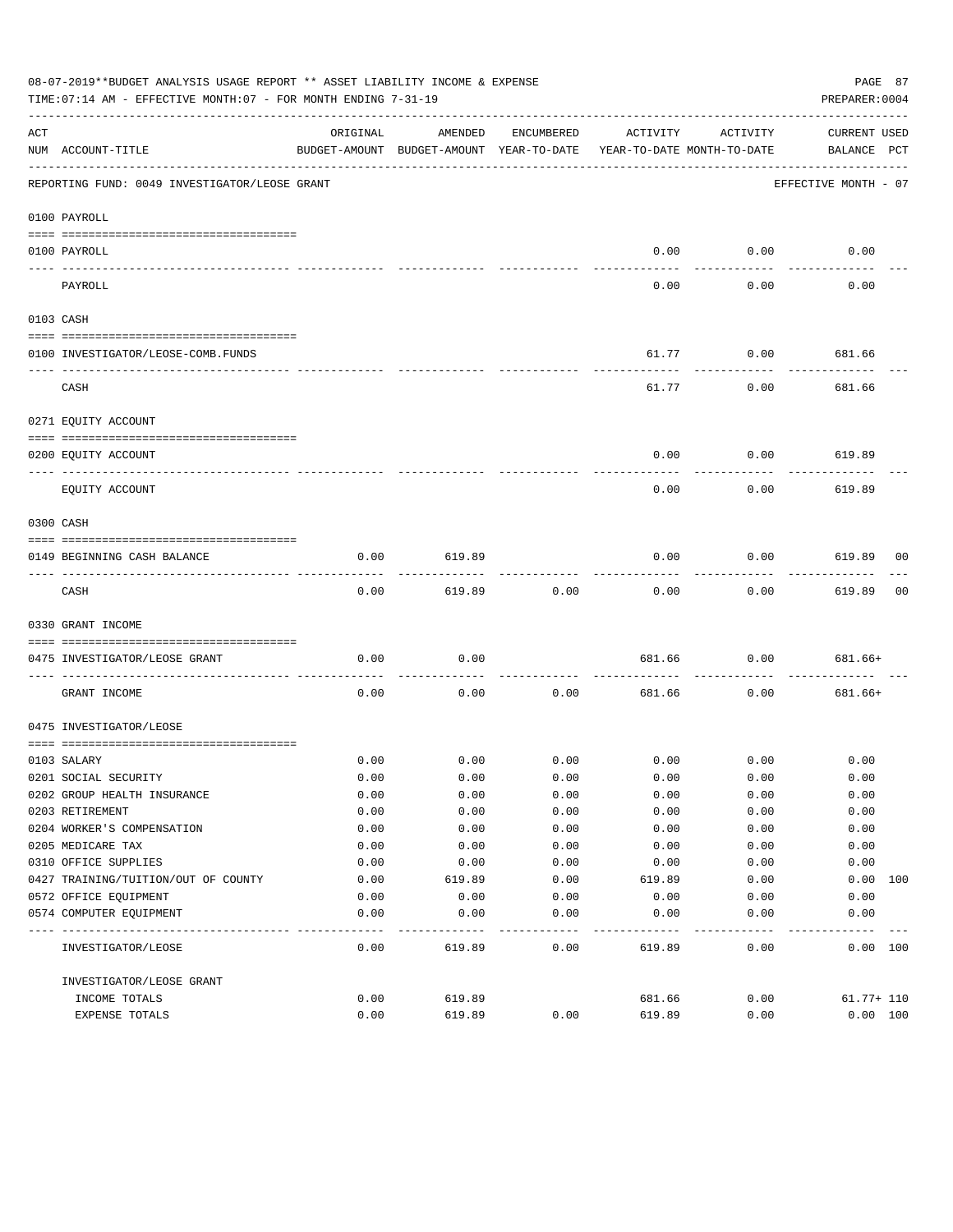08-07-2019**BUDGET ANALYSIS USAGE REPORT ** ASSET LIABILITY INCOME & EXPENSE

TIME:07:14 AM - EFFECTIVE MONTH:07 - FOR MONTH ENDING 7-31-19

PREPARER:0004

| ACT NUM | ACCOUNT-TITLE | ORIGINAL BUDGET-AMOUNT | AMENDED BUDGET-AMOUNT | ENCUMBERED YEAR-TO-DATE | ACTIVITY YEAR-TO-DATE | ACTIVITY MONTH-TO-DATE | CURRENT BALANCE | USED PCT |
|---|---|---|---|---|---|---|---|---|
| | REPORTING FUND: 0049 INVESTIGATOR/LEOSE GRANT | | | | | | EFFECTIVE MONTH - 07 | |
| | 0100 PAYROLL | | | | | | | |
| 0100 | PAYROLL | | | | 0.00 | 0.00 | 0.00 | |
| | PAYROLL | | | | 0.00 | 0.00 | 0.00 | |
| | 0103 CASH | | | | | | | |
| 0100 | INVESTIGATOR/LEOSE-COMB.FUNDS | | | | 61.77 | 0.00 | 681.66 | |
| | CASH | | | | 61.77 | 0.00 | 681.66 | |
| | 0271 EQUITY ACCOUNT | | | | | | | |
| 0200 | EQUITY ACCOUNT | | | | 0.00 | 0.00 | 619.89 | |
| | EQUITY ACCOUNT | | | | 0.00 | 0.00 | 619.89 | |
| | 0300 CASH | | | | | | | |
| 0149 | BEGINNING CASH BALANCE | 0.00 | 619.89 | | 0.00 | 0.00 | 619.89 | 00 |
| | CASH | 0.00 | 619.89 | 0.00 | 0.00 | 0.00 | 619.89 | 00 |
| | 0330 GRANT INCOME | | | | | | | |
| 0475 | INVESTIGATOR/LEOSE GRANT | 0.00 | 0.00 | | 681.66 | 0.00 | 681.66+ | |
| | GRANT INCOME | 0.00 | 0.00 | 0.00 | 681.66 | 0.00 | 681.66+ | |
| | 0475 INVESTIGATOR/LEOSE | | | | | | | |
| 0103 | SALARY | 0.00 | 0.00 | 0.00 | 0.00 | 0.00 | 0.00 | |
| 0201 | SOCIAL SECURITY | 0.00 | 0.00 | 0.00 | 0.00 | 0.00 | 0.00 | |
| 0202 | GROUP HEALTH INSURANCE | 0.00 | 0.00 | 0.00 | 0.00 | 0.00 | 0.00 | |
| 0203 | RETIREMENT | 0.00 | 0.00 | 0.00 | 0.00 | 0.00 | 0.00 | |
| 0204 | WORKER'S COMPENSATION | 0.00 | 0.00 | 0.00 | 0.00 | 0.00 | 0.00 | |
| 0205 | MEDICARE TAX | 0.00 | 0.00 | 0.00 | 0.00 | 0.00 | 0.00 | |
| 0310 | OFFICE SUPPLIES | 0.00 | 0.00 | 0.00 | 0.00 | 0.00 | 0.00 | |
| 0427 | TRAINING/TUITION/OUT OF COUNTY | 0.00 | 619.89 | 0.00 | 619.89 | 0.00 | 0.00 | 100 |
| 0572 | OFFICE EQUIPMENT | 0.00 | 0.00 | 0.00 | 0.00 | 0.00 | 0.00 | |
| 0574 | COMPUTER EQUIPMENT | 0.00 | 0.00 | 0.00 | 0.00 | 0.00 | 0.00 | |
| | INVESTIGATOR/LEOSE | 0.00 | 619.89 | 0.00 | 619.89 | 0.00 | 0.00 | 100 |
| | INVESTIGATOR/LEOSE GRANT | | | | | | | |
| | INCOME TOTALS | 0.00 | 619.89 | | 681.66 | 0.00 | 61.77+ | 110 |
| | EXPENSE TOTALS | 0.00 | 619.89 | 0.00 | 619.89 | 0.00 | 0.00 | 100 |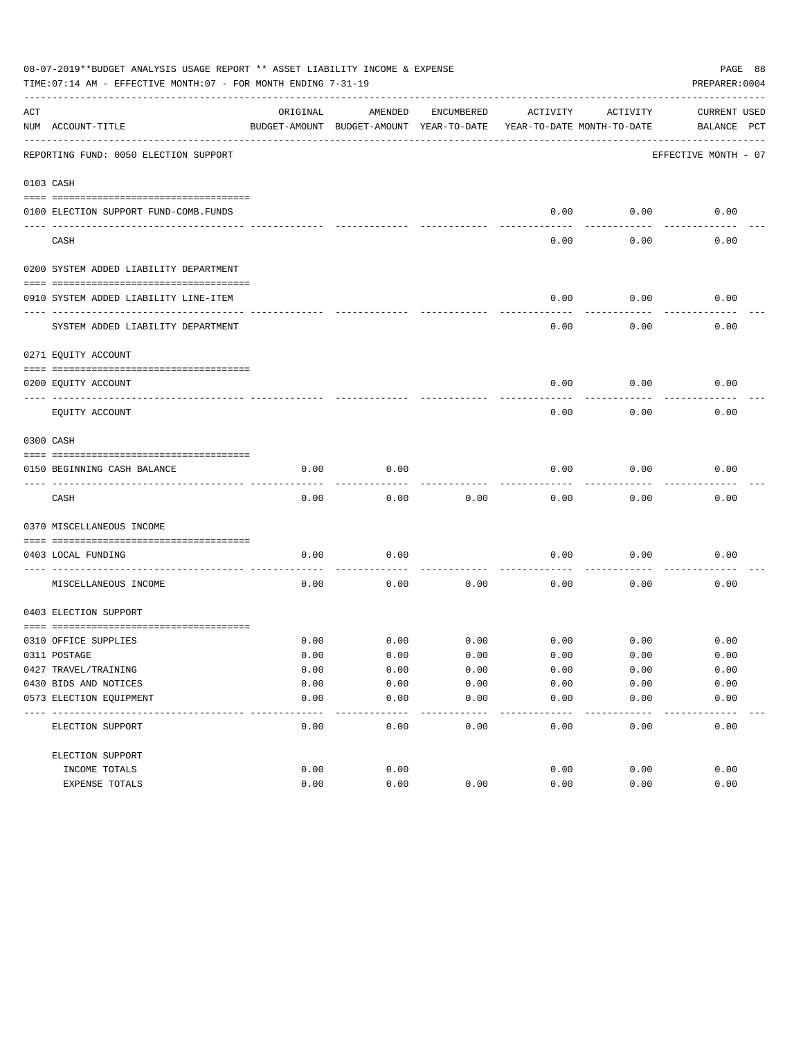08-07-2019**BUDGET ANALYSIS USAGE REPORT ** ASSET LIABILITY INCOME & EXPENSE

TIME:07:14 AM - EFFECTIVE MONTH:07 - FOR MONTH ENDING 7-31-19

PREPARER:0004

REPORTING FUND: 0050 ELECTION SUPPORT — EFFECTIVE MONTH - 07

| ACT NUM | ACCOUNT-TITLE | ORIGINAL BUDGET-AMOUNT | AMENDED BUDGET-AMOUNT | ENCUMBERED YEAR-TO-DATE | ACTIVITY YEAR-TO-DATE | ACTIVITY MONTH-TO-DATE | CURRENT BALANCE | USED PCT |
|---|---|---|---|---|---|---|---|---|
| | **0103 CASH** | | | | | | | |
| 0100 | ELECTION SUPPORT FUND-COMB.FUNDS | | | | 0.00 | 0.00 | 0.00 | |
| | CASH | | | | 0.00 | 0.00 | 0.00 | |
| | **0200 SYSTEM ADDED LIABILITY DEPARTMENT** | | | | | | | |
| 0910 | SYSTEM ADDED LIABILITY LINE-ITEM | | | | 0.00 | 0.00 | 0.00 | |
| | SYSTEM ADDED LIABILITY DEPARTMENT | | | | 0.00 | 0.00 | 0.00 | |
| | **0271 EQUITY ACCOUNT** | | | | | | | |
| 0200 | EQUITY ACCOUNT | | | | 0.00 | 0.00 | 0.00 | |
| | EQUITY ACCOUNT | | | | 0.00 | 0.00 | 0.00 | |
| | **0300 CASH** | | | | | | | |
| 0150 | BEGINNING CASH BALANCE | 0.00 | 0.00 | | 0.00 | 0.00 | 0.00 | |
| | CASH | 0.00 | 0.00 | 0.00 | 0.00 | 0.00 | 0.00 | |
| | **0370 MISCELLANEOUS INCOME** | | | | | | | |
| 0403 | LOCAL FUNDING | 0.00 | 0.00 | | 0.00 | 0.00 | 0.00 | |
| | MISCELLANEOUS INCOME | 0.00 | 0.00 | 0.00 | 0.00 | 0.00 | 0.00 | |
| | **0403 ELECTION SUPPORT** | | | | | | | |
| 0310 | OFFICE SUPPLIES | 0.00 | 0.00 | 0.00 | 0.00 | 0.00 | 0.00 | |
| 0311 | POSTAGE | 0.00 | 0.00 | 0.00 | 0.00 | 0.00 | 0.00 | |
| 0427 | TRAVEL/TRAINING | 0.00 | 0.00 | 0.00 | 0.00 | 0.00 | 0.00 | |
| 0430 | BIDS AND NOTICES | 0.00 | 0.00 | 0.00 | 0.00 | 0.00 | 0.00 | |
| 0573 | ELECTION EQUIPMENT | 0.00 | 0.00 | 0.00 | 0.00 | 0.00 | 0.00 | |
| | ELECTION SUPPORT | 0.00 | 0.00 | 0.00 | 0.00 | 0.00 | 0.00 | |
| | ELECTION SUPPORT | | | | | | | |
| | INCOME TOTALS | 0.00 | 0.00 | | 0.00 | 0.00 | 0.00 | |
| | EXPENSE TOTALS | 0.00 | 0.00 | 0.00 | 0.00 | 0.00 | 0.00 | |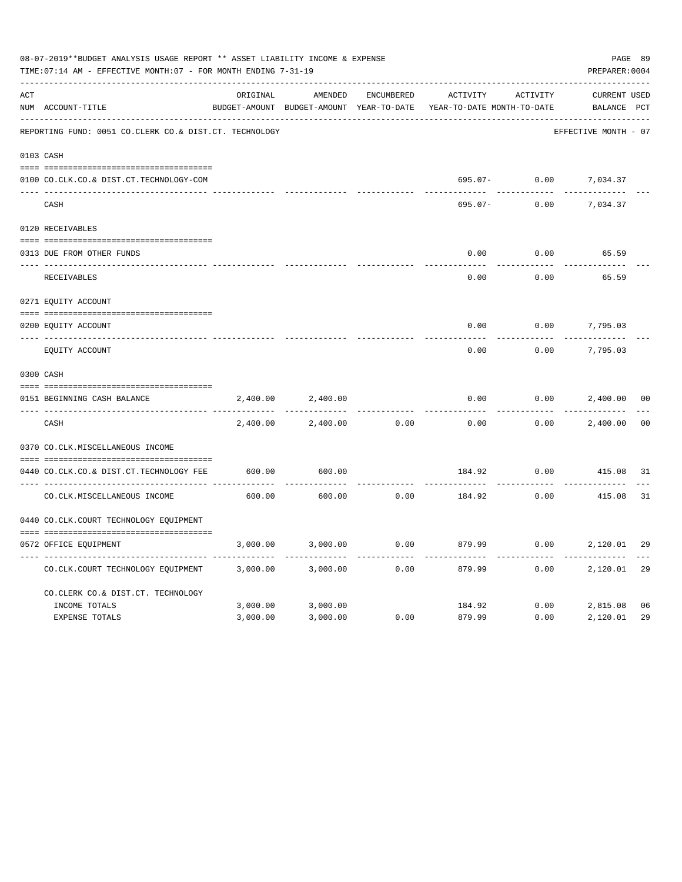08-07-2019**BUDGET ANALYSIS USAGE REPORT ** ASSET LIABILITY INCOME & EXPENSE

TIME:07:14 AM - EFFECTIVE MONTH:07 - FOR MONTH ENDING 7-31-19

PREPARER:0004

| ACT NUM | ACCOUNT-TITLE | ORIGINAL BUDGET-AMOUNT | AMENDED BUDGET-AMOUNT | ENCUMBERED YEAR-TO-DATE | ACTIVITY YEAR-TO-DATE | ACTIVITY MONTH-TO-DATE | CURRENT BALANCE | USED PCT |
|---|---|---|---|---|---|---|---|---|
| | REPORTING FUND: 0051 CO.CLERK CO.& DIST.CT. TECHNOLOGY | | | | | | EFFECTIVE MONTH - 07 | |
| 0103 | CASH | | | | | | | |
| 0100 | CO.CLK.CO.& DIST.CT.TECHNOLOGY-COM | | | | 695.07- | 0.00 | 7,034.37 | |
| | CASH | | | | 695.07- | 0.00 | 7,034.37 | |
| 0120 | RECEIVABLES | | | | | | | |
| 0313 | DUE FROM OTHER FUNDS | | | | 0.00 | 0.00 | 65.59 | |
| | RECEIVABLES | | | | 0.00 | 0.00 | 65.59 | |
| 0271 | EQUITY ACCOUNT | | | | | | | |
| 0200 | EQUITY ACCOUNT | | | | 0.00 | 0.00 | 7,795.03 | |
| | EQUITY ACCOUNT | | | | 0.00 | 0.00 | 7,795.03 | |
| 0300 | CASH | | | | | | | |
| 0151 | BEGINNING CASH BALANCE | 2,400.00 | 2,400.00 | | 0.00 | 0.00 | 2,400.00 | 00 |
| | CASH | 2,400.00 | 2,400.00 | 0.00 | 0.00 | 0.00 | 2,400.00 | 00 |
| 0370 | CO.CLK.MISCELLANEOUS INCOME | | | | | | | |
| 0440 | CO.CLK.CO.& DIST.CT.TECHNOLOGY FEE | 600.00 | 600.00 | | 184.92 | 0.00 | 415.08 | 31 |
| | CO.CLK.MISCELLANEOUS INCOME | 600.00 | 600.00 | 0.00 | 184.92 | 0.00 | 415.08 | 31 |
| 0440 | CO.CLK.COURT TECHNOLOGY EQUIPMENT | | | | | | | |
| 0572 | OFFICE EQUIPMENT | 3,000.00 | 3,000.00 | 0.00 | 879.99 | 0.00 | 2,120.01 | 29 |
| | CO.CLK.COURT TECHNOLOGY EQUIPMENT | 3,000.00 | 3,000.00 | 0.00 | 879.99 | 0.00 | 2,120.01 | 29 |
| | CO.CLERK CO.& DIST.CT. TECHNOLOGY | | | | | | | |
| | INCOME TOTALS | 3,000.00 | 3,000.00 | | 184.92 | 0.00 | 2,815.08 | 06 |
| | EXPENSE TOTALS | 3,000.00 | 3,000.00 | 0.00 | 879.99 | 0.00 | 2,120.01 | 29 |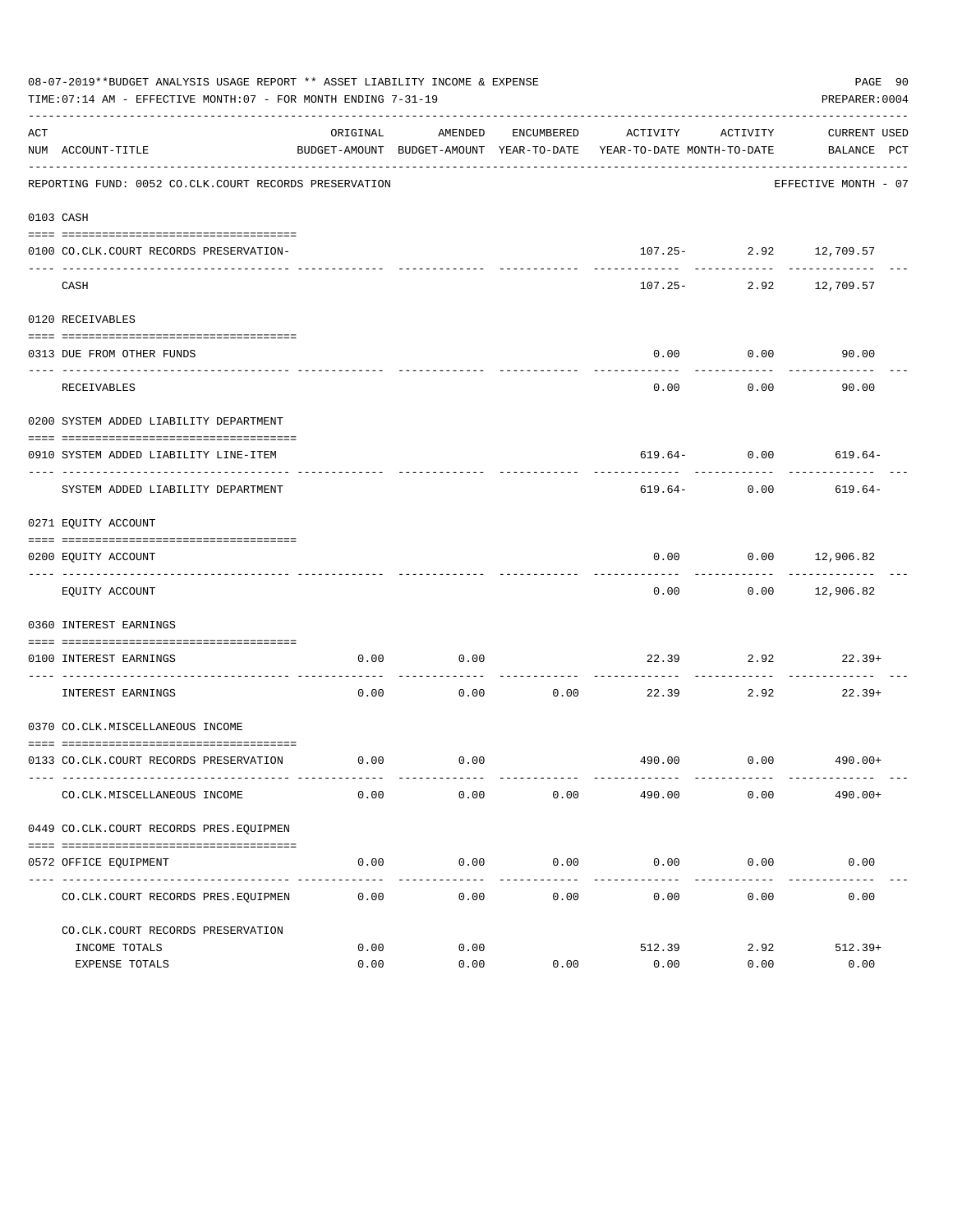08-07-2019**BUDGET ANALYSIS USAGE REPORT ** ASSET LIABILITY INCOME & EXPENSE

TIME:07:14 AM - EFFECTIVE MONTH:07 - FOR MONTH ENDING 7-31-19

PREPARER:0004

REPORTING FUND: 0052 CO.CLK.COURT RECORDS PRESERVATION — EFFECTIVE MONTH - 07

| ACT NUM | ACCOUNT-TITLE | ORIGINAL BUDGET-AMOUNT | AMENDED BUDGET-AMOUNT | ENCUMBERED YEAR-TO-DATE | ACTIVITY YEAR-TO-DATE | ACTIVITY MONTH-TO-DATE | CURRENT BALANCE | USED PCT |
|---|---|---|---|---|---|---|---|---|
| 0103 | CASH | | | | | | | |
| 0100 | CO.CLK.COURT RECORDS PRESERVATION- | | | | 107.25- | 2.92 | 12,709.57 | |
| | CASH | | | | 107.25- | 2.92 | 12,709.57 | |
| 0120 | RECEIVABLES | | | | | | | |
| 0313 | DUE FROM OTHER FUNDS | | | | 0.00 | 0.00 | 90.00 | |
| | RECEIVABLES | | | | 0.00 | 0.00 | 90.00 | |
| 0200 | SYSTEM ADDED LIABILITY DEPARTMENT | | | | | | | |
| 0910 | SYSTEM ADDED LIABILITY LINE-ITEM | | | | 619.64- | 0.00 | 619.64- | |
| | SYSTEM ADDED LIABILITY DEPARTMENT | | | | 619.64- | 0.00 | 619.64- | |
| 0271 | EQUITY ACCOUNT | | | | | | | |
| 0200 | EQUITY ACCOUNT | | | | 0.00 | 0.00 | 12,906.82 | |
| | EQUITY ACCOUNT | | | | 0.00 | 0.00 | 12,906.82 | |
| 0360 | INTEREST EARNINGS | | | | | | | |
| 0100 | INTEREST EARNINGS | 0.00 | 0.00 | | 22.39 | 2.92 | 22.39+ | |
| | INTEREST EARNINGS | 0.00 | 0.00 | 0.00 | 22.39 | 2.92 | 22.39+ | |
| 0370 | CO.CLK.MISCELLANEOUS INCOME | | | | | | | |
| 0133 | CO.CLK.COURT RECORDS PRESERVATION | 0.00 | 0.00 | | 490.00 | 0.00 | 490.00+ | |
| | CO.CLK.MISCELLANEOUS INCOME | 0.00 | 0.00 | 0.00 | 490.00 | 0.00 | 490.00+ | |
| 0449 | CO.CLK.COURT RECORDS PRES.EQUIPMEN | | | | | | | |
| 0572 | OFFICE EQUIPMENT | 0.00 | 0.00 | 0.00 | 0.00 | 0.00 | 0.00 | |
| | CO.CLK.COURT RECORDS PRES.EQUIPMEN | 0.00 | 0.00 | 0.00 | 0.00 | 0.00 | 0.00 | |
| | CO.CLK.COURT RECORDS PRESERVATION | | | | | | | |
| | INCOME TOTALS | 0.00 | 0.00 | | 512.39 | 2.92 | 512.39+ | |
| | EXPENSE TOTALS | 0.00 | 0.00 | 0.00 | 0.00 | 0.00 | 0.00 | |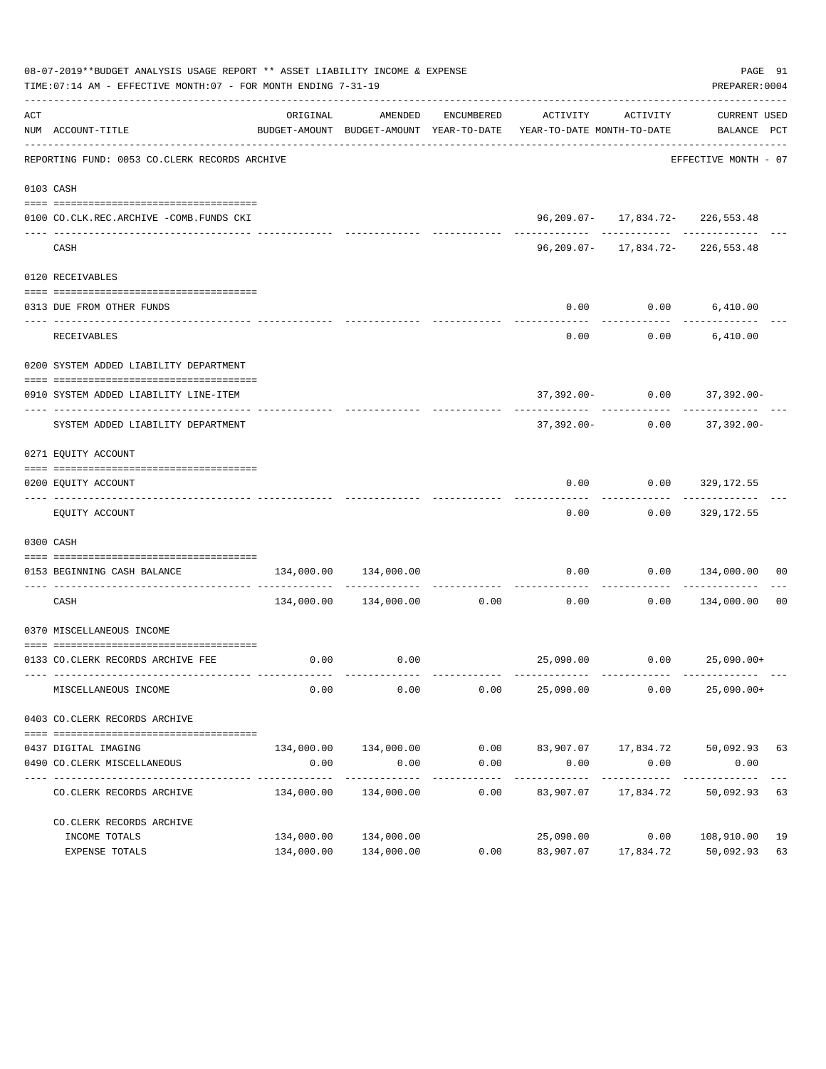08-07-2019**BUDGET ANALYSIS USAGE REPORT ** ASSET LIABILITY INCOME & EXPENSE

TIME:07:14 AM - EFFECTIVE MONTH:07 - FOR MONTH ENDING 7-31-19

PREPARER:0004

| ACT NUM | ACCOUNT-TITLE | ORIGINAL BUDGET-AMOUNT | AMENDED BUDGET-AMOUNT | ENCUMBERED YEAR-TO-DATE | ACTIVITY YEAR-TO-DATE | ACTIVITY MONTH-TO-DATE | CURRENT BALANCE | USED PCT |
|---|---|---|---|---|---|---|---|---|
| | REPORTING FUND: 0053 CO.CLERK RECORDS ARCHIVE | | | | | | EFFECTIVE MONTH - 07 | |
| 0103 | CASH | | | | | | | |
| 0100 | CO.CLK.REC.ARCHIVE -COMB.FUNDS CKI | | | | 96,209.07- | 17,834.72- | 226,553.48 | |
| | CASH | | | | 96,209.07- | 17,834.72- | 226,553.48 | |
| 0120 | RECEIVABLES | | | | | | | |
| 0313 | DUE FROM OTHER FUNDS | | | | 0.00 | 0.00 | 6,410.00 | |
| | RECEIVABLES | | | | 0.00 | 0.00 | 6,410.00 | |
| 0200 | SYSTEM ADDED LIABILITY DEPARTMENT | | | | | | | |
| 0910 | SYSTEM ADDED LIABILITY LINE-ITEM | | | | 37,392.00- | 0.00 | 37,392.00- | |
| | SYSTEM ADDED LIABILITY DEPARTMENT | | | | 37,392.00- | 0.00 | 37,392.00- | |
| 0271 | EQUITY ACCOUNT | | | | | | | |
| 0200 | EQUITY ACCOUNT | | | | 0.00 | 0.00 | 329,172.55 | |
| | EQUITY ACCOUNT | | | | 0.00 | 0.00 | 329,172.55 | |
| 0300 | CASH | | | | | | | |
| 0153 | BEGINNING CASH BALANCE | 134,000.00 | 134,000.00 | | 0.00 | 0.00 | 134,000.00 | 00 |
| | CASH | 134,000.00 | 134,000.00 | 0.00 | 0.00 | 0.00 | 134,000.00 | 00 |
| 0370 | MISCELLANEOUS INCOME | | | | | | | |
| 0133 | CO.CLERK RECORDS ARCHIVE FEE | 0.00 | 0.00 | | 25,090.00 | 0.00 | 25,090.00+ | |
| | MISCELLANEOUS INCOME | 0.00 | 0.00 | 0.00 | 25,090.00 | 0.00 | 25,090.00+ | |
| 0403 | CO.CLERK RECORDS ARCHIVE | | | | | | | |
| 0437 | DIGITAL IMAGING | 134,000.00 | 134,000.00 | 0.00 | 83,907.07 | 17,834.72 | 50,092.93 | 63 |
| 0490 | CO.CLERK MISCELLANEOUS | 0.00 | 0.00 | 0.00 | 0.00 | 0.00 | 0.00 | |
| | CO.CLERK RECORDS ARCHIVE | 134,000.00 | 134,000.00 | 0.00 | 83,907.07 | 17,834.72 | 50,092.93 | 63 |
| | CO.CLERK RECORDS ARCHIVE | | | | | | | |
| | INCOME TOTALS | 134,000.00 | 134,000.00 | | 25,090.00 | 0.00 | 108,910.00 | 19 |
| | EXPENSE TOTALS | 134,000.00 | 134,000.00 | 0.00 | 83,907.07 | 17,834.72 | 50,092.93 | 63 |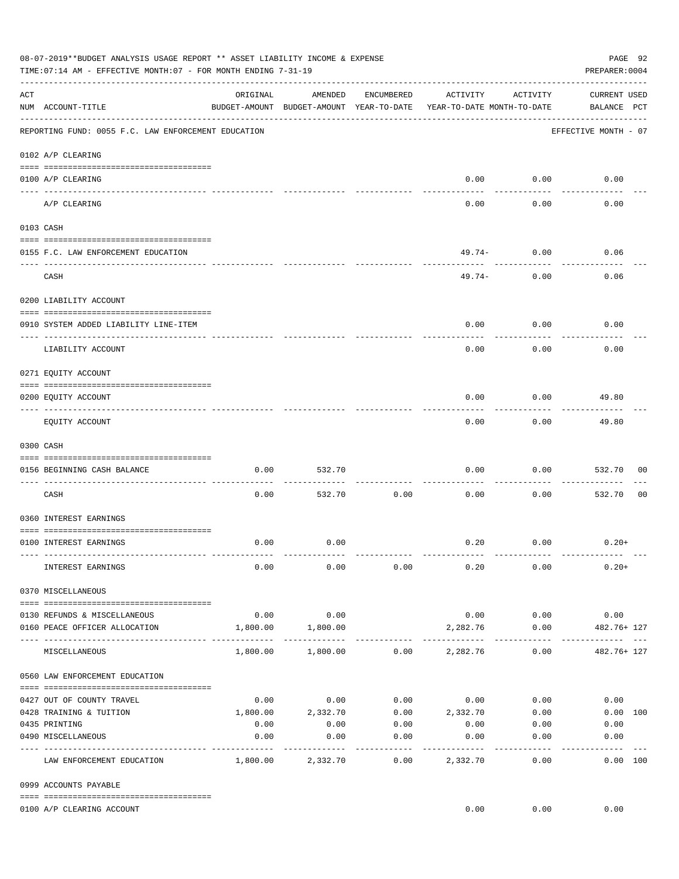08-07-2019**BUDGET ANALYSIS USAGE REPORT ** ASSET LIABILITY INCOME & EXPENSE

TIME:07:14 AM - EFFECTIVE MONTH:07 - FOR MONTH ENDING 7-31-19

PREPARER:0004

| ACT NUM | ACCOUNT-TITLE | ORIGINAL BUDGET-AMOUNT | AMENDED BUDGET-AMOUNT | ENCUMBERED YEAR-TO-DATE | ACTIVITY YEAR-TO-DATE | ACTIVITY MONTH-TO-DATE | CURRENT USED BALANCE | PCT |
|---|---|---|---|---|---|---|---|---|
| | REPORTING FUND: 0055 F.C. LAW ENFORCEMENT EDUCATION | | | | | | EFFECTIVE MONTH - 07 | |
| | 0102 A/P CLEARING | | | | | | | |
| 0100 | A/P CLEARING | | | | 0.00 | 0.00 | 0.00 | |
| | A/P CLEARING | | | | 0.00 | 0.00 | 0.00 | |
| | 0103 CASH | | | | | | | |
| 0155 | F.C. LAW ENFORCEMENT EDUCATION | | | | 49.74- | 0.00 | 0.06 | |
| | CASH | | | | 49.74- | 0.00 | 0.06 | |
| | 0200 LIABILITY ACCOUNT | | | | | | | |
| 0910 | SYSTEM ADDED LIABILITY LINE-ITEM | | | | 0.00 | 0.00 | 0.00 | |
| | LIABILITY ACCOUNT | | | | 0.00 | 0.00 | 0.00 | |
| | 0271 EQUITY ACCOUNT | | | | | | | |
| 0200 | EQUITY ACCOUNT | | | | 0.00 | 0.00 | 49.80 | |
| | EQUITY ACCOUNT | | | | 0.00 | 0.00 | 49.80 | |
| | 0300 CASH | | | | | | | |
| 0156 | BEGINNING CASH BALANCE | 0.00 | 532.70 | | 0.00 | 0.00 | 532.70 | 00 |
| | CASH | 0.00 | 532.70 | 0.00 | 0.00 | 0.00 | 532.70 | 00 |
| | 0360 INTEREST EARNINGS | | | | | | | |
| 0100 | INTEREST EARNINGS | 0.00 | 0.00 | | 0.20 | 0.00 | 0.20+ | |
| | INTEREST EARNINGS | 0.00 | 0.00 | 0.00 | 0.20 | 0.00 | 0.20+ | |
| | 0370 MISCELLANEOUS | | | | | | | |
| 0130 | REFUNDS & MISCELLANEOUS | 0.00 | 0.00 | | 0.00 | 0.00 | 0.00 | |
| 0160 | PEACE OFFICER ALLOCATION | 1,800.00 | 1,800.00 | | 2,282.76 | 0.00 | 482.76+ | 127 |
| | MISCELLANEOUS | 1,800.00 | 1,800.00 | 0.00 | 2,282.76 | 0.00 | 482.76+ | 127 |
| | 0560 LAW ENFORCEMENT EDUCATION | | | | | | | |
| 0427 | OUT OF COUNTY TRAVEL | 0.00 | 0.00 | 0.00 | 0.00 | 0.00 | 0.00 | |
| 0428 | TRAINING & TUITION | 1,800.00 | 2,332.70 | 0.00 | 2,332.70 | 0.00 | 0.00 | 100 |
| 0435 | PRINTING | 0.00 | 0.00 | 0.00 | 0.00 | 0.00 | 0.00 | |
| 0490 | MISCELLANEOUS | 0.00 | 0.00 | 0.00 | 0.00 | 0.00 | 0.00 | |
| | LAW ENFORCEMENT EDUCATION | 1,800.00 | 2,332.70 | 0.00 | 2,332.70 | 0.00 | 0.00 | 100 |
| | 0999 ACCOUNTS PAYABLE | | | | | | | |
| 0100 | A/P CLEARING ACCOUNT | | | | 0.00 | 0.00 | 0.00 | |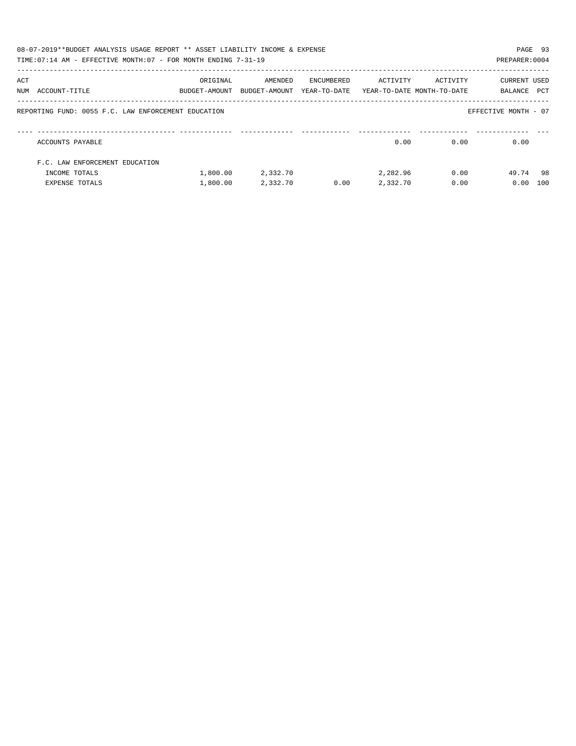08-07-2019**BUDGET ANALYSIS USAGE REPORT ** ASSET LIABILITY INCOME & EXPENSE

TIME:07:14 AM - EFFECTIVE MONTH:07 - FOR MONTH ENDING 7-31-19

PREPARER:0004

REPORTING FUND: 0055 F.C. LAW ENFORCEMENT EDUCATION

EFFECTIVE MONTH - 07

| ACT NUM | ACCOUNT-TITLE | ORIGINAL BUDGET-AMOUNT | AMENDED BUDGET-AMOUNT | ENCUMBERED YEAR-TO-DATE | ACTIVITY YEAR-TO-DATE | ACTIVITY MONTH-TO-DATE | CURRENT BALANCE | USED PCT |
|---|---|---|---|---|---|---|---|---|
| | ACCOUNTS PAYABLE | | | | 0.00 | 0.00 | 0.00 | |
| | F.C. LAW ENFORCEMENT EDUCATION | | | | | | | |
| | INCOME TOTALS | 1,800.00 | 2,332.70 | | 2,282.96 | 0.00 | 49.74 | 98 |
| | EXPENSE TOTALS | 1,800.00 | 2,332.70 | 0.00 | 2,332.70 | 0.00 | 0.00 | 100 |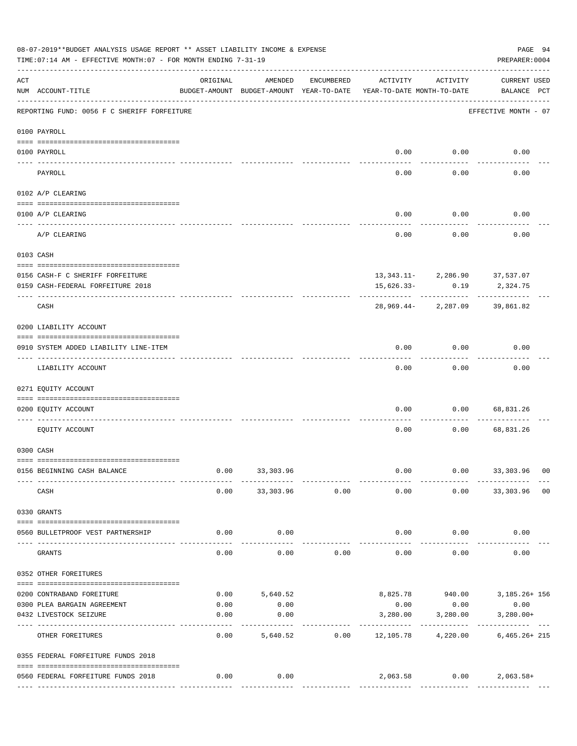08-07-2019**BUDGET ANALYSIS USAGE REPORT ** ASSET LIABILITY INCOME & EXPENSE

TIME:07:14 AM - EFFECTIVE MONTH:07 - FOR MONTH ENDING 7-31-19

PREPARER:0004

| ACT NUM | ACCOUNT-TITLE | ORIGINAL BUDGET-AMOUNT | AMENDED BUDGET-AMOUNT | ENCUMBERED YEAR-TO-DATE | ACTIVITY YEAR-TO-DATE | ACTIVITY MONTH-TO-DATE | CURRENT BALANCE | USED PCT |
|---|---|---|---|---|---|---|---|---|
| | REPORTING FUND: 0056 F C SHERIFF FORFEITURE | | | | | | EFFECTIVE MONTH - 07 | |
| | **0100 PAYROLL** | | | | | | | |
| 0100 | PAYROLL | | | | 0.00 | 0.00 | 0.00 | |
| | PAYROLL | | | | 0.00 | 0.00 | 0.00 | |
| | **0102 A/P CLEARING** | | | | | | | |
| 0100 | A/P CLEARING | | | | 0.00 | 0.00 | 0.00 | |
| | A/P CLEARING | | | | 0.00 | 0.00 | 0.00 | |
| | **0103 CASH** | | | | | | | |
| 0156 | CASH-F C SHERIFF FORFEITURE | | | | 13,343.11- | 2,286.90 | 37,537.07 | |
| 0159 | CASH-FEDERAL FORFEITURE 2018 | | | | 15,626.33- | 0.19 | 2,324.75 | |
| | CASH | | | | 28,969.44- | 2,287.09 | 39,861.82 | |
| | **0200 LIABILITY ACCOUNT** | | | | | | | |
| 0910 | SYSTEM ADDED LIABILITY LINE-ITEM | | | | 0.00 | 0.00 | 0.00 | |
| | LIABILITY ACCOUNT | | | | 0.00 | 0.00 | 0.00 | |
| | **0271 EQUITY ACCOUNT** | | | | | | | |
| 0200 | EQUITY ACCOUNT | | | | 0.00 | 0.00 | 68,831.26 | |
| | EQUITY ACCOUNT | | | | 0.00 | 0.00 | 68,831.26 | |
| | **0300 CASH** | | | | | | | |
| 0156 | BEGINNING CASH BALANCE | 0.00 | 33,303.96 | | 0.00 | 0.00 | 33,303.96 | 00 |
| | CASH | 0.00 | 33,303.96 | 0.00 | 0.00 | 0.00 | 33,303.96 | 00 |
| | **0330 GRANTS** | | | | | | | |
| 0560 | BULLETPROOF VEST PARTNERSHIP | 0.00 | 0.00 | | 0.00 | 0.00 | 0.00 | |
| | GRANTS | 0.00 | 0.00 | 0.00 | 0.00 | 0.00 | 0.00 | |
| | **0352 OTHER FOREITURES** | | | | | | | |
| 0200 | CONTRABAND FOREITURE | 0.00 | 5,640.52 | | 8,825.78 | 940.00 | 3,185.26+ | 156 |
| 0300 | PLEA BARGAIN AGREEMENT | 0.00 | 0.00 | | 0.00 | 0.00 | 0.00 | |
| 0432 | LIVESTOCK SEIZURE | 0.00 | 0.00 | | 3,280.00 | 3,280.00 | 3,280.00+ | |
| | OTHER FOREITURES | 0.00 | 5,640.52 | 0.00 | 12,105.78 | 4,220.00 | 6,465.26+ | 215 |
| | **0355 FEDERAL FORFEITURE FUNDS 2018** | | | | | | | |
| 0560 | FEDERAL FORFEITURE FUNDS 2018 | 0.00 | 0.00 | | 2,063.58 | 0.00 | 2,063.58+ | |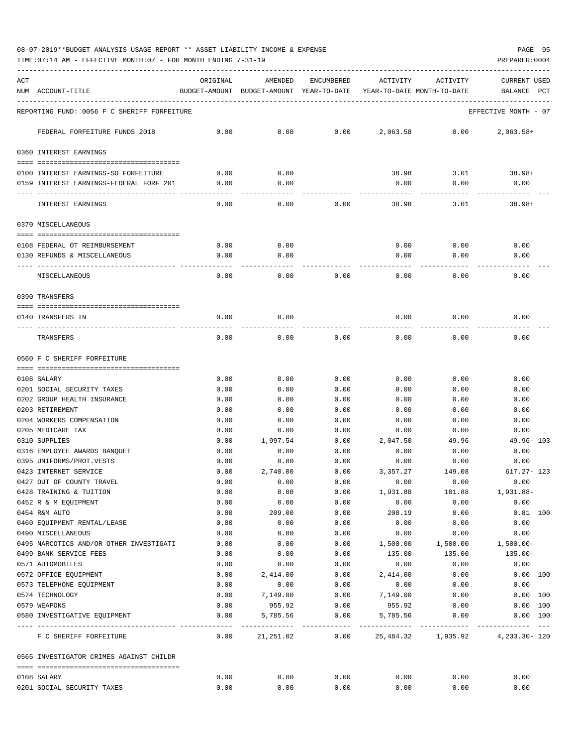08-07-2019**BUDGET ANALYSIS USAGE REPORT ** ASSET LIABILITY INCOME & EXPENSE

TIME:07:14 AM - EFFECTIVE MONTH:07 - FOR MONTH ENDING 7-31-19

PREPARER:0004

| ACT NUM | ACCOUNT-TITLE | ORIGINAL BUDGET-AMOUNT | AMENDED BUDGET-AMOUNT | ENCUMBERED YEAR-TO-DATE | ACTIVITY YEAR-TO-DATE | ACTIVITY MONTH-TO-DATE | CURRENT BALANCE | USED PCT |
|---|---|---|---|---|---|---|---|---|
| | REPORTING FUND: 0056 F C SHERIFF FORFEITURE | | | | | | EFFECTIVE MONTH - 07 | |
| | FEDERAL FORFEITURE FUNDS 2018 | 0.00 | 0.00 | 0.00 | 2,063.58 | 0.00 | 2,063.58+ | |
| | 0360 INTEREST EARNINGS | | | | | | | |
| 0100 | INTEREST EARNINGS-SO FORFEITURE | 0.00 | 0.00 | | 38.98 | 3.01 | 38.98+ | |
| 0159 | INTEREST EARNINGS-FEDERAL FORF 201 | 0.00 | 0.00 | | 0.00 | 0.00 | 0.00 | |
| | INTEREST EARNINGS | 0.00 | 0.00 | 0.00 | 38.98 | 3.01 | 38.98+ | |
| | 0370 MISCELLANEOUS | | | | | | | |
| 0108 | FEDERAL OT REIMBURSEMENT | 0.00 | 0.00 | | 0.00 | 0.00 | 0.00 | |
| 0130 | REFUNDS & MISCELLANEOUS | 0.00 | 0.00 | | 0.00 | 0.00 | 0.00 | |
| | MISCELLANEOUS | 0.00 | 0.00 | 0.00 | 0.00 | 0.00 | 0.00 | |
| | 0390 TRANSFERS | | | | | | | |
| 0140 | TRANSFERS IN | 0.00 | 0.00 | | 0.00 | 0.00 | 0.00 | |
| | TRANSFERS | 0.00 | 0.00 | 0.00 | 0.00 | 0.00 | 0.00 | |
| | 0560 F C SHERIFF FORFEITURE | | | | | | | |
| 0108 | SALARY | 0.00 | 0.00 | 0.00 | 0.00 | 0.00 | 0.00 | |
| 0201 | SOCIAL SECURITY TAXES | 0.00 | 0.00 | 0.00 | 0.00 | 0.00 | 0.00 | |
| 0202 | GROUP HEALTH INSURANCE | 0.00 | 0.00 | 0.00 | 0.00 | 0.00 | 0.00 | |
| 0203 | RETIREMENT | 0.00 | 0.00 | 0.00 | 0.00 | 0.00 | 0.00 | |
| 0204 | WORKERS COMPENSATION | 0.00 | 0.00 | 0.00 | 0.00 | 0.00 | 0.00 | |
| 0205 | MEDICARE TAX | 0.00 | 0.00 | 0.00 | 0.00 | 0.00 | 0.00 | |
| 0310 | SUPPLIES | 0.00 | 1,997.54 | 0.00 | 2,047.50 | 49.96 | 49.96- | 103 |
| 0316 | EMPLOYEE AWARDS BANQUET | 0.00 | 0.00 | 0.00 | 0.00 | 0.00 | 0.00 | |
| 0395 | UNIFORMS/PROT.VESTS | 0.00 | 0.00 | 0.00 | 0.00 | 0.00 | 0.00 | |
| 0423 | INTERNET SERVICE | 0.00 | 2,740.00 | 0.00 | 3,357.27 | 149.08 | 617.27- | 123 |
| 0427 | OUT OF COUNTY TRAVEL | 0.00 | 0.00 | 0.00 | 0.00 | 0.00 | 0.00 | |
| 0428 | TRAINING & TUITION | 0.00 | 0.00 | 0.00 | 1,931.88 | 101.88 | 1,931.88- | |
| 0452 | R & M EQUIPMENT | 0.00 | 0.00 | 0.00 | 0.00 | 0.00 | 0.00 | |
| 0454 | R&M AUTO | 0.00 | 209.00 | 0.00 | 208.19 | 0.00 | 0.81 | 100 |
| 0460 | EQUIPMENT RENTAL/LEASE | 0.00 | 0.00 | 0.00 | 0.00 | 0.00 | 0.00 | |
| 0490 | MISCELLANEOUS | 0.00 | 0.00 | 0.00 | 0.00 | 0.00 | 0.00 | |
| 0495 | NARCOTICS AND/OR OTHER INVESTIGATI | 0.00 | 0.00 | 0.00 | 1,500.00 | 1,500.00 | 1,500.00- | |
| 0499 | BANK SERVICE FEES | 0.00 | 0.00 | 0.00 | 135.00 | 135.00 | 135.00- | |
| 0571 | AUTOMOBILES | 0.00 | 0.00 | 0.00 | 0.00 | 0.00 | 0.00 | |
| 0572 | OFFICE EQUIPMENT | 0.00 | 2,414.00 | 0.00 | 2,414.00 | 0.00 | 0.00 | 100 |
| 0573 | TELEPHONE EQUIPMENT | 0.00 | 0.00 | 0.00 | 0.00 | 0.00 | 0.00 | |
| 0574 | TECHNOLOGY | 0.00 | 7,149.00 | 0.00 | 7,149.00 | 0.00 | 0.00 | 100 |
| 0579 | WEAPONS | 0.00 | 955.92 | 0.00 | 955.92 | 0.00 | 0.00 | 100 |
| 0580 | INVESTIGATIVE EQUIPMENT | 0.00 | 5,785.56 | 0.00 | 5,785.56 | 0.00 | 0.00 | 100 |
| | F C SHERIFF FORFEITURE | 0.00 | 21,251.02 | 0.00 | 25,484.32 | 1,935.92 | 4,233.30- | 120 |
| | 0565 INVESTIGATOR CRIMES AGAINST CHILDR | | | | | | | |
| 0108 | SALARY | 0.00 | 0.00 | 0.00 | 0.00 | 0.00 | 0.00 | |
| 0201 | SOCIAL SECURITY TAXES | 0.00 | 0.00 | 0.00 | 0.00 | 0.00 | 0.00 | |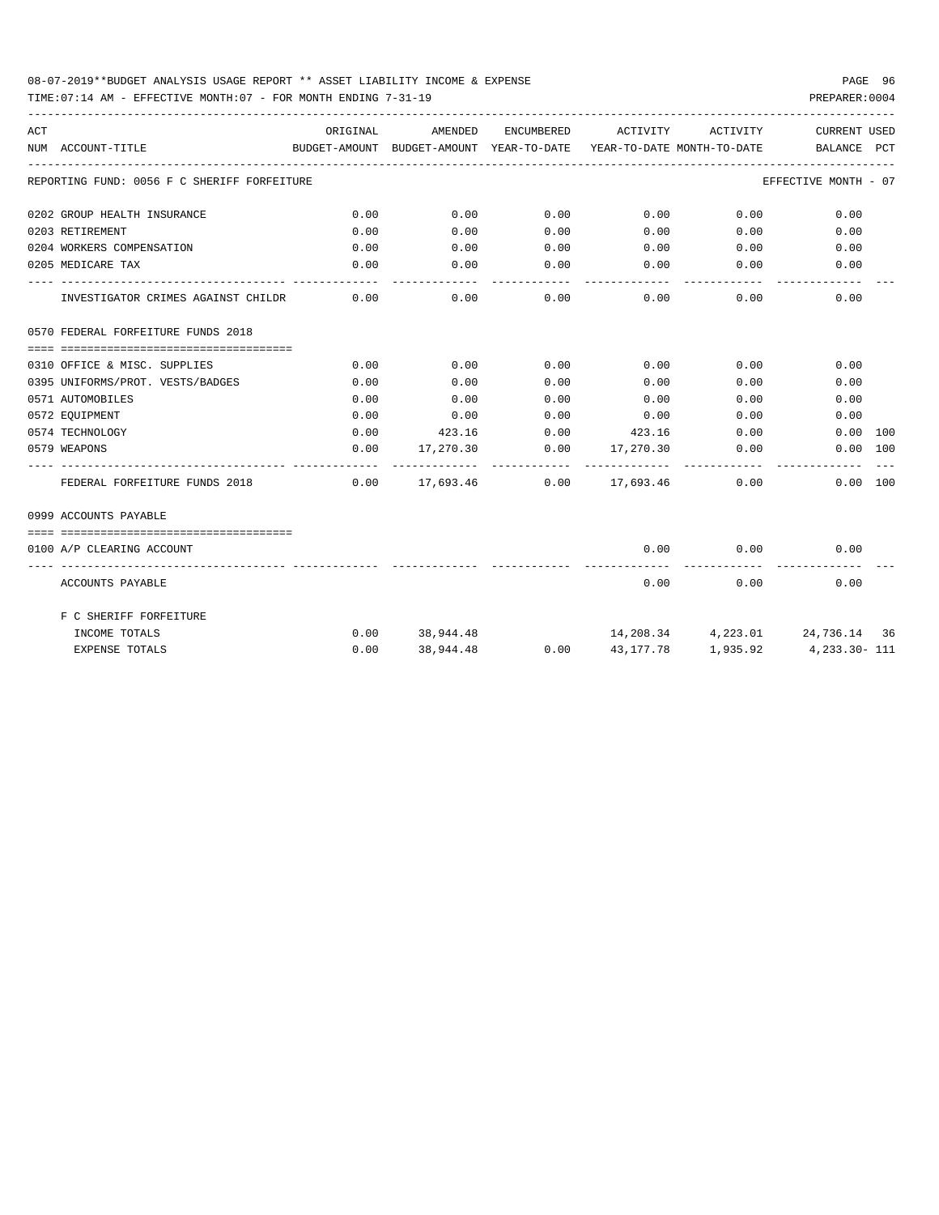08-07-2019**BUDGET ANALYSIS USAGE REPORT ** ASSET LIABILITY INCOME & EXPENSE

TIME:07:14 AM - EFFECTIVE MONTH:07 - FOR MONTH ENDING 7-31-19

PREPARER:0004

| ACT NUM | ACCOUNT-TITLE | ORIGINAL BUDGET-AMOUNT | AMENDED BUDGET-AMOUNT | ENCUMBERED YEAR-TO-DATE | ACTIVITY YEAR-TO-DATE | ACTIVITY MONTH-TO-DATE | CURRENT BALANCE | USED PCT |
|---|---|---|---|---|---|---|---|---|
| | REPORTING FUND: 0056 F C SHERIFF FORFEITURE | | | | | | EFFECTIVE MONTH - 07 | |
| 0202 | GROUP HEALTH INSURANCE | 0.00 | 0.00 | 0.00 | 0.00 | 0.00 | 0.00 | |
| 0203 | RETIREMENT | 0.00 | 0.00 | 0.00 | 0.00 | 0.00 | 0.00 | |
| 0204 | WORKERS COMPENSATION | 0.00 | 0.00 | 0.00 | 0.00 | 0.00 | 0.00 | |
| 0205 | MEDICARE TAX | 0.00 | 0.00 | 0.00 | 0.00 | 0.00 | 0.00 | |
| | INVESTIGATOR CRIMES AGAINST CHILDR | 0.00 | 0.00 | 0.00 | 0.00 | 0.00 | 0.00 | |
| 0570 | FEDERAL FORFEITURE FUNDS 2018 | | | | | | | |
| 0310 | OFFICE & MISC. SUPPLIES | 0.00 | 0.00 | 0.00 | 0.00 | 0.00 | 0.00 | |
| 0395 | UNIFORMS/PROT. VESTS/BADGES | 0.00 | 0.00 | 0.00 | 0.00 | 0.00 | 0.00 | |
| 0571 | AUTOMOBILES | 0.00 | 0.00 | 0.00 | 0.00 | 0.00 | 0.00 | |
| 0572 | EQUIPMENT | 0.00 | 0.00 | 0.00 | 0.00 | 0.00 | 0.00 | |
| 0574 | TECHNOLOGY | 0.00 | 423.16 | 0.00 | 423.16 | 0.00 | 0.00 | 100 |
| 0579 | WEAPONS | 0.00 | 17,270.30 | 0.00 | 17,270.30 | 0.00 | 0.00 | 100 |
| | FEDERAL FORFEITURE FUNDS 2018 | 0.00 | 17,693.46 | 0.00 | 17,693.46 | 0.00 | 0.00 | 100 |
| 0999 | ACCOUNTS PAYABLE | | | | | | | |
| 0100 | A/P CLEARING ACCOUNT | | | | 0.00 | 0.00 | 0.00 | |
| | ACCOUNTS PAYABLE | | | | 0.00 | 0.00 | 0.00 | |
| | F C SHERIFF FORFEITURE | | | | | | | |
| | INCOME TOTALS | 0.00 | 38,944.48 | | 14,208.34 | 4,223.01 | 24,736.14 | 36 |
| | EXPENSE TOTALS | 0.00 | 38,944.48 | 0.00 | 43,177.78 | 1,935.92 | 4,233.30- | 111 |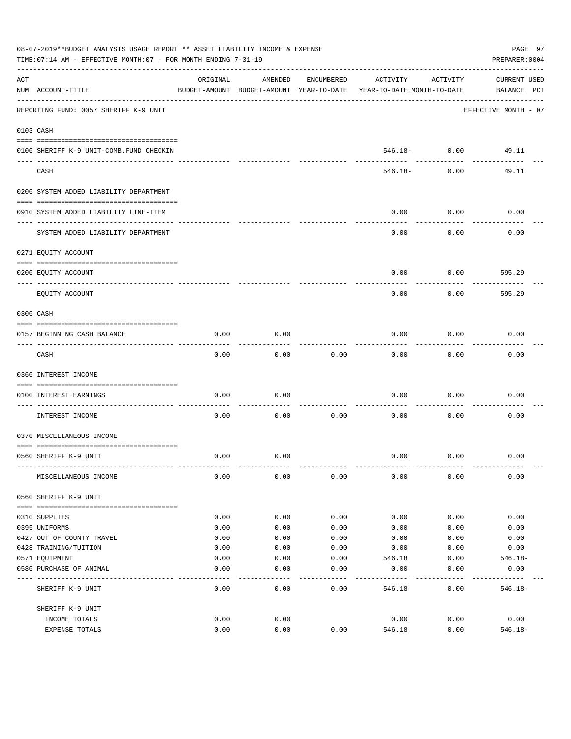08-07-2019**BUDGET ANALYSIS USAGE REPORT ** ASSET LIABILITY INCOME & EXPENSE

TIME:07:14 AM - EFFECTIVE MONTH:07 - FOR MONTH ENDING 7-31-19

PREPARER:0004

REPORTING FUND: 0057 SHERIFF K-9 UNIT — EFFECTIVE MONTH - 07

| ACT NUM | ACCOUNT-TITLE | ORIGINAL BUDGET-AMOUNT | AMENDED BUDGET-AMOUNT | ENCUMBERED YEAR-TO-DATE | ACTIVITY YEAR-TO-DATE | ACTIVITY MONTH-TO-DATE | CURRENT USED BALANCE | PCT |
|---|---|---|---|---|---|---|---|---|
| **0103** | **CASH** | | | | | | | |
| 0100 | SHERIFF K-9 UNIT-COMB.FUND CHECKIN | | | | 546.18- | 0.00 | 49.11 | |
| | CASH | | | | 546.18- | 0.00 | 49.11 | |
| **0200** | **SYSTEM ADDED LIABILITY DEPARTMENT** | | | | | | | |
| 0910 | SYSTEM ADDED LIABILITY LINE-ITEM | | | | 0.00 | 0.00 | 0.00 | |
| | SYSTEM ADDED LIABILITY DEPARTMENT | | | | 0.00 | 0.00 | 0.00 | |
| **0271** | **EQUITY ACCOUNT** | | | | | | | |
| 0200 | EQUITY ACCOUNT | | | | 0.00 | 0.00 | 595.29 | |
| | EQUITY ACCOUNT | | | | 0.00 | 0.00 | 595.29 | |
| **0300** | **CASH** | | | | | | | |
| 0157 | BEGINNING CASH BALANCE | 0.00 | 0.00 | | 0.00 | 0.00 | 0.00 | |
| | CASH | 0.00 | 0.00 | 0.00 | 0.00 | 0.00 | 0.00 | |
| **0360** | **INTEREST INCOME** | | | | | | | |
| 0100 | INTEREST EARNINGS | 0.00 | 0.00 | | 0.00 | 0.00 | 0.00 | |
| | INTEREST INCOME | 0.00 | 0.00 | 0.00 | 0.00 | 0.00 | 0.00 | |
| **0370** | **MISCELLANEOUS INCOME** | | | | | | | |
| 0560 | SHERIFF K-9 UNIT | 0.00 | 0.00 | | 0.00 | 0.00 | 0.00 | |
| | MISCELLANEOUS INCOME | 0.00 | 0.00 | 0.00 | 0.00 | 0.00 | 0.00 | |
| **0560** | **SHERIFF K-9 UNIT** | | | | | | | |
| 0310 | SUPPLIES | 0.00 | 0.00 | 0.00 | 0.00 | 0.00 | 0.00 | |
| 0395 | UNIFORMS | 0.00 | 0.00 | 0.00 | 0.00 | 0.00 | 0.00 | |
| 0427 | OUT OF COUNTY TRAVEL | 0.00 | 0.00 | 0.00 | 0.00 | 0.00 | 0.00 | |
| 0428 | TRAINING/TUITION | 0.00 | 0.00 | 0.00 | 0.00 | 0.00 | 0.00 | |
| 0571 | EQUIPMENT | 0.00 | 0.00 | 0.00 | 546.18 | 0.00 | 546.18- | |
| 0580 | PURCHASE OF ANIMAL | 0.00 | 0.00 | 0.00 | 0.00 | 0.00 | 0.00 | |
| | SHERIFF K-9 UNIT | 0.00 | 0.00 | 0.00 | 546.18 | 0.00 | 546.18- | |
| | SHERIFF K-9 UNIT | | | | | | | |
| | INCOME TOTALS | 0.00 | 0.00 | | 0.00 | 0.00 | 0.00 | |
| | EXPENSE TOTALS | 0.00 | 0.00 | 0.00 | 546.18 | 0.00 | 546.18- | |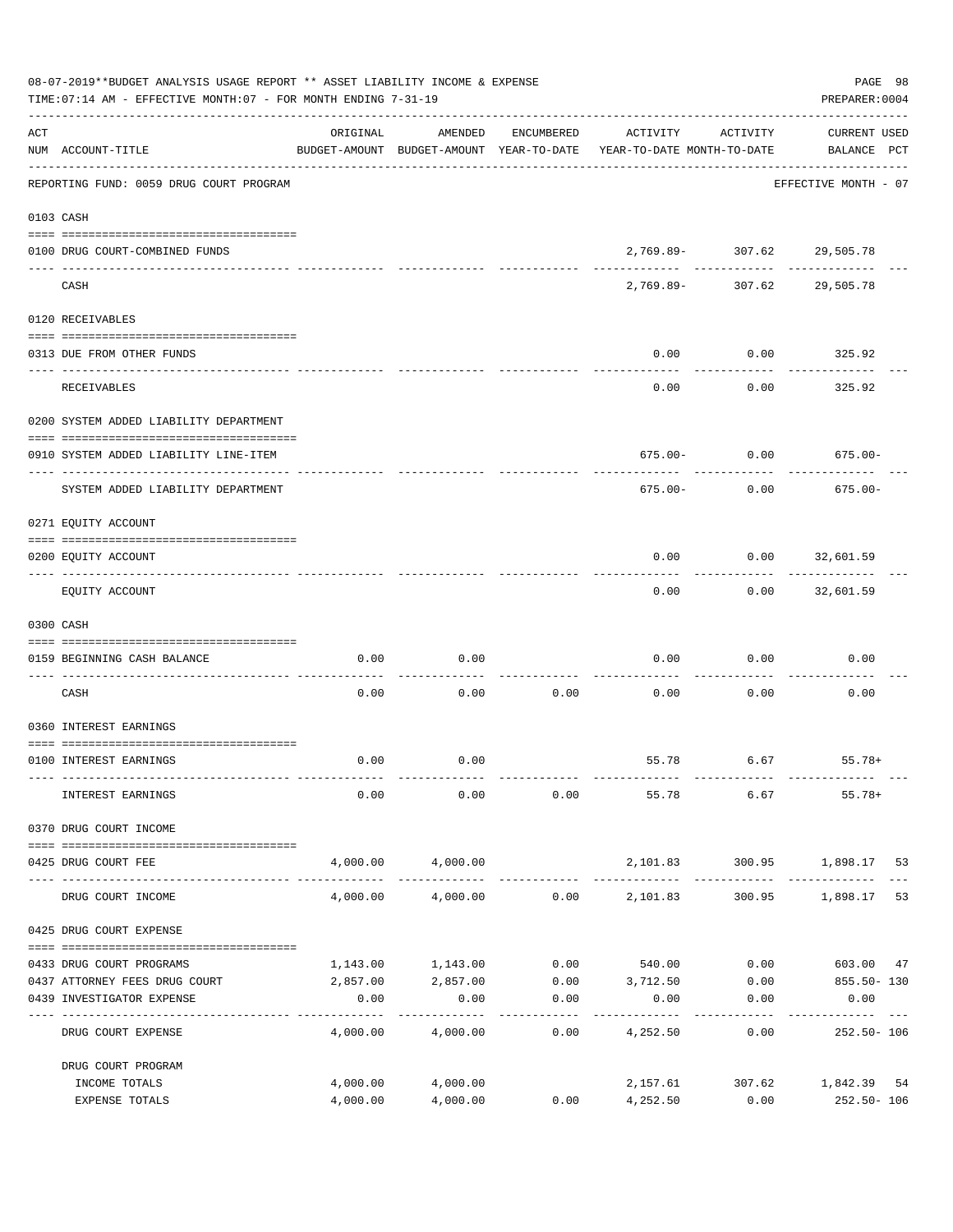08-07-2019**BUDGET ANALYSIS USAGE REPORT ** ASSET LIABILITY INCOME & EXPENSE

TIME:07:14 AM - EFFECTIVE MONTH:07 - FOR MONTH ENDING 7-31-19

PREPARER:0004

| ACT NUM | ACCOUNT-TITLE | ORIGINAL BUDGET-AMOUNT | AMENDED BUDGET-AMOUNT | ENCUMBERED YEAR-TO-DATE | ACTIVITY YEAR-TO-DATE | ACTIVITY MONTH-TO-DATE | CURRENT USED BALANCE | PCT |
|---|---|---|---|---|---|---|---|---|
| | REPORTING FUND: 0059 DRUG COURT PROGRAM | | | | | | EFFECTIVE MONTH - 07 | |
| 0103 | CASH | | | | | | | |
| 0100 | DRUG COURT-COMBINED FUNDS | | | | 2,769.89- | 307.62 | 29,505.78 | |
| | CASH | | | | 2,769.89- | 307.62 | 29,505.78 | |
| 0120 | RECEIVABLES | | | | | | | |
| 0313 | DUE FROM OTHER FUNDS | | | | 0.00 | 0.00 | 325.92 | |
| | RECEIVABLES | | | | 0.00 | 0.00 | 325.92 | |
| 0200 | SYSTEM ADDED LIABILITY DEPARTMENT | | | | | | | |
| 0910 | SYSTEM ADDED LIABILITY LINE-ITEM | | | | 675.00- | 0.00 | 675.00- | |
| | SYSTEM ADDED LIABILITY DEPARTMENT | | | | 675.00- | 0.00 | 675.00- | |
| 0271 | EQUITY ACCOUNT | | | | | | | |
| 0200 | EQUITY ACCOUNT | | | | 0.00 | 0.00 | 32,601.59 | |
| | EQUITY ACCOUNT | | | | 0.00 | 0.00 | 32,601.59 | |
| 0300 | CASH | | | | | | | |
| 0159 | BEGINNING CASH BALANCE | 0.00 | 0.00 | | 0.00 | 0.00 | 0.00 | |
| | CASH | 0.00 | 0.00 | 0.00 | 0.00 | 0.00 | 0.00 | |
| 0360 | INTEREST EARNINGS | | | | | | | |
| 0100 | INTEREST EARNINGS | 0.00 | 0.00 | | 55.78 | 6.67 | 55.78+ | |
| | INTEREST EARNINGS | 0.00 | 0.00 | 0.00 | 55.78 | 6.67 | 55.78+ | |
| 0370 | DRUG COURT INCOME | | | | | | | |
| 0425 | DRUG COURT FEE | 4,000.00 | 4,000.00 | | 2,101.83 | 300.95 | 1,898.17 | 53 |
| | DRUG COURT INCOME | 4,000.00 | 4,000.00 | 0.00 | 2,101.83 | 300.95 | 1,898.17 | 53 |
| 0425 | DRUG COURT EXPENSE | | | | | | | |
| 0433 | DRUG COURT PROGRAMS | 1,143.00 | 1,143.00 | 0.00 | 540.00 | 0.00 | 603.00 | 47 |
| 0437 | ATTORNEY FEES DRUG COURT | 2,857.00 | 2,857.00 | 0.00 | 3,712.50 | 0.00 | 855.50- | 130 |
| 0439 | INVESTIGATOR EXPENSE | 0.00 | 0.00 | 0.00 | 0.00 | 0.00 | 0.00 | |
| | DRUG COURT EXPENSE | 4,000.00 | 4,000.00 | 0.00 | 4,252.50 | 0.00 | 252.50- | 106 |
| | DRUG COURT PROGRAM | | | | | | | |
| | INCOME TOTALS | 4,000.00 | 4,000.00 | | 2,157.61 | 307.62 | 1,842.39 | 54 |
| | EXPENSE TOTALS | 4,000.00 | 4,000.00 | 0.00 | 4,252.50 | 0.00 | 252.50- | 106 |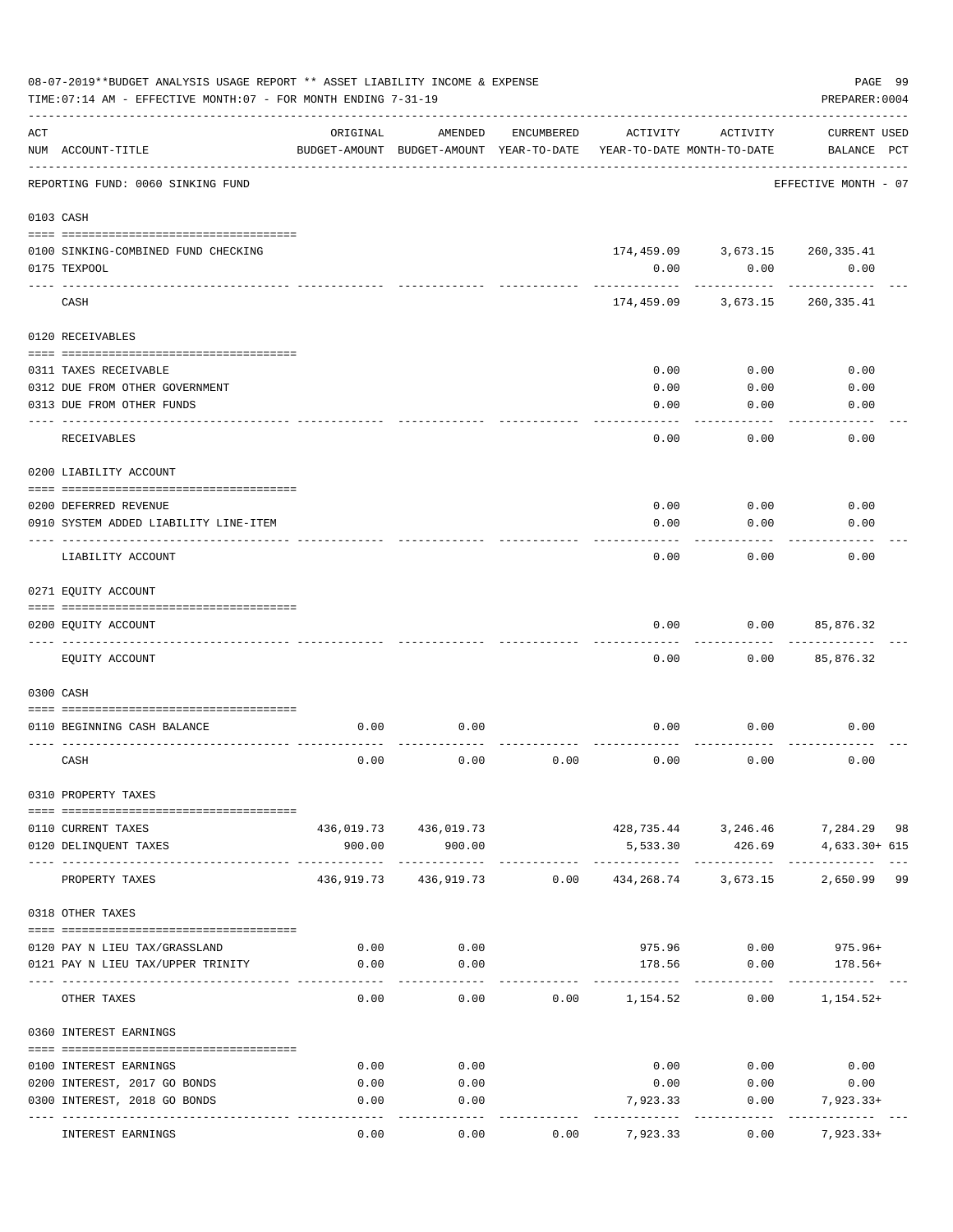08-07-2019**BUDGET ANALYSIS USAGE REPORT ** ASSET LIABILITY INCOME & EXPENSE

TIME:07:14 AM - EFFECTIVE MONTH:07 - FOR MONTH ENDING 7-31-19

PREPARER:0004

REPORTING FUND: 0060 SINKING FUND — EFFECTIVE MONTH - 07

| ACT NUM | ACCOUNT-TITLE | ORIGINAL BUDGET-AMOUNT | AMENDED BUDGET-AMOUNT | ENCUMBERED YEAR-TO-DATE | ACTIVITY YEAR-TO-DATE | ACTIVITY MONTH-TO-DATE | CURRENT USED BALANCE | PCT |
|---|---|---|---|---|---|---|---|---|
| **0103** | **CASH** | | | | | | | |
| 0100 | SINKING-COMBINED FUND CHECKING | | | | 174,459.09 | 3,673.15 | 260,335.41 | |
| 0175 | TEXPOOL | | | | 0.00 | 0.00 | 0.00 | |
| | CASH | | | | 174,459.09 | 3,673.15 | 260,335.41 | |
| **0120** | **RECEIVABLES** | | | | | | | |
| 0311 | TAXES RECEIVABLE | | | | 0.00 | 0.00 | 0.00 | |
| 0312 | DUE FROM OTHER GOVERNMENT | | | | 0.00 | 0.00 | 0.00 | |
| 0313 | DUE FROM OTHER FUNDS | | | | 0.00 | 0.00 | 0.00 | |
| | RECEIVABLES | | | | 0.00 | 0.00 | 0.00 | |
| **0200** | **LIABILITY ACCOUNT** | | | | | | | |
| 0200 | DEFERRED REVENUE | | | | 0.00 | 0.00 | 0.00 | |
| 0910 | SYSTEM ADDED LIABILITY LINE-ITEM | | | | 0.00 | 0.00 | 0.00 | |
| | LIABILITY ACCOUNT | | | | 0.00 | 0.00 | 0.00 | |
| **0271** | **EQUITY ACCOUNT** | | | | | | | |
| 0200 | EQUITY ACCOUNT | | | | 0.00 | 0.00 | 85,876.32 | |
| | EQUITY ACCOUNT | | | | 0.00 | 0.00 | 85,876.32 | |
| **0300** | **CASH** | | | | | | | |
| 0110 | BEGINNING CASH BALANCE | 0.00 | 0.00 | | 0.00 | 0.00 | 0.00 | |
| | CASH | 0.00 | 0.00 | 0.00 | 0.00 | 0.00 | 0.00 | |
| **0310** | **PROPERTY TAXES** | | | | | | | |
| 0110 | CURRENT TAXES | 436,019.73 | 436,019.73 | | 428,735.44 | 3,246.46 | 7,284.29 | 98 |
| 0120 | DELINQUENT TAXES | 900.00 | 900.00 | | 5,533.30 | 426.69 | 4,633.30+ | 615 |
| | PROPERTY TAXES | 436,919.73 | 436,919.73 | 0.00 | 434,268.74 | 3,673.15 | 2,650.99 | 99 |
| **0318** | **OTHER TAXES** | | | | | | | |
| 0120 | PAY N LIEU TAX/GRASSLAND | 0.00 | 0.00 | | 975.96 | 0.00 | 975.96+ | |
| 0121 | PAY N LIEU TAX/UPPER TRINITY | 0.00 | 0.00 | | 178.56 | 0.00 | 178.56+ | |
| | OTHER TAXES | 0.00 | 0.00 | 0.00 | 1,154.52 | 0.00 | 1,154.52+ | |
| **0360** | **INTEREST EARNINGS** | | | | | | | |
| 0100 | INTEREST EARNINGS | 0.00 | 0.00 | | 0.00 | 0.00 | 0.00 | |
| 0200 | INTEREST, 2017 GO BONDS | 0.00 | 0.00 | | 0.00 | 0.00 | 0.00 | |
| 0300 | INTEREST, 2018 GO BONDS | 0.00 | 0.00 | | 7,923.33 | 0.00 | 7,923.33+ | |
| | INTEREST EARNINGS | 0.00 | 0.00 | 0.00 | 7,923.33 | 0.00 | 7,923.33+ | |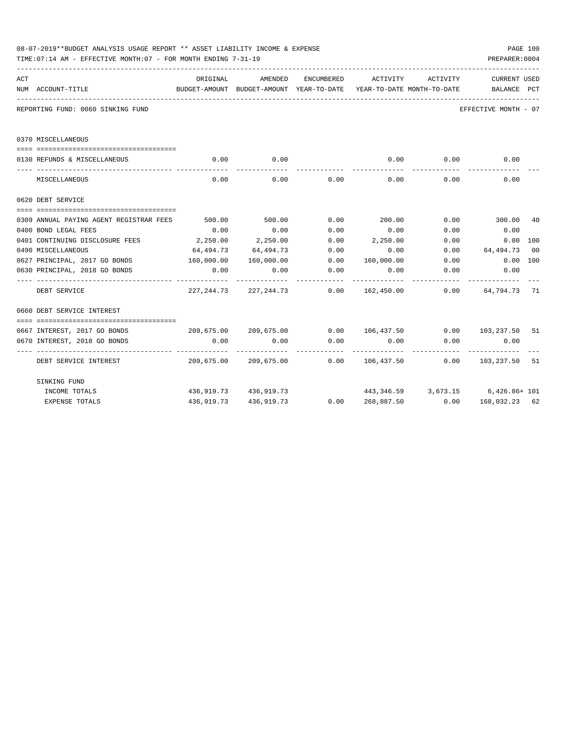08-07-2019**BUDGET ANALYSIS USAGE REPORT ** ASSET LIABILITY INCOME & EXPENSE

TIME:07:14 AM - EFFECTIVE MONTH:07 - FOR MONTH ENDING 7-31-19

PREPARER:0004

| ACT NUM | ACCOUNT-TITLE | ORIGINAL BUDGET-AMOUNT | AMENDED BUDGET-AMOUNT | ENCUMBERED YEAR-TO-DATE | ACTIVITY YEAR-TO-DATE | ACTIVITY MONTH-TO-DATE | CURRENT BALANCE | USED PCT |
|---|---|---|---|---|---|---|---|---|
| | REPORTING FUND: 0060 SINKING FUND | | | | | | EFFECTIVE MONTH - 07 | |
| | 0370 MISCELLANEOUS | | | | | | | |
| 0130 | REFUNDS & MISCELLANEOUS | 0.00 | 0.00 | | 0.00 | 0.00 | 0.00 | |
| | MISCELLANEOUS | 0.00 | 0.00 | 0.00 | 0.00 | 0.00 | 0.00 | |
| | 0620 DEBT SERVICE | | | | | | | |
| 0309 | ANNUAL PAYING AGENT REGISTRAR FEES | 500.00 | 500.00 | 0.00 | 200.00 | 0.00 | 300.00 | 40 |
| 0400 | BOND LEGAL FEES | 0.00 | 0.00 | 0.00 | 0.00 | 0.00 | 0.00 | |
| 0401 | CONTINUING DISCLOSURE FEES | 2,250.00 | 2,250.00 | 0.00 | 2,250.00 | 0.00 | 0.00 | 100 |
| 0490 | MISCELLANEOUS | 64,494.73 | 64,494.73 | 0.00 | 0.00 | 0.00 | 64,494.73 | 00 |
| 0627 | PRINCIPAL, 2017 GO BONDS | 160,000.00 | 160,000.00 | 0.00 | 160,000.00 | 0.00 | 0.00 | 100 |
| 0630 | PRINCIPAL, 2018 GO BONDS | 0.00 | 0.00 | 0.00 | 0.00 | 0.00 | 0.00 | |
| | DEBT SERVICE | 227,244.73 | 227,244.73 | 0.00 | 162,450.00 | 0.00 | 64,794.73 | 71 |
| | 0660 DEBT SERVICE INTEREST | | | | | | | |
| 0667 | INTEREST, 2017 GO BONDS | 209,675.00 | 209,675.00 | 0.00 | 106,437.50 | 0.00 | 103,237.50 | 51 |
| 0670 | INTEREST, 2018 GO BONDS | 0.00 | 0.00 | 0.00 | 0.00 | 0.00 | 0.00 | |
| | DEBT SERVICE INTEREST | 209,675.00 | 209,675.00 | 0.00 | 106,437.50 | 0.00 | 103,237.50 | 51 |
| | SINKING FUND | | | | | | | |
| | INCOME TOTALS | 436,919.73 | 436,919.73 | | 443,346.59 | 3,673.15 | 6,426.86+ | 101 |
| | EXPENSE TOTALS | 436,919.73 | 436,919.73 | 0.00 | 268,887.50 | 0.00 | 168,032.23 | 62 |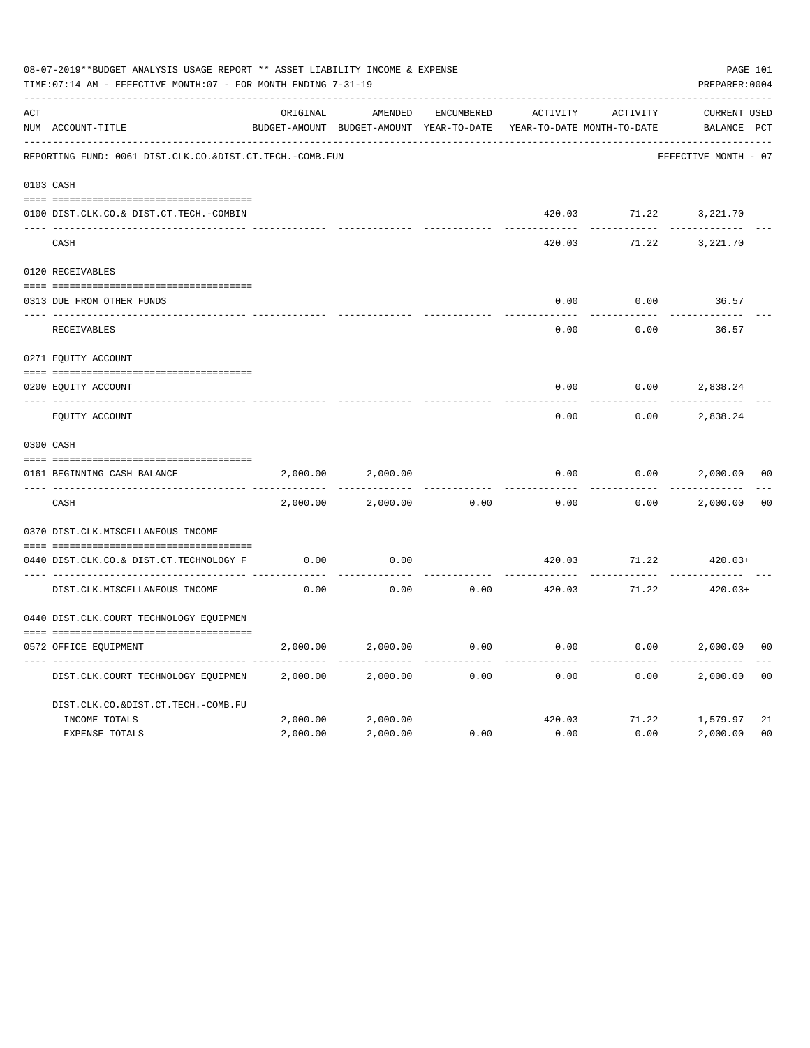08-07-2019**BUDGET ANALYSIS USAGE REPORT ** ASSET LIABILITY INCOME & EXPENSE

TIME:07:14 AM - EFFECTIVE MONTH:07 - FOR MONTH ENDING 7-31-19

PREPARER:0004

| ACT NUM | ACCOUNT-TITLE | ORIGINAL BUDGET-AMOUNT | AMENDED BUDGET-AMOUNT | ENCUMBERED YEAR-TO-DATE | ACTIVITY YEAR-TO-DATE | ACTIVITY MONTH-TO-DATE | CURRENT BALANCE | USED PCT |
|---|---|---|---|---|---|---|---|---|
| | REPORTING FUND: 0061 DIST.CLK.CO.&DIST.CT.TECH.-COMB.FUN | | | | | | EFFECTIVE MONTH - 07 | |
| 0103 | CASH | | | | | | | |
| 0100 | DIST.CLK.CO.& DIST.CT.TECH.-COMBIN | | | | 420.03 | 71.22 | 3,221.70 | |
| | CASH | | | | 420.03 | 71.22 | 3,221.70 | |
| 0120 | RECEIVABLES | | | | | | | |
| 0313 | DUE FROM OTHER FUNDS | | | | 0.00 | 0.00 | 36.57 | |
| | RECEIVABLES | | | | 0.00 | 0.00 | 36.57 | |
| 0271 | EQUITY ACCOUNT | | | | | | | |
| 0200 | EQUITY ACCOUNT | | | | 0.00 | 0.00 | 2,838.24 | |
| | EQUITY ACCOUNT | | | | 0.00 | 0.00 | 2,838.24 | |
| 0300 | CASH | | | | | | | |
| 0161 | BEGINNING CASH BALANCE | 2,000.00 | 2,000.00 | | 0.00 | 0.00 | 2,000.00 | 00 |
| | CASH | 2,000.00 | 2,000.00 | 0.00 | 0.00 | 0.00 | 2,000.00 | 00 |
| 0370 | DIST.CLK.MISCELLANEOUS INCOME | | | | | | | |
| 0440 | DIST.CLK.CO.& DIST.CT.TECHNOLOGY F | 0.00 | 0.00 | | 420.03 | 71.22 | 420.03+ | |
| | DIST.CLK.MISCELLANEOUS INCOME | 0.00 | 0.00 | 0.00 | 420.03 | 71.22 | 420.03+ | |
| 0440 | DIST.CLK.COURT TECHNOLOGY EQUIPMEN | | | | | | | |
| 0572 | OFFICE EQUIPMENT | 2,000.00 | 2,000.00 | 0.00 | 0.00 | 0.00 | 2,000.00 | 00 |
| | DIST.CLK.COURT TECHNOLOGY EQUIPMEN | 2,000.00 | 2,000.00 | 0.00 | 0.00 | 0.00 | 2,000.00 | 00 |
| | DIST.CLK.CO.&DIST.CT.TECH.-COMB.FU | | | | | | | |
| | INCOME TOTALS | 2,000.00 | 2,000.00 | | 420.03 | 71.22 | 1,579.97 | 21 |
| | EXPENSE TOTALS | 2,000.00 | 2,000.00 | 0.00 | 0.00 | 0.00 | 2,000.00 | 00 |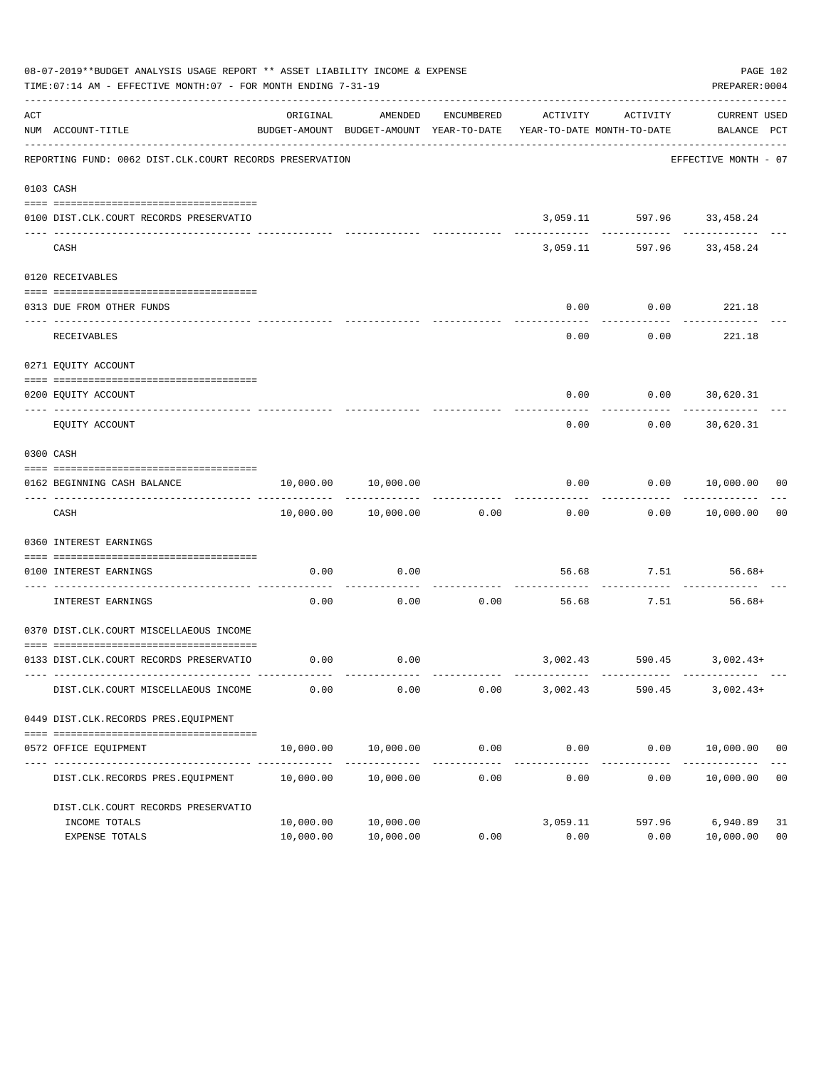08-07-2019**BUDGET ANALYSIS USAGE REPORT ** ASSET LIABILITY INCOME & EXPENSE

TIME:07:14 AM - EFFECTIVE MONTH:07 - FOR MONTH ENDING 7-31-19

PREPARER:0004

| ACT NUM | ACCOUNT-TITLE | ORIGINAL BUDGET-AMOUNT | AMENDED BUDGET-AMOUNT | ENCUMBERED YEAR-TO-DATE | ACTIVITY YEAR-TO-DATE | ACTIVITY MONTH-TO-DATE | CURRENT BALANCE | USED PCT |
|---|---|---|---|---|---|---|---|---|
| | REPORTING FUND: 0062 DIST.CLK.COURT RECORDS PRESERVATION | | | | | | EFFECTIVE MONTH - 07 | |
| 0103 | CASH | | | | | | | |
| 0100 | DIST.CLK.COURT RECORDS PRESERVATIO | | | | 3,059.11 | 597.96 | 33,458.24 | |
| | CASH | | | | 3,059.11 | 597.96 | 33,458.24 | |
| 0120 | RECEIVABLES | | | | | | | |
| 0313 | DUE FROM OTHER FUNDS | | | | 0.00 | 0.00 | 221.18 | |
| | RECEIVABLES | | | | 0.00 | 0.00 | 221.18 | |
| 0271 | EQUITY ACCOUNT | | | | | | | |
| 0200 | EQUITY ACCOUNT | | | | 0.00 | 0.00 | 30,620.31 | |
| | EQUITY ACCOUNT | | | | 0.00 | 0.00 | 30,620.31 | |
| 0300 | CASH | | | | | | | |
| 0162 | BEGINNING CASH BALANCE | 10,000.00 | 10,000.00 | | 0.00 | 0.00 | 10,000.00 | 00 |
| | CASH | 10,000.00 | 10,000.00 | 0.00 | 0.00 | 0.00 | 10,000.00 | 00 |
| 0360 | INTEREST EARNINGS | | | | | | | |
| 0100 | INTEREST EARNINGS | 0.00 | 0.00 | | 56.68 | 7.51 | 56.68+ | |
| | INTEREST EARNINGS | 0.00 | 0.00 | 0.00 | 56.68 | 7.51 | 56.68+ | |
| 0370 | DIST.CLK.COURT MISCELLAEOUS INCOME | | | | | | | |
| 0133 | DIST.CLK.COURT RECORDS PRESERVATIO | 0.00 | 0.00 | | 3,002.43 | 590.45 | 3,002.43+ | |
| | DIST.CLK.COURT MISCELLAEOUS INCOME | 0.00 | 0.00 | 0.00 | 3,002.43 | 590.45 | 3,002.43+ | |
| 0449 | DIST.CLK.RECORDS PRES.EQUIPMENT | | | | | | | |
| 0572 | OFFICE EQUIPMENT | 10,000.00 | 10,000.00 | 0.00 | 0.00 | 0.00 | 10,000.00 | 00 |
| | DIST.CLK.RECORDS PRES.EQUIPMENT | 10,000.00 | 10,000.00 | 0.00 | 0.00 | 0.00 | 10,000.00 | 00 |
| | DIST.CLK.COURT RECORDS PRESERVATIO | | | | | | | |
| | INCOME TOTALS | 10,000.00 | 10,000.00 | | 3,059.11 | 597.96 | 6,940.89 | 31 |
| | EXPENSE TOTALS | 10,000.00 | 10,000.00 | 0.00 | 0.00 | 0.00 | 10,000.00 | 00 |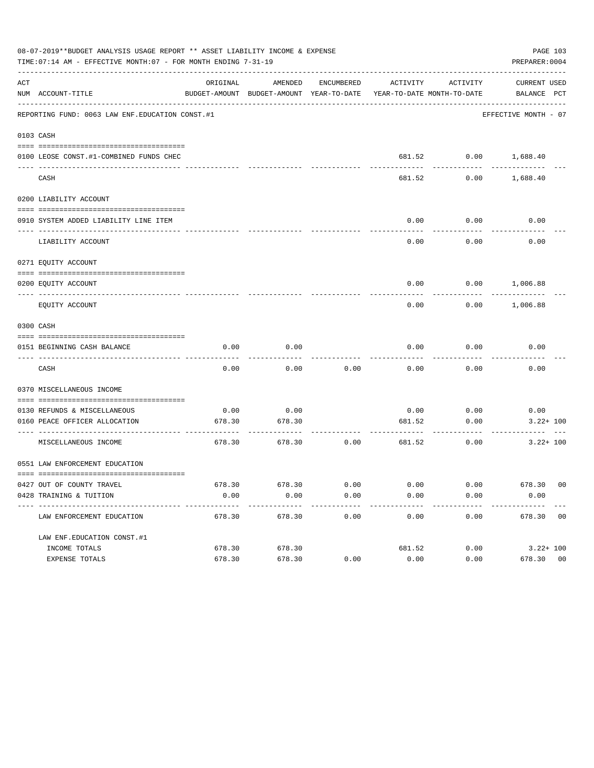08-07-2019**BUDGET ANALYSIS USAGE REPORT ** ASSET LIABILITY INCOME & EXPENSE

TIME:07:14 AM - EFFECTIVE MONTH:07 - FOR MONTH ENDING 7-31-19

PREPARER:0004

| ACT NUM | ACCOUNT-TITLE | ORIGINAL BUDGET-AMOUNT | AMENDED BUDGET-AMOUNT | ENCUMBERED YEAR-TO-DATE | ACTIVITY YEAR-TO-DATE | ACTIVITY MONTH-TO-DATE | CURRENT BALANCE | USED PCT |
|---|---|---|---|---|---|---|---|---|
| | REPORTING FUND: 0063 LAW ENF.EDUCATION CONST.#1 | | | | | | EFFECTIVE MONTH - 07 | |
| 0103 | CASH | | | | | | | |
| 0100 | LEOSE CONST.#1-COMBINED FUNDS CHEC | | | | 681.52 | 0.00 | 1,688.40 | |
| | CASH | | | | 681.52 | 0.00 | 1,688.40 | |
| 0200 | LIABILITY ACCOUNT | | | | | | | |
| 0910 | SYSTEM ADDED LIABILITY LINE ITEM | | | | 0.00 | 0.00 | 0.00 | |
| | LIABILITY ACCOUNT | | | | 0.00 | 0.00 | 0.00 | |
| 0271 | EQUITY ACCOUNT | | | | | | | |
| 0200 | EQUITY ACCOUNT | | | | 0.00 | 0.00 | 1,006.88 | |
| | EQUITY ACCOUNT | | | | 0.00 | 0.00 | 1,006.88 | |
| 0300 | CASH | | | | | | | |
| 0151 | BEGINNING CASH BALANCE | 0.00 | 0.00 | | 0.00 | 0.00 | 0.00 | |
| | CASH | 0.00 | 0.00 | 0.00 | 0.00 | 0.00 | 0.00 | |
| 0370 | MISCELLANEOUS INCOME | | | | | | | |
| 0130 | REFUNDS & MISCELLANEOUS | 0.00 | 0.00 | | 0.00 | 0.00 | 0.00 | |
| 0160 | PEACE OFFICER ALLOCATION | 678.30 | 678.30 | | 681.52 | 0.00 | 3.22+ | 100 |
| | MISCELLANEOUS INCOME | 678.30 | 678.30 | 0.00 | 681.52 | 0.00 | 3.22+ | 100 |
| 0551 | LAW ENFORCEMENT EDUCATION | | | | | | | |
| 0427 | OUT OF COUNTY TRAVEL | 678.30 | 678.30 | 0.00 | 0.00 | 0.00 | 678.30 | 00 |
| 0428 | TRAINING & TUITION | 0.00 | 0.00 | 0.00 | 0.00 | 0.00 | 0.00 | |
| | LAW ENFORCEMENT EDUCATION | 678.30 | 678.30 | 0.00 | 0.00 | 0.00 | 678.30 | 00 |
| | LAW ENF.EDUCATION CONST.#1 | | | | | | | |
| | INCOME TOTALS | 678.30 | 678.30 | | 681.52 | 0.00 | 3.22+ | 100 |
| | EXPENSE TOTALS | 678.30 | 678.30 | 0.00 | 0.00 | 0.00 | 678.30 | 00 |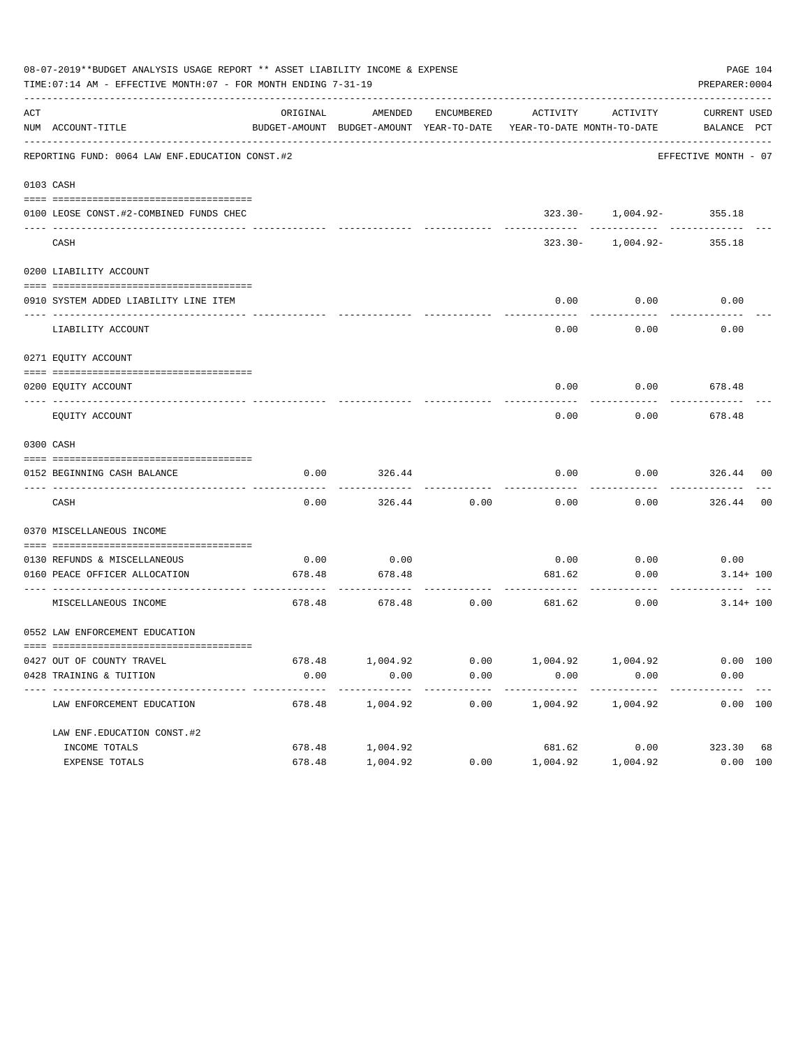08-07-2019**BUDGET ANALYSIS USAGE REPORT ** ASSET LIABILITY INCOME & EXPENSE

TIME:07:14 AM - EFFECTIVE MONTH:07 - FOR MONTH ENDING 7-31-19

PREPARER:0004

| ACT NUM | ACCOUNT-TITLE | ORIGINAL BUDGET-AMOUNT | AMENDED BUDGET-AMOUNT | ENCUMBERED YEAR-TO-DATE | ACTIVITY YEAR-TO-DATE | ACTIVITY MONTH-TO-DATE | CURRENT BALANCE | USED PCT |
|---|---|---|---|---|---|---|---|---|
| | REPORTING FUND: 0064 LAW ENF.EDUCATION CONST.#2 | | | | | | EFFECTIVE MONTH - 07 | |
| 0103 | CASH | | | | | | | |
| 0100 | LEOSE CONST.#2-COMBINED FUNDS CHEC | | | | 323.30- | 1,004.92- | 355.18 | |
| | CASH | | | | 323.30- | 1,004.92- | 355.18 | |
| 0200 | LIABILITY ACCOUNT | | | | | | | |
| 0910 | SYSTEM ADDED LIABILITY LINE ITEM | | | | 0.00 | 0.00 | 0.00 | |
| | LIABILITY ACCOUNT | | | | 0.00 | 0.00 | 0.00 | |
| 0271 | EQUITY ACCOUNT | | | | | | | |
| 0200 | EQUITY ACCOUNT | | | | 0.00 | 0.00 | 678.48 | |
| | EQUITY ACCOUNT | | | | 0.00 | 0.00 | 678.48 | |
| 0300 | CASH | | | | | | | |
| 0152 | BEGINNING CASH BALANCE | 0.00 | 326.44 | | 0.00 | 0.00 | 326.44 | 00 |
| | CASH | 0.00 | 326.44 | 0.00 | 0.00 | 0.00 | 326.44 | 00 |
| 0370 | MISCELLANEOUS INCOME | | | | | | | |
| 0130 | REFUNDS & MISCELLANEOUS | 0.00 | 0.00 | | 0.00 | 0.00 | 0.00 | |
| 0160 | PEACE OFFICER ALLOCATION | 678.48 | 678.48 | | 681.62 | 0.00 | 3.14+ | 100 |
| | MISCELLANEOUS INCOME | 678.48 | 678.48 | 0.00 | 681.62 | 0.00 | 3.14+ | 100 |
| 0552 | LAW ENFORCEMENT EDUCATION | | | | | | | |
| 0427 | OUT OF COUNTY TRAVEL | 678.48 | 1,004.92 | 0.00 | 1,004.92 | 1,004.92 | 0.00 | 100 |
| 0428 | TRAINING & TUITION | 0.00 | 0.00 | 0.00 | 0.00 | 0.00 | 0.00 | |
| | LAW ENFORCEMENT EDUCATION | 678.48 | 1,004.92 | 0.00 | 1,004.92 | 1,004.92 | 0.00 | 100 |
| | LAW ENF.EDUCATION CONST.#2 | | | | | | | |
| | INCOME TOTALS | 678.48 | 1,004.92 | | 681.62 | 0.00 | 323.30 | 68 |
| | EXPENSE TOTALS | 678.48 | 1,004.92 | 0.00 | 1,004.92 | 1,004.92 | 0.00 | 100 |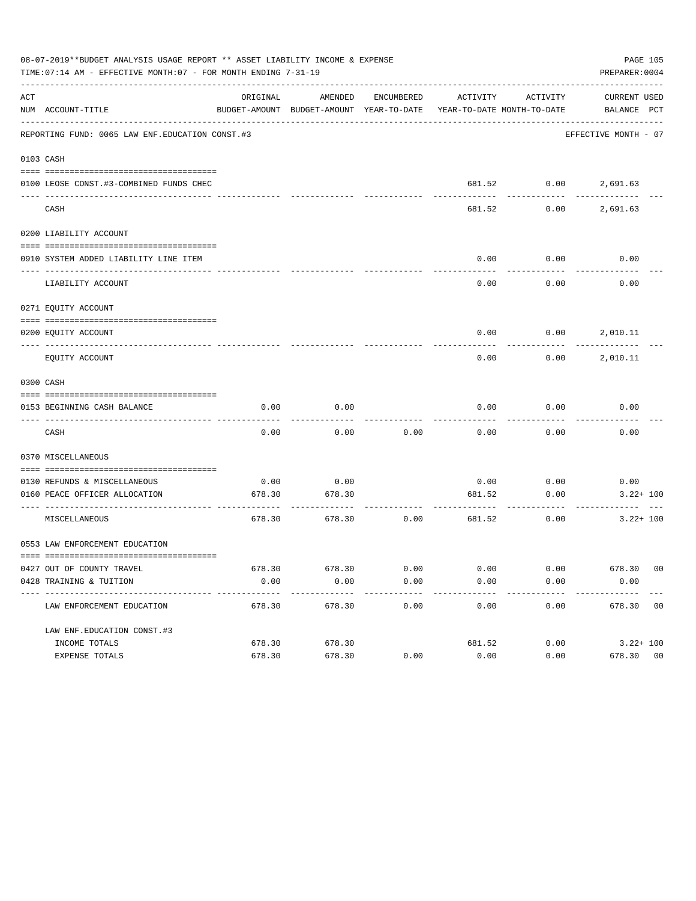08-07-2019**BUDGET ANALYSIS USAGE REPORT ** ASSET LIABILITY INCOME & EXPENSE

TIME:07:14 AM - EFFECTIVE MONTH:07 - FOR MONTH ENDING 7-31-19

PREPARER:0004

| ACT NUM | ACCOUNT-TITLE | ORIGINAL BUDGET-AMOUNT | AMENDED BUDGET-AMOUNT | ENCUMBERED YEAR-TO-DATE | ACTIVITY YEAR-TO-DATE | ACTIVITY MONTH-TO-DATE | CURRENT BALANCE | USED PCT |
|---|---|---|---|---|---|---|---|---|
| | REPORTING FUND: 0065 LAW ENF.EDUCATION CONST.#3 | | | | | | EFFECTIVE MONTH - 07 | |
| 0103 | CASH | | | | | | | |
| 0100 | LEOSE CONST.#3-COMBINED FUNDS CHEC | | | | 681.52 | 0.00 | 2,691.63 | |
| | CASH | | | | 681.52 | 0.00 | 2,691.63 | |
| 0200 | LIABILITY ACCOUNT | | | | | | | |
| 0910 | SYSTEM ADDED LIABILITY LINE ITEM | | | | 0.00 | 0.00 | 0.00 | |
| | LIABILITY ACCOUNT | | | | 0.00 | 0.00 | 0.00 | |
| 0271 | EQUITY ACCOUNT | | | | | | | |
| 0200 | EQUITY ACCOUNT | | | | 0.00 | 0.00 | 2,010.11 | |
| | EQUITY ACCOUNT | | | | 0.00 | 0.00 | 2,010.11 | |
| 0300 | CASH | | | | | | | |
| 0153 | BEGINNING CASH BALANCE | 0.00 | 0.00 | | 0.00 | 0.00 | 0.00 | |
| | CASH | 0.00 | 0.00 | 0.00 | 0.00 | 0.00 | 0.00 | |
| 0370 | MISCELLANEOUS | | | | | | | |
| 0130 | REFUNDS & MISCELLANEOUS | 0.00 | 0.00 | | 0.00 | 0.00 | 0.00 | |
| 0160 | PEACE OFFICER ALLOCATION | 678.30 | 678.30 | | 681.52 | 0.00 | 3.22+ | 100 |
| | MISCELLANEOUS | 678.30 | 678.30 | 0.00 | 681.52 | 0.00 | 3.22+ | 100 |
| 0553 | LAW ENFORCEMENT EDUCATION | | | | | | | |
| 0427 | OUT OF COUNTY TRAVEL | 678.30 | 678.30 | 0.00 | 0.00 | 0.00 | 678.30 | 00 |
| 0428 | TRAINING & TUITION | 0.00 | 0.00 | 0.00 | 0.00 | 0.00 | 0.00 | |
| | LAW ENFORCEMENT EDUCATION | 678.30 | 678.30 | 0.00 | 0.00 | 0.00 | 678.30 | 00 |
| | LAW ENF.EDUCATION CONST.#3 | | | | | | | |
| | INCOME TOTALS | 678.30 | 678.30 | | 681.52 | 0.00 | 3.22+ | 100 |
| | EXPENSE TOTALS | 678.30 | 678.30 | 0.00 | 0.00 | 0.00 | 678.30 | 00 |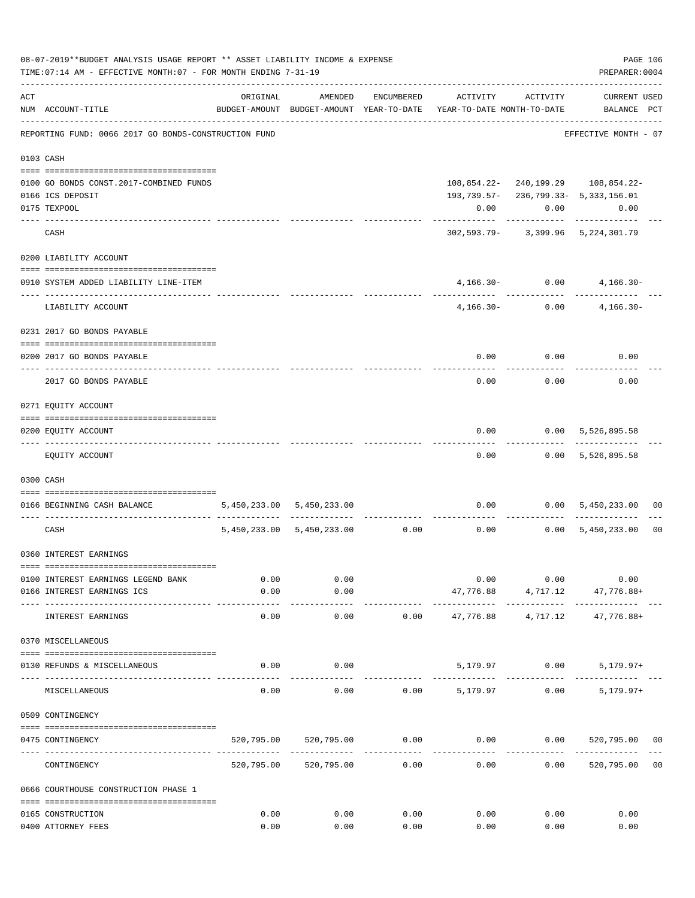08-07-2019**BUDGET ANALYSIS USAGE REPORT ** ASSET LIABILITY INCOME & EXPENSE

TIME:07:14 AM - EFFECTIVE MONTH:07 - FOR MONTH ENDING 7-31-19

PREPARER:0004

REPORTING FUND: 0066 2017 GO BONDS-CONSTRUCTION FUND — EFFECTIVE MONTH - 07

| ACT NUM | ACCOUNT-TITLE | ORIGINAL BUDGET-AMOUNT | AMENDED BUDGET-AMOUNT | ENCUMBERED YEAR-TO-DATE | ACTIVITY YEAR-TO-DATE | ACTIVITY MONTH-TO-DATE | CURRENT BALANCE | USED PCT |
|---|---|---|---|---|---|---|---|---|
| **0103** | **CASH** | | | | | | | |
| 0100 | GO BONDS CONST.2017-COMBINED FUNDS | | | | 108,854.22- | 240,199.29 | 108,854.22- | |
| 0166 | ICS DEPOSIT | | | | 193,739.57- | 236,799.33- | 5,333,156.01 | |
| 0175 | TEXPOOL | | | | 0.00 | 0.00 | 0.00 | |
| | CASH | | | | 302,593.79- | 3,399.96 | 5,224,301.79 | |
| **0200** | **LIABILITY ACCOUNT** | | | | | | | |
| 0910 | SYSTEM ADDED LIABILITY LINE-ITEM | | | | 4,166.30- | 0.00 | 4,166.30- | |
| | LIABILITY ACCOUNT | | | | 4,166.30- | 0.00 | 4,166.30- | |
| **0231** | **2017 GO BONDS PAYABLE** | | | | | | | |
| 0200 | 2017 GO BONDS PAYABLE | | | | 0.00 | 0.00 | 0.00 | |
| | 2017 GO BONDS PAYABLE | | | | 0.00 | 0.00 | 0.00 | |
| **0271** | **EQUITY ACCOUNT** | | | | | | | |
| 0200 | EQUITY ACCOUNT | | | | 0.00 | 0.00 | 5,526,895.58 | |
| | EQUITY ACCOUNT | | | | 0.00 | 0.00 | 5,526,895.58 | |
| **0300** | **CASH** | | | | | | | |
| 0166 | BEGINNING CASH BALANCE | 5,450,233.00 | 5,450,233.00 | | 0.00 | 0.00 | 5,450,233.00 | 00 |
| | CASH | 5,450,233.00 | 5,450,233.00 | 0.00 | 0.00 | 0.00 | 5,450,233.00 | 00 |
| **0360** | **INTEREST EARNINGS** | | | | | | | |
| 0100 | INTEREST EARNINGS LEGEND BANK | 0.00 | 0.00 | | 0.00 | 0.00 | 0.00 | |
| 0166 | INTEREST EARNINGS ICS | 0.00 | 0.00 | | 47,776.88 | 4,717.12 | 47,776.88+ | |
| | INTEREST EARNINGS | 0.00 | 0.00 | 0.00 | 47,776.88 | 4,717.12 | 47,776.88+ | |
| **0370** | **MISCELLANEOUS** | | | | | | | |
| 0130 | REFUNDS & MISCELLANEOUS | 0.00 | 0.00 | | 5,179.97 | 0.00 | 5,179.97+ | |
| | MISCELLANEOUS | 0.00 | 0.00 | 0.00 | 5,179.97 | 0.00 | 5,179.97+ | |
| **0509** | **CONTINGENCY** | | | | | | | |
| 0475 | CONTINGENCY | 520,795.00 | 520,795.00 | 0.00 | 0.00 | 0.00 | 520,795.00 | 00 |
| | CONTINGENCY | 520,795.00 | 520,795.00 | 0.00 | 0.00 | 0.00 | 520,795.00 | 00 |
| **0666** | **COURTHOUSE CONSTRUCTION PHASE 1** | | | | | | | |
| 0165 | CONSTRUCTION | 0.00 | 0.00 | 0.00 | 0.00 | 0.00 | 0.00 | |
| 0400 | ATTORNEY FEES | 0.00 | 0.00 | 0.00 | 0.00 | 0.00 | 0.00 | |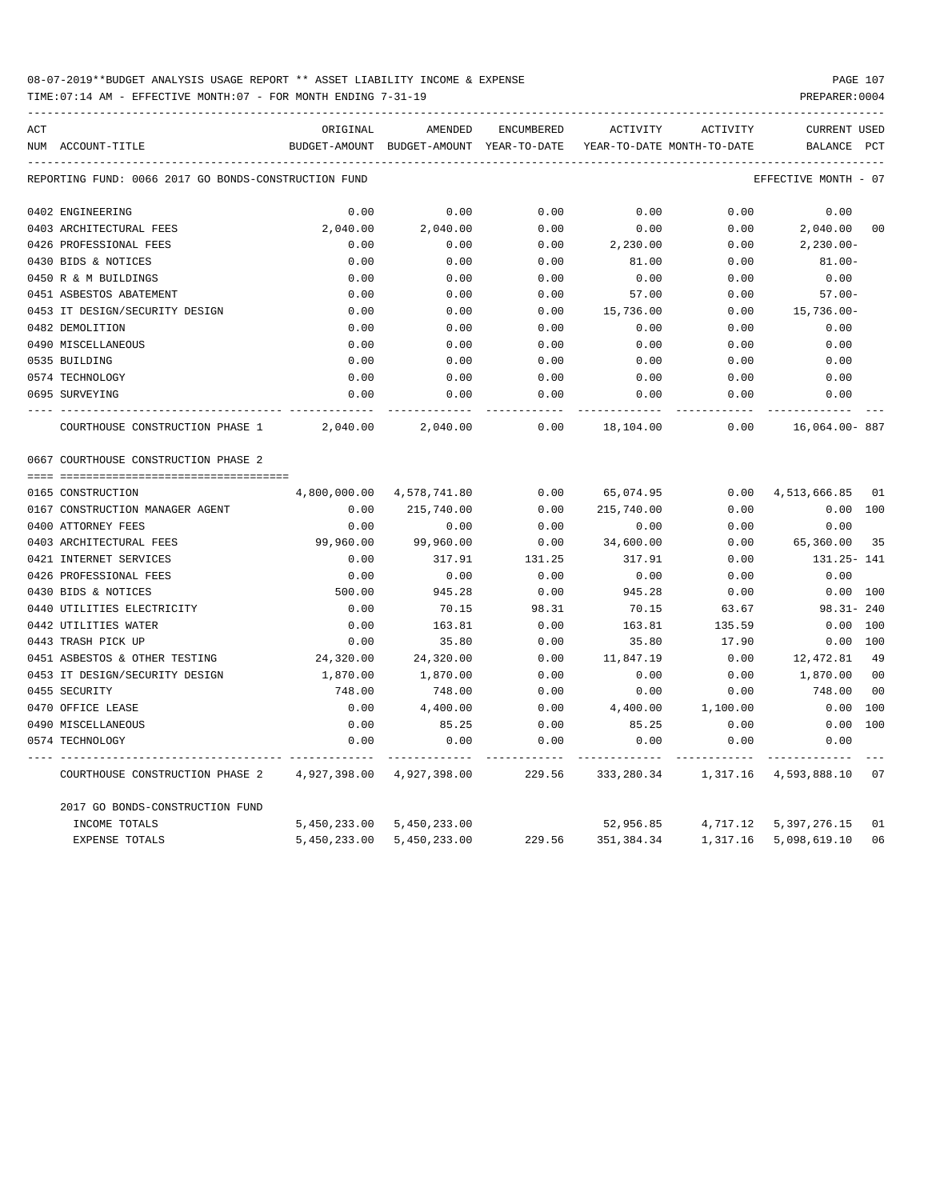08-07-2019**BUDGET ANALYSIS USAGE REPORT ** ASSET LIABILITY INCOME & EXPENSE

TIME:07:14 AM - EFFECTIVE MONTH:07 - FOR MONTH ENDING 7-31-19

PREPARER:0004

REPORTING FUND: 0066 2017 GO BONDS-CONSTRUCTION FUND — EFFECTIVE MONTH - 07

| ACT NUM | ACCOUNT-TITLE | ORIGINAL BUDGET-AMOUNT | AMENDED BUDGET-AMOUNT | ENCUMBERED YEAR-TO-DATE | ACTIVITY YEAR-TO-DATE | ACTIVITY MONTH-TO-DATE | CURRENT BALANCE | USED PCT |
|---|---|---|---|---|---|---|---|---|
| 0402 | ENGINEERING | 0.00 | 0.00 | 0.00 | 0.00 | 0.00 | 0.00 | |
| 0403 | ARCHITECTURAL FEES | 2,040.00 | 2,040.00 | 0.00 | 0.00 | 0.00 | 2,040.00 | 00 |
| 0426 | PROFESSIONAL FEES | 0.00 | 0.00 | 0.00 | 2,230.00 | 0.00 | 2,230.00- | |
| 0430 | BIDS & NOTICES | 0.00 | 0.00 | 0.00 | 81.00 | 0.00 | 81.00- | |
| 0450 | R & M BUILDINGS | 0.00 | 0.00 | 0.00 | 0.00 | 0.00 | 0.00 | |
| 0451 | ASBESTOS ABATEMENT | 0.00 | 0.00 | 0.00 | 57.00 | 0.00 | 57.00- | |
| 0453 | IT DESIGN/SECURITY DESIGN | 0.00 | 0.00 | 0.00 | 15,736.00 | 0.00 | 15,736.00- | |
| 0482 | DEMOLITION | 0.00 | 0.00 | 0.00 | 0.00 | 0.00 | 0.00 | |
| 0490 | MISCELLANEOUS | 0.00 | 0.00 | 0.00 | 0.00 | 0.00 | 0.00 | |
| 0535 | BUILDING | 0.00 | 0.00 | 0.00 | 0.00 | 0.00 | 0.00 | |
| 0574 | TECHNOLOGY | 0.00 | 0.00 | 0.00 | 0.00 | 0.00 | 0.00 | |
| 0695 | SURVEYING | 0.00 | 0.00 | 0.00 | 0.00 | 0.00 | 0.00 | |
| | COURTHOUSE CONSTRUCTION PHASE 1 | 2,040.00 | 2,040.00 | 0.00 | 18,104.00 | 0.00 | 16,064.00- | 887 |
| | **0667 COURTHOUSE CONSTRUCTION PHASE 2** | | | | | | | |
| 0165 | CONSTRUCTION | 4,800,000.00 | 4,578,741.80 | 0.00 | 65,074.95 | 0.00 | 4,513,666.85 | 01 |
| 0167 | CONSTRUCTION MANAGER AGENT | 0.00 | 215,740.00 | 0.00 | 215,740.00 | 0.00 | 0.00 | 100 |
| 0400 | ATTORNEY FEES | 0.00 | 0.00 | 0.00 | 0.00 | 0.00 | 0.00 | |
| 0403 | ARCHITECTURAL FEES | 99,960.00 | 99,960.00 | 0.00 | 34,600.00 | 0.00 | 65,360.00 | 35 |
| 0421 | INTERNET SERVICES | 0.00 | 317.91 | 131.25 | 317.91 | 0.00 | 131.25- | 141 |
| 0426 | PROFESSIONAL FEES | 0.00 | 0.00 | 0.00 | 0.00 | 0.00 | 0.00 | |
| 0430 | BIDS & NOTICES | 500.00 | 945.28 | 0.00 | 945.28 | 0.00 | 0.00 | 100 |
| 0440 | UTILITIES ELECTRICITY | 0.00 | 70.15 | 98.31 | 70.15 | 63.67 | 98.31- | 240 |
| 0442 | UTILITIES WATER | 0.00 | 163.81 | 0.00 | 163.81 | 135.59 | 0.00 | 100 |
| 0443 | TRASH PICK UP | 0.00 | 35.80 | 0.00 | 35.80 | 17.90 | 0.00 | 100 |
| 0451 | ASBESTOS & OTHER TESTING | 24,320.00 | 24,320.00 | 0.00 | 11,847.19 | 0.00 | 12,472.81 | 49 |
| 0453 | IT DESIGN/SECURITY DESIGN | 1,870.00 | 1,870.00 | 0.00 | 0.00 | 0.00 | 1,870.00 | 00 |
| 0455 | SECURITY | 748.00 | 748.00 | 0.00 | 0.00 | 0.00 | 748.00 | 00 |
| 0470 | OFFICE LEASE | 0.00 | 4,400.00 | 0.00 | 4,400.00 | 1,100.00 | 0.00 | 100 |
| 0490 | MISCELLANEOUS | 0.00 | 85.25 | 0.00 | 85.25 | 0.00 | 0.00 | 100 |
| 0574 | TECHNOLOGY | 0.00 | 0.00 | 0.00 | 0.00 | 0.00 | 0.00 | |
| | COURTHOUSE CONSTRUCTION PHASE 2 | 4,927,398.00 | 4,927,398.00 | 229.56 | 333,280.34 | 1,317.16 | 4,593,888.10 | 07 |
| | **2017 GO BONDS-CONSTRUCTION FUND** | | | | | | | |
| | INCOME TOTALS | 5,450,233.00 | 5,450,233.00 | | 52,956.85 | 4,717.12 | 5,397,276.15 | 01 |
| | EXPENSE TOTALS | 5,450,233.00 | 5,450,233.00 | 229.56 | 351,384.34 | 1,317.16 | 5,098,619.10 | 06 |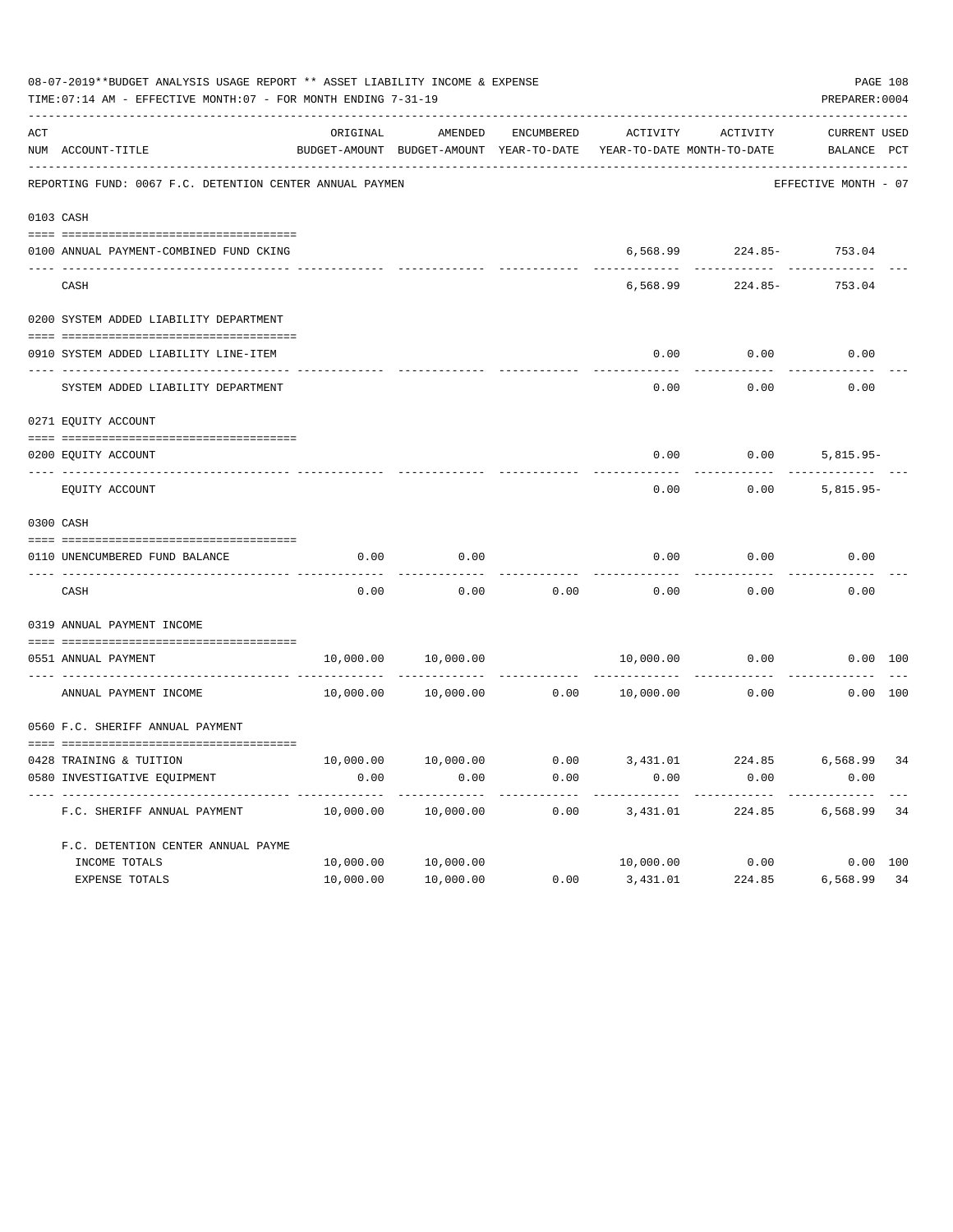08-07-2019**BUDGET ANALYSIS USAGE REPORT ** ASSET LIABILITY INCOME & EXPENSE

TIME:07:14 AM - EFFECTIVE MONTH:07 - FOR MONTH ENDING 7-31-19

PREPARER:0004

| ACT NUM | ACCOUNT-TITLE | ORIGINAL BUDGET-AMOUNT | AMENDED BUDGET-AMOUNT | ENCUMBERED YEAR-TO-DATE | ACTIVITY YEAR-TO-DATE | ACTIVITY MONTH-TO-DATE | CURRENT BALANCE | USED PCT |
|---|---|---|---|---|---|---|---|---|
| | REPORTING FUND: 0067 F.C. DETENTION CENTER ANNUAL PAYMEN | | | | | | EFFECTIVE MONTH - 07 | |
| 0103 | CASH | | | | | | | |
| 0100 | ANNUAL PAYMENT-COMBINED FUND CKING | | | | 6,568.99 | 224.85- | 753.04 | |
| | CASH | | | | 6,568.99 | 224.85- | 753.04 | |
| 0200 | SYSTEM ADDED LIABILITY DEPARTMENT | | | | | | | |
| 0910 | SYSTEM ADDED LIABILITY LINE-ITEM | | | | 0.00 | 0.00 | 0.00 | |
| | SYSTEM ADDED LIABILITY DEPARTMENT | | | | 0.00 | 0.00 | 0.00 | |
| 0271 | EQUITY ACCOUNT | | | | | | | |
| 0200 | EQUITY ACCOUNT | | | | 0.00 | 0.00 | 5,815.95- | |
| | EQUITY ACCOUNT | | | | 0.00 | 0.00 | 5,815.95- | |
| 0300 | CASH | | | | | | | |
| 0110 | UNENCUMBERED FUND BALANCE | 0.00 | 0.00 | | 0.00 | 0.00 | 0.00 | |
| | CASH | 0.00 | 0.00 | 0.00 | 0.00 | 0.00 | 0.00 | |
| 0319 | ANNUAL PAYMENT INCOME | | | | | | | |
| 0551 | ANNUAL PAYMENT | 10,000.00 | 10,000.00 | | 10,000.00 | 0.00 | 0.00 | 100 |
| | ANNUAL PAYMENT INCOME | 10,000.00 | 10,000.00 | 0.00 | 10,000.00 | 0.00 | 0.00 | 100 |
| 0560 | F.C. SHERIFF ANNUAL PAYMENT | | | | | | | |
| 0428 | TRAINING & TUITION | 10,000.00 | 10,000.00 | 0.00 | 3,431.01 | 224.85 | 6,568.99 | 34 |
| 0580 | INVESTIGATIVE EQUIPMENT | 0.00 | 0.00 | 0.00 | 0.00 | 0.00 | 0.00 | |
| | F.C. SHERIFF ANNUAL PAYMENT | 10,000.00 | 10,000.00 | 0.00 | 3,431.01 | 224.85 | 6,568.99 | 34 |
| | F.C. DETENTION CENTER ANNUAL PAYME | | | | | | | |
| | INCOME TOTALS | 10,000.00 | 10,000.00 | | 10,000.00 | 0.00 | 0.00 | 100 |
| | EXPENSE TOTALS | 10,000.00 | 10,000.00 | 0.00 | 3,431.01 | 224.85 | 6,568.99 | 34 |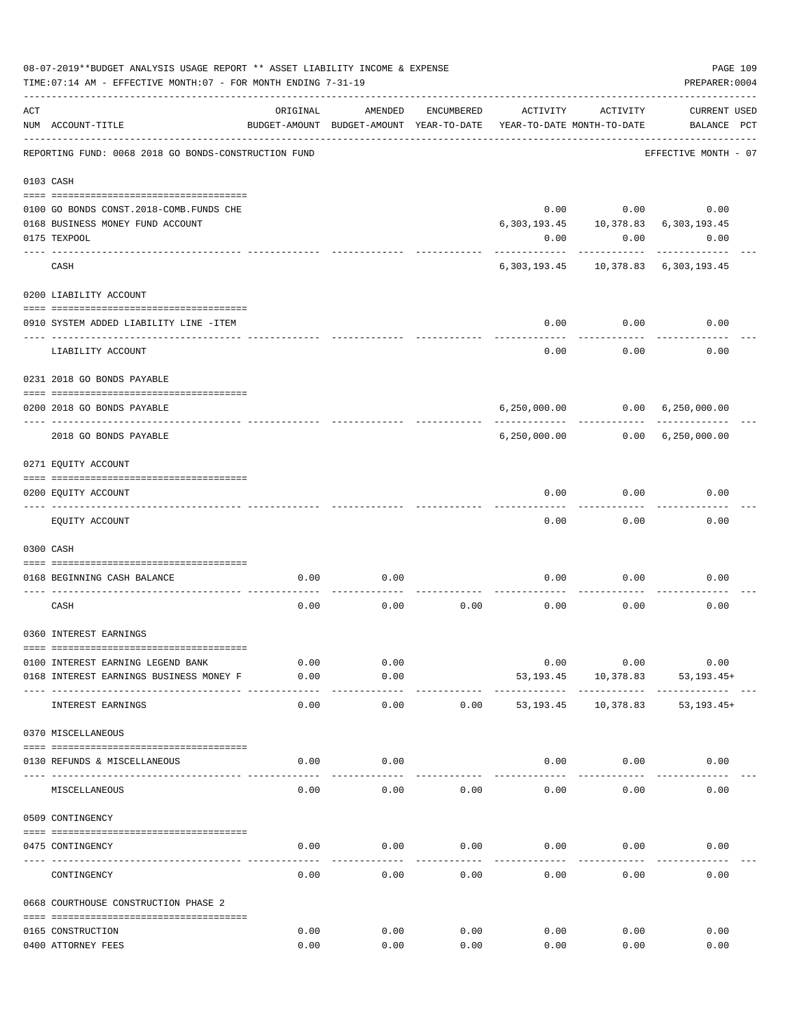08-07-2019**BUDGET ANALYSIS USAGE REPORT ** ASSET LIABILITY INCOME & EXPENSE

TIME:07:14 AM - EFFECTIVE MONTH:07 - FOR MONTH ENDING 7-31-19

PREPARER:0004

| ACT NUM | ACCOUNT-TITLE | ORIGINAL BUDGET-AMOUNT | AMENDED BUDGET-AMOUNT | ENCUMBERED YEAR-TO-DATE | ACTIVITY YEAR-TO-DATE | ACTIVITY MONTH-TO-DATE | CURRENT BALANCE | USED PCT |
|---|---|---|---|---|---|---|---|---|
| | REPORTING FUND: 0068 2018 GO BONDS-CONSTRUCTION FUND | | | | | | EFFECTIVE MONTH - 07 | |
| | **0103 CASH** | | | | | | | |
| 0100 | GO BONDS CONST.2018-COMB.FUNDS CHE | | | | 0.00 | 0.00 | 0.00 | |
| 0168 | BUSINESS MONEY FUND ACCOUNT | | | | 6,303,193.45 | 10,378.83 | 6,303,193.45 | |
| 0175 | TEXPOOL | | | | 0.00 | 0.00 | 0.00 | |
| | CASH | | | | 6,303,193.45 | 10,378.83 | 6,303,193.45 | |
| | **0200 LIABILITY ACCOUNT** | | | | | | | |
| 0910 | SYSTEM ADDED LIABILITY LINE -ITEM | | | | 0.00 | 0.00 | 0.00 | |
| | LIABILITY ACCOUNT | | | | 0.00 | 0.00 | 0.00 | |
| | **0231 2018 GO BONDS PAYABLE** | | | | | | | |
| 0200 | 2018 GO BONDS PAYABLE | | | | 6,250,000.00 | 0.00 | 6,250,000.00 | |
| | 2018 GO BONDS PAYABLE | | | | 6,250,000.00 | 0.00 | 6,250,000.00 | |
| | **0271 EQUITY ACCOUNT** | | | | | | | |
| 0200 | EQUITY ACCOUNT | | | | 0.00 | 0.00 | 0.00 | |
| | EQUITY ACCOUNT | | | | 0.00 | 0.00 | 0.00 | |
| | **0300 CASH** | | | | | | | |
| 0168 | BEGINNING CASH BALANCE | 0.00 | 0.00 | | 0.00 | 0.00 | 0.00 | |
| | CASH | 0.00 | 0.00 | 0.00 | 0.00 | 0.00 | 0.00 | |
| | **0360 INTEREST EARNINGS** | | | | | | | |
| 0100 | INTEREST EARNING LEGEND BANK | 0.00 | 0.00 | | 0.00 | 0.00 | 0.00 | |
| 0168 | INTEREST EARNINGS BUSINESS MONEY F | 0.00 | 0.00 | | 53,193.45 | 10,378.83 | 53,193.45+ | |
| | INTEREST EARNINGS | 0.00 | 0.00 | 0.00 | 53,193.45 | 10,378.83 | 53,193.45+ | |
| | **0370 MISCELLANEOUS** | | | | | | | |
| 0130 | REFUNDS & MISCELLANEOUS | 0.00 | 0.00 | | 0.00 | 0.00 | 0.00 | |
| | MISCELLANEOUS | 0.00 | 0.00 | 0.00 | 0.00 | 0.00 | 0.00 | |
| | **0509 CONTINGENCY** | | | | | | | |
| 0475 | CONTINGENCY | 0.00 | 0.00 | 0.00 | 0.00 | 0.00 | 0.00 | |
| | CONTINGENCY | 0.00 | 0.00 | 0.00 | 0.00 | 0.00 | 0.00 | |
| | **0668 COURTHOUSE CONSTRUCTION PHASE 2** | | | | | | | |
| 0165 | CONSTRUCTION | 0.00 | 0.00 | 0.00 | 0.00 | 0.00 | 0.00 | |
| 0400 | ATTORNEY FEES | 0.00 | 0.00 | 0.00 | 0.00 | 0.00 | 0.00 | |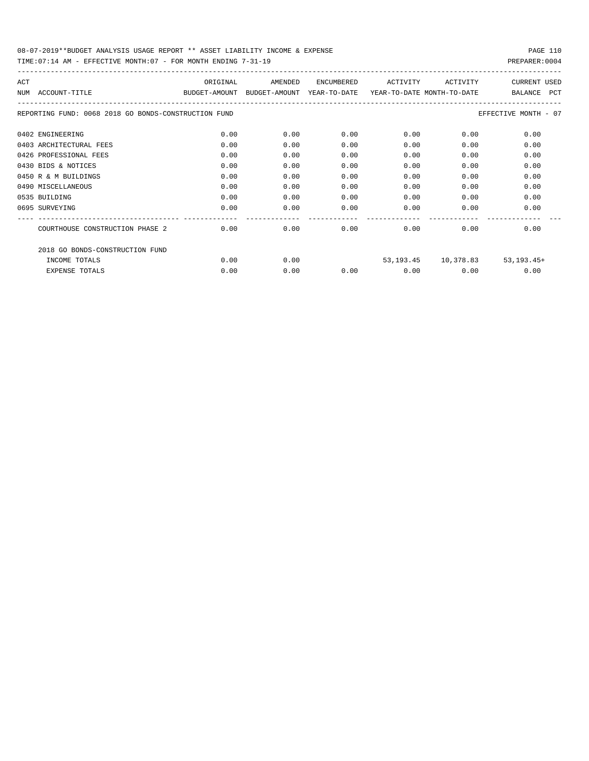REPORTING FUND: 0068 2018 GO BONDS-CONSTRUCTION FUND — EFFECTIVE MONTH - 07

| ACT NUM | ACCOUNT-TITLE | ORIGINAL BUDGET-AMOUNT | AMENDED BUDGET-AMOUNT | ENCUMBERED YEAR-TO-DATE | ACTIVITY YEAR-TO-DATE | ACTIVITY MONTH-TO-DATE | CURRENT BALANCE | USED PCT |
|---|---|---|---|---|---|---|---|---|
| 0402 | ENGINEERING | 0.00 | 0.00 | 0.00 | 0.00 | 0.00 | 0.00 | |
| 0403 | ARCHITECTURAL FEES | 0.00 | 0.00 | 0.00 | 0.00 | 0.00 | 0.00 | |
| 0426 | PROFESSIONAL FEES | 0.00 | 0.00 | 0.00 | 0.00 | 0.00 | 0.00 | |
| 0430 | BIDS & NOTICES | 0.00 | 0.00 | 0.00 | 0.00 | 0.00 | 0.00 | |
| 0450 | R & M BUILDINGS | 0.00 | 0.00 | 0.00 | 0.00 | 0.00 | 0.00 | |
| 0490 | MISCELLANEOUS | 0.00 | 0.00 | 0.00 | 0.00 | 0.00 | 0.00 | |
| 0535 | BUILDING | 0.00 | 0.00 | 0.00 | 0.00 | 0.00 | 0.00 | |
| 0695 | SURVEYING | 0.00 | 0.00 | 0.00 | 0.00 | 0.00 | 0.00 | |
| | COURTHOUSE CONSTRUCTION PHASE 2 | 0.00 | 0.00 | 0.00 | 0.00 | 0.00 | 0.00 | |
| | 2018 GO BONDS-CONSTRUCTION FUND | | | | | | | |
| | INCOME TOTALS | 0.00 | 0.00 | | 53,193.45 | 10,378.83 | 53,193.45+ | |
| | EXPENSE TOTALS | 0.00 | 0.00 | 0.00 | 0.00 | 0.00 | 0.00 | |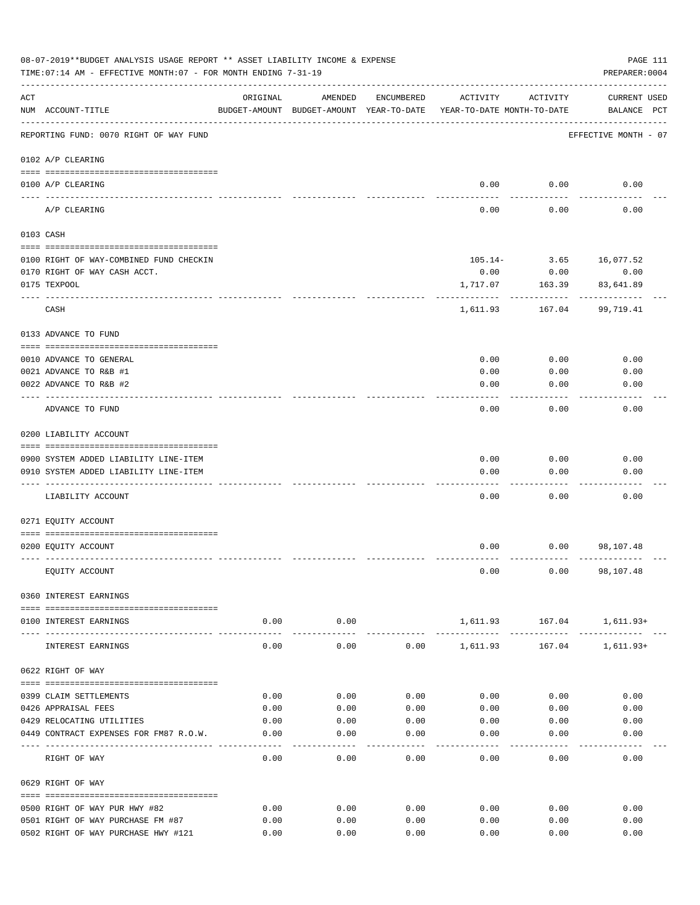08-07-2019**BUDGET ANALYSIS USAGE REPORT ** ASSET LIABILITY INCOME & EXPENSE

TIME:07:14 AM - EFFECTIVE MONTH:07 - FOR MONTH ENDING 7-31-19

PREPARER:0004

REPORTING FUND: 0070 RIGHT OF WAY FUND — EFFECTIVE MONTH - 07

| ACT NUM | ACCOUNT-TITLE | ORIGINAL BUDGET-AMOUNT | AMENDED BUDGET-AMOUNT | ENCUMBERED YEAR-TO-DATE | ACTIVITY YEAR-TO-DATE | ACTIVITY MONTH-TO-DATE | CURRENT BALANCE | USED PCT |
|---|---|---|---|---|---|---|---|---|
| | **0102 A/P CLEARING** | | | | | | | |
| 0100 | A/P CLEARING | | | | 0.00 | 0.00 | 0.00 | |
| | A/P CLEARING | | | | 0.00 | 0.00 | 0.00 | |
| | **0103 CASH** | | | | | | | |
| 0100 | RIGHT OF WAY-COMBINED FUND CHECKIN | | | | 105.14- | 3.65 | 16,077.52 | |
| 0170 | RIGHT OF WAY CASH ACCT. | | | | 0.00 | 0.00 | 0.00 | |
| 0175 | TEXPOOL | | | | 1,717.07 | 163.39 | 83,641.89 | |
| | CASH | | | | 1,611.93 | 167.04 | 99,719.41 | |
| | **0133 ADVANCE TO FUND** | | | | | | | |
| 0010 | ADVANCE TO GENERAL | | | | 0.00 | 0.00 | 0.00 | |
| 0021 | ADVANCE TO R&B #1 | | | | 0.00 | 0.00 | 0.00 | |
| 0022 | ADVANCE TO R&B #2 | | | | 0.00 | 0.00 | 0.00 | |
| | ADVANCE TO FUND | | | | 0.00 | 0.00 | 0.00 | |
| | **0200 LIABILITY ACCOUNT** | | | | | | | |
| 0900 | SYSTEM ADDED LIABILITY LINE-ITEM | | | | 0.00 | 0.00 | 0.00 | |
| 0910 | SYSTEM ADDED LIABILITY LINE-ITEM | | | | 0.00 | 0.00 | 0.00 | |
| | LIABILITY ACCOUNT | | | | 0.00 | 0.00 | 0.00 | |
| | **0271 EQUITY ACCOUNT** | | | | | | | |
| 0200 | EQUITY ACCOUNT | | | | 0.00 | 0.00 | 98,107.48 | |
| | EQUITY ACCOUNT | | | | 0.00 | 0.00 | 98,107.48 | |
| | **0360 INTEREST EARNINGS** | | | | | | | |
| 0100 | INTEREST EARNINGS | 0.00 | 0.00 | | 1,611.93 | 167.04 | 1,611.93+ | |
| | INTEREST EARNINGS | 0.00 | 0.00 | 0.00 | 1,611.93 | 167.04 | 1,611.93+ | |
| | **0622 RIGHT OF WAY** | | | | | | | |
| 0399 | CLAIM SETTLEMENTS | 0.00 | 0.00 | 0.00 | 0.00 | 0.00 | 0.00 | |
| 0426 | APPRAISAL FEES | 0.00 | 0.00 | 0.00 | 0.00 | 0.00 | 0.00 | |
| 0429 | RELOCATING UTILITIES | 0.00 | 0.00 | 0.00 | 0.00 | 0.00 | 0.00 | |
| 0449 | CONTRACT EXPENSES FOR FM87 R.O.W. | 0.00 | 0.00 | 0.00 | 0.00 | 0.00 | 0.00 | |
| | RIGHT OF WAY | 0.00 | 0.00 | 0.00 | 0.00 | 0.00 | 0.00 | |
| | **0629 RIGHT OF WAY** | | | | | | | |
| 0500 | RIGHT OF WAY PUR HWY #82 | 0.00 | 0.00 | 0.00 | 0.00 | 0.00 | 0.00 | |
| 0501 | RIGHT OF WAY PURCHASE FM #87 | 0.00 | 0.00 | 0.00 | 0.00 | 0.00 | 0.00 | |
| 0502 | RIGHT OF WAY PURCHASE HWY #121 | 0.00 | 0.00 | 0.00 | 0.00 | 0.00 | 0.00 | |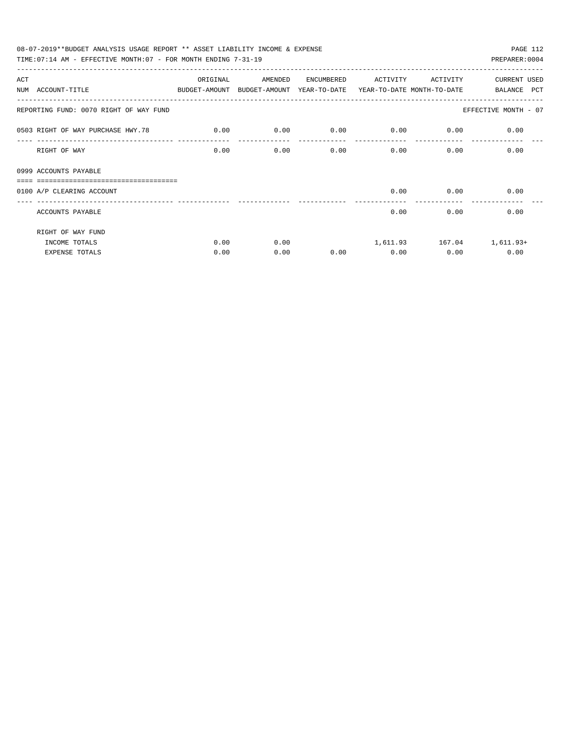08-07-2019**BUDGET ANALYSIS USAGE REPORT ** ASSET LIABILITY INCOME & EXPENSE

TIME:07:14 AM - EFFECTIVE MONTH:07 - FOR MONTH ENDING 7-31-19

PREPARER:0004

| ACT NUM | ACCOUNT-TITLE | ORIGINAL BUDGET-AMOUNT | AMENDED BUDGET-AMOUNT | ENCUMBERED YEAR-TO-DATE | ACTIVITY YEAR-TO-DATE | ACTIVITY MONTH-TO-DATE | CURRENT BALANCE | USED PCT |
|---|---|---|---|---|---|---|---|---|
| | REPORTING FUND: 0070 RIGHT OF WAY FUND | | | | | | EFFECTIVE MONTH - 07 | |
| 0503 | RIGHT OF WAY PURCHASE HWY.78 | 0.00 | 0.00 | 0.00 | 0.00 | 0.00 | 0.00 | |
| | RIGHT OF WAY | 0.00 | 0.00 | 0.00 | 0.00 | 0.00 | 0.00 | |
| 0999 | ACCOUNTS PAYABLE | | | | | | | |
| 0100 | A/P CLEARING ACCOUNT | | | | 0.00 | 0.00 | 0.00 | |
| | ACCOUNTS PAYABLE | | | | 0.00 | 0.00 | 0.00 | |
| | RIGHT OF WAY FUND | | | | | | | |
| | INCOME TOTALS | 0.00 | 0.00 | | 1,611.93 | 167.04 | 1,611.93+ | |
| | EXPENSE TOTALS | 0.00 | 0.00 | 0.00 | 0.00 | 0.00 | 0.00 | |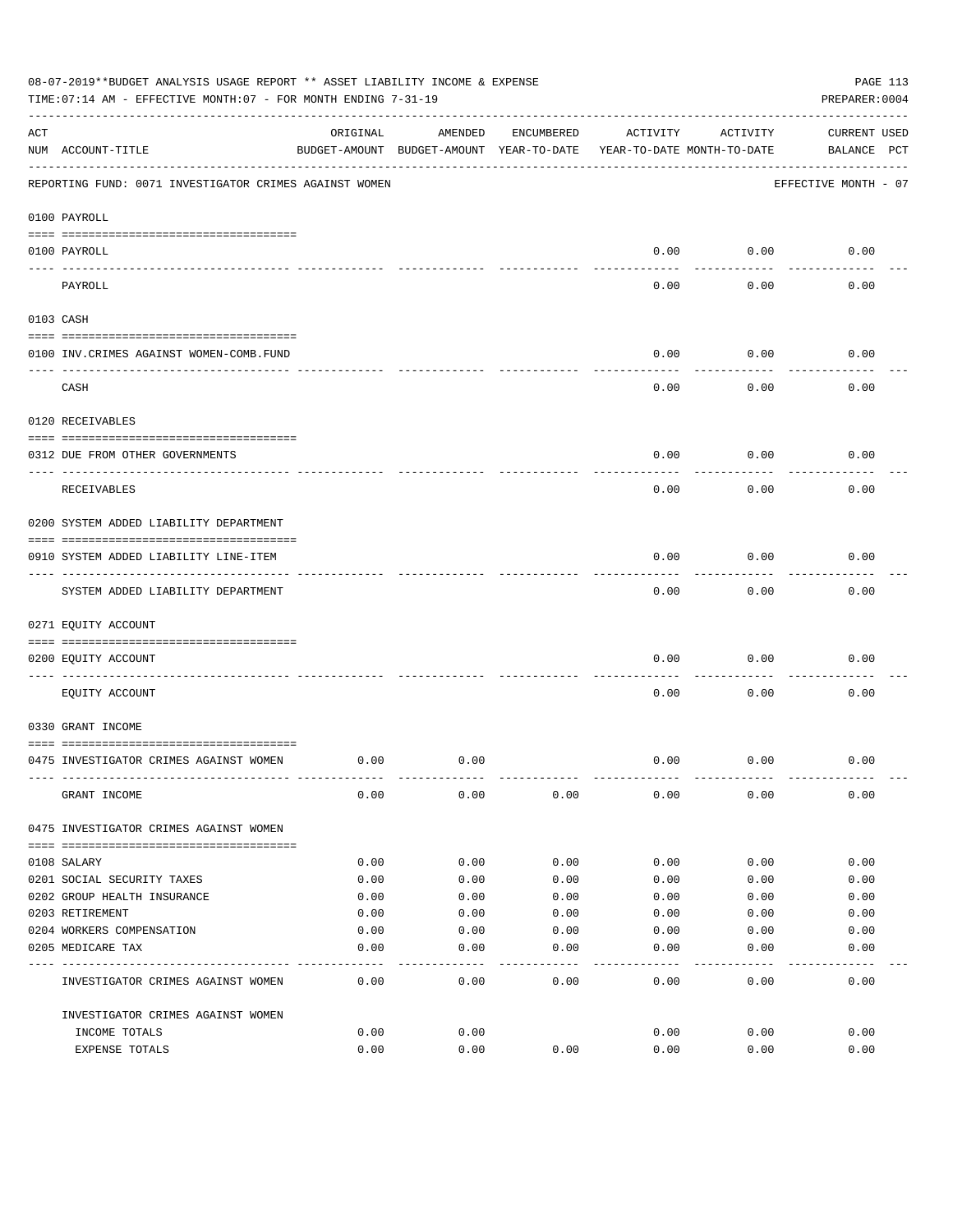08-07-2019**BUDGET ANALYSIS USAGE REPORT ** ASSET LIABILITY INCOME & EXPENSE

TIME:07:14 AM - EFFECTIVE MONTH:07 - FOR MONTH ENDING 7-31-19

PREPARER:0004

| ACT NUM | ACCOUNT-TITLE | ORIGINAL BUDGET-AMOUNT | AMENDED BUDGET-AMOUNT | ENCUMBERED YEAR-TO-DATE | ACTIVITY YEAR-TO-DATE | ACTIVITY MONTH-TO-DATE | CURRENT BALANCE | USED PCT |
|---|---|---|---|---|---|---|---|---|
| | REPORTING FUND: 0071 INVESTIGATOR CRIMES AGAINST WOMEN | | | | | | EFFECTIVE MONTH - 07 | |
| | **0100 PAYROLL** | | | | | | | |
| 0100 | PAYROLL | | | | 0.00 | 0.00 | 0.00 | |
| | PAYROLL | | | | 0.00 | 0.00 | 0.00 | |
| | **0103 CASH** | | | | | | | |
| 0100 | INV.CRIMES AGAINST WOMEN-COMB.FUND | | | | 0.00 | 0.00 | 0.00 | |
| | CASH | | | | 0.00 | 0.00 | 0.00 | |
| | **0120 RECEIVABLES** | | | | | | | |
| 0312 | DUE FROM OTHER GOVERNMENTS | | | | 0.00 | 0.00 | 0.00 | |
| | RECEIVABLES | | | | 0.00 | 0.00 | 0.00 | |
| | **0200 SYSTEM ADDED LIABILITY DEPARTMENT** | | | | | | | |
| 0910 | SYSTEM ADDED LIABILITY LINE-ITEM | | | | 0.00 | 0.00 | 0.00 | |
| | SYSTEM ADDED LIABILITY DEPARTMENT | | | | 0.00 | 0.00 | 0.00 | |
| | **0271 EQUITY ACCOUNT** | | | | | | | |
| 0200 | EQUITY ACCOUNT | | | | 0.00 | 0.00 | 0.00 | |
| | EQUITY ACCOUNT | | | | 0.00 | 0.00 | 0.00 | |
| | **0330 GRANT INCOME** | | | | | | | |
| 0475 | INVESTIGATOR CRIMES AGAINST WOMEN | 0.00 | 0.00 | | 0.00 | 0.00 | 0.00 | |
| | GRANT INCOME | 0.00 | 0.00 | 0.00 | 0.00 | 0.00 | 0.00 | |
| | **0475 INVESTIGATOR CRIMES AGAINST WOMEN** | | | | | | | |
| 0108 | SALARY | 0.00 | 0.00 | 0.00 | 0.00 | 0.00 | 0.00 | |
| 0201 | SOCIAL SECURITY TAXES | 0.00 | 0.00 | 0.00 | 0.00 | 0.00 | 0.00 | |
| 0202 | GROUP HEALTH INSURANCE | 0.00 | 0.00 | 0.00 | 0.00 | 0.00 | 0.00 | |
| 0203 | RETIREMENT | 0.00 | 0.00 | 0.00 | 0.00 | 0.00 | 0.00 | |
| 0204 | WORKERS COMPENSATION | 0.00 | 0.00 | 0.00 | 0.00 | 0.00 | 0.00 | |
| 0205 | MEDICARE TAX | 0.00 | 0.00 | 0.00 | 0.00 | 0.00 | 0.00 | |
| | INVESTIGATOR CRIMES AGAINST WOMEN | 0.00 | 0.00 | 0.00 | 0.00 | 0.00 | 0.00 | |
| | INVESTIGATOR CRIMES AGAINST WOMEN | | | | | | | |
| | INCOME TOTALS | 0.00 | 0.00 | | 0.00 | 0.00 | 0.00 | |
| | EXPENSE TOTALS | 0.00 | 0.00 | 0.00 | 0.00 | 0.00 | 0.00 | |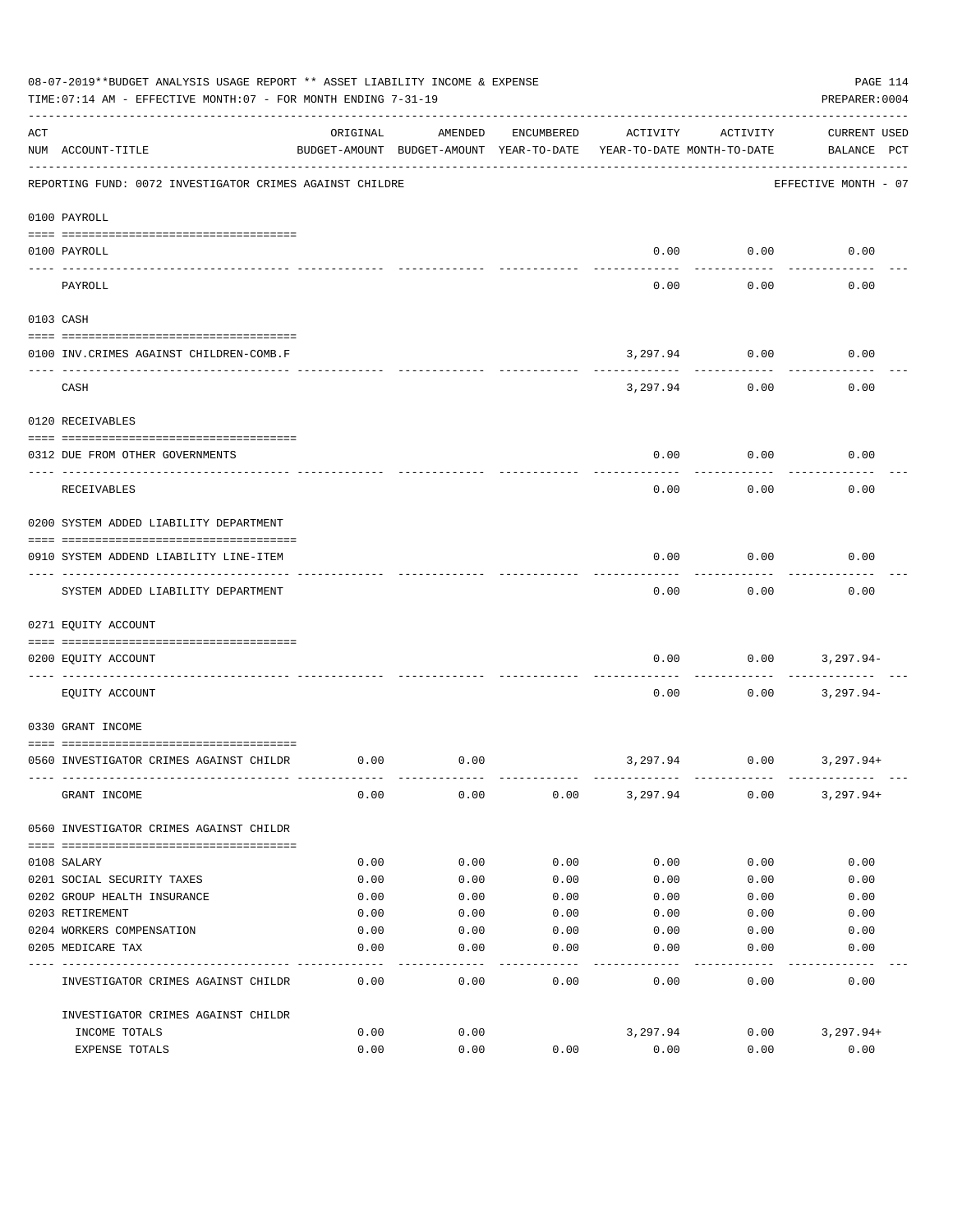08-07-2019**BUDGET ANALYSIS USAGE REPORT ** ASSET LIABILITY INCOME & EXPENSE

TIME:07:14 AM - EFFECTIVE MONTH:07 - FOR MONTH ENDING 7-31-19

PREPARER:0004

| ACT NUM | ACCOUNT-TITLE | ORIGINAL BUDGET-AMOUNT | AMENDED BUDGET-AMOUNT | ENCUMBERED YEAR-TO-DATE | ACTIVITY YEAR-TO-DATE | ACTIVITY MONTH-TO-DATE | CURRENT USED BALANCE | PCT |
|---|---|---|---|---|---|---|---|---|
| | REPORTING FUND: 0072 INVESTIGATOR CRIMES AGAINST CHILDRE | | | | | | EFFECTIVE MONTH - 07 | |
| | 0100 PAYROLL | | | | | | | |
| 0100 | PAYROLL | | | | 0.00 | 0.00 | 0.00 | |
| | PAYROLL | | | | 0.00 | 0.00 | 0.00 | |
| | 0103 CASH | | | | | | | |
| 0100 | INV.CRIMES AGAINST CHILDREN-COMB.F | | | | 3,297.94 | 0.00 | 0.00 | |
| | CASH | | | | 3,297.94 | 0.00 | 0.00 | |
| | 0120 RECEIVABLES | | | | | | | |
| 0312 | DUE FROM OTHER GOVERNMENTS | | | | 0.00 | 0.00 | 0.00 | |
| | RECEIVABLES | | | | 0.00 | 0.00 | 0.00 | |
| | 0200 SYSTEM ADDED LIABILITY DEPARTMENT | | | | | | | |
| 0910 | SYSTEM ADDEND LIABILITY LINE-ITEM | | | | 0.00 | 0.00 | 0.00 | |
| | SYSTEM ADDED LIABILITY DEPARTMENT | | | | 0.00 | 0.00 | 0.00 | |
| | 0271 EQUITY ACCOUNT | | | | | | | |
| 0200 | EQUITY ACCOUNT | | | | 0.00 | 0.00 | 3,297.94- | |
| | EQUITY ACCOUNT | | | | 0.00 | 0.00 | 3,297.94- | |
| | 0330 GRANT INCOME | | | | | | | |
| 0560 | INVESTIGATOR CRIMES AGAINST CHILDR | 0.00 | 0.00 | | 3,297.94 | 0.00 | 3,297.94+ | |
| | GRANT INCOME | 0.00 | 0.00 | 0.00 | 3,297.94 | 0.00 | 3,297.94+ | |
| | 0560 INVESTIGATOR CRIMES AGAINST CHILDR | | | | | | | |
| 0108 | SALARY | 0.00 | 0.00 | 0.00 | 0.00 | 0.00 | 0.00 | |
| 0201 | SOCIAL SECURITY TAXES | 0.00 | 0.00 | 0.00 | 0.00 | 0.00 | 0.00 | |
| 0202 | GROUP HEALTH INSURANCE | 0.00 | 0.00 | 0.00 | 0.00 | 0.00 | 0.00 | |
| 0203 | RETIREMENT | 0.00 | 0.00 | 0.00 | 0.00 | 0.00 | 0.00 | |
| 0204 | WORKERS COMPENSATION | 0.00 | 0.00 | 0.00 | 0.00 | 0.00 | 0.00 | |
| 0205 | MEDICARE TAX | 0.00 | 0.00 | 0.00 | 0.00 | 0.00 | 0.00 | |
| | INVESTIGATOR CRIMES AGAINST CHILDR | 0.00 | 0.00 | 0.00 | 0.00 | 0.00 | 0.00 | |
| | INVESTIGATOR CRIMES AGAINST CHILDR | | | | | | | |
| | INCOME TOTALS | 0.00 | 0.00 | | 3,297.94 | 0.00 | 3,297.94+ | |
| | EXPENSE TOTALS | 0.00 | 0.00 | 0.00 | 0.00 | 0.00 | 0.00 | |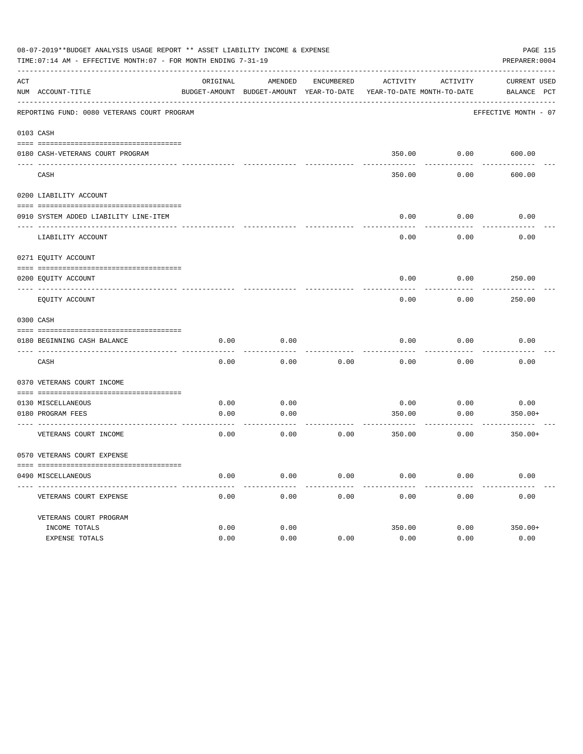08-07-2019**BUDGET ANALYSIS USAGE REPORT ** ASSET LIABILITY INCOME & EXPENSE

TIME:07:14 AM - EFFECTIVE MONTH:07 - FOR MONTH ENDING 7-31-19

PREPARER:0004

REPORTING FUND: 0080 VETERANS COURT PROGRAM — EFFECTIVE MONTH - 07

| ACT NUM | ACCOUNT-TITLE | ORIGINAL BUDGET-AMOUNT | AMENDED BUDGET-AMOUNT | ENCUMBERED YEAR-TO-DATE | ACTIVITY YEAR-TO-DATE | ACTIVITY MONTH-TO-DATE | CURRENT BALANCE | USED PCT |
|---|---|---|---|---|---|---|---|---|
| **0103** | **CASH** | | | | | | | |
| 0180 | CASH-VETERANS COURT PROGRAM | | | | 350.00 | 0.00 | 600.00 | |
| | CASH | | | | 350.00 | 0.00 | 600.00 | |
| **0200** | **LIABILITY ACCOUNT** | | | | | | | |
| 0910 | SYSTEM ADDED LIABILITY LINE-ITEM | | | | 0.00 | 0.00 | 0.00 | |
| | LIABILITY ACCOUNT | | | | 0.00 | 0.00 | 0.00 | |
| **0271** | **EQUITY ACCOUNT** | | | | | | | |
| 0200 | EQUITY ACCOUNT | | | | 0.00 | 0.00 | 250.00 | |
| | EQUITY ACCOUNT | | | | 0.00 | 0.00 | 250.00 | |
| **0300** | **CASH** | | | | | | | |
| 0180 | BEGINNING CASH BALANCE | 0.00 | 0.00 | | 0.00 | 0.00 | 0.00 | |
| | CASH | 0.00 | 0.00 | 0.00 | 0.00 | 0.00 | 0.00 | |
| **0370** | **VETERANS COURT INCOME** | | | | | | | |
| 0130 | MISCELLANEOUS | 0.00 | 0.00 | | 0.00 | 0.00 | 0.00 | |
| 0180 | PROGRAM FEES | 0.00 | 0.00 | | 350.00 | 0.00 | 350.00+ | |
| | VETERANS COURT INCOME | 0.00 | 0.00 | 0.00 | 350.00 | 0.00 | 350.00+ | |
| **0570** | **VETERANS COURT EXPENSE** | | | | | | | |
| 0490 | MISCELLANEOUS | 0.00 | 0.00 | 0.00 | 0.00 | 0.00 | 0.00 | |
| | VETERANS COURT EXPENSE | 0.00 | 0.00 | 0.00 | 0.00 | 0.00 | 0.00 | |
| | VETERANS COURT PROGRAM | | | | | | | |
| | INCOME TOTALS | 0.00 | 0.00 | | 350.00 | 0.00 | 350.00+ | |
| | EXPENSE TOTALS | 0.00 | 0.00 | 0.00 | 0.00 | 0.00 | 0.00 | |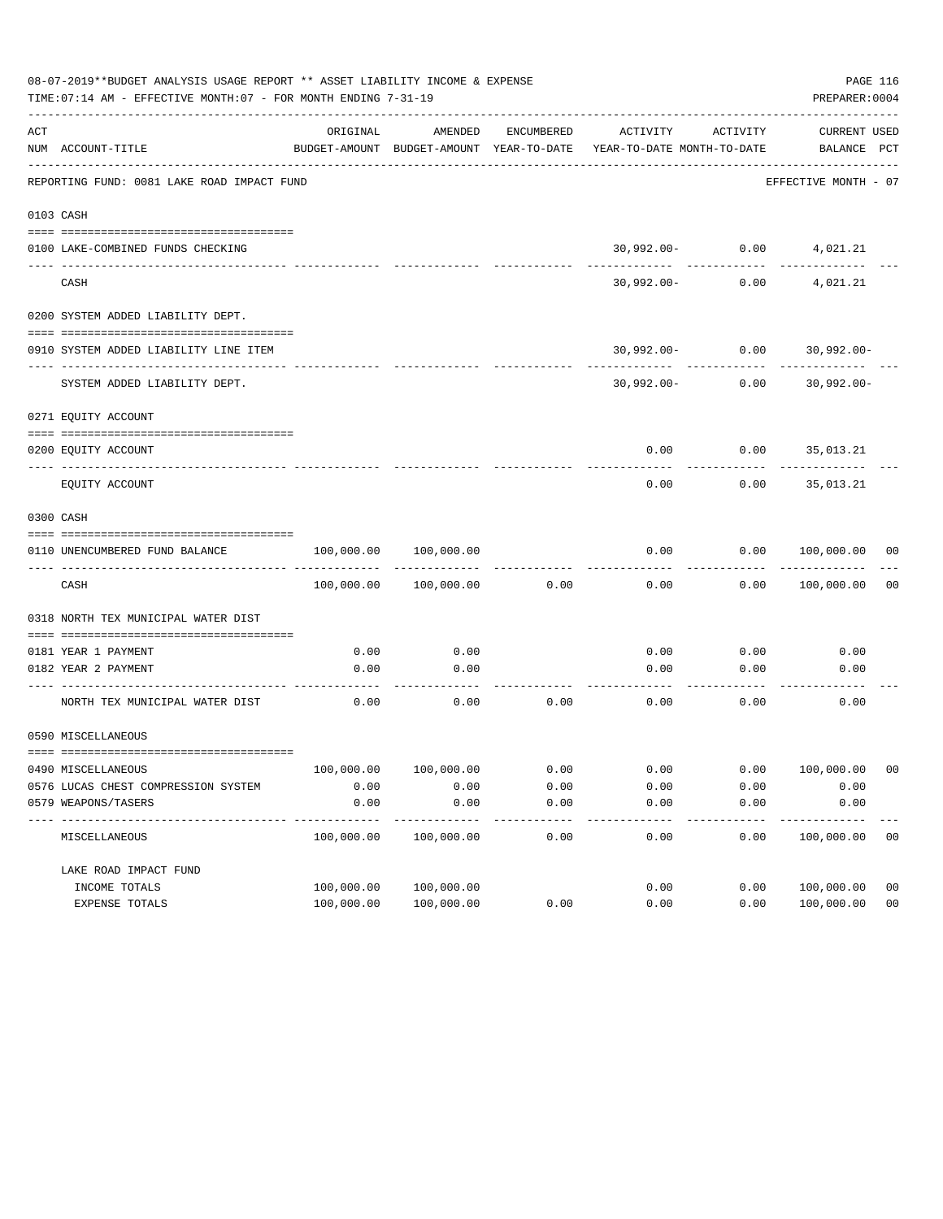08-07-2019**BUDGET ANALYSIS USAGE REPORT ** ASSET LIABILITY INCOME & EXPENSE

TIME:07:14 AM - EFFECTIVE MONTH:07 - FOR MONTH ENDING 7-31-19

PREPARER:0004

REPORTING FUND: 0081 LAKE ROAD IMPACT FUND — EFFECTIVE MONTH - 07

| ACT NUM | ACCOUNT-TITLE | ORIGINAL BUDGET-AMOUNT | AMENDED BUDGET-AMOUNT | ENCUMBERED YEAR-TO-DATE | ACTIVITY YEAR-TO-DATE | ACTIVITY MONTH-TO-DATE | CURRENT BALANCE | USED PCT |
|---|---|---|---|---|---|---|---|---|
| 0103 | CASH | | | | | | | |
| 0100 | LAKE-COMBINED FUNDS CHECKING | | | | 30,992.00- | 0.00 | 4,021.21 | |
| | CASH | | | | 30,992.00- | 0.00 | 4,021.21 | |
| 0200 | SYSTEM ADDED LIABILITY DEPT. | | | | | | | |
| 0910 | SYSTEM ADDED LIABILITY LINE ITEM | | | | 30,992.00- | 0.00 | 30,992.00- | |
| | SYSTEM ADDED LIABILITY DEPT. | | | | 30,992.00- | 0.00 | 30,992.00- | |
| 0271 | EQUITY ACCOUNT | | | | | | | |
| 0200 | EQUITY ACCOUNT | | | | 0.00 | 0.00 | 35,013.21 | |
| | EQUITY ACCOUNT | | | | 0.00 | 0.00 | 35,013.21 | |
| 0300 | CASH | | | | | | | |
| 0110 | UNENCUMBERED FUND BALANCE | 100,000.00 | 100,000.00 | | 0.00 | 0.00 | 100,000.00 | 00 |
| | CASH | 100,000.00 | 100,000.00 | 0.00 | 0.00 | 0.00 | 100,000.00 | 00 |
| 0318 | NORTH TEX MUNICIPAL WATER DIST | | | | | | | |
| 0181 | YEAR 1 PAYMENT | 0.00 | 0.00 | | 0.00 | 0.00 | 0.00 | |
| 0182 | YEAR 2 PAYMENT | 0.00 | 0.00 | | 0.00 | 0.00 | 0.00 | |
| | NORTH TEX MUNICIPAL WATER DIST | 0.00 | 0.00 | 0.00 | 0.00 | 0.00 | 0.00 | |
| 0590 | MISCELLANEOUS | | | | | | | |
| 0490 | MISCELLANEOUS | 100,000.00 | 100,000.00 | 0.00 | 0.00 | 0.00 | 100,000.00 | 00 |
| 0576 | LUCAS CHEST COMPRESSION SYSTEM | 0.00 | 0.00 | 0.00 | 0.00 | 0.00 | 0.00 | |
| 0579 | WEAPONS/TASERS | 0.00 | 0.00 | 0.00 | 0.00 | 0.00 | 0.00 | |
| | MISCELLANEOUS | 100,000.00 | 100,000.00 | 0.00 | 0.00 | 0.00 | 100,000.00 | 00 |
| | LAKE ROAD IMPACT FUND | | | | | | | |
| | INCOME TOTALS | 100,000.00 | 100,000.00 | | 0.00 | 0.00 | 100,000.00 | 00 |
| | EXPENSE TOTALS | 100,000.00 | 100,000.00 | 0.00 | 0.00 | 0.00 | 100,000.00 | 00 |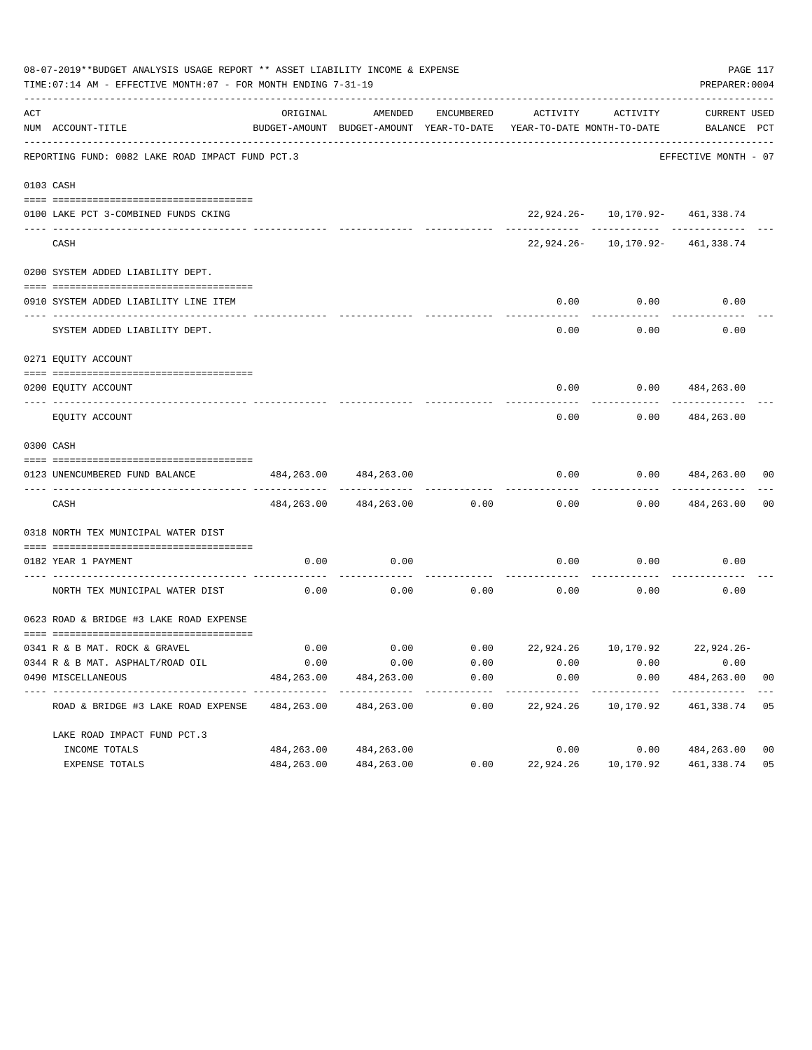08-07-2019**BUDGET ANALYSIS USAGE REPORT ** ASSET LIABILITY INCOME & EXPENSE

TIME:07:14 AM - EFFECTIVE MONTH:07 - FOR MONTH ENDING 7-31-19

PREPARER:0004

REPORTING FUND: 0082 LAKE ROAD IMPACT FUND PCT.3 — EFFECTIVE MONTH - 07

| ACT NUM | ACCOUNT-TITLE | ORIGINAL BUDGET-AMOUNT | AMENDED BUDGET-AMOUNT | ENCUMBERED YEAR-TO-DATE | ACTIVITY YEAR-TO-DATE | ACTIVITY MONTH-TO-DATE | CURRENT BALANCE | USED PCT |
|---|---|---|---|---|---|---|---|---|
| 0103 | CASH | | | | | | | |
| 0100 | LAKE PCT 3-COMBINED FUNDS CKING | | | | 22,924.26- | 10,170.92- | 461,338.74 | |
| | CASH | | | | 22,924.26- | 10,170.92- | 461,338.74 | |
| 0200 | SYSTEM ADDED LIABILITY DEPT. | | | | | | | |
| 0910 | SYSTEM ADDED LIABILITY LINE ITEM | | | | 0.00 | 0.00 | 0.00 | |
| | SYSTEM ADDED LIABILITY DEPT. | | | | 0.00 | 0.00 | 0.00 | |
| 0271 | EQUITY ACCOUNT | | | | | | | |
| 0200 | EQUITY ACCOUNT | | | | 0.00 | 0.00 | 484,263.00 | |
| | EQUITY ACCOUNT | | | | 0.00 | 0.00 | 484,263.00 | |
| 0300 | CASH | | | | | | | |
| 0123 | UNENCUMBERED FUND BALANCE | 484,263.00 | 484,263.00 | | 0.00 | 0.00 | 484,263.00 | 00 |
| | CASH | 484,263.00 | 484,263.00 | 0.00 | 0.00 | 0.00 | 484,263.00 | 00 |
| 0318 | NORTH TEX MUNICIPAL WATER DIST | | | | | | | |
| 0182 | YEAR 1 PAYMENT | 0.00 | 0.00 | | 0.00 | 0.00 | 0.00 | |
| | NORTH TEX MUNICIPAL WATER DIST | 0.00 | 0.00 | 0.00 | 0.00 | 0.00 | 0.00 | |
| 0623 | ROAD & BRIDGE #3 LAKE ROAD EXPENSE | | | | | | | |
| 0341 | R & B MAT. ROCK & GRAVEL | 0.00 | 0.00 | 0.00 | 22,924.26 | 10,170.92 | 22,924.26- | |
| 0344 | R & B MAT. ASPHALT/ROAD OIL | 0.00 | 0.00 | 0.00 | 0.00 | 0.00 | 0.00 | |
| 0490 | MISCELLANEOUS | 484,263.00 | 484,263.00 | 0.00 | 0.00 | 0.00 | 484,263.00 | 00 |
| | ROAD & BRIDGE #3 LAKE ROAD EXPENSE | 484,263.00 | 484,263.00 | 0.00 | 22,924.26 | 10,170.92 | 461,338.74 | 05 |
| | LAKE ROAD IMPACT FUND PCT.3 | | | | | | | |
| | INCOME TOTALS | 484,263.00 | 484,263.00 | | 0.00 | 0.00 | 484,263.00 | 00 |
| | EXPENSE TOTALS | 484,263.00 | 484,263.00 | 0.00 | 22,924.26 | 10,170.92 | 461,338.74 | 05 |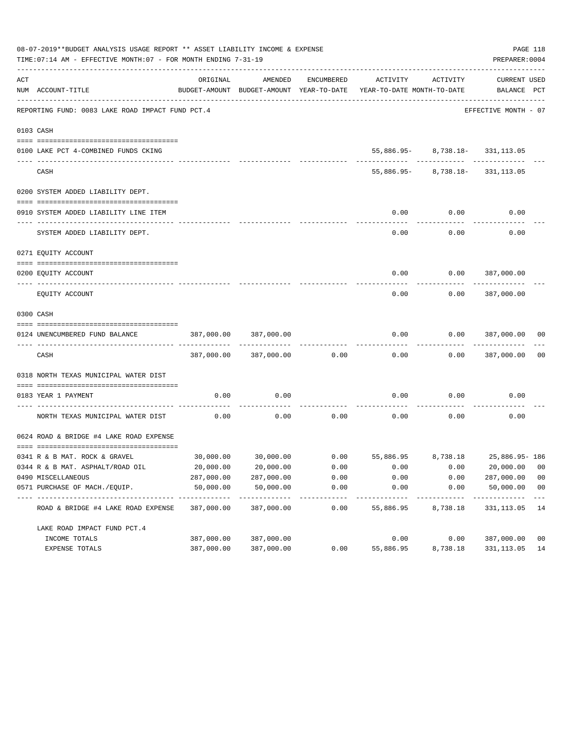08-07-2019**BUDGET ANALYSIS USAGE REPORT ** ASSET LIABILITY INCOME & EXPENSE

TIME:07:14 AM - EFFECTIVE MONTH:07 - FOR MONTH ENDING 7-31-19

PREPARER:0004

REPORTING FUND: 0083 LAKE ROAD IMPACT FUND PCT.4 — EFFECTIVE MONTH - 07

| ACT NUM | ACCOUNT-TITLE | ORIGINAL BUDGET-AMOUNT | AMENDED BUDGET-AMOUNT | ENCUMBERED YEAR-TO-DATE | ACTIVITY YEAR-TO-DATE | ACTIVITY MONTH-TO-DATE | CURRENT BALANCE | USED PCT |
|---|---|---|---|---|---|---|---|---|
| 0103 | CASH | | | | | | | |
| 0100 | LAKE PCT 4-COMBINED FUNDS CKING | | | | 55,886.95- | 8,738.18- | 331,113.05 | |
| | CASH | | | | 55,886.95- | 8,738.18- | 331,113.05 | |
| 0200 | SYSTEM ADDED LIABILITY DEPT. | | | | | | | |
| 0910 | SYSTEM ADDED LIABILITY LINE ITEM | | | | 0.00 | 0.00 | 0.00 | |
| | SYSTEM ADDED LIABILITY DEPT. | | | | 0.00 | 0.00 | 0.00 | |
| 0271 | EQUITY ACCOUNT | | | | | | | |
| 0200 | EQUITY ACCOUNT | | | | 0.00 | 0.00 | 387,000.00 | |
| | EQUITY ACCOUNT | | | | 0.00 | 0.00 | 387,000.00 | |
| 0300 | CASH | | | | | | | |
| 0124 | UNENCUMBERED FUND BALANCE | 387,000.00 | 387,000.00 | | 0.00 | 0.00 | 387,000.00 | 00 |
| | CASH | 387,000.00 | 387,000.00 | 0.00 | 0.00 | 0.00 | 387,000.00 | 00 |
| 0318 | NORTH TEXAS MUNICIPAL WATER DIST | | | | | | | |
| 0183 | YEAR 1 PAYMENT | 0.00 | 0.00 | | 0.00 | 0.00 | 0.00 | |
| | NORTH TEXAS MUNICIPAL WATER DIST | 0.00 | 0.00 | 0.00 | 0.00 | 0.00 | 0.00 | |
| 0624 | ROAD & BRIDGE #4 LAKE ROAD EXPENSE | | | | | | | |
| 0341 | R & B MAT. ROCK & GRAVEL | 30,000.00 | 30,000.00 | 0.00 | 55,886.95 | 8,738.18 | 25,886.95- | 186 |
| 0344 | R & B MAT. ASPHALT/ROAD OIL | 20,000.00 | 20,000.00 | 0.00 | 0.00 | 0.00 | 20,000.00 | 00 |
| 0490 | MISCELLANEOUS | 287,000.00 | 287,000.00 | 0.00 | 0.00 | 0.00 | 287,000.00 | 00 |
| 0571 | PURCHASE OF MACH./EQUIP. | 50,000.00 | 50,000.00 | 0.00 | 0.00 | 0.00 | 50,000.00 | 00 |
| | ROAD & BRIDGE #4 LAKE ROAD EXPENSE | 387,000.00 | 387,000.00 | 0.00 | 55,886.95 | 8,738.18 | 331,113.05 | 14 |
| | LAKE ROAD IMPACT FUND PCT.4 | | | | | | | |
| | INCOME TOTALS | 387,000.00 | 387,000.00 | | 0.00 | 0.00 | 387,000.00 | 00 |
| | EXPENSE TOTALS | 387,000.00 | 387,000.00 | 0.00 | 55,886.95 | 8,738.18 | 331,113.05 | 14 |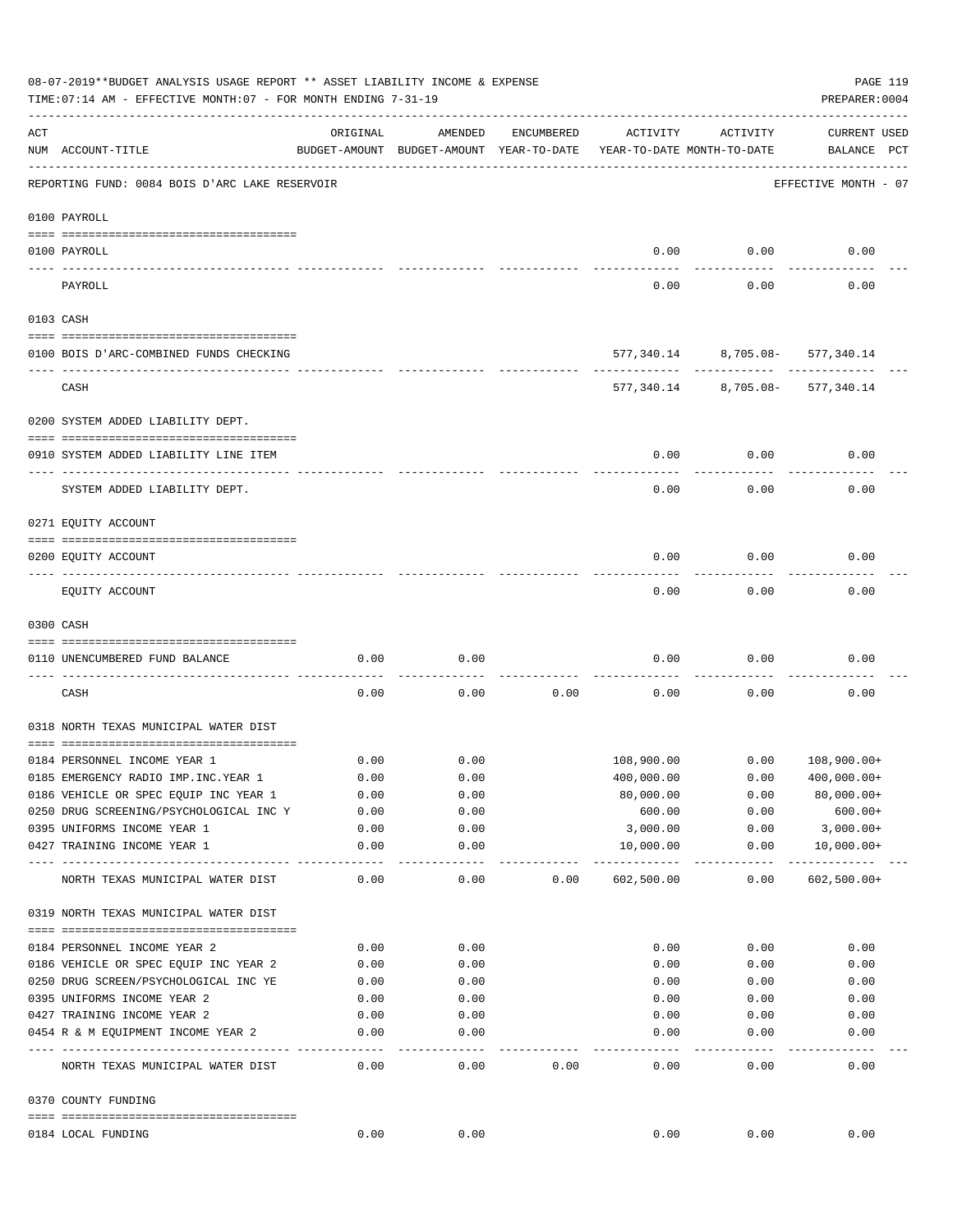08-07-2019**BUDGET ANALYSIS USAGE REPORT ** ASSET LIABILITY INCOME & EXPENSE

TIME:07:14 AM - EFFECTIVE MONTH:07 - FOR MONTH ENDING 7-31-19

PREPARER:0004

REPORTING FUND: 0084 BOIS D'ARC LAKE RESERVOIR — EFFECTIVE MONTH - 07

| ACT NUM | ACCOUNT-TITLE | ORIGINAL BUDGET-AMOUNT | AMENDED BUDGET-AMOUNT | ENCUMBERED YEAR-TO-DATE | ACTIVITY YEAR-TO-DATE | ACTIVITY MONTH-TO-DATE | CURRENT USED BALANCE | PCT |
|---|---|---|---|---|---|---|---|---|
| **0100** | **PAYROLL** | | | | | | | |
| 0100 | PAYROLL | | | | 0.00 | 0.00 | 0.00 | |
| | PAYROLL | | | | 0.00 | 0.00 | 0.00 | |
| **0103** | **CASH** | | | | | | | |
| 0100 | BOIS D'ARC-COMBINED FUNDS CHECKING | | | | 577,340.14 | 8,705.08- | 577,340.14 | |
| | CASH | | | | 577,340.14 | 8,705.08- | 577,340.14 | |
| **0200** | **SYSTEM ADDED LIABILITY DEPT.** | | | | | | | |
| 0910 | SYSTEM ADDED LIABILITY LINE ITEM | | | | 0.00 | 0.00 | 0.00 | |
| | SYSTEM ADDED LIABILITY DEPT. | | | | 0.00 | 0.00 | 0.00 | |
| **0271** | **EQUITY ACCOUNT** | | | | | | | |
| 0200 | EQUITY ACCOUNT | | | | 0.00 | 0.00 | 0.00 | |
| | EQUITY ACCOUNT | | | | 0.00 | 0.00 | 0.00 | |
| **0300** | **CASH** | | | | | | | |
| 0110 | UNENCUMBERED FUND BALANCE | 0.00 | 0.00 | | 0.00 | 0.00 | 0.00 | |
| | CASH | 0.00 | 0.00 | 0.00 | 0.00 | 0.00 | 0.00 | |
| **0318** | **NORTH TEXAS MUNICIPAL WATER DIST** | | | | | | | |
| 0184 | PERSONNEL INCOME YEAR 1 | 0.00 | 0.00 | | 108,900.00 | 0.00 | 108,900.00+ | |
| 0185 | EMERGENCY RADIO IMP.INC.YEAR 1 | 0.00 | 0.00 | | 400,000.00 | 0.00 | 400,000.00+ | |
| 0186 | VEHICLE OR SPEC EQUIP INC YEAR 1 | 0.00 | 0.00 | | 80,000.00 | 0.00 | 80,000.00+ | |
| 0250 | DRUG SCREENING/PSYCHOLOGICAL INC Y | 0.00 | 0.00 | | 600.00 | 0.00 | 600.00+ | |
| 0395 | UNIFORMS INCOME YEAR 1 | 0.00 | 0.00 | | 3,000.00 | 0.00 | 3,000.00+ | |
| 0427 | TRAINING INCOME YEAR 1 | 0.00 | 0.00 | | 10,000.00 | 0.00 | 10,000.00+ | |
| | NORTH TEXAS MUNICIPAL WATER DIST | 0.00 | 0.00 | 0.00 | 602,500.00 | 0.00 | 602,500.00+ | |
| **0319** | **NORTH TEXAS MUNICIPAL WATER DIST** | | | | | | | |
| 0184 | PERSONNEL INCOME YEAR 2 | 0.00 | 0.00 | | 0.00 | 0.00 | 0.00 | |
| 0186 | VEHICLE OR SPEC EQUIP INC YEAR 2 | 0.00 | 0.00 | | 0.00 | 0.00 | 0.00 | |
| 0250 | DRUG SCREEN/PSYCHOLOGICAL INC YE | 0.00 | 0.00 | | 0.00 | 0.00 | 0.00 | |
| 0395 | UNIFORMS INCOME YEAR 2 | 0.00 | 0.00 | | 0.00 | 0.00 | 0.00 | |
| 0427 | TRAINING INCOME YEAR 2 | 0.00 | 0.00 | | 0.00 | 0.00 | 0.00 | |
| 0454 | R & M EQUIPMENT INCOME YEAR 2 | 0.00 | 0.00 | | 0.00 | 0.00 | 0.00 | |
| | NORTH TEXAS MUNICIPAL WATER DIST | 0.00 | 0.00 | 0.00 | 0.00 | 0.00 | 0.00 | |
| **0370** | **COUNTY FUNDING** | | | | | | | |
| 0184 | LOCAL FUNDING | 0.00 | 0.00 | | 0.00 | 0.00 | 0.00 | |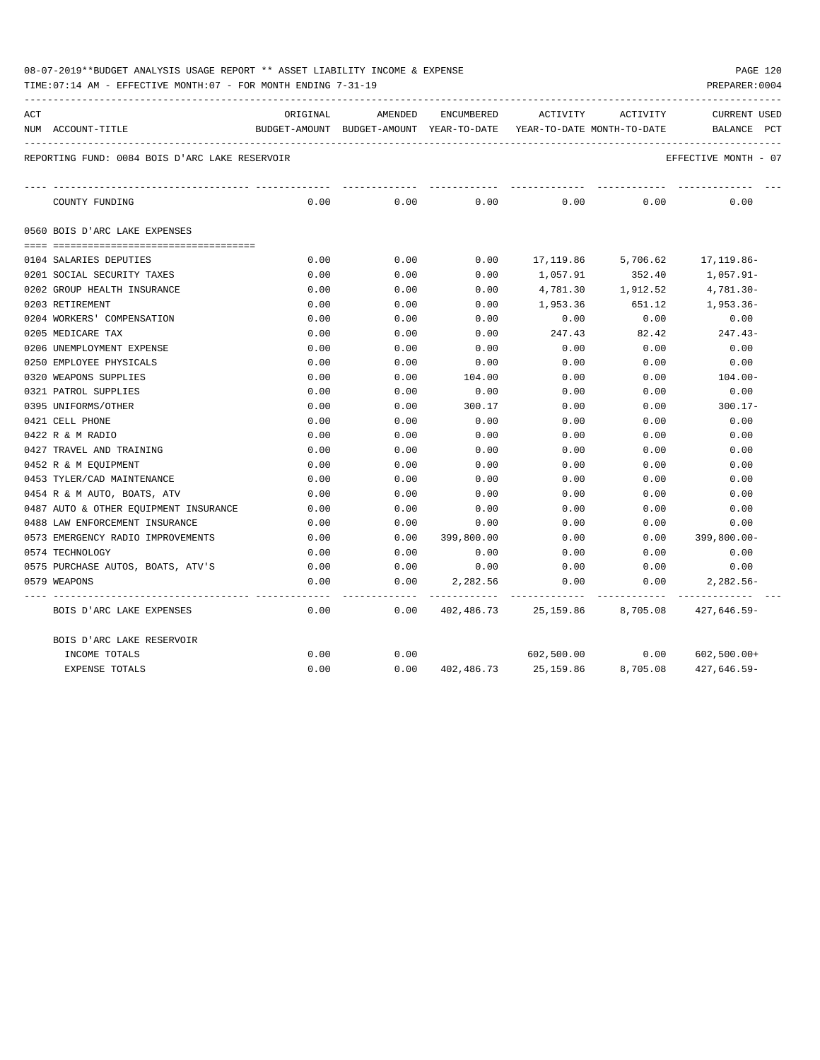08-07-2019**BUDGET ANALYSIS USAGE REPORT ** ASSET LIABILITY INCOME & EXPENSE

TIME:07:14 AM - EFFECTIVE MONTH:07 - FOR MONTH ENDING 7-31-19

REPORTING FUND: 0084 BOIS D'ARC LAKE RESERVOIR — EFFECTIVE MONTH - 07

| ACT NUM | ACCOUNT-TITLE | ORIGINAL BUDGET-AMOUNT | AMENDED BUDGET-AMOUNT | ENCUMBERED YEAR-TO-DATE | ACTIVITY YEAR-TO-DATE | ACTIVITY MONTH-TO-DATE | CURRENT BALANCE | USED PCT |
|---|---|---|---|---|---|---|---|---|
| | COUNTY FUNDING | 0.00 | 0.00 | 0.00 | 0.00 | 0.00 | 0.00 | |
| | **0560 BOIS D'ARC LAKE EXPENSES** | | | | | | | |
| 0104 | SALARIES DEPUTIES | 0.00 | 0.00 | 0.00 | 17,119.86 | 5,706.62 | 17,119.86- | |
| 0201 | SOCIAL SECURITY TAXES | 0.00 | 0.00 | 0.00 | 1,057.91 | 352.40 | 1,057.91- | |
| 0202 | GROUP HEALTH INSURANCE | 0.00 | 0.00 | 0.00 | 4,781.30 | 1,912.52 | 4,781.30- | |
| 0203 | RETIREMENT | 0.00 | 0.00 | 0.00 | 1,953.36 | 651.12 | 1,953.36- | |
| 0204 | WORKERS' COMPENSATION | 0.00 | 0.00 | 0.00 | 0.00 | 0.00 | 0.00 | |
| 0205 | MEDICARE TAX | 0.00 | 0.00 | 0.00 | 247.43 | 82.42 | 247.43- | |
| 0206 | UNEMPLOYMENT EXPENSE | 0.00 | 0.00 | 0.00 | 0.00 | 0.00 | 0.00 | |
| 0250 | EMPLOYEE PHYSICALS | 0.00 | 0.00 | 0.00 | 0.00 | 0.00 | 0.00 | |
| 0320 | WEAPONS SUPPLIES | 0.00 | 0.00 | 104.00 | 0.00 | 0.00 | 104.00- | |
| 0321 | PATROL SUPPLIES | 0.00 | 0.00 | 0.00 | 0.00 | 0.00 | 0.00 | |
| 0395 | UNIFORMS/OTHER | 0.00 | 0.00 | 300.17 | 0.00 | 0.00 | 300.17- | |
| 0421 | CELL PHONE | 0.00 | 0.00 | 0.00 | 0.00 | 0.00 | 0.00 | |
| 0422 | R & M RADIO | 0.00 | 0.00 | 0.00 | 0.00 | 0.00 | 0.00 | |
| 0427 | TRAVEL AND TRAINING | 0.00 | 0.00 | 0.00 | 0.00 | 0.00 | 0.00 | |
| 0452 | R & M EQUIPMENT | 0.00 | 0.00 | 0.00 | 0.00 | 0.00 | 0.00 | |
| 0453 | TYLER/CAD MAINTENANCE | 0.00 | 0.00 | 0.00 | 0.00 | 0.00 | 0.00 | |
| 0454 | R & M AUTO, BOATS, ATV | 0.00 | 0.00 | 0.00 | 0.00 | 0.00 | 0.00 | |
| 0487 | AUTO & OTHER EQUIPMENT INSURANCE | 0.00 | 0.00 | 0.00 | 0.00 | 0.00 | 0.00 | |
| 0488 | LAW ENFORCEMENT INSURANCE | 0.00 | 0.00 | 0.00 | 0.00 | 0.00 | 0.00 | |
| 0573 | EMERGENCY RADIO IMPROVEMENTS | 0.00 | 0.00 | 399,800.00 | 0.00 | 0.00 | 399,800.00- | |
| 0574 | TECHNOLOGY | 0.00 | 0.00 | 0.00 | 0.00 | 0.00 | 0.00 | |
| 0575 | PURCHASE AUTOS, BOATS, ATV'S | 0.00 | 0.00 | 0.00 | 0.00 | 0.00 | 0.00 | |
| 0579 | WEAPONS | 0.00 | 0.00 | 2,282.56 | 0.00 | 0.00 | 2,282.56- | |
| | BOIS D'ARC LAKE EXPENSES | 0.00 | 0.00 | 402,486.73 | 25,159.86 | 8,705.08 | 427,646.59- | |
| | **BOIS D'ARC LAKE RESERVOIR** | | | | | | | |
| | INCOME TOTALS | 0.00 | 0.00 | | 602,500.00 | 0.00 | 602,500.00+ | |
| | EXPENSE TOTALS | 0.00 | 0.00 | 402,486.73 | 25,159.86 | 8,705.08 | 427,646.59- | |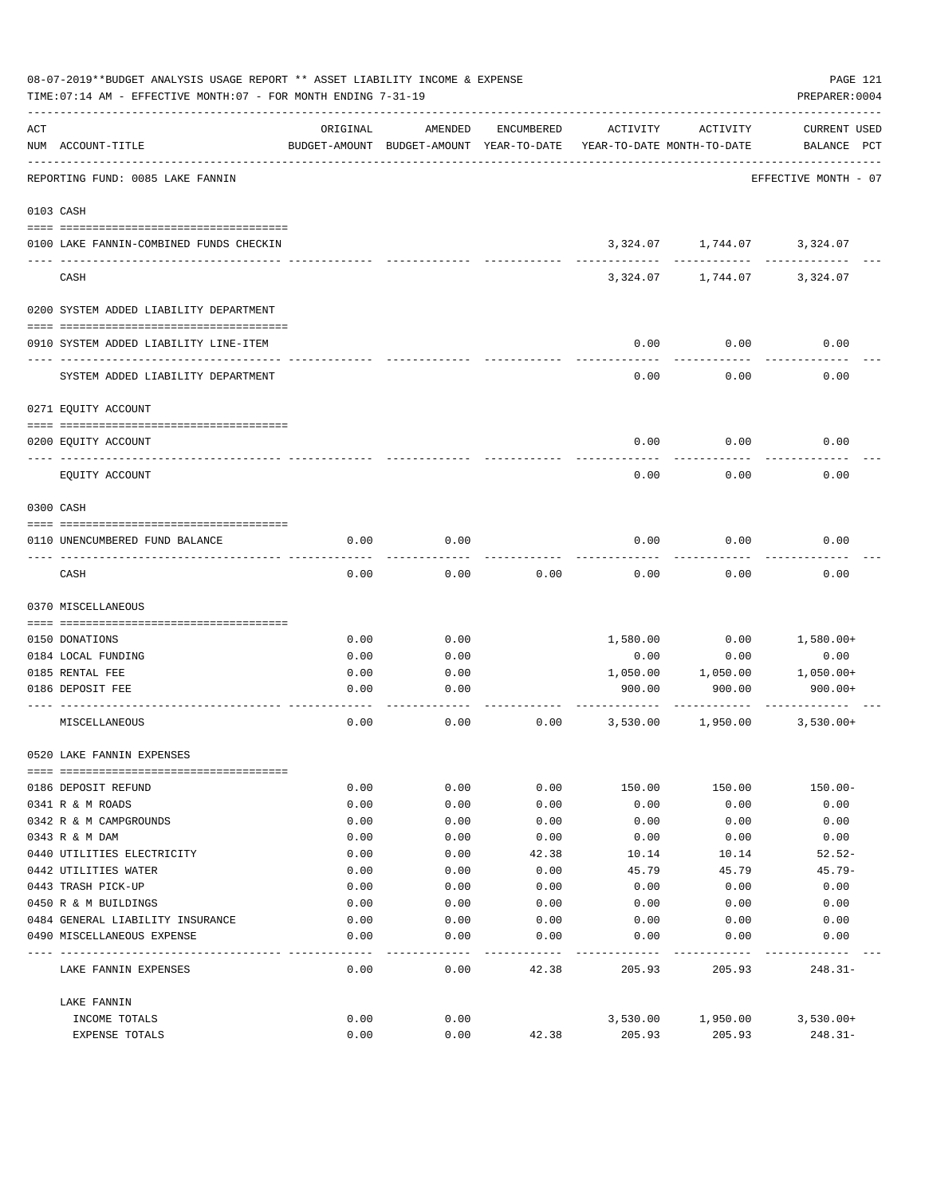08-07-2019**BUDGET ANALYSIS USAGE REPORT ** ASSET LIABILITY INCOME & EXPENSE

TIME:07:14 AM - EFFECTIVE MONTH:07 - FOR MONTH ENDING 7-31-19

PREPARER:0004

REPORTING FUND: 0085 LAKE FANNIN — EFFECTIVE MONTH - 07

| ACT NUM | ACCOUNT-TITLE | ORIGINAL BUDGET-AMOUNT | AMENDED BUDGET-AMOUNT | ENCUMBERED YEAR-TO-DATE | ACTIVITY YEAR-TO-DATE | ACTIVITY MONTH-TO-DATE | CURRENT USED BALANCE | PCT |
|---|---|---|---|---|---|---|---|---|
| 0103 | CASH | | | | | | | |
| 0100 | LAKE FANNIN-COMBINED FUNDS CHECKIN | | | | 3,324.07 | 1,744.07 | 3,324.07 | |
| | CASH | | | | 3,324.07 | 1,744.07 | 3,324.07 | |
| 0200 | SYSTEM ADDED LIABILITY DEPARTMENT | | | | | | | |
| 0910 | SYSTEM ADDED LIABILITY LINE-ITEM | | | | 0.00 | 0.00 | 0.00 | |
| | SYSTEM ADDED LIABILITY DEPARTMENT | | | | 0.00 | 0.00 | 0.00 | |
| 0271 | EQUITY ACCOUNT | | | | | | | |
| 0200 | EQUITY ACCOUNT | | | | 0.00 | 0.00 | 0.00 | |
| | EQUITY ACCOUNT | | | | 0.00 | 0.00 | 0.00 | |
| 0300 | CASH | | | | | | | |
| 0110 | UNENCUMBERED FUND BALANCE | 0.00 | 0.00 | | 0.00 | 0.00 | 0.00 | |
| | CASH | 0.00 | 0.00 | 0.00 | 0.00 | 0.00 | 0.00 | |
| 0370 | MISCELLANEOUS | | | | | | | |
| 0150 | DONATIONS | 0.00 | 0.00 | | 1,580.00 | 0.00 | 1,580.00+ | |
| 0184 | LOCAL FUNDING | 0.00 | 0.00 | | 0.00 | 0.00 | 0.00 | |
| 0185 | RENTAL FEE | 0.00 | 0.00 | | 1,050.00 | 1,050.00 | 1,050.00+ | |
| 0186 | DEPOSIT FEE | 0.00 | 0.00 | | 900.00 | 900.00 | 900.00+ | |
| | MISCELLANEOUS | 0.00 | 0.00 | 0.00 | 3,530.00 | 1,950.00 | 3,530.00+ | |
| 0520 | LAKE FANNIN EXPENSES | | | | | | | |
| 0186 | DEPOSIT REFUND | 0.00 | 0.00 | 0.00 | 150.00 | 150.00 | 150.00- | |
| 0341 | R & M ROADS | 0.00 | 0.00 | 0.00 | 0.00 | 0.00 | 0.00 | |
| 0342 | R & M CAMPGROUNDS | 0.00 | 0.00 | 0.00 | 0.00 | 0.00 | 0.00 | |
| 0343 | R & M DAM | 0.00 | 0.00 | 0.00 | 0.00 | 0.00 | 0.00 | |
| 0440 | UTILITIES ELECTRICITY | 0.00 | 0.00 | 42.38 | 10.14 | 10.14 | 52.52- | |
| 0442 | UTILITIES WATER | 0.00 | 0.00 | 0.00 | 45.79 | 45.79 | 45.79- | |
| 0443 | TRASH PICK-UP | 0.00 | 0.00 | 0.00 | 0.00 | 0.00 | 0.00 | |
| 0450 | R & M BUILDINGS | 0.00 | 0.00 | 0.00 | 0.00 | 0.00 | 0.00 | |
| 0484 | GENERAL LIABILITY INSURANCE | 0.00 | 0.00 | 0.00 | 0.00 | 0.00 | 0.00 | |
| 0490 | MISCELLANEOUS EXPENSE | 0.00 | 0.00 | 0.00 | 0.00 | 0.00 | 0.00 | |
| | LAKE FANNIN EXPENSES | 0.00 | 0.00 | 42.38 | 205.93 | 205.93 | 248.31- | |
| | LAKE FANNIN | | | | | | | |
| | INCOME TOTALS | 0.00 | 0.00 | | 3,530.00 | 1,950.00 | 3,530.00+ | |
| | EXPENSE TOTALS | 0.00 | 0.00 | 42.38 | 205.93 | 205.93 | 248.31- | |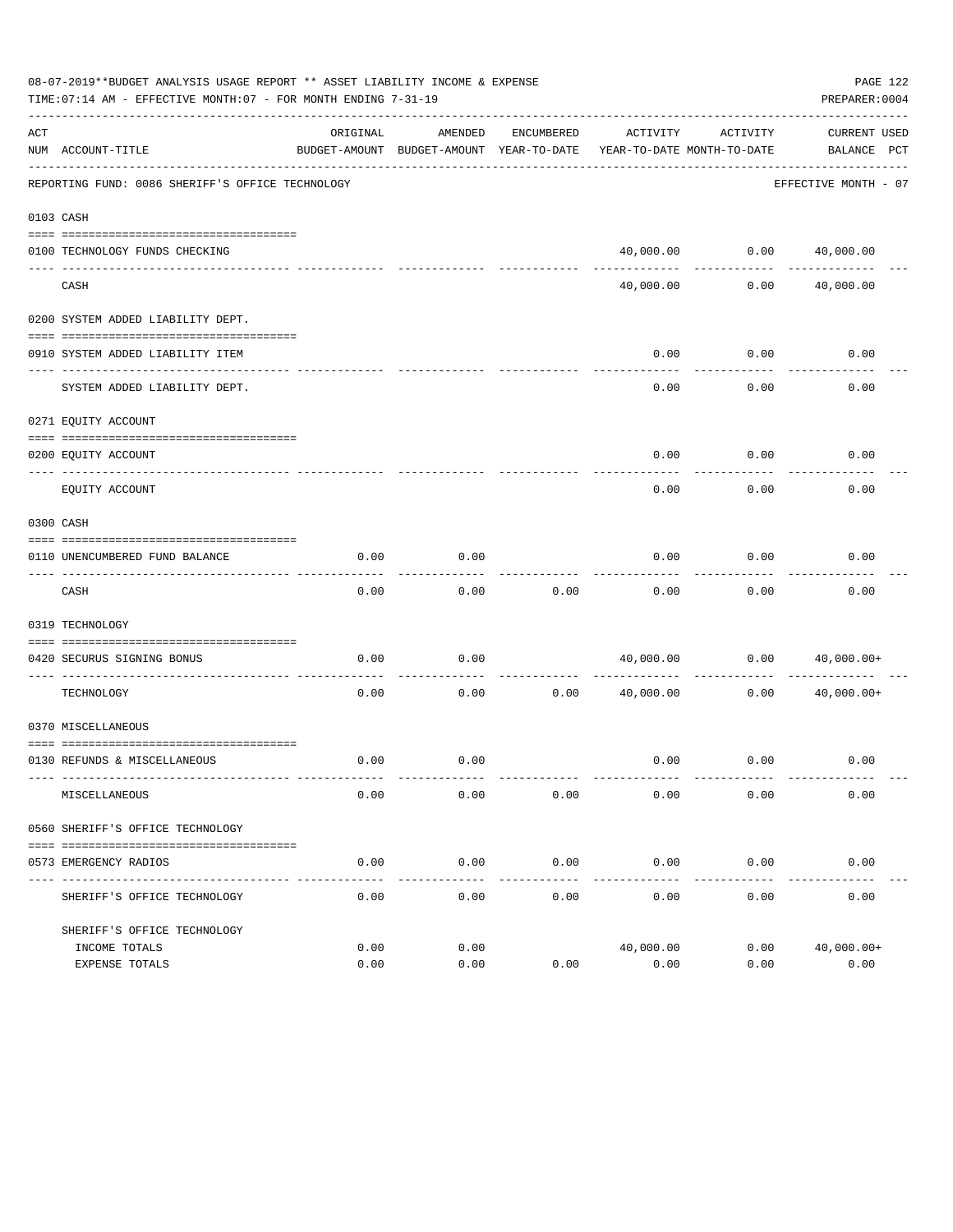08-07-2019**BUDGET ANALYSIS USAGE REPORT ** ASSET LIABILITY INCOME & EXPENSE

TIME:07:14 AM - EFFECTIVE MONTH:07 - FOR MONTH ENDING 7-31-19

PREPARER:0004

| ACT NUM | ACCOUNT-TITLE | ORIGINAL BUDGET-AMOUNT | AMENDED BUDGET-AMOUNT | ENCUMBERED YEAR-TO-DATE | ACTIVITY YEAR-TO-DATE | ACTIVITY MONTH-TO-DATE | CURRENT BALANCE | USED PCT |
|---|---|---|---|---|---|---|---|---|
| | REPORTING FUND: 0086 SHERIFF'S OFFICE TECHNOLOGY | | | | | | EFFECTIVE MONTH - 07 | |
| 0103 | CASH | | | | | | | |
| 0100 | TECHNOLOGY FUNDS CHECKING | | | | 40,000.00 | 0.00 | 40,000.00 | |
| | CASH | | | | 40,000.00 | 0.00 | 40,000.00 | |
| 0200 | SYSTEM ADDED LIABILITY DEPT. | | | | | | | |
| 0910 | SYSTEM ADDED LIABILITY ITEM | | | | 0.00 | 0.00 | 0.00 | |
| | SYSTEM ADDED LIABILITY DEPT. | | | | 0.00 | 0.00 | 0.00 | |
| 0271 | EQUITY ACCOUNT | | | | | | | |
| 0200 | EQUITY ACCOUNT | | | | 0.00 | 0.00 | 0.00 | |
| | EQUITY ACCOUNT | | | | 0.00 | 0.00 | 0.00 | |
| 0300 | CASH | | | | | | | |
| 0110 | UNENCUMBERED FUND BALANCE | 0.00 | 0.00 | | 0.00 | 0.00 | 0.00 | |
| | CASH | 0.00 | 0.00 | 0.00 | 0.00 | 0.00 | 0.00 | |
| 0319 | TECHNOLOGY | | | | | | | |
| 0420 | SECURUS SIGNING BONUS | 0.00 | 0.00 | | 40,000.00 | 0.00 | 40,000.00+ | |
| | TECHNOLOGY | 0.00 | 0.00 | 0.00 | 40,000.00 | 0.00 | 40,000.00+ | |
| 0370 | MISCELLANEOUS | | | | | | | |
| 0130 | REFUNDS & MISCELLANEOUS | 0.00 | 0.00 | | 0.00 | 0.00 | 0.00 | |
| | MISCELLANEOUS | 0.00 | 0.00 | 0.00 | 0.00 | 0.00 | 0.00 | |
| 0560 | SHERIFF'S OFFICE TECHNOLOGY | | | | | | | |
| 0573 | EMERGENCY RADIOS | 0.00 | 0.00 | 0.00 | 0.00 | 0.00 | 0.00 | |
| | SHERIFF'S OFFICE TECHNOLOGY | 0.00 | 0.00 | 0.00 | 0.00 | 0.00 | 0.00 | |
| | SHERIFF'S OFFICE TECHNOLOGY | | | | | | | |
| | INCOME TOTALS | 0.00 | 0.00 | | 40,000.00 | 0.00 | 40,000.00+ | |
| | EXPENSE TOTALS | 0.00 | 0.00 | 0.00 | 0.00 | 0.00 | 0.00 | |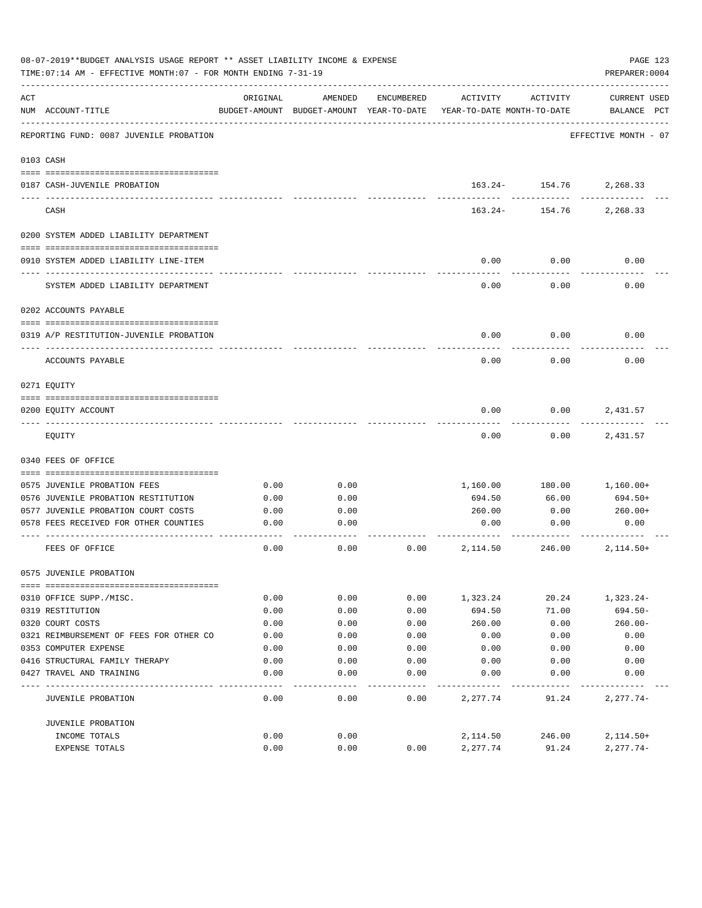08-07-2019**BUDGET ANALYSIS USAGE REPORT ** ASSET LIABILITY INCOME & EXPENSE

TIME:07:14 AM - EFFECTIVE MONTH:07 - FOR MONTH ENDING 7-31-19

PREPARER:0004

| ACT NUM | ACCOUNT-TITLE | ORIGINAL BUDGET-AMOUNT | AMENDED BUDGET-AMOUNT | ENCUMBERED YEAR-TO-DATE | ACTIVITY YEAR-TO-DATE | ACTIVITY MONTH-TO-DATE | CURRENT USED BALANCE PCT |
|---|---|---|---|---|---|---|---|
| | REPORTING FUND: 0087 JUVENILE PROBATION | | | | | | EFFECTIVE MONTH - 07 |
| | 0103 CASH | | | | | | |
| 0187 | CASH-JUVENILE PROBATION | | | | 163.24- | 154.76 | 2,268.33 |
| | CASH | | | | 163.24- | 154.76 | 2,268.33 |
| | 0200 SYSTEM ADDED LIABILITY DEPARTMENT | | | | | | |
| 0910 | SYSTEM ADDED LIABILITY LINE-ITEM | | | | 0.00 | 0.00 | 0.00 |
| | SYSTEM ADDED LIABILITY DEPARTMENT | | | | 0.00 | 0.00 | 0.00 |
| | 0202 ACCOUNTS PAYABLE | | | | | | |
| 0319 | A/P RESTITUTION-JUVENILE PROBATION | | | | 0.00 | 0.00 | 0.00 |
| | ACCOUNTS PAYABLE | | | | 0.00 | 0.00 | 0.00 |
| | 0271 EQUITY | | | | | | |
| 0200 | EQUITY ACCOUNT | | | | 0.00 | 0.00 | 2,431.57 |
| | EQUITY | | | | 0.00 | 0.00 | 2,431.57 |
| | 0340 FEES OF OFFICE | | | | | | |
| 0575 | JUVENILE PROBATION FEES | 0.00 | 0.00 | | 1,160.00 | 180.00 | 1,160.00+ |
| 0576 | JUVENILE PROBATION RESTITUTION | 0.00 | 0.00 | | 694.50 | 66.00 | 694.50+ |
| 0577 | JUVENILE PROBATION COURT COSTS | 0.00 | 0.00 | | 260.00 | 0.00 | 260.00+ |
| 0578 | FEES RECEIVED FOR OTHER COUNTIES | 0.00 | 0.00 | | 0.00 | 0.00 | 0.00 |
| | FEES OF OFFICE | 0.00 | 0.00 | 0.00 | 2,114.50 | 246.00 | 2,114.50+ |
| | 0575 JUVENILE PROBATION | | | | | | |
| 0310 | OFFICE SUPP./MISC. | 0.00 | 0.00 | 0.00 | 1,323.24 | 20.24 | 1,323.24- |
| 0319 | RESTITUTION | 0.00 | 0.00 | 0.00 | 694.50 | 71.00 | 694.50- |
| 0320 | COURT COSTS | 0.00 | 0.00 | 0.00 | 260.00 | 0.00 | 260.00- |
| 0321 | REIMBURSEMENT OF FEES FOR OTHER CO | 0.00 | 0.00 | 0.00 | 0.00 | 0.00 | 0.00 |
| 0353 | COMPUTER EXPENSE | 0.00 | 0.00 | 0.00 | 0.00 | 0.00 | 0.00 |
| 0416 | STRUCTURAL FAMILY THERAPY | 0.00 | 0.00 | 0.00 | 0.00 | 0.00 | 0.00 |
| 0427 | TRAVEL AND TRAINING | 0.00 | 0.00 | 0.00 | 0.00 | 0.00 | 0.00 |
| | JUVENILE PROBATION | 0.00 | 0.00 | 0.00 | 2,277.74 | 91.24 | 2,277.74- |
| | JUVENILE PROBATION | | | | | | |
| | INCOME TOTALS | 0.00 | 0.00 | | 2,114.50 | 246.00 | 2,114.50+ |
| | EXPENSE TOTALS | 0.00 | 0.00 | 0.00 | 2,277.74 | 91.24 | 2,277.74- |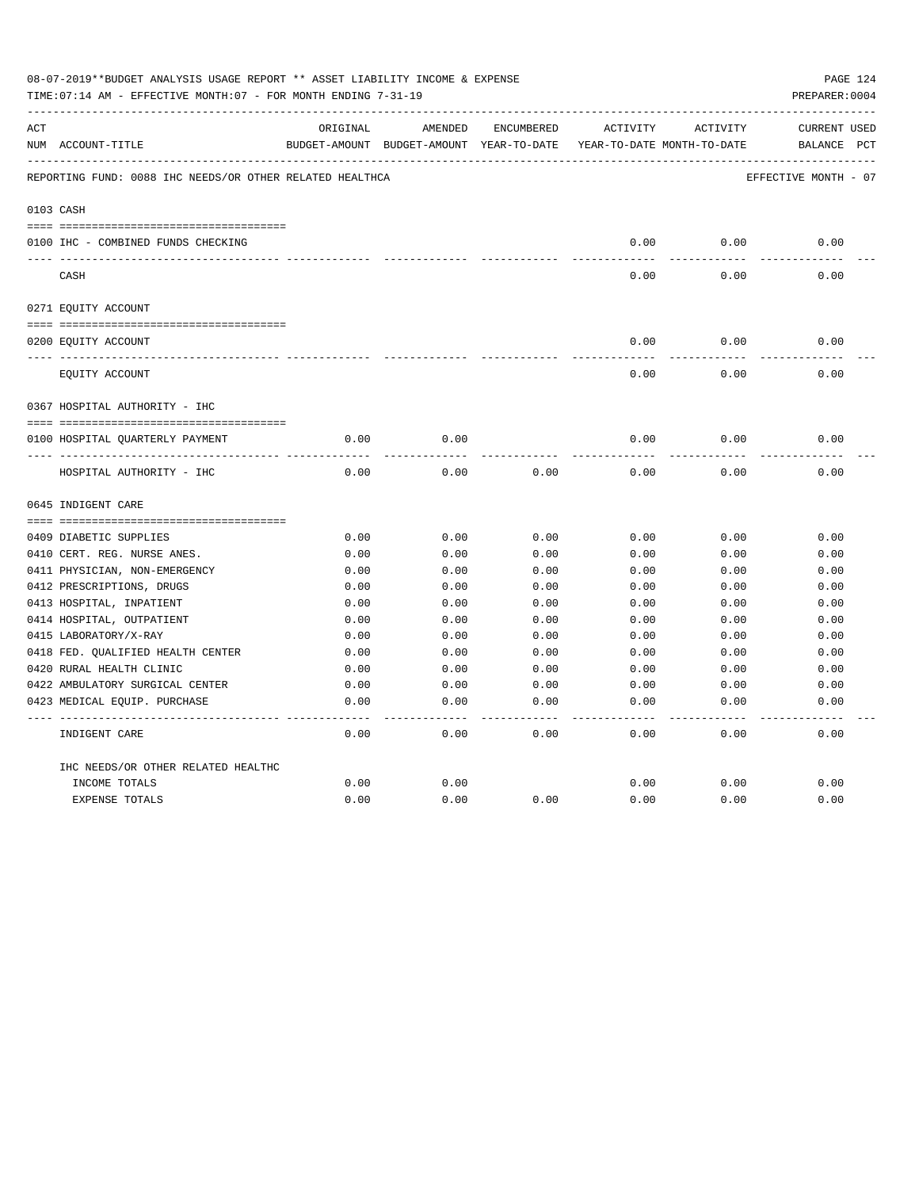08-07-2019**BUDGET ANALYSIS USAGE REPORT ** ASSET LIABILITY INCOME & EXPENSE

TIME:07:14 AM - EFFECTIVE MONTH:07 - FOR MONTH ENDING 7-31-19 PREPARER:0004

REPORTING FUND: 0088 IHC NEEDS/OR OTHER RELATED HEALTHCA EFFECTIVE MONTH - 07

| ACT NUM | ACCOUNT-TITLE | ORIGINAL BUDGET-AMOUNT | AMENDED BUDGET-AMOUNT | ENCUMBERED YEAR-TO-DATE | ACTIVITY YEAR-TO-DATE | ACTIVITY MONTH-TO-DATE | CURRENT BALANCE | USED PCT |
|---|---|---|---|---|---|---|---|---|
| | **0103 CASH** | | | | | | | |
| 0100 | IHC - COMBINED FUNDS CHECKING | | | | 0.00 | 0.00 | 0.00 | |
| | CASH | | | | 0.00 | 0.00 | 0.00 | |
| | **0271 EQUITY ACCOUNT** | | | | | | | |
| 0200 | EQUITY ACCOUNT | | | | 0.00 | 0.00 | 0.00 | |
| | EQUITY ACCOUNT | | | | 0.00 | 0.00 | 0.00 | |
| | **0367 HOSPITAL AUTHORITY - IHC** | | | | | | | |
| 0100 | HOSPITAL QUARTERLY PAYMENT | 0.00 | 0.00 | | 0.00 | 0.00 | 0.00 | |
| | HOSPITAL AUTHORITY - IHC | 0.00 | 0.00 | 0.00 | 0.00 | 0.00 | 0.00 | |
| | **0645 INDIGENT CARE** | | | | | | | |
| 0409 | DIABETIC SUPPLIES | 0.00 | 0.00 | 0.00 | 0.00 | 0.00 | 0.00 | |
| 0410 | CERT. REG. NURSE ANES. | 0.00 | 0.00 | 0.00 | 0.00 | 0.00 | 0.00 | |
| 0411 | PHYSICIAN, NON-EMERGENCY | 0.00 | 0.00 | 0.00 | 0.00 | 0.00 | 0.00 | |
| 0412 | PRESCRIPTIONS, DRUGS | 0.00 | 0.00 | 0.00 | 0.00 | 0.00 | 0.00 | |
| 0413 | HOSPITAL, INPATIENT | 0.00 | 0.00 | 0.00 | 0.00 | 0.00 | 0.00 | |
| 0414 | HOSPITAL, OUTPATIENT | 0.00 | 0.00 | 0.00 | 0.00 | 0.00 | 0.00 | |
| 0415 | LABORATORY/X-RAY | 0.00 | 0.00 | 0.00 | 0.00 | 0.00 | 0.00 | |
| 0418 | FED. QUALIFIED HEALTH CENTER | 0.00 | 0.00 | 0.00 | 0.00 | 0.00 | 0.00 | |
| 0420 | RURAL HEALTH CLINIC | 0.00 | 0.00 | 0.00 | 0.00 | 0.00 | 0.00 | |
| 0422 | AMBULATORY SURGICAL CENTER | 0.00 | 0.00 | 0.00 | 0.00 | 0.00 | 0.00 | |
| 0423 | MEDICAL EQUIP. PURCHASE | 0.00 | 0.00 | 0.00 | 0.00 | 0.00 | 0.00 | |
| | INDIGENT CARE | 0.00 | 0.00 | 0.00 | 0.00 | 0.00 | 0.00 | |
| | IHC NEEDS/OR OTHER RELATED HEALTHC | | | | | | | |
| | INCOME TOTALS | 0.00 | 0.00 | | 0.00 | 0.00 | 0.00 | |
| | EXPENSE TOTALS | 0.00 | 0.00 | 0.00 | 0.00 | 0.00 | 0.00 | |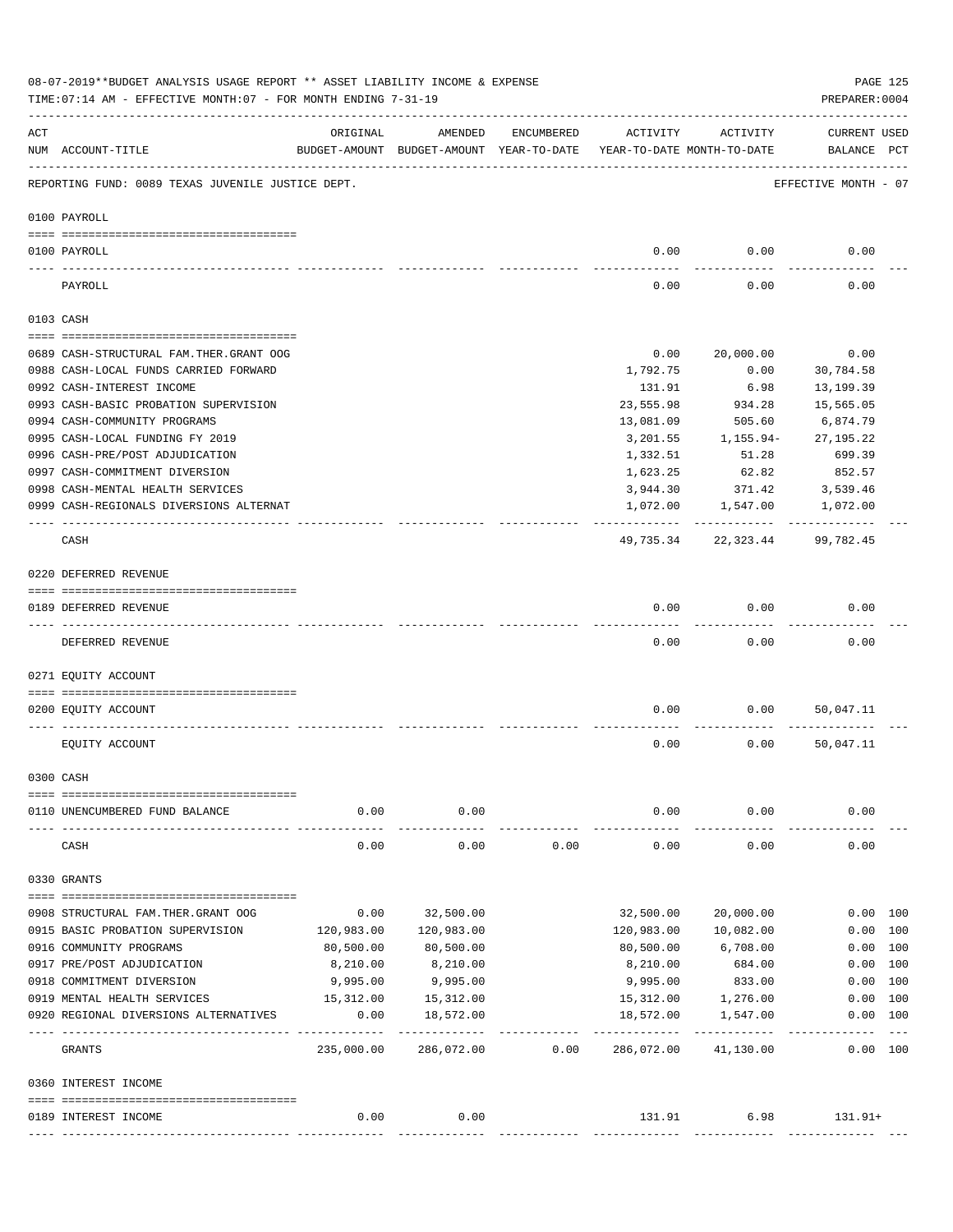08-07-2019**BUDGET ANALYSIS USAGE REPORT ** ASSET LIABILITY INCOME & EXPENSE

TIME:07:14 AM - EFFECTIVE MONTH:07 - FOR MONTH ENDING 7-31-19

PREPARER:0004

| ACT NUM | ACCOUNT-TITLE | ORIGINAL BUDGET-AMOUNT | AMENDED BUDGET-AMOUNT | ENCUMBERED YEAR-TO-DATE | ACTIVITY YEAR-TO-DATE | ACTIVITY MONTH-TO-DATE | CURRENT BALANCE | USED PCT |
|---|---|---|---|---|---|---|---|---|
| | REPORTING FUND: 0089 TEXAS JUVENILE JUSTICE DEPT. | | | | | | EFFECTIVE MONTH - 07 | |
| | 0100 PAYROLL | | | | | | | |
| 0100 | PAYROLL | | | | 0.00 | 0.00 | 0.00 | |
| | PAYROLL | | | | 0.00 | 0.00 | 0.00 | |
| | 0103 CASH | | | | | | | |
| 0689 | CASH-STRUCTURAL FAM.THER.GRANT OOG | | | | 0.00 | 20,000.00 | 0.00 | |
| 0988 | CASH-LOCAL FUNDS CARRIED FORWARD | | | | 1,792.75 | 0.00 | 30,784.58 | |
| 0992 | CASH-INTEREST INCOME | | | | 131.91 | 6.98 | 13,199.39 | |
| 0993 | CASH-BASIC PROBATION SUPERVISION | | | | 23,555.98 | 934.28 | 15,565.05 | |
| 0994 | CASH-COMMUNITY PROGRAMS | | | | 13,081.09 | 505.60 | 6,874.79 | |
| 0995 | CASH-LOCAL FUNDING FY 2019 | | | | 3,201.55 | 1,155.94- | 27,195.22 | |
| 0996 | CASH-PRE/POST ADJUDICATION | | | | 1,332.51 | 51.28 | 699.39 | |
| 0997 | CASH-COMMITMENT DIVERSION | | | | 1,623.25 | 62.82 | 852.57 | |
| 0998 | CASH-MENTAL HEALTH SERVICES | | | | 3,944.30 | 371.42 | 3,539.46 | |
| 0999 | CASH-REGIONALS DIVERSIONS ALTERNAT | | | | 1,072.00 | 1,547.00 | 1,072.00 | |
| | CASH | | | | 49,735.34 | 22,323.44 | 99,782.45 | |
| | 0220 DEFERRED REVENUE | | | | | | | |
| 0189 | DEFERRED REVENUE | | | | 0.00 | 0.00 | 0.00 | |
| | DEFERRED REVENUE | | | | 0.00 | 0.00 | 0.00 | |
| | 0271 EQUITY ACCOUNT | | | | | | | |
| 0200 | EQUITY ACCOUNT | | | | 0.00 | 0.00 | 50,047.11 | |
| | EQUITY ACCOUNT | | | | 0.00 | 0.00 | 50,047.11 | |
| | 0300 CASH | | | | | | | |
| 0110 | UNENCUMBERED FUND BALANCE | 0.00 | 0.00 | | 0.00 | 0.00 | 0.00 | |
| | CASH | 0.00 | 0.00 | 0.00 | 0.00 | 0.00 | 0.00 | |
| | 0330 GRANTS | | | | | | | |
| 0908 | STRUCTURAL FAM.THER.GRANT OOG | 0.00 | 32,500.00 | | 32,500.00 | 20,000.00 | 0.00 | 100 |
| 0915 | BASIC PROBATION SUPERVISION | 120,983.00 | 120,983.00 | | 120,983.00 | 10,082.00 | 0.00 | 100 |
| 0916 | COMMUNITY PROGRAMS | 80,500.00 | 80,500.00 | | 80,500.00 | 6,708.00 | 0.00 | 100 |
| 0917 | PRE/POST ADJUDICATION | 8,210.00 | 8,210.00 | | 8,210.00 | 684.00 | 0.00 | 100 |
| 0918 | COMMITMENT DIVERSION | 9,995.00 | 9,995.00 | | 9,995.00 | 833.00 | 0.00 | 100 |
| 0919 | MENTAL HEALTH SERVICES | 15,312.00 | 15,312.00 | | 15,312.00 | 1,276.00 | 0.00 | 100 |
| 0920 | REGIONAL DIVERSIONS ALTERNATIVES | 0.00 | 18,572.00 | | 18,572.00 | 1,547.00 | 0.00 | 100 |
| | GRANTS | 235,000.00 | 286,072.00 | 0.00 | 286,072.00 | 41,130.00 | 0.00 | 100 |
| | 0360 INTEREST INCOME | | | | | | | |
| 0189 | INTEREST INCOME | 0.00 | 0.00 | | 131.91 | 6.98 | 131.91+ | |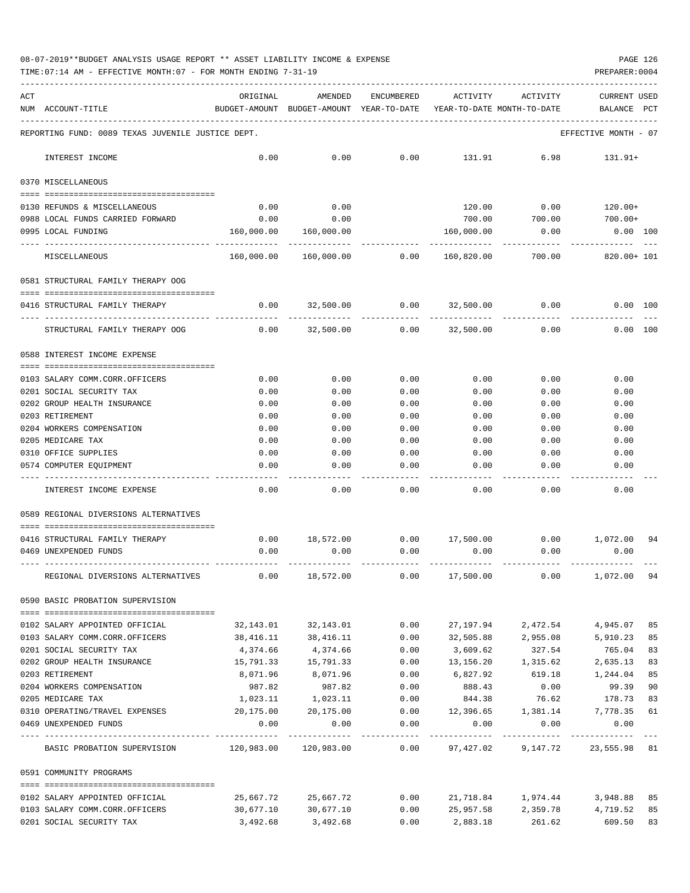08-07-2019**BUDGET ANALYSIS USAGE REPORT ** ASSET LIABILITY INCOME & EXPENSE

TIME:07:14 AM - EFFECTIVE MONTH:07 - FOR MONTH ENDING 7-31-19

PREPARER:0004

| ACT NUM | ACCOUNT-TITLE | ORIGINAL BUDGET-AMOUNT | AMENDED BUDGET-AMOUNT | ENCUMBERED YEAR-TO-DATE | ACTIVITY YEAR-TO-DATE | ACTIVITY MONTH-TO-DATE | CURRENT BALANCE | USED PCT |
|---|---|---|---|---|---|---|---|---|
| | REPORTING FUND: 0089 TEXAS JUVENILE JUSTICE DEPT. | | | | | | EFFECTIVE MONTH - 07 | |
| | INTEREST INCOME | 0.00 | 0.00 | 0.00 | 131.91 | 6.98 | 131.91+ | |
| | 0370 MISCELLANEOUS | | | | | | | |
| 0130 | REFUNDS & MISCELLANEOUS | 0.00 | 0.00 | | 120.00 | 0.00 | 120.00+ | |
| 0988 | LOCAL FUNDS CARRIED FORWARD | 0.00 | 0.00 | | 700.00 | 700.00 | 700.00+ | |
| 0995 | LOCAL FUNDING | 160,000.00 | 160,000.00 | | 160,000.00 | 0.00 | 0.00 | 100 |
| | MISCELLANEOUS | 160,000.00 | 160,000.00 | 0.00 | 160,820.00 | 700.00 | 820.00+ | 101 |
| | 0581 STRUCTURAL FAMILY THERAPY OOG | | | | | | | |
| 0416 | STRUCTURAL FAMILY THERAPY | 0.00 | 32,500.00 | 0.00 | 32,500.00 | 0.00 | 0.00 | 100 |
| | STRUCTURAL FAMILY THERAPY OOG | 0.00 | 32,500.00 | 0.00 | 32,500.00 | 0.00 | 0.00 | 100 |
| | 0588 INTEREST INCOME EXPENSE | | | | | | | |
| 0103 | SALARY COMM.CORR.OFFICERS | 0.00 | 0.00 | 0.00 | 0.00 | 0.00 | 0.00 | |
| 0201 | SOCIAL SECURITY TAX | 0.00 | 0.00 | 0.00 | 0.00 | 0.00 | 0.00 | |
| 0202 | GROUP HEALTH INSURANCE | 0.00 | 0.00 | 0.00 | 0.00 | 0.00 | 0.00 | |
| 0203 | RETIREMENT | 0.00 | 0.00 | 0.00 | 0.00 | 0.00 | 0.00 | |
| 0204 | WORKERS COMPENSATION | 0.00 | 0.00 | 0.00 | 0.00 | 0.00 | 0.00 | |
| 0205 | MEDICARE TAX | 0.00 | 0.00 | 0.00 | 0.00 | 0.00 | 0.00 | |
| 0310 | OFFICE SUPPLIES | 0.00 | 0.00 | 0.00 | 0.00 | 0.00 | 0.00 | |
| 0574 | COMPUTER EQUIPMENT | 0.00 | 0.00 | 0.00 | 0.00 | 0.00 | 0.00 | |
| | INTEREST INCOME EXPENSE | 0.00 | 0.00 | 0.00 | 0.00 | 0.00 | 0.00 | |
| | 0589 REGIONAL DIVERSIONS ALTERNATIVES | | | | | | | |
| 0416 | STRUCTURAL FAMILY THERAPY | 0.00 | 18,572.00 | 0.00 | 17,500.00 | 0.00 | 1,072.00 | 94 |
| 0469 | UNEXPENDED FUNDS | 0.00 | 0.00 | 0.00 | 0.00 | 0.00 | 0.00 | |
| | REGIONAL DIVERSIONS ALTERNATIVES | 0.00 | 18,572.00 | 0.00 | 17,500.00 | 0.00 | 1,072.00 | 94 |
| | 0590 BASIC PROBATION SUPERVISION | | | | | | | |
| 0102 | SALARY APPOINTED OFFICIAL | 32,143.01 | 32,143.01 | 0.00 | 27,197.94 | 2,472.54 | 4,945.07 | 85 |
| 0103 | SALARY COMM.CORR.OFFICERS | 38,416.11 | 38,416.11 | 0.00 | 32,505.88 | 2,955.08 | 5,910.23 | 85 |
| 0201 | SOCIAL SECURITY TAX | 4,374.66 | 4,374.66 | 0.00 | 3,609.62 | 327.54 | 765.04 | 83 |
| 0202 | GROUP HEALTH INSURANCE | 15,791.33 | 15,791.33 | 0.00 | 13,156.20 | 1,315.62 | 2,635.13 | 83 |
| 0203 | RETIREMENT | 8,071.96 | 8,071.96 | 0.00 | 6,827.92 | 619.18 | 1,244.04 | 85 |
| 0204 | WORKERS COMPENSATION | 987.82 | 987.82 | 0.00 | 888.43 | 0.00 | 99.39 | 90 |
| 0205 | MEDICARE TAX | 1,023.11 | 1,023.11 | 0.00 | 844.38 | 76.62 | 178.73 | 83 |
| 0310 | OPERATING/TRAVEL EXPENSES | 20,175.00 | 20,175.00 | 0.00 | 12,396.65 | 1,381.14 | 7,778.35 | 61 |
| 0469 | UNEXPENDED FUNDS | 0.00 | 0.00 | 0.00 | 0.00 | 0.00 | 0.00 | |
| | BASIC PROBATION SUPERVISION | 120,983.00 | 120,983.00 | 0.00 | 97,427.02 | 9,147.72 | 23,555.98 | 81 |
| | 0591 COMMUNITY PROGRAMS | | | | | | | |
| 0102 | SALARY APPOINTED OFFICIAL | 25,667.72 | 25,667.72 | 0.00 | 21,718.84 | 1,974.44 | 3,948.88 | 85 |
| 0103 | SALARY COMM.CORR.OFFICERS | 30,677.10 | 30,677.10 | 0.00 | 25,957.58 | 2,359.78 | 4,719.52 | 85 |
| 0201 | SOCIAL SECURITY TAX | 3,492.68 | 3,492.68 | 0.00 | 2,883.18 | 261.62 | 609.50 | 83 |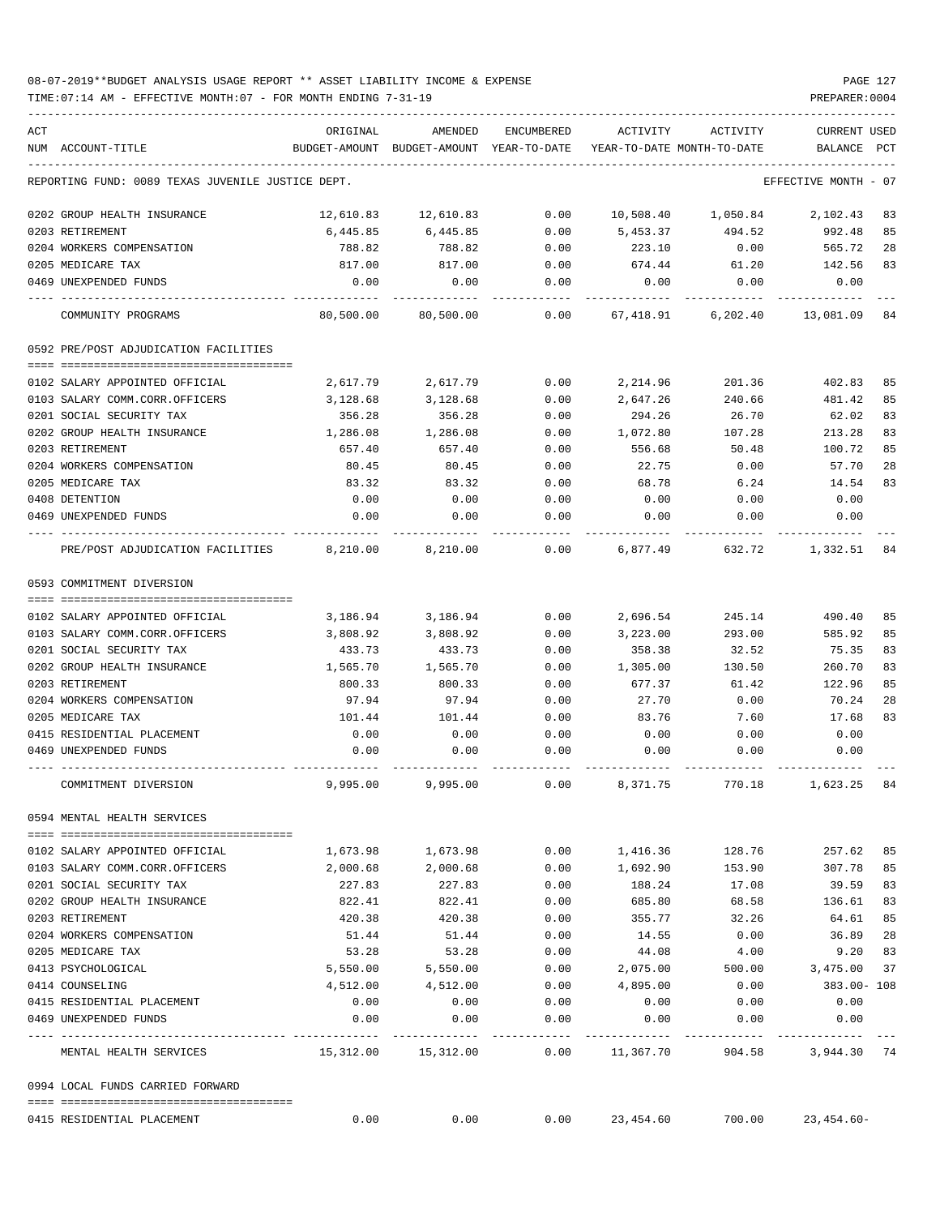08-07-2019**BUDGET ANALYSIS USAGE REPORT ** ASSET LIABILITY INCOME & EXPENSE

TIME:07:14 AM - EFFECTIVE MONTH:07 - FOR MONTH ENDING 7-31-19

| ACT NUM | ACCOUNT-TITLE | ORIGINAL BUDGET-AMOUNT | AMENDED BUDGET-AMOUNT | ENCUMBERED YEAR-TO-DATE | ACTIVITY YEAR-TO-DATE | ACTIVITY MONTH-TO-DATE | CURRENT BALANCE | USED PCT |
|---|---|---|---|---|---|---|---|---|
| | REPORTING FUND: 0089 TEXAS JUVENILE JUSTICE DEPT. | | | | | | EFFECTIVE MONTH - 07 | |
| 0202 | GROUP HEALTH INSURANCE | 12,610.83 | 12,610.83 | 0.00 | 10,508.40 | 1,050.84 | 2,102.43 | 83 |
| 0203 | RETIREMENT | 6,445.85 | 6,445.85 | 0.00 | 5,453.37 | 494.52 | 992.48 | 85 |
| 0204 | WORKERS COMPENSATION | 788.82 | 788.82 | 0.00 | 223.10 | 0.00 | 565.72 | 28 |
| 0205 | MEDICARE TAX | 817.00 | 817.00 | 0.00 | 674.44 | 61.20 | 142.56 | 83 |
| 0469 | UNEXPENDED FUNDS | 0.00 | 0.00 | 0.00 | 0.00 | 0.00 | 0.00 | |
| | COMMUNITY PROGRAMS | 80,500.00 | 80,500.00 | 0.00 | 67,418.91 | 6,202.40 | 13,081.09 | 84 |
| | **0592 PRE/POST ADJUDICATION FACILITIES** | | | | | | | |
| 0102 | SALARY APPOINTED OFFICIAL | 2,617.79 | 2,617.79 | 0.00 | 2,214.96 | 201.36 | 402.83 | 85 |
| 0103 | SALARY COMM.CORR.OFFICERS | 3,128.68 | 3,128.68 | 0.00 | 2,647.26 | 240.66 | 481.42 | 85 |
| 0201 | SOCIAL SECURITY TAX | 356.28 | 356.28 | 0.00 | 294.26 | 26.70 | 62.02 | 83 |
| 0202 | GROUP HEALTH INSURANCE | 1,286.08 | 1,286.08 | 0.00 | 1,072.80 | 107.28 | 213.28 | 83 |
| 0203 | RETIREMENT | 657.40 | 657.40 | 0.00 | 556.68 | 50.48 | 100.72 | 85 |
| 0204 | WORKERS COMPENSATION | 80.45 | 80.45 | 0.00 | 22.75 | 0.00 | 57.70 | 28 |
| 0205 | MEDICARE TAX | 83.32 | 83.32 | 0.00 | 68.78 | 6.24 | 14.54 | 83 |
| 0408 | DETENTION | 0.00 | 0.00 | 0.00 | 0.00 | 0.00 | 0.00 | |
| 0469 | UNEXPENDED FUNDS | 0.00 | 0.00 | 0.00 | 0.00 | 0.00 | 0.00 | |
| | PRE/POST ADJUDICATION FACILITIES | 8,210.00 | 8,210.00 | 0.00 | 6,877.49 | 632.72 | 1,332.51 | 84 |
| | **0593 COMMITMENT DIVERSION** | | | | | | | |
| 0102 | SALARY APPOINTED OFFICIAL | 3,186.94 | 3,186.94 | 0.00 | 2,696.54 | 245.14 | 490.40 | 85 |
| 0103 | SALARY COMM.CORR.OFFICERS | 3,808.92 | 3,808.92 | 0.00 | 3,223.00 | 293.00 | 585.92 | 85 |
| 0201 | SOCIAL SECURITY TAX | 433.73 | 433.73 | 0.00 | 358.38 | 32.52 | 75.35 | 83 |
| 0202 | GROUP HEALTH INSURANCE | 1,565.70 | 1,565.70 | 0.00 | 1,305.00 | 130.50 | 260.70 | 83 |
| 0203 | RETIREMENT | 800.33 | 800.33 | 0.00 | 677.37 | 61.42 | 122.96 | 85 |
| 0204 | WORKERS COMPENSATION | 97.94 | 97.94 | 0.00 | 27.70 | 0.00 | 70.24 | 28 |
| 0205 | MEDICARE TAX | 101.44 | 101.44 | 0.00 | 83.76 | 7.60 | 17.68 | 83 |
| 0415 | RESIDENTIAL PLACEMENT | 0.00 | 0.00 | 0.00 | 0.00 | 0.00 | 0.00 | |
| 0469 | UNEXPENDED FUNDS | 0.00 | 0.00 | 0.00 | 0.00 | 0.00 | 0.00 | |
| | COMMITMENT DIVERSION | 9,995.00 | 9,995.00 | 0.00 | 8,371.75 | 770.18 | 1,623.25 | 84 |
| | **0594 MENTAL HEALTH SERVICES** | | | | | | | |
| 0102 | SALARY APPOINTED OFFICIAL | 1,673.98 | 1,673.98 | 0.00 | 1,416.36 | 128.76 | 257.62 | 85 |
| 0103 | SALARY COMM.CORR.OFFICERS | 2,000.68 | 2,000.68 | 0.00 | 1,692.90 | 153.90 | 307.78 | 85 |
| 0201 | SOCIAL SECURITY TAX | 227.83 | 227.83 | 0.00 | 188.24 | 17.08 | 39.59 | 83 |
| 0202 | GROUP HEALTH INSURANCE | 822.41 | 822.41 | 0.00 | 685.80 | 68.58 | 136.61 | 83 |
| 0203 | RETIREMENT | 420.38 | 420.38 | 0.00 | 355.77 | 32.26 | 64.61 | 85 |
| 0204 | WORKERS COMPENSATION | 51.44 | 51.44 | 0.00 | 14.55 | 0.00 | 36.89 | 28 |
| 0205 | MEDICARE TAX | 53.28 | 53.28 | 0.00 | 44.08 | 4.00 | 9.20 | 83 |
| 0413 | PSYCHOLOGICAL | 5,550.00 | 5,550.00 | 0.00 | 2,075.00 | 500.00 | 3,475.00 | 37 |
| 0414 | COUNSELING | 4,512.00 | 4,512.00 | 0.00 | 4,895.00 | 0.00 | 383.00- | 108 |
| 0415 | RESIDENTIAL PLACEMENT | 0.00 | 0.00 | 0.00 | 0.00 | 0.00 | 0.00 | |
| 0469 | UNEXPENDED FUNDS | 0.00 | 0.00 | 0.00 | 0.00 | 0.00 | 0.00 | |
| | MENTAL HEALTH SERVICES | 15,312.00 | 15,312.00 | 0.00 | 11,367.70 | 904.58 | 3,944.30 | 74 |
| | **0994 LOCAL FUNDS CARRIED FORWARD** | | | | | | | |
| 0415 | RESIDENTIAL PLACEMENT | 0.00 | 0.00 | 0.00 | 23,454.60 | 700.00 | 23,454.60- | |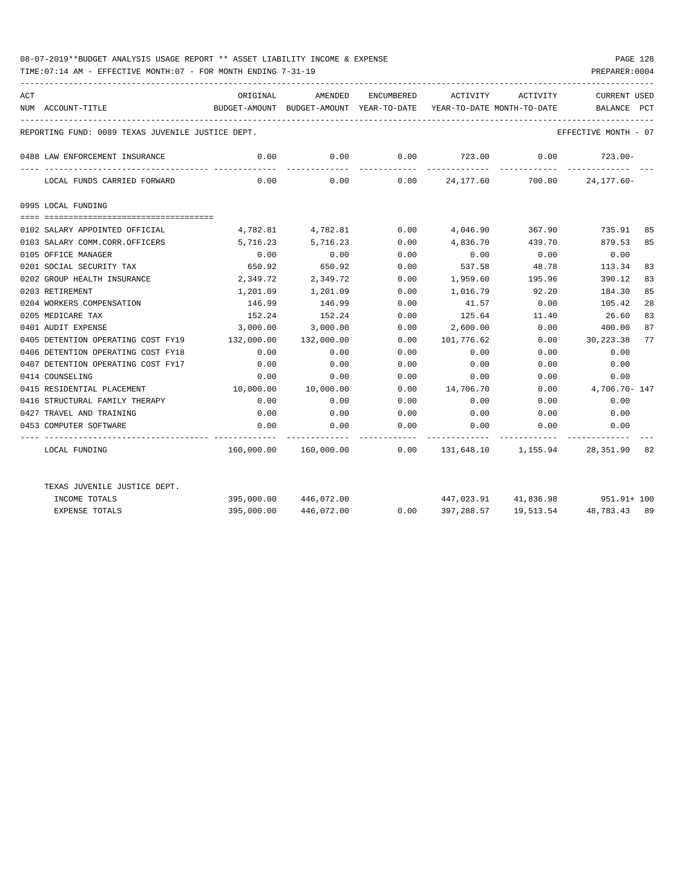08-07-2019**BUDGET ANALYSIS USAGE REPORT ** ASSET LIABILITY INCOME & EXPENSE

TIME:07:14 AM - EFFECTIVE MONTH:07 - FOR MONTH ENDING 7-31-19

PREPARER:0004

REPORTING FUND: 0089 TEXAS JUVENILE JUSTICE DEPT. — EFFECTIVE MONTH - 07

| ACT NUM | ACCOUNT-TITLE | ORIGINAL BUDGET-AMOUNT | AMENDED BUDGET-AMOUNT | ENCUMBERED YEAR-TO-DATE | ACTIVITY YEAR-TO-DATE | ACTIVITY MONTH-TO-DATE | CURRENT BALANCE | USED PCT |
|---|---|---|---|---|---|---|---|---|
| 0488 | LAW ENFORCEMENT INSURANCE | 0.00 | 0.00 | 0.00 | 723.00 | 0.00 | 723.00- | |
| | LOCAL FUNDS CARRIED FORWARD | 0.00 | 0.00 | 0.00 | 24,177.60 | 700.00 | 24,177.60- | |
| 0995 | LOCAL FUNDING | | | | | | | |
| 0102 | SALARY APPOINTED OFFICIAL | 4,782.81 | 4,782.81 | 0.00 | 4,046.90 | 367.90 | 735.91 | 85 |
| 0103 | SALARY COMM.CORR.OFFICERS | 5,716.23 | 5,716.23 | 0.00 | 4,836.70 | 439.70 | 879.53 | 85 |
| 0105 | OFFICE MANAGER | 0.00 | 0.00 | 0.00 | 0.00 | 0.00 | 0.00 | |
| 0201 | SOCIAL SECURITY TAX | 650.92 | 650.92 | 0.00 | 537.58 | 48.78 | 113.34 | 83 |
| 0202 | GROUP HEALTH INSURANCE | 2,349.72 | 2,349.72 | 0.00 | 1,959.60 | 195.96 | 390.12 | 83 |
| 0203 | RETIREMENT | 1,201.09 | 1,201.09 | 0.00 | 1,016.79 | 92.20 | 184.30 | 85 |
| 0204 | WORKERS COMPENSATION | 146.99 | 146.99 | 0.00 | 41.57 | 0.00 | 105.42 | 28 |
| 0205 | MEDICARE TAX | 152.24 | 152.24 | 0.00 | 125.64 | 11.40 | 26.60 | 83 |
| 0401 | AUDIT EXPENSE | 3,000.00 | 3,000.00 | 0.00 | 2,600.00 | 0.00 | 400.00 | 87 |
| 0405 | DETENTION OPERATING COST FY19 | 132,000.00 | 132,000.00 | 0.00 | 101,776.62 | 0.00 | 30,223.38 | 77 |
| 0406 | DETENTION OPERATING COST FY18 | 0.00 | 0.00 | 0.00 | 0.00 | 0.00 | 0.00 | |
| 0407 | DETENTION OPERATING COST FY17 | 0.00 | 0.00 | 0.00 | 0.00 | 0.00 | 0.00 | |
| 0414 | COUNSELING | 0.00 | 0.00 | 0.00 | 0.00 | 0.00 | 0.00 | |
| 0415 | RESIDENTIAL PLACEMENT | 10,000.00 | 10,000.00 | 0.00 | 14,706.70 | 0.00 | 4,706.70- | 147 |
| 0416 | STRUCTURAL FAMILY THERAPY | 0.00 | 0.00 | 0.00 | 0.00 | 0.00 | 0.00 | |
| 0427 | TRAVEL AND TRAINING | 0.00 | 0.00 | 0.00 | 0.00 | 0.00 | 0.00 | |
| 0453 | COMPUTER SOFTWARE | 0.00 | 0.00 | 0.00 | 0.00 | 0.00 | 0.00 | |
| | LOCAL FUNDING | 160,000.00 | 160,000.00 | 0.00 | 131,648.10 | 1,155.94 | 28,351.90 | 82 |
| | TEXAS JUVENILE JUSTICE DEPT. | | | | | | | |
| | INCOME TOTALS | 395,000.00 | 446,072.00 | | 447,023.91 | 41,836.98 | 951.91+ | 100 |
| | EXPENSE TOTALS | 395,000.00 | 446,072.00 | 0.00 | 397,288.57 | 19,513.54 | 48,783.43 | 89 |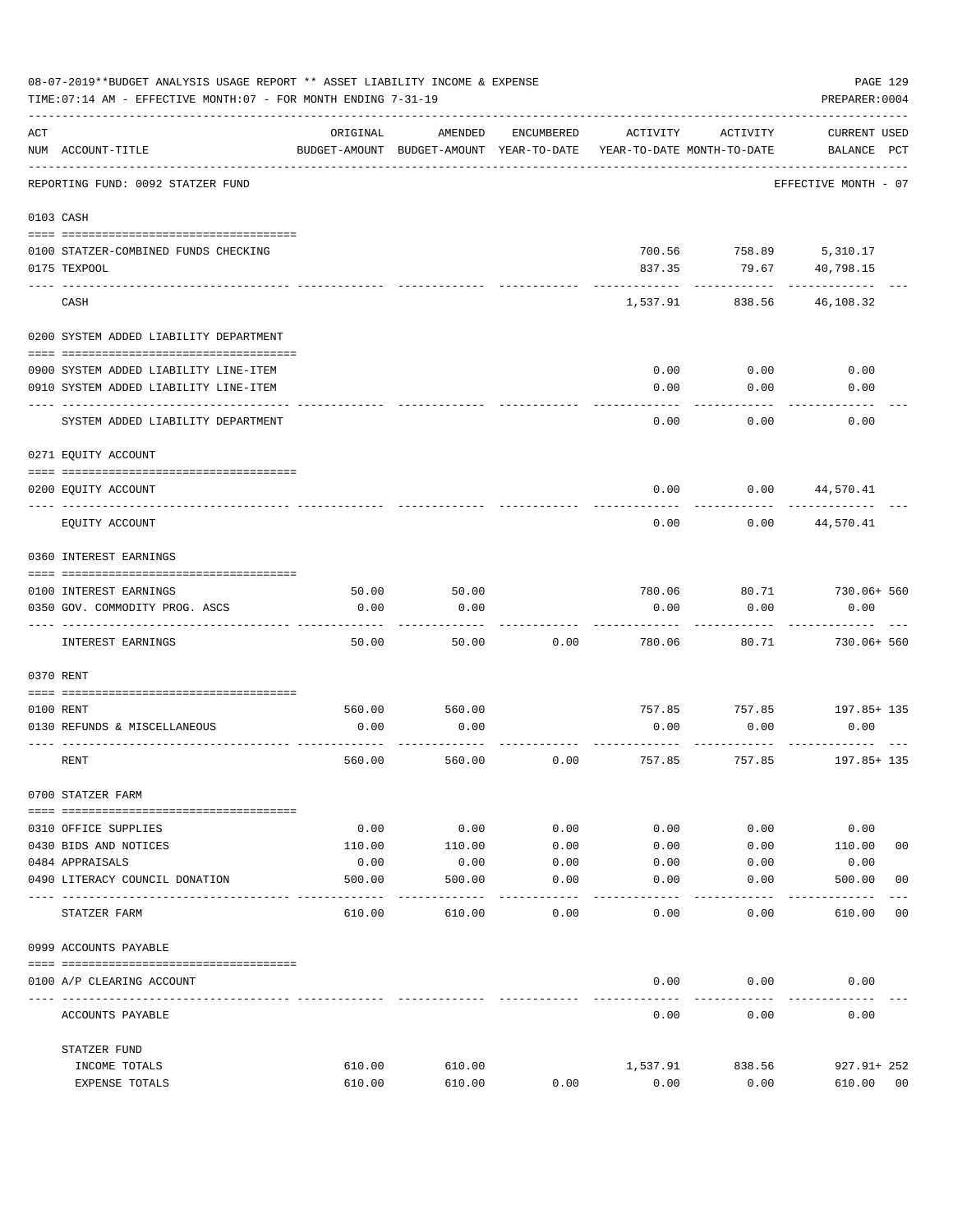08-07-2019**BUDGET ANALYSIS USAGE REPORT ** ASSET LIABILITY INCOME & EXPENSE

TIME:07:14 AM - EFFECTIVE MONTH:07 - FOR MONTH ENDING 7-31-19

PREPARER:0004

| ACT NUM | ACCOUNT-TITLE | ORIGINAL BUDGET-AMOUNT | AMENDED BUDGET-AMOUNT | ENCUMBERED YEAR-TO-DATE | ACTIVITY YEAR-TO-DATE | ACTIVITY MONTH-TO-DATE | CURRENT USED BALANCE | PCT |
|---|---|---|---|---|---|---|---|---|
| | REPORTING FUND: 0092 STATZER FUND | | | | | | EFFECTIVE MONTH - 07 | |
| 0103 | CASH | | | | | | | |
| 0100 | STATZER-COMBINED FUNDS CHECKING | | | | 700.56 | 758.89 | 5,310.17 | |
| 0175 | TEXPOOL | | | | 837.35 | 79.67 | 40,798.15 | |
| | CASH | | | | 1,537.91 | 838.56 | 46,108.32 | |
| 0200 | SYSTEM ADDED LIABILITY DEPARTMENT | | | | | | | |
| 0900 | SYSTEM ADDED LIABILITY LINE-ITEM | | | | 0.00 | 0.00 | 0.00 | |
| 0910 | SYSTEM ADDED LIABILITY LINE-ITEM | | | | 0.00 | 0.00 | 0.00 | |
| | SYSTEM ADDED LIABILITY DEPARTMENT | | | | 0.00 | 0.00 | 0.00 | |
| 0271 | EQUITY ACCOUNT | | | | | | | |
| 0200 | EQUITY ACCOUNT | | | | 0.00 | 0.00 | 44,570.41 | |
| | EQUITY ACCOUNT | | | | 0.00 | 0.00 | 44,570.41 | |
| 0360 | INTEREST EARNINGS | | | | | | | |
| 0100 | INTEREST EARNINGS | 50.00 | 50.00 | | 780.06 | 80.71 | 730.06+ | 560 |
| 0350 | GOV. COMMODITY PROG. ASCS | 0.00 | 0.00 | | 0.00 | 0.00 | 0.00 | |
| | INTEREST EARNINGS | 50.00 | 50.00 | 0.00 | 780.06 | 80.71 | 730.06+ | 560 |
| 0370 | RENT | | | | | | | |
| 0100 | RENT | 560.00 | 560.00 | | 757.85 | 757.85 | 197.85+ | 135 |
| 0130 | REFUNDS & MISCELLANEOUS | 0.00 | 0.00 | | 0.00 | 0.00 | 0.00 | |
| | RENT | 560.00 | 560.00 | 0.00 | 757.85 | 757.85 | 197.85+ | 135 |
| 0700 | STATZER FARM | | | | | | | |
| 0310 | OFFICE SUPPLIES | 0.00 | 0.00 | 0.00 | 0.00 | 0.00 | 0.00 | |
| 0430 | BIDS AND NOTICES | 110.00 | 110.00 | 0.00 | 0.00 | 0.00 | 110.00 | 00 |
| 0484 | APPRAISALS | 0.00 | 0.00 | 0.00 | 0.00 | 0.00 | 0.00 | |
| 0490 | LITERACY COUNCIL DONATION | 500.00 | 500.00 | 0.00 | 0.00 | 0.00 | 500.00 | 00 |
| | STATZER FARM | 610.00 | 610.00 | 0.00 | 0.00 | 0.00 | 610.00 | 00 |
| 0999 | ACCOUNTS PAYABLE | | | | | | | |
| 0100 | A/P CLEARING ACCOUNT | | | | 0.00 | 0.00 | 0.00 | |
| | ACCOUNTS PAYABLE | | | | 0.00 | 0.00 | 0.00 | |
| | STATZER FUND | | | | | | | |
| | INCOME TOTALS | 610.00 | 610.00 | | 1,537.91 | 838.56 | 927.91+ | 252 |
| | EXPENSE TOTALS | 610.00 | 610.00 | 0.00 | 0.00 | 0.00 | 610.00 | 00 |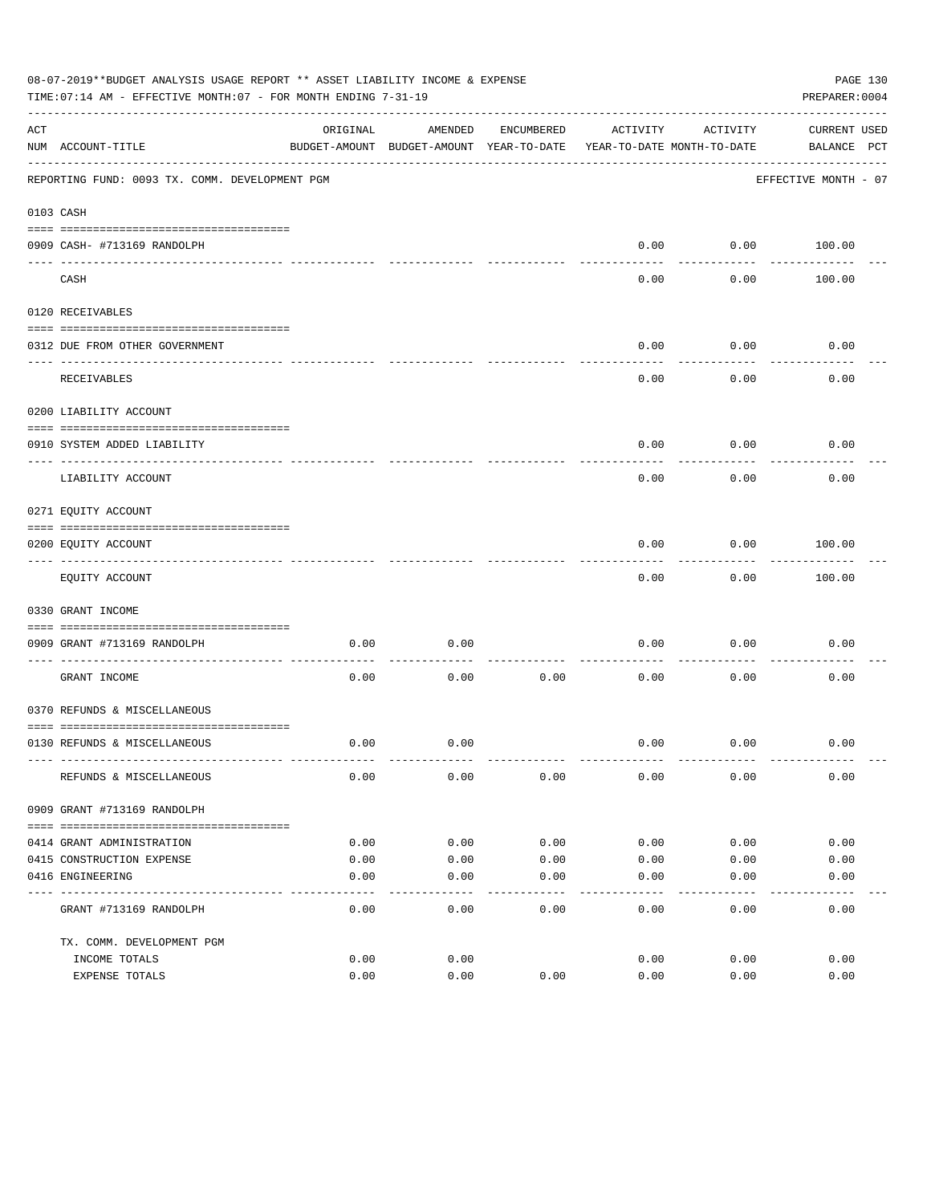08-07-2019**BUDGET ANALYSIS USAGE REPORT ** ASSET LIABILITY INCOME & EXPENSE

TIME:07:14 AM - EFFECTIVE MONTH:07 - FOR MONTH ENDING 7-31-19

PREPARER:0004

REPORTING FUND: 0093 TX. COMM. DEVELOPMENT PGM — EFFECTIVE MONTH - 07

| ACT NUM | ACCOUNT-TITLE | ORIGINAL BUDGET-AMOUNT | AMENDED BUDGET-AMOUNT | ENCUMBERED YEAR-TO-DATE | ACTIVITY YEAR-TO-DATE | ACTIVITY MONTH-TO-DATE | CURRENT BALANCE | USED PCT |
|---|---|---|---|---|---|---|---|---|
| **0103** | **CASH** | | | | | | | |
| 0909 | CASH- #713169 RANDOLPH | | | | 0.00 | 0.00 | 100.00 | |
| | CASH | | | | 0.00 | 0.00 | 100.00 | |
| **0120** | **RECEIVABLES** | | | | | | | |
| 0312 | DUE FROM OTHER GOVERNMENT | | | | 0.00 | 0.00 | 0.00 | |
| | RECEIVABLES | | | | 0.00 | 0.00 | 0.00 | |
| **0200** | **LIABILITY ACCOUNT** | | | | | | | |
| 0910 | SYSTEM ADDED LIABILITY | | | | 0.00 | 0.00 | 0.00 | |
| | LIABILITY ACCOUNT | | | | 0.00 | 0.00 | 0.00 | |
| **0271** | **EQUITY ACCOUNT** | | | | | | | |
| 0200 | EQUITY ACCOUNT | | | | 0.00 | 0.00 | 100.00 | |
| | EQUITY ACCOUNT | | | | 0.00 | 0.00 | 100.00 | |
| **0330** | **GRANT INCOME** | | | | | | | |
| 0909 | GRANT #713169 RANDOLPH | 0.00 | 0.00 | | 0.00 | 0.00 | 0.00 | |
| | GRANT INCOME | 0.00 | 0.00 | 0.00 | 0.00 | 0.00 | 0.00 | |
| **0370** | **REFUNDS & MISCELLANEOUS** | | | | | | | |
| 0130 | REFUNDS & MISCELLANEOUS | 0.00 | 0.00 | | 0.00 | 0.00 | 0.00 | |
| | REFUNDS & MISCELLANEOUS | 0.00 | 0.00 | 0.00 | 0.00 | 0.00 | 0.00 | |
| **0909** | **GRANT #713169 RANDOLPH** | | | | | | | |
| 0414 | GRANT ADMINISTRATION | 0.00 | 0.00 | 0.00 | 0.00 | 0.00 | 0.00 | |
| 0415 | CONSTRUCTION EXPENSE | 0.00 | 0.00 | 0.00 | 0.00 | 0.00 | 0.00 | |
| 0416 | ENGINEERING | 0.00 | 0.00 | 0.00 | 0.00 | 0.00 | 0.00 | |
| | GRANT #713169 RANDOLPH | 0.00 | 0.00 | 0.00 | 0.00 | 0.00 | 0.00 | |
| | TX. COMM. DEVELOPMENT PGM | | | | | | | |
| | INCOME TOTALS | 0.00 | 0.00 | | 0.00 | 0.00 | 0.00 | |
| | EXPENSE TOTALS | 0.00 | 0.00 | 0.00 | 0.00 | 0.00 | 0.00 | |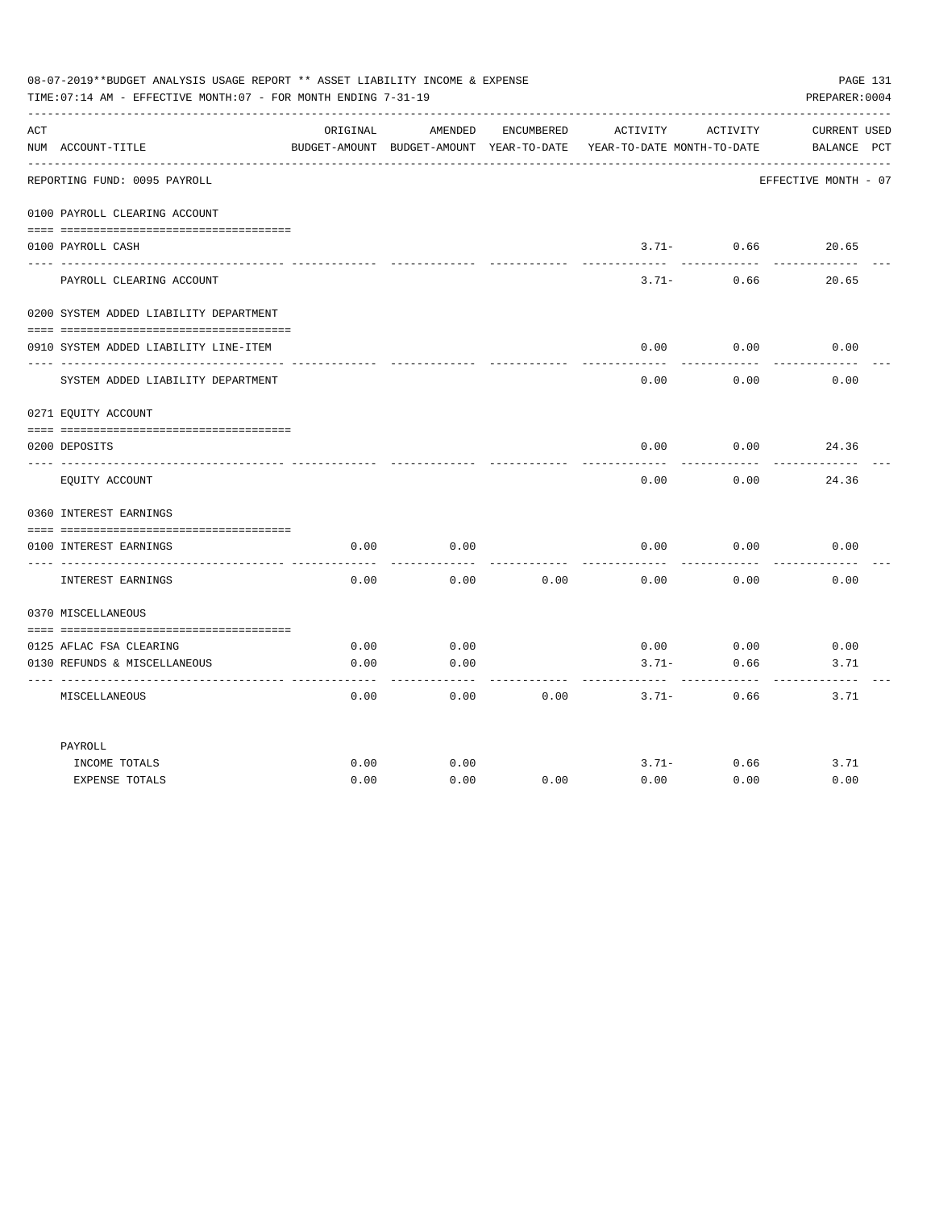08-07-2019**BUDGET ANALYSIS USAGE REPORT ** ASSET LIABILITY INCOME & EXPENSE

TIME:07:14 AM - EFFECTIVE MONTH:07 - FOR MONTH ENDING 7-31-19

PREPARER:0004

| ACT NUM | ACCOUNT-TITLE | ORIGINAL BUDGET-AMOUNT | AMENDED BUDGET-AMOUNT | ENCUMBERED YEAR-TO-DATE | ACTIVITY YEAR-TO-DATE | ACTIVITY MONTH-TO-DATE | CURRENT BALANCE | USED PCT |
|---|---|---|---|---|---|---|---|---|
| | REPORTING FUND: 0095 PAYROLL | | | | | | EFFECTIVE MONTH - 07 | |
| | 0100 PAYROLL CLEARING ACCOUNT | | | | | | | |
| 0100 | PAYROLL CASH | | | | 3.71- | 0.66 | 20.65 | |
| | PAYROLL CLEARING ACCOUNT | | | | 3.71- | 0.66 | 20.65 | |
| | 0200 SYSTEM ADDED LIABILITY DEPARTMENT | | | | | | | |
| 0910 | SYSTEM ADDED LIABILITY LINE-ITEM | | | | 0.00 | 0.00 | 0.00 | |
| | SYSTEM ADDED LIABILITY DEPARTMENT | | | | 0.00 | 0.00 | 0.00 | |
| | 0271 EQUITY ACCOUNT | | | | | | | |
| 0200 | DEPOSITS | | | | 0.00 | 0.00 | 24.36 | |
| | EQUITY ACCOUNT | | | | 0.00 | 0.00 | 24.36 | |
| | 0360 INTEREST EARNINGS | | | | | | | |
| 0100 | INTEREST EARNINGS | 0.00 | 0.00 | | 0.00 | 0.00 | 0.00 | |
| | INTEREST EARNINGS | 0.00 | 0.00 | 0.00 | 0.00 | 0.00 | 0.00 | |
| | 0370 MISCELLANEOUS | | | | | | | |
| 0125 | AFLAC FSA CLEARING | 0.00 | 0.00 | | 0.00 | 0.00 | 0.00 | |
| 0130 | REFUNDS & MISCELLANEOUS | 0.00 | 0.00 | | 3.71- | 0.66 | 3.71 | |
| | MISCELLANEOUS | 0.00 | 0.00 | 0.00 | 3.71- | 0.66 | 3.71 | |
| | PAYROLL | | | | | | | |
| | INCOME TOTALS | 0.00 | 0.00 | | 3.71- | 0.66 | 3.71 | |
| | EXPENSE TOTALS | 0.00 | 0.00 | 0.00 | 0.00 | 0.00 | 0.00 | |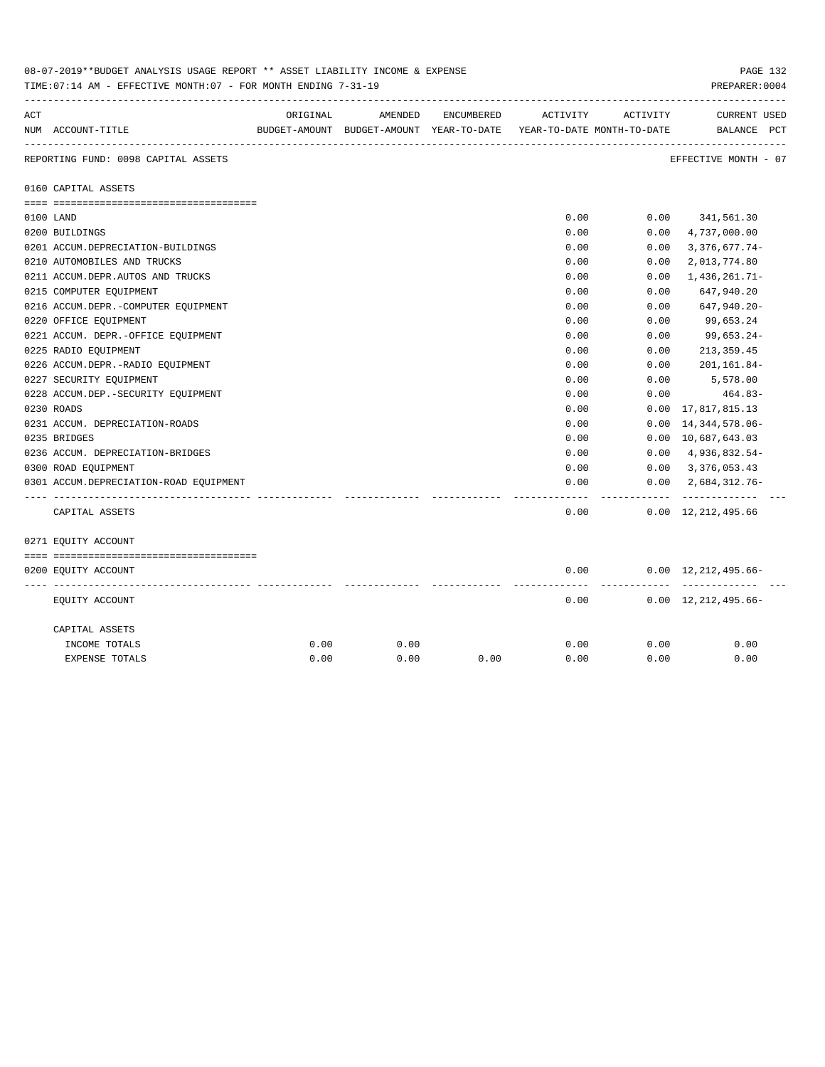08-07-2019**BUDGET ANALYSIS USAGE REPORT ** ASSET LIABILITY INCOME & EXPENSE

TIME:07:14 AM - EFFECTIVE MONTH:07 - FOR MONTH ENDING 7-31-19

PREPARER:0004

| ACT NUM | ACCOUNT-TITLE | ORIGINAL BUDGET-AMOUNT | AMENDED BUDGET-AMOUNT | ENCUMBERED YEAR-TO-DATE | ACTIVITY YEAR-TO-DATE | ACTIVITY MONTH-TO-DATE | CURRENT BALANCE | USED PCT |
|---|---|---|---|---|---|---|---|---|
| | REPORTING FUND: 0098 CAPITAL ASSETS | | | | | | EFFECTIVE MONTH - 07 | |
| | 0160 CAPITAL ASSETS | | | | | | | |
| 0100 | LAND | | | | 0.00 | 0.00 | 341,561.30 | |
| 0200 | BUILDINGS | | | | 0.00 | 0.00 | 4,737,000.00 | |
| 0201 | ACCUM.DEPRECIATION-BUILDINGS | | | | 0.00 | 0.00 | 3,376,677.74- | |
| 0210 | AUTOMOBILES AND TRUCKS | | | | 0.00 | 0.00 | 2,013,774.80 | |
| 0211 | ACCUM.DEPR.AUTOS AND TRUCKS | | | | 0.00 | 0.00 | 1,436,261.71- | |
| 0215 | COMPUTER EQUIPMENT | | | | 0.00 | 0.00 | 647,940.20 | |
| 0216 | ACCUM.DEPR.-COMPUTER EQUIPMENT | | | | 0.00 | 0.00 | 647,940.20- | |
| 0220 | OFFICE EQUIPMENT | | | | 0.00 | 0.00 | 99,653.24 | |
| 0221 | ACCUM. DEPR.-OFFICE EQUIPMENT | | | | 0.00 | 0.00 | 99,653.24- | |
| 0225 | RADIO EQUIPMENT | | | | 0.00 | 0.00 | 213,359.45 | |
| 0226 | ACCUM.DEPR.-RADIO EQUIPMENT | | | | 0.00 | 0.00 | 201,161.84- | |
| 0227 | SECURITY EQUIPMENT | | | | 0.00 | 0.00 | 5,578.00 | |
| 0228 | ACCUM.DEP.-SECURITY EQUIPMENT | | | | 0.00 | 0.00 | 464.83- | |
| 0230 | ROADS | | | | 0.00 | 0.00 | 17,817,815.13 | |
| 0231 | ACCUM. DEPRECIATION-ROADS | | | | 0.00 | 0.00 | 14,344,578.06- | |
| 0235 | BRIDGES | | | | 0.00 | 0.00 | 10,687,643.03 | |
| 0236 | ACCUM. DEPRECIATION-BRIDGES | | | | 0.00 | 0.00 | 4,936,832.54- | |
| 0300 | ROAD EQUIPMENT | | | | 0.00 | 0.00 | 3,376,053.43 | |
| 0301 | ACCUM.DEPRECIATION-ROAD EQUIPMENT | | | | 0.00 | 0.00 | 2,684,312.76- | |
| | CAPITAL ASSETS | | | | 0.00 | 0.00 | 12,212,495.66 | |
| | 0271 EQUITY ACCOUNT | | | | | | | |
| 0200 | EQUITY ACCOUNT | | | | 0.00 | 0.00 | 12,212,495.66- | |
| | EQUITY ACCOUNT | | | | 0.00 | 0.00 | 12,212,495.66- | |
| | CAPITAL ASSETS | | | | | | | |
| | INCOME TOTALS | 0.00 | 0.00 | | 0.00 | 0.00 | 0.00 | |
| | EXPENSE TOTALS | 0.00 | 0.00 | 0.00 | 0.00 | 0.00 | 0.00 | |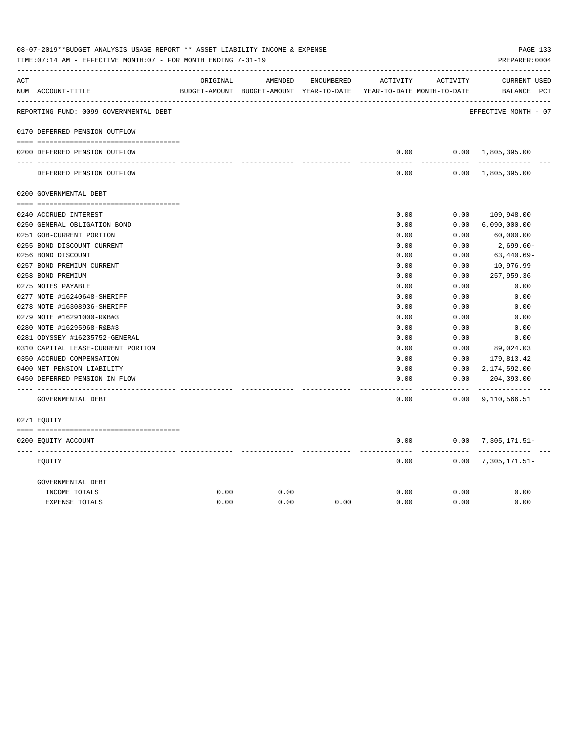08-07-2019**BUDGET ANALYSIS USAGE REPORT ** ASSET LIABILITY INCOME & EXPENSE

TIME:07:14 AM - EFFECTIVE MONTH:07 - FOR MONTH ENDING 7-31-19

PREPARER:0004

| ACT NUM | ACCOUNT-TITLE | ORIGINAL BUDGET-AMOUNT | AMENDED BUDGET-AMOUNT | ENCUMBERED YEAR-TO-DATE | ACTIVITY YEAR-TO-DATE | ACTIVITY MONTH-TO-DATE | CURRENT BALANCE | USED PCT |
|---|---|---|---|---|---|---|---|---|
| | REPORTING FUND: 0099 GOVERNMENTAL DEBT | | | | | | EFFECTIVE MONTH - 07 | |
| 0170 | DEFERRED PENSION OUTFLOW | | | | | | | |
| 0200 | DEFERRED PENSION OUTFLOW | | | | 0.00 | 0.00 | 1,805,395.00 | |
| | DEFERRED PENSION OUTFLOW | | | | 0.00 | 0.00 | 1,805,395.00 | |
| 0200 | GOVERNMENTAL DEBT | | | | | | | |
| 0240 | ACCRUED INTEREST | | | | 0.00 | 0.00 | 109,948.00 | |
| 0250 | GENERAL OBLIGATION BOND | | | | 0.00 | 0.00 | 6,090,000.00 | |
| 0251 | GOB-CURRENT PORTION | | | | 0.00 | 0.00 | 60,000.00 | |
| 0255 | BOND DISCOUNT CURRENT | | | | 0.00 | 0.00 | 2,699.60- | |
| 0256 | BOND DISCOUNT | | | | 0.00 | 0.00 | 63,440.69- | |
| 0257 | BOND PREMIUM CURRENT | | | | 0.00 | 0.00 | 10,976.99 | |
| 0258 | BOND PREMIUM | | | | 0.00 | 0.00 | 257,959.36 | |
| 0275 | NOTES PAYABLE | | | | 0.00 | 0.00 | 0.00 | |
| 0277 | NOTE #16240648-SHERIFF | | | | 0.00 | 0.00 | 0.00 | |
| 0278 | NOTE #16308936-SHERIFF | | | | 0.00 | 0.00 | 0.00 | |
| 0279 | NOTE #16291000-R&B#3 | | | | 0.00 | 0.00 | 0.00 | |
| 0280 | NOTE #16295968-R&B#3 | | | | 0.00 | 0.00 | 0.00 | |
| 0281 | ODYSSEY #16235752-GENERAL | | | | 0.00 | 0.00 | 0.00 | |
| 0310 | CAPITAL LEASE-CURRENT PORTION | | | | 0.00 | 0.00 | 89,024.03 | |
| 0350 | ACCRUED COMPENSATION | | | | 0.00 | 0.00 | 179,813.42 | |
| 0400 | NET PENSION LIABILITY | | | | 0.00 | 0.00 | 2,174,592.00 | |
| 0450 | DEFERRED PENSION IN FLOW | | | | 0.00 | 0.00 | 204,393.00 | |
| | GOVERNMENTAL DEBT | | | | 0.00 | 0.00 | 9,110,566.51 | |
| 0271 | EQUITY | | | | | | | |
| 0200 | EQUITY ACCOUNT | | | | 0.00 | 0.00 | 7,305,171.51- | |
| | EQUITY | | | | 0.00 | 0.00 | 7,305,171.51- | |
| | GOVERNMENTAL DEBT | | | | | | | |
| | INCOME TOTALS | 0.00 | 0.00 | | 0.00 | 0.00 | 0.00 | |
| | EXPENSE TOTALS | 0.00 | 0.00 | 0.00 | 0.00 | 0.00 | 0.00 | |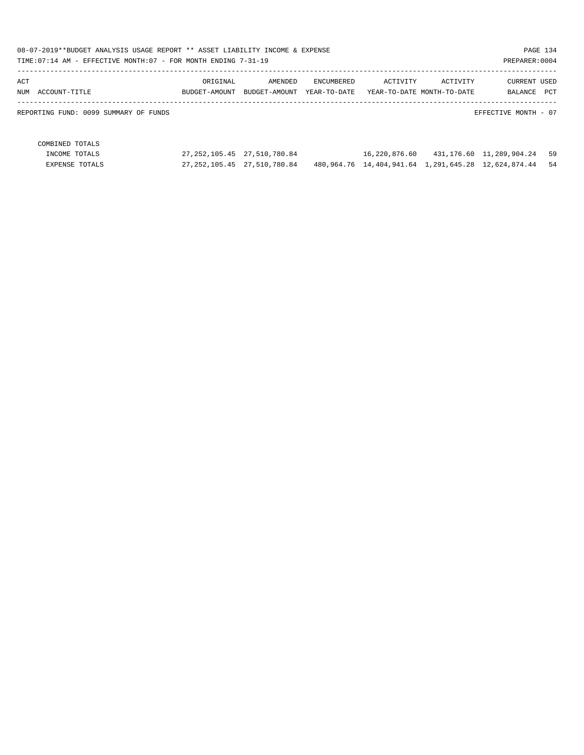08-07-2019**BUDGET ANALYSIS USAGE REPORT ** ASSET LIABILITY INCOME & EXPENSE

TIME:07:14 AM - EFFECTIVE MONTH:07 - FOR MONTH ENDING 7-31-19 PREPARER:0004

| ACT NUM ACCOUNT-TITLE | ORIGINAL BUDGET-AMOUNT | AMENDED BUDGET-AMOUNT | ENCUMBERED YEAR-TO-DATE | ACTIVITY YEAR-TO-DATE | ACTIVITY MONTH-TO-DATE | CURRENT BALANCE | USED PCT |
|---|---|---|---|---|---|---|---|
| REPORTING FUND: 0099 SUMMARY OF FUNDS | | | | | | EFFECTIVE MONTH - 07 | |
| COMBINED TOTALS | | | | | | | |
| INCOME TOTALS | 27,252,105.45 | 27,510,780.84 | | 16,220,876.60 | 431,176.60 | 11,289,904.24 | 59 |
| EXPENSE TOTALS | 27,252,105.45 | 27,510,780.84 | 480,964.76 | 14,404,941.64 | 1,291,645.28 | 12,624,874.44 | 54 |